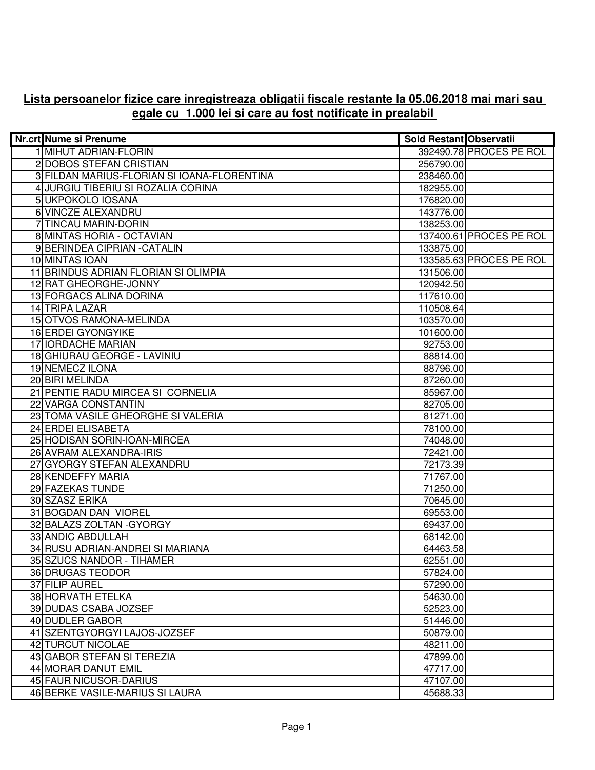**Lista persoanelor fizice care inregistreaza obligatii fiscale restante la 05.06.2018 mai mari sau egale cu 1.000 lei si care au fost notificate in prealabil**

| Nr.crt | Nume si Prenume | Sold Restant | Observatii |
|---|---|---|---|
| 1 | MIHUT ADRIAN-FLORIN | 392490.78 | PROCES PE ROL |
| 2 | DOBOS STEFAN CRISTIAN | 256790.00 | |
| 3 | FILDAN MARIUS-FLORIAN SI IOANA-FLORENTINA | 238460.00 | |
| 4 | JURGIU TIBERIU SI ROZALIA CORINA | 182955.00 | |
| 5 | UKPOKOLO IOSANA | 176820.00 | |
| 6 | VINCZE ALEXANDRU | 143776.00 | |
| 7 | TINCAU MARIN-DORIN | 138253.00 | |
| 8 | MINTAS HORIA - OCTAVIAN | 137400.61 | PROCES PE ROL |
| 9 | BERINDEA CIPRIAN -CATALIN | 133875.00 | |
| 10 | MINTAS IOAN | 133585.63 | PROCES PE ROL |
| 11 | BRINDUS ADRIAN FLORIAN SI OLIMPIA | 131506.00 | |
| 12 | RAT GHEORGHE-JONNY | 120942.50 | |
| 13 | FORGACS ALINA DORINA | 117610.00 | |
| 14 | TRIPA LAZAR | 110508.64 | |
| 15 | OTVOS RAMONA-MELINDA | 103570.00 | |
| 16 | ERDEI GYONGYIKE | 101600.00 | |
| 17 | IORDACHE MARIAN | 92753.00 | |
| 18 | GHIURAU GEORGE - LAVINIU | 88814.00 | |
| 19 | NEMECZ ILONA | 88796.00 | |
| 20 | BIRI MELINDA | 87260.00 | |
| 21 | PENTIE RADU MIRCEA SI CORNELIA | 85967.00 | |
| 22 | VARGA CONSTANTIN | 82705.00 | |
| 23 | TOMA VASILE GHEORGHE SI VALERIA | 81271.00 | |
| 24 | ERDEI ELISABETA | 78100.00 | |
| 25 | HODISAN SORIN-IOAN-MIRCEA | 74048.00 | |
| 26 | AVRAM ALEXANDRA-IRIS | 72421.00 | |
| 27 | GYORGY STEFAN ALEXANDRU | 72173.39 | |
| 28 | KENDEFFY MARIA | 71767.00 | |
| 29 | FAZEKAS TUNDE | 71250.00 | |
| 30 | SZASZ ERIKA | 70645.00 | |
| 31 | BOGDAN DAN VIOREL | 69553.00 | |
| 32 | BALAZS ZOLTAN -GYORGY | 69437.00 | |
| 33 | ANDIC ABDULLAH | 68142.00 | |
| 34 | RUSU ADRIAN-ANDREI SI MARIANA | 64463.58 | |
| 35 | SZUCS NANDOR - TIHAMER | 62551.00 | |
| 36 | DRUGAS TEODOR | 57824.00 | |
| 37 | FILIP AUREL | 57290.00 | |
| 38 | HORVATH ETELKA | 54630.00 | |
| 39 | DUDAS CSABA JOZSEF | 52523.00 | |
| 40 | DUDLER GABOR | 51446.00 | |
| 41 | SZENTGYORGYI LAJOS-JOZSEF | 50879.00 | |
| 42 | TURCUT NICOLAE | 48211.00 | |
| 43 | GABOR STEFAN SI TEREZIA | 47899.00 | |
| 44 | MORAR DANUT EMIL | 47717.00 | |
| 45 | FAUR NICUSOR-DARIUS | 47107.00 | |
| 46 | BERKE VASILE-MARIUS SI LAURA | 45688.33 | |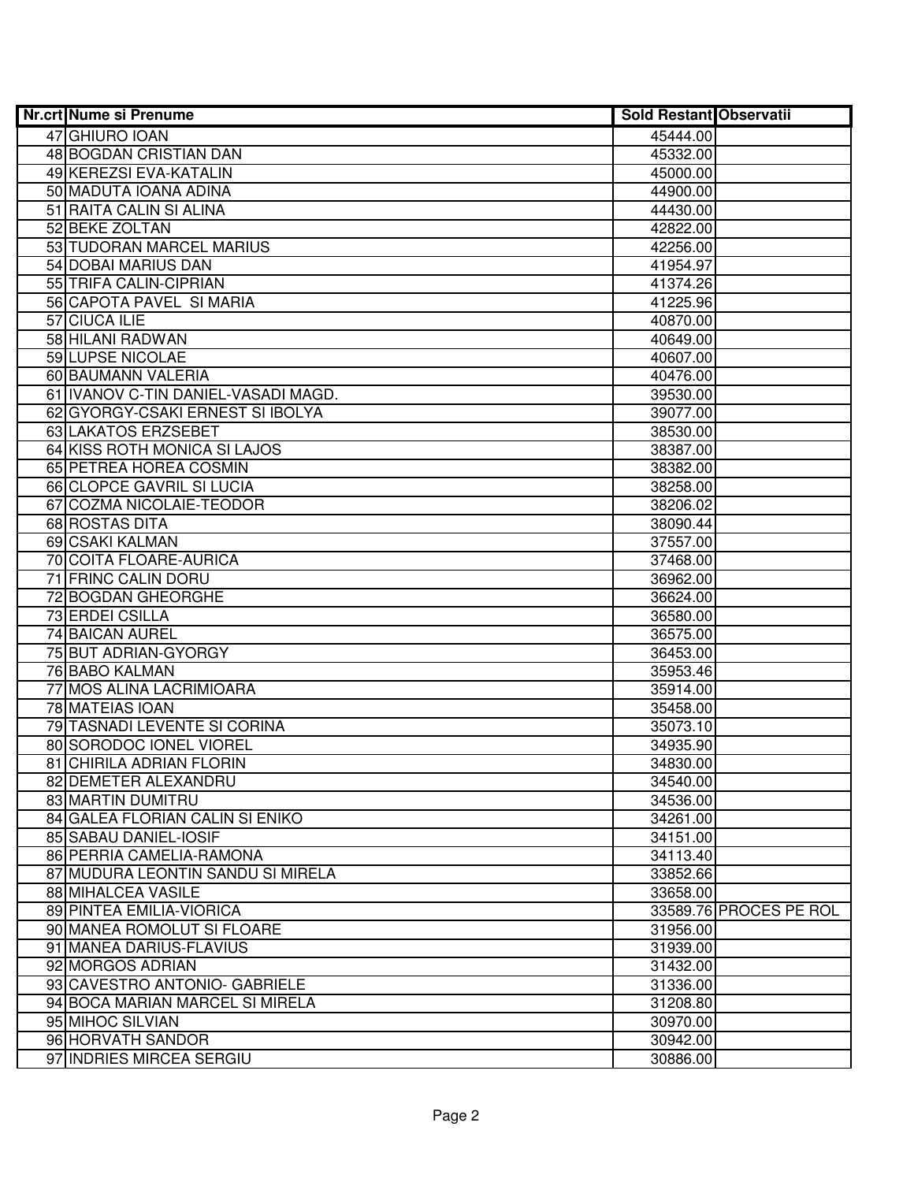| Nr.crt | Nume si Prenume | Sold Restant | Observatii |
|---|---|---|---|
| 47 | GHIURO IOAN | 45444.00 | |
| 48 | BOGDAN CRISTIAN DAN | 45332.00 | |
| 49 | KEREZSI EVA-KATALIN | 45000.00 | |
| 50 | MADUTA IOANA ADINA | 44900.00 | |
| 51 | RAITA CALIN SI ALINA | 44430.00 | |
| 52 | BEKE ZOLTAN | 42822.00 | |
| 53 | TUDORAN MARCEL MARIUS | 42256.00 | |
| 54 | DOBAI MARIUS DAN | 41954.97 | |
| 55 | TRIFA CALIN-CIPRIAN | 41374.26 | |
| 56 | CAPOTA PAVEL SI MARIA | 41225.96 | |
| 57 | CIUCA ILIE | 40870.00 | |
| 58 | HILANI RADWAN | 40649.00 | |
| 59 | LUPSE NICOLAE | 40607.00 | |
| 60 | BAUMANN VALERIA | 40476.00 | |
| 61 | IVANOV C-TIN DANIEL-VASADI MAGD. | 39530.00 | |
| 62 | GYORGY-CSAKI ERNEST SI IBOLYA | 39077.00 | |
| 63 | LAKATOS ERZSEBET | 38530.00 | |
| 64 | KISS ROTH MONICA SI LAJOS | 38387.00 | |
| 65 | PETREA HOREA COSMIN | 38382.00 | |
| 66 | CLOPCE GAVRIL SI LUCIA | 38258.00 | |
| 67 | COZMA NICOLAIE-TEODOR | 38206.02 | |
| 68 | ROSTAS DITA | 38090.44 | |
| 69 | CSAKI KALMAN | 37557.00 | |
| 70 | COITA FLOARE-AURICA | 37468.00 | |
| 71 | FRINC CALIN DORU | 36962.00 | |
| 72 | BOGDAN GHEORGHE | 36624.00 | |
| 73 | ERDEI CSILLA | 36580.00 | |
| 74 | BAICAN AUREL | 36575.00 | |
| 75 | BUT ADRIAN-GYORGY | 36453.00 | |
| 76 | BABO KALMAN | 35953.46 | |
| 77 | MOS ALINA LACRIMIOARA | 35914.00 | |
| 78 | MATEIAS IOAN | 35458.00 | |
| 79 | TASNADI LEVENTE SI CORINA | 35073.10 | |
| 80 | SORODOC IONEL VIOREL | 34935.90 | |
| 81 | CHIRILA ADRIAN FLORIN | 34830.00 | |
| 82 | DEMETER ALEXANDRU | 34540.00 | |
| 83 | MARTIN DUMITRU | 34536.00 | |
| 84 | GALEA FLORIAN CALIN SI ENIKO | 34261.00 | |
| 85 | SABAU DANIEL-IOSIF | 34151.00 | |
| 86 | PERRIA CAMELIA-RAMONA | 34113.40 | |
| 87 | MUDURA LEONTIN SANDU SI MIRELA | 33852.66 | |
| 88 | MIHALCEA VASILE | 33658.00 | |
| 89 | PINTEA EMILIA-VIORICA | 33589.76 | PROCES PE ROL |
| 90 | MANEA ROMOLUT SI FLOARE | 31956.00 | |
| 91 | MANEA DARIUS-FLAVIUS | 31939.00 | |
| 92 | MORGOS ADRIAN | 31432.00 | |
| 93 | CAVESTRO ANTONIO- GABRIELE | 31336.00 | |
| 94 | BOCA MARIAN MARCEL SI MIRELA | 31208.80 | |
| 95 | MIHOC SILVIAN | 30970.00 | |
| 96 | HORVATH SANDOR | 30942.00 | |
| 97 | INDRIES MIRCEA SERGIU | 30886.00 | |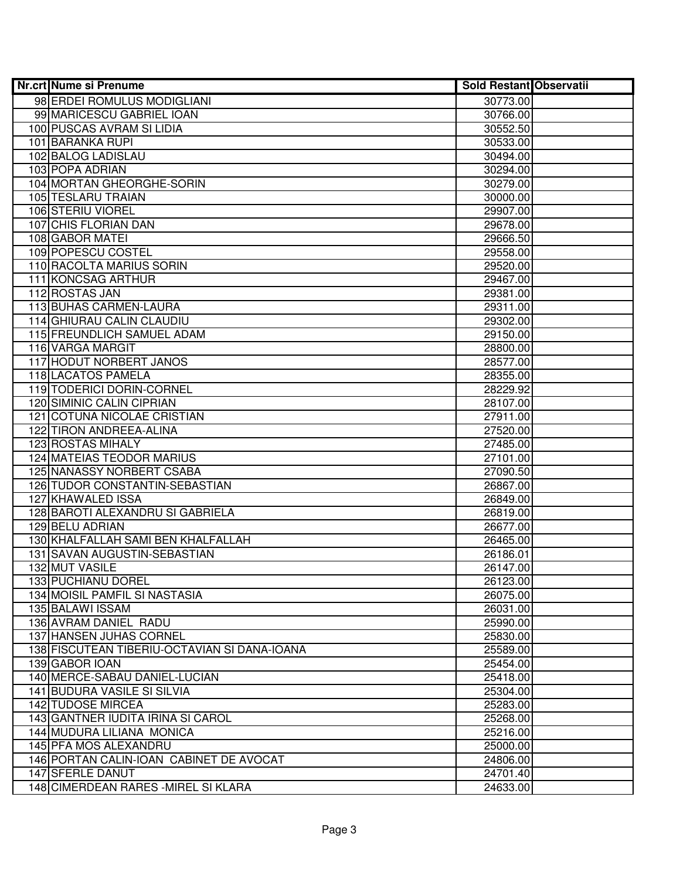| Nr.crt | Nume si Prenume | Sold Restant | Observatii |
|---|---|---|---|
| 98 | ERDEI ROMULUS MODIGLIANI | 30773.00 | |
| 99 | MARICESCU GABRIEL IOAN | 30766.00 | |
| 100 | PUSCAS AVRAM SI LIDIA | 30552.50 | |
| 101 | BARANKA RUPI | 30533.00 | |
| 102 | BALOG LADISLAU | 30494.00 | |
| 103 | POPA ADRIAN | 30294.00 | |
| 104 | MORTAN GHEORGHE-SORIN | 30279.00 | |
| 105 | TESLARU TRAIAN | 30000.00 | |
| 106 | STERIU VIOREL | 29907.00 | |
| 107 | CHIS FLORIAN DAN | 29678.00 | |
| 108 | GABOR MATEI | 29666.50 | |
| 109 | POPESCU COSTEL | 29558.00 | |
| 110 | RACOLTA MARIUS SORIN | 29520.00 | |
| 111 | KONCSAG ARTHUR | 29467.00 | |
| 112 | ROSTAS JAN | 29381.00 | |
| 113 | BUHAS CARMEN-LAURA | 29311.00 | |
| 114 | GHIURAU CALIN CLAUDIU | 29302.00 | |
| 115 | FREUNDLICH SAMUEL ADAM | 29150.00 | |
| 116 | VARGA MARGIT | 28800.00 | |
| 117 | HODUT NORBERT JANOS | 28577.00 | |
| 118 | LACATOS PAMELA | 28355.00 | |
| 119 | TODERICI DORIN-CORNEL | 28229.92 | |
| 120 | SIMINIC CALIN CIPRIAN | 28107.00 | |
| 121 | COTUNA NICOLAE CRISTIAN | 27911.00 | |
| 122 | TIRON ANDREEA-ALINA | 27520.00 | |
| 123 | ROSTAS MIHALY | 27485.00 | |
| 124 | MATEIAS TEODOR MARIUS | 27101.00 | |
| 125 | NANASSY NORBERT CSABA | 27090.50 | |
| 126 | TUDOR CONSTANTIN-SEBASTIAN | 26867.00 | |
| 127 | KHAWALED ISSA | 26849.00 | |
| 128 | BAROTI ALEXANDRU SI GABRIELA | 26819.00 | |
| 129 | BELU ADRIAN | 26677.00 | |
| 130 | KHALFALLAH SAMI BEN KHALFALLAH | 26465.00 | |
| 131 | SAVAN AUGUSTIN-SEBASTIAN | 26186.01 | |
| 132 | MUT VASILE | 26147.00 | |
| 133 | PUCHIANU DOREL | 26123.00 | |
| 134 | MOISIL PAMFIL SI NASTASIA | 26075.00 | |
| 135 | BALAWI ISSAM | 26031.00 | |
| 136 | AVRAM DANIEL RADU | 25990.00 | |
| 137 | HANSEN JUHAS CORNEL | 25830.00 | |
| 138 | FISCUTEAN TIBERIU-OCTAVIAN SI DANA-IOANA | 25589.00 | |
| 139 | GABOR IOAN | 25454.00 | |
| 140 | MERCE-SABAU DANIEL-LUCIAN | 25418.00 | |
| 141 | BUDURA VASILE SI SILVIA | 25304.00 | |
| 142 | TUDOSE MIRCEA | 25283.00 | |
| 143 | GANTNER IUDITA IRINA SI CAROL | 25268.00 | |
| 144 | MUDURA LILIANA MONICA | 25216.00 | |
| 145 | PFA MOS ALEXANDRU | 25000.00 | |
| 146 | PORTAN CALIN-IOAN CABINET DE AVOCAT | 24806.00 | |
| 147 | SFERLE DANUT | 24701.40 | |
| 148 | CIMERDEAN RARES -MIREL SI KLARA | 24633.00 | |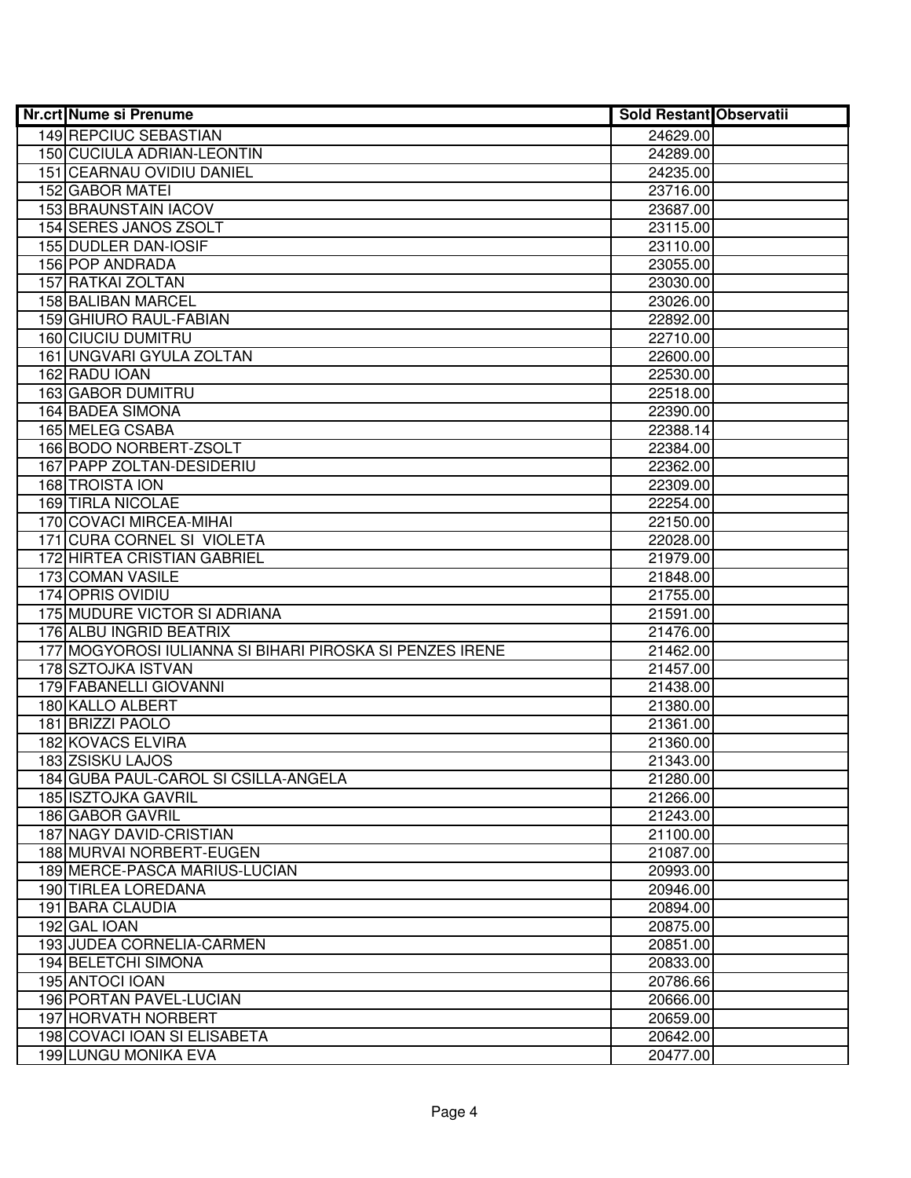| Nr.crt | Nume si Prenume | Sold Restant | Observatii |
|---|---|---|---|
| 149 | REPCIUC SEBASTIAN | 24629.00 | |
| 150 | CUCIULA ADRIAN-LEONTIN | 24289.00 | |
| 151 | CEARNAU OVIDIU DANIEL | 24235.00 | |
| 152 | GABOR MATEI | 23716.00 | |
| 153 | BRAUNSTAIN IACOV | 23687.00 | |
| 154 | SERES JANOS ZSOLT | 23115.00 | |
| 155 | DUDLER DAN-IOSIF | 23110.00 | |
| 156 | POP ANDRADA | 23055.00 | |
| 157 | RATKAI ZOLTAN | 23030.00 | |
| 158 | BALIBAN MARCEL | 23026.00 | |
| 159 | GHIURO RAUL-FABIAN | 22892.00 | |
| 160 | CIUCIU DUMITRU | 22710.00 | |
| 161 | UNGVARI GYULA ZOLTAN | 22600.00 | |
| 162 | RADU IOAN | 22530.00 | |
| 163 | GABOR DUMITRU | 22518.00 | |
| 164 | BADEA SIMONA | 22390.00 | |
| 165 | MELEG CSABA | 22388.14 | |
| 166 | BODO NORBERT-ZSOLT | 22384.00 | |
| 167 | PAPP ZOLTAN-DESIDERIU | 22362.00 | |
| 168 | TROISTA ION | 22309.00 | |
| 169 | TIRLA NICOLAE | 22254.00 | |
| 170 | COVACI MIRCEA-MIHAI | 22150.00 | |
| 171 | CURA CORNEL SI VIOLETA | 22028.00 | |
| 172 | HIRTEA CRISTIAN GABRIEL | 21979.00 | |
| 173 | COMAN VASILE | 21848.00 | |
| 174 | OPRIS OVIDIU | 21755.00 | |
| 175 | MUDURE VICTOR SI ADRIANA | 21591.00 | |
| 176 | ALBU INGRID BEATRIX | 21476.00 | |
| 177 | MOGYOROSI IULIANNA SI BIHARI PIROSKA SI PENZES IRENE | 21462.00 | |
| 178 | SZTOJKA ISTVAN | 21457.00 | |
| 179 | FABANELLI GIOVANNI | 21438.00 | |
| 180 | KALLO ALBERT | 21380.00 | |
| 181 | BRIZZI PAOLO | 21361.00 | |
| 182 | KOVACS ELVIRA | 21360.00 | |
| 183 | ZSISKU LAJOS | 21343.00 | |
| 184 | GUBA PAUL-CAROL SI CSILLA-ANGELA | 21280.00 | |
| 185 | ISZTOJKA GAVRIL | 21266.00 | |
| 186 | GABOR GAVRIL | 21243.00 | |
| 187 | NAGY DAVID-CRISTIAN | 21100.00 | |
| 188 | MURVAI NORBERT-EUGEN | 21087.00 | |
| 189 | MERCE-PASCA MARIUS-LUCIAN | 20993.00 | |
| 190 | TIRLEA LOREDANA | 20946.00 | |
| 191 | BARA CLAUDIA | 20894.00 | |
| 192 | GAL IOAN | 20875.00 | |
| 193 | JUDEA CORNELIA-CARMEN | 20851.00 | |
| 194 | BELETCHI SIMONA | 20833.00 | |
| 195 | ANTOCI IOAN | 20786.66 | |
| 196 | PORTAN PAVEL-LUCIAN | 20666.00 | |
| 197 | HORVATH NORBERT | 20659.00 | |
| 198 | COVACI IOAN SI ELISABETA | 20642.00 | |
| 199 | LUNGU MONIKA EVA | 20477.00 | |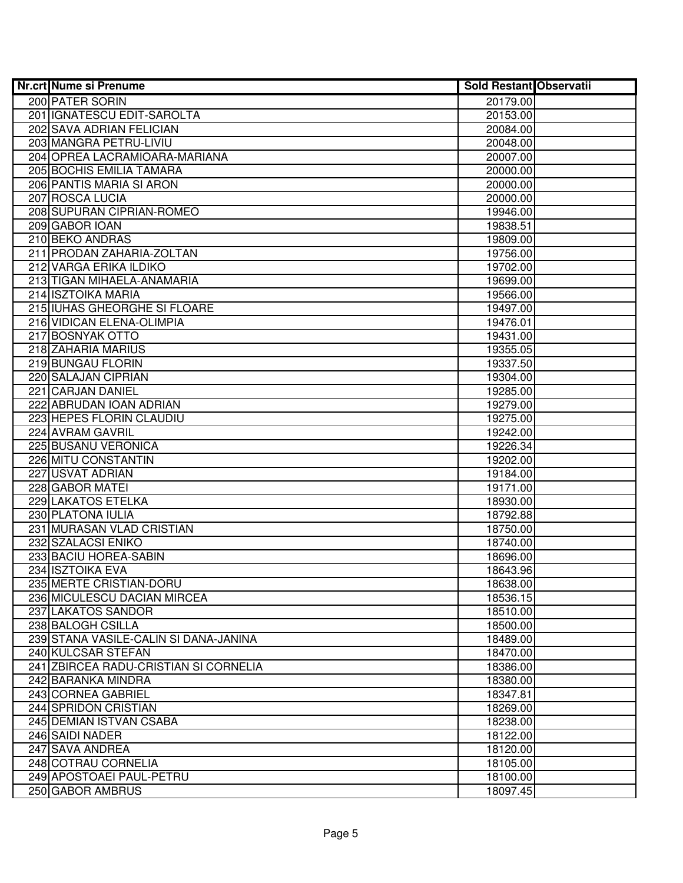| Nr.crt | Nume si Prenume | Sold Restant | Observatii |
|---|---|---|---|
| 200 | PATER SORIN | 20179.00 | |
| 201 | IGNATESCU EDIT-SAROLTA | 20153.00 | |
| 202 | SAVA ADRIAN FELICIAN | 20084.00 | |
| 203 | MANGRA PETRU-LIVIU | 20048.00 | |
| 204 | OPREA LACRAMIOARA-MARIANA | 20007.00 | |
| 205 | BOCHIS EMILIA TAMARA | 20000.00 | |
| 206 | PANTIS MARIA SI ARON | 20000.00 | |
| 207 | ROSCA LUCIA | 20000.00 | |
| 208 | SUPURAN CIPRIAN-ROMEO | 19946.00 | |
| 209 | GABOR IOAN | 19838.51 | |
| 210 | BEKO ANDRAS | 19809.00 | |
| 211 | PRODAN ZAHARIA-ZOLTAN | 19756.00 | |
| 212 | VARGA ERIKA ILDIKO | 19702.00 | |
| 213 | TIGAN MIHAELA-ANAMARIA | 19699.00 | |
| 214 | ISZTOIKA MARIA | 19566.00 | |
| 215 | IUHAS GHEORGHE SI FLOARE | 19497.00 | |
| 216 | VIDICAN ELENA-OLIMPIA | 19476.01 | |
| 217 | BOSNYAK OTTO | 19431.00 | |
| 218 | ZAHARIA MARIUS | 19355.05 | |
| 219 | BUNGAU FLORIN | 19337.50 | |
| 220 | SALAJAN CIPRIAN | 19304.00 | |
| 221 | CARJAN DANIEL | 19285.00 | |
| 222 | ABRUDAN IOAN ADRIAN | 19279.00 | |
| 223 | HEPES FLORIN CLAUDIU | 19275.00 | |
| 224 | AVRAM GAVRIL | 19242.00 | |
| 225 | BUSANU VERONICA | 19226.34 | |
| 226 | MITU CONSTANTIN | 19202.00 | |
| 227 | USVAT ADRIAN | 19184.00 | |
| 228 | GABOR MATEI | 19171.00 | |
| 229 | LAKATOS ETELKA | 18930.00 | |
| 230 | PLATONA IULIA | 18792.88 | |
| 231 | MURASAN VLAD CRISTIAN | 18750.00 | |
| 232 | SZALACSI ENIKO | 18740.00 | |
| 233 | BACIU HOREA-SABIN | 18696.00 | |
| 234 | ISZTOIKA EVA | 18643.96 | |
| 235 | MERTE CRISTIAN-DORU | 18638.00 | |
| 236 | MICULESCU DACIAN MIRCEA | 18536.15 | |
| 237 | LAKATOS SANDOR | 18510.00 | |
| 238 | BALOGH CSILLA | 18500.00 | |
| 239 | STANA VASILE-CALIN SI DANA-JANINA | 18489.00 | |
| 240 | KULCSAR STEFAN | 18470.00 | |
| 241 | ZBIRCEA RADU-CRISTIAN SI CORNELIA | 18386.00 | |
| 242 | BARANKA MINDRA | 18380.00 | |
| 243 | CORNEA GABRIEL | 18347.81 | |
| 244 | SPRIDON CRISTIAN | 18269.00 | |
| 245 | DEMIAN ISTVAN CSABA | 18238.00 | |
| 246 | SAIDI NADER | 18122.00 | |
| 247 | SAVA ANDREA | 18120.00 | |
| 248 | COTRAU CORNELIA | 18105.00 | |
| 249 | APOSTOAEI PAUL-PETRU | 18100.00 | |
| 250 | GABOR AMBRUS | 18097.45 | |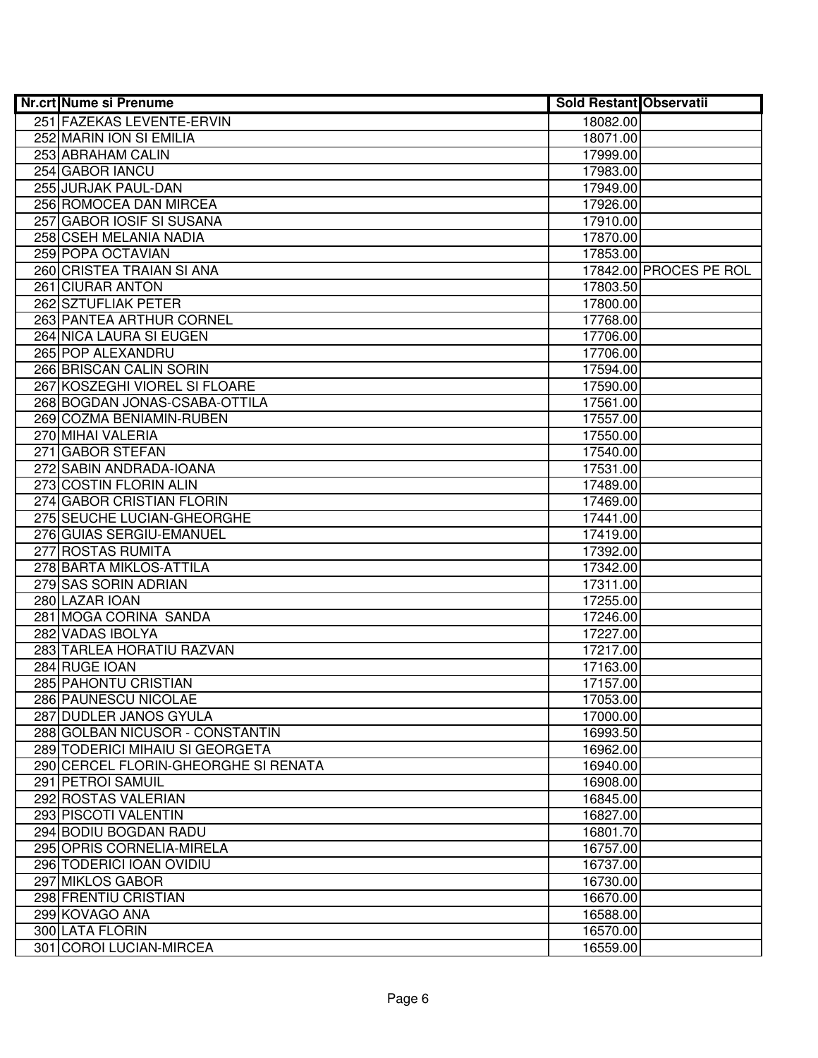| Nr.crt | Nume si Prenume | Sold Restant | Observatii |
|---|---|---|---|
| 251 | FAZEKAS LEVENTE-ERVIN | 18082.00 | |
| 252 | MARIN ION SI EMILIA | 18071.00 | |
| 253 | ABRAHAM CALIN | 17999.00 | |
| 254 | GABOR IANCU | 17983.00 | |
| 255 | JURJAK PAUL-DAN | 17949.00 | |
| 256 | ROMOCEA DAN MIRCEA | 17926.00 | |
| 257 | GABOR IOSIF SI SUSANA | 17910.00 | |
| 258 | CSEH MELANIA NADIA | 17870.00 | |
| 259 | POPA OCTAVIAN | 17853.00 | |
| 260 | CRISTEA TRAIAN SI ANA | 17842.00 | PROCES PE ROL |
| 261 | CIURAR ANTON | 17803.50 | |
| 262 | SZTUFLIAK PETER | 17800.00 | |
| 263 | PANTEA ARTHUR CORNEL | 17768.00 | |
| 264 | NICA LAURA SI EUGEN | 17706.00 | |
| 265 | POP ALEXANDRU | 17706.00 | |
| 266 | BRISCAN CALIN SORIN | 17594.00 | |
| 267 | KOSZEGHI VIOREL SI FLOARE | 17590.00 | |
| 268 | BOGDAN JONAS-CSABA-OTTILA | 17561.00 | |
| 269 | COZMA BENIAMIN-RUBEN | 17557.00 | |
| 270 | MIHAI VALERIA | 17550.00 | |
| 271 | GABOR STEFAN | 17540.00 | |
| 272 | SABIN ANDRADA-IOANA | 17531.00 | |
| 273 | COSTIN FLORIN ALIN | 17489.00 | |
| 274 | GABOR CRISTIAN FLORIN | 17469.00 | |
| 275 | SEUCHE LUCIAN-GHEORGHE | 17441.00 | |
| 276 | GUIAS SERGIU-EMANUEL | 17419.00 | |
| 277 | ROSTAS RUMITA | 17392.00 | |
| 278 | BARTA MIKLOS-ATTILA | 17342.00 | |
| 279 | SAS SORIN ADRIAN | 17311.00 | |
| 280 | LAZAR IOAN | 17255.00 | |
| 281 | MOGA CORINA SANDA | 17246.00 | |
| 282 | VADAS IBOLYA | 17227.00 | |
| 283 | TARLEA HORATIU RAZVAN | 17217.00 | |
| 284 | RUGE IOAN | 17163.00 | |
| 285 | PAHONTU CRISTIAN | 17157.00 | |
| 286 | PAUNESCU NICOLAE | 17053.00 | |
| 287 | DUDLER JANOS GYULA | 17000.00 | |
| 288 | GOLBAN NICUSOR - CONSTANTIN | 16993.50 | |
| 289 | TODERICI MIHAIU SI GEORGETA | 16962.00 | |
| 290 | CERCEL FLORIN-GHEORGHE SI RENATA | 16940.00 | |
| 291 | PETROI SAMUIL | 16908.00 | |
| 292 | ROSTAS VALERIAN | 16845.00 | |
| 293 | PISCOTI VALENTIN | 16827.00 | |
| 294 | BODIU BOGDAN RADU | 16801.70 | |
| 295 | OPRIS CORNELIA-MIRELA | 16757.00 | |
| 296 | TODERICI IOAN OVIDIU | 16737.00 | |
| 297 | MIKLOS GABOR | 16730.00 | |
| 298 | FRENTIU CRISTIAN | 16670.00 | |
| 299 | KOVAGO ANA | 16588.00 | |
| 300 | LATA FLORIN | 16570.00 | |
| 301 | COROI LUCIAN-MIRCEA | 16559.00 | |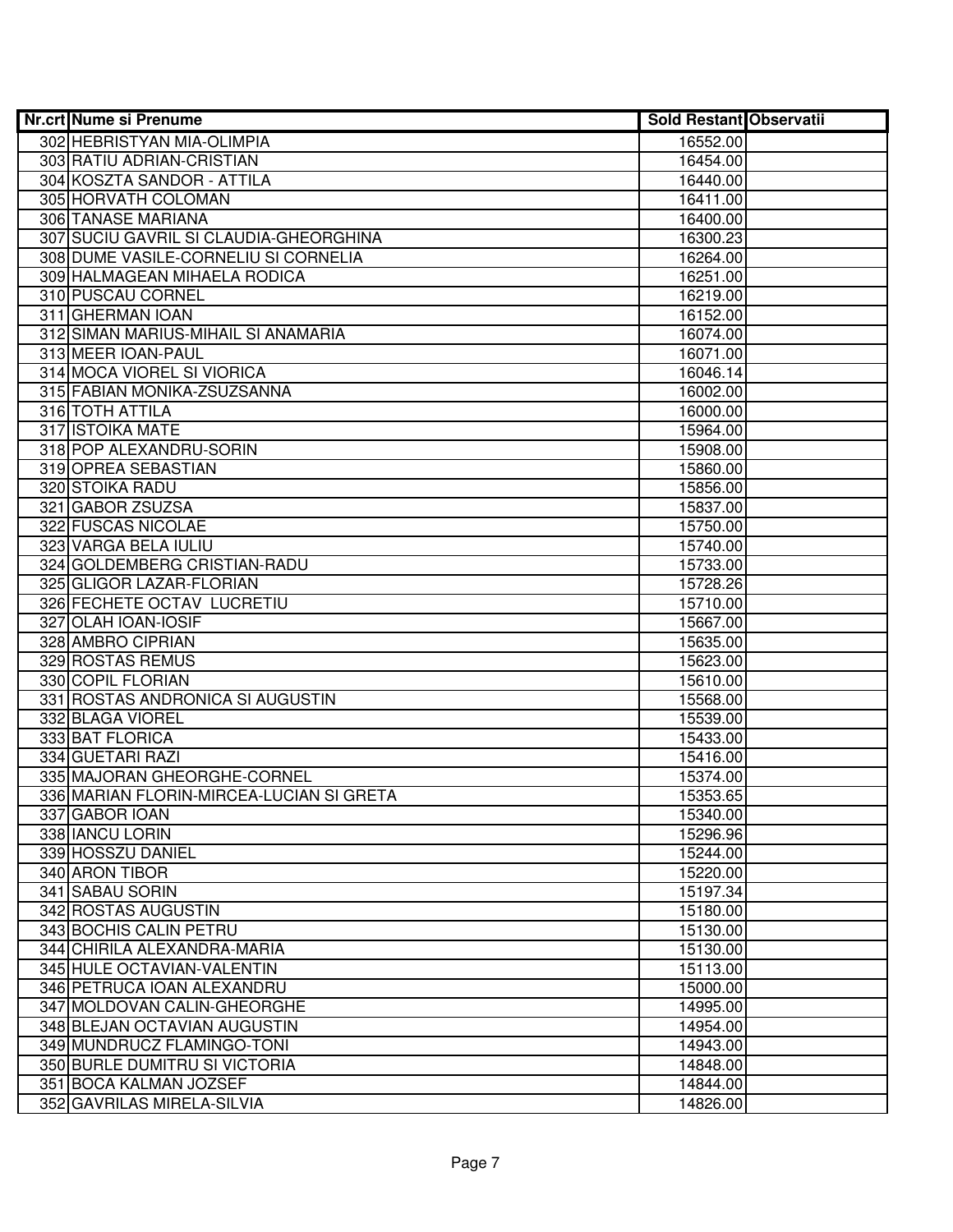| Nr.crt | Nume si Prenume | Sold Restant | Observatii |
|---|---|---|---|
| 302 | HEBRISTYAN MIA-OLIMPIA | 16552.00 | |
| 303 | RATIU ADRIAN-CRISTIAN | 16454.00 | |
| 304 | KOSZTA SANDOR - ATTILA | 16440.00 | |
| 305 | HORVATH COLOMAN | 16411.00 | |
| 306 | TANASE MARIANA | 16400.00 | |
| 307 | SUCIU GAVRIL SI CLAUDIA-GHEORGHINA | 16300.23 | |
| 308 | DUME VASILE-CORNELIU SI CORNELIA | 16264.00 | |
| 309 | HALMAGEAN MIHAELA RODICA | 16251.00 | |
| 310 | PUSCAU CORNEL | 16219.00 | |
| 311 | GHERMAN IOAN | 16152.00 | |
| 312 | SIMAN MARIUS-MIHAIL SI ANAMARIA | 16074.00 | |
| 313 | MEER IOAN-PAUL | 16071.00 | |
| 314 | MOCA VIOREL SI VIORICA | 16046.14 | |
| 315 | FABIAN MONIKA-ZSUZSANNA | 16002.00 | |
| 316 | TOTH ATTILA | 16000.00 | |
| 317 | ISTOIKA MATE | 15964.00 | |
| 318 | POP ALEXANDRU-SORIN | 15908.00 | |
| 319 | OPREA SEBASTIAN | 15860.00 | |
| 320 | STOIKA RADU | 15856.00 | |
| 321 | GABOR ZSUZSA | 15837.00 | |
| 322 | FUSCAS NICOLAE | 15750.00 | |
| 323 | VARGA BELA IULIU | 15740.00 | |
| 324 | GOLDEMBERG CRISTIAN-RADU | 15733.00 | |
| 325 | GLIGOR LAZAR-FLORIAN | 15728.26 | |
| 326 | FECHETE OCTAV LUCRETIU | 15710.00 | |
| 327 | OLAH IOAN-IOSIF | 15667.00 | |
| 328 | AMBRO CIPRIAN | 15635.00 | |
| 329 | ROSTAS REMUS | 15623.00 | |
| 330 | COPIL FLORIAN | 15610.00 | |
| 331 | ROSTAS ANDRONICA SI AUGUSTIN | 15568.00 | |
| 332 | BLAGA VIOREL | 15539.00 | |
| 333 | BAT FLORICA | 15433.00 | |
| 334 | GUETARI RAZI | 15416.00 | |
| 335 | MAJORAN GHEORGHE-CORNEL | 15374.00 | |
| 336 | MARIAN FLORIN-MIRCEA-LUCIAN SI GRETA | 15353.65 | |
| 337 | GABOR IOAN | 15340.00 | |
| 338 | IANCU LORIN | 15296.96 | |
| 339 | HOSSZU DANIEL | 15244.00 | |
| 340 | ARON TIBOR | 15220.00 | |
| 341 | SABAU SORIN | 15197.34 | |
| 342 | ROSTAS AUGUSTIN | 15180.00 | |
| 343 | BOCHIS CALIN PETRU | 15130.00 | |
| 344 | CHIRILA ALEXANDRA-MARIA | 15130.00 | |
| 345 | HULE OCTAVIAN-VALENTIN | 15113.00 | |
| 346 | PETRUCA IOAN ALEXANDRU | 15000.00 | |
| 347 | MOLDOVAN CALIN-GHEORGHE | 14995.00 | |
| 348 | BLEJAN OCTAVIAN AUGUSTIN | 14954.00 | |
| 349 | MUNDRUCZ FLAMINGO-TONI | 14943.00 | |
| 350 | BURLE DUMITRU SI VICTORIA | 14848.00 | |
| 351 | BOCA KALMAN JOZSEF | 14844.00 | |
| 352 | GAVRILAS MIRELA-SILVIA | 14826.00 | |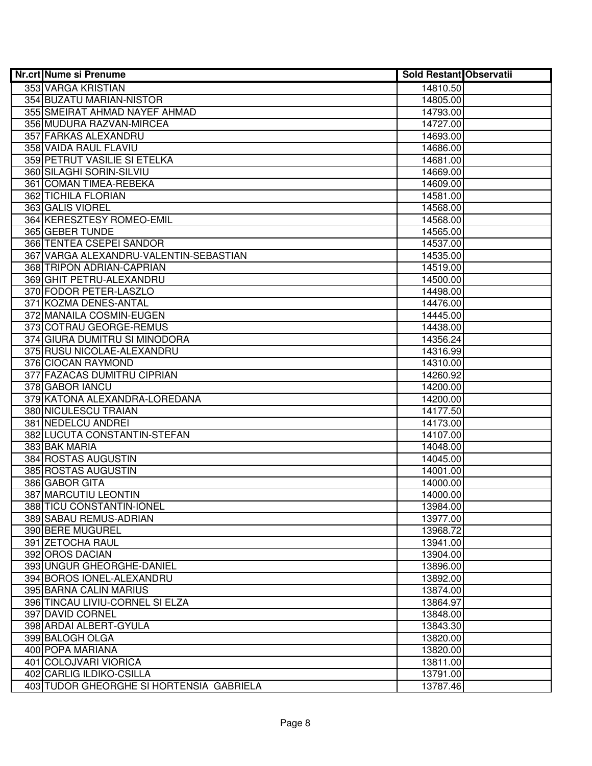| Nr.crt | Nume si Prenume | Sold Restant | Observatii |
|---|---|---|---|
| 353 | VARGA KRISTIAN | 14810.50 | |
| 354 | BUZATU MARIAN-NISTOR | 14805.00 | |
| 355 | SMEIRAT AHMAD NAYEF AHMAD | 14793.00 | |
| 356 | MUDURA RAZVAN-MIRCEA | 14727.00 | |
| 357 | FARKAS ALEXANDRU | 14693.00 | |
| 358 | VAIDA RAUL FLAVIU | 14686.00 | |
| 359 | PETRUT VASILIE SI ETELKA | 14681.00 | |
| 360 | SILAGHI SORIN-SILVIU | 14669.00 | |
| 361 | COMAN TIMEA-REBEKA | 14609.00 | |
| 362 | TICHILA FLORIAN | 14581.00 | |
| 363 | GALIS VIOREL | 14568.00 | |
| 364 | KERESZTESY ROMEO-EMIL | 14568.00 | |
| 365 | GEBER TUNDE | 14565.00 | |
| 366 | TENTEA CSEPEI SANDOR | 14537.00 | |
| 367 | VARGA ALEXANDRU-VALENTIN-SEBASTIAN | 14535.00 | |
| 368 | TRIPON ADRIAN-CAPRIAN | 14519.00 | |
| 369 | GHIT PETRU-ALEXANDRU | 14500.00 | |
| 370 | FODOR PETER-LASZLO | 14498.00 | |
| 371 | KOZMA DENES-ANTAL | 14476.00 | |
| 372 | MANAILA COSMIN-EUGEN | 14445.00 | |
| 373 | COTRAU GEORGE-REMUS | 14438.00 | |
| 374 | GIURA DUMITRU SI MINODORA | 14356.24 | |
| 375 | RUSU NICOLAE-ALEXANDRU | 14316.99 | |
| 376 | CIOCAN RAYMOND | 14310.00 | |
| 377 | FAZACAS DUMITRU CIPRIAN | 14260.92 | |
| 378 | GABOR IANCU | 14200.00 | |
| 379 | KATONA ALEXANDRA-LOREDANA | 14200.00 | |
| 380 | NICULESCU TRAIAN | 14177.50 | |
| 381 | NEDELCU ANDREI | 14173.00 | |
| 382 | LUCUTA CONSTANTIN-STEFAN | 14107.00 | |
| 383 | BAK MARIA | 14048.00 | |
| 384 | ROSTAS AUGUSTIN | 14045.00 | |
| 385 | ROSTAS AUGUSTIN | 14001.00 | |
| 386 | GABOR GITA | 14000.00 | |
| 387 | MARCUTIU LEONTIN | 14000.00 | |
| 388 | TICU CONSTANTIN-IONEL | 13984.00 | |
| 389 | SABAU REMUS-ADRIAN | 13977.00 | |
| 390 | BERE MUGUREL | 13968.72 | |
| 391 | ZETOCHA RAUL | 13941.00 | |
| 392 | OROS DACIAN | 13904.00 | |
| 393 | UNGUR GHEORGHE-DANIEL | 13896.00 | |
| 394 | BOROS IONEL-ALEXANDRU | 13892.00 | |
| 395 | BARNA CALIN MARIUS | 13874.00 | |
| 396 | TINCAU LIVIU-CORNEL SI ELZA | 13864.97 | |
| 397 | DAVID CORNEL | 13848.00 | |
| 398 | ARDAI ALBERT-GYULA | 13843.30 | |
| 399 | BALOGH OLGA | 13820.00 | |
| 400 | POPA MARIANA | 13820.00 | |
| 401 | COLOJVARI VIORICA | 13811.00 | |
| 402 | CARLIG ILDIKO-CSILLA | 13791.00 | |
| 403 | TUDOR GHEORGHE SI HORTENSIA GABRIELA | 13787.46 | |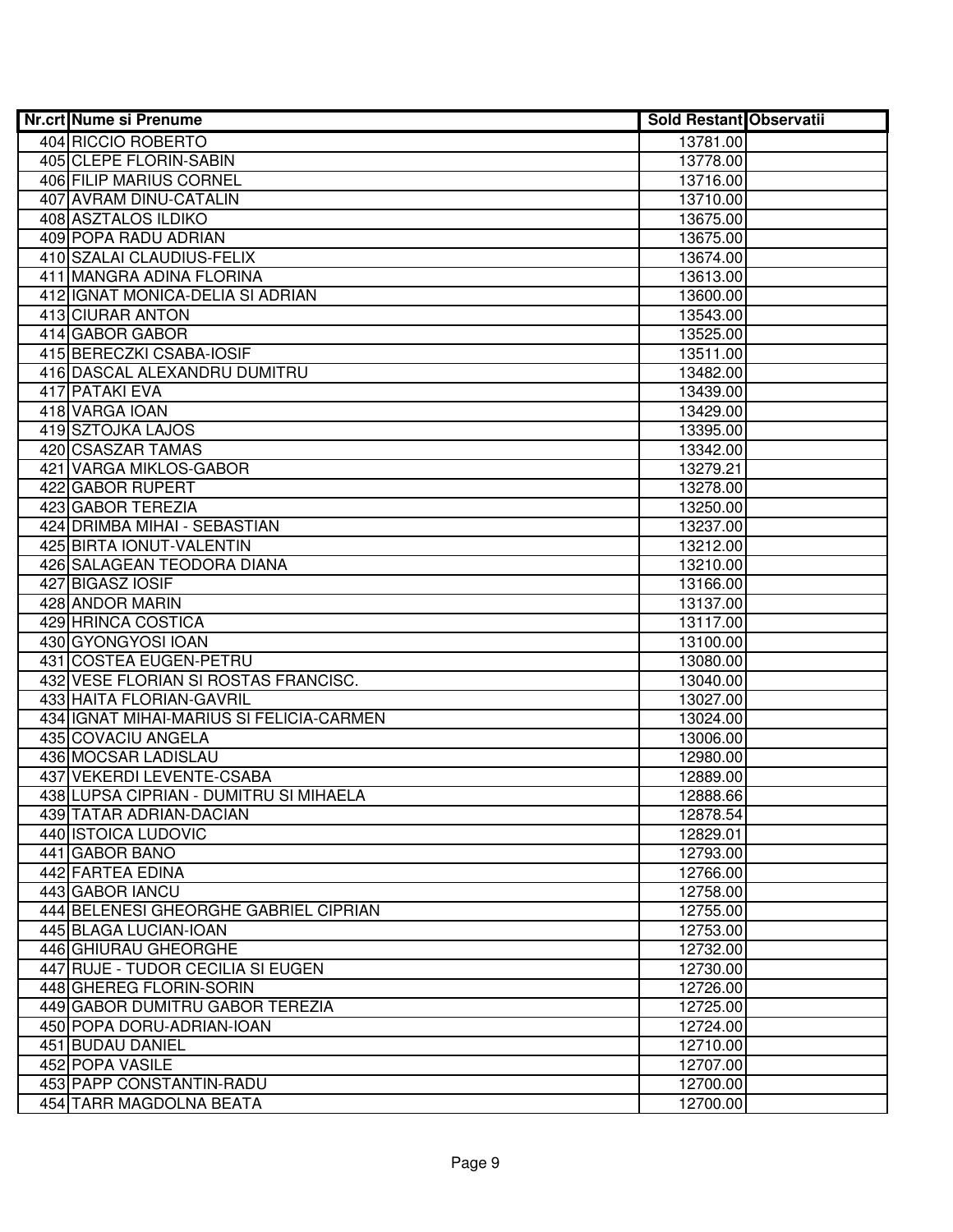| Nr.crt | Nume si Prenume | Sold Restant | Observatii |
|---|---|---|---|
| 404 | RICCIO ROBERTO | 13781.00 | |
| 405 | CLEPE FLORIN-SABIN | 13778.00 | |
| 406 | FILIP MARIUS CORNEL | 13716.00 | |
| 407 | AVRAM DINU-CATALIN | 13710.00 | |
| 408 | ASZTALOS ILDIKO | 13675.00 | |
| 409 | POPA RADU ADRIAN | 13675.00 | |
| 410 | SZALAI CLAUDIUS-FELIX | 13674.00 | |
| 411 | MANGRA ADINA FLORINA | 13613.00 | |
| 412 | IGNAT MONICA-DELIA SI ADRIAN | 13600.00 | |
| 413 | CIURAR ANTON | 13543.00 | |
| 414 | GABOR GABOR | 13525.00 | |
| 415 | BERECZKI CSABA-IOSIF | 13511.00 | |
| 416 | DASCAL ALEXANDRU DUMITRU | 13482.00 | |
| 417 | PATAKI EVA | 13439.00 | |
| 418 | VARGA IOAN | 13429.00 | |
| 419 | SZTOJKA LAJOS | 13395.00 | |
| 420 | CSASZAR TAMAS | 13342.00 | |
| 421 | VARGA MIKLOS-GABOR | 13279.21 | |
| 422 | GABOR RUPERT | 13278.00 | |
| 423 | GABOR TEREZIA | 13250.00 | |
| 424 | DRIMBA MIHAI - SEBASTIAN | 13237.00 | |
| 425 | BIRTA IONUT-VALENTIN | 13212.00 | |
| 426 | SALAGEAN TEODORA DIANA | 13210.00 | |
| 427 | BIGASZ IOSIF | 13166.00 | |
| 428 | ANDOR MARIN | 13137.00 | |
| 429 | HRINCA COSTICA | 13117.00 | |
| 430 | GYONGYOSI IOAN | 13100.00 | |
| 431 | COSTEA EUGEN-PETRU | 13080.00 | |
| 432 | VESE FLORIAN SI ROSTAS FRANCISC. | 13040.00 | |
| 433 | HAITA FLORIAN-GAVRIL | 13027.00 | |
| 434 | IGNAT MIHAI-MARIUS SI FELICIA-CARMEN | 13024.00 | |
| 435 | COVACIU ANGELA | 13006.00 | |
| 436 | MOCSAR LADISLAU | 12980.00 | |
| 437 | VEKERDI LEVENTE-CSABA | 12889.00 | |
| 438 | LUPSA CIPRIAN - DUMITRU SI MIHAELA | 12888.66 | |
| 439 | TATAR ADRIAN-DACIAN | 12878.54 | |
| 440 | ISTOICA LUDOVIC | 12829.01 | |
| 441 | GABOR BANO | 12793.00 | |
| 442 | FARTEA EDINA | 12766.00 | |
| 443 | GABOR IANCU | 12758.00 | |
| 444 | BELENESI GHEORGHE GABRIEL CIPRIAN | 12755.00 | |
| 445 | BLAGA LUCIAN-IOAN | 12753.00 | |
| 446 | GHIURAU GHEORGHE | 12732.00 | |
| 447 | RUJE - TUDOR CECILIA SI EUGEN | 12730.00 | |
| 448 | GHEREG FLORIN-SORIN | 12726.00 | |
| 449 | GABOR DUMITRU GABOR TEREZIA | 12725.00 | |
| 450 | POPA DORU-ADRIAN-IOAN | 12724.00 | |
| 451 | BUDAU DANIEL | 12710.00 | |
| 452 | POPA VASILE | 12707.00 | |
| 453 | PAPP CONSTANTIN-RADU | 12700.00 | |
| 454 | TARR MAGDOLNA BEATA | 12700.00 | |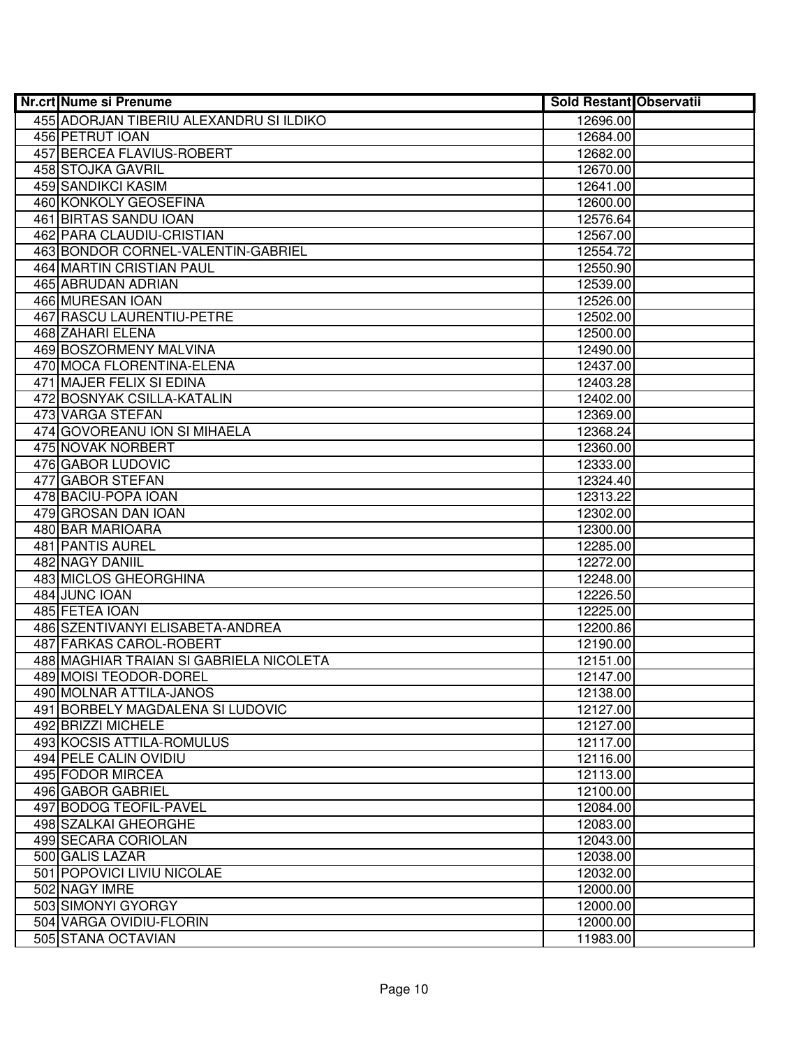| Nr.crt | Nume si Prenume | Sold Restant | Observatii |
| --- | --- | --- | --- |
| 455 | ADORJAN TIBERIU ALEXANDRU SI ILDIKO | 12696.00 | |
| 456 | PETRUT IOAN | 12684.00 | |
| 457 | BERCEA FLAVIUS-ROBERT | 12682.00 | |
| 458 | STOJKA GAVRIL | 12670.00 | |
| 459 | SANDIKCI KASIM | 12641.00 | |
| 460 | KONKOLY GEOSEFINA | 12600.00 | |
| 461 | BIRTAS SANDU IOAN | 12576.64 | |
| 462 | PARA CLAUDIU-CRISTIAN | 12567.00 | |
| 463 | BONDOR CORNEL-VALENTIN-GABRIEL | 12554.72 | |
| 464 | MARTIN CRISTIAN PAUL | 12550.90 | |
| 465 | ABRUDAN ADRIAN | 12539.00 | |
| 466 | MURESAN IOAN | 12526.00 | |
| 467 | RASCU LAURENTIU-PETRE | 12502.00 | |
| 468 | ZAHARI ELENA | 12500.00 | |
| 469 | BOSZORMENY MALVINA | 12490.00 | |
| 470 | MOCA FLORENTINA-ELENA | 12437.00 | |
| 471 | MAJER FELIX SI EDINA | 12403.28 | |
| 472 | BOSNYAK CSILLA-KATALIN | 12402.00 | |
| 473 | VARGA STEFAN | 12369.00 | |
| 474 | GOVOREANU ION SI MIHAELA | 12368.24 | |
| 475 | NOVAK NORBERT | 12360.00 | |
| 476 | GABOR LUDOVIC | 12333.00 | |
| 477 | GABOR STEFAN | 12324.40 | |
| 478 | BACIU-POPA IOAN | 12313.22 | |
| 479 | GROSAN DAN IOAN | 12302.00 | |
| 480 | BAR MARIOARA | 12300.00 | |
| 481 | PANTIS AUREL | 12285.00 | |
| 482 | NAGY DANIIL | 12272.00 | |
| 483 | MICLOS GHEORGHINA | 12248.00 | |
| 484 | JUNC IOAN | 12226.50 | |
| 485 | FETEA IOAN | 12225.00 | |
| 486 | SZENTIVANYI ELISABETA-ANDREA | 12200.86 | |
| 487 | FARKAS CAROL-ROBERT | 12190.00 | |
| 488 | MAGHIAR TRAIAN SI GABRIELA NICOLETA | 12151.00 | |
| 489 | MOISI TEODOR-DOREL | 12147.00 | |
| 490 | MOLNAR ATTILA-JANOS | 12138.00 | |
| 491 | BORBELY MAGDALENA SI LUDOVIC | 12127.00 | |
| 492 | BRIZZI MICHELE | 12127.00 | |
| 493 | KOCSIS ATTILA-ROMULUS | 12117.00 | |
| 494 | PELE CALIN OVIDIU | 12116.00 | |
| 495 | FODOR MIRCEA | 12113.00 | |
| 496 | GABOR GABRIEL | 12100.00 | |
| 497 | BODOG TEOFIL-PAVEL | 12084.00 | |
| 498 | SZALKAI GHEORGHE | 12083.00 | |
| 499 | SECARA CORIOLAN | 12043.00 | |
| 500 | GALIS LAZAR | 12038.00 | |
| 501 | POPOVICI LIVIU NICOLAE | 12032.00 | |
| 502 | NAGY IMRE | 12000.00 | |
| 503 | SIMONYI GYORGY | 12000.00 | |
| 504 | VARGA OVIDIU-FLORIN | 12000.00 | |
| 505 | STANA OCTAVIAN | 11983.00 | |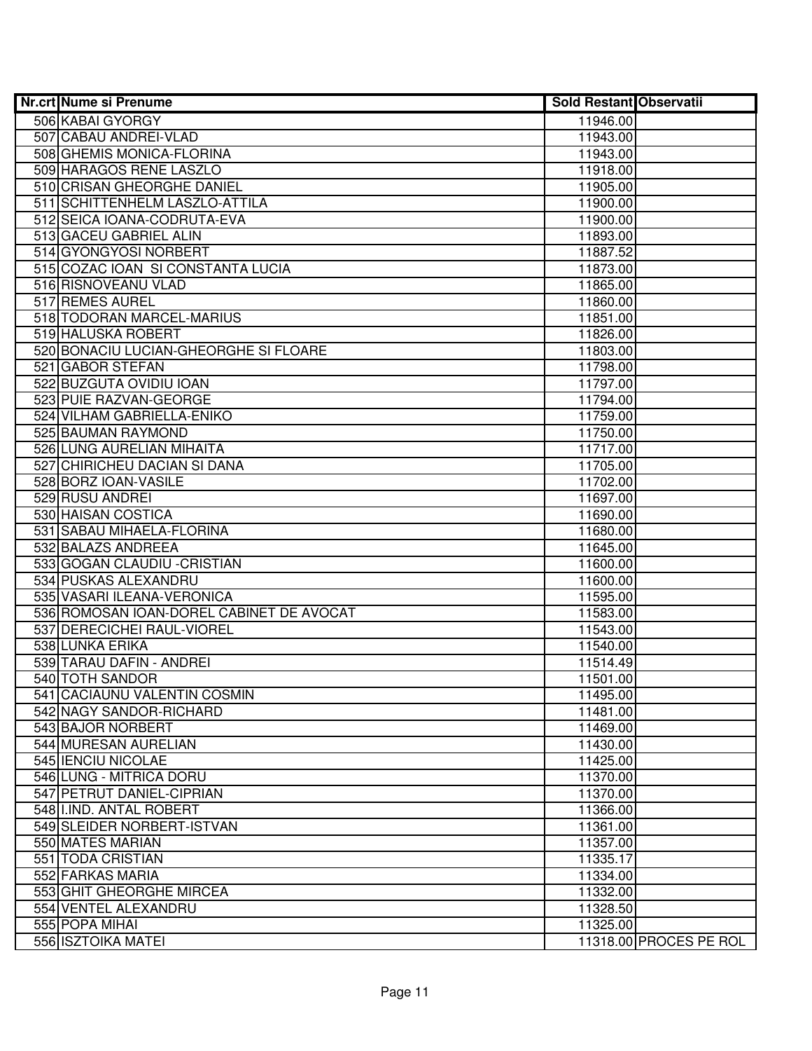| Nr.crt | Nume si Prenume | Sold Restant | Observatii |
|---|---|---|---|
| 506 | KABAI GYORGY | 11946.00 | |
| 507 | CABAU ANDREI-VLAD | 11943.00 | |
| 508 | GHEMIS MONICA-FLORINA | 11943.00 | |
| 509 | HARAGOS RENE LASZLO | 11918.00 | |
| 510 | CRISAN GHEORGHE DANIEL | 11905.00 | |
| 511 | SCHITTENHELM LASZLO-ATTILA | 11900.00 | |
| 512 | SEICA IOANA-CODRUTA-EVA | 11900.00 | |
| 513 | GACEU GABRIEL ALIN | 11893.00 | |
| 514 | GYONGYOSI NORBERT | 11887.52 | |
| 515 | COZAC IOAN SI CONSTANTA LUCIA | 11873.00 | |
| 516 | RISNOVEANU VLAD | 11865.00 | |
| 517 | REMES AUREL | 11860.00 | |
| 518 | TODORAN MARCEL-MARIUS | 11851.00 | |
| 519 | HALUSKA ROBERT | 11826.00 | |
| 520 | BONACIU LUCIAN-GHEORGHE SI FLOARE | 11803.00 | |
| 521 | GABOR STEFAN | 11798.00 | |
| 522 | BUZGUTA OVIDIU IOAN | 11797.00 | |
| 523 | PUIE RAZVAN-GEORGE | 11794.00 | |
| 524 | VILHAM GABRIELLA-ENIKO | 11759.00 | |
| 525 | BAUMAN RAYMOND | 11750.00 | |
| 526 | LUNG AURELIAN MIHAITA | 11717.00 | |
| 527 | CHIRICHEU DACIAN SI DANA | 11705.00 | |
| 528 | BORZ IOAN-VASILE | 11702.00 | |
| 529 | RUSU ANDREI | 11697.00 | |
| 530 | HAISAN COSTICA | 11690.00 | |
| 531 | SABAU MIHAELA-FLORINA | 11680.00 | |
| 532 | BALAZS ANDREEA | 11645.00 | |
| 533 | GOGAN CLAUDIU -CRISTIAN | 11600.00 | |
| 534 | PUSKAS ALEXANDRU | 11600.00 | |
| 535 | VASARI ILEANA-VERONICA | 11595.00 | |
| 536 | ROMOSAN IOAN-DOREL CABINET DE AVOCAT | 11583.00 | |
| 537 | DERECICHEI RAUL-VIOREL | 11543.00 | |
| 538 | LUNKA ERIKA | 11540.00 | |
| 539 | TARAU DAFIN - ANDREI | 11514.49 | |
| 540 | TOTH SANDOR | 11501.00 | |
| 541 | CACIAUNU VALENTIN COSMIN | 11495.00 | |
| 542 | NAGY SANDOR-RICHARD | 11481.00 | |
| 543 | BAJOR NORBERT | 11469.00 | |
| 544 | MURESAN AURELIAN | 11430.00 | |
| 545 | IENCIU NICOLAE | 11425.00 | |
| 546 | LUNG - MITRICA DORU | 11370.00 | |
| 547 | PETRUT DANIEL-CIPRIAN | 11370.00 | |
| 548 | I.IND. ANTAL ROBERT | 11366.00 | |
| 549 | SLEIDER NORBERT-ISTVAN | 11361.00 | |
| 550 | MATES MARIAN | 11357.00 | |
| 551 | TODA CRISTIAN | 11335.17 | |
| 552 | FARKAS MARIA | 11334.00 | |
| 553 | GHIT GHEORGHE MIRCEA | 11332.00 | |
| 554 | VENTEL ALEXANDRU | 11328.50 | |
| 555 | POPA MIHAI | 11325.00 | |
| 556 | ISZTOIKA MATEI | 11318.00 | PROCES PE ROL |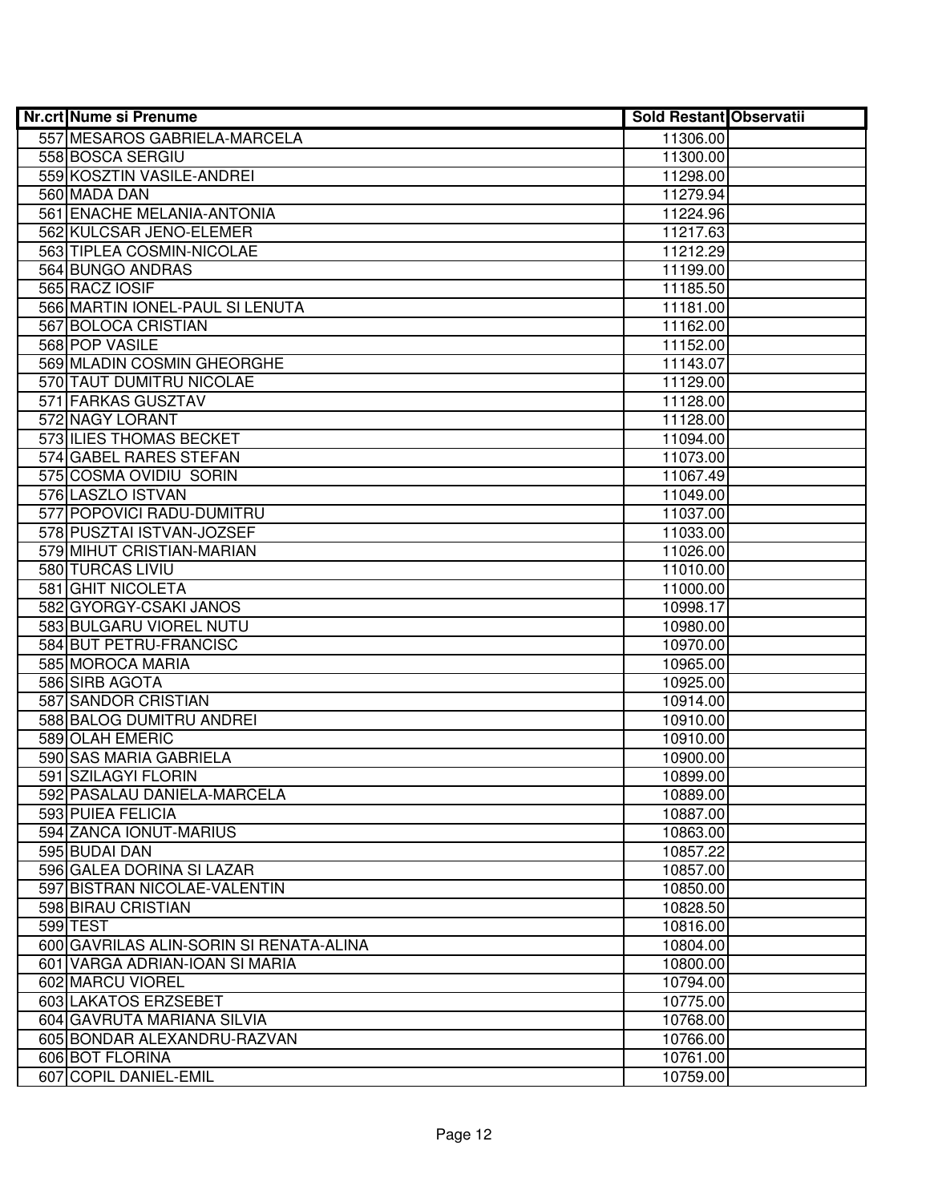| Nr.crt | Nume si Prenume | Sold Restant | Observatii |
|---|---|---|---|
| 557 | MESAROS GABRIELA-MARCELA | 11306.00 | |
| 558 | BOSCA SERGIU | 11300.00 | |
| 559 | KOSZTIN VASILE-ANDREI | 11298.00 | |
| 560 | MADA DAN | 11279.94 | |
| 561 | ENACHE MELANIA-ANTONIA | 11224.96 | |
| 562 | KULCSAR JENO-ELEMER | 11217.63 | |
| 563 | TIPLEA COSMIN-NICOLAE | 11212.29 | |
| 564 | BUNGO ANDRAS | 11199.00 | |
| 565 | RACZ IOSIF | 11185.50 | |
| 566 | MARTIN IONEL-PAUL SI LENUTA | 11181.00 | |
| 567 | BOLOCA CRISTIAN | 11162.00 | |
| 568 | POP VASILE | 11152.00 | |
| 569 | MLADIN COSMIN GHEORGHE | 11143.07 | |
| 570 | TAUT DUMITRU NICOLAE | 11129.00 | |
| 571 | FARKAS GUSZTAV | 11128.00 | |
| 572 | NAGY LORANT | 11128.00 | |
| 573 | ILIES THOMAS BECKET | 11094.00 | |
| 574 | GABEL RARES STEFAN | 11073.00 | |
| 575 | COSMA OVIDIU SORIN | 11067.49 | |
| 576 | LASZLO ISTVAN | 11049.00 | |
| 577 | POPOVICI RADU-DUMITRU | 11037.00 | |
| 578 | PUSZTAI ISTVAN-JOZSEF | 11033.00 | |
| 579 | MIHUT CRISTIAN-MARIAN | 11026.00 | |
| 580 | TURCAS LIVIU | 11010.00 | |
| 581 | GHIT NICOLETA | 11000.00 | |
| 582 | GYORGY-CSAKI JANOS | 10998.17 | |
| 583 | BULGARU VIOREL NUTU | 10980.00 | |
| 584 | BUT PETRU-FRANCISC | 10970.00 | |
| 585 | MOROCA MARIA | 10965.00 | |
| 586 | SIRB AGOTA | 10925.00 | |
| 587 | SANDOR CRISTIAN | 10914.00 | |
| 588 | BALOG DUMITRU ANDREI | 10910.00 | |
| 589 | OLAH EMERIC | 10910.00 | |
| 590 | SAS MARIA GABRIELA | 10900.00 | |
| 591 | SZILAGYI FLORIN | 10899.00 | |
| 592 | PASALAU DANIELA-MARCELA | 10889.00 | |
| 593 | PUIEA FELICIA | 10887.00 | |
| 594 | ZANCA IONUT-MARIUS | 10863.00 | |
| 595 | BUDAI DAN | 10857.22 | |
| 596 | GALEA DORINA SI LAZAR | 10857.00 | |
| 597 | BISTRAN NICOLAE-VALENTIN | 10850.00 | |
| 598 | BIRAU CRISTIAN | 10828.50 | |
| 599 | TEST | 10816.00 | |
| 600 | GAVRILAS ALIN-SORIN SI RENATA-ALINA | 10804.00 | |
| 601 | VARGA ADRIAN-IOAN SI MARIA | 10800.00 | |
| 602 | MARCU VIOREL | 10794.00 | |
| 603 | LAKATOS ERZSEBET | 10775.00 | |
| 604 | GAVRUTA MARIANA SILVIA | 10768.00 | |
| 605 | BONDAR ALEXANDRU-RAZVAN | 10766.00 | |
| 606 | BOT FLORINA | 10761.00 | |
| 607 | COPIL DANIEL-EMIL | 10759.00 | |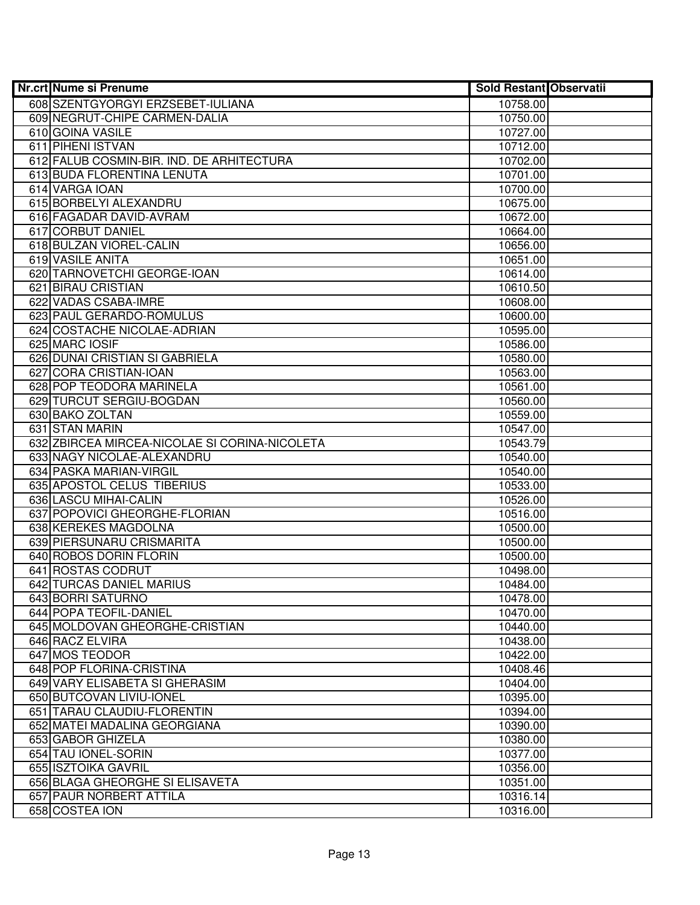| Nr.crt | Nume si Prenume | Sold Restant | Observatii |
|---|---|---|---|
| 608 | SZENTGYORGYI ERZSEBET-IULIANA | 10758.00 | |
| 609 | NEGRUT-CHIPE CARMEN-DALIA | 10750.00 | |
| 610 | GOINA VASILE | 10727.00 | |
| 611 | PIHENI ISTVAN | 10712.00 | |
| 612 | FALUB COSMIN-BIR. IND. DE ARHITECTURA | 10702.00 | |
| 613 | BUDA FLORENTINA LENUTA | 10701.00 | |
| 614 | VARGA IOAN | 10700.00 | |
| 615 | BORBELYI ALEXANDRU | 10675.00 | |
| 616 | FAGADAR DAVID-AVRAM | 10672.00 | |
| 617 | CORBUT DANIEL | 10664.00 | |
| 618 | BULZAN VIOREL-CALIN | 10656.00 | |
| 619 | VASILE ANITA | 10651.00 | |
| 620 | TARNOVETCHI GEORGE-IOAN | 10614.00 | |
| 621 | BIRAU CRISTIAN | 10610.50 | |
| 622 | VADAS CSABA-IMRE | 10608.00 | |
| 623 | PAUL GERARDO-ROMULUS | 10600.00 | |
| 624 | COSTACHE NICOLAE-ADRIAN | 10595.00 | |
| 625 | MARC IOSIF | 10586.00 | |
| 626 | DUNAI CRISTIAN SI GABRIELA | 10580.00 | |
| 627 | CORA CRISTIAN-IOAN | 10563.00 | |
| 628 | POP TEODORA MARINELA | 10561.00 | |
| 629 | TURCUT SERGIU-BOGDAN | 10560.00 | |
| 630 | BAKO ZOLTAN | 10559.00 | |
| 631 | STAN MARIN | 10547.00 | |
| 632 | ZBIRCEA MIRCEA-NICOLAE SI CORINA-NICOLETA | 10543.79 | |
| 633 | NAGY NICOLAE-ALEXANDRU | 10540.00 | |
| 634 | PASKA MARIAN-VIRGIL | 10540.00 | |
| 635 | APOSTOL CELUS TIBERIUS | 10533.00 | |
| 636 | LASCU MIHAI-CALIN | 10526.00 | |
| 637 | POPOVICI GHEORGHE-FLORIAN | 10516.00 | |
| 638 | KEREKES MAGDOLNA | 10500.00 | |
| 639 | PIERSUNARU CRISMARITA | 10500.00 | |
| 640 | ROBOS DORIN FLORIN | 10500.00 | |
| 641 | ROSTAS CODRUT | 10498.00 | |
| 642 | TURCAS DANIEL MARIUS | 10484.00 | |
| 643 | BORRI SATURNO | 10478.00 | |
| 644 | POPA TEOFIL-DANIEL | 10470.00 | |
| 645 | MOLDOVAN GHEORGHE-CRISTIAN | 10440.00 | |
| 646 | RACZ ELVIRA | 10438.00 | |
| 647 | MOS TEODOR | 10422.00 | |
| 648 | POP FLORINA-CRISTINA | 10408.46 | |
| 649 | VARY ELISABETA SI GHERASIM | 10404.00 | |
| 650 | BUTCOVAN LIVIU-IONEL | 10395.00 | |
| 651 | TARAU CLAUDIU-FLORENTIN | 10394.00 | |
| 652 | MATEI MADALINA GEORGIANA | 10390.00 | |
| 653 | GABOR GHIZELA | 10380.00 | |
| 654 | TAU IONEL-SORIN | 10377.00 | |
| 655 | ISZTOIKA GAVRIL | 10356.00 | |
| 656 | BLAGA GHEORGHE SI ELISAVETA | 10351.00 | |
| 657 | PAUR NORBERT ATTILA | 10316.14 | |
| 658 | COSTEA ION | 10316.00 | |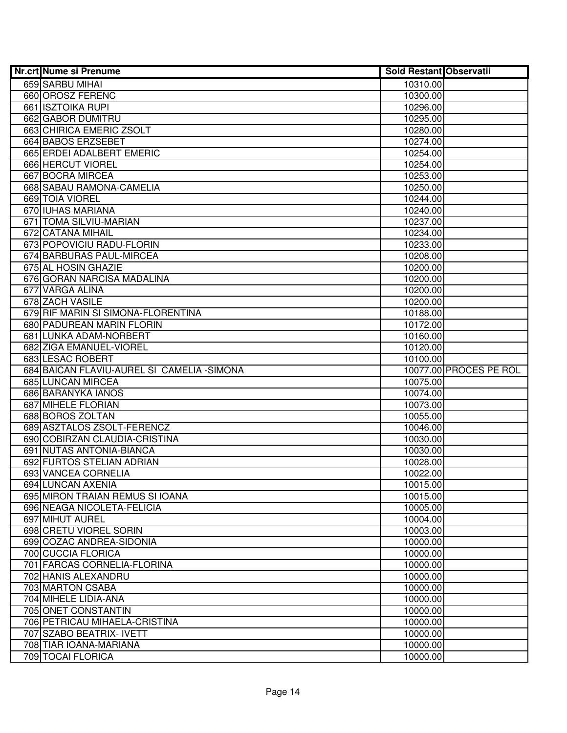| Nr.crt | Nume si Prenume | Sold Restant | Observatii |
|---|---|---|---|
| 659 | SARBU MIHAI | 10310.00 | |
| 660 | OROSZ FERENC | 10300.00 | |
| 661 | ISZTOIKA RUPI | 10296.00 | |
| 662 | GABOR DUMITRU | 10295.00 | |
| 663 | CHIRICA EMERIC ZSOLT | 10280.00 | |
| 664 | BABOS ERZSEBET | 10274.00 | |
| 665 | ERDEI ADALBERT EMERIC | 10254.00 | |
| 666 | HERCUT VIOREL | 10254.00 | |
| 667 | BOCRA MIRCEA | 10253.00 | |
| 668 | SABAU RAMONA-CAMELIA | 10250.00 | |
| 669 | TOIA VIOREL | 10244.00 | |
| 670 | IUHAS MARIANA | 10240.00 | |
| 671 | TOMA SILVIU-MARIAN | 10237.00 | |
| 672 | CATANA MIHAIL | 10234.00 | |
| 673 | POPOVICIU RADU-FLORIN | 10233.00 | |
| 674 | BARBURAS PAUL-MIRCEA | 10208.00 | |
| 675 | AL HOSIN GHAZIE | 10200.00 | |
| 676 | GORAN NARCISA MADALINA | 10200.00 | |
| 677 | VARGA ALINA | 10200.00 | |
| 678 | ZACH VASILE | 10200.00 | |
| 679 | RIF MARIN SI SIMONA-FLORENTINA | 10188.00 | |
| 680 | PADUREAN MARIN FLORIN | 10172.00 | |
| 681 | LUNKA ADAM-NORBERT | 10160.00 | |
| 682 | ZIGA EMANUEL-VIOREL | 10120.00 | |
| 683 | LESAC ROBERT | 10100.00 | |
| 684 | BAICAN FLAVIU-AUREL SI CAMELIA -SIMONA | 10077.00 | PROCES PE ROL |
| 685 | LUNCAN MIRCEA | 10075.00 | |
| 686 | BARANYKA IANOS | 10074.00 | |
| 687 | MIHELE FLORIAN | 10073.00 | |
| 688 | BOROS ZOLTAN | 10055.00 | |
| 689 | ASZTALOS ZSOLT-FERENCZ | 10046.00 | |
| 690 | COBIRZAN CLAUDIA-CRISTINA | 10030.00 | |
| 691 | NUTAS ANTONIA-BIANCA | 10030.00 | |
| 692 | FURTOS STELIAN ADRIAN | 10028.00 | |
| 693 | VANCEA CORNELIA | 10022.00 | |
| 694 | LUNCAN AXENIA | 10015.00 | |
| 695 | MIRON TRAIAN REMUS SI IOANA | 10015.00 | |
| 696 | NEAGA NICOLETA-FELICIA | 10005.00 | |
| 697 | MIHUT AUREL | 10004.00 | |
| 698 | CRETU VIOREL SORIN | 10003.00 | |
| 699 | COZAC ANDREA-SIDONIA | 10000.00 | |
| 700 | CUCCIA FLORICA | 10000.00 | |
| 701 | FARCAS CORNELIA-FLORINA | 10000.00 | |
| 702 | HANIS ALEXANDRU | 10000.00 | |
| 703 | MARTON CSABA | 10000.00 | |
| 704 | MIHELE LIDIA-ANA | 10000.00 | |
| 705 | ONET CONSTANTIN | 10000.00 | |
| 706 | PETRICAU MIHAELA-CRISTINA | 10000.00 | |
| 707 | SZABO BEATRIX- IVETT | 10000.00 | |
| 708 | TIAR IOANA-MARIANA | 10000.00 | |
| 709 | TOCAI FLORICA | 10000.00 | |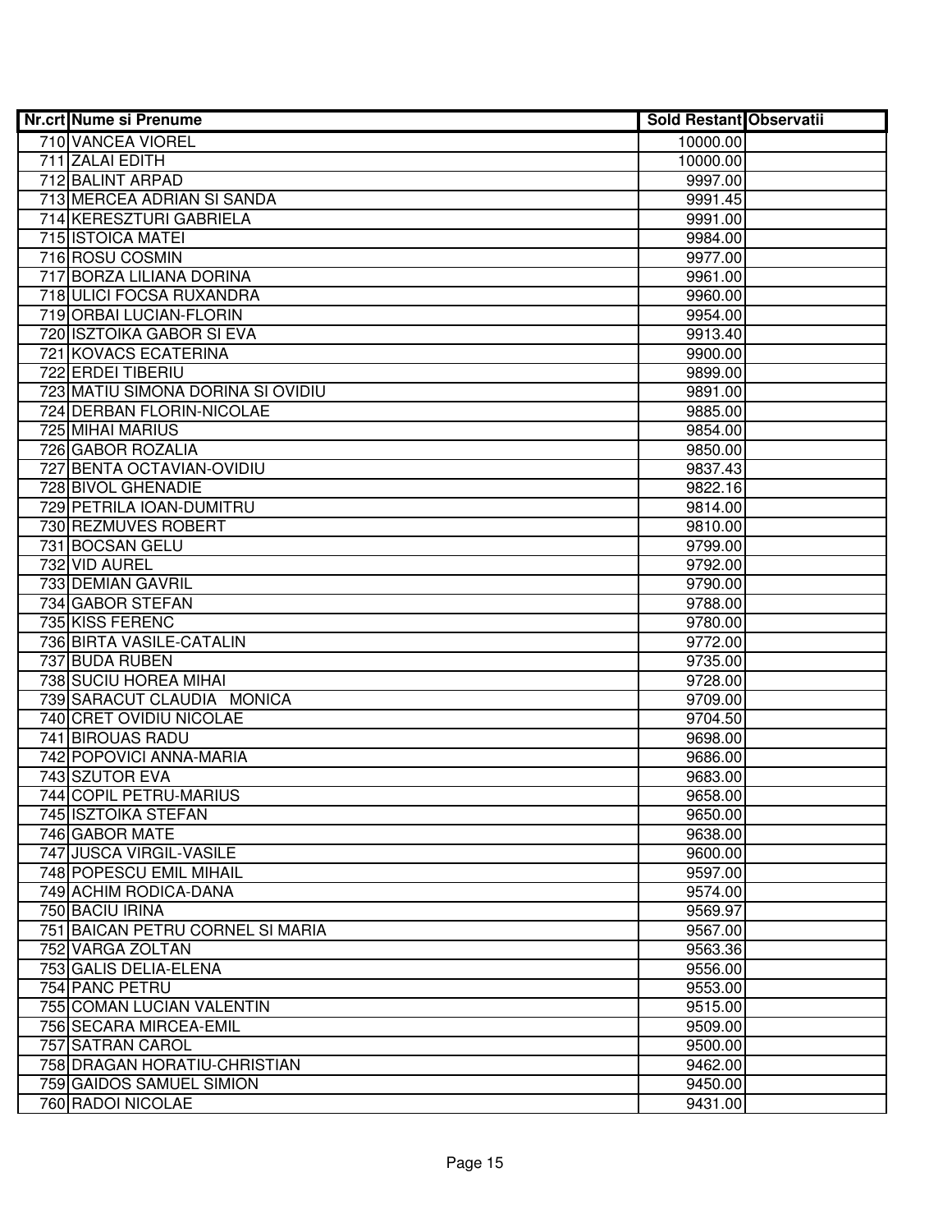| Nr.crt | Nume si Prenume | Sold Restant | Observatii |
|---|---|---|---|
| 710 | VANCEA VIOREL | 10000.00 | |
| 711 | ZALAI EDITH | 10000.00 | |
| 712 | BALINT ARPAD | 9997.00 | |
| 713 | MERCEA ADRIAN SI SANDA | 9991.45 | |
| 714 | KERESZTURI GABRIELA | 9991.00 | |
| 715 | ISTOICA MATEI | 9984.00 | |
| 716 | ROSU COSMIN | 9977.00 | |
| 717 | BORZA LILIANA DORINA | 9961.00 | |
| 718 | ULICI FOCSA RUXANDRA | 9960.00 | |
| 719 | ORBAI LUCIAN-FLORIN | 9954.00 | |
| 720 | ISZTOIKA GABOR SI EVA | 9913.40 | |
| 721 | KOVACS ECATERINA | 9900.00 | |
| 722 | ERDEI TIBERIU | 9899.00 | |
| 723 | MATIU SIMONA DORINA SI OVIDIU | 9891.00 | |
| 724 | DERBAN FLORIN-NICOLAE | 9885.00 | |
| 725 | MIHAI MARIUS | 9854.00 | |
| 726 | GABOR ROZALIA | 9850.00 | |
| 727 | BENTA OCTAVIAN-OVIDIU | 9837.43 | |
| 728 | BIVOL GHENADIE | 9822.16 | |
| 729 | PETRILA IOAN-DUMITRU | 9814.00 | |
| 730 | REZMUVES ROBERT | 9810.00 | |
| 731 | BOCSAN GELU | 9799.00 | |
| 732 | VID AUREL | 9792.00 | |
| 733 | DEMIAN GAVRIL | 9790.00 | |
| 734 | GABOR STEFAN | 9788.00 | |
| 735 | KISS FERENC | 9780.00 | |
| 736 | BIRTA VASILE-CATALIN | 9772.00 | |
| 737 | BUDA RUBEN | 9735.00 | |
| 738 | SUCIU HOREA MIHAI | 9728.00 | |
| 739 | SARACUT CLAUDIA MONICA | 9709.00 | |
| 740 | CRET OVIDIU NICOLAE | 9704.50 | |
| 741 | BIROUAS RADU | 9698.00 | |
| 742 | POPOVICI ANNA-MARIA | 9686.00 | |
| 743 | SZUTOR EVA | 9683.00 | |
| 744 | COPIL PETRU-MARIUS | 9658.00 | |
| 745 | ISZTOIKA STEFAN | 9650.00 | |
| 746 | GABOR MATE | 9638.00 | |
| 747 | JUSCA VIRGIL-VASILE | 9600.00 | |
| 748 | POPESCU EMIL MIHAIL | 9597.00 | |
| 749 | ACHIM RODICA-DANA | 9574.00 | |
| 750 | BACIU IRINA | 9569.97 | |
| 751 | BAICAN PETRU CORNEL SI MARIA | 9567.00 | |
| 752 | VARGA ZOLTAN | 9563.36 | |
| 753 | GALIS DELIA-ELENA | 9556.00 | |
| 754 | PANC PETRU | 9553.00 | |
| 755 | COMAN LUCIAN VALENTIN | 9515.00 | |
| 756 | SECARA MIRCEA-EMIL | 9509.00 | |
| 757 | SATRAN CAROL | 9500.00 | |
| 758 | DRAGAN HORATIU-CHRISTIAN | 9462.00 | |
| 759 | GAIDOS SAMUEL SIMION | 9450.00 | |
| 760 | RADOI NICOLAE | 9431.00 | |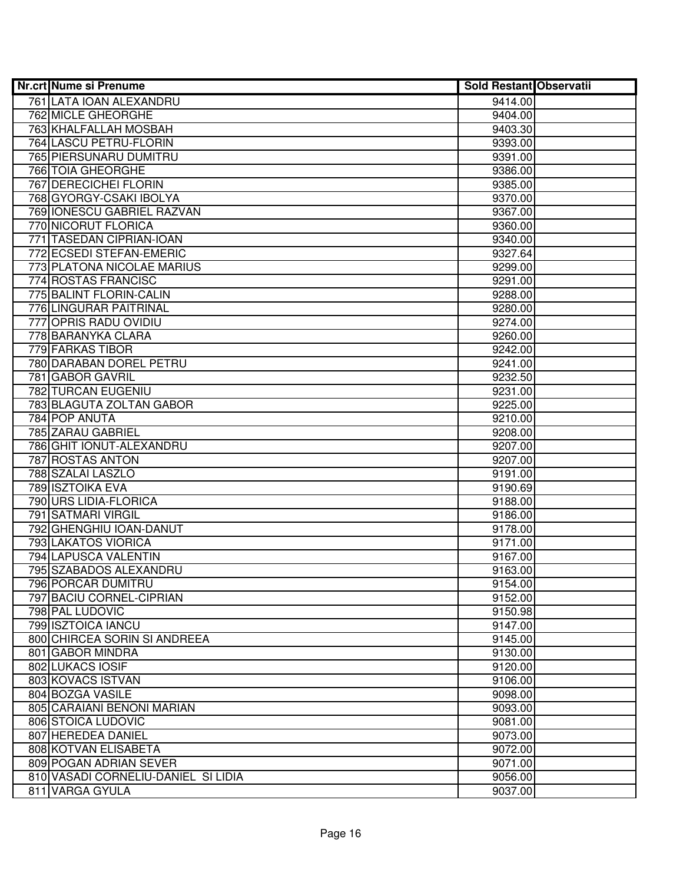| Nr.crt | Nume si Prenume | Sold Restant | Observatii |
|---|---|---|---|
| 761 | LATA IOAN ALEXANDRU | 9414.00 | |
| 762 | MICLE GHEORGHE | 9404.00 | |
| 763 | KHALFALLAH MOSBAH | 9403.30 | |
| 764 | LASCU PETRU-FLORIN | 9393.00 | |
| 765 | PIERSUNARU DUMITRU | 9391.00 | |
| 766 | TOIA GHEORGHE | 9386.00 | |
| 767 | DERECICHEI FLORIN | 9385.00 | |
| 768 | GYORGY-CSAKI IBOLYA | 9370.00 | |
| 769 | IONESCU GABRIEL RAZVAN | 9367.00 | |
| 770 | NICORUT FLORICA | 9360.00 | |
| 771 | TASEDAN CIPRIAN-IOAN | 9340.00 | |
| 772 | ECSEDI STEFAN-EMERIC | 9327.64 | |
| 773 | PLATONA NICOLAE MARIUS | 9299.00 | |
| 774 | ROSTAS FRANCISC | 9291.00 | |
| 775 | BALINT FLORIN-CALIN | 9288.00 | |
| 776 | LINGURAR PAITRINAL | 9280.00 | |
| 777 | OPRIS RADU OVIDIU | 9274.00 | |
| 778 | BARANYKA CLARA | 9260.00 | |
| 779 | FARKAS TIBOR | 9242.00 | |
| 780 | DARABAN DOREL PETRU | 9241.00 | |
| 781 | GABOR GAVRIL | 9232.50 | |
| 782 | TURCAN EUGENIU | 9231.00 | |
| 783 | BLAGUTA ZOLTAN GABOR | 9225.00 | |
| 784 | POP ANUTA | 9210.00 | |
| 785 | ZARAU GABRIEL | 9208.00 | |
| 786 | GHIT IONUT-ALEXANDRU | 9207.00 | |
| 787 | ROSTAS ANTON | 9207.00 | |
| 788 | SZALAI LASZLO | 9191.00 | |
| 789 | ISZTOIKA EVA | 9190.69 | |
| 790 | URS LIDIA-FLORICA | 9188.00 | |
| 791 | SATMARI VIRGIL | 9186.00 | |
| 792 | GHENGHIU IOAN-DANUT | 9178.00 | |
| 793 | LAKATOS VIORICA | 9171.00 | |
| 794 | LAPUSCA VALENTIN | 9167.00 | |
| 795 | SZABADOS ALEXANDRU | 9163.00 | |
| 796 | PORCAR DUMITRU | 9154.00 | |
| 797 | BACIU CORNEL-CIPRIAN | 9152.00 | |
| 798 | PAL LUDOVIC | 9150.98 | |
| 799 | ISZTOICA IANCU | 9147.00 | |
| 800 | CHIRCEA SORIN SI ANDREEA | 9145.00 | |
| 801 | GABOR MINDRA | 9130.00 | |
| 802 | LUKACS IOSIF | 9120.00 | |
| 803 | KOVACS ISTVAN | 9106.00 | |
| 804 | BOZGA VASILE | 9098.00 | |
| 805 | CARAIANI BENONI MARIAN | 9093.00 | |
| 806 | STOICA LUDOVIC | 9081.00 | |
| 807 | HEREDEA DANIEL | 9073.00 | |
| 808 | KOTVAN ELISABETA | 9072.00 | |
| 809 | POGAN ADRIAN SEVER | 9071.00 | |
| 810 | VASADI CORNELIU-DANIEL SI LIDIA | 9056.00 | |
| 811 | VARGA GYULA | 9037.00 | |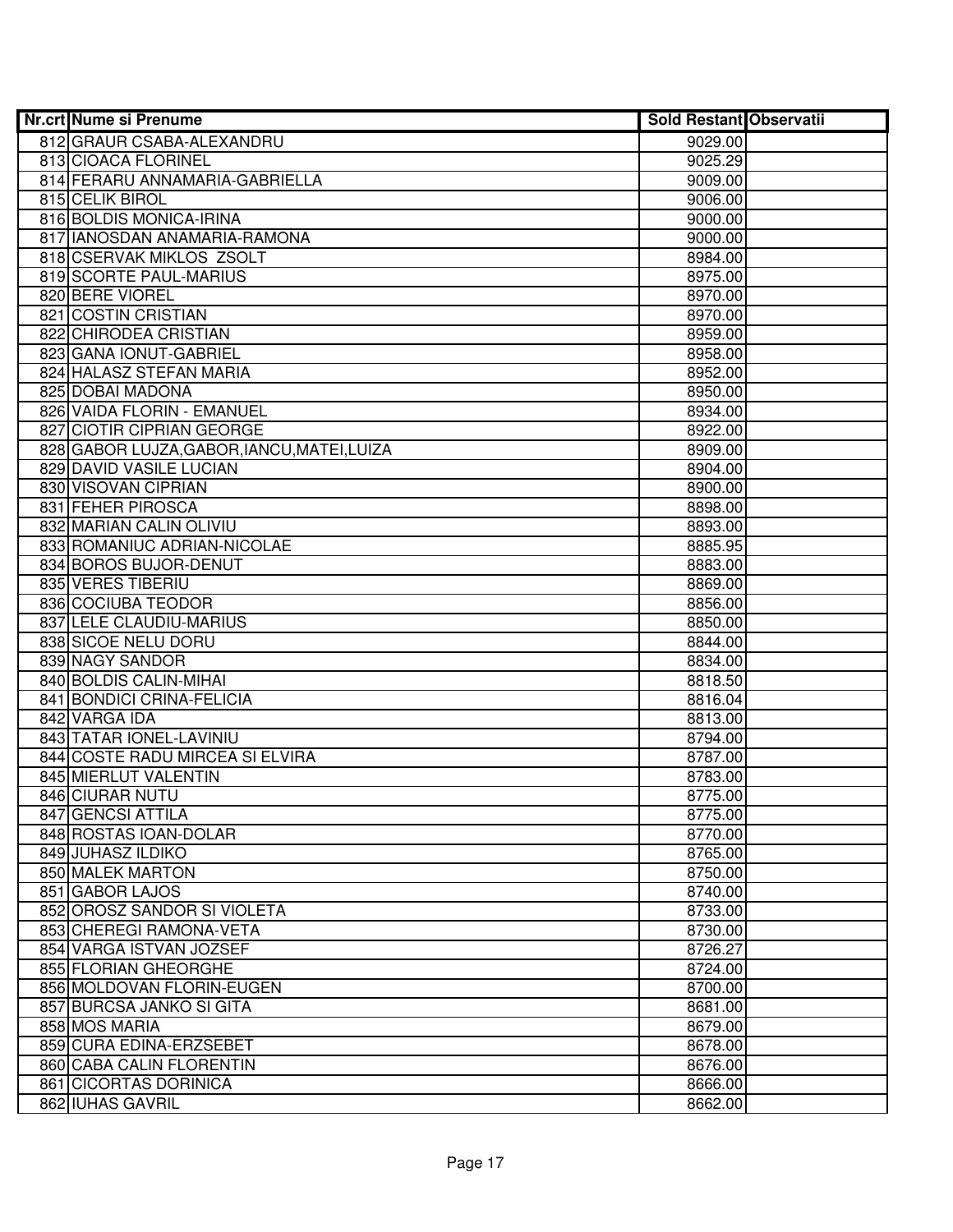| Nr.crt | Nume si Prenume | Sold Restant | Observatii |
|---|---|---|---|
| 812 | GRAUR CSABA-ALEXANDRU | 9029.00 | |
| 813 | CIOACA FLORINEL | 9025.29 | |
| 814 | FERARU ANNAMARIA-GABRIELLA | 9009.00 | |
| 815 | CELIK BIROL | 9006.00 | |
| 816 | BOLDIS MONICA-IRINA | 9000.00 | |
| 817 | IANOSDAN ANAMARIA-RAMONA | 9000.00 | |
| 818 | CSERVAK MIKLOS ZSOLT | 8984.00 | |
| 819 | SCORTE PAUL-MARIUS | 8975.00 | |
| 820 | BERE VIOREL | 8970.00 | |
| 821 | COSTIN CRISTIAN | 8970.00 | |
| 822 | CHIRODEA CRISTIAN | 8959.00 | |
| 823 | GANA IONUT-GABRIEL | 8958.00 | |
| 824 | HALASZ STEFAN MARIA | 8952.00 | |
| 825 | DOBAI MADONA | 8950.00 | |
| 826 | VAIDA FLORIN - EMANUEL | 8934.00 | |
| 827 | CIOTIR CIPRIAN GEORGE | 8922.00 | |
| 828 | GABOR LUJZA,GABOR,IANCU,MATEI,LUIZA | 8909.00 | |
| 829 | DAVID VASILE LUCIAN | 8904.00 | |
| 830 | VISOVAN CIPRIAN | 8900.00 | |
| 831 | FEHER PIROSCA | 8898.00 | |
| 832 | MARIAN CALIN OLIVIU | 8893.00 | |
| 833 | ROMANIUC ADRIAN-NICOLAE | 8885.95 | |
| 834 | BOROS BUJOR-DENUT | 8883.00 | |
| 835 | VERES TIBERIU | 8869.00 | |
| 836 | COCIUBA TEODOR | 8856.00 | |
| 837 | LELE CLAUDIU-MARIUS | 8850.00 | |
| 838 | SICOE NELU DORU | 8844.00 | |
| 839 | NAGY SANDOR | 8834.00 | |
| 840 | BOLDIS CALIN-MIHAI | 8818.50 | |
| 841 | BONDICI CRINA-FELICIA | 8816.04 | |
| 842 | VARGA IDA | 8813.00 | |
| 843 | TATAR IONEL-LAVINIU | 8794.00 | |
| 844 | COSTE RADU MIRCEA SI ELVIRA | 8787.00 | |
| 845 | MIERLUT VALENTIN | 8783.00 | |
| 846 | CIURAR NUTU | 8775.00 | |
| 847 | GENCSI ATTILA | 8775.00 | |
| 848 | ROSTAS IOAN-DOLAR | 8770.00 | |
| 849 | JUHASZ ILDIKO | 8765.00 | |
| 850 | MALEK MARTON | 8750.00 | |
| 851 | GABOR LAJOS | 8740.00 | |
| 852 | OROSZ SANDOR SI VIOLETA | 8733.00 | |
| 853 | CHEREGI RAMONA-VETA | 8730.00 | |
| 854 | VARGA ISTVAN JOZSEF | 8726.27 | |
| 855 | FLORIAN GHEORGHE | 8724.00 | |
| 856 | MOLDOVAN FLORIN-EUGEN | 8700.00 | |
| 857 | BURCSA JANKO SI GITA | 8681.00 | |
| 858 | MOS MARIA | 8679.00 | |
| 859 | CURA EDINA-ERZSEBET | 8678.00 | |
| 860 | CABA CALIN FLORENTIN | 8676.00 | |
| 861 | CICORTAS DORINICA | 8666.00 | |
| 862 | IUHAS GAVRIL | 8662.00 | |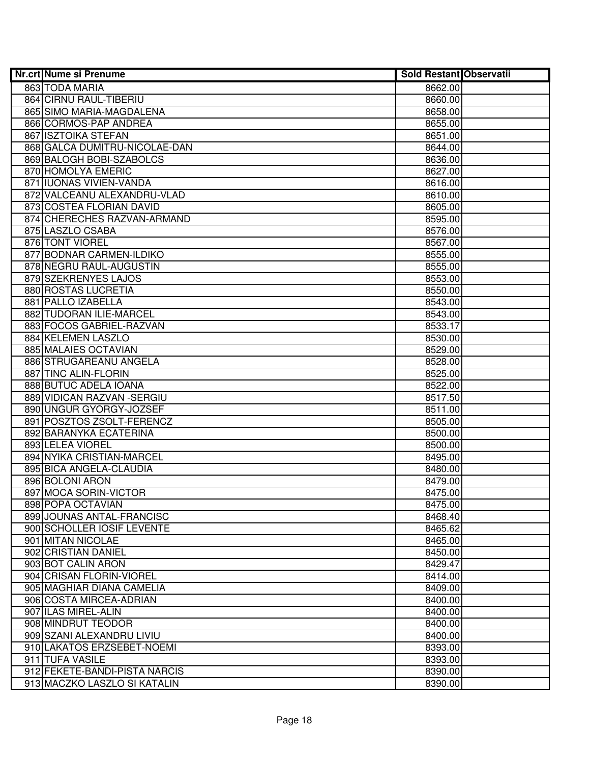| Nr.crt | Nume si Prenume | Sold Restant | Observatii |
|---|---|---|---|
| 863 | TODA MARIA | 8662.00 | |
| 864 | CIRNU RAUL-TIBERIU | 8660.00 | |
| 865 | SIMO MARIA-MAGDALENA | 8658.00 | |
| 866 | CORMOS-PAP ANDREA | 8655.00 | |
| 867 | ISZTOIKA STEFAN | 8651.00 | |
| 868 | GALCA DUMITRU-NICOLAE-DAN | 8644.00 | |
| 869 | BALOGH BOBI-SZABOLCS | 8636.00 | |
| 870 | HOMOLYA EMERIC | 8627.00 | |
| 871 | IUONAS VIVIEN-VANDA | 8616.00 | |
| 872 | VALCEANU ALEXANDRU-VLAD | 8610.00 | |
| 873 | COSTEA FLORIAN DAVID | 8605.00 | |
| 874 | CHERECHES RAZVAN-ARMAND | 8595.00 | |
| 875 | LASZLO CSABA | 8576.00 | |
| 876 | TONT VIOREL | 8567.00 | |
| 877 | BODNAR CARMEN-ILDIKO | 8555.00 | |
| 878 | NEGRU RAUL-AUGUSTIN | 8555.00 | |
| 879 | SZEKRENYES LAJOS | 8553.00 | |
| 880 | ROSTAS LUCRETIA | 8550.00 | |
| 881 | PALLO IZABELLA | 8543.00 | |
| 882 | TUDORAN ILIE-MARCEL | 8543.00 | |
| 883 | FOCOS GABRIEL-RAZVAN | 8533.17 | |
| 884 | KELEMEN LASZLO | 8530.00 | |
| 885 | MALAIES OCTAVIAN | 8529.00 | |
| 886 | STRUGAREANU ANGELA | 8528.00 | |
| 887 | TINC ALIN-FLORIN | 8525.00 | |
| 888 | BUTUC ADELA IOANA | 8522.00 | |
| 889 | VIDICAN RAZVAN -SERGIU | 8517.50 | |
| 890 | UNGUR GYORGY-JOZSEF | 8511.00 | |
| 891 | POSZTOS ZSOLT-FERENCZ | 8505.00 | |
| 892 | BARANYKA ECATERINA | 8500.00 | |
| 893 | LELEA VIOREL | 8500.00 | |
| 894 | NYIKA CRISTIAN-MARCEL | 8495.00 | |
| 895 | BICA ANGELA-CLAUDIA | 8480.00 | |
| 896 | BOLONI ARON | 8479.00 | |
| 897 | MOCA SORIN-VICTOR | 8475.00 | |
| 898 | POPA OCTAVIAN | 8475.00 | |
| 899 | JOUNAS ANTAL-FRANCISC | 8468.40 | |
| 900 | SCHOLLER IOSIF LEVENTE | 8465.62 | |
| 901 | MITAN NICOLAE | 8465.00 | |
| 902 | CRISTIAN DANIEL | 8450.00 | |
| 903 | BOT CALIN ARON | 8429.47 | |
| 904 | CRISAN FLORIN-VIOREL | 8414.00 | |
| 905 | MAGHIAR DIANA CAMELIA | 8409.00 | |
| 906 | COSTA MIRCEA-ADRIAN | 8400.00 | |
| 907 | ILAS MIREL-ALIN | 8400.00 | |
| 908 | MINDRUT TEODOR | 8400.00 | |
| 909 | SZANI ALEXANDRU LIVIU | 8400.00 | |
| 910 | LAKATOS ERZSEBET-NOEMI | 8393.00 | |
| 911 | TUFA VASILE | 8393.00 | |
| 912 | FEKETE-BANDI-PISTA NARCIS | 8390.00 | |
| 913 | MACZKO LASZLO SI KATALIN | 8390.00 | |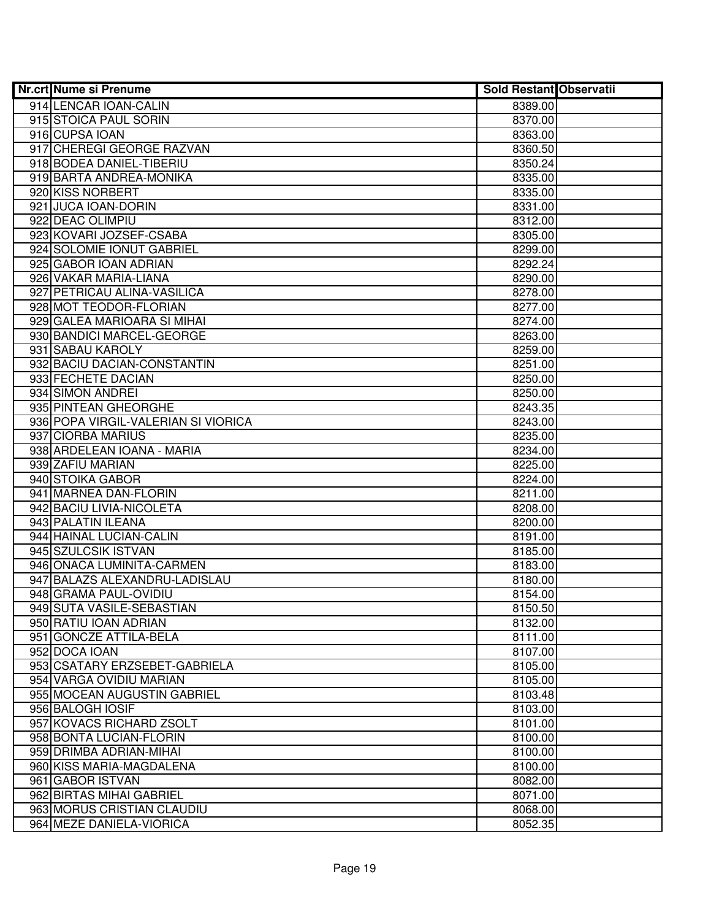| Nr.crt | Nume si Prenume | Sold Restant | Observatii |
|---|---|---|---|
| 914 | LENCAR IOAN-CALIN | 8389.00 | |
| 915 | STOICA PAUL SORIN | 8370.00 | |
| 916 | CUPSA IOAN | 8363.00 | |
| 917 | CHEREGI GEORGE RAZVAN | 8360.50 | |
| 918 | BODEA DANIEL-TIBERIU | 8350.24 | |
| 919 | BARTA ANDREA-MONIKA | 8335.00 | |
| 920 | KISS NORBERT | 8335.00 | |
| 921 | JUCA IOAN-DORIN | 8331.00 | |
| 922 | DEAC OLIMPIU | 8312.00 | |
| 923 | KOVARI JOZSEF-CSABA | 8305.00 | |
| 924 | SOLOMIE IONUT GABRIEL | 8299.00 | |
| 925 | GABOR IOAN ADRIAN | 8292.24 | |
| 926 | VAKAR MARIA-LIANA | 8290.00 | |
| 927 | PETRICAU ALINA-VASILICA | 8278.00 | |
| 928 | MOT TEODOR-FLORIAN | 8277.00 | |
| 929 | GALEA MARIOARA SI MIHAI | 8274.00 | |
| 930 | BANDICI MARCEL-GEORGE | 8263.00 | |
| 931 | SABAU KAROLY | 8259.00 | |
| 932 | BACIU DACIAN-CONSTANTIN | 8251.00 | |
| 933 | FECHETE DACIAN | 8250.00 | |
| 934 | SIMON ANDREI | 8250.00 | |
| 935 | PINTEAN GHEORGHE | 8243.35 | |
| 936 | POPA VIRGIL-VALERIAN SI VIORICA | 8243.00 | |
| 937 | CIORBA MARIUS | 8235.00 | |
| 938 | ARDELEAN IOANA - MARIA | 8234.00 | |
| 939 | ZAFIU MARIAN | 8225.00 | |
| 940 | STOIKA GABOR | 8224.00 | |
| 941 | MARNEA DAN-FLORIN | 8211.00 | |
| 942 | BACIU LIVIA-NICOLETA | 8208.00 | |
| 943 | PALATIN ILEANA | 8200.00 | |
| 944 | HAINAL LUCIAN-CALIN | 8191.00 | |
| 945 | SZULCSIK ISTVAN | 8185.00 | |
| 946 | ONACA LUMINITA-CARMEN | 8183.00 | |
| 947 | BALAZS ALEXANDRU-LADISLAU | 8180.00 | |
| 948 | GRAMA PAUL-OVIDIU | 8154.00 | |
| 949 | SUTA VASILE-SEBASTIAN | 8150.50 | |
| 950 | RATIU IOAN ADRIAN | 8132.00 | |
| 951 | GONCZE ATTILA-BELA | 8111.00 | |
| 952 | DOCA IOAN | 8107.00 | |
| 953 | CSATARY ERZSEBET-GABRIELA | 8105.00 | |
| 954 | VARGA OVIDIU MARIAN | 8105.00 | |
| 955 | MOCEAN AUGUSTIN GABRIEL | 8103.48 | |
| 956 | BALOGH IOSIF | 8103.00 | |
| 957 | KOVACS RICHARD ZSOLT | 8101.00 | |
| 958 | BONTA LUCIAN-FLORIN | 8100.00 | |
| 959 | DRIMBA ADRIAN-MIHAI | 8100.00 | |
| 960 | KISS MARIA-MAGDALENA | 8100.00 | |
| 961 | GABOR ISTVAN | 8082.00 | |
| 962 | BIRTAS MIHAI GABRIEL | 8071.00 | |
| 963 | MORUS CRISTIAN CLAUDIU | 8068.00 | |
| 964 | MEZE DANIELA-VIORICA | 8052.35 | |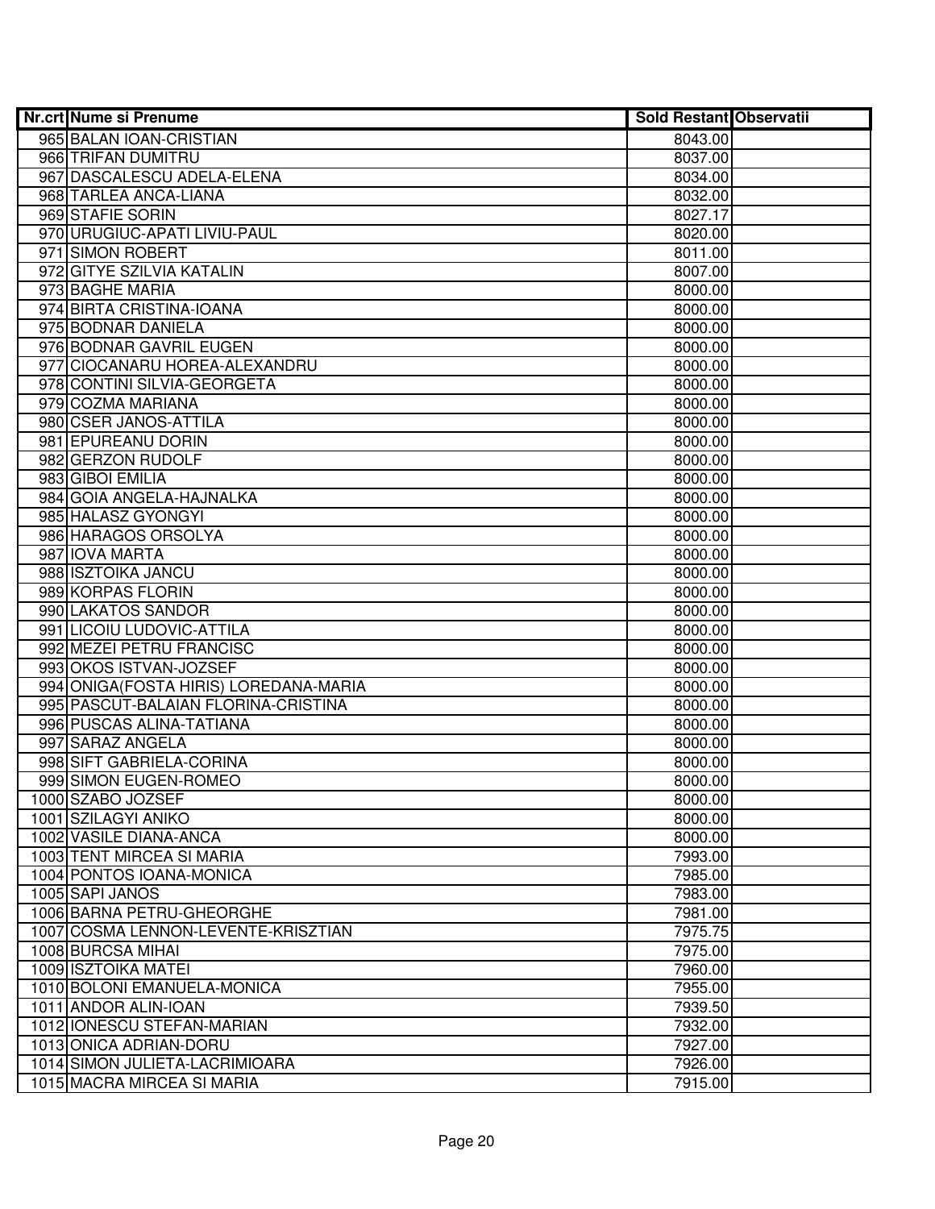| Nr.crt | Nume si Prenume | Sold Restant | Observatii |
|---|---|---|---|
| 965 | BALAN IOAN-CRISTIAN | 8043.00 | |
| 966 | TRIFAN DUMITRU | 8037.00 | |
| 967 | DASCALESCU ADELA-ELENA | 8034.00 | |
| 968 | TARLEA ANCA-LIANA | 8032.00 | |
| 969 | STAFIE SORIN | 8027.17 | |
| 970 | URUGIUC-APATI LIVIU-PAUL | 8020.00 | |
| 971 | SIMON ROBERT | 8011.00 | |
| 972 | GITYE SZILVIA KATALIN | 8007.00 | |
| 973 | BAGHE MARIA | 8000.00 | |
| 974 | BIRTA CRISTINA-IOANA | 8000.00 | |
| 975 | BODNAR DANIELA | 8000.00 | |
| 976 | BODNAR GAVRIL EUGEN | 8000.00 | |
| 977 | CIOCANARU HOREA-ALEXANDRU | 8000.00 | |
| 978 | CONTINI SILVIA-GEORGETA | 8000.00 | |
| 979 | COZMA MARIANA | 8000.00 | |
| 980 | CSER JANOS-ATTILA | 8000.00 | |
| 981 | EPUREANU DORIN | 8000.00 | |
| 982 | GERZON RUDOLF | 8000.00 | |
| 983 | GIBOI EMILIA | 8000.00 | |
| 984 | GOIA ANGELA-HAJNALKA | 8000.00 | |
| 985 | HALASZ GYONGYI | 8000.00 | |
| 986 | HARAGOS ORSOLYA | 8000.00 | |
| 987 | IOVA MARTA | 8000.00 | |
| 988 | ISZTOIKA JANCU | 8000.00 | |
| 989 | KORPAS FLORIN | 8000.00 | |
| 990 | LAKATOS SANDOR | 8000.00 | |
| 991 | LICOIU LUDOVIC-ATTILA | 8000.00 | |
| 992 | MEZEI PETRU FRANCISC | 8000.00 | |
| 993 | OKOS ISTVAN-JOZSEF | 8000.00 | |
| 994 | ONIGA(FOSTA HIRIS) LOREDANA-MARIA | 8000.00 | |
| 995 | PASCUT-BALAIAN FLORINA-CRISTINA | 8000.00 | |
| 996 | PUSCAS ALINA-TATIANA | 8000.00 | |
| 997 | SARAZ ANGELA | 8000.00 | |
| 998 | SIFT GABRIELA-CORINA | 8000.00 | |
| 999 | SIMON EUGEN-ROMEO | 8000.00 | |
| 1000 | SZABO JOZSEF | 8000.00 | |
| 1001 | SZILAGYI ANIKO | 8000.00 | |
| 1002 | VASILE DIANA-ANCA | 8000.00 | |
| 1003 | TENT MIRCEA SI MARIA | 7993.00 | |
| 1004 | PONTOS IOANA-MONICA | 7985.00 | |
| 1005 | SAPI JANOS | 7983.00 | |
| 1006 | BARNA PETRU-GHEORGHE | 7981.00 | |
| 1007 | COSMA LENNON-LEVENTE-KRISZTIAN | 7975.75 | |
| 1008 | BURCSA MIHAI | 7975.00 | |
| 1009 | ISZTOIKA MATEI | 7960.00 | |
| 1010 | BOLONI EMANUELA-MONICA | 7955.00 | |
| 1011 | ANDOR ALIN-IOAN | 7939.50 | |
| 1012 | IONESCU STEFAN-MARIAN | 7932.00 | |
| 1013 | ONICA ADRIAN-DORU | 7927.00 | |
| 1014 | SIMON JULIETA-LACRIMIOARA | 7926.00 | |
| 1015 | MACRA MIRCEA SI MARIA | 7915.00 | |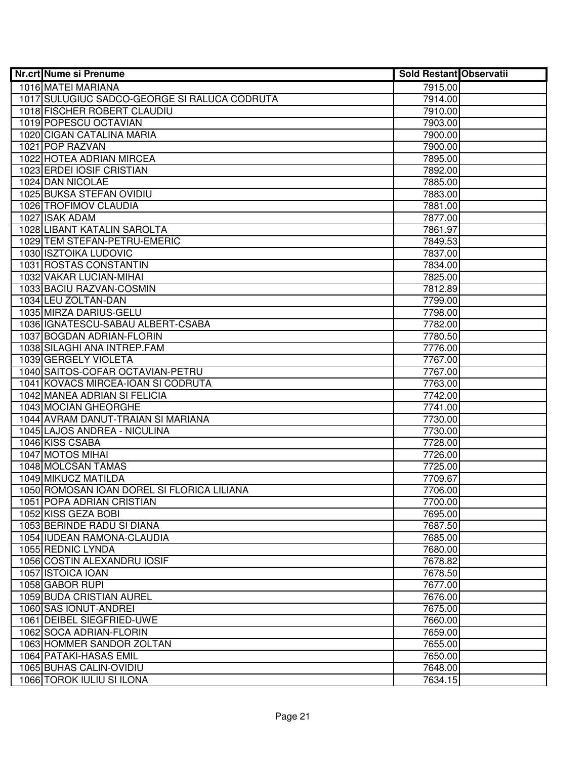| Nr.crt | Nume si Prenume | Sold Restant | Observatii |
|---|---|---|---|
| 1016 | MATEI MARIANA | 7915.00 | |
| 1017 | SULUGIUC SADCO-GEORGE SI RALUCA CODRUTA | 7914.00 | |
| 1018 | FISCHER ROBERT CLAUDIU | 7910.00 | |
| 1019 | POPESCU OCTAVIAN | 7903.00 | |
| 1020 | CIGAN CATALINA MARIA | 7900.00 | |
| 1021 | POP RAZVAN | 7900.00 | |
| 1022 | HOTEA ADRIAN MIRCEA | 7895.00 | |
| 1023 | ERDEI IOSIF CRISTIAN | 7892.00 | |
| 1024 | DAN NICOLAE | 7885.00 | |
| 1025 | BUKSA STEFAN OVIDIU | 7883.00 | |
| 1026 | TROFIMOV CLAUDIA | 7881.00 | |
| 1027 | ISAK ADAM | 7877.00 | |
| 1028 | LIBANT KATALIN SAROLTA | 7861.97 | |
| 1029 | TEM STEFAN-PETRU-EMERIC | 7849.53 | |
| 1030 | ISZTOIKA LUDOVIC | 7837.00 | |
| 1031 | ROSTAS CONSTANTIN | 7834.00 | |
| 1032 | VAKAR LUCIAN-MIHAI | 7825.00 | |
| 1033 | BACIU RAZVAN-COSMIN | 7812.89 | |
| 1034 | LEU ZOLTAN-DAN | 7799.00 | |
| 1035 | MIRZA DARIUS-GELU | 7798.00 | |
| 1036 | IGNATESCU-SABAU ALBERT-CSABA | 7782.00 | |
| 1037 | BOGDAN ADRIAN-FLORIN | 7780.50 | |
| 1038 | SILAGHI ANA INTREP.FAM | 7776.00 | |
| 1039 | GERGELY VIOLETA | 7767.00 | |
| 1040 | SAITOS-COFAR OCTAVIAN-PETRU | 7767.00 | |
| 1041 | KOVACS MIRCEA-IOAN SI CODRUTA | 7763.00 | |
| 1042 | MANEA ADRIAN SI FELICIA | 7742.00 | |
| 1043 | MOCIAN GHEORGHE | 7741.00 | |
| 1044 | AVRAM DANUT-TRAIAN SI MARIANA | 7730.00 | |
| 1045 | LAJOS ANDREA - NICULINA | 7730.00 | |
| 1046 | KISS CSABA | 7728.00 | |
| 1047 | MOTOS MIHAI | 7726.00 | |
| 1048 | MOLCSAN TAMAS | 7725.00 | |
| 1049 | MIKUCZ MATILDA | 7709.67 | |
| 1050 | ROMOSAN IOAN DOREL SI FLORICA LILIANA | 7706.00 | |
| 1051 | POPA ADRIAN CRISTIAN | 7700.00 | |
| 1052 | KISS GEZA BOBI | 7695.00 | |
| 1053 | BERINDE RADU SI DIANA | 7687.50 | |
| 1054 | IUDEAN RAMONA-CLAUDIA | 7685.00 | |
| 1055 | REDNIC LYNDA | 7680.00 | |
| 1056 | COSTIN ALEXANDRU IOSIF | 7678.82 | |
| 1057 | ISTOICA IOAN | 7678.50 | |
| 1058 | GABOR RUPI | 7677.00 | |
| 1059 | BUDA CRISTIAN AUREL | 7676.00 | |
| 1060 | SAS IONUT-ANDREI | 7675.00 | |
| 1061 | DEIBEL SIEGFRIED-UWE | 7660.00 | |
| 1062 | SOCA ADRIAN-FLORIN | 7659.00 | |
| 1063 | HOMMER SANDOR ZOLTAN | 7655.00 | |
| 1064 | PATAKI-HASAS EMIL | 7650.00 | |
| 1065 | BUHAS CALIN-OVIDIU | 7648.00 | |
| 1066 | TOROK IULIU SI ILONA | 7634.15 | |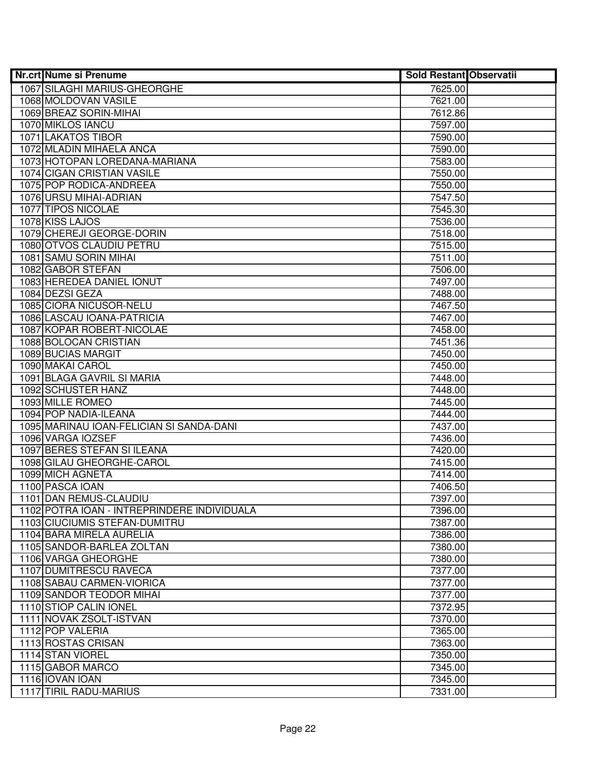| Nr.crt | Nume si Prenume | Sold Restant | Observatii |
|---|---|---|---|
| 1067 | SILAGHI MARIUS-GHEORGHE | 7625.00 | |
| 1068 | MOLDOVAN VASILE | 7621.00 | |
| 1069 | BREAZ SORIN-MIHAI | 7612.86 | |
| 1070 | MIKLOS IANCU | 7597.00 | |
| 1071 | LAKATOS TIBOR | 7590.00 | |
| 1072 | MLADIN MIHAELA ANCA | 7590.00 | |
| 1073 | HOTOPAN LOREDANA-MARIANA | 7583.00 | |
| 1074 | CIGAN CRISTIAN VASILE | 7550.00 | |
| 1075 | POP RODICA-ANDREEA | 7550.00 | |
| 1076 | URSU MIHAI-ADRIAN | 7547.50 | |
| 1077 | TIPOS NICOLAE | 7545.30 | |
| 1078 | KISS LAJOS | 7536.00 | |
| 1079 | CHEREJI GEORGE-DORIN | 7518.00 | |
| 1080 | OTVOS CLAUDIU PETRU | 7515.00 | |
| 1081 | SAMU SORIN MIHAI | 7511.00 | |
| 1082 | GABOR STEFAN | 7506.00 | |
| 1083 | HEREDEA DANIEL IONUT | 7497.00 | |
| 1084 | DEZSI GEZA | 7488.00 | |
| 1085 | CIORA NICUSOR-NELU | 7467.50 | |
| 1086 | LASCAU IOANA-PATRICIA | 7467.00 | |
| 1087 | KOPAR ROBERT-NICOLAE | 7458.00 | |
| 1088 | BOLOCAN CRISTIAN | 7451.36 | |
| 1089 | BUCIAS MARGIT | 7450.00 | |
| 1090 | MAKAI CAROL | 7450.00 | |
| 1091 | BLAGA GAVRIL SI MARIA | 7448.00 | |
| 1092 | SCHUSTER HANZ | 7448.00 | |
| 1093 | MILLE ROMEO | 7445.00 | |
| 1094 | POP NADIA-ILEANA | 7444.00 | |
| 1095 | MARINAU IOAN-FELICIAN SI SANDA-DANI | 7437.00 | |
| 1096 | VARGA IOZSEF | 7436.00 | |
| 1097 | BERES STEFAN SI ILEANA | 7420.00 | |
| 1098 | GILAU GHEORGHE-CAROL | 7415.00 | |
| 1099 | MICH AGNETA | 7414.00 | |
| 1100 | PASCA IOAN | 7406.50 | |
| 1101 | DAN REMUS-CLAUDIU | 7397.00 | |
| 1102 | POTRA IOAN - INTREPRINDERE INDIVIDUALA | 7396.00 | |
| 1103 | CIUCIUMIS STEFAN-DUMITRU | 7387.00 | |
| 1104 | BARA MIRELA AURELIA | 7386.00 | |
| 1105 | SANDOR-BARLEA ZOLTAN | 7380.00 | |
| 1106 | VARGA GHEORGHE | 7380.00 | |
| 1107 | DUMITRESCU RAVECA | 7377.00 | |
| 1108 | SABAU CARMEN-VIORICA | 7377.00 | |
| 1109 | SANDOR TEODOR MIHAI | 7377.00 | |
| 1110 | STIOP CALIN IONEL | 7372.95 | |
| 1111 | NOVAK ZSOLT-ISTVAN | 7370.00 | |
| 1112 | POP VALERIA | 7365.00 | |
| 1113 | ROSTAS CRISAN | 7363.00 | |
| 1114 | STAN VIOREL | 7350.00 | |
| 1115 | GABOR MARCO | 7345.00 | |
| 1116 | IOVAN IOAN | 7345.00 | |
| 1117 | TIRIL RADU-MARIUS | 7331.00 | |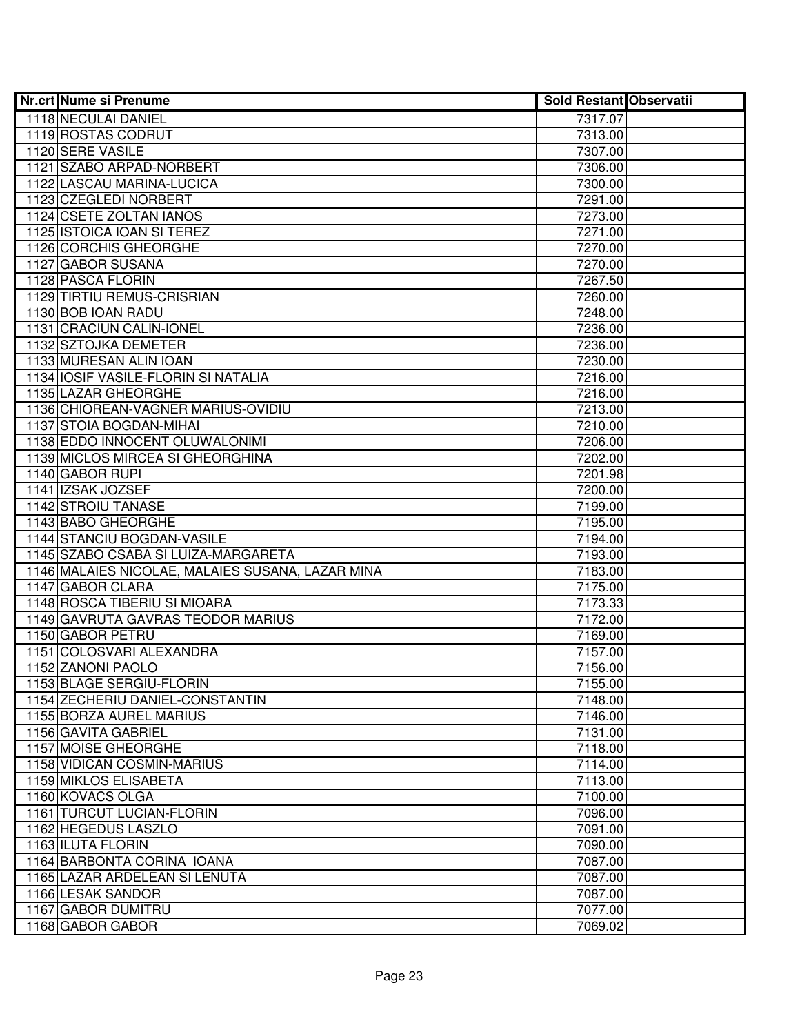| Nr.crt | Nume si Prenume | Sold Restant | Observatii |
|---|---|---|---|
| 1118 | NECULAI DANIEL | 7317.07 | |
| 1119 | ROSTAS CODRUT | 7313.00 | |
| 1120 | SERE VASILE | 7307.00 | |
| 1121 | SZABO ARPAD-NORBERT | 7306.00 | |
| 1122 | LASCAU MARINA-LUCICA | 7300.00 | |
| 1123 | CZEGLEDI NORBERT | 7291.00 | |
| 1124 | CSETE ZOLTAN IANOS | 7273.00 | |
| 1125 | ISTOICA IOAN SI TEREZ | 7271.00 | |
| 1126 | CORCHIS GHEORGHE | 7270.00 | |
| 1127 | GABOR SUSANA | 7270.00 | |
| 1128 | PASCA FLORIN | 7267.50 | |
| 1129 | TIRTIU REMUS-CRISRIAN | 7260.00 | |
| 1130 | BOB IOAN RADU | 7248.00 | |
| 1131 | CRACIUN CALIN-IONEL | 7236.00 | |
| 1132 | SZTOJKA DEMETER | 7236.00 | |
| 1133 | MURESAN ALIN IOAN | 7230.00 | |
| 1134 | IOSIF VASILE-FLORIN SI NATALIA | 7216.00 | |
| 1135 | LAZAR GHEORGHE | 7216.00 | |
| 1136 | CHIOREAN-VAGNER MARIUS-OVIDIU | 7213.00 | |
| 1137 | STOIA BOGDAN-MIHAI | 7210.00 | |
| 1138 | EDDO INNOCENT OLUWALONIMI | 7206.00 | |
| 1139 | MICLOS MIRCEA SI GHEORGHINA | 7202.00 | |
| 1140 | GABOR RUPI | 7201.98 | |
| 1141 | IZSAK JOZSEF | 7200.00 | |
| 1142 | STROIU TANASE | 7199.00 | |
| 1143 | BABO GHEORGHE | 7195.00 | |
| 1144 | STANCIU BOGDAN-VASILE | 7194.00 | |
| 1145 | SZABO CSABA SI LUIZA-MARGARETA | 7193.00 | |
| 1146 | MALAIES NICOLAE, MALAIES SUSANA, LAZAR MINA | 7183.00 | |
| 1147 | GABOR CLARA | 7175.00 | |
| 1148 | ROSCA TIBERIU SI MIOARA | 7173.33 | |
| 1149 | GAVRUTA GAVRAS TEODOR MARIUS | 7172.00 | |
| 1150 | GABOR PETRU | 7169.00 | |
| 1151 | COLOSVARI ALEXANDRA | 7157.00 | |
| 1152 | ZANONI PAOLO | 7156.00 | |
| 1153 | BLAGE SERGIU-FLORIN | 7155.00 | |
| 1154 | ZECHERIU DANIEL-CONSTANTIN | 7148.00 | |
| 1155 | BORZA AUREL MARIUS | 7146.00 | |
| 1156 | GAVITA GABRIEL | 7131.00 | |
| 1157 | MOISE GHEORGHE | 7118.00 | |
| 1158 | VIDICAN COSMIN-MARIUS | 7114.00 | |
| 1159 | MIKLOS ELISABETA | 7113.00 | |
| 1160 | KOVACS OLGA | 7100.00 | |
| 1161 | TURCUT LUCIAN-FLORIN | 7096.00 | |
| 1162 | HEGEDUS LASZLO | 7091.00 | |
| 1163 | ILUTA FLORIN | 7090.00 | |
| 1164 | BARBONTA CORINA IOANA | 7087.00 | |
| 1165 | LAZAR ARDELEAN SI LENUTA | 7087.00 | |
| 1166 | LESAK SANDOR | 7087.00 | |
| 1167 | GABOR DUMITRU | 7077.00 | |
| 1168 | GABOR GABOR | 7069.02 | |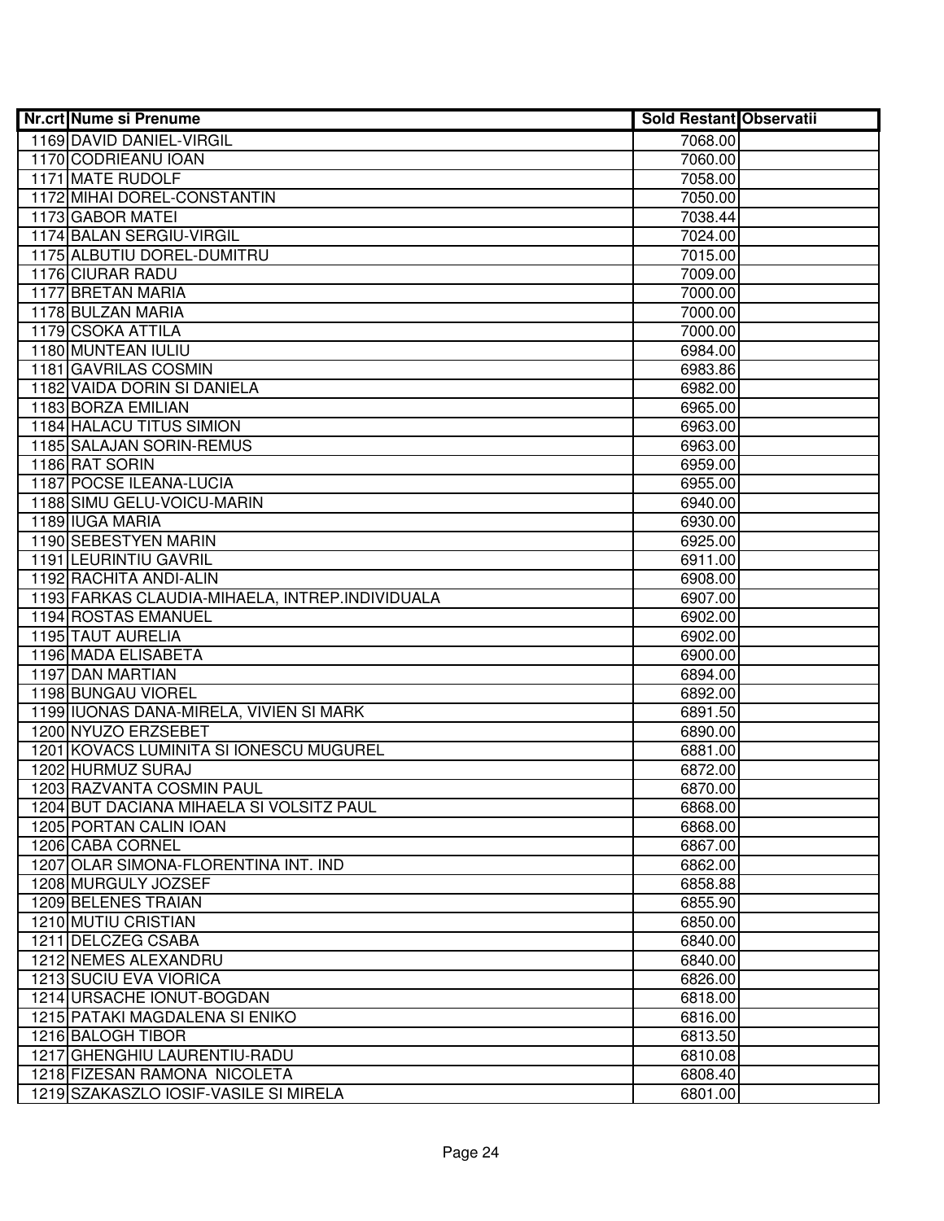| Nr.crt | Nume si Prenume | Sold Restant | Observatii |
|---|---|---|---|
| 1169 | DAVID DANIEL-VIRGIL | 7068.00 | |
| 1170 | CODRIEANU IOAN | 7060.00 | |
| 1171 | MATE RUDOLF | 7058.00 | |
| 1172 | MIHAI DOREL-CONSTANTIN | 7050.00 | |
| 1173 | GABOR MATEI | 7038.44 | |
| 1174 | BALAN SERGIU-VIRGIL | 7024.00 | |
| 1175 | ALBUTIU DOREL-DUMITRU | 7015.00 | |
| 1176 | CIURAR RADU | 7009.00 | |
| 1177 | BRETAN MARIA | 7000.00 | |
| 1178 | BULZAN MARIA | 7000.00 | |
| 1179 | CSOKA ATTILA | 7000.00 | |
| 1180 | MUNTEAN IULIU | 6984.00 | |
| 1181 | GAVRILAS COSMIN | 6983.86 | |
| 1182 | VAIDA DORIN SI DANIELA | 6982.00 | |
| 1183 | BORZA EMILIAN | 6965.00 | |
| 1184 | HALACU TITUS SIMION | 6963.00 | |
| 1185 | SALAJAN SORIN-REMUS | 6963.00 | |
| 1186 | RAT SORIN | 6959.00 | |
| 1187 | POCSE ILEANA-LUCIA | 6955.00 | |
| 1188 | SIMU GELU-VOICU-MARIN | 6940.00 | |
| 1189 | IUGA MARIA | 6930.00 | |
| 1190 | SEBESTYEN MARIN | 6925.00 | |
| 1191 | LEURINTIU GAVRIL | 6911.00 | |
| 1192 | RACHITA ANDI-ALIN | 6908.00 | |
| 1193 | FARKAS CLAUDIA-MIHAELA, INTREP.INDIVIDUALA | 6907.00 | |
| 1194 | ROSTAS EMANUEL | 6902.00 | |
| 1195 | TAUT AURELIA | 6902.00 | |
| 1196 | MADA ELISABETA | 6900.00 | |
| 1197 | DAN MARTIAN | 6894.00 | |
| 1198 | BUNGAU VIOREL | 6892.00 | |
| 1199 | IUONAS DANA-MIRELA, VIVIEN SI MARK | 6891.50 | |
| 1200 | NYUZO ERZSEBET | 6890.00 | |
| 1201 | KOVACS LUMINITA SI IONESCU MUGUREL | 6881.00 | |
| 1202 | HURMUZ SURAJ | 6872.00 | |
| 1203 | RAZVANTA COSMIN PAUL | 6870.00 | |
| 1204 | BUT DACIANA MIHAELA SI VOLSITZ PAUL | 6868.00 | |
| 1205 | PORTAN CALIN IOAN | 6868.00 | |
| 1206 | CABA CORNEL | 6867.00 | |
| 1207 | OLAR SIMONA-FLORENTINA INT. IND | 6862.00 | |
| 1208 | MURGULY JOZSEF | 6858.88 | |
| 1209 | BELENES TRAIAN | 6855.90 | |
| 1210 | MUTIU CRISTIAN | 6850.00 | |
| 1211 | DELCZEG CSABA | 6840.00 | |
| 1212 | NEMES ALEXANDRU | 6840.00 | |
| 1213 | SUCIU EVA VIORICA | 6826.00 | |
| 1214 | URSACHE IONUT-BOGDAN | 6818.00 | |
| 1215 | PATAKI MAGDALENA SI ENIKO | 6816.00 | |
| 1216 | BALOGH TIBOR | 6813.50 | |
| 1217 | GHENGHIU LAURENTIU-RADU | 6810.08 | |
| 1218 | FIZESAN RAMONA NICOLETA | 6808.40 | |
| 1219 | SZAKASZLO IOSIF-VASILE SI MIRELA | 6801.00 | |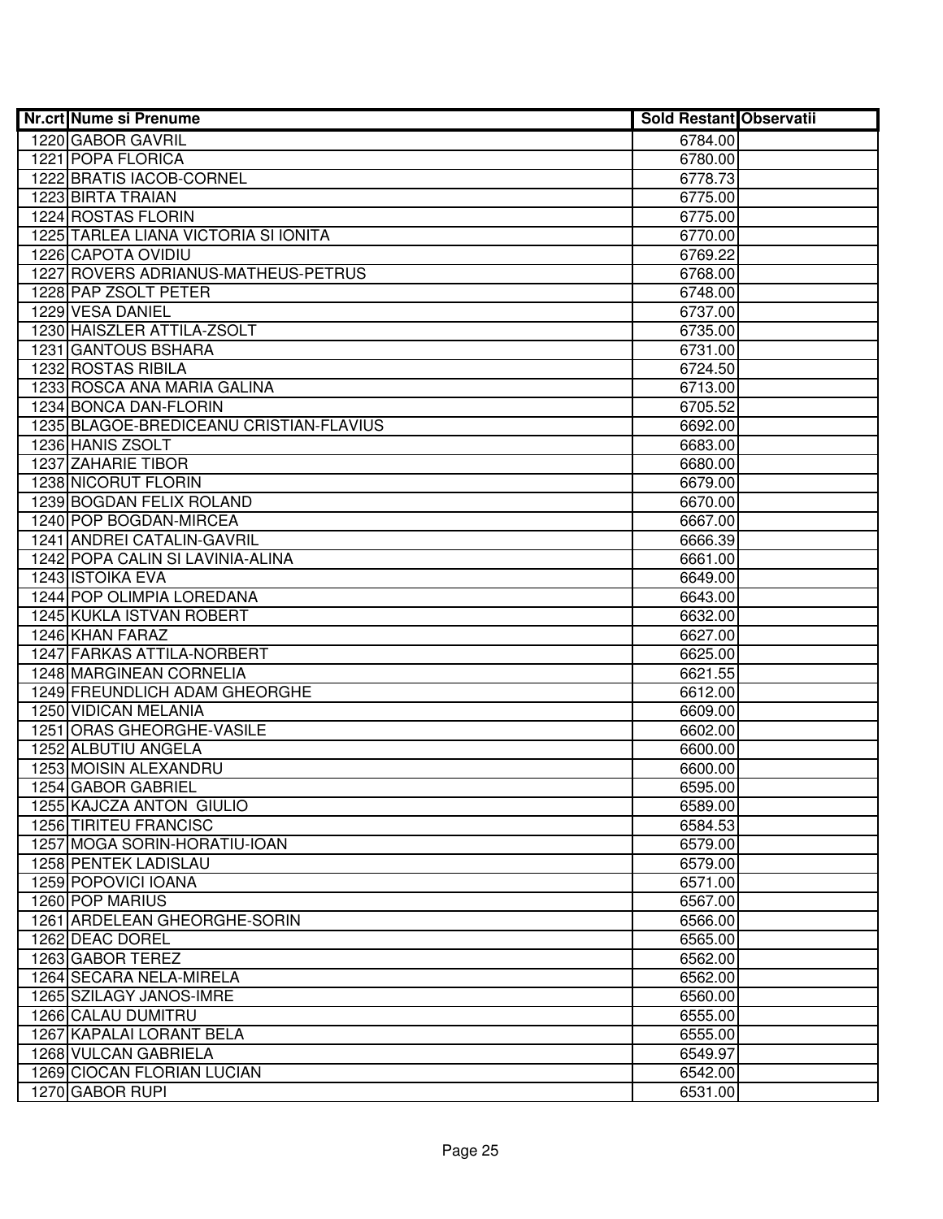| Nr.crt | Nume si Prenume | Sold Restant | Observatii |
|---|---|---|---|
| 1220 | GABOR GAVRIL | 6784.00 | |
| 1221 | POPA FLORICA | 6780.00 | |
| 1222 | BRATIS IACOB-CORNEL | 6778.73 | |
| 1223 | BIRTA TRAIAN | 6775.00 | |
| 1224 | ROSTAS FLORIN | 6775.00 | |
| 1225 | TARLEA LIANA VICTORIA SI IONITA | 6770.00 | |
| 1226 | CAPOTA OVIDIU | 6769.22 | |
| 1227 | ROVERS ADRIANUS-MATHEUS-PETRUS | 6768.00 | |
| 1228 | PAP ZSOLT PETER | 6748.00 | |
| 1229 | VESA DANIEL | 6737.00 | |
| 1230 | HAISZLER ATTILA-ZSOLT | 6735.00 | |
| 1231 | GANTOUS BSHARA | 6731.00 | |
| 1232 | ROSTAS RIBILA | 6724.50 | |
| 1233 | ROSCA ANA MARIA GALINA | 6713.00 | |
| 1234 | BONCA DAN-FLORIN | 6705.52 | |
| 1235 | BLAGOE-BREDICEANU CRISTIAN-FLAVIUS | 6692.00 | |
| 1236 | HANIS ZSOLT | 6683.00 | |
| 1237 | ZAHARIE TIBOR | 6680.00 | |
| 1238 | NICORUT FLORIN | 6679.00 | |
| 1239 | BOGDAN FELIX ROLAND | 6670.00 | |
| 1240 | POP BOGDAN-MIRCEA | 6667.00 | |
| 1241 | ANDREI CATALIN-GAVRIL | 6666.39 | |
| 1242 | POPA CALIN SI LAVINIA-ALINA | 6661.00 | |
| 1243 | ISTOIKA EVA | 6649.00 | |
| 1244 | POP OLIMPIA LOREDANA | 6643.00 | |
| 1245 | KUKLA ISTVAN ROBERT | 6632.00 | |
| 1246 | KHAN FARAZ | 6627.00 | |
| 1247 | FARKAS ATTILA-NORBERT | 6625.00 | |
| 1248 | MARGINEAN CORNELIA | 6621.55 | |
| 1249 | FREUNDLICH ADAM GHEORGHE | 6612.00 | |
| 1250 | VIDICAN MELANIA | 6609.00 | |
| 1251 | ORAS GHEORGHE-VASILE | 6602.00 | |
| 1252 | ALBUTIU ANGELA | 6600.00 | |
| 1253 | MOISIN ALEXANDRU | 6600.00 | |
| 1254 | GABOR GABRIEL | 6595.00 | |
| 1255 | KAJCZA ANTON GIULIO | 6589.00 | |
| 1256 | TIRITEU FRANCISC | 6584.53 | |
| 1257 | MOGA SORIN-HORATIU-IOAN | 6579.00 | |
| 1258 | PENTEK LADISLAU | 6579.00 | |
| 1259 | POPOVICI IOANA | 6571.00 | |
| 1260 | POP MARIUS | 6567.00 | |
| 1261 | ARDELEAN GHEORGHE-SORIN | 6566.00 | |
| 1262 | DEAC DOREL | 6565.00 | |
| 1263 | GABOR TEREZ | 6562.00 | |
| 1264 | SECARA NELA-MIRELA | 6562.00 | |
| 1265 | SZILAGY JANOS-IMRE | 6560.00 | |
| 1266 | CALAU DUMITRU | 6555.00 | |
| 1267 | KAPALAI LORANT BELA | 6555.00 | |
| 1268 | VULCAN GABRIELA | 6549.97 | |
| 1269 | CIOCAN FLORIAN LUCIAN | 6542.00 | |
| 1270 | GABOR RUPI | 6531.00 | |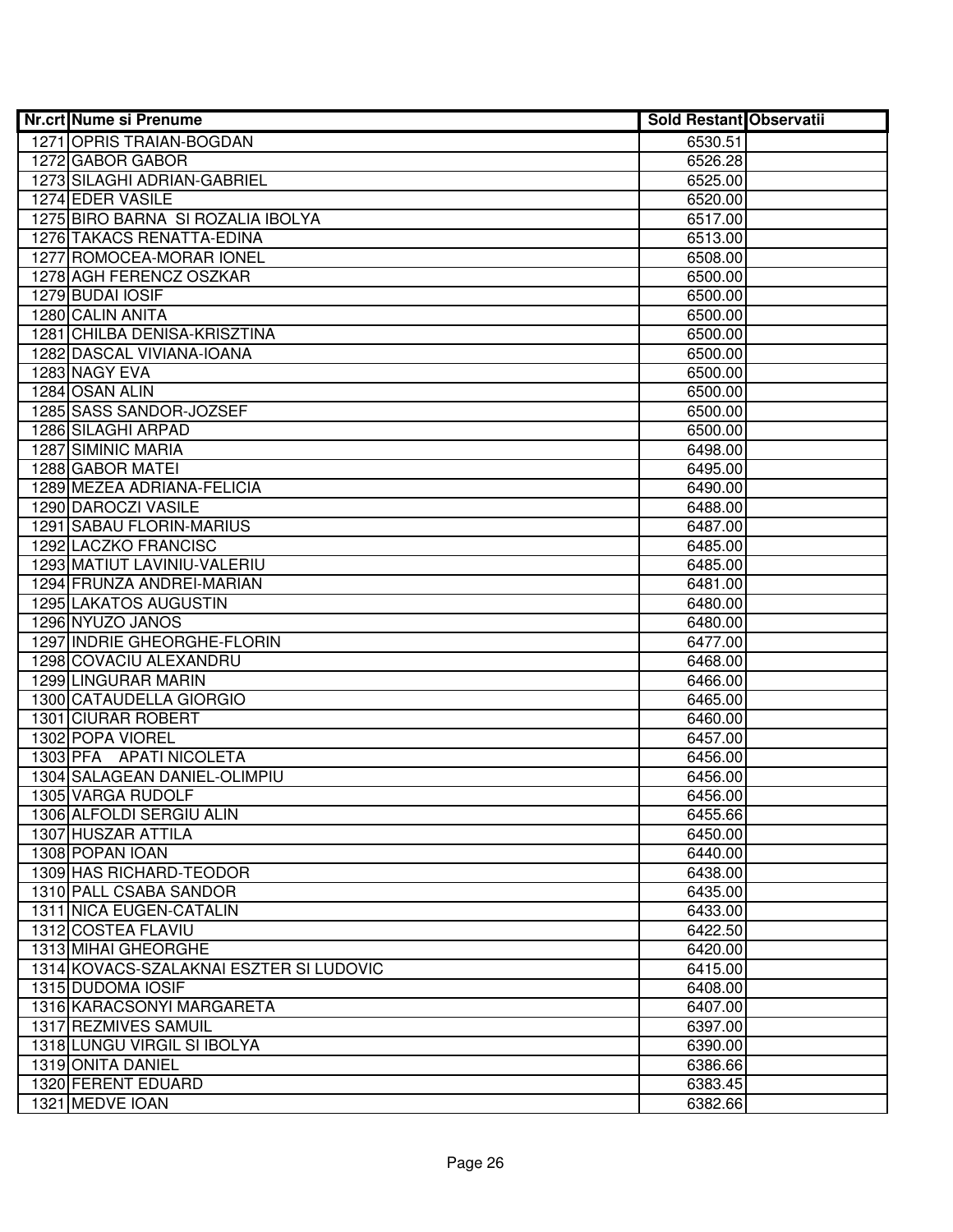| Nr.crt | Nume si Prenume | Sold Restant | Observatii |
|---|---|---|---|
| 1271 | OPRIS TRAIAN-BOGDAN | 6530.51 | |
| 1272 | GABOR GABOR | 6526.28 | |
| 1273 | SILAGHI ADRIAN-GABRIEL | 6525.00 | |
| 1274 | EDER VASILE | 6520.00 | |
| 1275 | BIRO BARNA SI ROZALIA IBOLYA | 6517.00 | |
| 1276 | TAKACS RENATTA-EDINA | 6513.00 | |
| 1277 | ROMOCEA-MORAR IONEL | 6508.00 | |
| 1278 | AGH FERENCZ OSZKAR | 6500.00 | |
| 1279 | BUDAI IOSIF | 6500.00 | |
| 1280 | CALIN ANITA | 6500.00 | |
| 1281 | CHILBA DENISA-KRISZTINA | 6500.00 | |
| 1282 | DASCAL VIVIANA-IOANA | 6500.00 | |
| 1283 | NAGY EVA | 6500.00 | |
| 1284 | OSAN ALIN | 6500.00 | |
| 1285 | SASS SANDOR-JOZSEF | 6500.00 | |
| 1286 | SILAGHI ARPAD | 6500.00 | |
| 1287 | SIMINIC MARIA | 6498.00 | |
| 1288 | GABOR MATEI | 6495.00 | |
| 1289 | MEZEA ADRIANA-FELICIA | 6490.00 | |
| 1290 | DAROCZI VASILE | 6488.00 | |
| 1291 | SABAU FLORIN-MARIUS | 6487.00 | |
| 1292 | LACZKO FRANCISC | 6485.00 | |
| 1293 | MATIUT LAVINIU-VALERIU | 6485.00 | |
| 1294 | FRUNZA ANDREI-MARIAN | 6481.00 | |
| 1295 | LAKATOS AUGUSTIN | 6480.00 | |
| 1296 | NYUZO JANOS | 6480.00 | |
| 1297 | INDRIE GHEORGHE-FLORIN | 6477.00 | |
| 1298 | COVACIU ALEXANDRU | 6468.00 | |
| 1299 | LINGURAR MARIN | 6466.00 | |
| 1300 | CATAUDELLA GIORGIO | 6465.00 | |
| 1301 | CIURAR ROBERT | 6460.00 | |
| 1302 | POPA VIOREL | 6457.00 | |
| 1303 | PFA APATI NICOLETA | 6456.00 | |
| 1304 | SALAGEAN DANIEL-OLIMPIU | 6456.00 | |
| 1305 | VARGA RUDOLF | 6456.00 | |
| 1306 | ALFOLDI SERGIU ALIN | 6455.66 | |
| 1307 | HUSZAR ATTILA | 6450.00 | |
| 1308 | POPAN IOAN | 6440.00 | |
| 1309 | HAS RICHARD-TEODOR | 6438.00 | |
| 1310 | PALL CSABA SANDOR | 6435.00 | |
| 1311 | NICA EUGEN-CATALIN | 6433.00 | |
| 1312 | COSTEA FLAVIU | 6422.50 | |
| 1313 | MIHAI GHEORGHE | 6420.00 | |
| 1314 | KOVACS-SZALAKNAI ESZTER SI LUDOVIC | 6415.00 | |
| 1315 | DUDOMA IOSIF | 6408.00 | |
| 1316 | KARACSONYI MARGARETA | 6407.00 | |
| 1317 | REZMIVES SAMUIL | 6397.00 | |
| 1318 | LUNGU VIRGIL SI IBOLYA | 6390.00 | |
| 1319 | ONITA DANIEL | 6386.66 | |
| 1320 | FERENT EDUARD | 6383.45 | |
| 1321 | MEDVE IOAN | 6382.66 | |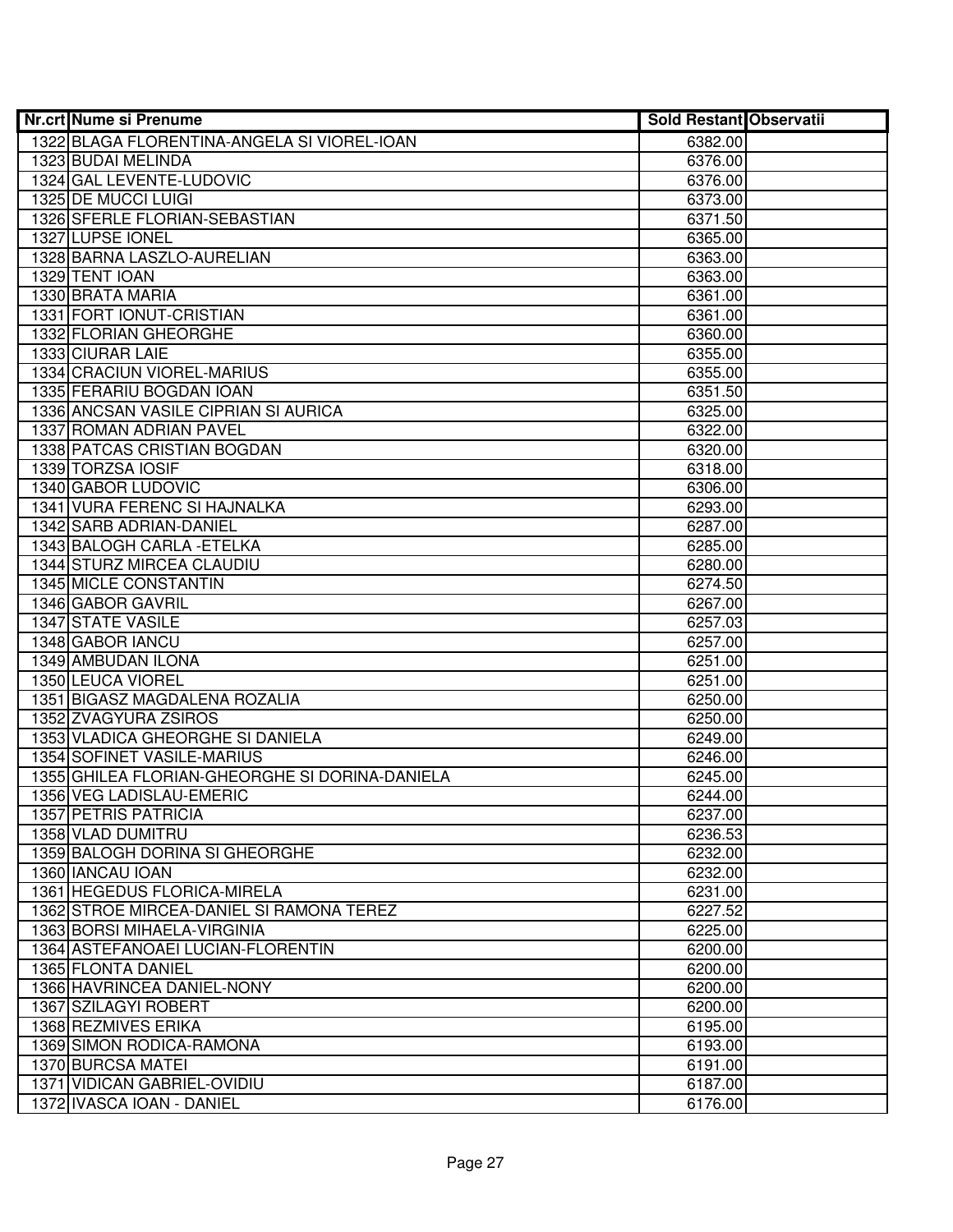| Nr.crt | Nume si Prenume | Sold Restant | Observatii |
|---|---|---|---|
| 1322 | BLAGA FLORENTINA-ANGELA SI VIOREL-IOAN | 6382.00 | |
| 1323 | BUDAI MELINDA | 6376.00 | |
| 1324 | GAL LEVENTE-LUDOVIC | 6376.00 | |
| 1325 | DE MUCCI LUIGI | 6373.00 | |
| 1326 | SFERLE FLORIAN-SEBASTIAN | 6371.50 | |
| 1327 | LUPSE IONEL | 6365.00 | |
| 1328 | BARNA LASZLO-AURELIAN | 6363.00 | |
| 1329 | TENT IOAN | 6363.00 | |
| 1330 | BRATA MARIA | 6361.00 | |
| 1331 | FORT IONUT-CRISTIAN | 6361.00 | |
| 1332 | FLORIAN GHEORGHE | 6360.00 | |
| 1333 | CIURAR LAIE | 6355.00 | |
| 1334 | CRACIUN VIOREL-MARIUS | 6355.00 | |
| 1335 | FERARIU BOGDAN IOAN | 6351.50 | |
| 1336 | ANCSAN VASILE CIPRIAN SI AURICA | 6325.00 | |
| 1337 | ROMAN ADRIAN PAVEL | 6322.00 | |
| 1338 | PATCAS CRISTIAN BOGDAN | 6320.00 | |
| 1339 | TORZSA IOSIF | 6318.00 | |
| 1340 | GABOR LUDOVIC | 6306.00 | |
| 1341 | VURA FERENC SI HAJNALKA | 6293.00 | |
| 1342 | SARB ADRIAN-DANIEL | 6287.00 | |
| 1343 | BALOGH CARLA -ETELKA | 6285.00 | |
| 1344 | STURZ MIRCEA CLAUDIU | 6280.00 | |
| 1345 | MICLE CONSTANTIN | 6274.50 | |
| 1346 | GABOR GAVRIL | 6267.00 | |
| 1347 | STATE VASILE | 6257.03 | |
| 1348 | GABOR IANCU | 6257.00 | |
| 1349 | AMBUDAN ILONA | 6251.00 | |
| 1350 | LEUCA VIOREL | 6251.00 | |
| 1351 | BIGASZ MAGDALENA ROZALIA | 6250.00 | |
| 1352 | ZVAGYURA ZSIROS | 6250.00 | |
| 1353 | VLADICA GHEORGHE SI DANIELA | 6249.00 | |
| 1354 | SOFINET VASILE-MARIUS | 6246.00 | |
| 1355 | GHILEA FLORIAN-GHEORGHE SI DORINA-DANIELA | 6245.00 | |
| 1356 | VEG LADISLAU-EMERIC | 6244.00 | |
| 1357 | PETRIS PATRICIA | 6237.00 | |
| 1358 | VLAD DUMITRU | 6236.53 | |
| 1359 | BALOGH DORINA SI GHEORGHE | 6232.00 | |
| 1360 | IANCAU IOAN | 6232.00 | |
| 1361 | HEGEDUS FLORICA-MIRELA | 6231.00 | |
| 1362 | STROE MIRCEA-DANIEL SI RAMONA TEREZ | 6227.52 | |
| 1363 | BORSI MIHAELA-VIRGINIA | 6225.00 | |
| 1364 | ASTEFANOAEI LUCIAN-FLORENTIN | 6200.00 | |
| 1365 | FLONTA DANIEL | 6200.00 | |
| 1366 | HAVRINCEA DANIEL-NONY | 6200.00 | |
| 1367 | SZILAGYI ROBERT | 6200.00 | |
| 1368 | REZMIVES ERIKA | 6195.00 | |
| 1369 | SIMON RODICA-RAMONA | 6193.00 | |
| 1370 | BURCSA MATEI | 6191.00 | |
| 1371 | VIDICAN GABRIEL-OVIDIU | 6187.00 | |
| 1372 | IVASCA IOAN - DANIEL | 6176.00 | |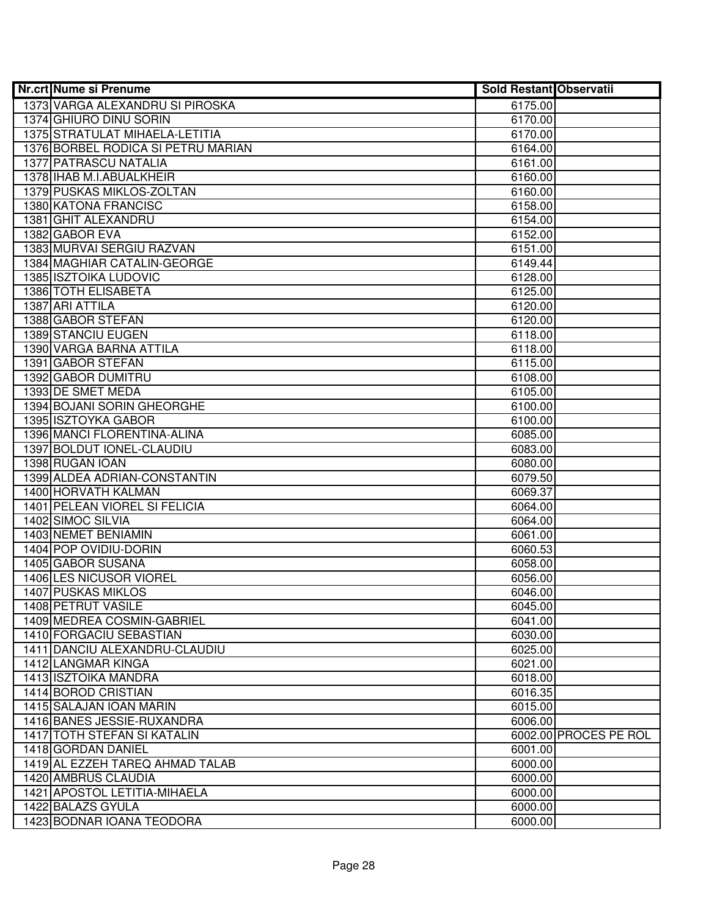| Nr.crt | Nume si Prenume | Sold Restant | Observatii |
|---|---|---|---|
| 1373 | VARGA ALEXANDRU SI PIROSKA | 6175.00 | |
| 1374 | GHIURO DINU SORIN | 6170.00 | |
| 1375 | STRATULAT MIHAELA-LETITIA | 6170.00 | |
| 1376 | BORBEL RODICA SI PETRU MARIAN | 6164.00 | |
| 1377 | PATRASCU NATALIA | 6161.00 | |
| 1378 | IHAB M.I.ABUALKHEIR | 6160.00 | |
| 1379 | PUSKAS MIKLOS-ZOLTAN | 6160.00 | |
| 1380 | KATONA FRANCISC | 6158.00 | |
| 1381 | GHIT ALEXANDRU | 6154.00 | |
| 1382 | GABOR EVA | 6152.00 | |
| 1383 | MURVAI SERGIU RAZVAN | 6151.00 | |
| 1384 | MAGHIAR CATALIN-GEORGE | 6149.44 | |
| 1385 | ISZTOIKA LUDOVIC | 6128.00 | |
| 1386 | TOTH ELISABETA | 6125.00 | |
| 1387 | ARI ATTILA | 6120.00 | |
| 1388 | GABOR STEFAN | 6120.00 | |
| 1389 | STANCIU EUGEN | 6118.00 | |
| 1390 | VARGA BARNA ATTILA | 6118.00 | |
| 1391 | GABOR STEFAN | 6115.00 | |
| 1392 | GABOR DUMITRU | 6108.00 | |
| 1393 | DE SMET MEDA | 6105.00 | |
| 1394 | BOJANI SORIN GHEORGHE | 6100.00 | |
| 1395 | ISZTOYKA GABOR | 6100.00 | |
| 1396 | MANCI FLORENTINA-ALINA | 6085.00 | |
| 1397 | BOLDUT IONEL-CLAUDIU | 6083.00 | |
| 1398 | RUGAN IOAN | 6080.00 | |
| 1399 | ALDEA ADRIAN-CONSTANTIN | 6079.50 | |
| 1400 | HORVATH KALMAN | 6069.37 | |
| 1401 | PELEAN VIOREL SI FELICIA | 6064.00 | |
| 1402 | SIMOC SILVIA | 6064.00 | |
| 1403 | NEMET BENIAMIN | 6061.00 | |
| 1404 | POP OVIDIU-DORIN | 6060.53 | |
| 1405 | GABOR SUSANA | 6058.00 | |
| 1406 | LES NICUSOR VIOREL | 6056.00 | |
| 1407 | PUSKAS MIKLOS | 6046.00 | |
| 1408 | PETRUT VASILE | 6045.00 | |
| 1409 | MEDREA COSMIN-GABRIEL | 6041.00 | |
| 1410 | FORGACIU SEBASTIAN | 6030.00 | |
| 1411 | DANCIU ALEXANDRU-CLAUDIU | 6025.00 | |
| 1412 | LANGMAR KINGA | 6021.00 | |
| 1413 | ISZTOIKA MANDRA | 6018.00 | |
| 1414 | BOROD CRISTIAN | 6016.35 | |
| 1415 | SALAJAN IOAN MARIN | 6015.00 | |
| 1416 | BANES JESSIE-RUXANDRA | 6006.00 | |
| 1417 | TOTH STEFAN SI KATALIN | 6002.00 | PROCES PE ROL |
| 1418 | GORDAN DANIEL | 6001.00 | |
| 1419 | AL EZZEH TAREQ AHMAD TALAB | 6000.00 | |
| 1420 | AMBRUS CLAUDIA | 6000.00 | |
| 1421 | APOSTOL LETITIA-MIHAELA | 6000.00 | |
| 1422 | BALAZS GYULA | 6000.00 | |
| 1423 | BODNAR IOANA TEODORA | 6000.00 | |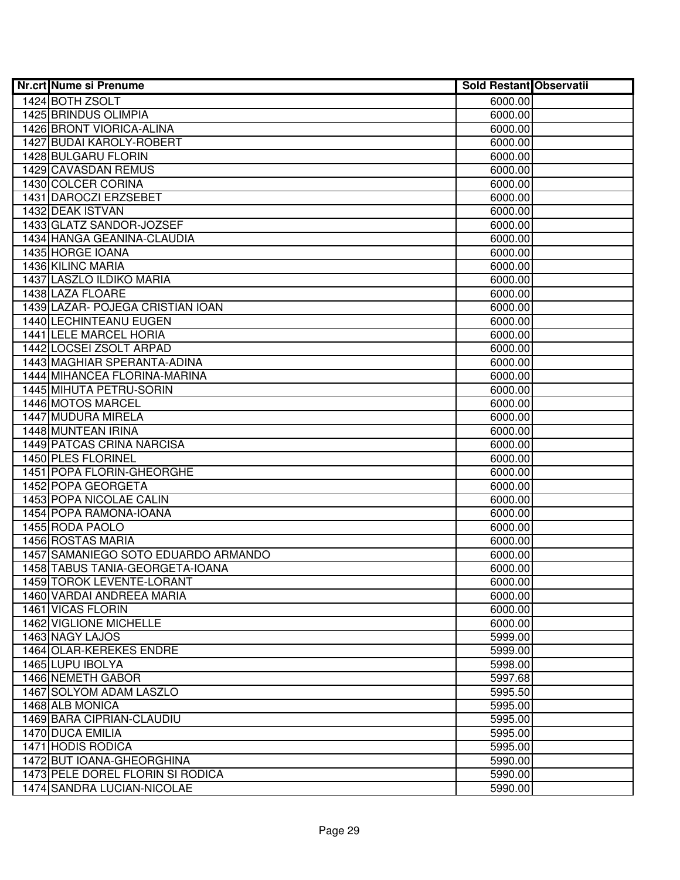| Nr.crt | Nume si Prenume | Sold Restant | Observatii |
|---|---|---|---|
| 1424 | BOTH ZSOLT | 6000.00 | |
| 1425 | BRINDUS OLIMPIA | 6000.00 | |
| 1426 | BRONT VIORICA-ALINA | 6000.00 | |
| 1427 | BUDAI KAROLY-ROBERT | 6000.00 | |
| 1428 | BULGARU FLORIN | 6000.00 | |
| 1429 | CAVASDAN REMUS | 6000.00 | |
| 1430 | COLCER CORINA | 6000.00 | |
| 1431 | DAROCZI ERZSEBET | 6000.00 | |
| 1432 | DEAK ISTVAN | 6000.00 | |
| 1433 | GLATZ SANDOR-JOZSEF | 6000.00 | |
| 1434 | HANGA GEANINA-CLAUDIA | 6000.00 | |
| 1435 | HORGE IOANA | 6000.00 | |
| 1436 | KILINC MARIA | 6000.00 | |
| 1437 | LASZLO ILDIKO MARIA | 6000.00 | |
| 1438 | LAZA FLOARE | 6000.00 | |
| 1439 | LAZAR- POJEGA CRISTIAN IOAN | 6000.00 | |
| 1440 | LECHINTEANU EUGEN | 6000.00 | |
| 1441 | LELE MARCEL HORIA | 6000.00 | |
| 1442 | LOCSEI ZSOLT ARPAD | 6000.00 | |
| 1443 | MAGHIAR SPERANTA-ADINA | 6000.00 | |
| 1444 | MIHANCEA FLORINA-MARINA | 6000.00 | |
| 1445 | MIHUTA PETRU-SORIN | 6000.00 | |
| 1446 | MOTOS MARCEL | 6000.00 | |
| 1447 | MUDURA MIRELA | 6000.00 | |
| 1448 | MUNTEAN IRINA | 6000.00 | |
| 1449 | PATCAS CRINA NARCISA | 6000.00 | |
| 1450 | PLES FLORINEL | 6000.00 | |
| 1451 | POPA FLORIN-GHEORGHE | 6000.00 | |
| 1452 | POPA GEORGETA | 6000.00 | |
| 1453 | POPA NICOLAE CALIN | 6000.00 | |
| 1454 | POPA RAMONA-IOANA | 6000.00 | |
| 1455 | RODA PAOLO | 6000.00 | |
| 1456 | ROSTAS MARIA | 6000.00 | |
| 1457 | SAMANIEGO SOTO EDUARDO ARMANDO | 6000.00 | |
| 1458 | TABUS TANIA-GEORGETA-IOANA | 6000.00 | |
| 1459 | TOROK LEVENTE-LORANT | 6000.00 | |
| 1460 | VARDAI ANDREEA MARIA | 6000.00 | |
| 1461 | VICAS FLORIN | 6000.00 | |
| 1462 | VIGLIONE MICHELLE | 6000.00 | |
| 1463 | NAGY LAJOS | 5999.00 | |
| 1464 | OLAR-KEREKES ENDRE | 5999.00 | |
| 1465 | LUPU IBOLYA | 5998.00 | |
| 1466 | NEMETH GABOR | 5997.68 | |
| 1467 | SOLYOM ADAM LASZLO | 5995.50 | |
| 1468 | ALB MONICA | 5995.00 | |
| 1469 | BARA CIPRIAN-CLAUDIU | 5995.00 | |
| 1470 | DUCA EMILIA | 5995.00 | |
| 1471 | HODIS RODICA | 5995.00 | |
| 1472 | BUT IOANA-GHEORGHINA | 5990.00 | |
| 1473 | PELE DOREL FLORIN SI RODICA | 5990.00 | |
| 1474 | SANDRA LUCIAN-NICOLAE | 5990.00 | |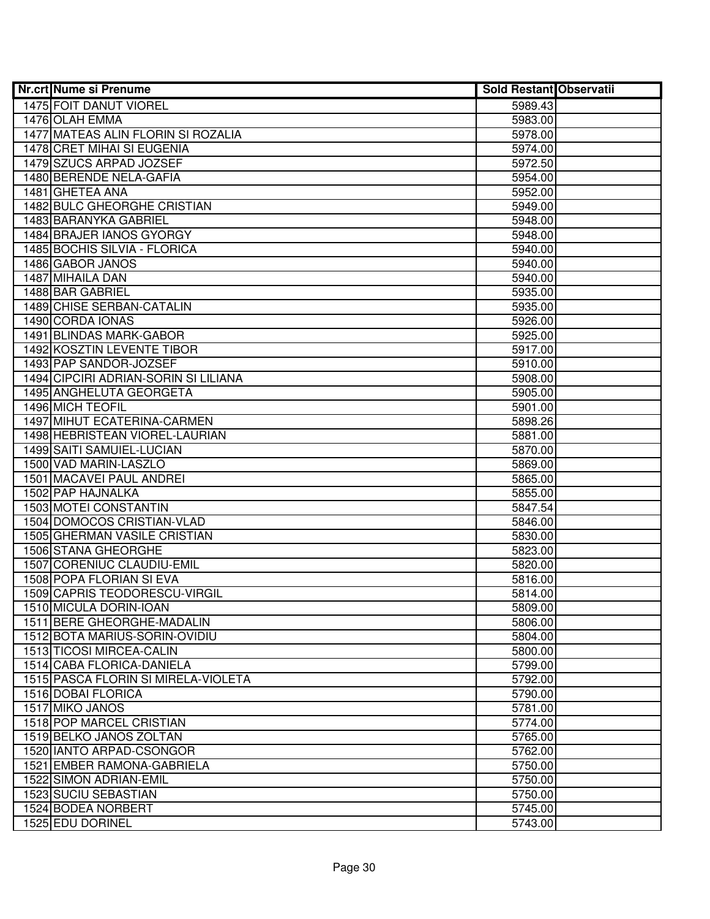| Nr.crt | Nume si Prenume | Sold Restant | Observatii |
|---|---|---|---|
| 1475 | FOIT DANUT VIOREL | 5989.43 | |
| 1476 | OLAH EMMA | 5983.00 | |
| 1477 | MATEAS ALIN FLORIN SI ROZALIA | 5978.00 | |
| 1478 | CRET MIHAI SI EUGENIA | 5974.00 | |
| 1479 | SZUCS ARPAD JOZSEF | 5972.50 | |
| 1480 | BERENDE NELA-GAFIA | 5954.00 | |
| 1481 | GHETEA ANA | 5952.00 | |
| 1482 | BULC GHEORGHE CRISTIAN | 5949.00 | |
| 1483 | BARANYKA GABRIEL | 5948.00 | |
| 1484 | BRAJER IANOS GYORGY | 5948.00 | |
| 1485 | BOCHIS SILVIA - FLORICA | 5940.00 | |
| 1486 | GABOR JANOS | 5940.00 | |
| 1487 | MIHAILA DAN | 5940.00 | |
| 1488 | BAR GABRIEL | 5935.00 | |
| 1489 | CHISE SERBAN-CATALIN | 5935.00 | |
| 1490 | CORDA IONAS | 5926.00 | |
| 1491 | BLINDAS MARK-GABOR | 5925.00 | |
| 1492 | KOSZTIN LEVENTE TIBOR | 5917.00 | |
| 1493 | PAP SANDOR-JOZSEF | 5910.00 | |
| 1494 | CIPCIRI ADRIAN-SORIN SI LILIANA | 5908.00 | |
| 1495 | ANGHELUTA GEORGETA | 5905.00 | |
| 1496 | MICH TEOFIL | 5901.00 | |
| 1497 | MIHUT ECATERINA-CARMEN | 5898.26 | |
| 1498 | HEBRISTEAN VIOREL-LAURIAN | 5881.00 | |
| 1499 | SAITI SAMUIEL-LUCIAN | 5870.00 | |
| 1500 | VAD MARIN-LASZLO | 5869.00 | |
| 1501 | MACAVEI PAUL ANDREI | 5865.00 | |
| 1502 | PAP HAJNALKA | 5855.00 | |
| 1503 | MOTEI CONSTANTIN | 5847.54 | |
| 1504 | DOMOCOS CRISTIAN-VLAD | 5846.00 | |
| 1505 | GHERMAN VASILE CRISTIAN | 5830.00 | |
| 1506 | STANA GHEORGHE | 5823.00 | |
| 1507 | CORENIUC CLAUDIU-EMIL | 5820.00 | |
| 1508 | POPA FLORIAN SI EVA | 5816.00 | |
| 1509 | CAPRIS TEODORESCU-VIRGIL | 5814.00 | |
| 1510 | MICULA DORIN-IOAN | 5809.00 | |
| 1511 | BERE GHEORGHE-MADALIN | 5806.00 | |
| 1512 | BOTA MARIUS-SORIN-OVIDIU | 5804.00 | |
| 1513 | TICOSI MIRCEA-CALIN | 5800.00 | |
| 1514 | CABA FLORICA-DANIELA | 5799.00 | |
| 1515 | PASCA FLORIN SI MIRELA-VIOLETA | 5792.00 | |
| 1516 | DOBAI FLORICA | 5790.00 | |
| 1517 | MIKO JANOS | 5781.00 | |
| 1518 | POP MARCEL CRISTIAN | 5774.00 | |
| 1519 | BELKO JANOS ZOLTAN | 5765.00 | |
| 1520 | IANTO ARPAD-CSONGOR | 5762.00 | |
| 1521 | EMBER RAMONA-GABRIELA | 5750.00 | |
| 1522 | SIMON ADRIAN-EMIL | 5750.00 | |
| 1523 | SUCIU SEBASTIAN | 5750.00 | |
| 1524 | BODEA NORBERT | 5745.00 | |
| 1525 | EDU DORINEL | 5743.00 | |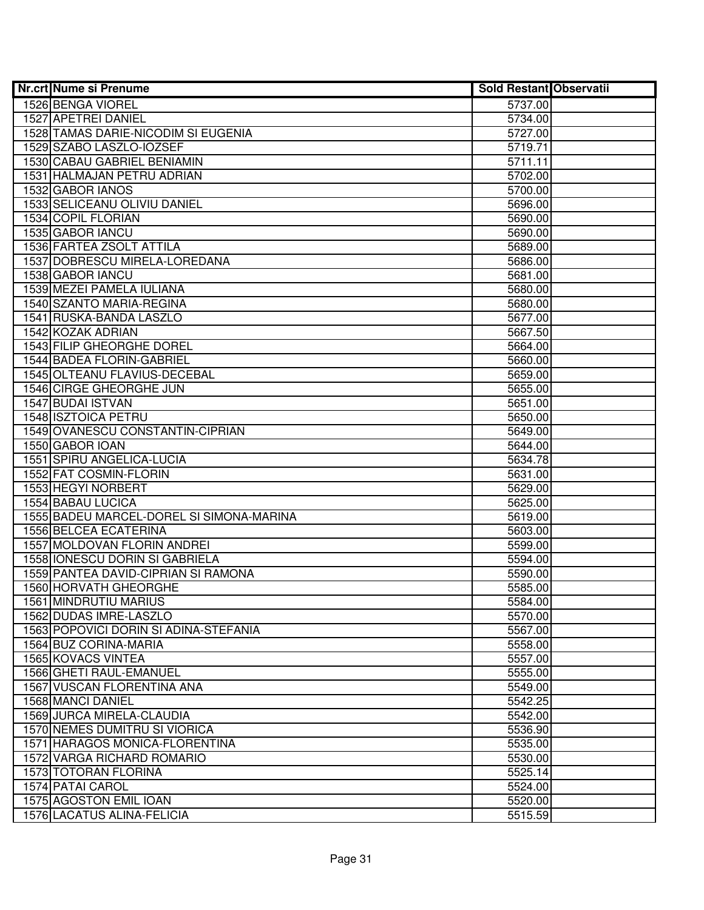| Nr.crt | Nume si Prenume | Sold Restant | Observatii |
|---|---|---|---|
| 1526 | BENGA VIOREL | 5737.00 | |
| 1527 | APETREI DANIEL | 5734.00 | |
| 1528 | TAMAS DARIE-NICODIM SI EUGENIA | 5727.00 | |
| 1529 | SZABO LASZLO-IOZSEF | 5719.71 | |
| 1530 | CABAU GABRIEL BENIAMIN | 5711.11 | |
| 1531 | HALMAJAN PETRU ADRIAN | 5702.00 | |
| 1532 | GABOR IANOS | 5700.00 | |
| 1533 | SELICEANU OLIVIU DANIEL | 5696.00 | |
| 1534 | COPIL FLORIAN | 5690.00 | |
| 1535 | GABOR IANCU | 5690.00 | |
| 1536 | FARTEA ZSOLT ATTILA | 5689.00 | |
| 1537 | DOBRESCU MIRELA-LOREDANA | 5686.00 | |
| 1538 | GABOR IANCU | 5681.00 | |
| 1539 | MEZEI PAMELA IULIANA | 5680.00 | |
| 1540 | SZANTO MARIA-REGINA | 5680.00 | |
| 1541 | RUSKA-BANDA LASZLO | 5677.00 | |
| 1542 | KOZAK ADRIAN | 5667.50 | |
| 1543 | FILIP GHEORGHE DOREL | 5664.00 | |
| 1544 | BADEA FLORIN-GABRIEL | 5660.00 | |
| 1545 | OLTEANU FLAVIUS-DECEBAL | 5659.00 | |
| 1546 | CIRGE GHEORGHE JUN | 5655.00 | |
| 1547 | BUDAI ISTVAN | 5651.00 | |
| 1548 | ISZTOICA PETRU | 5650.00 | |
| 1549 | OVANESCU CONSTANTIN-CIPRIAN | 5649.00 | |
| 1550 | GABOR IOAN | 5644.00 | |
| 1551 | SPIRU ANGELICA-LUCIA | 5634.78 | |
| 1552 | FAT COSMIN-FLORIN | 5631.00 | |
| 1553 | HEGYI NORBERT | 5629.00 | |
| 1554 | BABAU LUCICA | 5625.00 | |
| 1555 | BADEU MARCEL-DOREL SI SIMONA-MARINA | 5619.00 | |
| 1556 | BELCEA ECATERINA | 5603.00 | |
| 1557 | MOLDOVAN FLORIN ANDREI | 5599.00 | |
| 1558 | IONESCU DORIN SI GABRIELA | 5594.00 | |
| 1559 | PANTEA DAVID-CIPRIAN SI RAMONA | 5590.00 | |
| 1560 | HORVATH GHEORGHE | 5585.00 | |
| 1561 | MINDRUTIU MARIUS | 5584.00 | |
| 1562 | DUDAS IMRE-LASZLO | 5570.00 | |
| 1563 | POPOVICI DORIN SI ADINA-STEFANIA | 5567.00 | |
| 1564 | BUZ CORINA-MARIA | 5558.00 | |
| 1565 | KOVACS VINTEA | 5557.00 | |
| 1566 | GHETI RAUL-EMANUEL | 5555.00 | |
| 1567 | VUSCAN FLORENTINA ANA | 5549.00 | |
| 1568 | MANCI DANIEL | 5542.25 | |
| 1569 | JURCA MIRELA-CLAUDIA | 5542.00 | |
| 1570 | NEMES DUMITRU SI VIORICA | 5536.90 | |
| 1571 | HARAGOS MONICA-FLORENTINA | 5535.00 | |
| 1572 | VARGA RICHARD ROMARIO | 5530.00 | |
| 1573 | TOTORAN FLORINA | 5525.14 | |
| 1574 | PATAI CAROL | 5524.00 | |
| 1575 | AGOSTON EMIL IOAN | 5520.00 | |
| 1576 | LACATUS ALINA-FELICIA | 5515.59 | |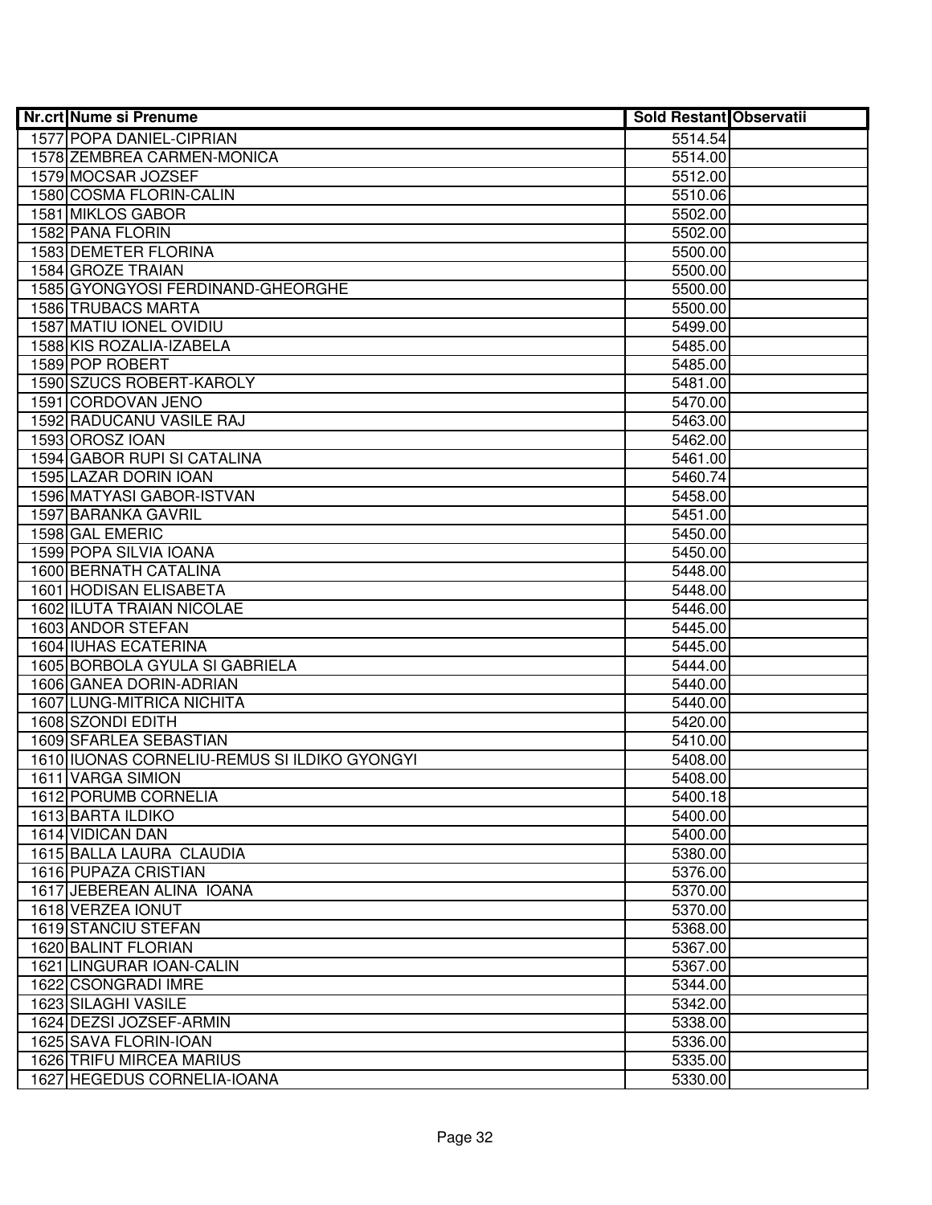| Nr.crt | Nume si Prenume | Sold Restant | Observatii |
|---|---|---|---|
| 1577 | POPA DANIEL-CIPRIAN | 5514.54 | |
| 1578 | ZEMBREA CARMEN-MONICA | 5514.00 | |
| 1579 | MOCSAR JOZSEF | 5512.00 | |
| 1580 | COSMA FLORIN-CALIN | 5510.06 | |
| 1581 | MIKLOS GABOR | 5502.00 | |
| 1582 | PANA FLORIN | 5502.00 | |
| 1583 | DEMETER FLORINA | 5500.00 | |
| 1584 | GROZE TRAIAN | 5500.00 | |
| 1585 | GYONGYOSI FERDINAND-GHEORGHE | 5500.00 | |
| 1586 | TRUBACS MARTA | 5500.00 | |
| 1587 | MATIU IONEL OVIDIU | 5499.00 | |
| 1588 | KIS ROZALIA-IZABELA | 5485.00 | |
| 1589 | POP ROBERT | 5485.00 | |
| 1590 | SZUCS ROBERT-KAROLY | 5481.00 | |
| 1591 | CORDOVAN JENO | 5470.00 | |
| 1592 | RADUCANU VASILE RAJ | 5463.00 | |
| 1593 | OROSZ IOAN | 5462.00 | |
| 1594 | GABOR RUPI SI CATALINA | 5461.00 | |
| 1595 | LAZAR DORIN IOAN | 5460.74 | |
| 1596 | MATYASI GABOR-ISTVAN | 5458.00 | |
| 1597 | BARANKA GAVRIL | 5451.00 | |
| 1598 | GAL EMERIC | 5450.00 | |
| 1599 | POPA SILVIA IOANA | 5450.00 | |
| 1600 | BERNATH CATALINA | 5448.00 | |
| 1601 | HODISAN ELISABETA | 5448.00 | |
| 1602 | ILUTA TRAIAN NICOLAE | 5446.00 | |
| 1603 | ANDOR STEFAN | 5445.00 | |
| 1604 | IUHAS ECATERINA | 5445.00 | |
| 1605 | BORBOLA GYULA SI GABRIELA | 5444.00 | |
| 1606 | GANEA DORIN-ADRIAN | 5440.00 | |
| 1607 | LUNG-MITRICA NICHITA | 5440.00 | |
| 1608 | SZONDI EDITH | 5420.00 | |
| 1609 | SFARLEA SEBASTIAN | 5410.00 | |
| 1610 | IUONAS CORNELIU-REMUS SI ILDIKO GYONGYI | 5408.00 | |
| 1611 | VARGA SIMION | 5408.00 | |
| 1612 | PORUMB CORNELIA | 5400.18 | |
| 1613 | BARTA ILDIKO | 5400.00 | |
| 1614 | VIDICAN DAN | 5400.00 | |
| 1615 | BALLA LAURA CLAUDIA | 5380.00 | |
| 1616 | PUPAZA CRISTIAN | 5376.00 | |
| 1617 | JEBEREAN ALINA IOANA | 5370.00 | |
| 1618 | VERZEA IONUT | 5370.00 | |
| 1619 | STANCIU STEFAN | 5368.00 | |
| 1620 | BALINT FLORIAN | 5367.00 | |
| 1621 | LINGURAR IOAN-CALIN | 5367.00 | |
| 1622 | CSONGRADI IMRE | 5344.00 | |
| 1623 | SILAGHI VASILE | 5342.00 | |
| 1624 | DEZSI JOZSEF-ARMIN | 5338.00 | |
| 1625 | SAVA FLORIN-IOAN | 5336.00 | |
| 1626 | TRIFU MIRCEA MARIUS | 5335.00 | |
| 1627 | HEGEDUS CORNELIA-IOANA | 5330.00 | |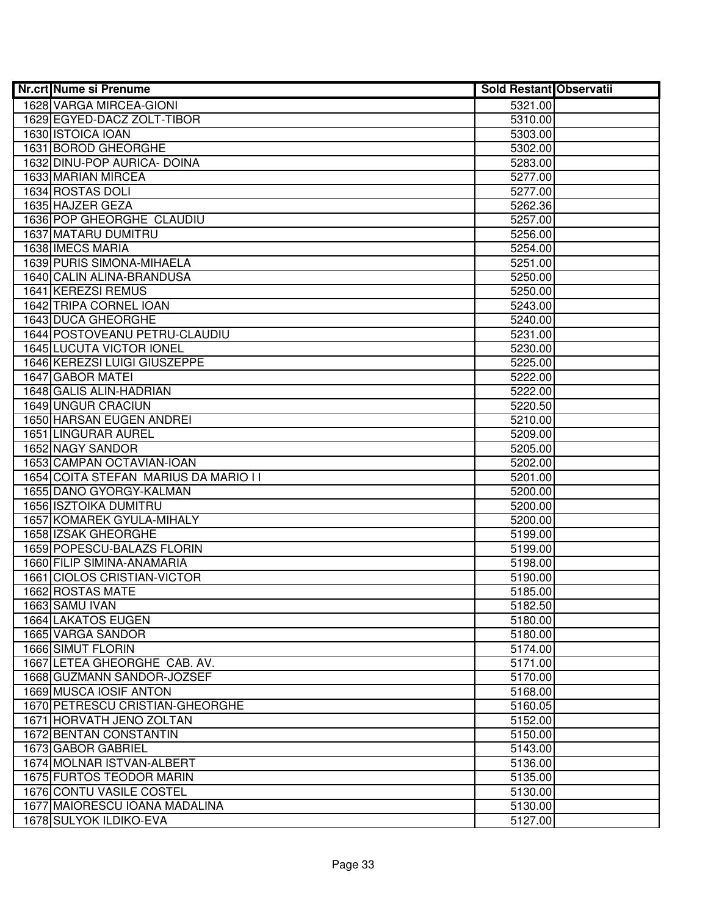| Nr.crt | Nume si Prenume | Sold Restant | Observatii |
| --- | --- | --- | --- |
| 1628 | VARGA MIRCEA-GIONI | 5321.00 | |
| 1629 | EGYED-DACZ ZOLT-TIBOR | 5310.00 | |
| 1630 | ISTOICA IOAN | 5303.00 | |
| 1631 | BOROD GHEORGHE | 5302.00 | |
| 1632 | DINU-POP AURICA- DOINA | 5283.00 | |
| 1633 | MARIAN MIRCEA | 5277.00 | |
| 1634 | ROSTAS DOLI | 5277.00 | |
| 1635 | HAJZER GEZA | 5262.36 | |
| 1636 | POP GHEORGHE CLAUDIU | 5257.00 | |
| 1637 | MATARU DUMITRU | 5256.00 | |
| 1638 | IMECS MARIA | 5254.00 | |
| 1639 | PURIS SIMONA-MIHAELA | 5251.00 | |
| 1640 | CALIN ALINA-BRANDUSA | 5250.00 | |
| 1641 | KEREZSI REMUS | 5250.00 | |
| 1642 | TRIPA CORNEL IOAN | 5243.00 | |
| 1643 | DUCA GHEORGHE | 5240.00 | |
| 1644 | POSTOVEANU PETRU-CLAUDIU | 5231.00 | |
| 1645 | LUCUTA VICTOR IONEL | 5230.00 | |
| 1646 | KEREZSI LUIGI GIUSZEPPE | 5225.00 | |
| 1647 | GABOR MATEI | 5222.00 | |
| 1648 | GALIS ALIN-HADRIAN | 5222.00 | |
| 1649 | UNGUR CRACIUN | 5220.50 | |
| 1650 | HARSAN EUGEN ANDREI | 5210.00 | |
| 1651 | LINGURAR AUREL | 5209.00 | |
| 1652 | NAGY SANDOR | 5205.00 | |
| 1653 | CAMPAN OCTAVIAN-IOAN | 5202.00 | |
| 1654 | COITA STEFAN MARIUS DA MARIO I I | 5201.00 | |
| 1655 | DANO GYORGY-KALMAN | 5200.00 | |
| 1656 | ISZTOIKA DUMITRU | 5200.00 | |
| 1657 | KOMAREK GYULA-MIHALY | 5200.00 | |
| 1658 | IZSAK GHEORGHE | 5199.00 | |
| 1659 | POPESCU-BALAZS FLORIN | 5199.00 | |
| 1660 | FILIP SIMINA-ANAMARIA | 5198.00 | |
| 1661 | CIOLOS CRISTIAN-VICTOR | 5190.00 | |
| 1662 | ROSTAS MATE | 5185.00 | |
| 1663 | SAMU IVAN | 5182.50 | |
| 1664 | LAKATOS EUGEN | 5180.00 | |
| 1665 | VARGA SANDOR | 5180.00 | |
| 1666 | SIMUT FLORIN | 5174.00 | |
| 1667 | LETEA GHEORGHE CAB. AV. | 5171.00 | |
| 1668 | GUZMANN SANDOR-JOZSEF | 5170.00 | |
| 1669 | MUSCA IOSIF ANTON | 5168.00 | |
| 1670 | PETRESCU CRISTIAN-GHEORGHE | 5160.05 | |
| 1671 | HORVATH JENO ZOLTAN | 5152.00 | |
| 1672 | BENTAN CONSTANTIN | 5150.00 | |
| 1673 | GABOR GABRIEL | 5143.00 | |
| 1674 | MOLNAR ISTVAN-ALBERT | 5136.00 | |
| 1675 | FURTOS TEODOR MARIN | 5135.00 | |
| 1676 | CONTU VASILE COSTEL | 5130.00 | |
| 1677 | MAIORESCU IOANA MADALINA | 5130.00 | |
| 1678 | SULYOK ILDIKO-EVA | 5127.00 | |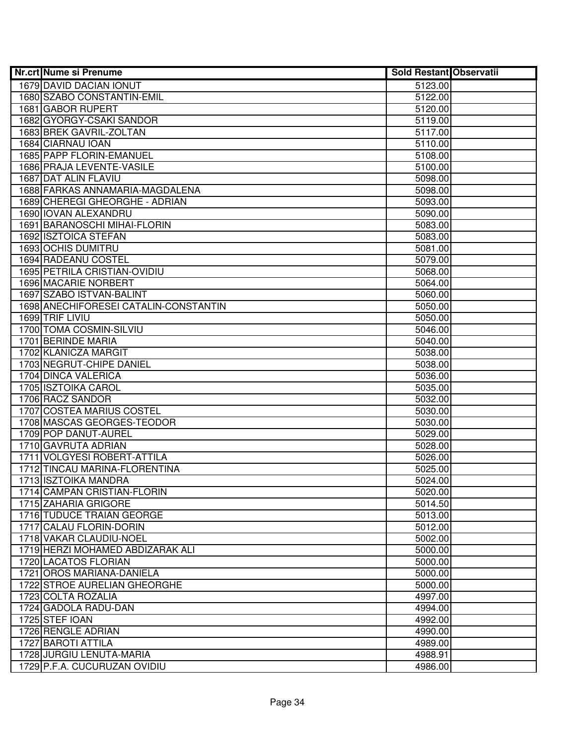| Nr.crt | Nume si Prenume | Sold Restant | Observatii |
|---|---|---|---|
| 1679 | DAVID DACIAN IONUT | 5123.00 | |
| 1680 | SZABO CONSTANTIN-EMIL | 5122.00 | |
| 1681 | GABOR RUPERT | 5120.00 | |
| 1682 | GYORGY-CSAKI SANDOR | 5119.00 | |
| 1683 | BREK GAVRIL-ZOLTAN | 5117.00 | |
| 1684 | CIARNAU IOAN | 5110.00 | |
| 1685 | PAPP FLORIN-EMANUEL | 5108.00 | |
| 1686 | PRAJA LEVENTE-VASILE | 5100.00 | |
| 1687 | DAT ALIN FLAVIU | 5098.00 | |
| 1688 | FARKAS ANNAMARIA-MAGDALENA | 5098.00 | |
| 1689 | CHEREGI GHEORGHE - ADRIAN | 5093.00 | |
| 1690 | IOVAN ALEXANDRU | 5090.00 | |
| 1691 | BARANOSCHI MIHAI-FLORIN | 5083.00 | |
| 1692 | ISZTOICA STEFAN | 5083.00 | |
| 1693 | OCHIS DUMITRU | 5081.00 | |
| 1694 | RADEANU COSTEL | 5079.00 | |
| 1695 | PETRILA CRISTIAN-OVIDIU | 5068.00 | |
| 1696 | MACARIE NORBERT | 5064.00 | |
| 1697 | SZABO ISTVAN-BALINT | 5060.00 | |
| 1698 | ANECHIFORESEI CATALIN-CONSTANTIN | 5050.00 | |
| 1699 | TRIF LIVIU | 5050.00 | |
| 1700 | TOMA COSMIN-SILVIU | 5046.00 | |
| 1701 | BERINDE MARIA | 5040.00 | |
| 1702 | KLANICZA MARGIT | 5038.00 | |
| 1703 | NEGRUT-CHIPE DANIEL | 5038.00 | |
| 1704 | DINCA VALERICA | 5036.00 | |
| 1705 | ISZTOIKA CAROL | 5035.00 | |
| 1706 | RACZ SANDOR | 5032.00 | |
| 1707 | COSTEA MARIUS COSTEL | 5030.00 | |
| 1708 | MASCAS GEORGES-TEODOR | 5030.00 | |
| 1709 | POP DANUT-AUREL | 5029.00 | |
| 1710 | GAVRUTA ADRIAN | 5028.00 | |
| 1711 | VOLGYESI ROBERT-ATTILA | 5026.00 | |
| 1712 | TINCAU MARINA-FLORENTINA | 5025.00 | |
| 1713 | ISZTOIKA MANDRA | 5024.00 | |
| 1714 | CAMPAN CRISTIAN-FLORIN | 5020.00 | |
| 1715 | ZAHARIA GRIGORE | 5014.50 | |
| 1716 | TUDUCE TRAIAN GEORGE | 5013.00 | |
| 1717 | CALAU FLORIN-DORIN | 5012.00 | |
| 1718 | VAKAR CLAUDIU-NOEL | 5002.00 | |
| 1719 | HERZI MOHAMED ABDIZARAK ALI | 5000.00 | |
| 1720 | LACATOS FLORIAN | 5000.00 | |
| 1721 | OROS MARIANA-DANIELA | 5000.00 | |
| 1722 | STROE AURELIAN GHEORGHE | 5000.00 | |
| 1723 | COLTA ROZALIA | 4997.00 | |
| 1724 | GADOLA RADU-DAN | 4994.00 | |
| 1725 | STEF IOAN | 4992.00 | |
| 1726 | RENGLE ADRIAN | 4990.00 | |
| 1727 | BAROTI ATTILA | 4989.00 | |
| 1728 | JURGIU LENUTA-MARIA | 4988.91 | |
| 1729 | P.F.A. CUCURUZAN OVIDIU | 4986.00 | |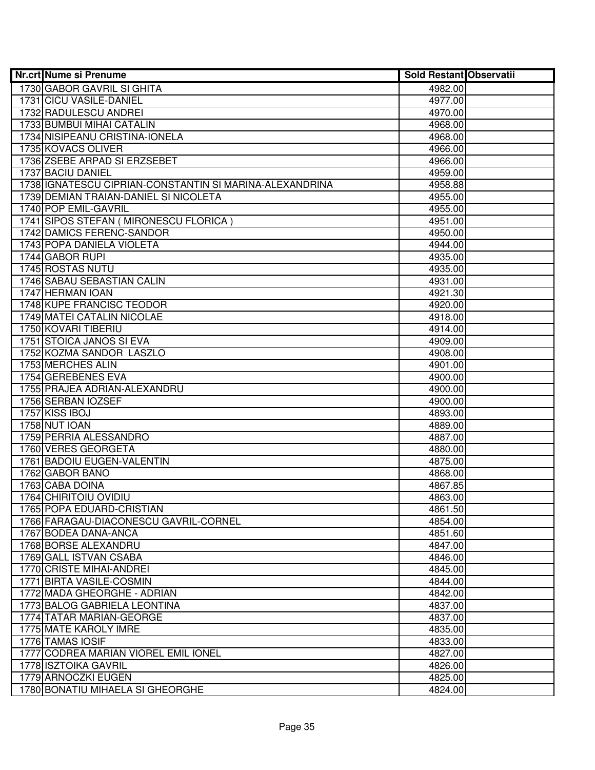| Nr.crt | Nume si Prenume | Sold Restant | Observatii |
|---|---|---|---|
| 1730 | GABOR GAVRIL SI GHITA | 4982.00 | |
| 1731 | CICU VASILE-DANIEL | 4977.00 | |
| 1732 | RADULESCU ANDREI | 4970.00 | |
| 1733 | BUMBUI MIHAI CATALIN | 4968.00 | |
| 1734 | NISIPEANU CRISTINA-IONELA | 4968.00 | |
| 1735 | KOVACS OLIVER | 4966.00 | |
| 1736 | ZSEBE ARPAD SI ERZSEBET | 4966.00 | |
| 1737 | BACIU DANIEL | 4959.00 | |
| 1738 | IGNATESCU CIPRIAN-CONSTANTIN SI MARINA-ALEXANDRINA | 4958.88 | |
| 1739 | DEMIAN TRAIAN-DANIEL SI NICOLETA | 4955.00 | |
| 1740 | POP EMIL-GAVRIL | 4955.00 | |
| 1741 | SIPOS STEFAN ( MIRONESCU FLORICA ) | 4951.00 | |
| 1742 | DAMICS FERENC-SANDOR | 4950.00 | |
| 1743 | POPA DANIELA VIOLETA | 4944.00 | |
| 1744 | GABOR RUPI | 4935.00 | |
| 1745 | ROSTAS NUTU | 4935.00 | |
| 1746 | SABAU SEBASTIAN CALIN | 4931.00 | |
| 1747 | HERMAN IOAN | 4921.30 | |
| 1748 | KUPE FRANCISC TEODOR | 4920.00 | |
| 1749 | MATEI CATALIN NICOLAE | 4918.00 | |
| 1750 | KOVARI TIBERIU | 4914.00 | |
| 1751 | STOICA JANOS SI EVA | 4909.00 | |
| 1752 | KOZMA SANDOR LASZLO | 4908.00 | |
| 1753 | MERCHES ALIN | 4901.00 | |
| 1754 | GEREBENES EVA | 4900.00 | |
| 1755 | PRAJEA ADRIAN-ALEXANDRU | 4900.00 | |
| 1756 | SERBAN IOZSEF | 4900.00 | |
| 1757 | KISS IBOJ | 4893.00 | |
| 1758 | NUT IOAN | 4889.00 | |
| 1759 | PERRIA ALESSANDRO | 4887.00 | |
| 1760 | VERES GEORGETA | 4880.00 | |
| 1761 | BADOIU EUGEN-VALENTIN | 4875.00 | |
| 1762 | GABOR BANO | 4868.00 | |
| 1763 | CABA DOINA | 4867.85 | |
| 1764 | CHIRITOIU OVIDIU | 4863.00 | |
| 1765 | POPA EDUARD-CRISTIAN | 4861.50 | |
| 1766 | FARAGAU-DIACONESCU GAVRIL-CORNEL | 4854.00 | |
| 1767 | BODEA DANA-ANCA | 4851.60 | |
| 1768 | BORSE ALEXANDRU | 4847.00 | |
| 1769 | GALL ISTVAN CSABA | 4846.00 | |
| 1770 | CRISTE MIHAI-ANDREI | 4845.00 | |
| 1771 | BIRTA VASILE-COSMIN | 4844.00 | |
| 1772 | MADA GHEORGHE - ADRIAN | 4842.00 | |
| 1773 | BALOG GABRIELA LEONTINA | 4837.00 | |
| 1774 | TATAR MARIAN-GEORGE | 4837.00 | |
| 1775 | MATE KAROLY IMRE | 4835.00 | |
| 1776 | TAMAS IOSIF | 4833.00 | |
| 1777 | CODREA MARIAN VIOREL EMIL IONEL | 4827.00 | |
| 1778 | ISZTOIKA GAVRIL | 4826.00 | |
| 1779 | ARNOCZKI EUGEN | 4825.00 | |
| 1780 | BONATIU MIHAELA SI GHEORGHE | 4824.00 | |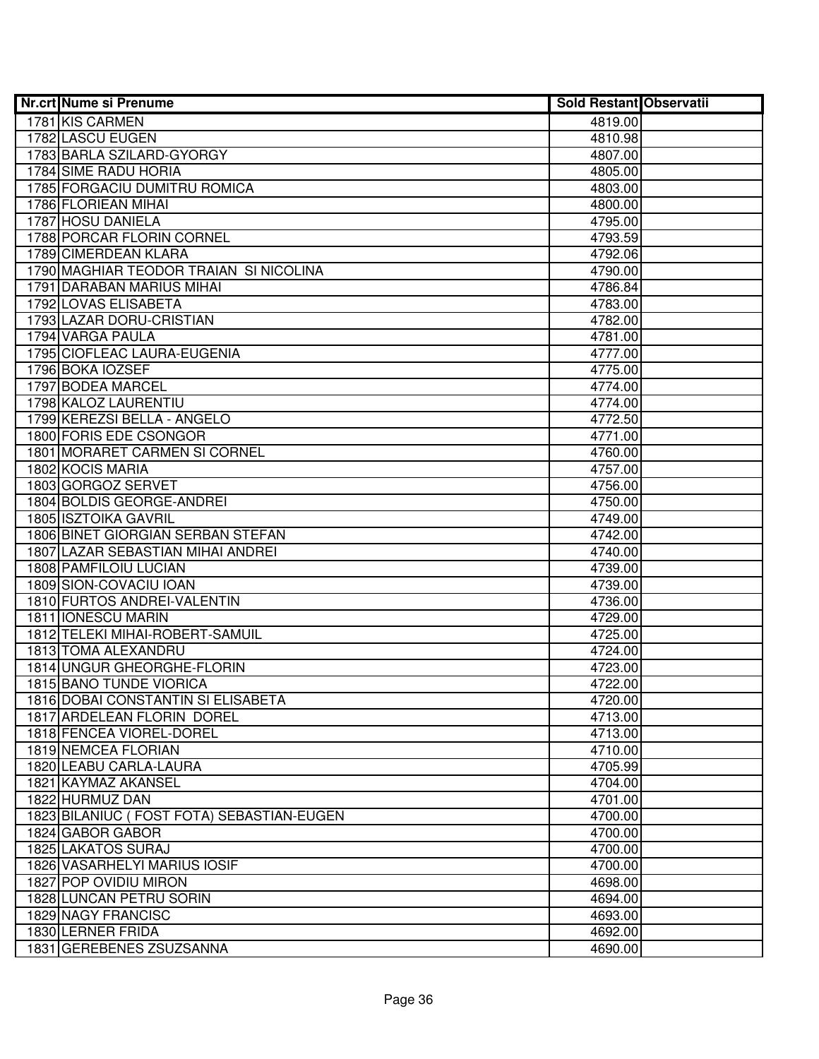| Nr.crt | Nume si Prenume | Sold Restant | Observatii |
|---|---|---|---|
| 1781 | KIS CARMEN | 4819.00 | |
| 1782 | LASCU EUGEN | 4810.98 | |
| 1783 | BARLA SZILARD-GYORGY | 4807.00 | |
| 1784 | SIME RADU HORIA | 4805.00 | |
| 1785 | FORGACIU DUMITRU ROMICA | 4803.00 | |
| 1786 | FLORIEAN MIHAI | 4800.00 | |
| 1787 | HOSU DANIELA | 4795.00 | |
| 1788 | PORCAR FLORIN CORNEL | 4793.59 | |
| 1789 | CIMERDEAN KLARA | 4792.06 | |
| 1790 | MAGHIAR TEODOR TRAIAN SI NICOLINA | 4790.00 | |
| 1791 | DARABAN MARIUS MIHAI | 4786.84 | |
| 1792 | LOVAS ELISABETA | 4783.00 | |
| 1793 | LAZAR DORU-CRISTIAN | 4782.00 | |
| 1794 | VARGA PAULA | 4781.00 | |
| 1795 | CIOFLEAC LAURA-EUGENIA | 4777.00 | |
| 1796 | BOKA IOZSEF | 4775.00 | |
| 1797 | BODEA MARCEL | 4774.00 | |
| 1798 | KALOZ LAURENTIU | 4774.00 | |
| 1799 | KEREZSI BELLA - ANGELO | 4772.50 | |
| 1800 | FORIS EDE CSONGOR | 4771.00 | |
| 1801 | MORARET CARMEN SI CORNEL | 4760.00 | |
| 1802 | KOCIS MARIA | 4757.00 | |
| 1803 | GORGOZ SERVET | 4756.00 | |
| 1804 | BOLDIS GEORGE-ANDREI | 4750.00 | |
| 1805 | ISZTOIKA GAVRIL | 4749.00 | |
| 1806 | BINET GIORGIAN SERBAN STEFAN | 4742.00 | |
| 1807 | LAZAR SEBASTIAN MIHAI ANDREI | 4740.00 | |
| 1808 | PAMFILOIU LUCIAN | 4739.00 | |
| 1809 | SION-COVACIU IOAN | 4739.00 | |
| 1810 | FURTOS ANDREI-VALENTIN | 4736.00 | |
| 1811 | IONESCU MARIN | 4729.00 | |
| 1812 | TELEKI MIHAI-ROBERT-SAMUIL | 4725.00 | |
| 1813 | TOMA ALEXANDRU | 4724.00 | |
| 1814 | UNGUR GHEORGHE-FLORIN | 4723.00 | |
| 1815 | BANO TUNDE VIORICA | 4722.00 | |
| 1816 | DOBAI CONSTANTIN SI ELISABETA | 4720.00 | |
| 1817 | ARDELEAN FLORIN DOREL | 4713.00 | |
| 1818 | FENCEA VIOREL-DOREL | 4713.00 | |
| 1819 | NEMCEA FLORIAN | 4710.00 | |
| 1820 | LEABU CARLA-LAURA | 4705.99 | |
| 1821 | KAYMAZ AKANSEL | 4704.00 | |
| 1822 | HURMUZ DAN | 4701.00 | |
| 1823 | BILANIUC ( FOST FOTA) SEBASTIAN-EUGEN | 4700.00 | |
| 1824 | GABOR GABOR | 4700.00 | |
| 1825 | LAKATOS SURAJ | 4700.00 | |
| 1826 | VASARHELYI MARIUS IOSIF | 4700.00 | |
| 1827 | POP OVIDIU MIRON | 4698.00 | |
| 1828 | LUNCAN PETRU SORIN | 4694.00 | |
| 1829 | NAGY FRANCISC | 4693.00 | |
| 1830 | LERNER FRIDA | 4692.00 | |
| 1831 | GEREBENES ZSUZSANNA | 4690.00 | |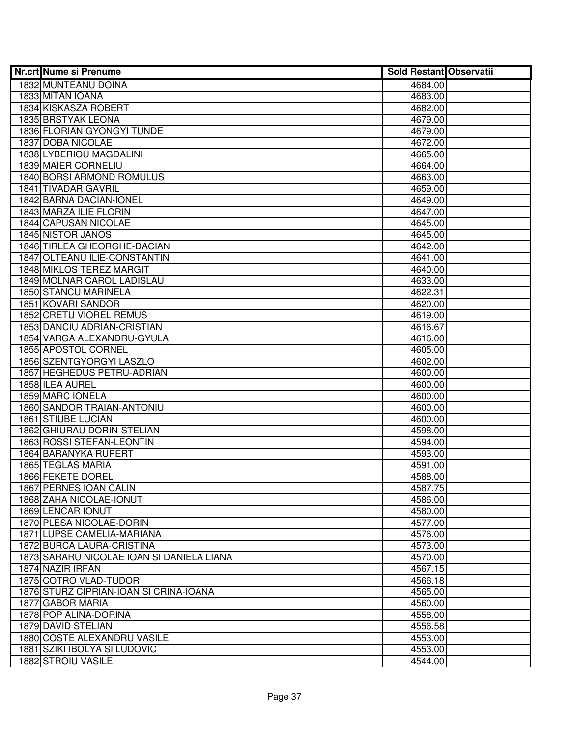| Nr.crt | Nume si Prenume | Sold Restant | Observatii |
|---|---|---|---|
| 1832 | MUNTEANU DOINA | 4684.00 | |
| 1833 | MITAN IOANA | 4683.00 | |
| 1834 | KISKASZA ROBERT | 4682.00 | |
| 1835 | BRSTYAK LEONA | 4679.00 | |
| 1836 | FLORIAN GYONGYI TUNDE | 4679.00 | |
| 1837 | DOBA NICOLAE | 4672.00 | |
| 1838 | LYBERIOU MAGDALINI | 4665.00 | |
| 1839 | MAIER CORNELIU | 4664.00 | |
| 1840 | BORSI ARMOND ROMULUS | 4663.00 | |
| 1841 | TIVADAR GAVRIL | 4659.00 | |
| 1842 | BARNA DACIAN-IONEL | 4649.00 | |
| 1843 | MARZA ILIE FLORIN | 4647.00 | |
| 1844 | CAPUSAN NICOLAE | 4645.00 | |
| 1845 | NISTOR JANOS | 4645.00 | |
| 1846 | TIRLEA GHEORGHE-DACIAN | 4642.00 | |
| 1847 | OLTEANU ILIE-CONSTANTIN | 4641.00 | |
| 1848 | MIKLOS TEREZ MARGIT | 4640.00 | |
| 1849 | MOLNAR CAROL LADISLAU | 4633.00 | |
| 1850 | STANCU MARINELA | 4622.31 | |
| 1851 | KOVARI SANDOR | 4620.00 | |
| 1852 | CRETU VIOREL REMUS | 4619.00 | |
| 1853 | DANCIU ADRIAN-CRISTIAN | 4616.67 | |
| 1854 | VARGA ALEXANDRU-GYULA | 4616.00 | |
| 1855 | APOSTOL CORNEL | 4605.00 | |
| 1856 | SZENTGYORGYI LASZLO | 4602.00 | |
| 1857 | HEGHEDUS PETRU-ADRIAN | 4600.00 | |
| 1858 | ILEA AUREL | 4600.00 | |
| 1859 | MARC IONELA | 4600.00 | |
| 1860 | SANDOR TRAIAN-ANTONIU | 4600.00 | |
| 1861 | STIUBE LUCIAN | 4600.00 | |
| 1862 | GHIURAU DORIN-STELIAN | 4598.00 | |
| 1863 | ROSSI STEFAN-LEONTIN | 4594.00 | |
| 1864 | BARANYKA RUPERT | 4593.00 | |
| 1865 | TEGLAS MARIA | 4591.00 | |
| 1866 | FEKETE DOREL | 4588.00 | |
| 1867 | PERNES IOAN CALIN | 4587.75 | |
| 1868 | ZAHA NICOLAE-IONUT | 4586.00 | |
| 1869 | LENCAR IONUT | 4580.00 | |
| 1870 | PLESA NICOLAE-DORIN | 4577.00 | |
| 1871 | LUPSE CAMELIA-MARIANA | 4576.00 | |
| 1872 | BURCA LAURA-CRISTINA | 4573.00 | |
| 1873 | SARARU NICOLAE IOAN SI DANIELA LIANA | 4570.00 | |
| 1874 | NAZIR IRFAN | 4567.15 | |
| 1875 | COTRO VLAD-TUDOR | 4566.18 | |
| 1876 | STURZ CIPRIAN-IOAN SI CRINA-IOANA | 4565.00 | |
| 1877 | GABOR MARIA | 4560.00 | |
| 1878 | POP ALINA-DORINA | 4558.00 | |
| 1879 | DAVID STELIAN | 4556.58 | |
| 1880 | COSTE ALEXANDRU VASILE | 4553.00 | |
| 1881 | SZIKI IBOLYA SI LUDOVIC | 4553.00 | |
| 1882 | STROIU VASILE | 4544.00 | |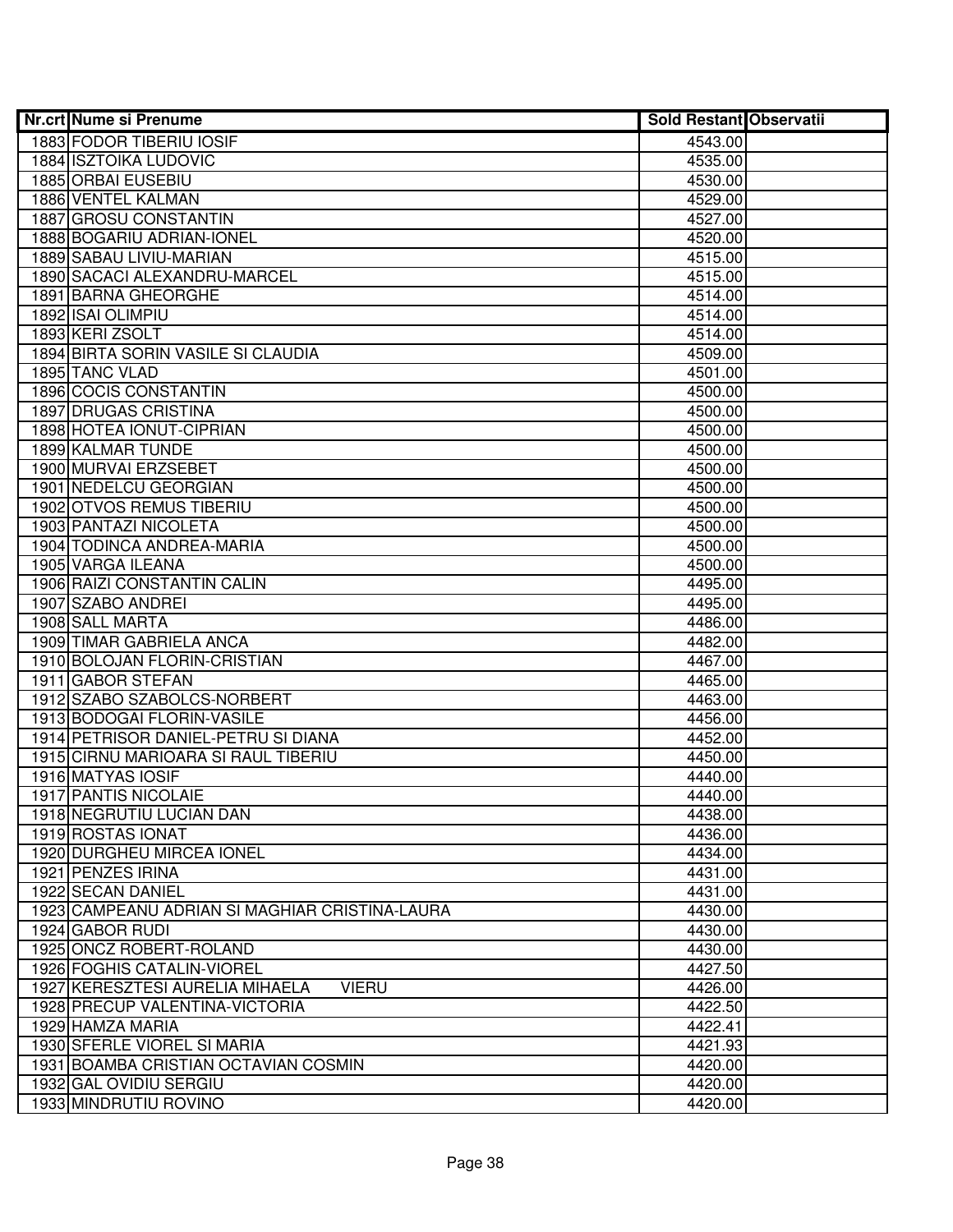| Nr.crt | Nume si Prenume | Sold Restant | Observatii |
|---|---|---|---|
| 1883 | FODOR TIBERIU IOSIF | 4543.00 | |
| 1884 | ISZTOIKA LUDOVIC | 4535.00 | |
| 1885 | ORBAI EUSEBIU | 4530.00 | |
| 1886 | VENTEL KALMAN | 4529.00 | |
| 1887 | GROSU CONSTANTIN | 4527.00 | |
| 1888 | BOGARIU ADRIAN-IONEL | 4520.00 | |
| 1889 | SABAU LIVIU-MARIAN | 4515.00 | |
| 1890 | SACACI ALEXANDRU-MARCEL | 4515.00 | |
| 1891 | BARNA GHEORGHE | 4514.00 | |
| 1892 | ISAI OLIMPIU | 4514.00 | |
| 1893 | KERI ZSOLT | 4514.00 | |
| 1894 | BIRTA SORIN VASILE SI CLAUDIA | 4509.00 | |
| 1895 | TANC VLAD | 4501.00 | |
| 1896 | COCIS CONSTANTIN | 4500.00 | |
| 1897 | DRUGAS CRISTINA | 4500.00 | |
| 1898 | HOTEA IONUT-CIPRIAN | 4500.00 | |
| 1899 | KALMAR TUNDE | 4500.00 | |
| 1900 | MURVAI ERZSEBET | 4500.00 | |
| 1901 | NEDELCU GEORGIAN | 4500.00 | |
| 1902 | OTVOS REMUS TIBERIU | 4500.00 | |
| 1903 | PANTAZI NICOLETA | 4500.00 | |
| 1904 | TODINCA ANDREA-MARIA | 4500.00 | |
| 1905 | VARGA ILEANA | 4500.00 | |
| 1906 | RAIZI CONSTANTIN CALIN | 4495.00 | |
| 1907 | SZABO ANDREI | 4495.00 | |
| 1908 | SALL MARTA | 4486.00 | |
| 1909 | TIMAR GABRIELA ANCA | 4482.00 | |
| 1910 | BOLOJAN FLORIN-CRISTIAN | 4467.00 | |
| 1911 | GABOR STEFAN | 4465.00 | |
| 1912 | SZABO SZABOLCS-NORBERT | 4463.00 | |
| 1913 | BODOGAI FLORIN-VASILE | 4456.00 | |
| 1914 | PETRISOR DANIEL-PETRU SI DIANA | 4452.00 | |
| 1915 | CIRNU MARIOARA SI RAUL TIBERIU | 4450.00 | |
| 1916 | MATYAS IOSIF | 4440.00 | |
| 1917 | PANTIS NICOLAIE | 4440.00 | |
| 1918 | NEGRUTIU LUCIAN DAN | 4438.00 | |
| 1919 | ROSTAS IONAT | 4436.00 | |
| 1920 | DURGHEU MIRCEA IONEL | 4434.00 | |
| 1921 | PENZES IRINA | 4431.00 | |
| 1922 | SECAN DANIEL | 4431.00 | |
| 1923 | CAMPEANU ADRIAN SI MAGHIAR CRISTINA-LAURA | 4430.00 | |
| 1924 | GABOR RUDI | 4430.00 | |
| 1925 | ONCZ ROBERT-ROLAND | 4430.00 | |
| 1926 | FOGHIS CATALIN-VIOREL | 4427.50 | |
| 1927 | KERESZTESI AURELIA MIHAELA VIERU | 4426.00 | |
| 1928 | PRECUP VALENTINA-VICTORIA | 4422.50 | |
| 1929 | HAMZA MARIA | 4422.41 | |
| 1930 | SFERLE VIOREL SI MARIA | 4421.93 | |
| 1931 | BOAMBA CRISTIAN OCTAVIAN COSMIN | 4420.00 | |
| 1932 | GAL OVIDIU SERGIU | 4420.00 | |
| 1933 | MINDRUTIU ROVINO | 4420.00 | |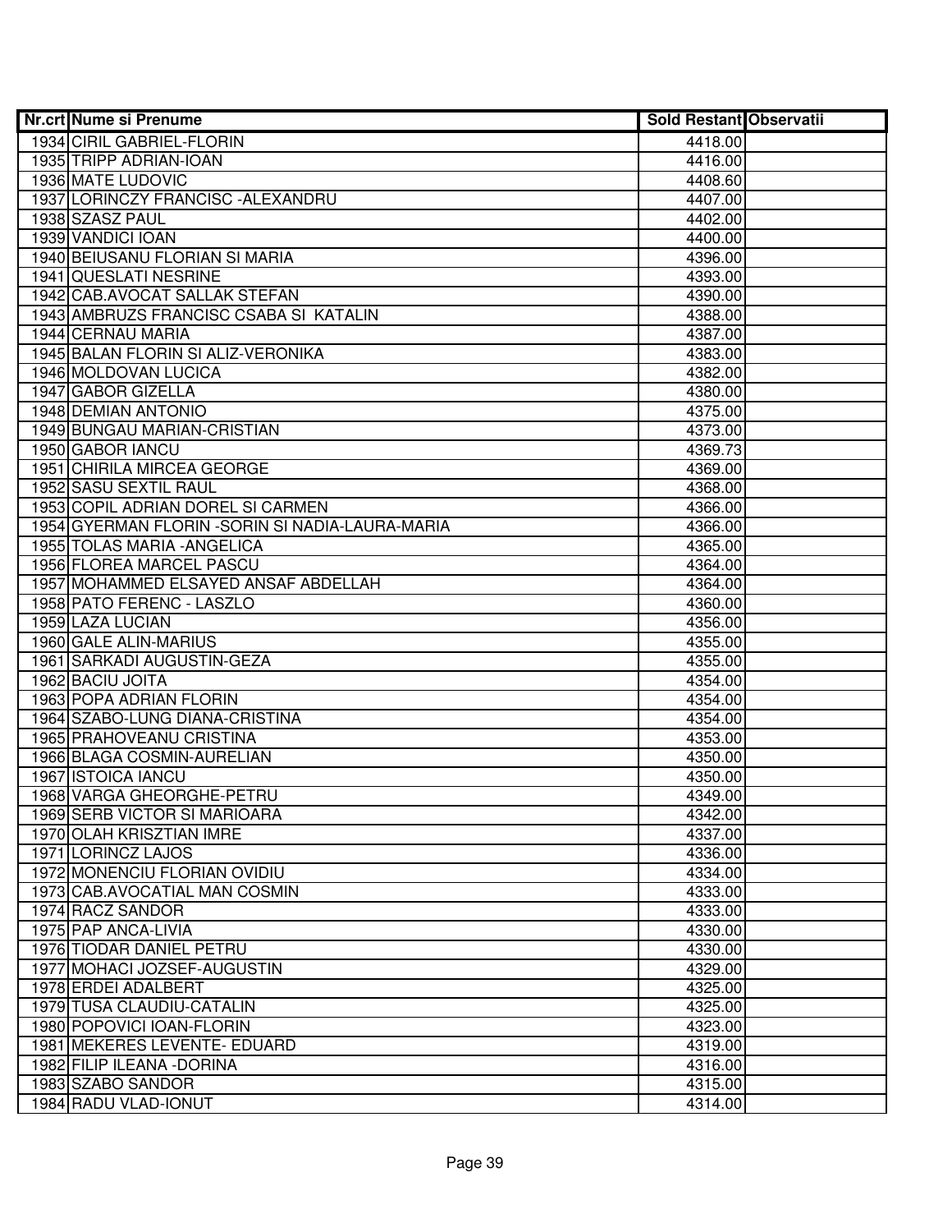| Nr.crt | Nume si Prenume | Sold Restant | Observatii |
|---|---|---|---|
| 1934 | CIRIL GABRIEL-FLORIN | 4418.00 | |
| 1935 | TRIPP ADRIAN-IOAN | 4416.00 | |
| 1936 | MATE LUDOVIC | 4408.60 | |
| 1937 | LORINCZY FRANCISC -ALEXANDRU | 4407.00 | |
| 1938 | SZASZ PAUL | 4402.00 | |
| 1939 | VANDICI IOAN | 4400.00 | |
| 1940 | BEIUSANU FLORIAN SI MARIA | 4396.00 | |
| 1941 | QUESLATI NESRINE | 4393.00 | |
| 1942 | CAB.AVOCAT SALLAK STEFAN | 4390.00 | |
| 1943 | AMBRUZS FRANCISC CSABA SI KATALIN | 4388.00 | |
| 1944 | CERNAU MARIA | 4387.00 | |
| 1945 | BALAN FLORIN SI ALIZ-VERONIKA | 4383.00 | |
| 1946 | MOLDOVAN LUCICA | 4382.00 | |
| 1947 | GABOR GIZELLA | 4380.00 | |
| 1948 | DEMIAN ANTONIO | 4375.00 | |
| 1949 | BUNGAU MARIAN-CRISTIAN | 4373.00 | |
| 1950 | GABOR IANCU | 4369.73 | |
| 1951 | CHIRILA MIRCEA GEORGE | 4369.00 | |
| 1952 | SASU SEXTIL RAUL | 4368.00 | |
| 1953 | COPIL ADRIAN DOREL SI CARMEN | 4366.00 | |
| 1954 | GYERMAN FLORIN -SORIN SI NADIA-LAURA-MARIA | 4366.00 | |
| 1955 | TOLAS MARIA -ANGELICA | 4365.00 | |
| 1956 | FLOREA MARCEL PASCU | 4364.00 | |
| 1957 | MOHAMMED ELSAYED ANSAF ABDELLAH | 4364.00 | |
| 1958 | PATO FERENC - LASZLO | 4360.00 | |
| 1959 | LAZA LUCIAN | 4356.00 | |
| 1960 | GALE ALIN-MARIUS | 4355.00 | |
| 1961 | SARKADI AUGUSTIN-GEZA | 4355.00 | |
| 1962 | BACIU JOITA | 4354.00 | |
| 1963 | POPA ADRIAN FLORIN | 4354.00 | |
| 1964 | SZABO-LUNG DIANA-CRISTINA | 4354.00 | |
| 1965 | PRAHOVEANU CRISTINA | 4353.00 | |
| 1966 | BLAGA COSMIN-AURELIAN | 4350.00 | |
| 1967 | ISTOICA IANCU | 4350.00 | |
| 1968 | VARGA GHEORGHE-PETRU | 4349.00 | |
| 1969 | SERB VICTOR SI MARIOARA | 4342.00 | |
| 1970 | OLAH KRISZTIAN IMRE | 4337.00 | |
| 1971 | LORINCZ LAJOS | 4336.00 | |
| 1972 | MONENCIU FLORIAN OVIDIU | 4334.00 | |
| 1973 | CAB.AVOCATIAL MAN COSMIN | 4333.00 | |
| 1974 | RACZ SANDOR | 4333.00 | |
| 1975 | PAP ANCA-LIVIA | 4330.00 | |
| 1976 | TIODAR DANIEL PETRU | 4330.00 | |
| 1977 | MOHACI JOZSEF-AUGUSTIN | 4329.00 | |
| 1978 | ERDEI ADALBERT | 4325.00 | |
| 1979 | TUSA CLAUDIU-CATALIN | 4325.00 | |
| 1980 | POPOVICI IOAN-FLORIN | 4323.00 | |
| 1981 | MEKERES LEVENTE- EDUARD | 4319.00 | |
| 1982 | FILIP ILEANA -DORINA | 4316.00 | |
| 1983 | SZABO SANDOR | 4315.00 | |
| 1984 | RADU VLAD-IONUT | 4314.00 | |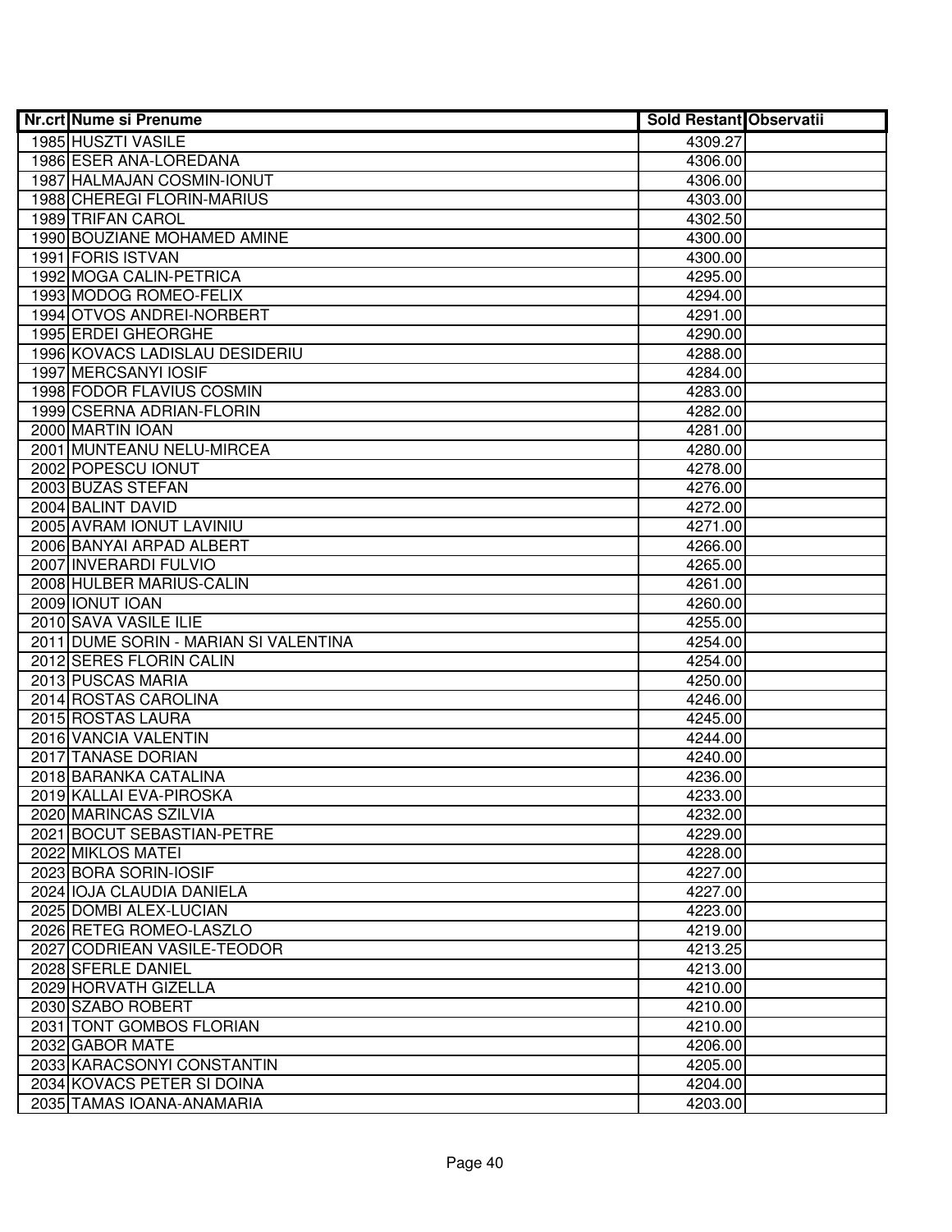| Nr.crt | Nume si Prenume | Sold Restant | Observatii |
|---|---|---|---|
| 1985 | HUSZTI VASILE | 4309.27 | |
| 1986 | ESER ANA-LOREDANA | 4306.00 | |
| 1987 | HALMAJAN COSMIN-IONUT | 4306.00 | |
| 1988 | CHEREGI FLORIN-MARIUS | 4303.00 | |
| 1989 | TRIFAN CAROL | 4302.50 | |
| 1990 | BOUZIANE MOHAMED AMINE | 4300.00 | |
| 1991 | FORIS ISTVAN | 4300.00 | |
| 1992 | MOGA CALIN-PETRICA | 4295.00 | |
| 1993 | MODOG ROMEO-FELIX | 4294.00 | |
| 1994 | OTVOS ANDREI-NORBERT | 4291.00 | |
| 1995 | ERDEI GHEORGHE | 4290.00 | |
| 1996 | KOVACS LADISLAU DESIDERIU | 4288.00 | |
| 1997 | MERCSANYI IOSIF | 4284.00 | |
| 1998 | FODOR FLAVIUS COSMIN | 4283.00 | |
| 1999 | CSERNA ADRIAN-FLORIN | 4282.00 | |
| 2000 | MARTIN IOAN | 4281.00 | |
| 2001 | MUNTEANU NELU-MIRCEA | 4280.00 | |
| 2002 | POPESCU IONUT | 4278.00 | |
| 2003 | BUZAS STEFAN | 4276.00 | |
| 2004 | BALINT DAVID | 4272.00 | |
| 2005 | AVRAM IONUT LAVINIU | 4271.00 | |
| 2006 | BANYAI ARPAD ALBERT | 4266.00 | |
| 2007 | INVERARDI FULVIO | 4265.00 | |
| 2008 | HULBER MARIUS-CALIN | 4261.00 | |
| 2009 | IONUT IOAN | 4260.00 | |
| 2010 | SAVA VASILE ILIE | 4255.00 | |
| 2011 | DUME SORIN - MARIAN SI VALENTINA | 4254.00 | |
| 2012 | SERES FLORIN CALIN | 4254.00 | |
| 2013 | PUSCAS MARIA | 4250.00 | |
| 2014 | ROSTAS CAROLINA | 4246.00 | |
| 2015 | ROSTAS LAURA | 4245.00 | |
| 2016 | VANCIA VALENTIN | 4244.00 | |
| 2017 | TANASE DORIAN | 4240.00 | |
| 2018 | BARANKA CATALINA | 4236.00 | |
| 2019 | KALLAI EVA-PIROSKA | 4233.00 | |
| 2020 | MARINCAS SZILVIA | 4232.00 | |
| 2021 | BOCUT SEBASTIAN-PETRE | 4229.00 | |
| 2022 | MIKLOS MATEI | 4228.00 | |
| 2023 | BORA SORIN-IOSIF | 4227.00 | |
| 2024 | IOJA CLAUDIA DANIELA | 4227.00 | |
| 2025 | DOMBI ALEX-LUCIAN | 4223.00 | |
| 2026 | RETEG ROMEO-LASZLO | 4219.00 | |
| 2027 | CODRIEAN VASILE-TEODOR | 4213.25 | |
| 2028 | SFERLE DANIEL | 4213.00 | |
| 2029 | HORVATH GIZELLA | 4210.00 | |
| 2030 | SZABO ROBERT | 4210.00 | |
| 2031 | TONT GOMBOS FLORIAN | 4210.00 | |
| 2032 | GABOR MATE | 4206.00 | |
| 2033 | KARACSONYI CONSTANTIN | 4205.00 | |
| 2034 | KOVACS PETER SI DOINA | 4204.00 | |
| 2035 | TAMAS IOANA-ANAMARIA | 4203.00 | |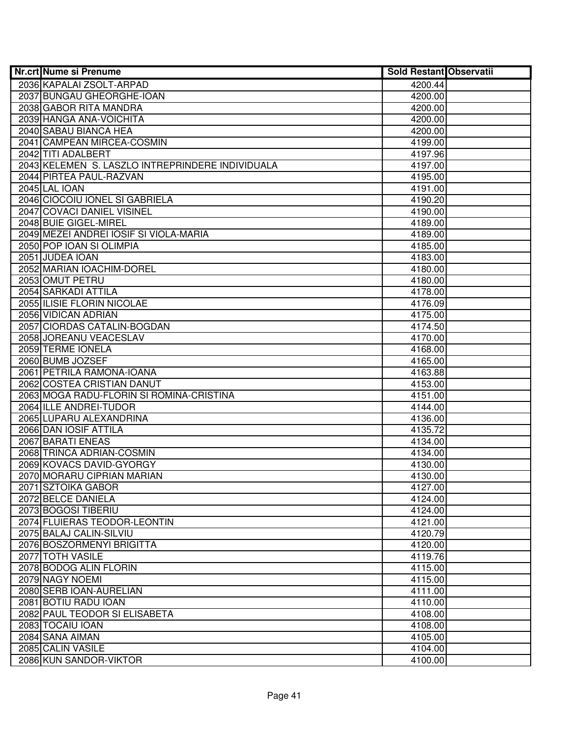| Nr.crt | Nume si Prenume | Sold Restant | Observatii |
|---|---|---|---|
| 2036 | KAPALAI ZSOLT-ARPAD | 4200.44 | |
| 2037 | BUNGAU GHEORGHE-IOAN | 4200.00 | |
| 2038 | GABOR RITA MANDRA | 4200.00 | |
| 2039 | HANGA ANA-VOICHITA | 4200.00 | |
| 2040 | SABAU BIANCA HEA | 4200.00 | |
| 2041 | CAMPEAN MIRCEA-COSMIN | 4199.00 | |
| 2042 | TITI ADALBERT | 4197.96 | |
| 2043 | KELEMEN S. LASZLO INTREPRINDERE INDIVIDUALA | 4197.00 | |
| 2044 | PIRTEA PAUL-RAZVAN | 4195.00 | |
| 2045 | LAL IOAN | 4191.00 | |
| 2046 | CIOCOIU IONEL SI GABRIELA | 4190.20 | |
| 2047 | COVACI DANIEL VISINEL | 4190.00 | |
| 2048 | BUIE GIGEL-MIREL | 4189.00 | |
| 2049 | MEZEI ANDREI IOSIF SI VIOLA-MARIA | 4189.00 | |
| 2050 | POP IOAN SI OLIMPIA | 4185.00 | |
| 2051 | JUDEA IOAN | 4183.00 | |
| 2052 | MARIAN IOACHIM-DOREL | 4180.00 | |
| 2053 | OMUT PETRU | 4180.00 | |
| 2054 | SARKADI ATTILA | 4178.00 | |
| 2055 | ILISIE FLORIN NICOLAE | 4176.09 | |
| 2056 | VIDICAN ADRIAN | 4175.00 | |
| 2057 | CIORDAS CATALIN-BOGDAN | 4174.50 | |
| 2058 | JOREANU VEACESLAV | 4170.00 | |
| 2059 | TERME IONELA | 4168.00 | |
| 2060 | BUMB JOZSEF | 4165.00 | |
| 2061 | PETRILA RAMONA-IOANA | 4163.88 | |
| 2062 | COSTEA CRISTIAN DANUT | 4153.00 | |
| 2063 | MOGA RADU-FLORIN SI ROMINA-CRISTINA | 4151.00 | |
| 2064 | ILLE ANDREI-TUDOR | 4144.00 | |
| 2065 | LUPARU ALEXANDRINA | 4136.00 | |
| 2066 | DAN IOSIF ATTILA | 4135.72 | |
| 2067 | BARATI ENEAS | 4134.00 | |
| 2068 | TRINCA ADRIAN-COSMIN | 4134.00 | |
| 2069 | KOVACS DAVID-GYORGY | 4130.00 | |
| 2070 | MORARU CIPRIAN MARIAN | 4130.00 | |
| 2071 | SZTOIKA GABOR | 4127.00 | |
| 2072 | BELCE DANIELA | 4124.00 | |
| 2073 | BOGOSI TIBERIU | 4124.00 | |
| 2074 | FLUIERAS TEODOR-LEONTIN | 4121.00 | |
| 2075 | BALAJ CALIN-SILVIU | 4120.79 | |
| 2076 | BOSZORMENYI BRIGITTA | 4120.00 | |
| 2077 | TOTH VASILE | 4119.76 | |
| 2078 | BODOG ALIN FLORIN | 4115.00 | |
| 2079 | NAGY NOEMI | 4115.00 | |
| 2080 | SERB IOAN-AURELIAN | 4111.00 | |
| 2081 | BOTIU RADU IOAN | 4110.00 | |
| 2082 | PAUL TEODOR SI ELISABETA | 4108.00 | |
| 2083 | TOCAIU IOAN | 4108.00 | |
| 2084 | SANA AIMAN | 4105.00 | |
| 2085 | CALIN VASILE | 4104.00 | |
| 2086 | KUN SANDOR-VIKTOR | 4100.00 | |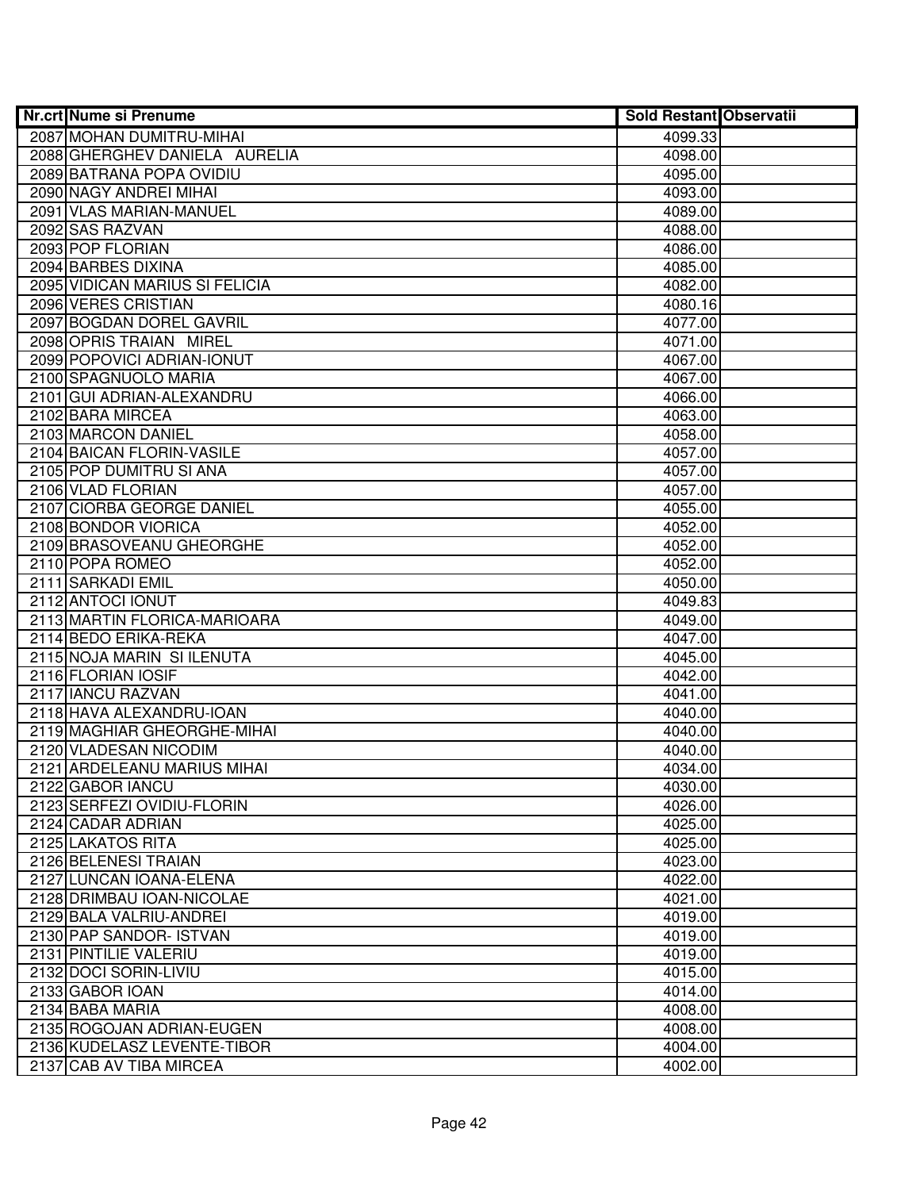| Nr.crt | Nume si Prenume | Sold Restant | Observatii |
|---|---|---|---|
| 2087 | MOHAN DUMITRU-MIHAI | 4099.33 | |
| 2088 | GHERGHEV DANIELA AURELIA | 4098.00 | |
| 2089 | BATRANA POPA OVIDIU | 4095.00 | |
| 2090 | NAGY ANDREI MIHAI | 4093.00 | |
| 2091 | VLAS MARIAN-MANUEL | 4089.00 | |
| 2092 | SAS RAZVAN | 4088.00 | |
| 2093 | POP FLORIAN | 4086.00 | |
| 2094 | BARBES DIXINA | 4085.00 | |
| 2095 | VIDICAN MARIUS SI FELICIA | 4082.00 | |
| 2096 | VERES CRISTIAN | 4080.16 | |
| 2097 | BOGDAN DOREL GAVRIL | 4077.00 | |
| 2098 | OPRIS TRAIAN MIREL | 4071.00 | |
| 2099 | POPOVICI ADRIAN-IONUT | 4067.00 | |
| 2100 | SPAGNUOLO MARIA | 4067.00 | |
| 2101 | GUI ADRIAN-ALEXANDRU | 4066.00 | |
| 2102 | BARA MIRCEA | 4063.00 | |
| 2103 | MARCON DANIEL | 4058.00 | |
| 2104 | BAICAN FLORIN-VASILE | 4057.00 | |
| 2105 | POP DUMITRU SI ANA | 4057.00 | |
| 2106 | VLAD FLORIAN | 4057.00 | |
| 2107 | CIORBA GEORGE DANIEL | 4055.00 | |
| 2108 | BONDOR VIORICA | 4052.00 | |
| 2109 | BRASOVEANU GHEORGHE | 4052.00 | |
| 2110 | POPA ROMEO | 4052.00 | |
| 2111 | SARKADI EMIL | 4050.00 | |
| 2112 | ANTOCI IONUT | 4049.83 | |
| 2113 | MARTIN FLORICA-MARIOARA | 4049.00 | |
| 2114 | BEDO ERIKA-REKA | 4047.00 | |
| 2115 | NOJA MARIN SI ILENUTA | 4045.00 | |
| 2116 | FLORIAN IOSIF | 4042.00 | |
| 2117 | IANCU RAZVAN | 4041.00 | |
| 2118 | HAVA ALEXANDRU-IOAN | 4040.00 | |
| 2119 | MAGHIAR GHEORGHE-MIHAI | 4040.00 | |
| 2120 | VLADESAN NICODIM | 4040.00 | |
| 2121 | ARDELEANU MARIUS MIHAI | 4034.00 | |
| 2122 | GABOR IANCU | 4030.00 | |
| 2123 | SERFEZI OVIDIU-FLORIN | 4026.00 | |
| 2124 | CADAR ADRIAN | 4025.00 | |
| 2125 | LAKATOS RITA | 4025.00 | |
| 2126 | BELENESI TRAIAN | 4023.00 | |
| 2127 | LUNCAN IOANA-ELENA | 4022.00 | |
| 2128 | DRIMBAU IOAN-NICOLAE | 4021.00 | |
| 2129 | BALA VALRIU-ANDREI | 4019.00 | |
| 2130 | PAP SANDOR- ISTVAN | 4019.00 | |
| 2131 | PINTILIE VALERIU | 4019.00 | |
| 2132 | DOCI SORIN-LIVIU | 4015.00 | |
| 2133 | GABOR IOAN | 4014.00 | |
| 2134 | BABA MARIA | 4008.00 | |
| 2135 | ROGOJAN ADRIAN-EUGEN | 4008.00 | |
| 2136 | KUDELASZ LEVENTE-TIBOR | 4004.00 | |
| 2137 | CAB AV TIBA MIRCEA | 4002.00 | |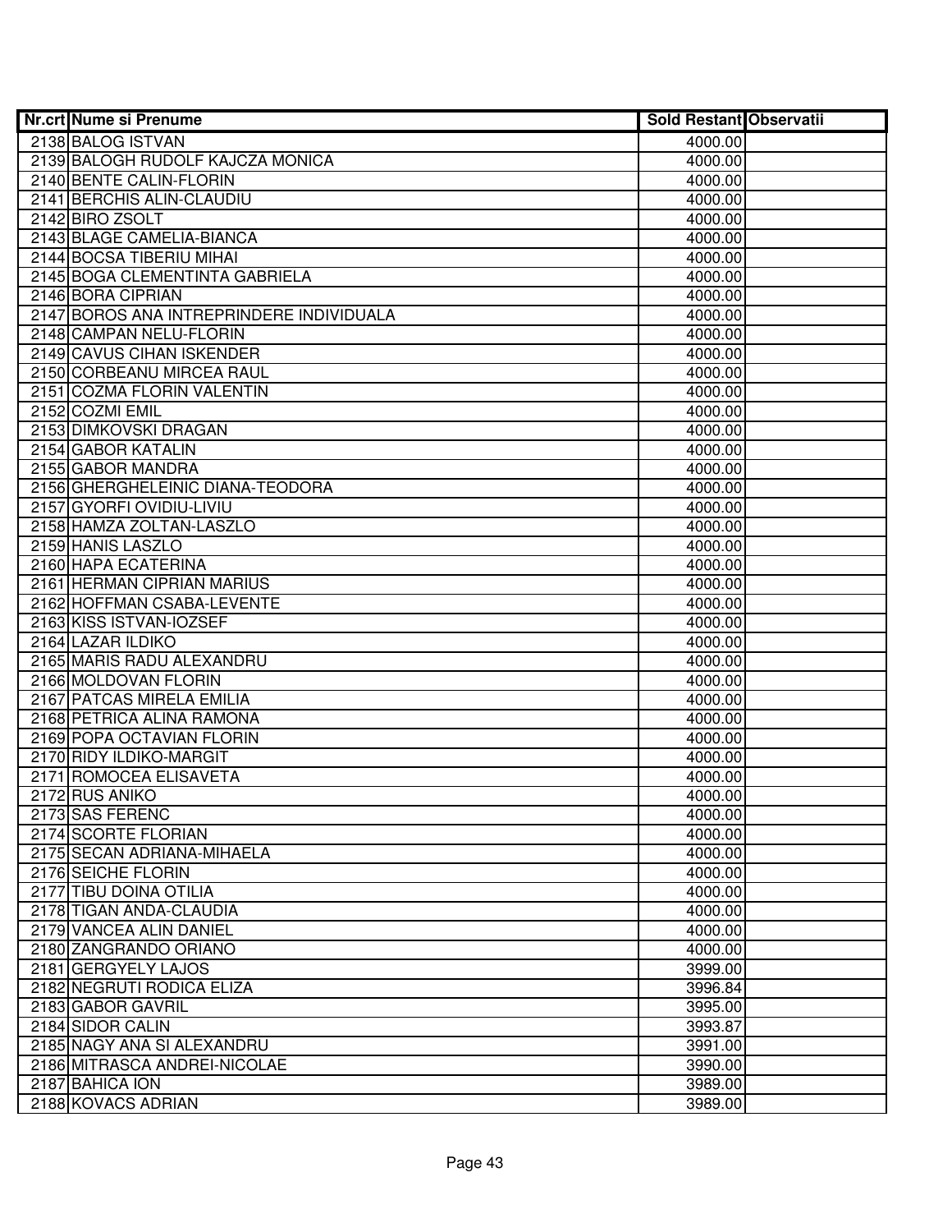| Nr.crt | Nume si Prenume | Sold Restant | Observatii |
|---|---|---|---|
| 2138 | BALOG ISTVAN | 4000.00 | |
| 2139 | BALOGH RUDOLF KAJCZA MONICA | 4000.00 | |
| 2140 | BENTE CALIN-FLORIN | 4000.00 | |
| 2141 | BERCHIS ALIN-CLAUDIU | 4000.00 | |
| 2142 | BIRO ZSOLT | 4000.00 | |
| 2143 | BLAGE CAMELIA-BIANCA | 4000.00 | |
| 2144 | BOCSA TIBERIU MIHAI | 4000.00 | |
| 2145 | BOGA CLEMENTINTA GABRIELA | 4000.00 | |
| 2146 | BORA CIPRIAN | 4000.00 | |
| 2147 | BOROS ANA INTREPRINDERE INDIVIDUALA | 4000.00 | |
| 2148 | CAMPAN NELU-FLORIN | 4000.00 | |
| 2149 | CAVUS CIHAN ISKENDER | 4000.00 | |
| 2150 | CORBEANU MIRCEA RAUL | 4000.00 | |
| 2151 | COZMA FLORIN VALENTIN | 4000.00 | |
| 2152 | COZMI EMIL | 4000.00 | |
| 2153 | DIMKOVSKI DRAGAN | 4000.00 | |
| 2154 | GABOR KATALIN | 4000.00 | |
| 2155 | GABOR MANDRA | 4000.00 | |
| 2156 | GHERGHELEINIC DIANA-TEODORA | 4000.00 | |
| 2157 | GYORFI OVIDIU-LIVIU | 4000.00 | |
| 2158 | HAMZA ZOLTAN-LASZLO | 4000.00 | |
| 2159 | HANIS LASZLO | 4000.00 | |
| 2160 | HAPA ECATERINA | 4000.00 | |
| 2161 | HERMAN CIPRIAN MARIUS | 4000.00 | |
| 2162 | HOFFMAN CSABA-LEVENTE | 4000.00 | |
| 2163 | KISS ISTVAN-IOZSEF | 4000.00 | |
| 2164 | LAZAR ILDIKO | 4000.00 | |
| 2165 | MARIS RADU ALEXANDRU | 4000.00 | |
| 2166 | MOLDOVAN FLORIN | 4000.00 | |
| 2167 | PATCAS MIRELA EMILIA | 4000.00 | |
| 2168 | PETRICA ALINA RAMONA | 4000.00 | |
| 2169 | POPA OCTAVIAN FLORIN | 4000.00 | |
| 2170 | RIDY ILDIKO-MARGIT | 4000.00 | |
| 2171 | ROMOCEA ELISAVETA | 4000.00 | |
| 2172 | RUS ANIKO | 4000.00 | |
| 2173 | SAS FERENC | 4000.00 | |
| 2174 | SCORTE FLORIAN | 4000.00 | |
| 2175 | SECAN ADRIANA-MIHAELA | 4000.00 | |
| 2176 | SEICHE FLORIN | 4000.00 | |
| 2177 | TIBU DOINA OTILIA | 4000.00 | |
| 2178 | TIGAN ANDA-CLAUDIA | 4000.00 | |
| 2179 | VANCEA ALIN DANIEL | 4000.00 | |
| 2180 | ZANGRANDO ORIANO | 4000.00 | |
| 2181 | GERGYELY LAJOS | 3999.00 | |
| 2182 | NEGRUTI RODICA ELIZA | 3996.84 | |
| 2183 | GABOR GAVRIL | 3995.00 | |
| 2184 | SIDOR CALIN | 3993.87 | |
| 2185 | NAGY ANA SI ALEXANDRU | 3991.00 | |
| 2186 | MITRASCA ANDREI-NICOLAE | 3990.00 | |
| 2187 | BAHICA ION | 3989.00 | |
| 2188 | KOVACS ADRIAN | 3989.00 | |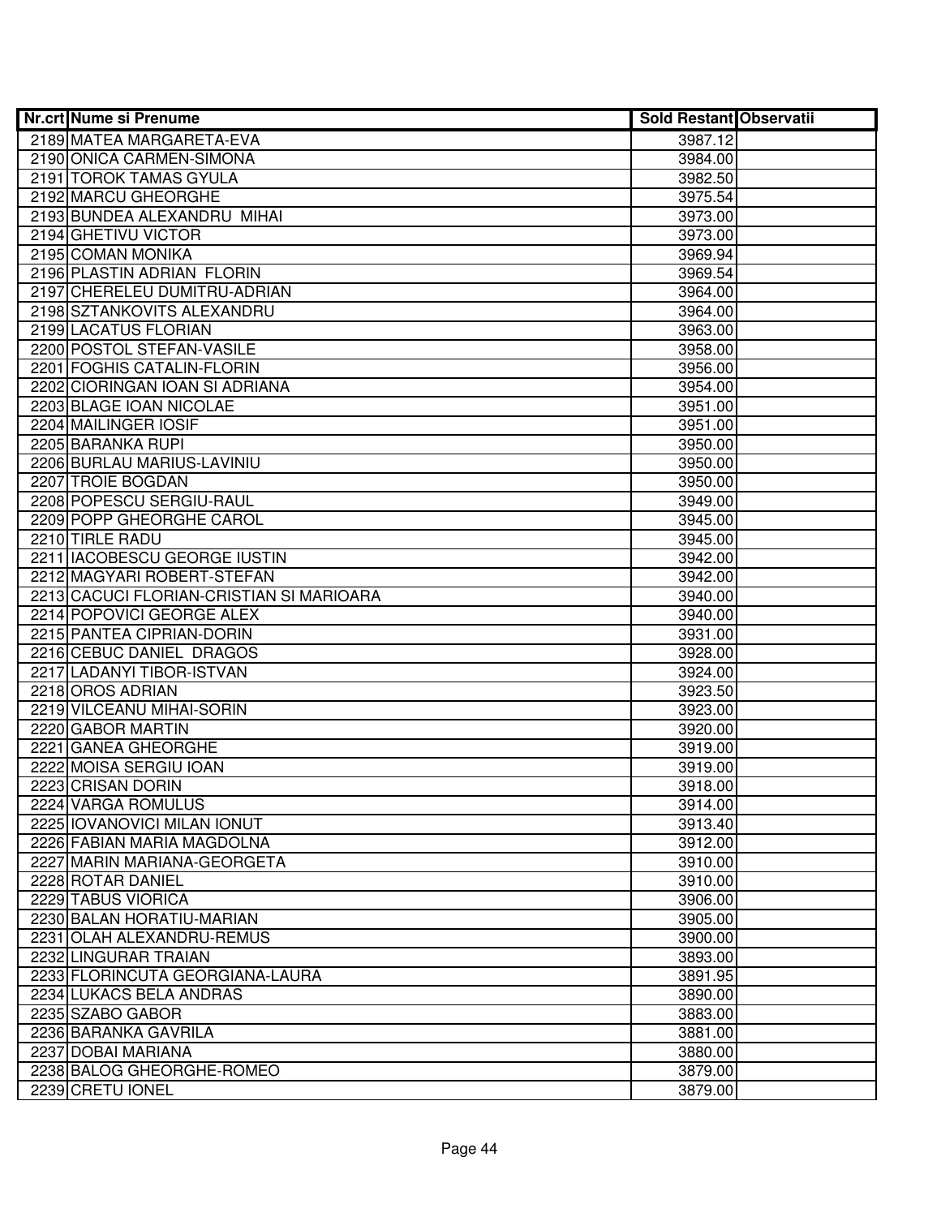| Nr.crt | Nume si Prenume | Sold Restant | Observatii |
|---|---|---|---|
| 2189 | MATEA MARGARETA-EVA | 3987.12 | |
| 2190 | ONICA CARMEN-SIMONA | 3984.00 | |
| 2191 | TOROK TAMAS GYULA | 3982.50 | |
| 2192 | MARCU GHEORGHE | 3975.54 | |
| 2193 | BUNDEA ALEXANDRU MIHAI | 3973.00 | |
| 2194 | GHETIVU VICTOR | 3973.00 | |
| 2195 | COMAN MONIKA | 3969.94 | |
| 2196 | PLASTIN ADRIAN FLORIN | 3969.54 | |
| 2197 | CHERELEU DUMITRU-ADRIAN | 3964.00 | |
| 2198 | SZTANKOVITS ALEXANDRU | 3964.00 | |
| 2199 | LACATUS FLORIAN | 3963.00 | |
| 2200 | POSTOL STEFAN-VASILE | 3958.00 | |
| 2201 | FOGHIS CATALIN-FLORIN | 3956.00 | |
| 2202 | CIORINGAN IOAN SI ADRIANA | 3954.00 | |
| 2203 | BLAGE IOAN NICOLAE | 3951.00 | |
| 2204 | MAILINGER IOSIF | 3951.00 | |
| 2205 | BARANKA RUPI | 3950.00 | |
| 2206 | BURLAU MARIUS-LAVINIU | 3950.00 | |
| 2207 | TROIE BOGDAN | 3950.00 | |
| 2208 | POPESCU SERGIU-RAUL | 3949.00 | |
| 2209 | POPP GHEORGHE CAROL | 3945.00 | |
| 2210 | TIRLE RADU | 3945.00 | |
| 2211 | IACOBESCU GEORGE IUSTIN | 3942.00 | |
| 2212 | MAGYARI ROBERT-STEFAN | 3942.00 | |
| 2213 | CACUCI FLORIAN-CRISTIAN SI MARIOARA | 3940.00 | |
| 2214 | POPOVICI GEORGE ALEX | 3940.00 | |
| 2215 | PANTEA CIPRIAN-DORIN | 3931.00 | |
| 2216 | CEBUC DANIEL DRAGOS | 3928.00 | |
| 2217 | LADANYI TIBOR-ISTVAN | 3924.00 | |
| 2218 | OROS ADRIAN | 3923.50 | |
| 2219 | VILCEANU MIHAI-SORIN | 3923.00 | |
| 2220 | GABOR MARTIN | 3920.00 | |
| 2221 | GANEA GHEORGHE | 3919.00 | |
| 2222 | MOISA SERGIU IOAN | 3919.00 | |
| 2223 | CRISAN DORIN | 3918.00 | |
| 2224 | VARGA ROMULUS | 3914.00 | |
| 2225 | IOVANOVICI MILAN IONUT | 3913.40 | |
| 2226 | FABIAN MARIA MAGDOLNA | 3912.00 | |
| 2227 | MARIN MARIANA-GEORGETA | 3910.00 | |
| 2228 | ROTAR DANIEL | 3910.00 | |
| 2229 | TABUS VIORICA | 3906.00 | |
| 2230 | BALAN HORATIU-MARIAN | 3905.00 | |
| 2231 | OLAH ALEXANDRU-REMUS | 3900.00 | |
| 2232 | LINGURAR TRAIAN | 3893.00 | |
| 2233 | FLORINCUTA GEORGIANA-LAURA | 3891.95 | |
| 2234 | LUKACS BELA ANDRAS | 3890.00 | |
| 2235 | SZABO GABOR | 3883.00 | |
| 2236 | BARANKA GAVRILA | 3881.00 | |
| 2237 | DOBAI MARIANA | 3880.00 | |
| 2238 | BALOG GHEORGHE-ROMEO | 3879.00 | |
| 2239 | CRETU IONEL | 3879.00 | |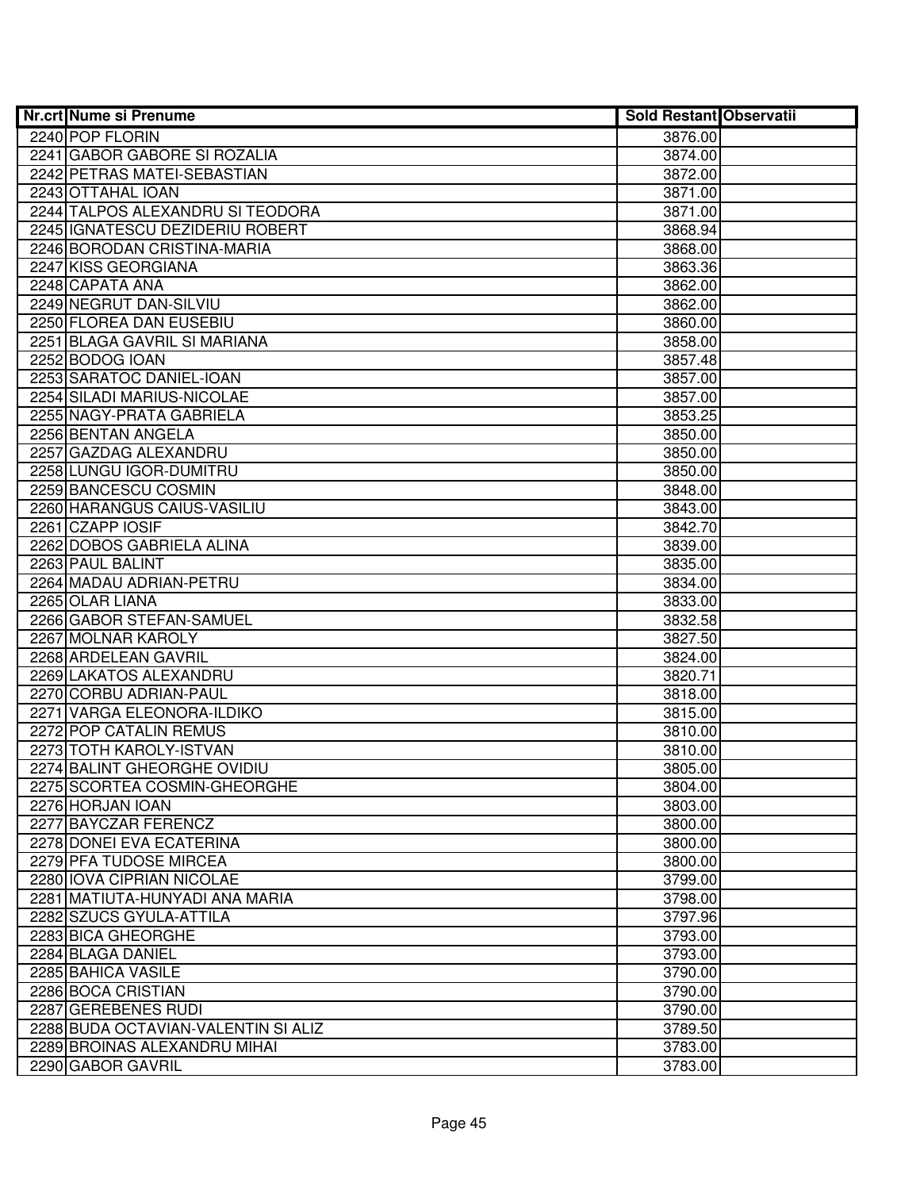| Nr.crt | Nume si Prenume | Sold Restant | Observatii |
|---|---|---|---|
| 2240 | POP FLORIN | 3876.00 | |
| 2241 | GABOR GABORE SI ROZALIA | 3874.00 | |
| 2242 | PETRAS MATEI-SEBASTIAN | 3872.00 | |
| 2243 | OTTAHAL IOAN | 3871.00 | |
| 2244 | TALPOS ALEXANDRU SI TEODORA | 3871.00 | |
| 2245 | IGNATESCU DEZIDERIU ROBERT | 3868.94 | |
| 2246 | BORODAN CRISTINA-MARIA | 3868.00 | |
| 2247 | KISS GEORGIANA | 3863.36 | |
| 2248 | CAPATA ANA | 3862.00 | |
| 2249 | NEGRUT DAN-SILVIU | 3862.00 | |
| 2250 | FLOREA DAN EUSEBIU | 3860.00 | |
| 2251 | BLAGA GAVRIL SI MARIANA | 3858.00 | |
| 2252 | BODOG IOAN | 3857.48 | |
| 2253 | SARATOC DANIEL-IOAN | 3857.00 | |
| 2254 | SILADI MARIUS-NICOLAE | 3857.00 | |
| 2255 | NAGY-PRATA GABRIELA | 3853.25 | |
| 2256 | BENTAN ANGELA | 3850.00 | |
| 2257 | GAZDAG ALEXANDRU | 3850.00 | |
| 2258 | LUNGU IGOR-DUMITRU | 3850.00 | |
| 2259 | BANCESCU COSMIN | 3848.00 | |
| 2260 | HARANGUS CAIUS-VASILIU | 3843.00 | |
| 2261 | CZAPP IOSIF | 3842.70 | |
| 2262 | DOBOS GABRIELA ALINA | 3839.00 | |
| 2263 | PAUL BALINT | 3835.00 | |
| 2264 | MADAU ADRIAN-PETRU | 3834.00 | |
| 2265 | OLAR LIANA | 3833.00 | |
| 2266 | GABOR STEFAN-SAMUEL | 3832.58 | |
| 2267 | MOLNAR KAROLY | 3827.50 | |
| 2268 | ARDELEAN GAVRIL | 3824.00 | |
| 2269 | LAKATOS ALEXANDRU | 3820.71 | |
| 2270 | CORBU ADRIAN-PAUL | 3818.00 | |
| 2271 | VARGA ELEONORA-ILDIKO | 3815.00 | |
| 2272 | POP CATALIN REMUS | 3810.00 | |
| 2273 | TOTH KAROLY-ISTVAN | 3810.00 | |
| 2274 | BALINT GHEORGHE OVIDIU | 3805.00 | |
| 2275 | SCORTEA COSMIN-GHEORGHE | 3804.00 | |
| 2276 | HORJAN IOAN | 3803.00 | |
| 2277 | BAYCZAR FERENCZ | 3800.00 | |
| 2278 | DONEI EVA ECATERINA | 3800.00 | |
| 2279 | PFA TUDOSE MIRCEA | 3800.00 | |
| 2280 | IOVA CIPRIAN NICOLAE | 3799.00 | |
| 2281 | MATIUTA-HUNYADI ANA MARIA | 3798.00 | |
| 2282 | SZUCS GYULA-ATTILA | 3797.96 | |
| 2283 | BICA GHEORGHE | 3793.00 | |
| 2284 | BLAGA DANIEL | 3793.00 | |
| 2285 | BAHICA VASILE | 3790.00 | |
| 2286 | BOCA CRISTIAN | 3790.00 | |
| 2287 | GEREBENES RUDI | 3790.00 | |
| 2288 | BUDA OCTAVIAN-VALENTIN SI ALIZ | 3789.50 | |
| 2289 | BROINAS ALEXANDRU MIHAI | 3783.00 | |
| 2290 | GABOR GAVRIL | 3783.00 | |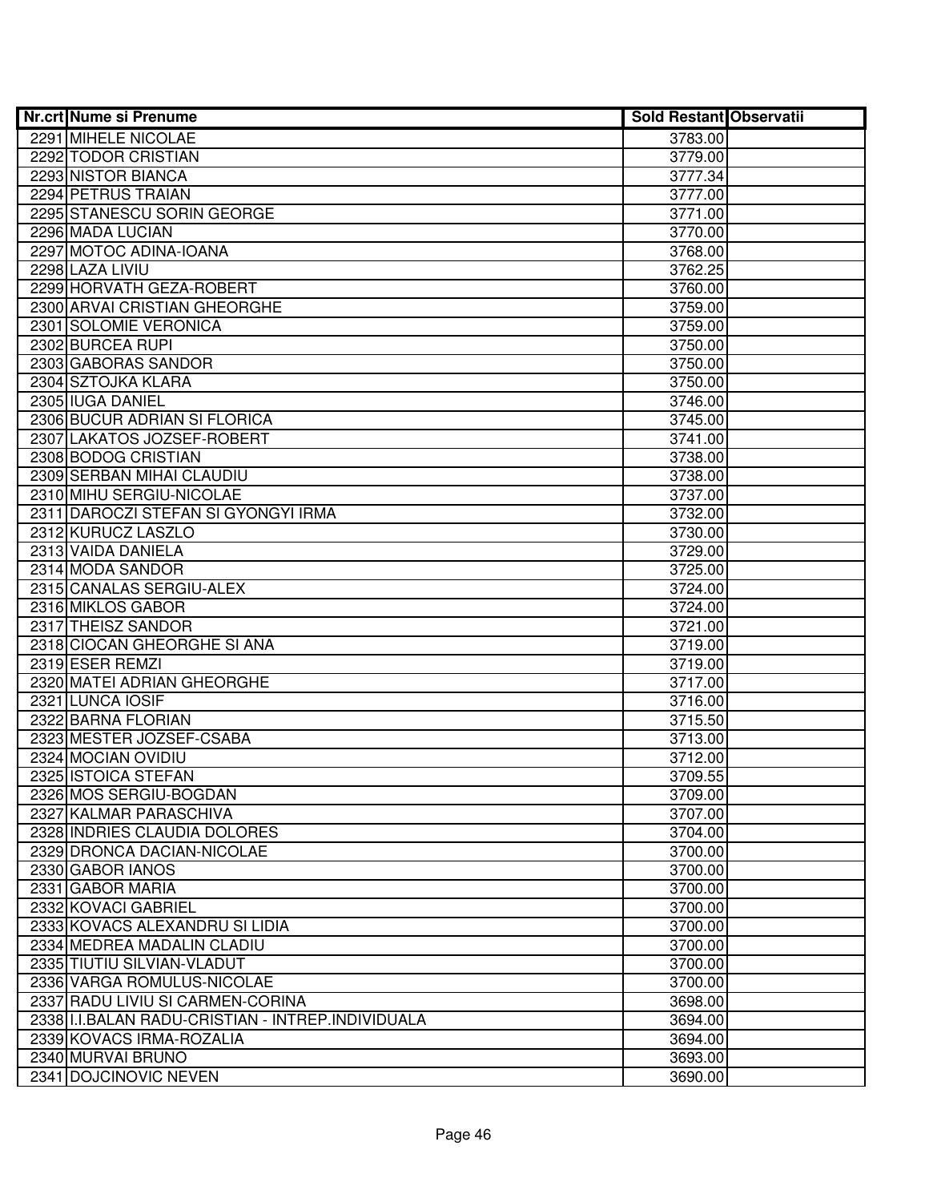| Nr.crt | Nume si Prenume | Sold Restant | Observatii |
|---|---|---|---|
| 2291 | MIHELE NICOLAE | 3783.00 | |
| 2292 | TODOR CRISTIAN | 3779.00 | |
| 2293 | NISTOR BIANCA | 3777.34 | |
| 2294 | PETRUS TRAIAN | 3777.00 | |
| 2295 | STANESCU SORIN GEORGE | 3771.00 | |
| 2296 | MADA LUCIAN | 3770.00 | |
| 2297 | MOTOC ADINA-IOANA | 3768.00 | |
| 2298 | LAZA LIVIU | 3762.25 | |
| 2299 | HORVATH GEZA-ROBERT | 3760.00 | |
| 2300 | ARVAI CRISTIAN GHEORGHE | 3759.00 | |
| 2301 | SOLOMIE VERONICA | 3759.00 | |
| 2302 | BURCEA RUPI | 3750.00 | |
| 2303 | GABORAS SANDOR | 3750.00 | |
| 2304 | SZTOJKA KLARA | 3750.00 | |
| 2305 | IUGA DANIEL | 3746.00 | |
| 2306 | BUCUR ADRIAN SI FLORICA | 3745.00 | |
| 2307 | LAKATOS JOZSEF-ROBERT | 3741.00 | |
| 2308 | BODOG CRISTIAN | 3738.00 | |
| 2309 | SERBAN MIHAI CLAUDIU | 3738.00 | |
| 2310 | MIHU SERGIU-NICOLAE | 3737.00 | |
| 2311 | DAROCZI STEFAN SI GYONGYI IRMA | 3732.00 | |
| 2312 | KURUCZ LASZLO | 3730.00 | |
| 2313 | VAIDA DANIELA | 3729.00 | |
| 2314 | MODA SANDOR | 3725.00 | |
| 2315 | CANALAS SERGIU-ALEX | 3724.00 | |
| 2316 | MIKLOS GABOR | 3724.00 | |
| 2317 | THEISZ SANDOR | 3721.00 | |
| 2318 | CIOCAN GHEORGHE SI ANA | 3719.00 | |
| 2319 | ESER REMZI | 3719.00 | |
| 2320 | MATEI ADRIAN GHEORGHE | 3717.00 | |
| 2321 | LUNCA IOSIF | 3716.00 | |
| 2322 | BARNA FLORIAN | 3715.50 | |
| 2323 | MESTER JOZSEF-CSABA | 3713.00 | |
| 2324 | MOCIAN OVIDIU | 3712.00 | |
| 2325 | ISTOICA STEFAN | 3709.55 | |
| 2326 | MOS SERGIU-BOGDAN | 3709.00 | |
| 2327 | KALMAR PARASCHIVA | 3707.00 | |
| 2328 | INDRIES CLAUDIA DOLORES | 3704.00 | |
| 2329 | DRONCA DACIAN-NICOLAE | 3700.00 | |
| 2330 | GABOR IANOS | 3700.00 | |
| 2331 | GABOR MARIA | 3700.00 | |
| 2332 | KOVACI GABRIEL | 3700.00 | |
| 2333 | KOVACS ALEXANDRU SI LIDIA | 3700.00 | |
| 2334 | MEDREA MADALIN CLADIU | 3700.00 | |
| 2335 | TIUTIU SILVIAN-VLADUT | 3700.00 | |
| 2336 | VARGA ROMULUS-NICOLAE | 3700.00 | |
| 2337 | RADU LIVIU SI CARMEN-CORINA | 3698.00 | |
| 2338 | I.I.BALAN RADU-CRISTIAN - INTREP.INDIVIDUALA | 3694.00 | |
| 2339 | KOVACS IRMA-ROZALIA | 3694.00 | |
| 2340 | MURVAI BRUNO | 3693.00 | |
| 2341 | DOJCINOVIC NEVEN | 3690.00 | |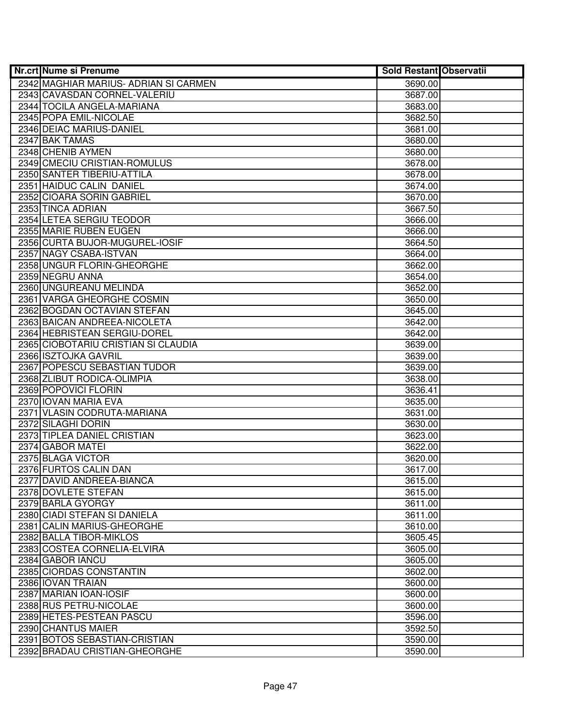| Nr.crt | Nume si Prenume | Sold Restant | Observatii |
|---|---|---|---|
| 2342 | MAGHIAR MARIUS- ADRIAN SI CARMEN | 3690.00 | |
| 2343 | CAVASDAN CORNEL-VALERIU | 3687.00 | |
| 2344 | TOCILA ANGELA-MARIANA | 3683.00 | |
| 2345 | POPA EMIL-NICOLAE | 3682.50 | |
| 2346 | DEIAC MARIUS-DANIEL | 3681.00 | |
| 2347 | BAK TAMAS | 3680.00 | |
| 2348 | CHENIB AYMEN | 3680.00 | |
| 2349 | CMECIU CRISTIAN-ROMULUS | 3678.00 | |
| 2350 | SANTER TIBERIU-ATTILA | 3678.00 | |
| 2351 | HAIDUC CALIN  DANIEL | 3674.00 | |
| 2352 | CIOARA SORIN GABRIEL | 3670.00 | |
| 2353 | TINCA ADRIAN | 3667.50 | |
| 2354 | LETEA SERGIU TEODOR | 3666.00 | |
| 2355 | MARIE RUBEN EUGEN | 3666.00 | |
| 2356 | CURTA BUJOR-MUGUREL-IOSIF | 3664.50 | |
| 2357 | NAGY CSABA-ISTVAN | 3664.00 | |
| 2358 | UNGUR FLORIN-GHEORGHE | 3662.00 | |
| 2359 | NEGRU ANNA | 3654.00 | |
| 2360 | UNGUREANU MELINDA | 3652.00 | |
| 2361 | VARGA GHEORGHE COSMIN | 3650.00 | |
| 2362 | BOGDAN OCTAVIAN STEFAN | 3645.00 | |
| 2363 | BAICAN ANDREEA-NICOLETA | 3642.00 | |
| 2364 | HEBRISTEAN SERGIU-DOREL | 3642.00 | |
| 2365 | CIOBOTARIU CRISTIAN SI CLAUDIA | 3639.00 | |
| 2366 | ISZTOJKA GAVRIL | 3639.00 | |
| 2367 | POPESCU SEBASTIAN TUDOR | 3639.00 | |
| 2368 | ZLIBUT RODICA-OLIMPIA | 3638.00 | |
| 2369 | POPOVICI FLORIN | 3636.41 | |
| 2370 | IOVAN MARIA EVA | 3635.00 | |
| 2371 | VLASIN CODRUTA-MARIANA | 3631.00 | |
| 2372 | SILAGHI DORIN | 3630.00 | |
| 2373 | TIPLEA DANIEL CRISTIAN | 3623.00 | |
| 2374 | GABOR MATEI | 3622.00 | |
| 2375 | BLAGA VICTOR | 3620.00 | |
| 2376 | FURTOS CALIN DAN | 3617.00 | |
| 2377 | DAVID ANDREEA-BIANCA | 3615.00 | |
| 2378 | DOVLETE STEFAN | 3615.00 | |
| 2379 | BARLA GYORGY | 3611.00 | |
| 2380 | CIADI STEFAN SI DANIELA | 3611.00 | |
| 2381 | CALIN MARIUS-GHEORGHE | 3610.00 | |
| 2382 | BALLA TIBOR-MIKLOS | 3605.45 | |
| 2383 | COSTEA CORNELIA-ELVIRA | 3605.00 | |
| 2384 | GABOR IANCU | 3605.00 | |
| 2385 | CIORDAS CONSTANTIN | 3602.00 | |
| 2386 | IOVAN TRAIAN | 3600.00 | |
| 2387 | MARIAN IOAN-IOSIF | 3600.00 | |
| 2388 | RUS PETRU-NICOLAE | 3600.00 | |
| 2389 | HETES-PESTEAN PASCU | 3596.00 | |
| 2390 | CHANTUS MAIER | 3592.50 | |
| 2391 | BOTOS SEBASTIAN-CRISTIAN | 3590.00 | |
| 2392 | BRADAU CRISTIAN-GHEORGHE | 3590.00 | |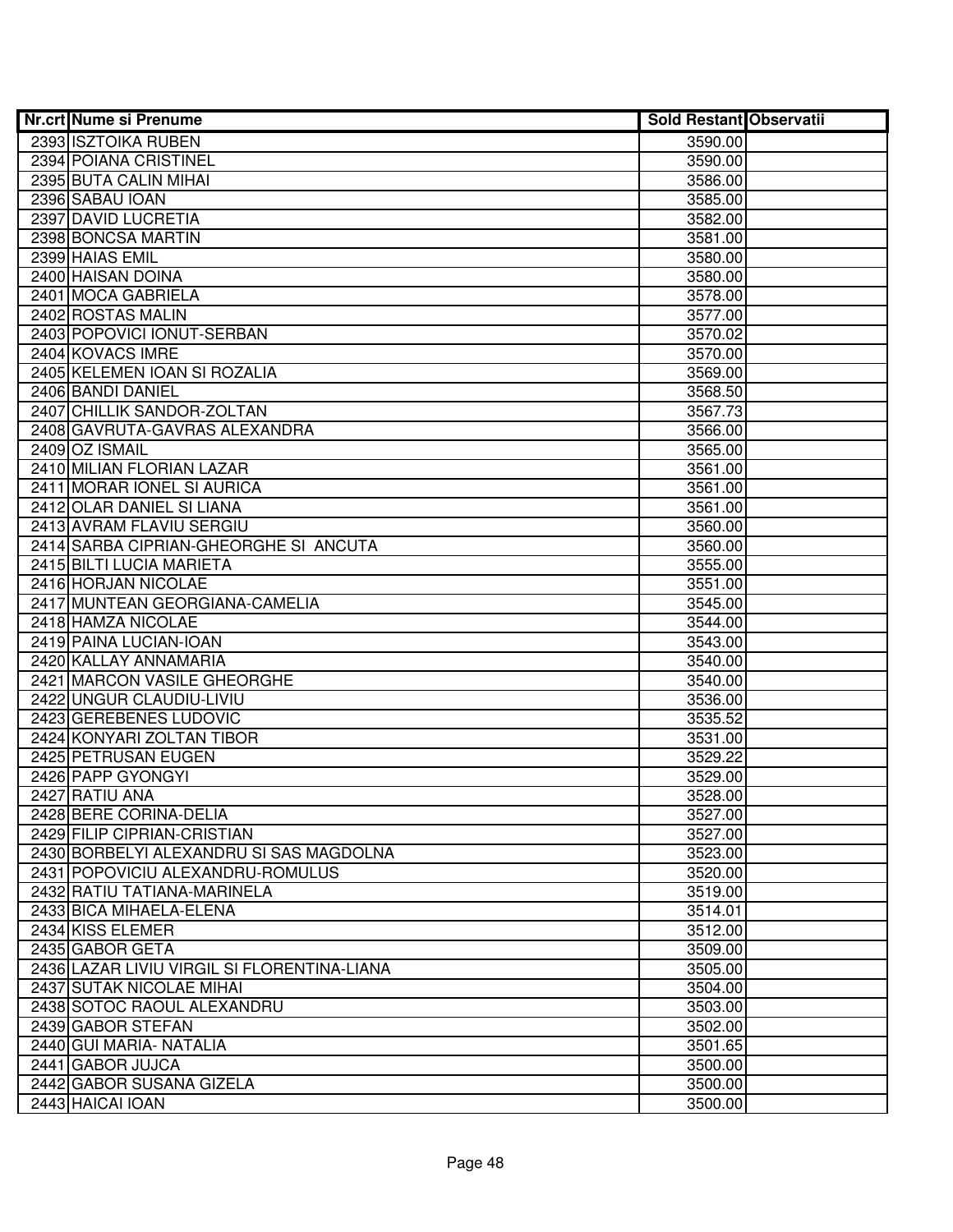| Nr.crt | Nume si Prenume | Sold Restant | Observatii |
|---|---|---|---|
| 2393 | ISZTOIKA RUBEN | 3590.00 | |
| 2394 | POIANA CRISTINEL | 3590.00 | |
| 2395 | BUTA CALIN MIHAI | 3586.00 | |
| 2396 | SABAU IOAN | 3585.00 | |
| 2397 | DAVID LUCRETIA | 3582.00 | |
| 2398 | BONCSA MARTIN | 3581.00 | |
| 2399 | HAIAS EMIL | 3580.00 | |
| 2400 | HAISAN DOINA | 3580.00 | |
| 2401 | MOCA GABRIELA | 3578.00 | |
| 2402 | ROSTAS MALIN | 3577.00 | |
| 2403 | POPOVICI IONUT-SERBAN | 3570.02 | |
| 2404 | KOVACS IMRE | 3570.00 | |
| 2405 | KELEMEN IOAN SI ROZALIA | 3569.00 | |
| 2406 | BANDI DANIEL | 3568.50 | |
| 2407 | CHILLIK SANDOR-ZOLTAN | 3567.73 | |
| 2408 | GAVRUTA-GAVRAS ALEXANDRA | 3566.00 | |
| 2409 | OZ ISMAIL | 3565.00 | |
| 2410 | MILIAN FLORIAN LAZAR | 3561.00 | |
| 2411 | MORAR IONEL SI AURICA | 3561.00 | |
| 2412 | OLAR DANIEL SI LIANA | 3561.00 | |
| 2413 | AVRAM FLAVIU SERGIU | 3560.00 | |
| 2414 | SARBA CIPRIAN-GHEORGHE SI ANCUTA | 3560.00 | |
| 2415 | BILTI LUCIA MARIETA | 3555.00 | |
| 2416 | HORJAN NICOLAE | 3551.00 | |
| 2417 | MUNTEAN GEORGIANA-CAMELIA | 3545.00 | |
| 2418 | HAMZA NICOLAE | 3544.00 | |
| 2419 | PAINA LUCIAN-IOAN | 3543.00 | |
| 2420 | KALLAY ANNAMARIA | 3540.00 | |
| 2421 | MARCON VASILE GHEORGHE | 3540.00 | |
| 2422 | UNGUR CLAUDIU-LIVIU | 3536.00 | |
| 2423 | GEREBENES LUDOVIC | 3535.52 | |
| 2424 | KONYARI ZOLTAN TIBOR | 3531.00 | |
| 2425 | PETRUSAN EUGEN | 3529.22 | |
| 2426 | PAPP GYONGYI | 3529.00 | |
| 2427 | RATIU ANA | 3528.00 | |
| 2428 | BERE CORINA-DELIA | 3527.00 | |
| 2429 | FILIP CIPRIAN-CRISTIAN | 3527.00 | |
| 2430 | BORBELYI ALEXANDRU SI SAS MAGDOLNA | 3523.00 | |
| 2431 | POPOVICIU ALEXANDRU-ROMULUS | 3520.00 | |
| 2432 | RATIU TATIANA-MARINELA | 3519.00 | |
| 2433 | BICA MIHAELA-ELENA | 3514.01 | |
| 2434 | KISS ELEMER | 3512.00 | |
| 2435 | GABOR GETA | 3509.00 | |
| 2436 | LAZAR LIVIU VIRGIL SI FLORENTINA-LIANA | 3505.00 | |
| 2437 | SUTAK NICOLAE MIHAI | 3504.00 | |
| 2438 | SOTOC RAOUL ALEXANDRU | 3503.00 | |
| 2439 | GABOR STEFAN | 3502.00 | |
| 2440 | GUI MARIA- NATALIA | 3501.65 | |
| 2441 | GABOR JUJCA | 3500.00 | |
| 2442 | GABOR SUSANA GIZELA | 3500.00 | |
| 2443 | HAICAI IOAN | 3500.00 | |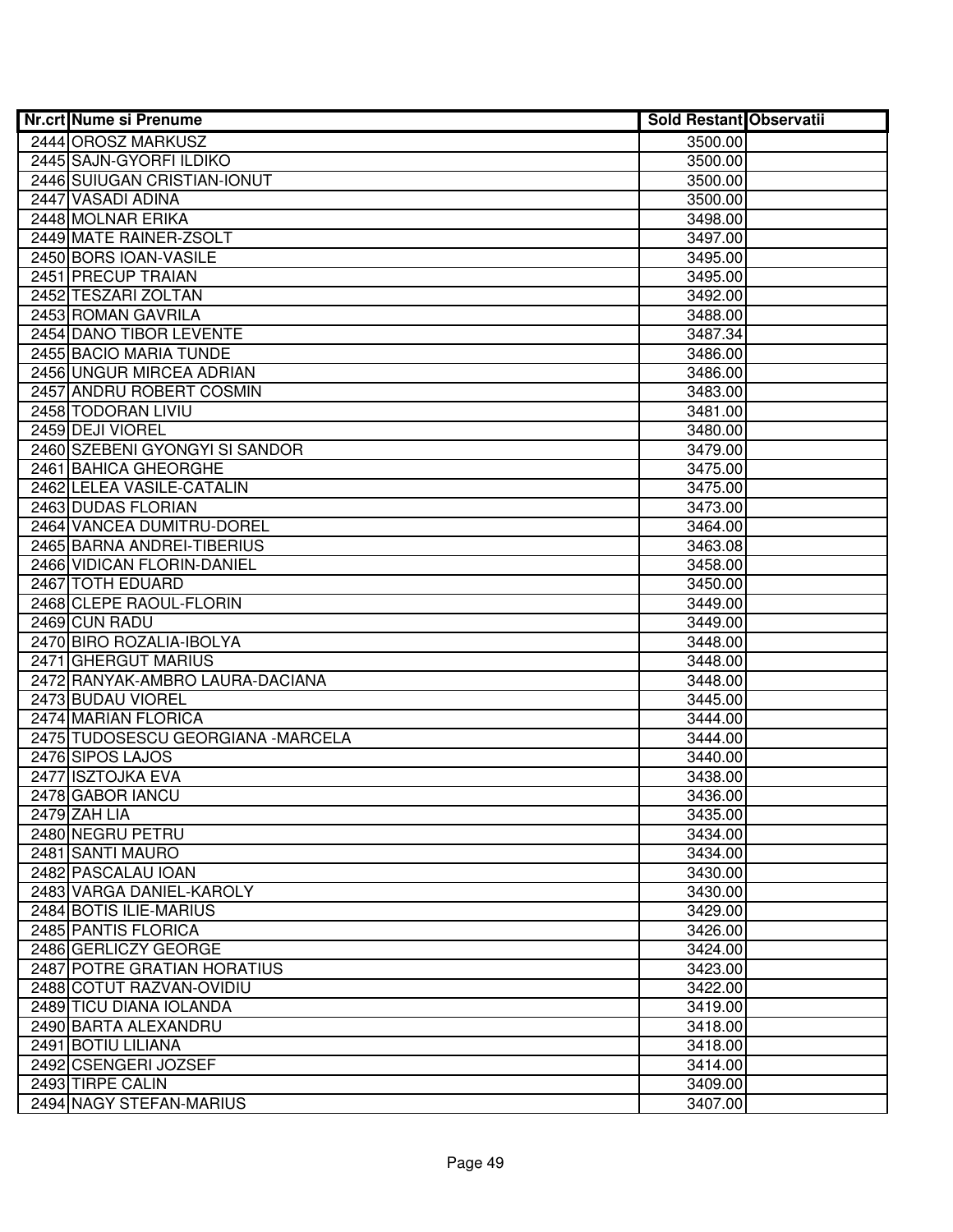| Nr.crt | Nume si Prenume | Sold Restant | Observatii |
|---|---|---|---|
| 2444 | OROSZ MARKUSZ | 3500.00 | |
| 2445 | SAJN-GYORFI ILDIKO | 3500.00 | |
| 2446 | SUIUGAN CRISTIAN-IONUT | 3500.00 | |
| 2447 | VASADI ADINA | 3500.00 | |
| 2448 | MOLNAR ERIKA | 3498.00 | |
| 2449 | MATE RAINER-ZSOLT | 3497.00 | |
| 2450 | BORS IOAN-VASILE | 3495.00 | |
| 2451 | PRECUP TRAIAN | 3495.00 | |
| 2452 | TESZARI ZOLTAN | 3492.00 | |
| 2453 | ROMAN GAVRILA | 3488.00 | |
| 2454 | DANO TIBOR LEVENTE | 3487.34 | |
| 2455 | BACIO MARIA TUNDE | 3486.00 | |
| 2456 | UNGUR MIRCEA ADRIAN | 3486.00 | |
| 2457 | ANDRU ROBERT COSMIN | 3483.00 | |
| 2458 | TODORAN LIVIU | 3481.00 | |
| 2459 | DEJI VIOREL | 3480.00 | |
| 2460 | SZEBENI GYONGYI SI SANDOR | 3479.00 | |
| 2461 | BAHICA GHEORGHE | 3475.00 | |
| 2462 | LELEA VASILE-CATALIN | 3475.00 | |
| 2463 | DUDAS FLORIAN | 3473.00 | |
| 2464 | VANCEA DUMITRU-DOREL | 3464.00 | |
| 2465 | BARNA ANDREI-TIBERIUS | 3463.08 | |
| 2466 | VIDICAN FLORIN-DANIEL | 3458.00 | |
| 2467 | TOTH EDUARD | 3450.00 | |
| 2468 | CLEPE RAOUL-FLORIN | 3449.00 | |
| 2469 | CUN RADU | 3449.00 | |
| 2470 | BIRO ROZALIA-IBOLYA | 3448.00 | |
| 2471 | GHERGUT MARIUS | 3448.00 | |
| 2472 | RANYAK-AMBRO LAURA-DACIANA | 3448.00 | |
| 2473 | BUDAU VIOREL | 3445.00 | |
| 2474 | MARIAN FLORICA | 3444.00 | |
| 2475 | TUDOSESCU GEORGIANA -MARCELA | 3444.00 | |
| 2476 | SIPOS LAJOS | 3440.00 | |
| 2477 | ISZTOJKA EVA | 3438.00 | |
| 2478 | GABOR IANCU | 3436.00 | |
| 2479 | ZAH LIA | 3435.00 | |
| 2480 | NEGRU PETRU | 3434.00 | |
| 2481 | SANTI MAURO | 3434.00 | |
| 2482 | PASCALAU IOAN | 3430.00 | |
| 2483 | VARGA DANIEL-KAROLY | 3430.00 | |
| 2484 | BOTIS ILIE-MARIUS | 3429.00 | |
| 2485 | PANTIS FLORICA | 3426.00 | |
| 2486 | GERLICZY GEORGE | 3424.00 | |
| 2487 | POTRE GRATIAN HORATIUS | 3423.00 | |
| 2488 | COTUT RAZVAN-OVIDIU | 3422.00 | |
| 2489 | TICU DIANA IOLANDA | 3419.00 | |
| 2490 | BARTA ALEXANDRU | 3418.00 | |
| 2491 | BOTIU LILIANA | 3418.00 | |
| 2492 | CSENGERI JOZSEF | 3414.00 | |
| 2493 | TIRPE CALIN | 3409.00 | |
| 2494 | NAGY STEFAN-MARIUS | 3407.00 | |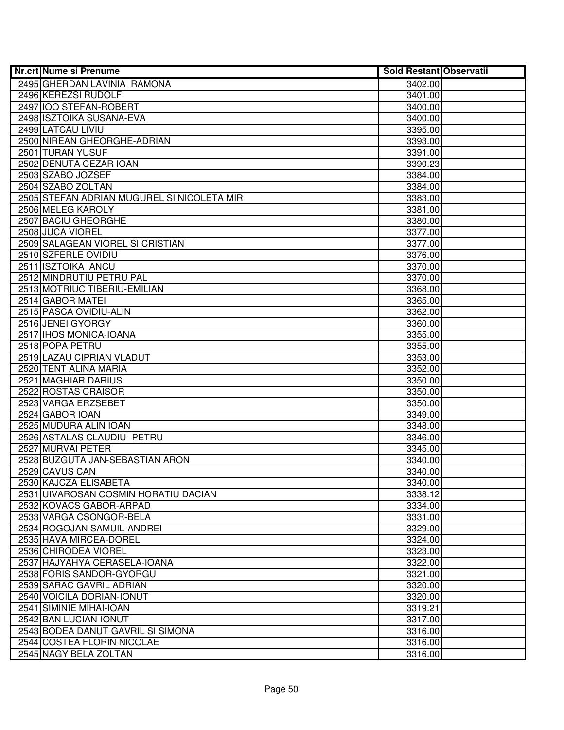| Nr.crt | Nume si Prenume | Sold Restant | Observatii |
|---|---|---|---|
| 2495 | GHERDAN LAVINIA  RAMONA | 3402.00 | |
| 2496 | KEREZSI RUDOLF | 3401.00 | |
| 2497 | IOO STEFAN-ROBERT | 3400.00 | |
| 2498 | ISZTOIKA SUSANA-EVA | 3400.00 | |
| 2499 | LATCAU LIVIU | 3395.00 | |
| 2500 | NIREAN GHEORGHE-ADRIAN | 3393.00 | |
| 2501 | TURAN YUSUF | 3391.00 | |
| 2502 | DENUTA CEZAR IOAN | 3390.23 | |
| 2503 | SZABO JOZSEF | 3384.00 | |
| 2504 | SZABO ZOLTAN | 3384.00 | |
| 2505 | STEFAN ADRIAN MUGUREL SI NICOLETA MIR | 3383.00 | |
| 2506 | MELEG KAROLY | 3381.00 | |
| 2507 | BACIU GHEORGHE | 3380.00 | |
| 2508 | JUCA VIOREL | 3377.00 | |
| 2509 | SALAGEAN VIOREL SI CRISTIAN | 3377.00 | |
| 2510 | SZFERLE OVIDIU | 3376.00 | |
| 2511 | ISZTOIKA IANCU | 3370.00 | |
| 2512 | MINDRUTIU PETRU PAL | 3370.00 | |
| 2513 | MOTRIUC TIBERIU-EMILIAN | 3368.00 | |
| 2514 | GABOR MATEI | 3365.00 | |
| 2515 | PASCA OVIDIU-ALIN | 3362.00 | |
| 2516 | JENEI GYORGY | 3360.00 | |
| 2517 | IHOS MONICA-IOANA | 3355.00 | |
| 2518 | POPA PETRU | 3355.00 | |
| 2519 | LAZAU CIPRIAN VLADUT | 3353.00 | |
| 2520 | TENT ALINA MARIA | 3352.00 | |
| 2521 | MAGHIAR DARIUS | 3350.00 | |
| 2522 | ROSTAS CRAISOR | 3350.00 | |
| 2523 | VARGA ERZSEBET | 3350.00 | |
| 2524 | GABOR IOAN | 3349.00 | |
| 2525 | MUDURA ALIN IOAN | 3348.00 | |
| 2526 | ASTALAS CLAUDIU- PETRU | 3346.00 | |
| 2527 | MURVAI PETER | 3345.00 | |
| 2528 | BUZGUTA JAN-SEBASTIAN ARON | 3340.00 | |
| 2529 | CAVUS CAN | 3340.00 | |
| 2530 | KAJCZA ELISABETA | 3340.00 | |
| 2531 | UIVAROSAN COSMIN HORATIU DACIAN | 3338.12 | |
| 2532 | KOVACS GABOR-ARPAD | 3334.00 | |
| 2533 | VARGA CSONGOR-BELA | 3331.00 | |
| 2534 | ROGOJAN SAMUIL-ANDREI | 3329.00 | |
| 2535 | HAVA MIRCEA-DOREL | 3324.00 | |
| 2536 | CHIRODEA VIOREL | 3323.00 | |
| 2537 | HAJYAHYA CERASELA-IOANA | 3322.00 | |
| 2538 | FORIS SANDOR-GYORGU | 3321.00 | |
| 2539 | SARAC GAVRIL ADRIAN | 3320.00 | |
| 2540 | VOICILA DORIAN-IONUT | 3320.00 | |
| 2541 | SIMINIE MIHAI-IOAN | 3319.21 | |
| 2542 | BAN LUCIAN-IONUT | 3317.00 | |
| 2543 | BODEA DANUT GAVRIL SI SIMONA | 3316.00 | |
| 2544 | COSTEA FLORIN NICOLAE | 3316.00 | |
| 2545 | NAGY BELA ZOLTAN | 3316.00 | |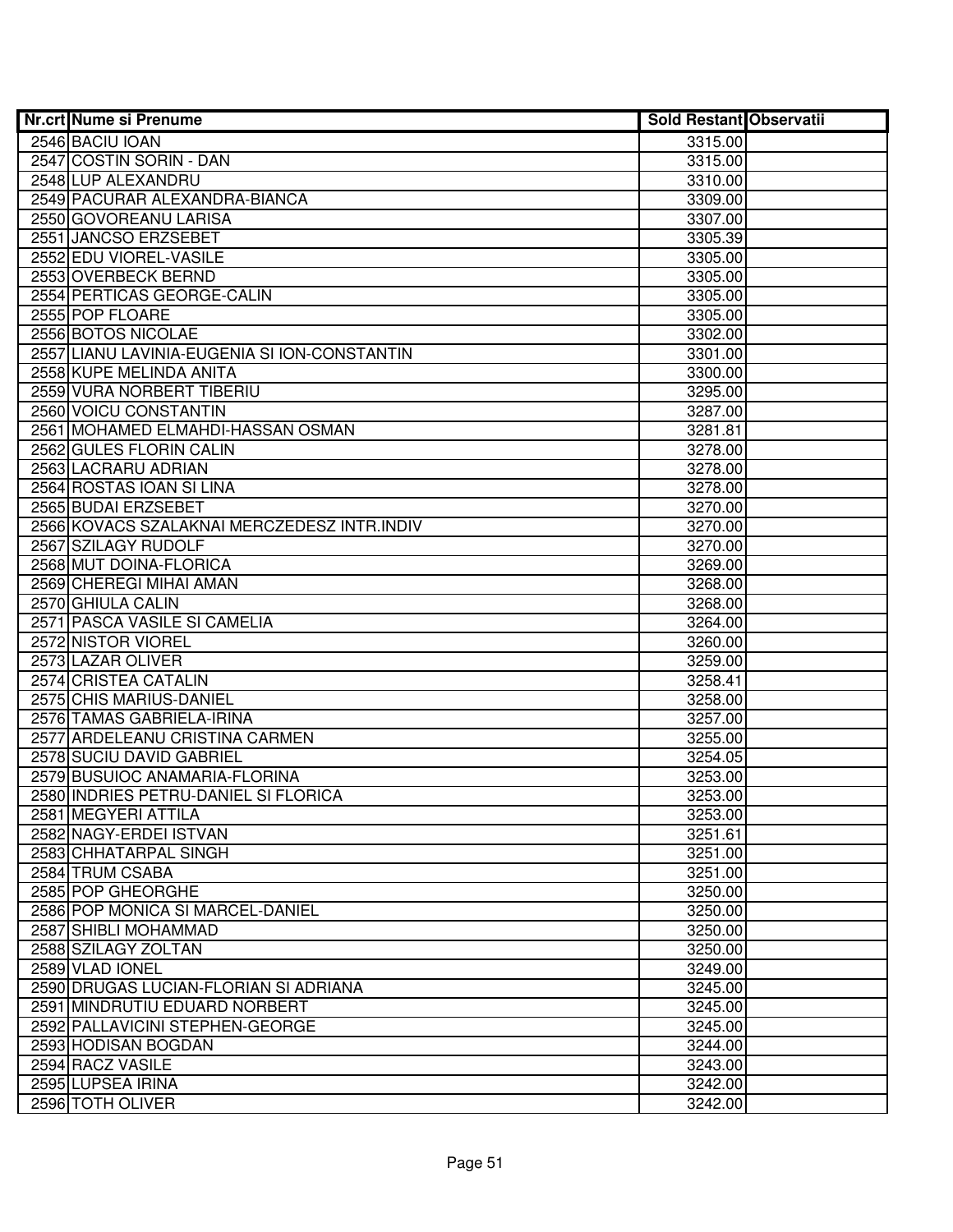| Nr.crt | Nume si Prenume | Sold Restant | Observatii |
|---|---|---|---|
| 2546 | BACIU IOAN | 3315.00 | |
| 2547 | COSTIN SORIN - DAN | 3315.00 | |
| 2548 | LUP ALEXANDRU | 3310.00 | |
| 2549 | PACURAR ALEXANDRA-BIANCA | 3309.00 | |
| 2550 | GOVOREANU LARISA | 3307.00 | |
| 2551 | JANCSO ERZSEBET | 3305.39 | |
| 2552 | EDU VIOREL-VASILE | 3305.00 | |
| 2553 | OVERBECK BERND | 3305.00 | |
| 2554 | PERTICAS GEORGE-CALIN | 3305.00 | |
| 2555 | POP FLOARE | 3305.00 | |
| 2556 | BOTOS NICOLAE | 3302.00 | |
| 2557 | LIANU LAVINIA-EUGENIA SI ION-CONSTANTIN | 3301.00 | |
| 2558 | KUPE MELINDA ANITA | 3300.00 | |
| 2559 | VURA NORBERT TIBERIU | 3295.00 | |
| 2560 | VOICU CONSTANTIN | 3287.00 | |
| 2561 | MOHAMED ELMAHDI-HASSAN OSMAN | 3281.81 | |
| 2562 | GULES FLORIN CALIN | 3278.00 | |
| 2563 | LACRARU ADRIAN | 3278.00 | |
| 2564 | ROSTAS IOAN SI LINA | 3278.00 | |
| 2565 | BUDAI ERZSEBET | 3270.00 | |
| 2566 | KOVACS SZALAKNAI MERCZEDESZ INTR.INDIV | 3270.00 | |
| 2567 | SZILAGY RUDOLF | 3270.00 | |
| 2568 | MUT DOINA-FLORICA | 3269.00 | |
| 2569 | CHEREGI MIHAI AMAN | 3268.00 | |
| 2570 | GHIULA CALIN | 3268.00 | |
| 2571 | PASCA VASILE SI CAMELIA | 3264.00 | |
| 2572 | NISTOR VIOREL | 3260.00 | |
| 2573 | LAZAR OLIVER | 3259.00 | |
| 2574 | CRISTEA CATALIN | 3258.41 | |
| 2575 | CHIS MARIUS-DANIEL | 3258.00 | |
| 2576 | TAMAS GABRIELA-IRINA | 3257.00 | |
| 2577 | ARDELEANU CRISTINA CARMEN | 3255.00 | |
| 2578 | SUCIU DAVID GABRIEL | 3254.05 | |
| 2579 | BUSUIOC ANAMARIA-FLORINA | 3253.00 | |
| 2580 | INDRIES PETRU-DANIEL SI FLORICA | 3253.00 | |
| 2581 | MEGYERI ATTILA | 3253.00 | |
| 2582 | NAGY-ERDEI ISTVAN | 3251.61 | |
| 2583 | CHHATARPAL SINGH | 3251.00 | |
| 2584 | TRUM CSABA | 3251.00 | |
| 2585 | POP GHEORGHE | 3250.00 | |
| 2586 | POP MONICA SI MARCEL-DANIEL | 3250.00 | |
| 2587 | SHIBLI MOHAMMAD | 3250.00 | |
| 2588 | SZILAGY ZOLTAN | 3250.00 | |
| 2589 | VLAD IONEL | 3249.00 | |
| 2590 | DRUGAS LUCIAN-FLORIAN SI ADRIANA | 3245.00 | |
| 2591 | MINDRUTIU EDUARD NORBERT | 3245.00 | |
| 2592 | PALLAVICINI STEPHEN-GEORGE | 3245.00 | |
| 2593 | HODISAN BOGDAN | 3244.00 | |
| 2594 | RACZ VASILE | 3243.00 | |
| 2595 | LUPSEA IRINA | 3242.00 | |
| 2596 | TOTH OLIVER | 3242.00 | |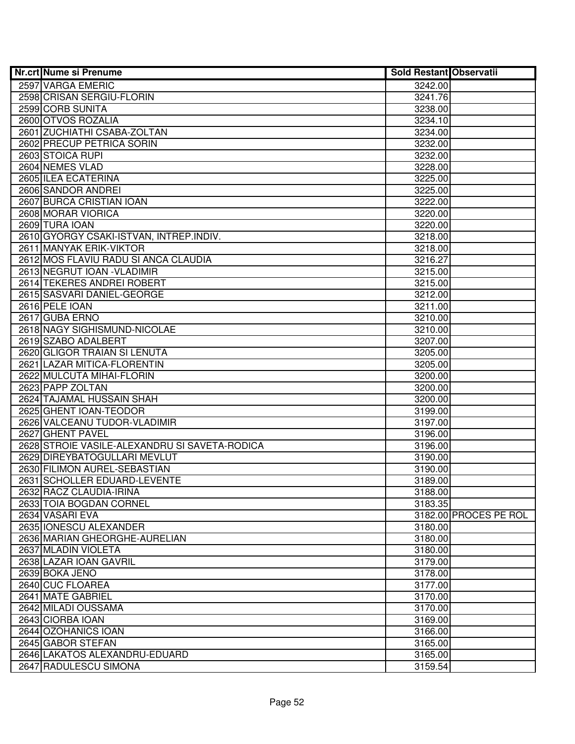| Nr.crt | Nume si Prenume | Sold Restant | Observatii |
|---|---|---|---|
| 2597 | VARGA EMERIC | 3242.00 | |
| 2598 | CRISAN SERGIU-FLORIN | 3241.76 | |
| 2599 | CORB SUNITA | 3238.00 | |
| 2600 | OTVOS ROZALIA | 3234.10 | |
| 2601 | ZUCHIATHI CSABA-ZOLTAN | 3234.00 | |
| 2602 | PRECUP PETRICA SORIN | 3232.00 | |
| 2603 | STOICA RUPI | 3232.00 | |
| 2604 | NEMES VLAD | 3228.00 | |
| 2605 | ILEA ECATERINA | 3225.00 | |
| 2606 | SANDOR ANDREI | 3225.00 | |
| 2607 | BURCA CRISTIAN IOAN | 3222.00 | |
| 2608 | MORAR VIORICA | 3220.00 | |
| 2609 | TURA IOAN | 3220.00 | |
| 2610 | GYORGY CSAKI-ISTVAN, INTREP.INDIV. | 3218.00 | |
| 2611 | MANYAK ERIK-VIKTOR | 3218.00 | |
| 2612 | MOS FLAVIU RADU SI ANCA CLAUDIA | 3216.27 | |
| 2613 | NEGRUT IOAN -VLADIMIR | 3215.00 | |
| 2614 | TEKERES ANDREI ROBERT | 3215.00 | |
| 2615 | SASVARI DANIEL-GEORGE | 3212.00 | |
| 2616 | PELE IOAN | 3211.00 | |
| 2617 | GUBA ERNO | 3210.00 | |
| 2618 | NAGY SIGHISMUND-NICOLAE | 3210.00 | |
| 2619 | SZABO ADALBERT | 3207.00 | |
| 2620 | GLIGOR TRAIAN SI LENUTA | 3205.00 | |
| 2621 | LAZAR MITICA-FLORENTIN | 3205.00 | |
| 2622 | MULCUTA MIHAI-FLORIN | 3200.00 | |
| 2623 | PAPP ZOLTAN | 3200.00 | |
| 2624 | TAJAMAL HUSSAIN SHAH | 3200.00 | |
| 2625 | GHENT IOAN-TEODOR | 3199.00 | |
| 2626 | VALCEANU TUDOR-VLADIMIR | 3197.00 | |
| 2627 | GHENT PAVEL | 3196.00 | |
| 2628 | STROIE VASILE-ALEXANDRU SI SAVETA-RODICA | 3196.00 | |
| 2629 | DIREYBATOGULLARI MEVLUT | 3190.00 | |
| 2630 | FILIMON AUREL-SEBASTIAN | 3190.00 | |
| 2631 | SCHOLLER EDUARD-LEVENTE | 3189.00 | |
| 2632 | RACZ CLAUDIA-IRINA | 3188.00 | |
| 2633 | TOIA BOGDAN CORNEL | 3183.35 | |
| 2634 | VASARI EVA | 3182.00 | PROCES PE ROL |
| 2635 | IONESCU ALEXANDER | 3180.00 | |
| 2636 | MARIAN GHEORGHE-AURELIAN | 3180.00 | |
| 2637 | MLADIN VIOLETA | 3180.00 | |
| 2638 | LAZAR IOAN GAVRIL | 3179.00 | |
| 2639 | BOKA JENO | 3178.00 | |
| 2640 | CUC FLOAREA | 3177.00 | |
| 2641 | MATE GABRIEL | 3170.00 | |
| 2642 | MILADI OUSSAMA | 3170.00 | |
| 2643 | CIORBA IOAN | 3169.00 | |
| 2644 | OZOHANICS IOAN | 3166.00 | |
| 2645 | GABOR STEFAN | 3165.00 | |
| 2646 | LAKATOS ALEXANDRU-EDUARD | 3165.00 | |
| 2647 | RADULESCU SIMONA | 3159.54 | |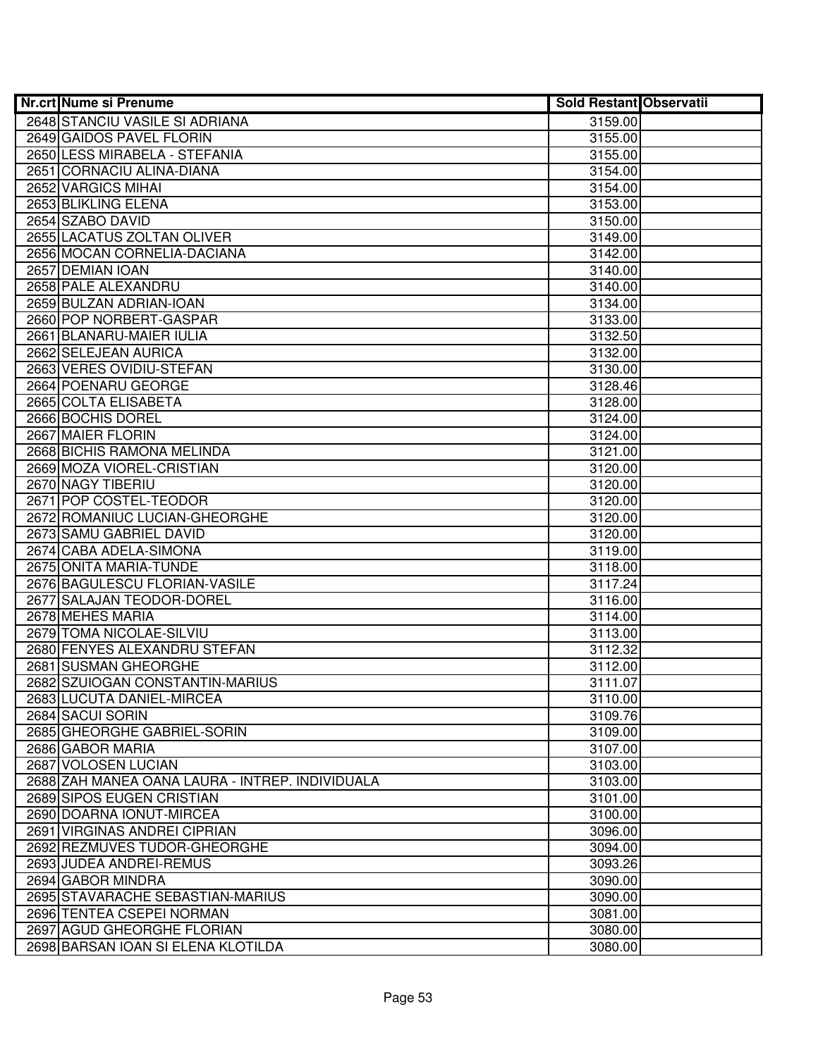| Nr.crt | Nume si Prenume | Sold Restant | Observatii |
|---|---|---|---|
| 2648 | STANCIU VASILE SI ADRIANA | 3159.00 | |
| 2649 | GAIDOS PAVEL FLORIN | 3155.00 | |
| 2650 | LESS MIRABELA - STEFANIA | 3155.00 | |
| 2651 | CORNACIU ALINA-DIANA | 3154.00 | |
| 2652 | VARGICS MIHAI | 3154.00 | |
| 2653 | BLIKLING ELENA | 3153.00 | |
| 2654 | SZABO DAVID | 3150.00 | |
| 2655 | LACATUS ZOLTAN OLIVER | 3149.00 | |
| 2656 | MOCAN CORNELIA-DACIANA | 3142.00 | |
| 2657 | DEMIAN IOAN | 3140.00 | |
| 2658 | PALE ALEXANDRU | 3140.00 | |
| 2659 | BULZAN ADRIAN-IOAN | 3134.00 | |
| 2660 | POP NORBERT-GASPAR | 3133.00 | |
| 2661 | BLANARU-MAIER IULIA | 3132.50 | |
| 2662 | SELEJEAN AURICA | 3132.00 | |
| 2663 | VERES OVIDIU-STEFAN | 3130.00 | |
| 2664 | POENARU GEORGE | 3128.46 | |
| 2665 | COLTA ELISABETA | 3128.00 | |
| 2666 | BOCHIS DOREL | 3124.00 | |
| 2667 | MAIER FLORIN | 3124.00 | |
| 2668 | BICHIS RAMONA MELINDA | 3121.00 | |
| 2669 | MOZA VIOREL-CRISTIAN | 3120.00 | |
| 2670 | NAGY TIBERIU | 3120.00 | |
| 2671 | POP COSTEL-TEODOR | 3120.00 | |
| 2672 | ROMANIUC LUCIAN-GHEORGHE | 3120.00 | |
| 2673 | SAMU GABRIEL DAVID | 3120.00 | |
| 2674 | CABA ADELA-SIMONA | 3119.00 | |
| 2675 | ONITA MARIA-TUNDE | 3118.00 | |
| 2676 | BAGULESCU FLORIAN-VASILE | 3117.24 | |
| 2677 | SALAJAN TEODOR-DOREL | 3116.00 | |
| 2678 | MEHES MARIA | 3114.00 | |
| 2679 | TOMA NICOLAE-SILVIU | 3113.00 | |
| 2680 | FENYES ALEXANDRU STEFAN | 3112.32 | |
| 2681 | SUSMAN GHEORGHE | 3112.00 | |
| 2682 | SZUIOGAN CONSTANTIN-MARIUS | 3111.07 | |
| 2683 | LUCUTA DANIEL-MIRCEA | 3110.00 | |
| 2684 | SACUI SORIN | 3109.76 | |
| 2685 | GHEORGHE GABRIEL-SORIN | 3109.00 | |
| 2686 | GABOR MARIA | 3107.00 | |
| 2687 | VOLOSEN LUCIAN | 3103.00 | |
| 2688 | ZAH MANEA OANA LAURA - INTREP. INDIVIDUALA | 3103.00 | |
| 2689 | SIPOS EUGEN CRISTIAN | 3101.00 | |
| 2690 | DOARNA IONUT-MIRCEA | 3100.00 | |
| 2691 | VIRGINAS ANDREI CIPRIAN | 3096.00 | |
| 2692 | REZMUVES TUDOR-GHEORGHE | 3094.00 | |
| 2693 | JUDEA ANDREI-REMUS | 3093.26 | |
| 2694 | GABOR MINDRA | 3090.00 | |
| 2695 | STAVARACHE SEBASTIAN-MARIUS | 3090.00 | |
| 2696 | TENTEA CSEPEI NORMAN | 3081.00 | |
| 2697 | AGUD GHEORGHE FLORIAN | 3080.00 | |
| 2698 | BARSAN IOAN SI ELENA KLOTILDA | 3080.00 | |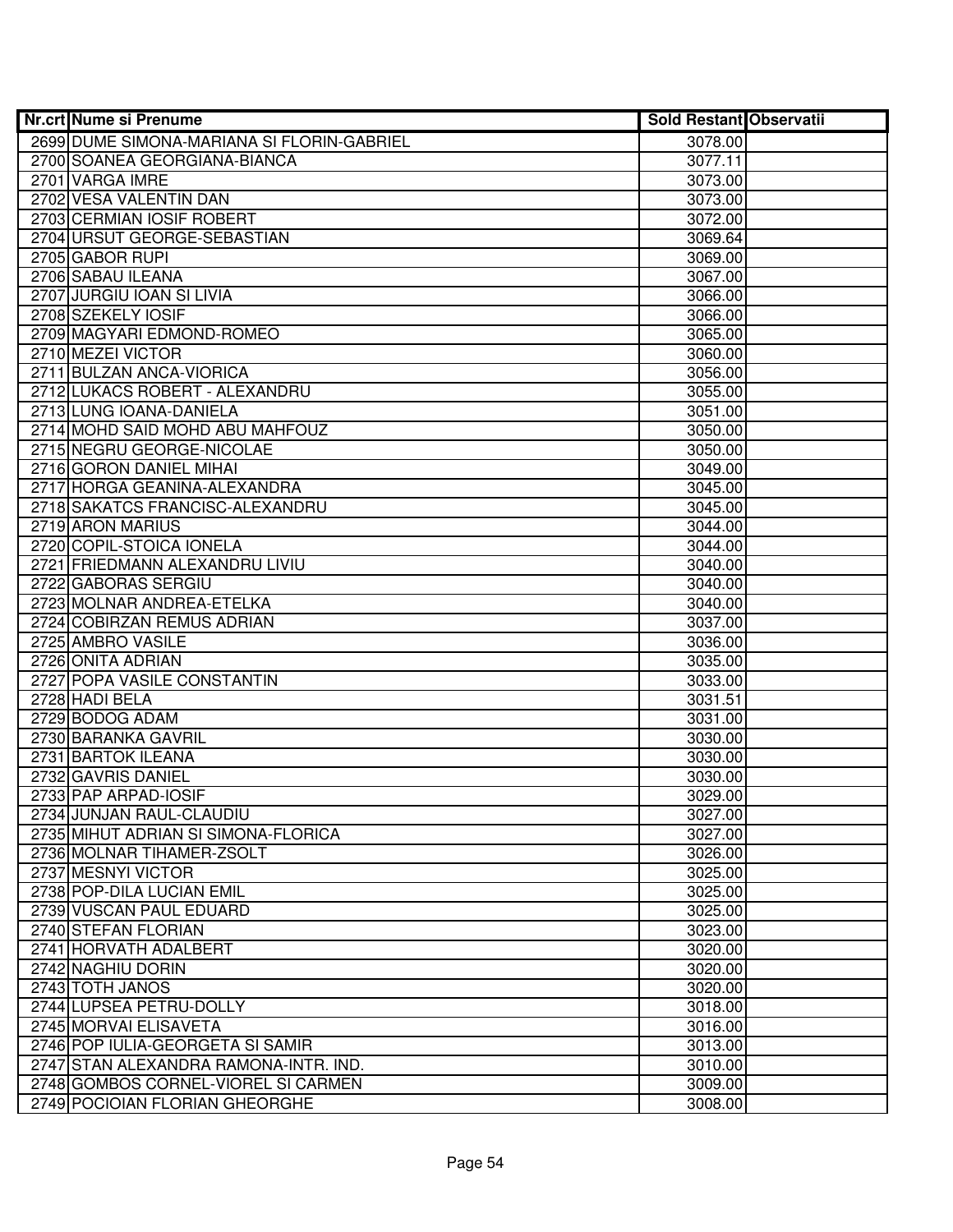| Nr.crt | Nume si Prenume | Sold Restant | Observatii |
|---|---|---|---|
| 2699 | DUME SIMONA-MARIANA SI FLORIN-GABRIEL | 3078.00 | |
| 2700 | SOANEA GEORGIANA-BIANCA | 3077.11 | |
| 2701 | VARGA IMRE | 3073.00 | |
| 2702 | VESA VALENTIN DAN | 3073.00 | |
| 2703 | CERMIAN IOSIF ROBERT | 3072.00 | |
| 2704 | URSUT GEORGE-SEBASTIAN | 3069.64 | |
| 2705 | GABOR RUPI | 3069.00 | |
| 2706 | SABAU ILEANA | 3067.00 | |
| 2707 | JURGIU IOAN SI LIVIA | 3066.00 | |
| 2708 | SZEKELY IOSIF | 3066.00 | |
| 2709 | MAGYARI EDMOND-ROMEO | 3065.00 | |
| 2710 | MEZEI VICTOR | 3060.00 | |
| 2711 | BULZAN ANCA-VIORICA | 3056.00 | |
| 2712 | LUKACS ROBERT - ALEXANDRU | 3055.00 | |
| 2713 | LUNG IOANA-DANIELA | 3051.00 | |
| 2714 | MOHD SAID MOHD ABU MAHFOUZ | 3050.00 | |
| 2715 | NEGRU GEORGE-NICOLAE | 3050.00 | |
| 2716 | GORON DANIEL MIHAI | 3049.00 | |
| 2717 | HORGA GEANINA-ALEXANDRA | 3045.00 | |
| 2718 | SAKATCS FRANCISC-ALEXANDRU | 3045.00 | |
| 2719 | ARON MARIUS | 3044.00 | |
| 2720 | COPIL-STOICA IONELA | 3044.00 | |
| 2721 | FRIEDMANN ALEXANDRU LIVIU | 3040.00 | |
| 2722 | GABORAS SERGIU | 3040.00 | |
| 2723 | MOLNAR ANDREA-ETELKA | 3040.00 | |
| 2724 | COBIRZAN REMUS ADRIAN | 3037.00 | |
| 2725 | AMBRO VASILE | 3036.00 | |
| 2726 | ONITA ADRIAN | 3035.00 | |
| 2727 | POPA VASILE CONSTANTIN | 3033.00 | |
| 2728 | HADI BELA | 3031.51 | |
| 2729 | BODOG ADAM | 3031.00 | |
| 2730 | BARANKA GAVRIL | 3030.00 | |
| 2731 | BARTOK ILEANA | 3030.00 | |
| 2732 | GAVRIS DANIEL | 3030.00 | |
| 2733 | PAP ARPAD-IOSIF | 3029.00 | |
| 2734 | JUNJAN RAUL-CLAUDIU | 3027.00 | |
| 2735 | MIHUT ADRIAN SI SIMONA-FLORICA | 3027.00 | |
| 2736 | MOLNAR TIHAMER-ZSOLT | 3026.00 | |
| 2737 | MESNYI VICTOR | 3025.00 | |
| 2738 | POP-DILA LUCIAN EMIL | 3025.00 | |
| 2739 | VUSCAN PAUL EDUARD | 3025.00 | |
| 2740 | STEFAN FLORIAN | 3023.00 | |
| 2741 | HORVATH ADALBERT | 3020.00 | |
| 2742 | NAGHIU DORIN | 3020.00 | |
| 2743 | TOTH JANOS | 3020.00 | |
| 2744 | LUPSEA PETRU-DOLLY | 3018.00 | |
| 2745 | MORVAI ELISAVETA | 3016.00 | |
| 2746 | POP IULIA-GEORGETA SI SAMIR | 3013.00 | |
| 2747 | STAN ALEXANDRA RAMONA-INTR. IND. | 3010.00 | |
| 2748 | GOMBOS CORNEL-VIOREL SI CARMEN | 3009.00 | |
| 2749 | POCIOIAN FLORIAN GHEORGHE | 3008.00 | |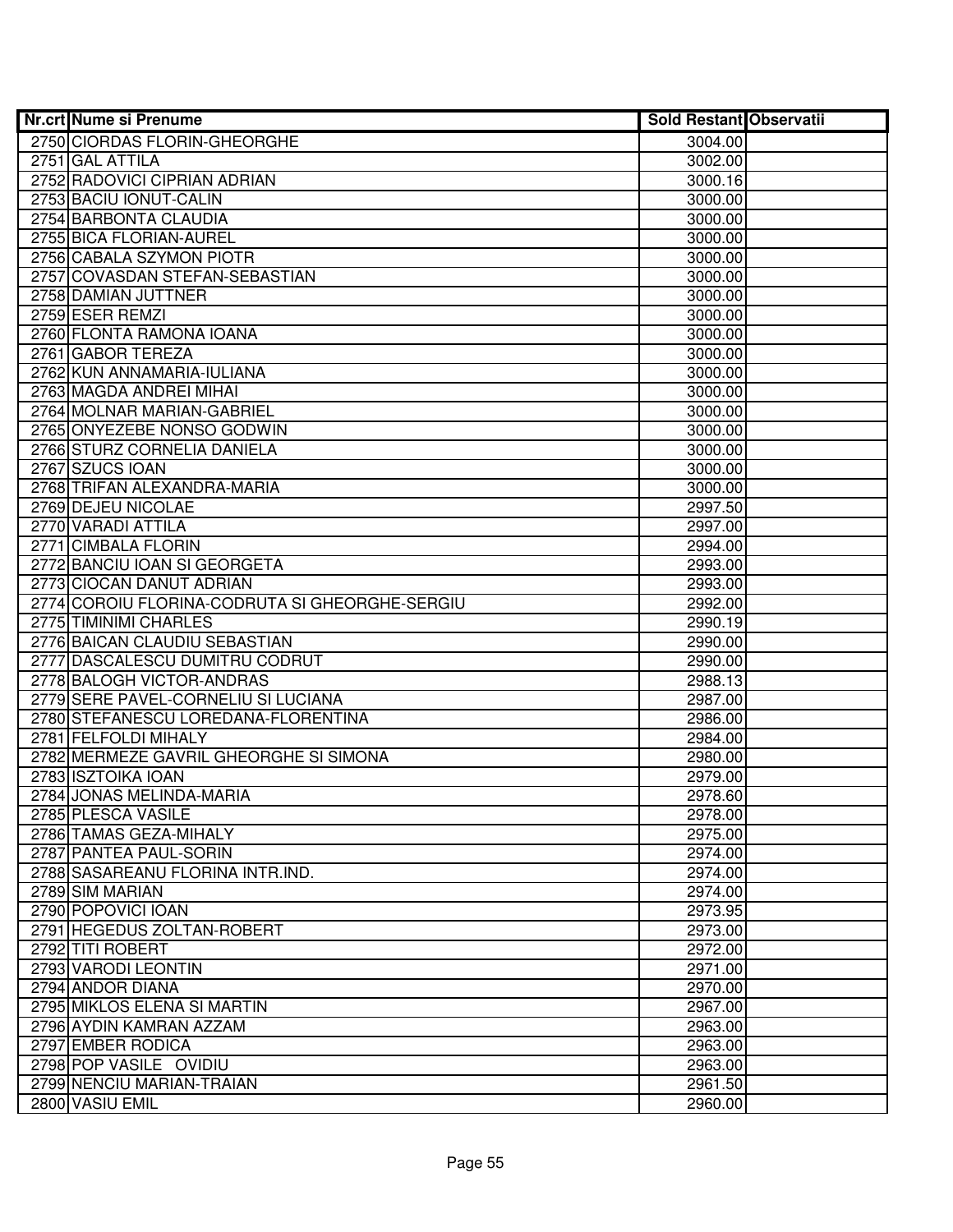| Nr.crt | Nume si Prenume | Sold Restant | Observatii |
|---|---|---|---|
| 2750 | CIORDAS FLORIN-GHEORGHE | 3004.00 | |
| 2751 | GAL ATTILA | 3002.00 | |
| 2752 | RADOVICI CIPRIAN ADRIAN | 3000.16 | |
| 2753 | BACIU IONUT-CALIN | 3000.00 | |
| 2754 | BARBONTA CLAUDIA | 3000.00 | |
| 2755 | BICA FLORIAN-AUREL | 3000.00 | |
| 2756 | CABALA SZYMON PIOTR | 3000.00 | |
| 2757 | COVASDAN STEFAN-SEBASTIAN | 3000.00 | |
| 2758 | DAMIAN JUTTNER | 3000.00 | |
| 2759 | ESER REMZI | 3000.00 | |
| 2760 | FLONTA RAMONA IOANA | 3000.00 | |
| 2761 | GABOR TEREZA | 3000.00 | |
| 2762 | KUN ANNAMARIA-IULIANA | 3000.00 | |
| 2763 | MAGDA ANDREI MIHAI | 3000.00 | |
| 2764 | MOLNAR MARIAN-GABRIEL | 3000.00 | |
| 2765 | ONYEZEBE NONSO GODWIN | 3000.00 | |
| 2766 | STURZ CORNELIA DANIELA | 3000.00 | |
| 2767 | SZUCS IOAN | 3000.00 | |
| 2768 | TRIFAN ALEXANDRA-MARIA | 3000.00 | |
| 2769 | DEJEU NICOLAE | 2997.50 | |
| 2770 | VARADI ATTILA | 2997.00 | |
| 2771 | CIMBALA FLORIN | 2994.00 | |
| 2772 | BANCIU IOAN SI GEORGETA | 2993.00 | |
| 2773 | CIOCAN DANUT ADRIAN | 2993.00 | |
| 2774 | COROIU FLORINA-CODRUTA SI GHEORGHE-SERGIU | 2992.00 | |
| 2775 | TIMINIMI CHARLES | 2990.19 | |
| 2776 | BAICAN CLAUDIU SEBASTIAN | 2990.00 | |
| 2777 | DASCALESCU DUMITRU CODRUT | 2990.00 | |
| 2778 | BALOGH VICTOR-ANDRAS | 2988.13 | |
| 2779 | SERE PAVEL-CORNELIU SI LUCIANA | 2987.00 | |
| 2780 | STEFANESCU LOREDANA-FLORENTINA | 2986.00 | |
| 2781 | FELFOLDI MIHALY | 2984.00 | |
| 2782 | MERMEZE GAVRIL GHEORGHE SI SIMONA | 2980.00 | |
| 2783 | ISZTOIKA IOAN | 2979.00 | |
| 2784 | JONAS MELINDA-MARIA | 2978.60 | |
| 2785 | PLESCA VASILE | 2978.00 | |
| 2786 | TAMAS GEZA-MIHALY | 2975.00 | |
| 2787 | PANTEA PAUL-SORIN | 2974.00 | |
| 2788 | SASAREANU FLORINA INTR.IND. | 2974.00 | |
| 2789 | SIM MARIAN | 2974.00 | |
| 2790 | POPOVICI IOAN | 2973.95 | |
| 2791 | HEGEDUS ZOLTAN-ROBERT | 2973.00 | |
| 2792 | TITI ROBERT | 2972.00 | |
| 2793 | VARODI LEONTIN | 2971.00 | |
| 2794 | ANDOR DIANA | 2970.00 | |
| 2795 | MIKLOS ELENA SI MARTIN | 2967.00 | |
| 2796 | AYDIN KAMRAN AZZAM | 2963.00 | |
| 2797 | EMBER RODICA | 2963.00 | |
| 2798 | POP VASILE OVIDIU | 2963.00 | |
| 2799 | NENCIU MARIAN-TRAIAN | 2961.50 | |
| 2800 | VASIU EMIL | 2960.00 | |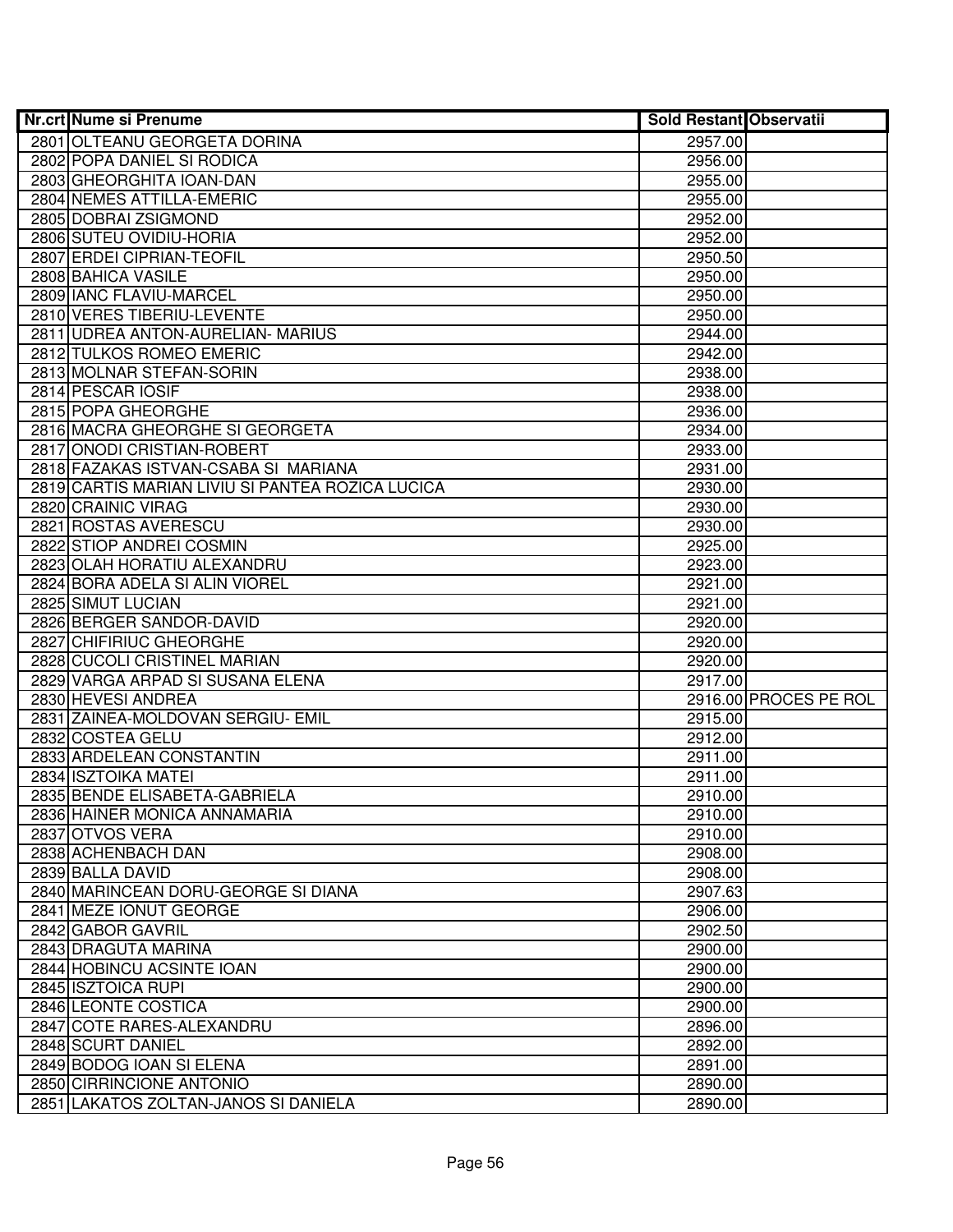| Nr.crt | Nume si Prenume | Sold Restant | Observatii |
|---|---|---|---|
| 2801 | OLTEANU GEORGETA DORINA | 2957.00 | |
| 2802 | POPA DANIEL SI RODICA | 2956.00 | |
| 2803 | GHEORGHITA IOAN-DAN | 2955.00 | |
| 2804 | NEMES ATTILLA-EMERIC | 2955.00 | |
| 2805 | DOBRAI ZSIGMOND | 2952.00 | |
| 2806 | SUTEU OVIDIU-HORIA | 2952.00 | |
| 2807 | ERDEI CIPRIAN-TEOFIL | 2950.50 | |
| 2808 | BAHICA VASILE | 2950.00 | |
| 2809 | IANC FLAVIU-MARCEL | 2950.00 | |
| 2810 | VERES TIBERIU-LEVENTE | 2950.00 | |
| 2811 | UDREA ANTON-AURELIAN- MARIUS | 2944.00 | |
| 2812 | TULKOS ROMEO EMERIC | 2942.00 | |
| 2813 | MOLNAR STEFAN-SORIN | 2938.00 | |
| 2814 | PESCAR IOSIF | 2938.00 | |
| 2815 | POPA GHEORGHE | 2936.00 | |
| 2816 | MACRA GHEORGHE SI GEORGETA | 2934.00 | |
| 2817 | ONODI CRISTIAN-ROBERT | 2933.00 | |
| 2818 | FAZAKAS ISTVAN-CSABA SI MARIANA | 2931.00 | |
| 2819 | CARTIS MARIAN LIVIU SI PANTEA ROZICA LUCICA | 2930.00 | |
| 2820 | CRAINIC VIRAG | 2930.00 | |
| 2821 | ROSTAS AVERESCU | 2930.00 | |
| 2822 | STIOP ANDREI COSMIN | 2925.00 | |
| 2823 | OLAH HORATIU ALEXANDRU | 2923.00 | |
| 2824 | BORA ADELA SI ALIN VIOREL | 2921.00 | |
| 2825 | SIMUT LUCIAN | 2921.00 | |
| 2826 | BERGER SANDOR-DAVID | 2920.00 | |
| 2827 | CHIFIRIUC GHEORGHE | 2920.00 | |
| 2828 | CUCOLI CRISTINEL MARIAN | 2920.00 | |
| 2829 | VARGA ARPAD SI SUSANA ELENA | 2917.00 | |
| 2830 | HEVESI ANDREA | 2916.00 | PROCES PE ROL |
| 2831 | ZAINEA-MOLDOVAN SERGIU- EMIL | 2915.00 | |
| 2832 | COSTEA GELU | 2912.00 | |
| 2833 | ARDELEAN CONSTANTIN | 2911.00 | |
| 2834 | ISZTOIKA MATEI | 2911.00 | |
| 2835 | BENDE ELISABETA-GABRIELA | 2910.00 | |
| 2836 | HAINER MONICA ANNAMARIA | 2910.00 | |
| 2837 | OTVOS VERA | 2910.00 | |
| 2838 | ACHENBACH DAN | 2908.00 | |
| 2839 | BALLA DAVID | 2908.00 | |
| 2840 | MARINCEAN DORU-GEORGE SI DIANA | 2907.63 | |
| 2841 | MEZE IONUT GEORGE | 2906.00 | |
| 2842 | GABOR GAVRIL | 2902.50 | |
| 2843 | DRAGUTA MARINA | 2900.00 | |
| 2844 | HOBINCU ACSINTE IOAN | 2900.00 | |
| 2845 | ISZTOICA RUPI | 2900.00 | |
| 2846 | LEONTE COSTICA | 2900.00 | |
| 2847 | COTE RARES-ALEXANDRU | 2896.00 | |
| 2848 | SCURT DANIEL | 2892.00 | |
| 2849 | BODOG IOAN SI ELENA | 2891.00 | |
| 2850 | CIRRINCIONE ANTONIO | 2890.00 | |
| 2851 | LAKATOS ZOLTAN-JANOS SI DANIELA | 2890.00 | |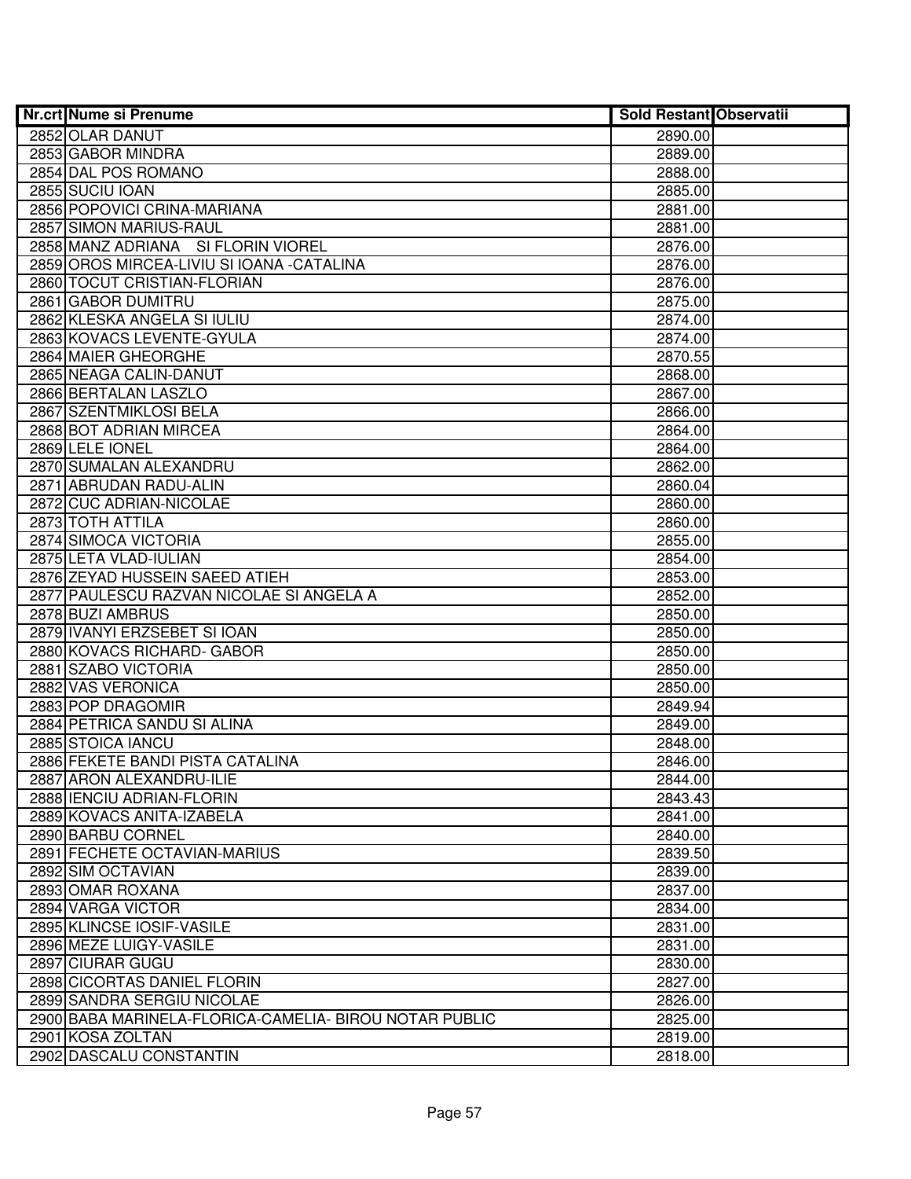| Nr.crt | Nume si Prenume | Sold Restant | Observatii |
|---|---|---|---|
| 2852 | OLAR DANUT | 2890.00 | |
| 2853 | GABOR MINDRA | 2889.00 | |
| 2854 | DAL POS ROMANO | 2888.00 | |
| 2855 | SUCIU IOAN | 2885.00 | |
| 2856 | POPOVICI CRINA-MARIANA | 2881.00 | |
| 2857 | SIMON MARIUS-RAUL | 2881.00 | |
| 2858 | MANZ ADRIANA SI FLORIN VIOREL | 2876.00 | |
| 2859 | OROS MIRCEA-LIVIU SI IOANA -CATALINA | 2876.00 | |
| 2860 | TOCUT CRISTIAN-FLORIAN | 2876.00 | |
| 2861 | GABOR DUMITRU | 2875.00 | |
| 2862 | KLESKA ANGELA SI IULIU | 2874.00 | |
| 2863 | KOVACS LEVENTE-GYULA | 2874.00 | |
| 2864 | MAIER GHEORGHE | 2870.55 | |
| 2865 | NEAGA CALIN-DANUT | 2868.00 | |
| 2866 | BERTALAN LASZLO | 2867.00 | |
| 2867 | SZENTMIKLOSI BELA | 2866.00 | |
| 2868 | BOT ADRIAN MIRCEA | 2864.00 | |
| 2869 | LELE IONEL | 2864.00 | |
| 2870 | SUMALAN ALEXANDRU | 2862.00 | |
| 2871 | ABRUDAN RADU-ALIN | 2860.04 | |
| 2872 | CUC ADRIAN-NICOLAE | 2860.00 | |
| 2873 | TOTH ATTILA | 2860.00 | |
| 2874 | SIMOCA VICTORIA | 2855.00 | |
| 2875 | LETA VLAD-IULIAN | 2854.00 | |
| 2876 | ZEYAD HUSSEIN SAEED ATIEH | 2853.00 | |
| 2877 | PAULESCU RAZVAN NICOLAE SI ANGELA A | 2852.00 | |
| 2878 | BUZI AMBRUS | 2850.00 | |
| 2879 | IVANYI ERZSEBET SI IOAN | 2850.00 | |
| 2880 | KOVACS RICHARD- GABOR | 2850.00 | |
| 2881 | SZABO VICTORIA | 2850.00 | |
| 2882 | VAS VERONICA | 2850.00 | |
| 2883 | POP DRAGOMIR | 2849.94 | |
| 2884 | PETRICA SANDU SI ALINA | 2849.00 | |
| 2885 | STOICA IANCU | 2848.00 | |
| 2886 | FEKETE BANDI PISTA CATALINA | 2846.00 | |
| 2887 | ARON ALEXANDRU-ILIE | 2844.00 | |
| 2888 | IENCIU ADRIAN-FLORIN | 2843.43 | |
| 2889 | KOVACS ANITA-IZABELA | 2841.00 | |
| 2890 | BARBU CORNEL | 2840.00 | |
| 2891 | FECHETE OCTAVIAN-MARIUS | 2839.50 | |
| 2892 | SIM OCTAVIAN | 2839.00 | |
| 2893 | OMAR ROXANA | 2837.00 | |
| 2894 | VARGA VICTOR | 2834.00 | |
| 2895 | KLINCSE IOSIF-VASILE | 2831.00 | |
| 2896 | MEZE LUIGY-VASILE | 2831.00 | |
| 2897 | CIURAR GUGU | 2830.00 | |
| 2898 | CICORTAS DANIEL FLORIN | 2827.00 | |
| 2899 | SANDRA SERGIU NICOLAE | 2826.00 | |
| 2900 | BABA MARINELA-FLORICA-CAMELIA- BIROU NOTAR PUBLIC | 2825.00 | |
| 2901 | KOSA ZOLTAN | 2819.00 | |
| 2902 | DASCALU CONSTANTIN | 2818.00 | |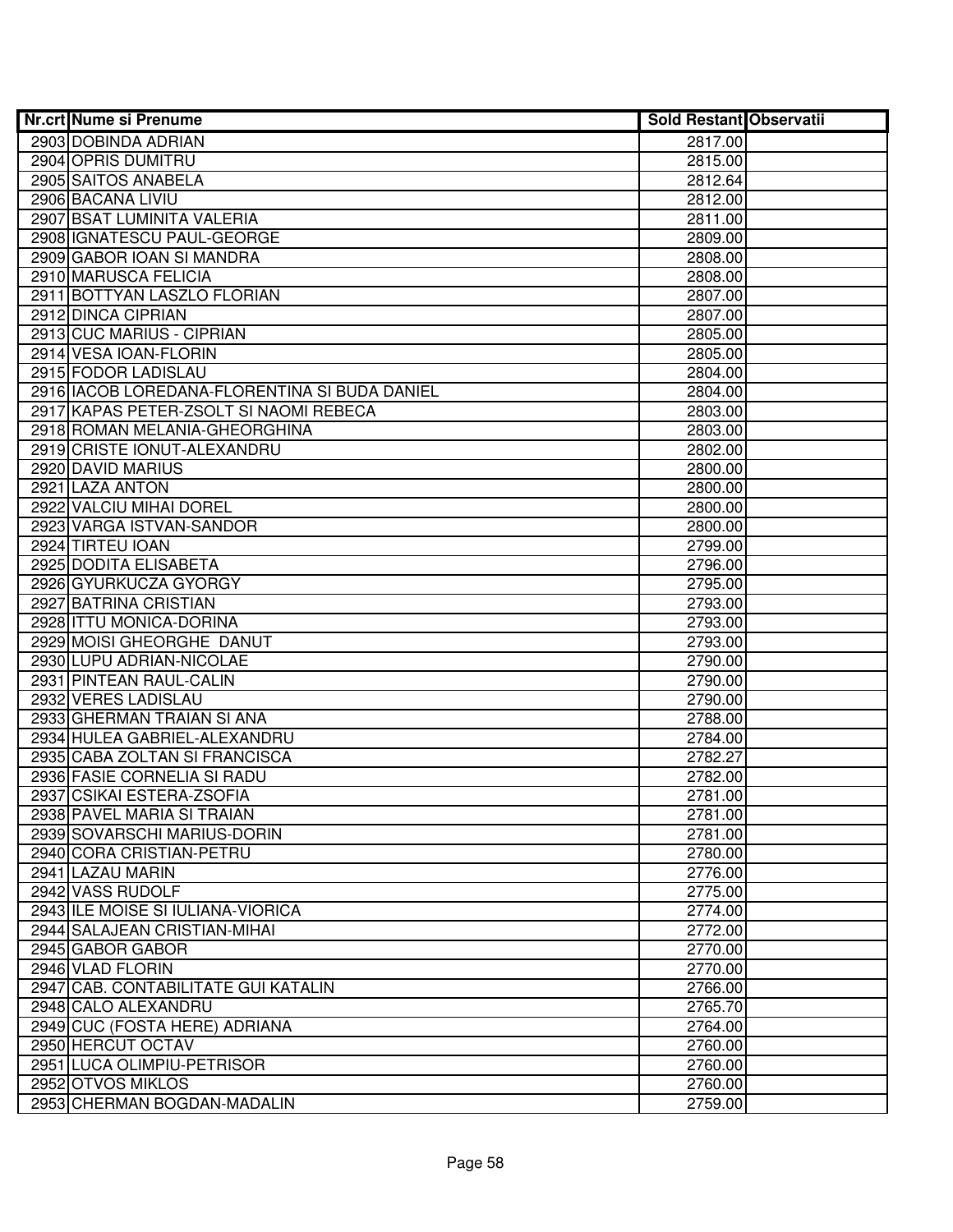| Nr.crt | Nume si Prenume | Sold Restant | Observatii |
|---|---|---|---|
| 2903 | DOBINDA ADRIAN | 2817.00 | |
| 2904 | OPRIS DUMITRU | 2815.00 | |
| 2905 | SAITOS ANABELA | 2812.64 | |
| 2906 | BACANA LIVIU | 2812.00 | |
| 2907 | BSAT LUMINITA VALERIA | 2811.00 | |
| 2908 | IGNATESCU PAUL-GEORGE | 2809.00 | |
| 2909 | GABOR IOAN SI MANDRA | 2808.00 | |
| 2910 | MARUSCA FELICIA | 2808.00 | |
| 2911 | BOTTYAN LASZLO FLORIAN | 2807.00 | |
| 2912 | DINCA CIPRIAN | 2807.00 | |
| 2913 | CUC MARIUS - CIPRIAN | 2805.00 | |
| 2914 | VESA IOAN-FLORIN | 2805.00 | |
| 2915 | FODOR LADISLAU | 2804.00 | |
| 2916 | IACOB LOREDANA-FLORENTINA SI BUDA DANIEL | 2804.00 | |
| 2917 | KAPAS PETER-ZSOLT SI NAOMI REBECA | 2803.00 | |
| 2918 | ROMAN MELANIA-GHEORGHINA | 2803.00 | |
| 2919 | CRISTE IONUT-ALEXANDRU | 2802.00 | |
| 2920 | DAVID MARIUS | 2800.00 | |
| 2921 | LAZA ANTON | 2800.00 | |
| 2922 | VALCIU MIHAI DOREL | 2800.00 | |
| 2923 | VARGA ISTVAN-SANDOR | 2800.00 | |
| 2924 | TIRTEU IOAN | 2799.00 | |
| 2925 | DODITA ELISABETA | 2796.00 | |
| 2926 | GYURKUCZA GYORGY | 2795.00 | |
| 2927 | BATRINA CRISTIAN | 2793.00 | |
| 2928 | ITTU MONICA-DORINA | 2793.00 | |
| 2929 | MOISI GHEORGHE DANUT | 2793.00 | |
| 2930 | LUPU ADRIAN-NICOLAE | 2790.00 | |
| 2931 | PINTEAN RAUL-CALIN | 2790.00 | |
| 2932 | VERES LADISLAU | 2790.00 | |
| 2933 | GHERMAN TRAIAN SI ANA | 2788.00 | |
| 2934 | HULEA GABRIEL-ALEXANDRU | 2784.00 | |
| 2935 | CABA ZOLTAN SI FRANCISCA | 2782.27 | |
| 2936 | FASIE CORNELIA SI RADU | 2782.00 | |
| 2937 | CSIKAI ESTERA-ZSOFIA | 2781.00 | |
| 2938 | PAVEL MARIA SI TRAIAN | 2781.00 | |
| 2939 | SOVARSCHI MARIUS-DORIN | 2781.00 | |
| 2940 | CORA CRISTIAN-PETRU | 2780.00 | |
| 2941 | LAZAU MARIN | 2776.00 | |
| 2942 | VASS RUDOLF | 2775.00 | |
| 2943 | ILE MOISE SI IULIANA-VIORICA | 2774.00 | |
| 2944 | SALAJEAN CRISTIAN-MIHAI | 2772.00 | |
| 2945 | GABOR GABOR | 2770.00 | |
| 2946 | VLAD FLORIN | 2770.00 | |
| 2947 | CAB. CONTABILITATE GUI KATALIN | 2766.00 | |
| 2948 | CALO ALEXANDRU | 2765.70 | |
| 2949 | CUC (FOSTA HERE) ADRIANA | 2764.00 | |
| 2950 | HERCUT OCTAV | 2760.00 | |
| 2951 | LUCA OLIMPIU-PETRISOR | 2760.00 | |
| 2952 | OTVOS MIKLOS | 2760.00 | |
| 2953 | CHERMAN BOGDAN-MADALIN | 2759.00 | |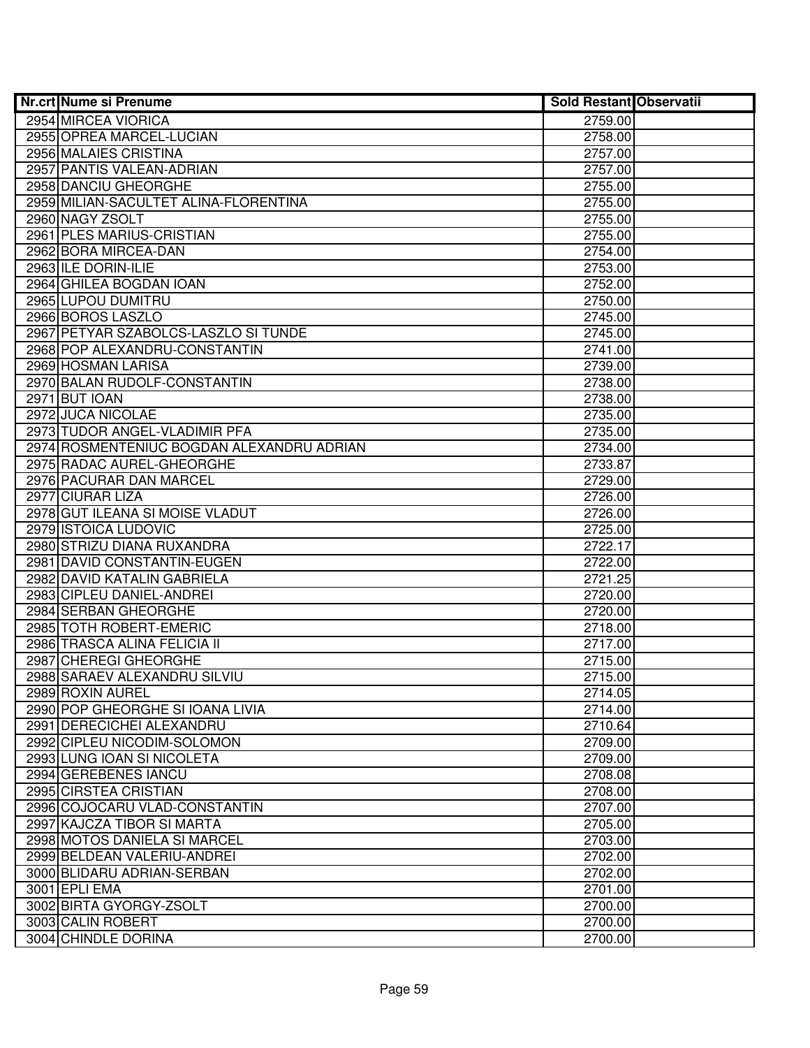| Nr.crt | Nume si Prenume | Sold Restant | Observatii |
|---|---|---|---|
| 2954 | MIRCEA VIORICA | 2759.00 | |
| 2955 | OPREA MARCEL-LUCIAN | 2758.00 | |
| 2956 | MALAIES CRISTINA | 2757.00 | |
| 2957 | PANTIS VALEAN-ADRIAN | 2757.00 | |
| 2958 | DANCIU GHEORGHE | 2755.00 | |
| 2959 | MILIAN-SACULTET ALINA-FLORENTINA | 2755.00 | |
| 2960 | NAGY ZSOLT | 2755.00 | |
| 2961 | PLES MARIUS-CRISTIAN | 2755.00 | |
| 2962 | BORA MIRCEA-DAN | 2754.00 | |
| 2963 | ILE DORIN-ILIE | 2753.00 | |
| 2964 | GHILEA BOGDAN IOAN | 2752.00 | |
| 2965 | LUPOU DUMITRU | 2750.00 | |
| 2966 | BOROS LASZLO | 2745.00 | |
| 2967 | PETYAR SZABOLCS-LASZLO SI TUNDE | 2745.00 | |
| 2968 | POP ALEXANDRU-CONSTANTIN | 2741.00 | |
| 2969 | HOSMAN LARISA | 2739.00 | |
| 2970 | BALAN RUDOLF-CONSTANTIN | 2738.00 | |
| 2971 | BUT IOAN | 2738.00 | |
| 2972 | JUCA NICOLAE | 2735.00 | |
| 2973 | TUDOR ANGEL-VLADIMIR PFA | 2735.00 | |
| 2974 | ROSMENTENIUC BOGDAN ALEXANDRU ADRIAN | 2734.00 | |
| 2975 | RADAC AUREL-GHEORGHE | 2733.87 | |
| 2976 | PACURAR DAN MARCEL | 2729.00 | |
| 2977 | CIURAR LIZA | 2726.00 | |
| 2978 | GUT ILEANA SI MOISE VLADUT | 2726.00 | |
| 2979 | ISTOICA LUDOVIC | 2725.00 | |
| 2980 | STRIZU DIANA RUXANDRA | 2722.17 | |
| 2981 | DAVID CONSTANTIN-EUGEN | 2722.00 | |
| 2982 | DAVID KATALIN GABRIELA | 2721.25 | |
| 2983 | CIPLEU DANIEL-ANDREI | 2720.00 | |
| 2984 | SERBAN GHEORGHE | 2720.00 | |
| 2985 | TOTH ROBERT-EMERIC | 2718.00 | |
| 2986 | TRASCA ALINA FELICIA II | 2717.00 | |
| 2987 | CHEREGI GHEORGHE | 2715.00 | |
| 2988 | SARAEV ALEXANDRU SILVIU | 2715.00 | |
| 2989 | ROXIN AUREL | 2714.05 | |
| 2990 | POP GHEORGHE SI IOANA LIVIA | 2714.00 | |
| 2991 | DERECICHEI ALEXANDRU | 2710.64 | |
| 2992 | CIPLEU NICODIM-SOLOMON | 2709.00 | |
| 2993 | LUNG IOAN SI NICOLETA | 2709.00 | |
| 2994 | GEREBENES IANCU | 2708.08 | |
| 2995 | CIRSTEA CRISTIAN | 2708.00 | |
| 2996 | COJOCARU VLAD-CONSTANTIN | 2707.00 | |
| 2997 | KAJCZA TIBOR SI MARTA | 2705.00 | |
| 2998 | MOTOS DANIELA SI MARCEL | 2703.00 | |
| 2999 | BELDEAN VALERIU-ANDREI | 2702.00 | |
| 3000 | BLIDARU ADRIAN-SERBAN | 2702.00 | |
| 3001 | EPLI EMA | 2701.00 | |
| 3002 | BIRTA GYORGY-ZSOLT | 2700.00 | |
| 3003 | CALIN ROBERT | 2700.00 | |
| 3004 | CHINDLE DORINA | 2700.00 | |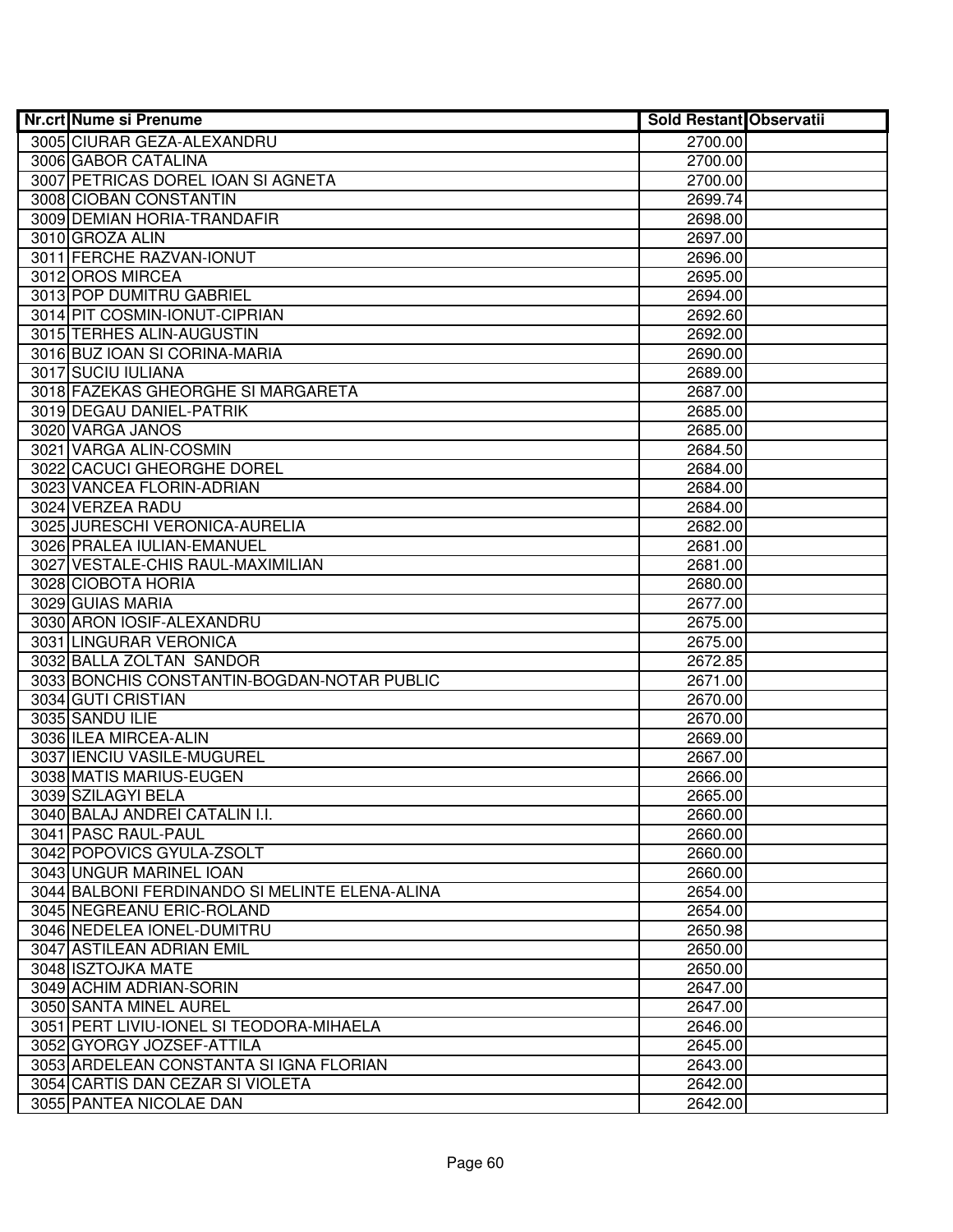| Nr.crt | Nume si Prenume | Sold Restant | Observatii |
| --- | --- | --- | --- |
| 3005 | CIURAR GEZA-ALEXANDRU | 2700.00 | |
| 3006 | GABOR CATALINA | 2700.00 | |
| 3007 | PETRICAS DOREL IOAN SI AGNETA | 2700.00 | |
| 3008 | CIOBAN CONSTANTIN | 2699.74 | |
| 3009 | DEMIAN HORIA-TRANDAFIR | 2698.00 | |
| 3010 | GROZA ALIN | 2697.00 | |
| 3011 | FERCHE RAZVAN-IONUT | 2696.00 | |
| 3012 | OROS MIRCEA | 2695.00 | |
| 3013 | POP DUMITRU GABRIEL | 2694.00 | |
| 3014 | PIT COSMIN-IONUT-CIPRIAN | 2692.60 | |
| 3015 | TERHES ALIN-AUGUSTIN | 2692.00 | |
| 3016 | BUZ IOAN SI CORINA-MARIA | 2690.00 | |
| 3017 | SUCIU IULIANA | 2689.00 | |
| 3018 | FAZEKAS GHEORGHE SI MARGARETA | 2687.00 | |
| 3019 | DEGAU DANIEL-PATRIK | 2685.00 | |
| 3020 | VARGA JANOS | 2685.00 | |
| 3021 | VARGA ALIN-COSMIN | 2684.50 | |
| 3022 | CACUCI GHEORGHE DOREL | 2684.00 | |
| 3023 | VANCEA FLORIN-ADRIAN | 2684.00 | |
| 3024 | VERZEA RADU | 2684.00 | |
| 3025 | JURESCHI VERONICA-AURELIA | 2682.00 | |
| 3026 | PRALEA IULIAN-EMANUEL | 2681.00 | |
| 3027 | VESTALE-CHIS RAUL-MAXIMILIAN | 2681.00 | |
| 3028 | CIOBOTA HORIA | 2680.00 | |
| 3029 | GUIAS MARIA | 2677.00 | |
| 3030 | ARON IOSIF-ALEXANDRU | 2675.00 | |
| 3031 | LINGURAR VERONICA | 2675.00 | |
| 3032 | BALLA ZOLTAN SANDOR | 2672.85 | |
| 3033 | BONCHIS CONSTANTIN-BOGDAN-NOTAR PUBLIC | 2671.00 | |
| 3034 | GUTI CRISTIAN | 2670.00 | |
| 3035 | SANDU ILIE | 2670.00 | |
| 3036 | ILEA MIRCEA-ALIN | 2669.00 | |
| 3037 | IENCIU VASILE-MUGUREL | 2667.00 | |
| 3038 | MATIS MARIUS-EUGEN | 2666.00 | |
| 3039 | SZILAGYI BELA | 2665.00 | |
| 3040 | BALAJ ANDREI CATALIN I.I. | 2660.00 | |
| 3041 | PASC RAUL-PAUL | 2660.00 | |
| 3042 | POPOVICS GYULA-ZSOLT | 2660.00 | |
| 3043 | UNGUR MARINEL IOAN | 2660.00 | |
| 3044 | BALBONI FERDINANDO SI MELINTE ELENA-ALINA | 2654.00 | |
| 3045 | NEGREANU ERIC-ROLAND | 2654.00 | |
| 3046 | NEDELEA IONEL-DUMITRU | 2650.98 | |
| 3047 | ASTILEAN ADRIAN EMIL | 2650.00 | |
| 3048 | ISZTOJKA MATE | 2650.00 | |
| 3049 | ACHIM ADRIAN-SORIN | 2647.00 | |
| 3050 | SANTA MINEL AUREL | 2647.00 | |
| 3051 | PERT LIVIU-IONEL SI TEODORA-MIHAELA | 2646.00 | |
| 3052 | GYORGY JOZSEF-ATTILA | 2645.00 | |
| 3053 | ARDELEAN CONSTANTA SI IGNA FLORIAN | 2643.00 | |
| 3054 | CARTIS DAN CEZAR SI VIOLETA | 2642.00 | |
| 3055 | PANTEA NICOLAE DAN | 2642.00 | |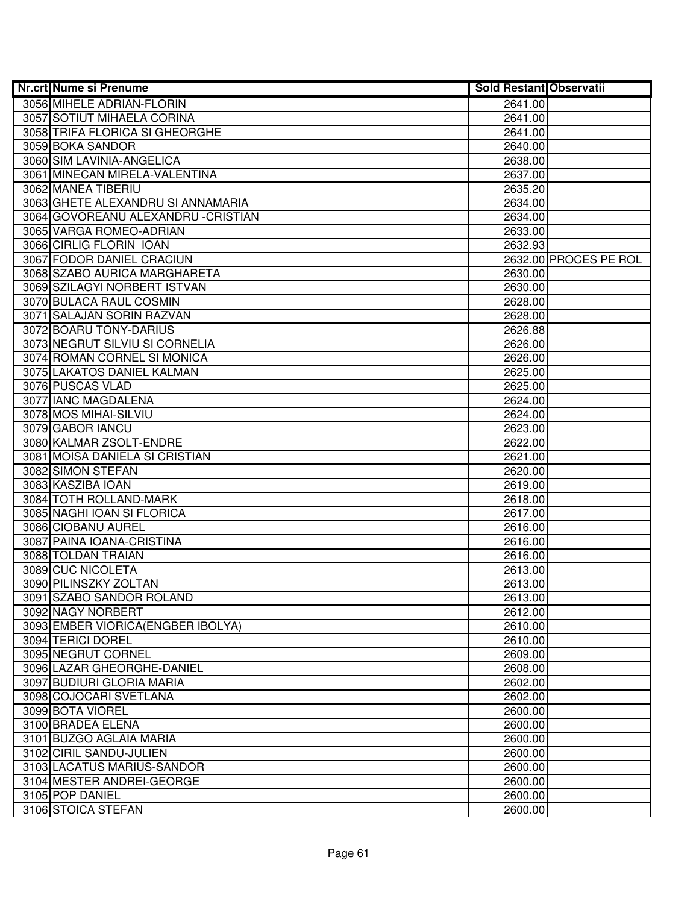| Nr.crt | Nume si Prenume | Sold Restant | Observatii |
|---|---|---|---|
| 3056 | MIHELE ADRIAN-FLORIN | 2641.00 | |
| 3057 | SOTIUT MIHAELA CORINA | 2641.00 | |
| 3058 | TRIFA FLORICA SI GHEORGHE | 2641.00 | |
| 3059 | BOKA SANDOR | 2640.00 | |
| 3060 | SIM LAVINIA-ANGELICA | 2638.00 | |
| 3061 | MINECAN MIRELA-VALENTINA | 2637.00 | |
| 3062 | MANEA TIBERIU | 2635.20 | |
| 3063 | GHETE ALEXANDRU SI ANNAMARIA | 2634.00 | |
| 3064 | GOVOREANU ALEXANDRU -CRISTIAN | 2634.00 | |
| 3065 | VARGA ROMEO-ADRIAN | 2633.00 | |
| 3066 | CIRLIG FLORIN IOAN | 2632.93 | |
| 3067 | FODOR DANIEL CRACIUN | 2632.00 | PROCES PE ROL |
| 3068 | SZABO AURICA MARGHARETA | 2630.00 | |
| 3069 | SZILAGYI NORBERT ISTVAN | 2630.00 | |
| 3070 | BULACA RAUL COSMIN | 2628.00 | |
| 3071 | SALAJAN SORIN RAZVAN | 2628.00 | |
| 3072 | BOARU TONY-DARIUS | 2626.88 | |
| 3073 | NEGRUT SILVIU SI CORNELIA | 2626.00 | |
| 3074 | ROMAN CORNEL SI MONICA | 2626.00 | |
| 3075 | LAKATOS DANIEL KALMAN | 2625.00 | |
| 3076 | PUSCAS VLAD | 2625.00 | |
| 3077 | IANC MAGDALENA | 2624.00 | |
| 3078 | MOS MIHAI-SILVIU | 2624.00 | |
| 3079 | GABOR IANCU | 2623.00 | |
| 3080 | KALMAR ZSOLT-ENDRE | 2622.00 | |
| 3081 | MOISA DANIELA SI CRISTIAN | 2621.00 | |
| 3082 | SIMON STEFAN | 2620.00 | |
| 3083 | KASZIBA IOAN | 2619.00 | |
| 3084 | TOTH ROLLAND-MARK | 2618.00 | |
| 3085 | NAGHI IOAN SI FLORICA | 2617.00 | |
| 3086 | CIOBANU AUREL | 2616.00 | |
| 3087 | PAINA IOANA-CRISTINA | 2616.00 | |
| 3088 | TOLDAN TRAIAN | 2616.00 | |
| 3089 | CUC NICOLETA | 2613.00 | |
| 3090 | PILINSZKY ZOLTAN | 2613.00 | |
| 3091 | SZABO SANDOR ROLAND | 2613.00 | |
| 3092 | NAGY NORBERT | 2612.00 | |
| 3093 | EMBER VIORICA(ENGBER IBOLYA) | 2610.00 | |
| 3094 | TERICI DOREL | 2610.00 | |
| 3095 | NEGRUT CORNEL | 2609.00 | |
| 3096 | LAZAR GHEORGHE-DANIEL | 2608.00 | |
| 3097 | BUDIURI GLORIA MARIA | 2602.00 | |
| 3098 | COJOCARI SVETLANA | 2602.00 | |
| 3099 | BOTA VIOREL | 2600.00 | |
| 3100 | BRADEA ELENA | 2600.00 | |
| 3101 | BUZGO AGLAIA MARIA | 2600.00 | |
| 3102 | CIRIL SANDU-JULIEN | 2600.00 | |
| 3103 | LACATUS MARIUS-SANDOR | 2600.00 | |
| 3104 | MESTER ANDREI-GEORGE | 2600.00 | |
| 3105 | POP DANIEL | 2600.00 | |
| 3106 | STOICA STEFAN | 2600.00 | |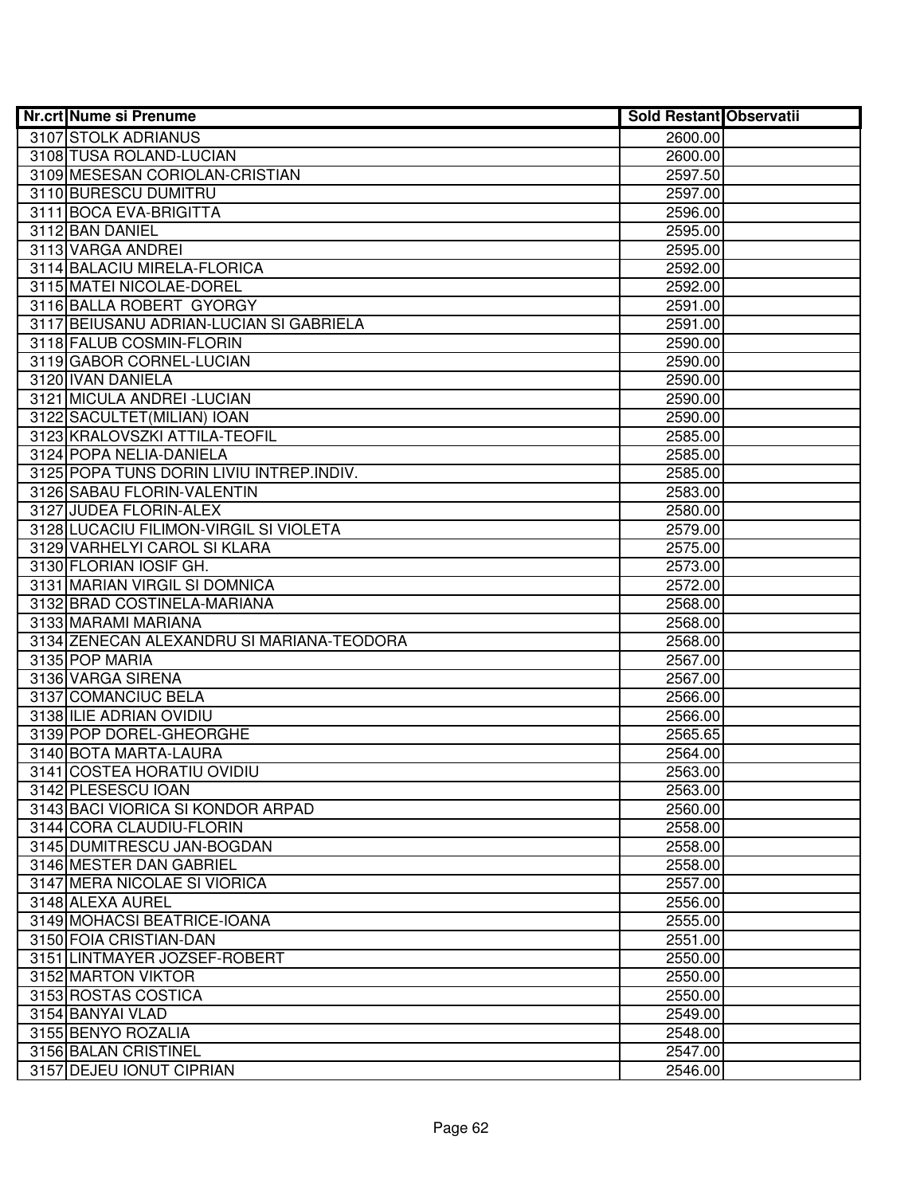| Nr.crt | Nume si Prenume | Sold Restant | Observatii |
|---|---|---|---|
| 3107 | STOLK ADRIANUS | 2600.00 | |
| 3108 | TUSA ROLAND-LUCIAN | 2600.00 | |
| 3109 | MESESAN CORIOLAN-CRISTIAN | 2597.50 | |
| 3110 | BURESCU DUMITRU | 2597.00 | |
| 3111 | BOCA EVA-BRIGITTA | 2596.00 | |
| 3112 | BAN DANIEL | 2595.00 | |
| 3113 | VARGA ANDREI | 2595.00 | |
| 3114 | BALACIU MIRELA-FLORICA | 2592.00 | |
| 3115 | MATEI NICOLAE-DOREL | 2592.00 | |
| 3116 | BALLA ROBERT GYORGY | 2591.00 | |
| 3117 | BEIUSANU ADRIAN-LUCIAN SI GABRIELA | 2591.00 | |
| 3118 | FALUB COSMIN-FLORIN | 2590.00 | |
| 3119 | GABOR CORNEL-LUCIAN | 2590.00 | |
| 3120 | IVAN DANIELA | 2590.00 | |
| 3121 | MICULA ANDREI -LUCIAN | 2590.00 | |
| 3122 | SACULTET(MILIAN) IOAN | 2590.00 | |
| 3123 | KRALOVSZKI ATTILA-TEOFIL | 2585.00 | |
| 3124 | POPA NELIA-DANIELA | 2585.00 | |
| 3125 | POPA TUNS DORIN LIVIU INTREP.INDIV. | 2585.00 | |
| 3126 | SABAU FLORIN-VALENTIN | 2583.00 | |
| 3127 | JUDEA FLORIN-ALEX | 2580.00 | |
| 3128 | LUCACIU FILIMON-VIRGIL SI VIOLETA | 2579.00 | |
| 3129 | VARHELYI CAROL SI KLARA | 2575.00 | |
| 3130 | FLORIAN IOSIF GH. | 2573.00 | |
| 3131 | MARIAN VIRGIL SI DOMNICA | 2572.00 | |
| 3132 | BRAD COSTINELA-MARIANA | 2568.00 | |
| 3133 | MARAMI MARIANA | 2568.00 | |
| 3134 | ZENECAN ALEXANDRU SI MARIANA-TEODORA | 2568.00 | |
| 3135 | POP MARIA | 2567.00 | |
| 3136 | VARGA SIRENA | 2567.00 | |
| 3137 | COMANCIUC BELA | 2566.00 | |
| 3138 | ILIE ADRIAN OVIDIU | 2566.00 | |
| 3139 | POP DOREL-GHEORGHE | 2565.65 | |
| 3140 | BOTA MARTA-LAURA | 2564.00 | |
| 3141 | COSTEA HORATIU OVIDIU | 2563.00 | |
| 3142 | PLESESCU IOAN | 2563.00 | |
| 3143 | BACI VIORICA SI KONDOR ARPAD | 2560.00 | |
| 3144 | CORA CLAUDIU-FLORIN | 2558.00 | |
| 3145 | DUMITRESCU JAN-BOGDAN | 2558.00 | |
| 3146 | MESTER DAN GABRIEL | 2558.00 | |
| 3147 | MERA NICOLAE SI VIORICA | 2557.00 | |
| 3148 | ALEXA AUREL | 2556.00 | |
| 3149 | MOHACSI BEATRICE-IOANA | 2555.00 | |
| 3150 | FOIA CRISTIAN-DAN | 2551.00 | |
| 3151 | LINTMAYER JOZSEF-ROBERT | 2550.00 | |
| 3152 | MARTON VIKTOR | 2550.00 | |
| 3153 | ROSTAS COSTICA | 2550.00 | |
| 3154 | BANYAI VLAD | 2549.00 | |
| 3155 | BENYO ROZALIA | 2548.00 | |
| 3156 | BALAN CRISTINEL | 2547.00 | |
| 3157 | DEJEU IONUT CIPRIAN | 2546.00 | |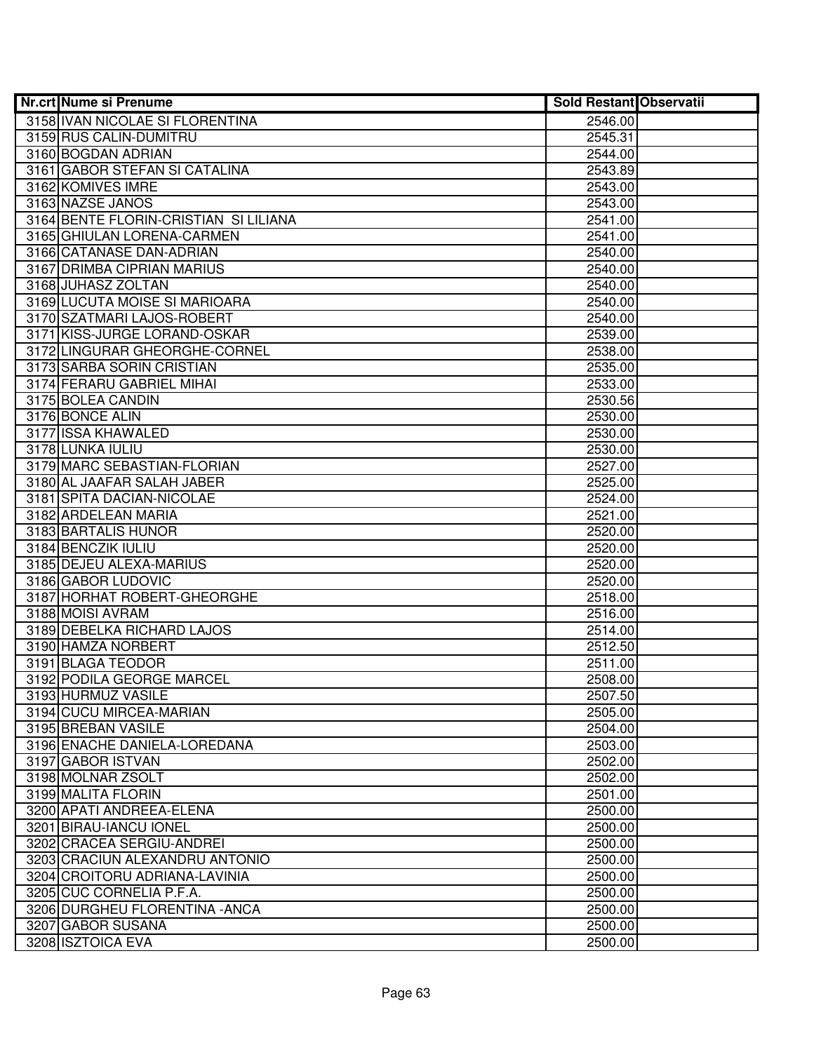| Nr.crt | Nume si Prenume | Sold Restant | Observatii |
|---|---|---|---|
| 3158 | IVAN NICOLAE SI FLORENTINA | 2546.00 | |
| 3159 | RUS CALIN-DUMITRU | 2545.31 | |
| 3160 | BOGDAN ADRIAN | 2544.00 | |
| 3161 | GABOR STEFAN SI CATALINA | 2543.89 | |
| 3162 | KOMIVES IMRE | 2543.00 | |
| 3163 | NAZSE JANOS | 2543.00 | |
| 3164 | BENTE FLORIN-CRISTIAN  SI LILIANA | 2541.00 | |
| 3165 | GHIULAN LORENA-CARMEN | 2541.00 | |
| 3166 | CATANASE DAN-ADRIAN | 2540.00 | |
| 3167 | DRIMBA CIPRIAN MARIUS | 2540.00 | |
| 3168 | JUHASZ ZOLTAN | 2540.00 | |
| 3169 | LUCUTA MOISE SI MARIOARA | 2540.00 | |
| 3170 | SZATMARI LAJOS-ROBERT | 2540.00 | |
| 3171 | KISS-JURGE LORAND-OSKAR | 2539.00 | |
| 3172 | LINGURAR GHEORGHE-CORNEL | 2538.00 | |
| 3173 | SARBA SORIN CRISTIAN | 2535.00 | |
| 3174 | FERARU GABRIEL MIHAI | 2533.00 | |
| 3175 | BOLEA CANDIN | 2530.56 | |
| 3176 | BONCE ALIN | 2530.00 | |
| 3177 | ISSA KHAWALED | 2530.00 | |
| 3178 | LUNKA IULIU | 2530.00 | |
| 3179 | MARC SEBASTIAN-FLORIAN | 2527.00 | |
| 3180 | AL JAAFAR SALAH JABER | 2525.00 | |
| 3181 | SPITA DACIAN-NICOLAE | 2524.00 | |
| 3182 | ARDELEAN MARIA | 2521.00 | |
| 3183 | BARTALIS HUNOR | 2520.00 | |
| 3184 | BENCZIK IULIU | 2520.00 | |
| 3185 | DEJEU ALEXA-MARIUS | 2520.00 | |
| 3186 | GABOR LUDOVIC | 2520.00 | |
| 3187 | HORHAT ROBERT-GHEORGHE | 2518.00 | |
| 3188 | MOISI AVRAM | 2516.00 | |
| 3189 | DEBELKA RICHARD LAJOS | 2514.00 | |
| 3190 | HAMZA NORBERT | 2512.50 | |
| 3191 | BLAGA TEODOR | 2511.00 | |
| 3192 | PODILA GEORGE MARCEL | 2508.00 | |
| 3193 | HURMUZ VASILE | 2507.50 | |
| 3194 | CUCU MIRCEA-MARIAN | 2505.00 | |
| 3195 | BREBAN VASILE | 2504.00 | |
| 3196 | ENACHE DANIELA-LOREDANA | 2503.00 | |
| 3197 | GABOR ISTVAN | 2502.00 | |
| 3198 | MOLNAR ZSOLT | 2502.00 | |
| 3199 | MALITA FLORIN | 2501.00 | |
| 3200 | APATI ANDREEA-ELENA | 2500.00 | |
| 3201 | BIRAU-IANCU IONEL | 2500.00 | |
| 3202 | CRACEA SERGIU-ANDREI | 2500.00 | |
| 3203 | CRACIUN ALEXANDRU ANTONIO | 2500.00 | |
| 3204 | CROITORU ADRIANA-LAVINIA | 2500.00 | |
| 3205 | CUC CORNELIA P.F.A. | 2500.00 | |
| 3206 | DURGHEU FLORENTINA -ANCA | 2500.00 | |
| 3207 | GABOR SUSANA | 2500.00 | |
| 3208 | ISZTOICA EVA | 2500.00 | |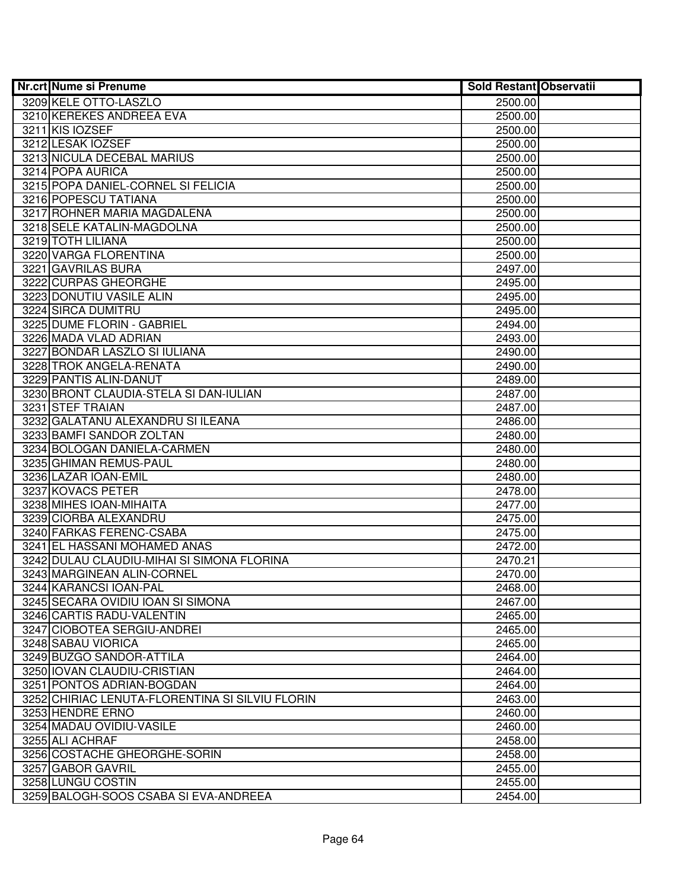| Nr.crt | Nume si Prenume | Sold Restant | Observatii |
|---|---|---|---|
| 3209 | KELE OTTO-LASZLO | 2500.00 | |
| 3210 | KEREKES ANDREEA EVA | 2500.00 | |
| 3211 | KIS IOZSEF | 2500.00 | |
| 3212 | LESAK IOZSEF | 2500.00 | |
| 3213 | NICULA DECEBAL MARIUS | 2500.00 | |
| 3214 | POPA AURICA | 2500.00 | |
| 3215 | POPA DANIEL-CORNEL SI FELICIA | 2500.00 | |
| 3216 | POPESCU TATIANA | 2500.00 | |
| 3217 | ROHNER MARIA MAGDALENA | 2500.00 | |
| 3218 | SELE KATALIN-MAGDOLNA | 2500.00 | |
| 3219 | TOTH LILIANA | 2500.00 | |
| 3220 | VARGA FLORENTINA | 2500.00 | |
| 3221 | GAVRILAS BURA | 2497.00 | |
| 3222 | CURPAS GHEORGHE | 2495.00 | |
| 3223 | DONUTIU VASILE ALIN | 2495.00 | |
| 3224 | SIRCA DUMITRU | 2495.00 | |
| 3225 | DUME FLORIN - GABRIEL | 2494.00 | |
| 3226 | MADA VLAD ADRIAN | 2493.00 | |
| 3227 | BONDAR LASZLO SI IULIANA | 2490.00 | |
| 3228 | TROK ANGELA-RENATA | 2490.00 | |
| 3229 | PANTIS ALIN-DANUT | 2489.00 | |
| 3230 | BRONT CLAUDIA-STELA SI DAN-IULIAN | 2487.00 | |
| 3231 | STEF TRAIAN | 2487.00 | |
| 3232 | GALATANU ALEXANDRU SI ILEANA | 2486.00 | |
| 3233 | BAMFI SANDOR ZOLTAN | 2480.00 | |
| 3234 | BOLOGAN DANIELA-CARMEN | 2480.00 | |
| 3235 | GHIMAN REMUS-PAUL | 2480.00 | |
| 3236 | LAZAR IOAN-EMIL | 2480.00 | |
| 3237 | KOVACS PETER | 2478.00 | |
| 3238 | MIHES IOAN-MIHAITA | 2477.00 | |
| 3239 | CIORBA ALEXANDRU | 2475.00 | |
| 3240 | FARKAS FERENC-CSABA | 2475.00 | |
| 3241 | EL HASSANI MOHAMED ANAS | 2472.00 | |
| 3242 | DULAU CLAUDIU-MIHAI SI SIMONA FLORINA | 2470.21 | |
| 3243 | MARGINEAN ALIN-CORNEL | 2470.00 | |
| 3244 | KARANCSI IOAN-PAL | 2468.00 | |
| 3245 | SECARA OVIDIU IOAN SI SIMONA | 2467.00 | |
| 3246 | CARTIS RADU-VALENTIN | 2465.00 | |
| 3247 | CIOBOTEA SERGIU-ANDREI | 2465.00 | |
| 3248 | SABAU VIORICA | 2465.00 | |
| 3249 | BUZGO SANDOR-ATTILA | 2464.00 | |
| 3250 | IOVAN CLAUDIU-CRISTIAN | 2464.00 | |
| 3251 | PONTOS ADRIAN-BOGDAN | 2464.00 | |
| 3252 | CHIRIAC LENUTA-FLORENTINA SI SILVIU FLORIN | 2463.00 | |
| 3253 | HENDRE ERNO | 2460.00 | |
| 3254 | MADAU OVIDIU-VASILE | 2460.00 | |
| 3255 | ALI ACHRAF | 2458.00 | |
| 3256 | COSTACHE GHEORGHE-SORIN | 2458.00 | |
| 3257 | GABOR GAVRIL | 2455.00 | |
| 3258 | LUNGU COSTIN | 2455.00 | |
| 3259 | BALOGH-SOOS CSABA SI EVA-ANDREEA | 2454.00 | |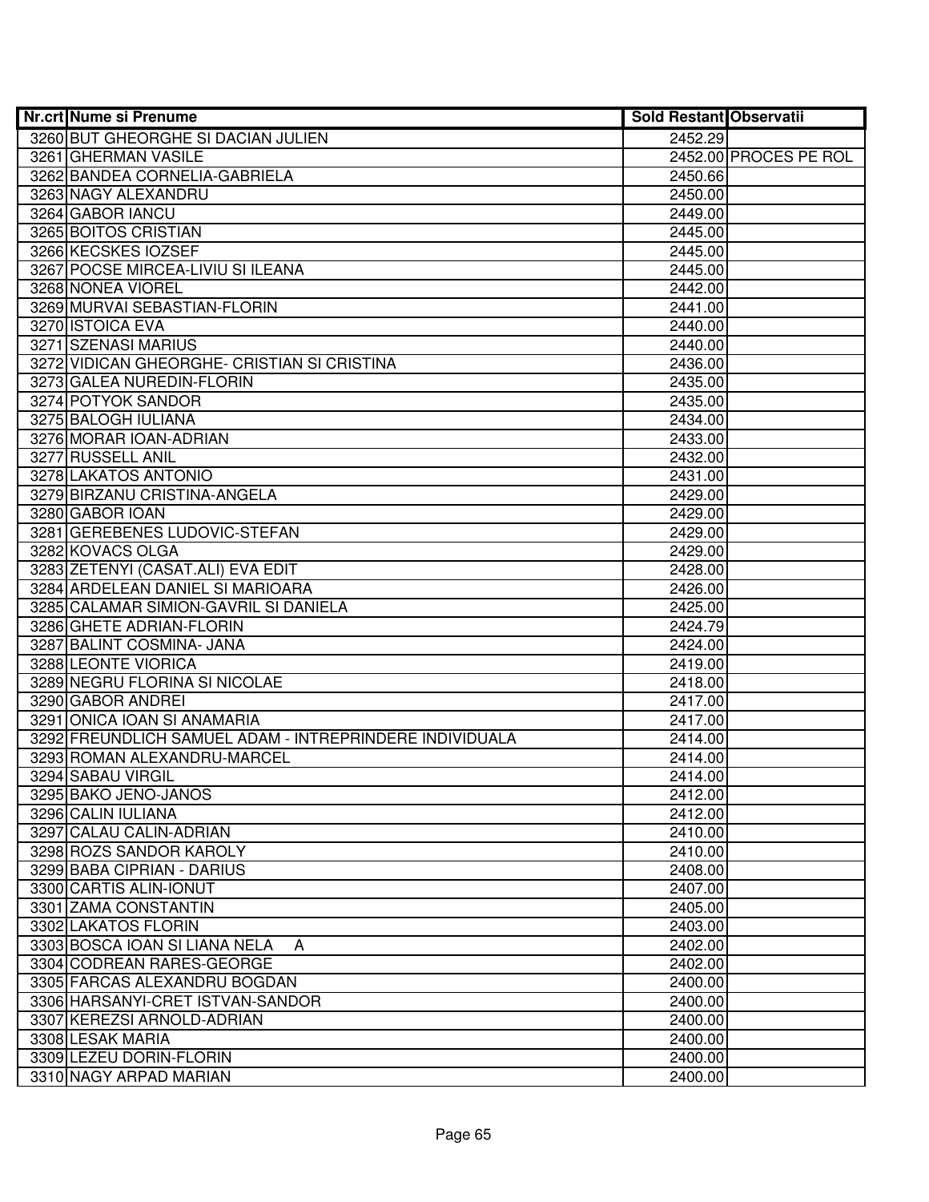| Nr.crt | Nume si Prenume | Sold Restant | Observatii |
|---|---|---|---|
| 3260 | BUT GHEORGHE SI DACIAN JULIEN | 2452.29 | |
| 3261 | GHERMAN VASILE | 2452.00 | PROCES PE ROL |
| 3262 | BANDEA CORNELIA-GABRIELA | 2450.66 | |
| 3263 | NAGY ALEXANDRU | 2450.00 | |
| 3264 | GABOR IANCU | 2449.00 | |
| 3265 | BOITOS CRISTIAN | 2445.00 | |
| 3266 | KECSKES IOZSEF | 2445.00 | |
| 3267 | POCSE MIRCEA-LIVIU SI ILEANA | 2445.00 | |
| 3268 | NONEA VIOREL | 2442.00 | |
| 3269 | MURVAI SEBASTIAN-FLORIN | 2441.00 | |
| 3270 | ISTOICA EVA | 2440.00 | |
| 3271 | SZENASI MARIUS | 2440.00 | |
| 3272 | VIDICAN GHEORGHE- CRISTIAN SI CRISTINA | 2436.00 | |
| 3273 | GALEA NUREDIN-FLORIN | 2435.00 | |
| 3274 | POTYOK SANDOR | 2435.00 | |
| 3275 | BALOGH IULIANA | 2434.00 | |
| 3276 | MORAR IOAN-ADRIAN | 2433.00 | |
| 3277 | RUSSELL ANIL | 2432.00 | |
| 3278 | LAKATOS ANTONIO | 2431.00 | |
| 3279 | BIRZANU CRISTINA-ANGELA | 2429.00 | |
| 3280 | GABOR IOAN | 2429.00 | |
| 3281 | GEREBENES LUDOVIC-STEFAN | 2429.00 | |
| 3282 | KOVACS OLGA | 2429.00 | |
| 3283 | ZETENYI (CASAT.ALI) EVA EDIT | 2428.00 | |
| 3284 | ARDELEAN DANIEL SI MARIOARA | 2426.00 | |
| 3285 | CALAMAR SIMION-GAVRIL SI DANIELA | 2425.00 | |
| 3286 | GHETE ADRIAN-FLORIN | 2424.79 | |
| 3287 | BALINT COSMINA- JANA | 2424.00 | |
| 3288 | LEONTE VIORICA | 2419.00 | |
| 3289 | NEGRU FLORINA SI NICOLAE | 2418.00 | |
| 3290 | GABOR ANDREI | 2417.00 | |
| 3291 | ONICA IOAN SI ANAMARIA | 2417.00 | |
| 3292 | FREUNDLICH SAMUEL ADAM - INTREPRINDERE INDIVIDUALA | 2414.00 | |
| 3293 | ROMAN ALEXANDRU-MARCEL | 2414.00 | |
| 3294 | SABAU VIRGIL | 2414.00 | |
| 3295 | BAKO JENO-JANOS | 2412.00 | |
| 3296 | CALIN IULIANA | 2412.00 | |
| 3297 | CALAU CALIN-ADRIAN | 2410.00 | |
| 3298 | ROZS SANDOR KAROLY | 2410.00 | |
| 3299 | BABA CIPRIAN - DARIUS | 2408.00 | |
| 3300 | CARTIS ALIN-IONUT | 2407.00 | |
| 3301 | ZAMA CONSTANTIN | 2405.00 | |
| 3302 | LAKATOS FLORIN | 2403.00 | |
| 3303 | BOSCA IOAN SI LIANA NELA A | 2402.00 | |
| 3304 | CODREAN RARES-GEORGE | 2402.00 | |
| 3305 | FARCAS ALEXANDRU BOGDAN | 2400.00 | |
| 3306 | HARSANYI-CRET ISTVAN-SANDOR | 2400.00 | |
| 3307 | KEREZSI ARNOLD-ADRIAN | 2400.00 | |
| 3308 | LESAK MARIA | 2400.00 | |
| 3309 | LEZEU DORIN-FLORIN | 2400.00 | |
| 3310 | NAGY ARPAD MARIAN | 2400.00 | |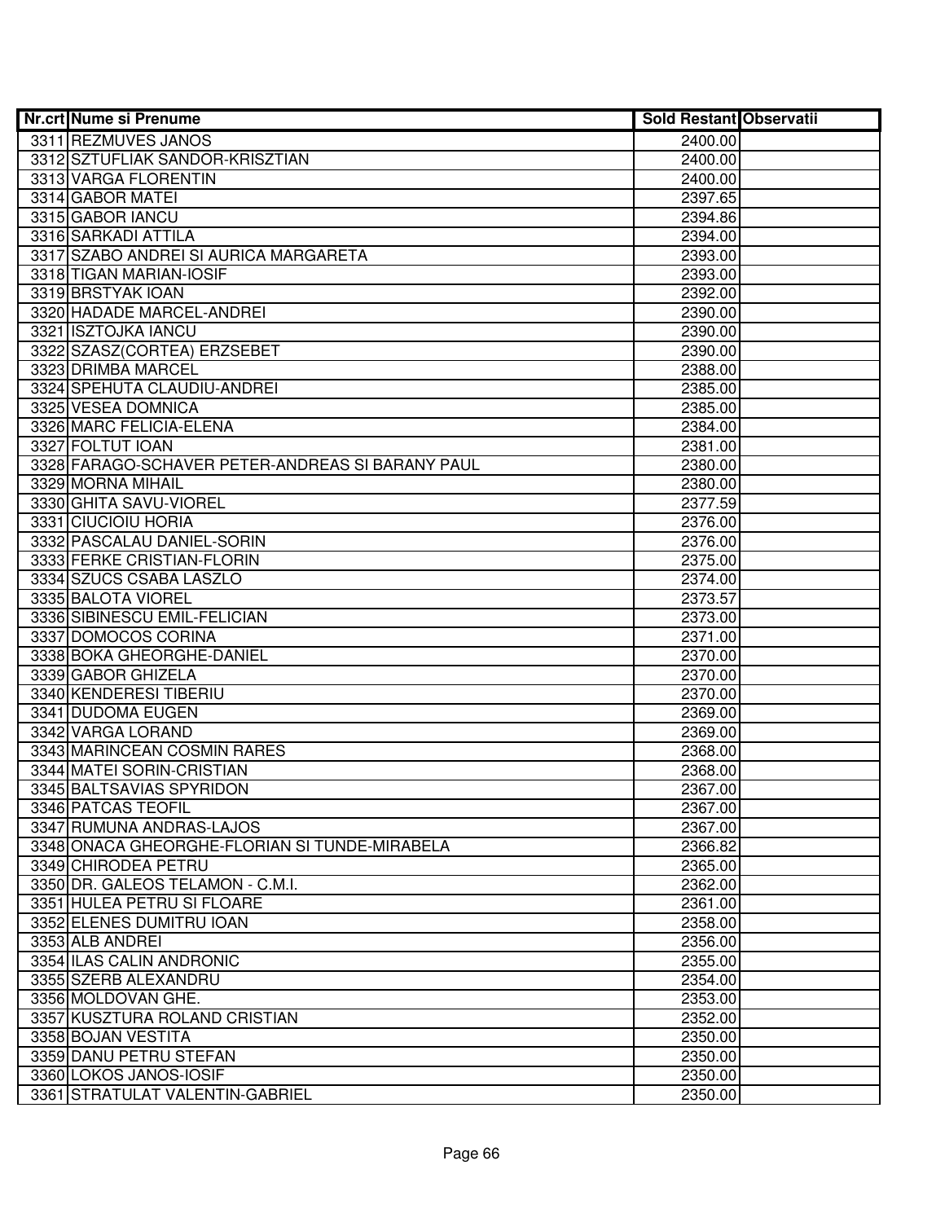| Nr.crt | Nume si Prenume | Sold Restant | Observatii |
|---|---|---|---|
| 3311 | REZMUVES JANOS | 2400.00 | |
| 3312 | SZTUFLIAK SANDOR-KRISZTIAN | 2400.00 | |
| 3313 | VARGA FLORENTIN | 2400.00 | |
| 3314 | GABOR MATEI | 2397.65 | |
| 3315 | GABOR IANCU | 2394.86 | |
| 3316 | SARKADI ATTILA | 2394.00 | |
| 3317 | SZABO ANDREI SI AURICA MARGARETA | 2393.00 | |
| 3318 | TIGAN MARIAN-IOSIF | 2393.00 | |
| 3319 | BRSTYAK IOAN | 2392.00 | |
| 3320 | HADADE MARCEL-ANDREI | 2390.00 | |
| 3321 | ISZTOJKA IANCU | 2390.00 | |
| 3322 | SZASZ(CORTEA) ERZSEBET | 2390.00 | |
| 3323 | DRIMBA MARCEL | 2388.00 | |
| 3324 | SPEHUTA CLAUDIU-ANDREI | 2385.00 | |
| 3325 | VESEA DOMNICA | 2385.00 | |
| 3326 | MARC FELICIA-ELENA | 2384.00 | |
| 3327 | FOLTUT IOAN | 2381.00 | |
| 3328 | FARAGO-SCHAVER PETER-ANDREAS SI BARANY PAUL | 2380.00 | |
| 3329 | MORNA MIHAIL | 2380.00 | |
| 3330 | GHITA SAVU-VIOREL | 2377.59 | |
| 3331 | CIUCIOIU HORIA | 2376.00 | |
| 3332 | PASCALAU DANIEL-SORIN | 2376.00 | |
| 3333 | FERKE CRISTIAN-FLORIN | 2375.00 | |
| 3334 | SZUCS CSABA LASZLO | 2374.00 | |
| 3335 | BALOTA VIOREL | 2373.57 | |
| 3336 | SIBINESCU EMIL-FELICIAN | 2373.00 | |
| 3337 | DOMOCOS CORINA | 2371.00 | |
| 3338 | BOKA GHEORGHE-DANIEL | 2370.00 | |
| 3339 | GABOR GHIZELA | 2370.00 | |
| 3340 | KENDERESI TIBERIU | 2370.00 | |
| 3341 | DUDOMA EUGEN | 2369.00 | |
| 3342 | VARGA LORAND | 2369.00 | |
| 3343 | MARINCEAN COSMIN RARES | 2368.00 | |
| 3344 | MATEI SORIN-CRISTIAN | 2368.00 | |
| 3345 | BALTSAVIAS SPYRIDON | 2367.00 | |
| 3346 | PATCAS TEOFIL | 2367.00 | |
| 3347 | RUMUNA ANDRAS-LAJOS | 2367.00 | |
| 3348 | ONACA GHEORGHE-FLORIAN SI TUNDE-MIRABELA | 2366.82 | |
| 3349 | CHIRODEA PETRU | 2365.00 | |
| 3350 | DR. GALEOS TELAMON - C.M.I. | 2362.00 | |
| 3351 | HULEA PETRU SI FLOARE | 2361.00 | |
| 3352 | ELENES DUMITRU IOAN | 2358.00 | |
| 3353 | ALB ANDREI | 2356.00 | |
| 3354 | ILAS CALIN ANDRONIC | 2355.00 | |
| 3355 | SZERB ALEXANDRU | 2354.00 | |
| 3356 | MOLDOVAN GHE. | 2353.00 | |
| 3357 | KUSZTURA ROLAND CRISTIAN | 2352.00 | |
| 3358 | BOJAN VESTITA | 2350.00 | |
| 3359 | DANU PETRU STEFAN | 2350.00 | |
| 3360 | LOKOS JANOS-IOSIF | 2350.00 | |
| 3361 | STRATULAT VALENTIN-GABRIEL | 2350.00 | |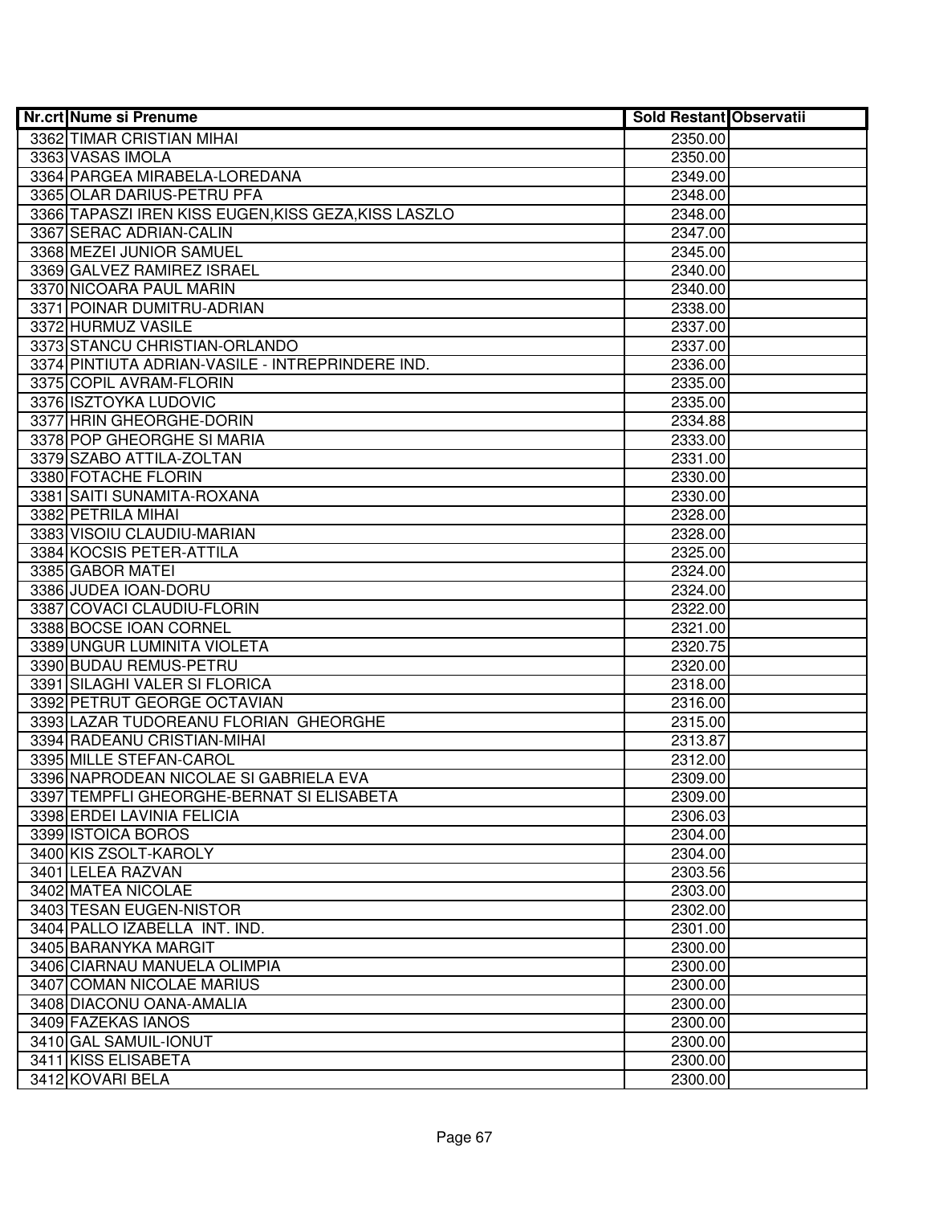| Nr.crt | Nume si Prenume | Sold Restant | Observatii |
|---|---|---|---|
| 3362 | TIMAR CRISTIAN MIHAI | 2350.00 | |
| 3363 | VASAS IMOLA | 2350.00 | |
| 3364 | PARGEA MIRABELA-LOREDANA | 2349.00 | |
| 3365 | OLAR DARIUS-PETRU PFA | 2348.00 | |
| 3366 | TAPASZI IREN KISS EUGEN,KISS GEZA,KISS LASZLO | 2348.00 | |
| 3367 | SERAC ADRIAN-CALIN | 2347.00 | |
| 3368 | MEZEI JUNIOR SAMUEL | 2345.00 | |
| 3369 | GALVEZ RAMIREZ ISRAEL | 2340.00 | |
| 3370 | NICOARA PAUL MARIN | 2340.00 | |
| 3371 | POINAR DUMITRU-ADRIAN | 2338.00 | |
| 3372 | HURMUZ VASILE | 2337.00 | |
| 3373 | STANCU CHRISTIAN-ORLANDO | 2337.00 | |
| 3374 | PINTIUTA ADRIAN-VASILE - INTREPRINDERE IND. | 2336.00 | |
| 3375 | COPIL AVRAM-FLORIN | 2335.00 | |
| 3376 | ISZTOYKA LUDOVIC | 2335.00 | |
| 3377 | HRIN GHEORGHE-DORIN | 2334.88 | |
| 3378 | POP GHEORGHE SI MARIA | 2333.00 | |
| 3379 | SZABO ATTILA-ZOLTAN | 2331.00 | |
| 3380 | FOTACHE FLORIN | 2330.00 | |
| 3381 | SAITI SUNAMITA-ROXANA | 2330.00 | |
| 3382 | PETRILA MIHAI | 2328.00 | |
| 3383 | VISOIU CLAUDIU-MARIAN | 2328.00 | |
| 3384 | KOCSIS PETER-ATTILA | 2325.00 | |
| 3385 | GABOR MATEI | 2324.00 | |
| 3386 | JUDEA IOAN-DORU | 2324.00 | |
| 3387 | COVACI CLAUDIU-FLORIN | 2322.00 | |
| 3388 | BOCSE IOAN CORNEL | 2321.00 | |
| 3389 | UNGUR LUMINITA VIOLETA | 2320.75 | |
| 3390 | BUDAU REMUS-PETRU | 2320.00 | |
| 3391 | SILAGHI VALER SI FLORICA | 2318.00 | |
| 3392 | PETRUT GEORGE OCTAVIAN | 2316.00 | |
| 3393 | LAZAR TUDOREANU FLORIAN GHEORGHE | 2315.00 | |
| 3394 | RADEANU CRISTIAN-MIHAI | 2313.87 | |
| 3395 | MILLE STEFAN-CAROL | 2312.00 | |
| 3396 | NAPRODEAN NICOLAE SI GABRIELA EVA | 2309.00 | |
| 3397 | TEMPFLI GHEORGHE-BERNAT SI ELISABETA | 2309.00 | |
| 3398 | ERDEI LAVINIA FELICIA | 2306.03 | |
| 3399 | ISTOICA BOROS | 2304.00 | |
| 3400 | KIS ZSOLT-KAROLY | 2304.00 | |
| 3401 | LELEA RAZVAN | 2303.56 | |
| 3402 | MATEA NICOLAE | 2303.00 | |
| 3403 | TESAN EUGEN-NISTOR | 2302.00 | |
| 3404 | PALLO IZABELLA INT. IND. | 2301.00 | |
| 3405 | BARANYKA MARGIT | 2300.00 | |
| 3406 | CIARNAU MANUELA OLIMPIA | 2300.00 | |
| 3407 | COMAN NICOLAE MARIUS | 2300.00 | |
| 3408 | DIACONU OANA-AMALIA | 2300.00 | |
| 3409 | FAZEKAS IANOS | 2300.00 | |
| 3410 | GAL SAMUIL-IONUT | 2300.00 | |
| 3411 | KISS ELISABETA | 2300.00 | |
| 3412 | KOVARI BELA | 2300.00 | |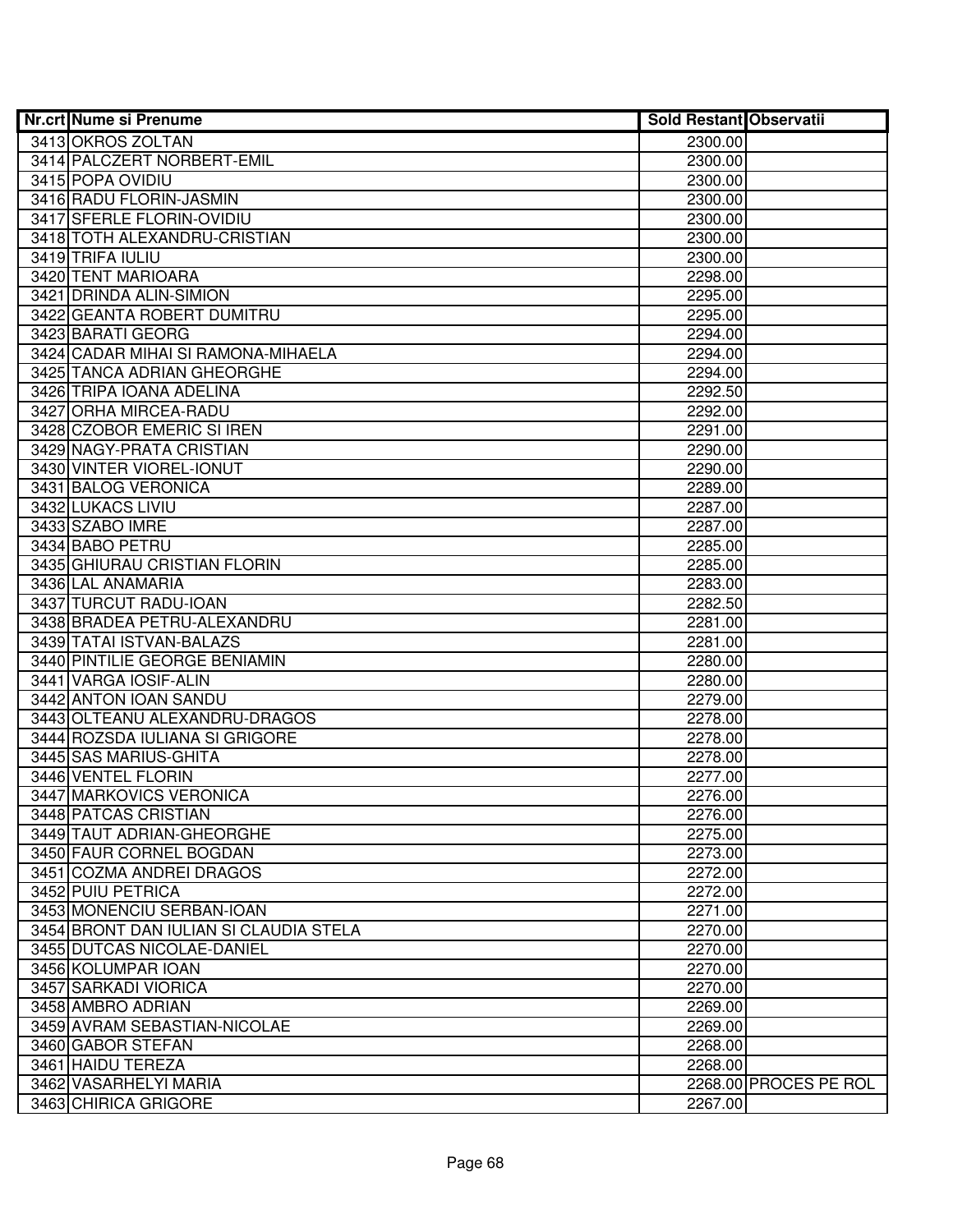| Nr.crt | Nume si Prenume | Sold Restant | Observatii |
|---|---|---|---|
| 3413 | OKROS ZOLTAN | 2300.00 | |
| 3414 | PALCZERT NORBERT-EMIL | 2300.00 | |
| 3415 | POPA OVIDIU | 2300.00 | |
| 3416 | RADU FLORIN-JASMIN | 2300.00 | |
| 3417 | SFERLE FLORIN-OVIDIU | 2300.00 | |
| 3418 | TOTH ALEXANDRU-CRISTIAN | 2300.00 | |
| 3419 | TRIFA IULIU | 2300.00 | |
| 3420 | TENT MARIOARA | 2298.00 | |
| 3421 | DRINDA ALIN-SIMION | 2295.00 | |
| 3422 | GEANTA ROBERT DUMITRU | 2295.00 | |
| 3423 | BARATI GEORG | 2294.00 | |
| 3424 | CADAR MIHAI SI RAMONA-MIHAELA | 2294.00 | |
| 3425 | TANCA ADRIAN GHEORGHE | 2294.00 | |
| 3426 | TRIPA IOANA ADELINA | 2292.50 | |
| 3427 | ORHA MIRCEA-RADU | 2292.00 | |
| 3428 | CZOBOR EMERIC SI IREN | 2291.00 | |
| 3429 | NAGY-PRATA CRISTIAN | 2290.00 | |
| 3430 | VINTER VIOREL-IONUT | 2290.00 | |
| 3431 | BALOG VERONICA | 2289.00 | |
| 3432 | LUKACS LIVIU | 2287.00 | |
| 3433 | SZABO IMRE | 2287.00 | |
| 3434 | BABO PETRU | 2285.00 | |
| 3435 | GHIURAU CRISTIAN FLORIN | 2285.00 | |
| 3436 | LAL ANAMARIA | 2283.00 | |
| 3437 | TURCUT RADU-IOAN | 2282.50 | |
| 3438 | BRADEA PETRU-ALEXANDRU | 2281.00 | |
| 3439 | TATAI ISTVAN-BALAZS | 2281.00 | |
| 3440 | PINTILIE GEORGE BENIAMIN | 2280.00 | |
| 3441 | VARGA IOSIF-ALIN | 2280.00 | |
| 3442 | ANTON IOAN SANDU | 2279.00 | |
| 3443 | OLTEANU ALEXANDRU-DRAGOS | 2278.00 | |
| 3444 | ROZSDA IULIANA SI GRIGORE | 2278.00 | |
| 3445 | SAS MARIUS-GHITA | 2278.00 | |
| 3446 | VENTEL FLORIN | 2277.00 | |
| 3447 | MARKOVICS VERONICA | 2276.00 | |
| 3448 | PATCAS CRISTIAN | 2276.00 | |
| 3449 | TAUT ADRIAN-GHEORGHE | 2275.00 | |
| 3450 | FAUR CORNEL BOGDAN | 2273.00 | |
| 3451 | COZMA ANDREI DRAGOS | 2272.00 | |
| 3452 | PUIU PETRICA | 2272.00 | |
| 3453 | MONENCIU SERBAN-IOAN | 2271.00 | |
| 3454 | BRONT DAN IULIAN SI CLAUDIA STELA | 2270.00 | |
| 3455 | DUTCAS NICOLAE-DANIEL | 2270.00 | |
| 3456 | KOLUMPAR IOAN | 2270.00 | |
| 3457 | SARKADI VIORICA | 2270.00 | |
| 3458 | AMBRO ADRIAN | 2269.00 | |
| 3459 | AVRAM SEBASTIAN-NICOLAE | 2269.00 | |
| 3460 | GABOR STEFAN | 2268.00 | |
| 3461 | HAIDU TEREZA | 2268.00 | |
| 3462 | VASARHELYI MARIA | 2268.00 | PROCES PE ROL |
| 3463 | CHIRICA GRIGORE | 2267.00 | |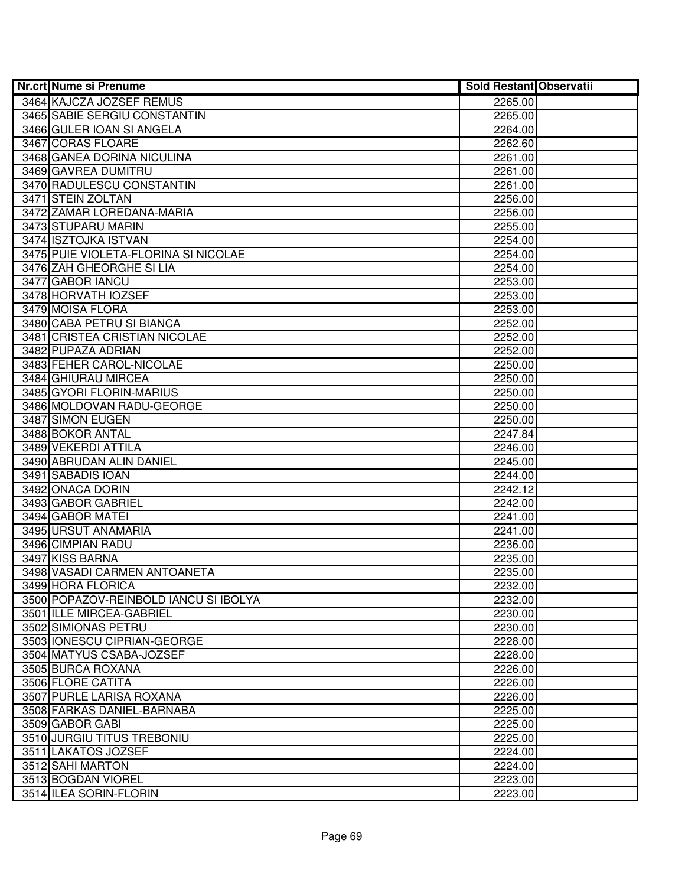| Nr.crt | Nume si Prenume | Sold Restant | Observatii |
|---|---|---|---|
| 3464 | KAJCZA JOZSEF REMUS | 2265.00 | |
| 3465 | SABIE SERGIU CONSTANTIN | 2265.00 | |
| 3466 | GULER IOAN SI ANGELA | 2264.00 | |
| 3467 | CORAS FLOARE | 2262.60 | |
| 3468 | GANEA DORINA NICULINA | 2261.00 | |
| 3469 | GAVREA DUMITRU | 2261.00 | |
| 3470 | RADULESCU CONSTANTIN | 2261.00 | |
| 3471 | STEIN ZOLTAN | 2256.00 | |
| 3472 | ZAMAR LOREDANA-MARIA | 2256.00 | |
| 3473 | STUPARU MARIN | 2255.00 | |
| 3474 | ISZTOJKA ISTVAN | 2254.00 | |
| 3475 | PUIE VIOLETA-FLORINA SI NICOLAE | 2254.00 | |
| 3476 | ZAH GHEORGHE SI LIA | 2254.00 | |
| 3477 | GABOR IANCU | 2253.00 | |
| 3478 | HORVATH IOZSEF | 2253.00 | |
| 3479 | MOISA FLORA | 2253.00 | |
| 3480 | CABA PETRU SI BIANCA | 2252.00 | |
| 3481 | CRISTEA CRISTIAN NICOLAE | 2252.00 | |
| 3482 | PUPAZA ADRIAN | 2252.00 | |
| 3483 | FEHER CAROL-NICOLAE | 2250.00 | |
| 3484 | GHIURAU MIRCEA | 2250.00 | |
| 3485 | GYORI FLORIN-MARIUS | 2250.00 | |
| 3486 | MOLDOVAN RADU-GEORGE | 2250.00 | |
| 3487 | SIMON EUGEN | 2250.00 | |
| 3488 | BOKOR ANTAL | 2247.84 | |
| 3489 | VEKERDI ATTILA | 2246.00 | |
| 3490 | ABRUDAN ALIN DANIEL | 2245.00 | |
| 3491 | SABADIS IOAN | 2244.00 | |
| 3492 | ONACA DORIN | 2242.12 | |
| 3493 | GABOR GABRIEL | 2242.00 | |
| 3494 | GABOR MATEI | 2241.00 | |
| 3495 | URSUT ANAMARIA | 2241.00 | |
| 3496 | CIMPIAN RADU | 2236.00 | |
| 3497 | KISS BARNA | 2235.00 | |
| 3498 | VASADI CARMEN ANTOANETA | 2235.00 | |
| 3499 | HORA FLORICA | 2232.00 | |
| 3500 | POPAZOV-REINBOLD IANCU SI IBOLYA | 2232.00 | |
| 3501 | ILLE MIRCEA-GABRIEL | 2230.00 | |
| 3502 | SIMIONAS PETRU | 2230.00 | |
| 3503 | IONESCU CIPRIAN-GEORGE | 2228.00 | |
| 3504 | MATYUS CSABA-JOZSEF | 2228.00 | |
| 3505 | BURCA ROXANA | 2226.00 | |
| 3506 | FLORE CATITA | 2226.00 | |
| 3507 | PURLE LARISA ROXANA | 2226.00 | |
| 3508 | FARKAS DANIEL-BARNABA | 2225.00 | |
| 3509 | GABOR GABI | 2225.00 | |
| 3510 | JURGIU TITUS TREBONIU | 2225.00 | |
| 3511 | LAKATOS JOZSEF | 2224.00 | |
| 3512 | SAHI MARTON | 2224.00 | |
| 3513 | BOGDAN VIOREL | 2223.00 | |
| 3514 | ILEA SORIN-FLORIN | 2223.00 | |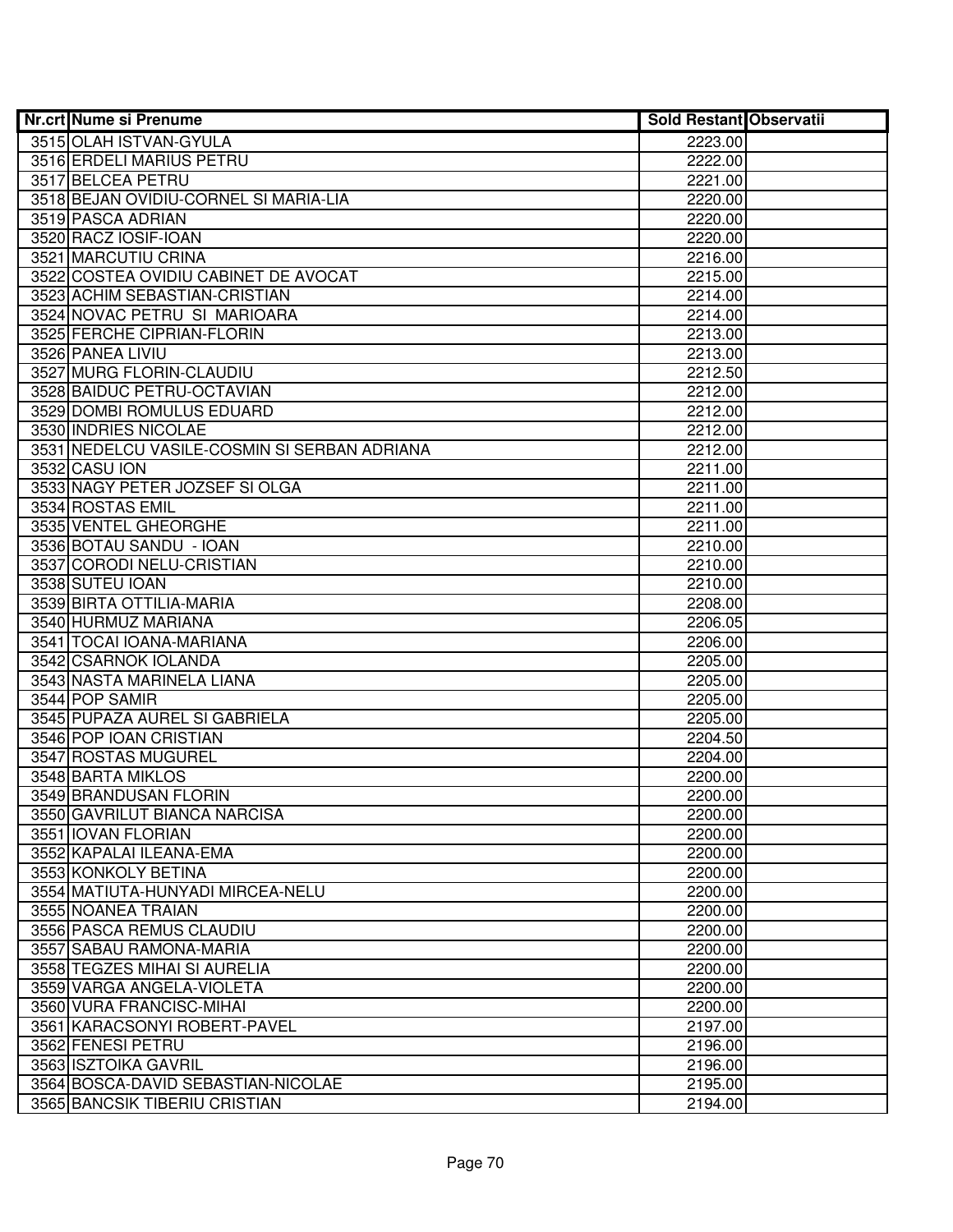| Nr.crt | Nume si Prenume | Sold Restant | Observatii |
|---|---|---|---|
| 3515 | OLAH ISTVAN-GYULA | 2223.00 | |
| 3516 | ERDELI MARIUS PETRU | 2222.00 | |
| 3517 | BELCEA PETRU | 2221.00 | |
| 3518 | BEJAN OVIDIU-CORNEL SI MARIA-LIA | 2220.00 | |
| 3519 | PASCA ADRIAN | 2220.00 | |
| 3520 | RACZ IOSIF-IOAN | 2220.00 | |
| 3521 | MARCUTIU CRINA | 2216.00 | |
| 3522 | COSTEA OVIDIU CABINET DE AVOCAT | 2215.00 | |
| 3523 | ACHIM SEBASTIAN-CRISTIAN | 2214.00 | |
| 3524 | NOVAC PETRU SI MARIOARA | 2214.00 | |
| 3525 | FERCHE CIPRIAN-FLORIN | 2213.00 | |
| 3526 | PANEA LIVIU | 2213.00 | |
| 3527 | MURG FLORIN-CLAUDIU | 2212.50 | |
| 3528 | BAIDUC PETRU-OCTAVIAN | 2212.00 | |
| 3529 | DOMBI ROMULUS EDUARD | 2212.00 | |
| 3530 | INDRIES NICOLAE | 2212.00 | |
| 3531 | NEDELCU VASILE-COSMIN SI SERBAN ADRIANA | 2212.00 | |
| 3532 | CASU ION | 2211.00 | |
| 3533 | NAGY PETER JOZSEF SI OLGA | 2211.00 | |
| 3534 | ROSTAS EMIL | 2211.00 | |
| 3535 | VENTEL GHEORGHE | 2211.00 | |
| 3536 | BOTAU SANDU - IOAN | 2210.00 | |
| 3537 | CORODI NELU-CRISTIAN | 2210.00 | |
| 3538 | SUTEU IOAN | 2210.00 | |
| 3539 | BIRTA OTTILIA-MARIA | 2208.00 | |
| 3540 | HURMUZ MARIANA | 2206.05 | |
| 3541 | TOCAI IOANA-MARIANA | 2206.00 | |
| 3542 | CSARNOK IOLANDA | 2205.00 | |
| 3543 | NASTA MARINELA LIANA | 2205.00 | |
| 3544 | POP SAMIR | 2205.00 | |
| 3545 | PUPAZA AUREL SI GABRIELA | 2205.00 | |
| 3546 | POP IOAN CRISTIAN | 2204.50 | |
| 3547 | ROSTAS MUGUREL | 2204.00 | |
| 3548 | BARTA MIKLOS | 2200.00 | |
| 3549 | BRANDUSAN FLORIN | 2200.00 | |
| 3550 | GAVRILUT BIANCA NARCISA | 2200.00 | |
| 3551 | IOVAN FLORIAN | 2200.00 | |
| 3552 | KAPALAI ILEANA-EMA | 2200.00 | |
| 3553 | KONKOLY BETINA | 2200.00 | |
| 3554 | MATIUTA-HUNYADI MIRCEA-NELU | 2200.00 | |
| 3555 | NOANEA TRAIAN | 2200.00 | |
| 3556 | PASCA REMUS CLAUDIU | 2200.00 | |
| 3557 | SABAU RAMONA-MARIA | 2200.00 | |
| 3558 | TEGZES MIHAI SI AURELIA | 2200.00 | |
| 3559 | VARGA ANGELA-VIOLETA | 2200.00 | |
| 3560 | VURA FRANCISC-MIHAI | 2200.00 | |
| 3561 | KARACSONYI ROBERT-PAVEL | 2197.00 | |
| 3562 | FENESI PETRU | 2196.00 | |
| 3563 | ISZTOIKA GAVRIL | 2196.00 | |
| 3564 | BOSCA-DAVID SEBASTIAN-NICOLAE | 2195.00 | |
| 3565 | BANCSIK TIBERIU CRISTIAN | 2194.00 | |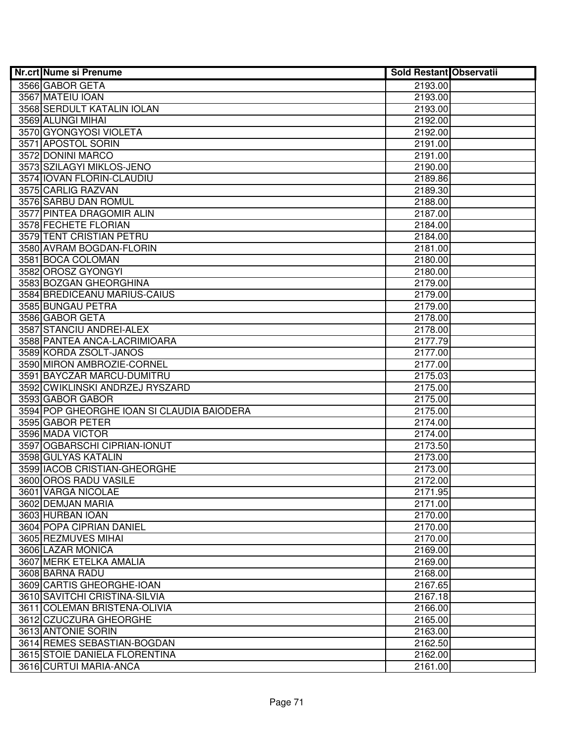| Nr.crt | Nume si Prenume | Sold Restant | Observatii |
|---|---|---|---|
| 3566 | GABOR GETA | 2193.00 | |
| 3567 | MATEIU IOAN | 2193.00 | |
| 3568 | SERDULT KATALIN IOLAN | 2193.00 | |
| 3569 | ALUNGI MIHAI | 2192.00 | |
| 3570 | GYONGYOSI VIOLETA | 2192.00 | |
| 3571 | APOSTOL SORIN | 2191.00 | |
| 3572 | DONINI MARCO | 2191.00 | |
| 3573 | SZILAGYI MIKLOS-JENO | 2190.00 | |
| 3574 | IOVAN FLORIN-CLAUDIU | 2189.86 | |
| 3575 | CARLIG RAZVAN | 2189.30 | |
| 3576 | SARBU DAN ROMUL | 2188.00 | |
| 3577 | PINTEA DRAGOMIR ALIN | 2187.00 | |
| 3578 | FECHETE FLORIAN | 2184.00 | |
| 3579 | TENT CRISTIAN PETRU | 2184.00 | |
| 3580 | AVRAM BOGDAN-FLORIN | 2181.00 | |
| 3581 | BOCA COLOMAN | 2180.00 | |
| 3582 | OROSZ GYONGYI | 2180.00 | |
| 3583 | BOZGAN GHEORGHINA | 2179.00 | |
| 3584 | BREDICEANU MARIUS-CAIUS | 2179.00 | |
| 3585 | BUNGAU PETRA | 2179.00 | |
| 3586 | GABOR GETA | 2178.00 | |
| 3587 | STANCIU ANDREI-ALEX | 2178.00 | |
| 3588 | PANTEA ANCA-LACRIMIOARA | 2177.79 | |
| 3589 | KORDA ZSOLT-JANOS | 2177.00 | |
| 3590 | MIRON AMBROZIE-CORNEL | 2177.00 | |
| 3591 | BAYCZAR MARCU-DUMITRU | 2175.03 | |
| 3592 | CWIKLINSKI ANDRZEJ RYSZARD | 2175.00 | |
| 3593 | GABOR GABOR | 2175.00 | |
| 3594 | POP GHEORGHE IOAN SI CLAUDIA BAIODERA | 2175.00 | |
| 3595 | GABOR PETER | 2174.00 | |
| 3596 | MADA VICTOR | 2174.00 | |
| 3597 | OGBARSCHI CIPRIAN-IONUT | 2173.50 | |
| 3598 | GULYAS KATALIN | 2173.00 | |
| 3599 | IACOB CRISTIAN-GHEORGHE | 2173.00 | |
| 3600 | OROS RADU VASILE | 2172.00 | |
| 3601 | VARGA NICOLAE | 2171.95 | |
| 3602 | DEMJAN MARIA | 2171.00 | |
| 3603 | HURBAN IOAN | 2170.00 | |
| 3604 | POPA CIPRIAN DANIEL | 2170.00 | |
| 3605 | REZMUVES MIHAI | 2170.00 | |
| 3606 | LAZAR MONICA | 2169.00 | |
| 3607 | MERK ETELKA AMALIA | 2169.00 | |
| 3608 | BARNA RADU | 2168.00 | |
| 3609 | CARTIS GHEORGHE-IOAN | 2167.65 | |
| 3610 | SAVITCHI CRISTINA-SILVIA | 2167.18 | |
| 3611 | COLEMAN BRISTENA-OLIVIA | 2166.00 | |
| 3612 | CZUCZURA GHEORGHE | 2165.00 | |
| 3613 | ANTONIE SORIN | 2163.00 | |
| 3614 | REMES SEBASTIAN-BOGDAN | 2162.50 | |
| 3615 | STOIE DANIELA FLORENTINA | 2162.00 | |
| 3616 | CURTUI MARIA-ANCA | 2161.00 | |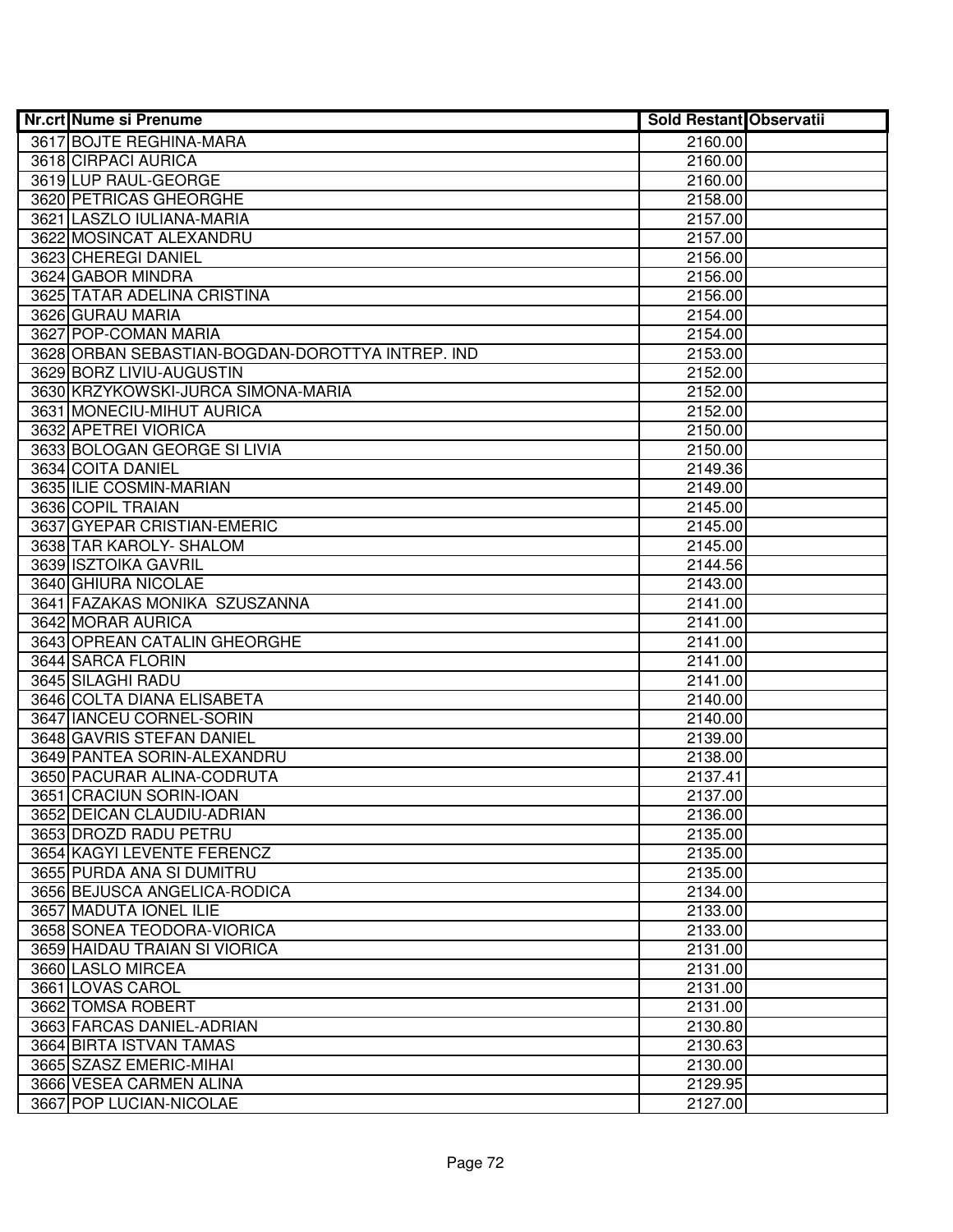| Nr.crt | Nume si Prenume | Sold Restant | Observatii |
|---|---|---|---|
| 3617 | BOJTE REGHINA-MARA | 2160.00 | |
| 3618 | CIRPACI AURICA | 2160.00 | |
| 3619 | LUP RAUL-GEORGE | 2160.00 | |
| 3620 | PETRICAS GHEORGHE | 2158.00 | |
| 3621 | LASZLO IULIANA-MARIA | 2157.00 | |
| 3622 | MOSINCAT ALEXANDRU | 2157.00 | |
| 3623 | CHEREGI DANIEL | 2156.00 | |
| 3624 | GABOR MINDRA | 2156.00 | |
| 3625 | TATAR ADELINA CRISTINA | 2156.00 | |
| 3626 | GURAU MARIA | 2154.00 | |
| 3627 | POP-COMAN MARIA | 2154.00 | |
| 3628 | ORBAN SEBASTIAN-BOGDAN-DOROTTYA INTREP. IND | 2153.00 | |
| 3629 | BORZ LIVIU-AUGUSTIN | 2152.00 | |
| 3630 | KRZYKOWSKI-JURCA SIMONA-MARIA | 2152.00 | |
| 3631 | MONECIU-MIHUT AURICA | 2152.00 | |
| 3632 | APETREI VIORICA | 2150.00 | |
| 3633 | BOLOGAN GEORGE SI LIVIA | 2150.00 | |
| 3634 | COITA DANIEL | 2149.36 | |
| 3635 | ILIE COSMIN-MARIAN | 2149.00 | |
| 3636 | COPIL TRAIAN | 2145.00 | |
| 3637 | GYEPAR CRISTIAN-EMERIC | 2145.00 | |
| 3638 | TAR KAROLY- SHALOM | 2145.00 | |
| 3639 | ISZTOIKA GAVRIL | 2144.56 | |
| 3640 | GHIURA NICOLAE | 2143.00 | |
| 3641 | FAZAKAS MONIKA SZUSZANNA | 2141.00 | |
| 3642 | MORAR AURICA | 2141.00 | |
| 3643 | OPREAN CATALIN GHEORGHE | 2141.00 | |
| 3644 | SARCA FLORIN | 2141.00 | |
| 3645 | SILAGHI RADU | 2141.00 | |
| 3646 | COLTA DIANA ELISABETA | 2140.00 | |
| 3647 | IANCEU CORNEL-SORIN | 2140.00 | |
| 3648 | GAVRIS STEFAN DANIEL | 2139.00 | |
| 3649 | PANTEA SORIN-ALEXANDRU | 2138.00 | |
| 3650 | PACURAR ALINA-CODRUTA | 2137.41 | |
| 3651 | CRACIUN SORIN-IOAN | 2137.00 | |
| 3652 | DEICAN CLAUDIU-ADRIAN | 2136.00 | |
| 3653 | DROZD RADU PETRU | 2135.00 | |
| 3654 | KAGYI LEVENTE FERENCZ | 2135.00 | |
| 3655 | PURDA ANA SI DUMITRU | 2135.00 | |
| 3656 | BEJUSCA ANGELICA-RODICA | 2134.00 | |
| 3657 | MADUTA IONEL ILIE | 2133.00 | |
| 3658 | SONEA TEODORA-VIORICA | 2133.00 | |
| 3659 | HAIDAU TRAIAN SI VIORICA | 2131.00 | |
| 3660 | LASLO MIRCEA | 2131.00 | |
| 3661 | LOVAS CAROL | 2131.00 | |
| 3662 | TOMSA ROBERT | 2131.00 | |
| 3663 | FARCAS DANIEL-ADRIAN | 2130.80 | |
| 3664 | BIRTA ISTVAN TAMAS | 2130.63 | |
| 3665 | SZASZ EMERIC-MIHAI | 2130.00 | |
| 3666 | VESEA CARMEN ALINA | 2129.95 | |
| 3667 | POP LUCIAN-NICOLAE | 2127.00 | |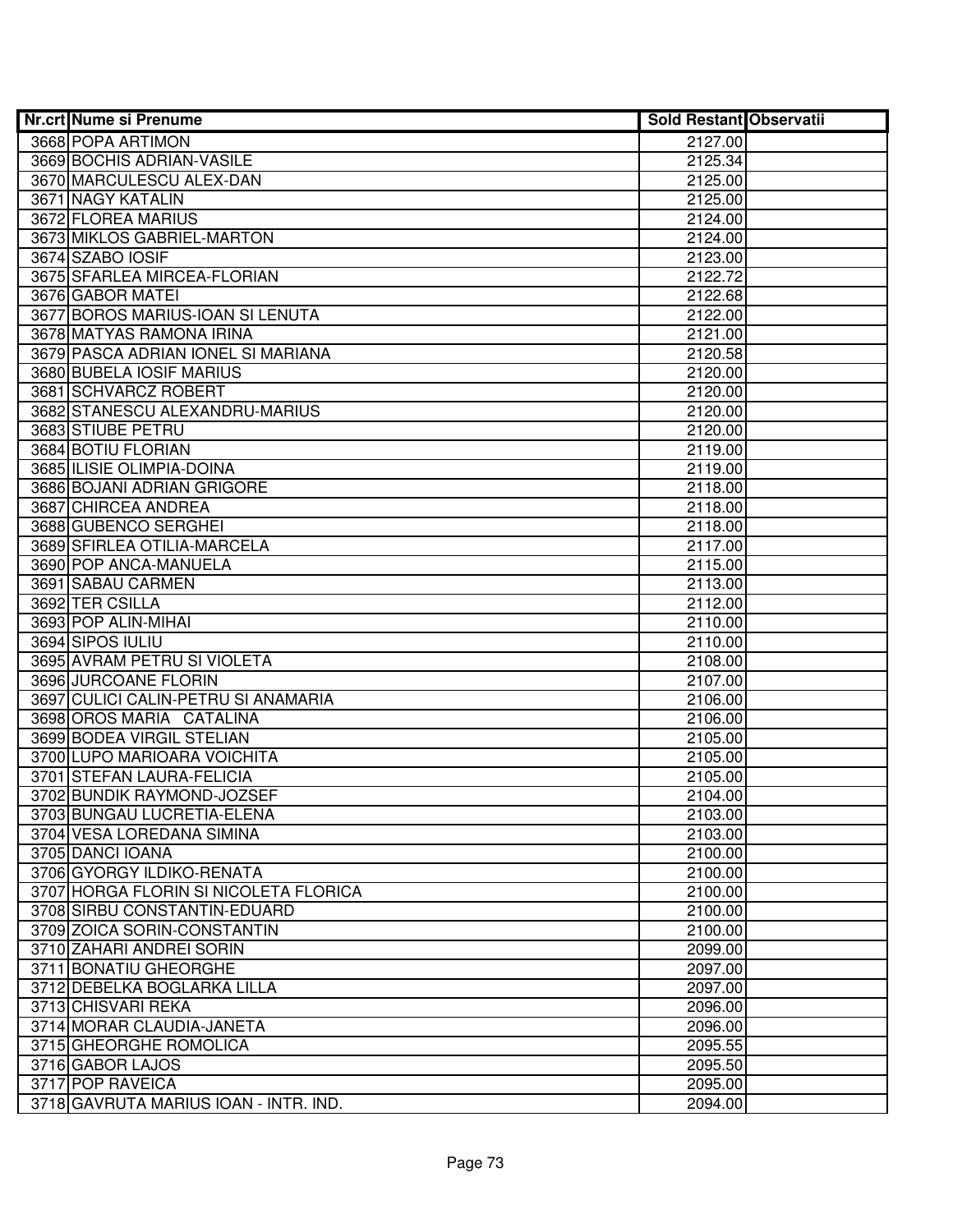| Nr.crt | Nume si Prenume | Sold Restant | Observatii |
|---|---|---|---|
| 3668 | POPA ARTIMON | 2127.00 | |
| 3669 | BOCHIS ADRIAN-VASILE | 2125.34 | |
| 3670 | MARCULESCU ALEX-DAN | 2125.00 | |
| 3671 | NAGY KATALIN | 2125.00 | |
| 3672 | FLOREA MARIUS | 2124.00 | |
| 3673 | MIKLOS GABRIEL-MARTON | 2124.00 | |
| 3674 | SZABO IOSIF | 2123.00 | |
| 3675 | SFARLEA MIRCEA-FLORIAN | 2122.72 | |
| 3676 | GABOR MATEI | 2122.68 | |
| 3677 | BOROS MARIUS-IOAN SI LENUTA | 2122.00 | |
| 3678 | MATYAS RAMONA IRINA | 2121.00 | |
| 3679 | PASCA ADRIAN IONEL SI MARIANA | 2120.58 | |
| 3680 | BUBELA IOSIF MARIUS | 2120.00 | |
| 3681 | SCHVARCZ ROBERT | 2120.00 | |
| 3682 | STANESCU ALEXANDRU-MARIUS | 2120.00 | |
| 3683 | STIUBE PETRU | 2120.00 | |
| 3684 | BOTIU FLORIAN | 2119.00 | |
| 3685 | ILISIE OLIMPIA-DOINA | 2119.00 | |
| 3686 | BOJANI ADRIAN GRIGORE | 2118.00 | |
| 3687 | CHIRCEA ANDREA | 2118.00 | |
| 3688 | GUBENCO SERGHEI | 2118.00 | |
| 3689 | SFIRLEA OTILIA-MARCELA | 2117.00 | |
| 3690 | POP ANCA-MANUELA | 2115.00 | |
| 3691 | SABAU CARMEN | 2113.00 | |
| 3692 | TER CSILLA | 2112.00 | |
| 3693 | POP ALIN-MIHAI | 2110.00 | |
| 3694 | SIPOS IULIU | 2110.00 | |
| 3695 | AVRAM PETRU SI VIOLETA | 2108.00 | |
| 3696 | JURCOANE FLORIN | 2107.00 | |
| 3697 | CULICI CALIN-PETRU SI ANAMARIA | 2106.00 | |
| 3698 | OROS MARIA CATALINA | 2106.00 | |
| 3699 | BODEA VIRGIL STELIAN | 2105.00 | |
| 3700 | LUPO MARIOARA VOICHITA | 2105.00 | |
| 3701 | STEFAN LAURA-FELICIA | 2105.00 | |
| 3702 | BUNDIK RAYMOND-JOZSEF | 2104.00 | |
| 3703 | BUNGAU LUCRETIA-ELENA | 2103.00 | |
| 3704 | VESA LOREDANA SIMINA | 2103.00 | |
| 3705 | DANCI IOANA | 2100.00 | |
| 3706 | GYORGY ILDIKO-RENATA | 2100.00 | |
| 3707 | HORGA FLORIN SI NICOLETA FLORICA | 2100.00 | |
| 3708 | SIRBU CONSTANTIN-EDUARD | 2100.00 | |
| 3709 | ZOICA SORIN-CONSTANTIN | 2100.00 | |
| 3710 | ZAHARI ANDREI SORIN | 2099.00 | |
| 3711 | BONATIU GHEORGHE | 2097.00 | |
| 3712 | DEBELKA BOGLARKA LILLA | 2097.00 | |
| 3713 | CHISVARI REKA | 2096.00 | |
| 3714 | MORAR CLAUDIA-JANETA | 2096.00 | |
| 3715 | GHEORGHE ROMOLICA | 2095.55 | |
| 3716 | GABOR LAJOS | 2095.50 | |
| 3717 | POP RAVEICA | 2095.00 | |
| 3718 | GAVRUTA MARIUS IOAN - INTR. IND. | 2094.00 | |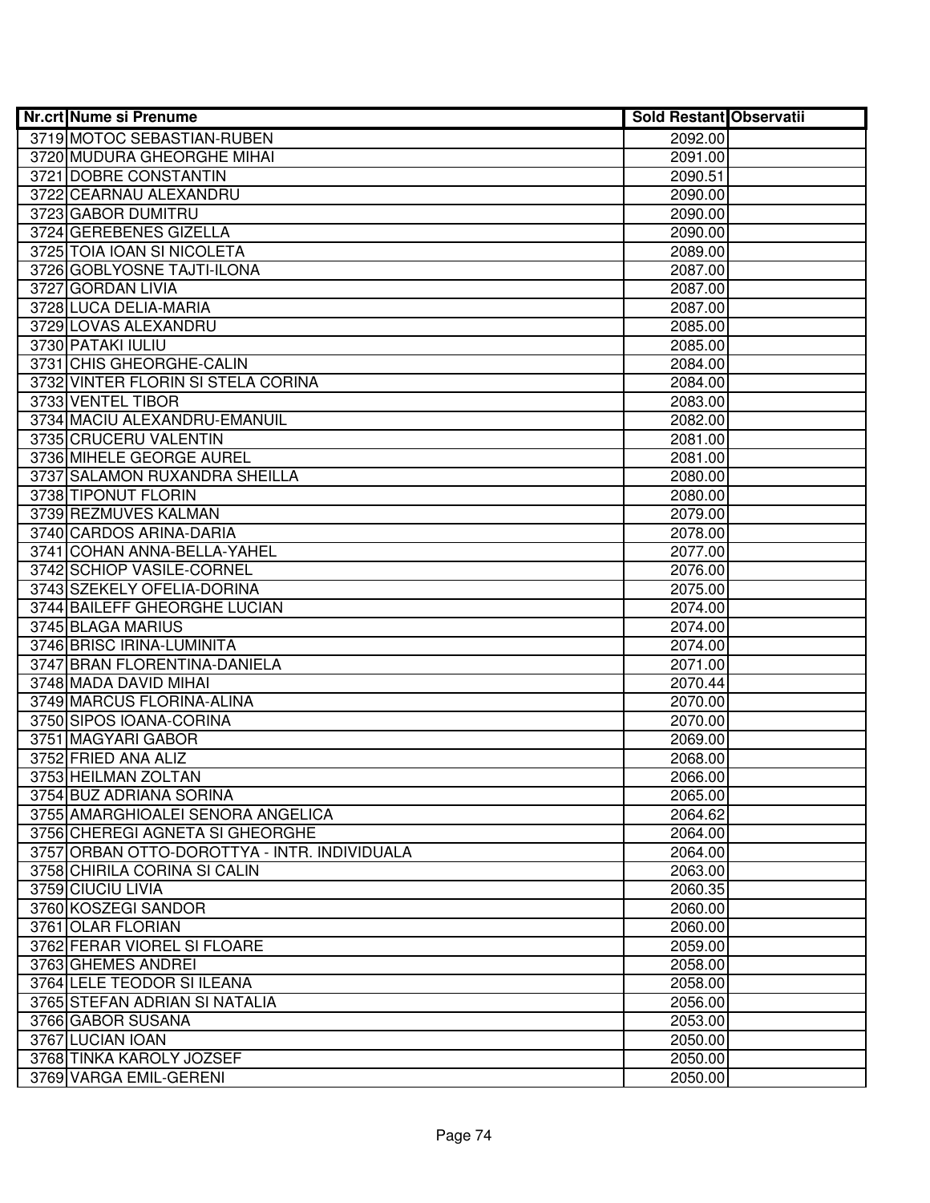| Nr.crt | Nume si Prenume | Sold Restant | Observatii |
| --- | --- | --- | --- |
| 3719 | MOTOC SEBASTIAN-RUBEN | 2092.00 | |
| 3720 | MUDURA GHEORGHE MIHAI | 2091.00 | |
| 3721 | DOBRE CONSTANTIN | 2090.51 | |
| 3722 | CEARNAU ALEXANDRU | 2090.00 | |
| 3723 | GABOR DUMITRU | 2090.00 | |
| 3724 | GEREBENES GIZELLA | 2090.00 | |
| 3725 | TOIA IOAN SI NICOLETA | 2089.00 | |
| 3726 | GOBLYOSNE TAJTI-ILONA | 2087.00 | |
| 3727 | GORDAN LIVIA | 2087.00 | |
| 3728 | LUCA DELIA-MARIA | 2087.00 | |
| 3729 | LOVAS ALEXANDRU | 2085.00 | |
| 3730 | PATAKI IULIU | 2085.00 | |
| 3731 | CHIS GHEORGHE-CALIN | 2084.00 | |
| 3732 | VINTER FLORIN SI STELA CORINA | 2084.00 | |
| 3733 | VENTEL TIBOR | 2083.00 | |
| 3734 | MACIU ALEXANDRU-EMANUIL | 2082.00 | |
| 3735 | CRUCERU VALENTIN | 2081.00 | |
| 3736 | MIHELE GEORGE AUREL | 2081.00 | |
| 3737 | SALAMON RUXANDRA SHEILLA | 2080.00 | |
| 3738 | TIPONUT FLORIN | 2080.00 | |
| 3739 | REZMUVES KALMAN | 2079.00 | |
| 3740 | CARDOS ARINA-DARIA | 2078.00 | |
| 3741 | COHAN ANNA-BELLA-YAHEL | 2077.00 | |
| 3742 | SCHIOP VASILE-CORNEL | 2076.00 | |
| 3743 | SZEKELY OFELIA-DORINA | 2075.00 | |
| 3744 | BAILEFF GHEORGHE LUCIAN | 2074.00 | |
| 3745 | BLAGA MARIUS | 2074.00 | |
| 3746 | BRISC IRINA-LUMINITA | 2074.00 | |
| 3747 | BRAN FLORENTINA-DANIELA | 2071.00 | |
| 3748 | MADA DAVID MIHAI | 2070.44 | |
| 3749 | MARCUS FLORINA-ALINA | 2070.00 | |
| 3750 | SIPOS IOANA-CORINA | 2070.00 | |
| 3751 | MAGYARI GABOR | 2069.00 | |
| 3752 | FRIED ANA ALIZ | 2068.00 | |
| 3753 | HEILMAN ZOLTAN | 2066.00 | |
| 3754 | BUZ ADRIANA SORINA | 2065.00 | |
| 3755 | AMARGHIOALEI SENORA ANGELICA | 2064.62 | |
| 3756 | CHEREGI AGNETA SI GHEORGHE | 2064.00 | |
| 3757 | ORBAN OTTO-DOROTTYA - INTR. INDIVIDUALA | 2064.00 | |
| 3758 | CHIRILA CORINA SI CALIN | 2063.00 | |
| 3759 | CIUCIU LIVIA | 2060.35 | |
| 3760 | KOSZEGI SANDOR | 2060.00 | |
| 3761 | OLAR FLORIAN | 2060.00 | |
| 3762 | FERAR VIOREL SI FLOARE | 2059.00 | |
| 3763 | GHEMES ANDREI | 2058.00 | |
| 3764 | LELE TEODOR SI ILEANA | 2058.00 | |
| 3765 | STEFAN ADRIAN SI NATALIA | 2056.00 | |
| 3766 | GABOR SUSANA | 2053.00 | |
| 3767 | LUCIAN IOAN | 2050.00 | |
| 3768 | TINKA KAROLY JOZSEF | 2050.00 | |
| 3769 | VARGA EMIL-GERENI | 2050.00 | |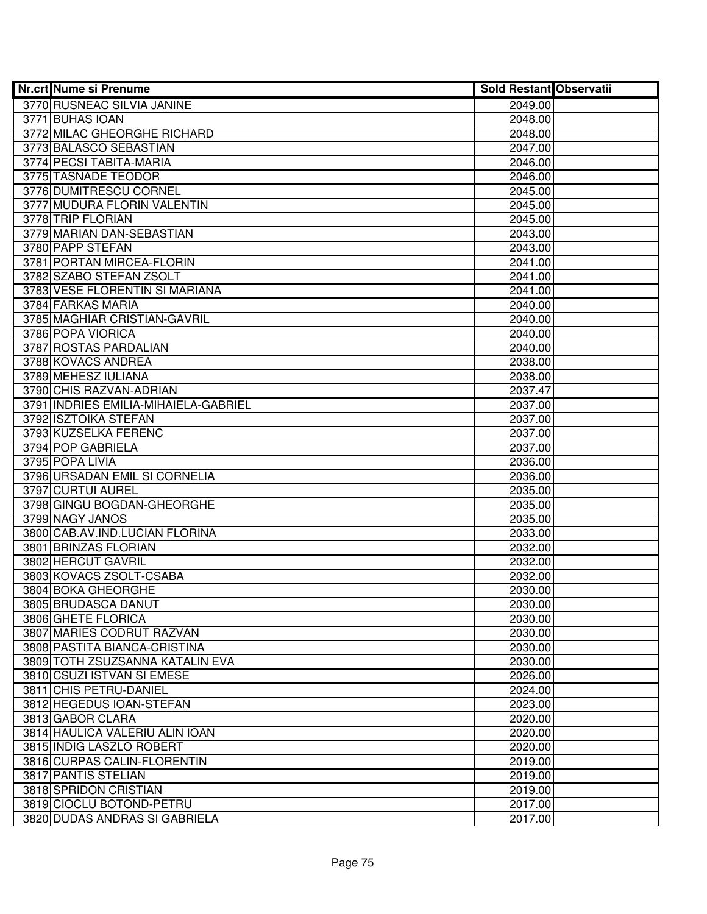| Nr.crt | Nume si Prenume | Sold Restant | Observatii |
|---|---|---|---|
| 3770 | RUSNEAC SILVIA JANINE | 2049.00 | |
| 3771 | BUHAS IOAN | 2048.00 | |
| 3772 | MILAC GHEORGHE RICHARD | 2048.00 | |
| 3773 | BALASCO SEBASTIAN | 2047.00 | |
| 3774 | PECSI TABITA-MARIA | 2046.00 | |
| 3775 | TASNADE TEODOR | 2046.00 | |
| 3776 | DUMITRESCU CORNEL | 2045.00 | |
| 3777 | MUDURA FLORIN VALENTIN | 2045.00 | |
| 3778 | TRIP FLORIAN | 2045.00 | |
| 3779 | MARIAN DAN-SEBASTIAN | 2043.00 | |
| 3780 | PAPP STEFAN | 2043.00 | |
| 3781 | PORTAN MIRCEA-FLORIN | 2041.00 | |
| 3782 | SZABO STEFAN ZSOLT | 2041.00 | |
| 3783 | VESE FLORENTIN SI MARIANA | 2041.00 | |
| 3784 | FARKAS MARIA | 2040.00 | |
| 3785 | MAGHIAR CRISTIAN-GAVRIL | 2040.00 | |
| 3786 | POPA VIORICA | 2040.00 | |
| 3787 | ROSTAS PARDALIAN | 2040.00 | |
| 3788 | KOVACS ANDREA | 2038.00 | |
| 3789 | MEHESZ IULIANA | 2038.00 | |
| 3790 | CHIS RAZVAN-ADRIAN | 2037.47 | |
| 3791 | INDRIES EMILIA-MIHAIELA-GABRIEL | 2037.00 | |
| 3792 | ISZTOIKA STEFAN | 2037.00 | |
| 3793 | KUZSELKA FERENC | 2037.00 | |
| 3794 | POP GABRIELA | 2037.00 | |
| 3795 | POPA LIVIA | 2036.00 | |
| 3796 | URSADAN EMIL SI CORNELIA | 2036.00 | |
| 3797 | CURTUI AUREL | 2035.00 | |
| 3798 | GINGU BOGDAN-GHEORGHE | 2035.00 | |
| 3799 | NAGY JANOS | 2035.00 | |
| 3800 | CAB.AV.IND.LUCIAN FLORINA | 2033.00 | |
| 3801 | BRINZAS FLORIAN | 2032.00 | |
| 3802 | HERCUT GAVRIL | 2032.00 | |
| 3803 | KOVACS ZSOLT-CSABA | 2032.00 | |
| 3804 | BOKA GHEORGHE | 2030.00 | |
| 3805 | BRUDASCA DANUT | 2030.00 | |
| 3806 | GHETE FLORICA | 2030.00 | |
| 3807 | MARIES CODRUT RAZVAN | 2030.00 | |
| 3808 | PASTITA BIANCA-CRISTINA | 2030.00 | |
| 3809 | TOTH ZSUZSANNA KATALIN EVA | 2030.00 | |
| 3810 | CSUZI ISTVAN SI EMESE | 2026.00 | |
| 3811 | CHIS PETRU-DANIEL | 2024.00 | |
| 3812 | HEGEDUS IOAN-STEFAN | 2023.00 | |
| 3813 | GABOR CLARA | 2020.00 | |
| 3814 | HAULICA VALERIU ALIN IOAN | 2020.00 | |
| 3815 | INDIG LASZLO ROBERT | 2020.00 | |
| 3816 | CURPAS CALIN-FLORENTIN | 2019.00 | |
| 3817 | PANTIS STELIAN | 2019.00 | |
| 3818 | SPRIDON CRISTIAN | 2019.00 | |
| 3819 | CIOCLU BOTOND-PETRU | 2017.00 | |
| 3820 | DUDAS ANDRAS SI GABRIELA | 2017.00 | |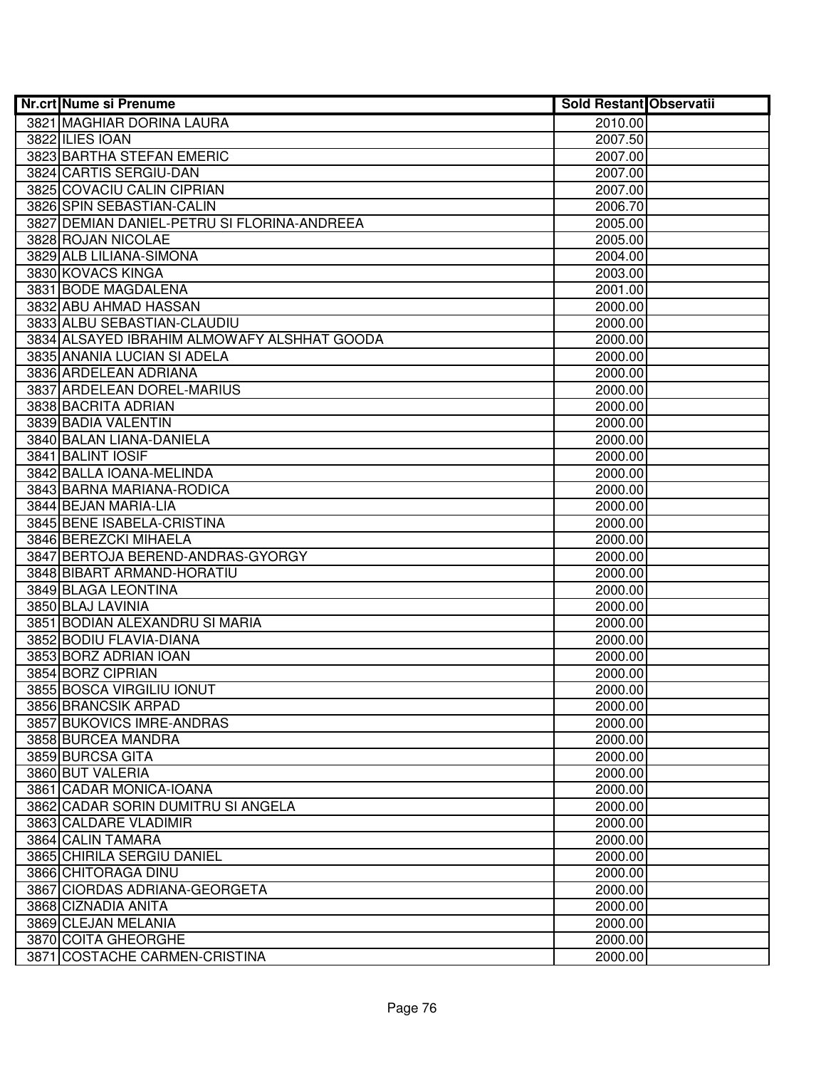| Nr.crt | Nume si Prenume | Sold Restant | Observatii |
|---|---|---|---|
| 3821 | MAGHIAR DORINA LAURA | 2010.00 | |
| 3822 | ILIES IOAN | 2007.50 | |
| 3823 | BARTHA STEFAN EMERIC | 2007.00 | |
| 3824 | CARTIS SERGIU-DAN | 2007.00 | |
| 3825 | COVACIU CALIN CIPRIAN | 2007.00 | |
| 3826 | SPIN SEBASTIAN-CALIN | 2006.70 | |
| 3827 | DEMIAN DANIEL-PETRU SI FLORINA-ANDREEA | 2005.00 | |
| 3828 | ROJAN NICOLAE | 2005.00 | |
| 3829 | ALB LILIANA-SIMONA | 2004.00 | |
| 3830 | KOVACS KINGA | 2003.00 | |
| 3831 | BODE MAGDALENA | 2001.00 | |
| 3832 | ABU AHMAD HASSAN | 2000.00 | |
| 3833 | ALBU SEBASTIAN-CLAUDIU | 2000.00 | |
| 3834 | ALSAYED IBRAHIM ALMOWAFY ALSHHAT GOODA | 2000.00 | |
| 3835 | ANANIA LUCIAN SI ADELA | 2000.00 | |
| 3836 | ARDELEAN ADRIANA | 2000.00 | |
| 3837 | ARDELEAN DOREL-MARIUS | 2000.00 | |
| 3838 | BACRITA ADRIAN | 2000.00 | |
| 3839 | BADIA VALENTIN | 2000.00 | |
| 3840 | BALAN LIANA-DANIELA | 2000.00 | |
| 3841 | BALINT IOSIF | 2000.00 | |
| 3842 | BALLA IOANA-MELINDA | 2000.00 | |
| 3843 | BARNA MARIANA-RODICA | 2000.00 | |
| 3844 | BEJAN MARIA-LIA | 2000.00 | |
| 3845 | BENE ISABELA-CRISTINA | 2000.00 | |
| 3846 | BEREZCKI MIHAELA | 2000.00 | |
| 3847 | BERTOJA BEREND-ANDRAS-GYORGY | 2000.00 | |
| 3848 | BIBART ARMAND-HORATIU | 2000.00 | |
| 3849 | BLAGA LEONTINA | 2000.00 | |
| 3850 | BLAJ LAVINIA | 2000.00 | |
| 3851 | BODIAN ALEXANDRU SI MARIA | 2000.00 | |
| 3852 | BODIU FLAVIA-DIANA | 2000.00 | |
| 3853 | BORZ ADRIAN IOAN | 2000.00 | |
| 3854 | BORZ CIPRIAN | 2000.00 | |
| 3855 | BOSCA VIRGILIU IONUT | 2000.00 | |
| 3856 | BRANCSIK ARPAD | 2000.00 | |
| 3857 | BUKOVICS IMRE-ANDRAS | 2000.00 | |
| 3858 | BURCEA MANDRA | 2000.00 | |
| 3859 | BURCSA GITA | 2000.00 | |
| 3860 | BUT VALERIA | 2000.00 | |
| 3861 | CADAR MONICA-IOANA | 2000.00 | |
| 3862 | CADAR SORIN DUMITRU SI ANGELA | 2000.00 | |
| 3863 | CALDARE VLADIMIR | 2000.00 | |
| 3864 | CALIN TAMARA | 2000.00 | |
| 3865 | CHIRILA SERGIU DANIEL | 2000.00 | |
| 3866 | CHITORAGA DINU | 2000.00 | |
| 3867 | CIORDAS ADRIANA-GEORGETA | 2000.00 | |
| 3868 | CIZNADIA ANITA | 2000.00 | |
| 3869 | CLEJAN MELANIA | 2000.00 | |
| 3870 | COITA GHEORGHE | 2000.00 | |
| 3871 | COSTACHE CARMEN-CRISTINA | 2000.00 | |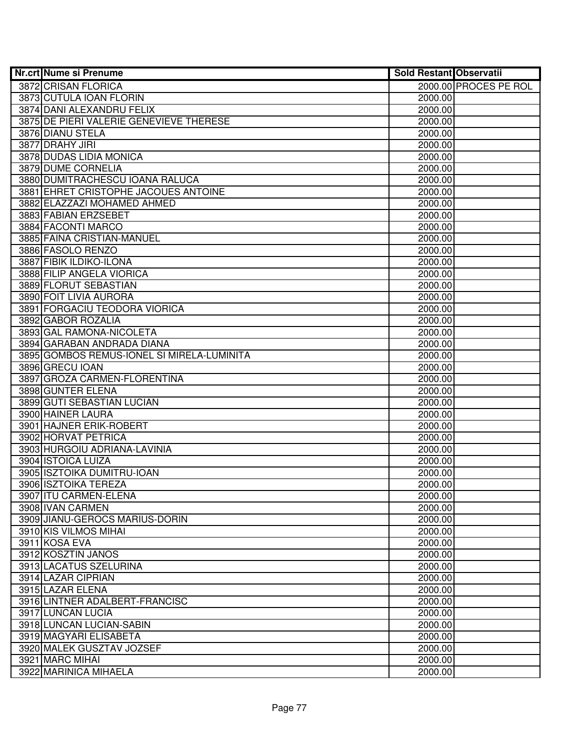| Nr.crt | Nume si Prenume | Sold Restant | Observatii |
|---|---|---|---|
| 3872 | CRISAN FLORICA | 2000.00 | PROCES PE ROL |
| 3873 | CUTULA IOAN FLORIN | 2000.00 | |
| 3874 | DANI ALEXANDRU FELIX | 2000.00 | |
| 3875 | DE PIERI VALERIE GENEVIEVE THERESE | 2000.00 | |
| 3876 | DIANU STELA | 2000.00 | |
| 3877 | DRAHY JIRI | 2000.00 | |
| 3878 | DUDAS LIDIA MONICA | 2000.00 | |
| 3879 | DUME CORNELIA | 2000.00 | |
| 3880 | DUMITRACHESCU IOANA RALUCA | 2000.00 | |
| 3881 | EHRET CRISTOPHE JACOUES ANTOINE | 2000.00 | |
| 3882 | ELAZZAZI MOHAMED AHMED | 2000.00 | |
| 3883 | FABIAN ERZSEBET | 2000.00 | |
| 3884 | FACONTI MARCO | 2000.00 | |
| 3885 | FAINA CRISTIAN-MANUEL | 2000.00 | |
| 3886 | FASOLO RENZO | 2000.00 | |
| 3887 | FIBIK ILDIKO-ILONA | 2000.00 | |
| 3888 | FILIP ANGELA VIORICA | 2000.00 | |
| 3889 | FLORUT SEBASTIAN | 2000.00 | |
| 3890 | FOIT LIVIA AURORA | 2000.00 | |
| 3891 | FORGACIU TEODORA VIORICA | 2000.00 | |
| 3892 | GABOR ROZALIA | 2000.00 | |
| 3893 | GAL RAMONA-NICOLETA | 2000.00 | |
| 3894 | GARABAN ANDRADA DIANA | 2000.00 | |
| 3895 | GOMBOS REMUS-IONEL SI MIRELA-LUMINITA | 2000.00 | |
| 3896 | GRECU IOAN | 2000.00 | |
| 3897 | GROZA CARMEN-FLORENTINA | 2000.00 | |
| 3898 | GUNTER ELENA | 2000.00 | |
| 3899 | GUTI SEBASTIAN LUCIAN | 2000.00 | |
| 3900 | HAINER LAURA | 2000.00 | |
| 3901 | HAJNER ERIK-ROBERT | 2000.00 | |
| 3902 | HORVAT PETRICA | 2000.00 | |
| 3903 | HURGOIU ADRIANA-LAVINIA | 2000.00 | |
| 3904 | ISTOICA LUIZA | 2000.00 | |
| 3905 | ISZTOIKA DUMITRU-IOAN | 2000.00 | |
| 3906 | ISZTOIKA TEREZA | 2000.00 | |
| 3907 | ITU CARMEN-ELENA | 2000.00 | |
| 3908 | IVAN CARMEN | 2000.00 | |
| 3909 | JIANU-GEROCS MARIUS-DORIN | 2000.00 | |
| 3910 | KIS VILMOS MIHAI | 2000.00 | |
| 3911 | KOSA EVA | 2000.00 | |
| 3912 | KOSZTIN JANOS | 2000.00 | |
| 3913 | LACATUS SZELURINA | 2000.00 | |
| 3914 | LAZAR CIPRIAN | 2000.00 | |
| 3915 | LAZAR ELENA | 2000.00 | |
| 3916 | LINTNER ADALBERT-FRANCISC | 2000.00 | |
| 3917 | LUNCAN LUCIA | 2000.00 | |
| 3918 | LUNCAN LUCIAN-SABIN | 2000.00 | |
| 3919 | MAGYARI ELISABETA | 2000.00 | |
| 3920 | MALEK GUSZTAV JOZSEF | 2000.00 | |
| 3921 | MARC MIHAI | 2000.00 | |
| 3922 | MARINICA MIHAELA | 2000.00 | |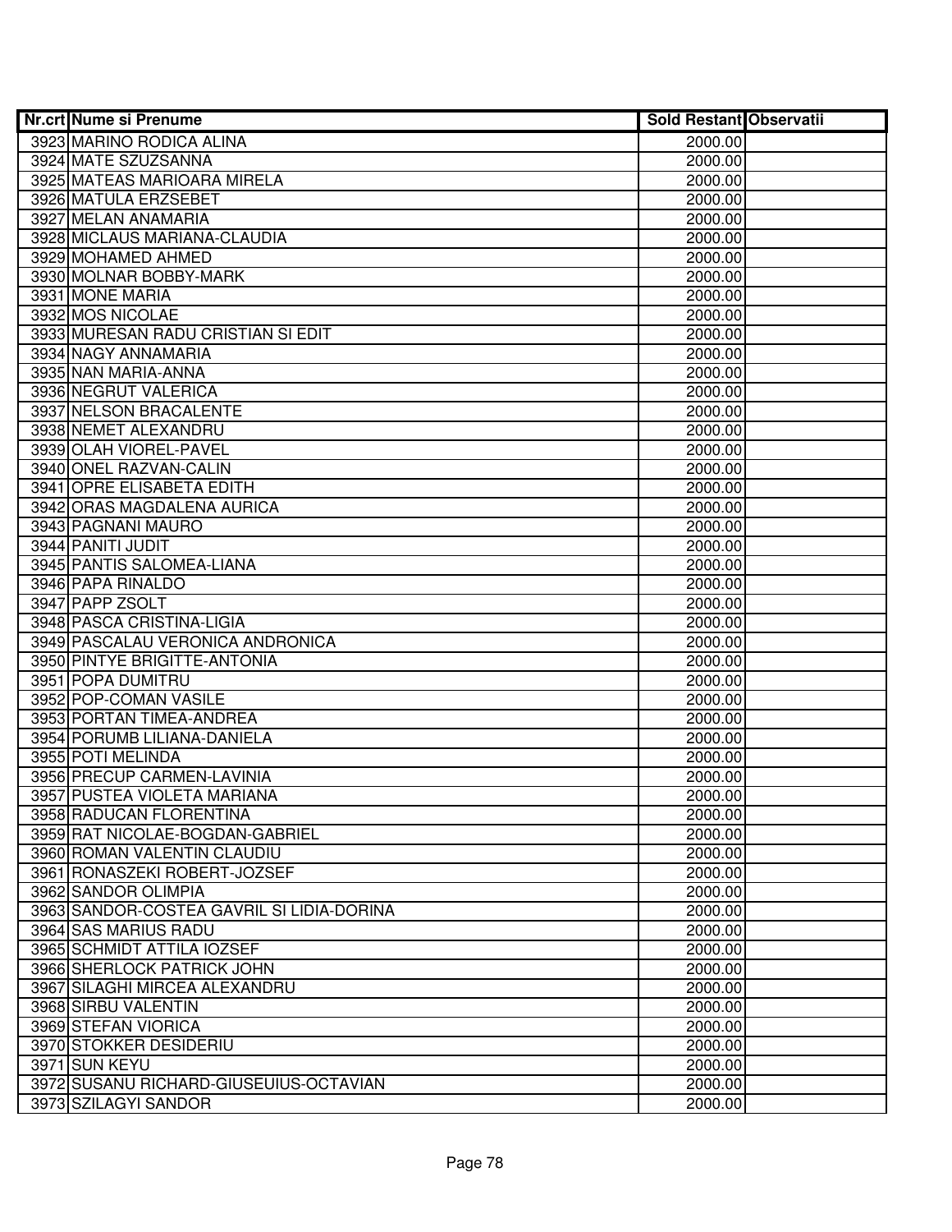| Nr.crt | Nume si Prenume | Sold Restant | Observatii |
|---|---|---|---|
| 3923 | MARINO RODICA ALINA | 2000.00 | |
| 3924 | MATE SZUZSANNA | 2000.00 | |
| 3925 | MATEAS MARIOARA MIRELA | 2000.00 | |
| 3926 | MATULA ERZSEBET | 2000.00 | |
| 3927 | MELAN ANAMARIA | 2000.00 | |
| 3928 | MICLAUS MARIANA-CLAUDIA | 2000.00 | |
| 3929 | MOHAMED AHMED | 2000.00 | |
| 3930 | MOLNAR BOBBY-MARK | 2000.00 | |
| 3931 | MONE MARIA | 2000.00 | |
| 3932 | MOS NICOLAE | 2000.00 | |
| 3933 | MURESAN RADU CRISTIAN SI EDIT | 2000.00 | |
| 3934 | NAGY ANNAMARIA | 2000.00 | |
| 3935 | NAN MARIA-ANNA | 2000.00 | |
| 3936 | NEGRUT VALERICA | 2000.00 | |
| 3937 | NELSON BRACALENTE | 2000.00 | |
| 3938 | NEMET ALEXANDRU | 2000.00 | |
| 3939 | OLAH VIOREL-PAVEL | 2000.00 | |
| 3940 | ONEL RAZVAN-CALIN | 2000.00 | |
| 3941 | OPRE ELISABETA EDITH | 2000.00 | |
| 3942 | ORAS MAGDALENA AURICA | 2000.00 | |
| 3943 | PAGNANI MAURO | 2000.00 | |
| 3944 | PANITI JUDIT | 2000.00 | |
| 3945 | PANTIS SALOMEA-LIANA | 2000.00 | |
| 3946 | PAPA RINALDO | 2000.00 | |
| 3947 | PAPP ZSOLT | 2000.00 | |
| 3948 | PASCA CRISTINA-LIGIA | 2000.00 | |
| 3949 | PASCALAU VERONICA ANDRONICA | 2000.00 | |
| 3950 | PINTYE BRIGITTE-ANTONIA | 2000.00 | |
| 3951 | POPA DUMITRU | 2000.00 | |
| 3952 | POP-COMAN VASILE | 2000.00 | |
| 3953 | PORTAN TIMEA-ANDREA | 2000.00 | |
| 3954 | PORUMB LILIANA-DANIELA | 2000.00 | |
| 3955 | POTI MELINDA | 2000.00 | |
| 3956 | PRECUP CARMEN-LAVINIA | 2000.00 | |
| 3957 | PUSTEA VIOLETA MARIANA | 2000.00 | |
| 3958 | RADUCAN FLORENTINA | 2000.00 | |
| 3959 | RAT NICOLAE-BOGDAN-GABRIEL | 2000.00 | |
| 3960 | ROMAN VALENTIN CLAUDIU | 2000.00 | |
| 3961 | RONASZEKI ROBERT-JOZSEF | 2000.00 | |
| 3962 | SANDOR OLIMPIA | 2000.00 | |
| 3963 | SANDOR-COSTEA GAVRIL SI LIDIA-DORINA | 2000.00 | |
| 3964 | SAS MARIUS RADU | 2000.00 | |
| 3965 | SCHMIDT ATTILA IOZSEF | 2000.00 | |
| 3966 | SHERLOCK PATRICK JOHN | 2000.00 | |
| 3967 | SILAGHI MIRCEA ALEXANDRU | 2000.00 | |
| 3968 | SIRBU VALENTIN | 2000.00 | |
| 3969 | STEFAN VIORICA | 2000.00 | |
| 3970 | STOKKER DESIDERIU | 2000.00 | |
| 3971 | SUN KEYU | 2000.00 | |
| 3972 | SUSANU RICHARD-GIUSEUIUS-OCTAVIAN | 2000.00 | |
| 3973 | SZILAGYI SANDOR | 2000.00 | |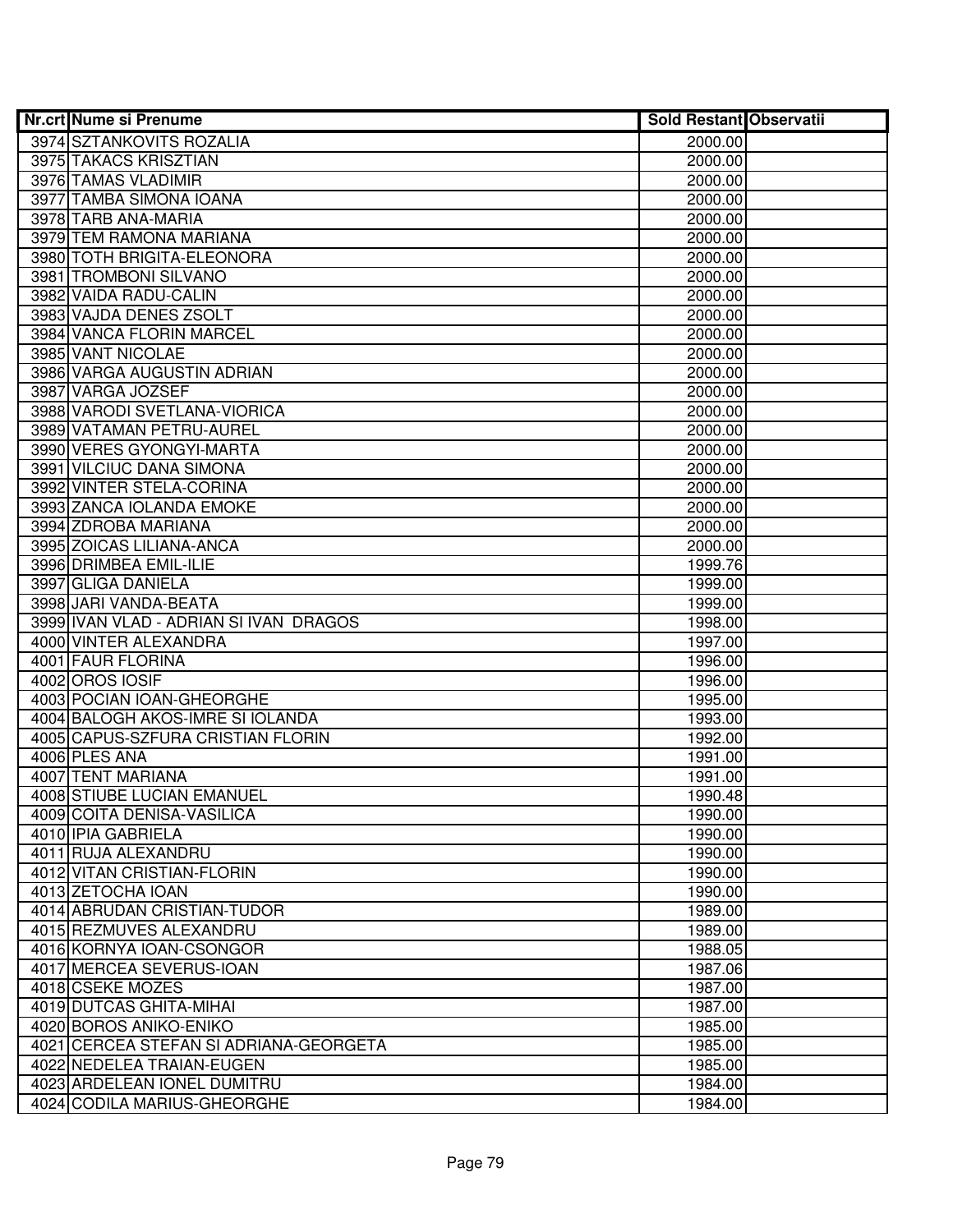| Nr.crt | Nume si Prenume | Sold Restant | Observatii |
|---|---|---|---|
| 3974 | SZTANKOVITS ROZALIA | 2000.00 | |
| 3975 | TAKACS KRISZTIAN | 2000.00 | |
| 3976 | TAMAS VLADIMIR | 2000.00 | |
| 3977 | TAMBA SIMONA IOANA | 2000.00 | |
| 3978 | TARB ANA-MARIA | 2000.00 | |
| 3979 | TEM RAMONA MARIANA | 2000.00 | |
| 3980 | TOTH BRIGITA-ELEONORA | 2000.00 | |
| 3981 | TROMBONI SILVANO | 2000.00 | |
| 3982 | VAIDA RADU-CALIN | 2000.00 | |
| 3983 | VAJDA DENES ZSOLT | 2000.00 | |
| 3984 | VANCA FLORIN MARCEL | 2000.00 | |
| 3985 | VANT NICOLAE | 2000.00 | |
| 3986 | VARGA AUGUSTIN ADRIAN | 2000.00 | |
| 3987 | VARGA JOZSEF | 2000.00 | |
| 3988 | VARODI SVETLANA-VIORICA | 2000.00 | |
| 3989 | VATAMAN PETRU-AUREL | 2000.00 | |
| 3990 | VERES GYONGYI-MARTA | 2000.00 | |
| 3991 | VILCIUC DANA SIMONA | 2000.00 | |
| 3992 | VINTER STELA-CORINA | 2000.00 | |
| 3993 | ZANCA IOLANDA EMOKE | 2000.00 | |
| 3994 | ZDROBA MARIANA | 2000.00 | |
| 3995 | ZOICAS LILIANA-ANCA | 2000.00 | |
| 3996 | DRIMBEA EMIL-ILIE | 1999.76 | |
| 3997 | GLIGA DANIELA | 1999.00 | |
| 3998 | JARI VANDA-BEATA | 1999.00 | |
| 3999 | IVAN VLAD - ADRIAN SI IVAN  DRAGOS | 1998.00 | |
| 4000 | VINTER ALEXANDRA | 1997.00 | |
| 4001 | FAUR FLORINA | 1996.00 | |
| 4002 | OROS IOSIF | 1996.00 | |
| 4003 | POCIAN IOAN-GHEORGHE | 1995.00 | |
| 4004 | BALOGH AKOS-IMRE SI IOLANDA | 1993.00 | |
| 4005 | CAPUS-SZFURA CRISTIAN FLORIN | 1992.00 | |
| 4006 | PLES ANA | 1991.00 | |
| 4007 | TENT MARIANA | 1991.00 | |
| 4008 | STIUBE LUCIAN EMANUEL | 1990.48 | |
| 4009 | COITA DENISA-VASILICA | 1990.00 | |
| 4010 | IPIA GABRIELA | 1990.00 | |
| 4011 | RUJA ALEXANDRU | 1990.00 | |
| 4012 | VITAN CRISTIAN-FLORIN | 1990.00 | |
| 4013 | ZETOCHA IOAN | 1990.00 | |
| 4014 | ABRUDAN CRISTIAN-TUDOR | 1989.00 | |
| 4015 | REZMUVES ALEXANDRU | 1989.00 | |
| 4016 | KORNYA IOAN-CSONGOR | 1988.05 | |
| 4017 | MERCEA SEVERUS-IOAN | 1987.06 | |
| 4018 | CSEKE MOZES | 1987.00 | |
| 4019 | DUTCAS GHITA-MIHAI | 1987.00 | |
| 4020 | BOROS ANIKO-ENIKO | 1985.00 | |
| 4021 | CERCEA STEFAN SI ADRIANA-GEORGETA | 1985.00 | |
| 4022 | NEDELEA TRAIAN-EUGEN | 1985.00 | |
| 4023 | ARDELEAN IONEL DUMITRU | 1984.00 | |
| 4024 | CODILA MARIUS-GHEORGHE | 1984.00 | |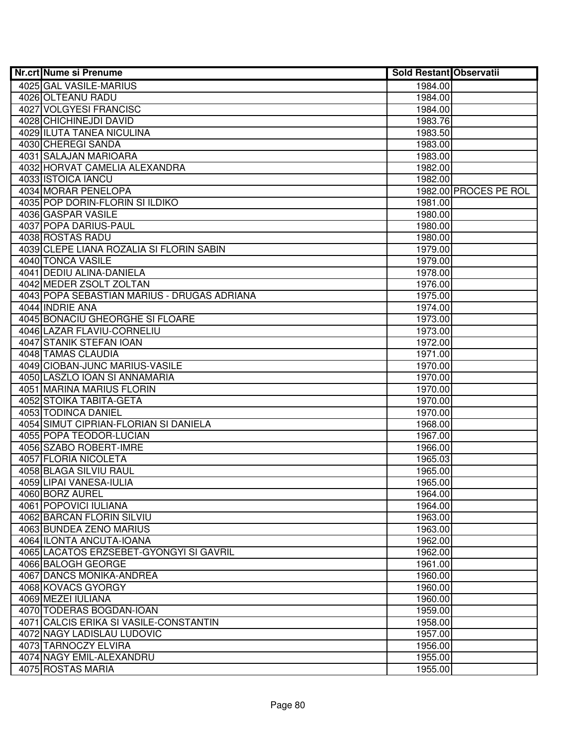| Nr.crt | Nume si Prenume | Sold Restant | Observatii |
|---|---|---|---|
| 4025 | GAL VASILE-MARIUS | 1984.00 | |
| 4026 | OLTEANU RADU | 1984.00 | |
| 4027 | VOLGYESI FRANCISC | 1984.00 | |
| 4028 | CHICHINEJDI DAVID | 1983.76 | |
| 4029 | ILUTA TANEA NICULINA | 1983.50 | |
| 4030 | CHEREGI SANDA | 1983.00 | |
| 4031 | SALAJAN MARIOARA | 1983.00 | |
| 4032 | HORVAT CAMELIA ALEXANDRA | 1982.00 | |
| 4033 | ISTOICA IANCU | 1982.00 | |
| 4034 | MORAR PENELOPA | 1982.00 | PROCES PE ROL |
| 4035 | POP DORIN-FLORIN SI ILDIKO | 1981.00 | |
| 4036 | GASPAR VASILE | 1980.00 | |
| 4037 | POPA DARIUS-PAUL | 1980.00 | |
| 4038 | ROSTAS RADU | 1980.00 | |
| 4039 | CLEPE LIANA ROZALIA SI FLORIN SABIN | 1979.00 | |
| 4040 | TONCA VASILE | 1979.00 | |
| 4041 | DEDIU ALINA-DANIELA | 1978.00 | |
| 4042 | MEDER ZSOLT ZOLTAN | 1976.00 | |
| 4043 | POPA SEBASTIAN MARIUS - DRUGAS ADRIANA | 1975.00 | |
| 4044 | INDRIE ANA | 1974.00 | |
| 4045 | BONACIU GHEORGHE SI FLOARE | 1973.00 | |
| 4046 | LAZAR FLAVIU-CORNELIU | 1973.00 | |
| 4047 | STANIK STEFAN IOAN | 1972.00 | |
| 4048 | TAMAS CLAUDIA | 1971.00 | |
| 4049 | CIOBAN-JUNC MARIUS-VASILE | 1970.00 | |
| 4050 | LASZLO IOAN SI ANNAMARIA | 1970.00 | |
| 4051 | MARINA MARIUS FLORIN | 1970.00 | |
| 4052 | STOIKA TABITA-GETA | 1970.00 | |
| 4053 | TODINCA DANIEL | 1970.00 | |
| 4054 | SIMUT CIPRIAN-FLORIAN SI DANIELA | 1968.00 | |
| 4055 | POPA TEODOR-LUCIAN | 1967.00 | |
| 4056 | SZABO ROBERT-IMRE | 1966.00 | |
| 4057 | FLORIA NICOLETA | 1965.03 | |
| 4058 | BLAGA SILVIU RAUL | 1965.00 | |
| 4059 | LIPAI VANESA-IULIA | 1965.00 | |
| 4060 | BORZ AUREL | 1964.00 | |
| 4061 | POPOVICI IULIANA | 1964.00 | |
| 4062 | BARCAN FLORIN SILVIU | 1963.00 | |
| 4063 | BUNDEA ZENO MARIUS | 1963.00 | |
| 4064 | ILONTA ANCUTA-IOANA | 1962.00 | |
| 4065 | LACATOS ERZSEBET-GYONGYI SI GAVRIL | 1962.00 | |
| 4066 | BALOGH GEORGE | 1961.00 | |
| 4067 | DANCS MONIKA-ANDREA | 1960.00 | |
| 4068 | KOVACS GYORGY | 1960.00 | |
| 4069 | MEZEI IULIANA | 1960.00 | |
| 4070 | TODERAS BOGDAN-IOAN | 1959.00 | |
| 4071 | CALCIS ERIKA SI VASILE-CONSTANTIN | 1958.00 | |
| 4072 | NAGY LADISLAU LUDOVIC | 1957.00 | |
| 4073 | TARNOCZY ELVIRA | 1956.00 | |
| 4074 | NAGY EMIL-ALEXANDRU | 1955.00 | |
| 4075 | ROSTAS MARIA | 1955.00 | |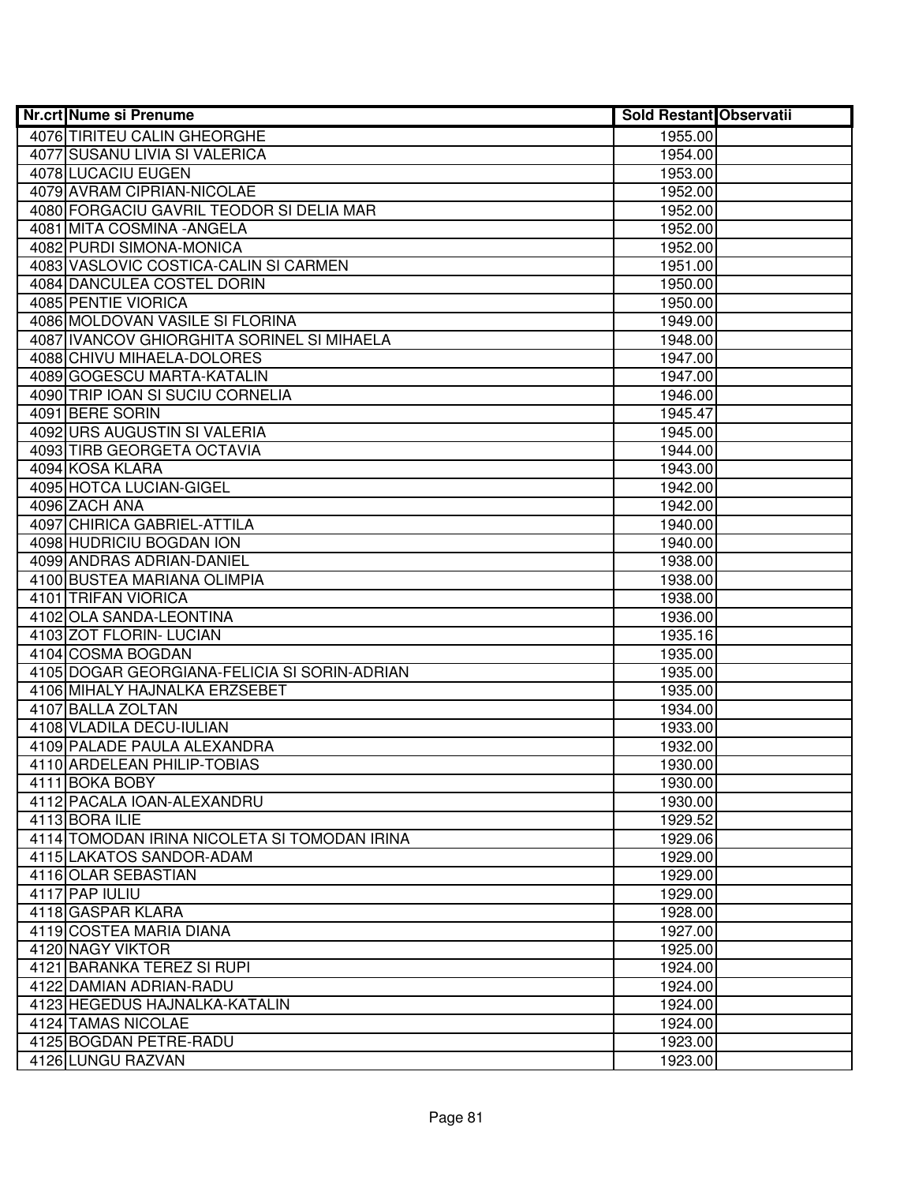| Nr.crt | Nume si Prenume | Sold Restant | Observatii |
| --- | --- | --- | --- |
| 4076 | TIRITEU CALIN GHEORGHE | 1955.00 | |
| 4077 | SUSANU LIVIA SI VALERICA | 1954.00 | |
| 4078 | LUCACIU EUGEN | 1953.00 | |
| 4079 | AVRAM CIPRIAN-NICOLAE | 1952.00 | |
| 4080 | FORGACIU GAVRIL TEODOR SI DELIA MAR | 1952.00 | |
| 4081 | MITA COSMINA -ANGELA | 1952.00 | |
| 4082 | PURDI SIMONA-MONICA | 1952.00 | |
| 4083 | VASLOVIC COSTICA-CALIN SI CARMEN | 1951.00 | |
| 4084 | DANCULEA COSTEL DORIN | 1950.00 | |
| 4085 | PENTIE VIORICA | 1950.00 | |
| 4086 | MOLDOVAN VASILE SI FLORINA | 1949.00 | |
| 4087 | IVANCOV GHIORGHITA SORINEL SI MIHAELA | 1948.00 | |
| 4088 | CHIVU MIHAELA-DOLORES | 1947.00 | |
| 4089 | GOGESCU MARTA-KATALIN | 1947.00 | |
| 4090 | TRIP IOAN SI SUCIU CORNELIA | 1946.00 | |
| 4091 | BERE SORIN | 1945.47 | |
| 4092 | URS AUGUSTIN SI VALERIA | 1945.00 | |
| 4093 | TIRB GEORGETA OCTAVIA | 1944.00 | |
| 4094 | KOSA KLARA | 1943.00 | |
| 4095 | HOTCA LUCIAN-GIGEL | 1942.00 | |
| 4096 | ZACH ANA | 1942.00 | |
| 4097 | CHIRICA GABRIEL-ATTILA | 1940.00 | |
| 4098 | HUDRICIU BOGDAN ION | 1940.00 | |
| 4099 | ANDRAS ADRIAN-DANIEL | 1938.00 | |
| 4100 | BUSTEA MARIANA OLIMPIA | 1938.00 | |
| 4101 | TRIFAN VIORICA | 1938.00 | |
| 4102 | OLA SANDA-LEONTINA | 1936.00 | |
| 4103 | ZOT FLORIN- LUCIAN | 1935.16 | |
| 4104 | COSMA BOGDAN | 1935.00 | |
| 4105 | DOGAR GEORGIANA-FELICIA SI SORIN-ADRIAN | 1935.00 | |
| 4106 | MIHALY HAJNALKA ERZSEBET | 1935.00 | |
| 4107 | BALLA ZOLTAN | 1934.00 | |
| 4108 | VLADILA DECU-IULIAN | 1933.00 | |
| 4109 | PALADE PAULA ALEXANDRA | 1932.00 | |
| 4110 | ARDELEAN PHILIP-TOBIAS | 1930.00 | |
| 4111 | BOKA BOBY | 1930.00 | |
| 4112 | PACALA IOAN-ALEXANDRU | 1930.00 | |
| 4113 | BORA ILIE | 1929.52 | |
| 4114 | TOMODAN IRINA NICOLETA SI TOMODAN IRINA | 1929.06 | |
| 4115 | LAKATOS SANDOR-ADAM | 1929.00 | |
| 4116 | OLAR SEBASTIAN | 1929.00 | |
| 4117 | PAP IULIU | 1929.00 | |
| 4118 | GASPAR KLARA | 1928.00 | |
| 4119 | COSTEA MARIA DIANA | 1927.00 | |
| 4120 | NAGY VIKTOR | 1925.00 | |
| 4121 | BARANKA TEREZ SI RUPI | 1924.00 | |
| 4122 | DAMIAN ADRIAN-RADU | 1924.00 | |
| 4123 | HEGEDUS HAJNALKA-KATALIN | 1924.00 | |
| 4124 | TAMAS NICOLAE | 1924.00 | |
| 4125 | BOGDAN PETRE-RADU | 1923.00 | |
| 4126 | LUNGU RAZVAN | 1923.00 | |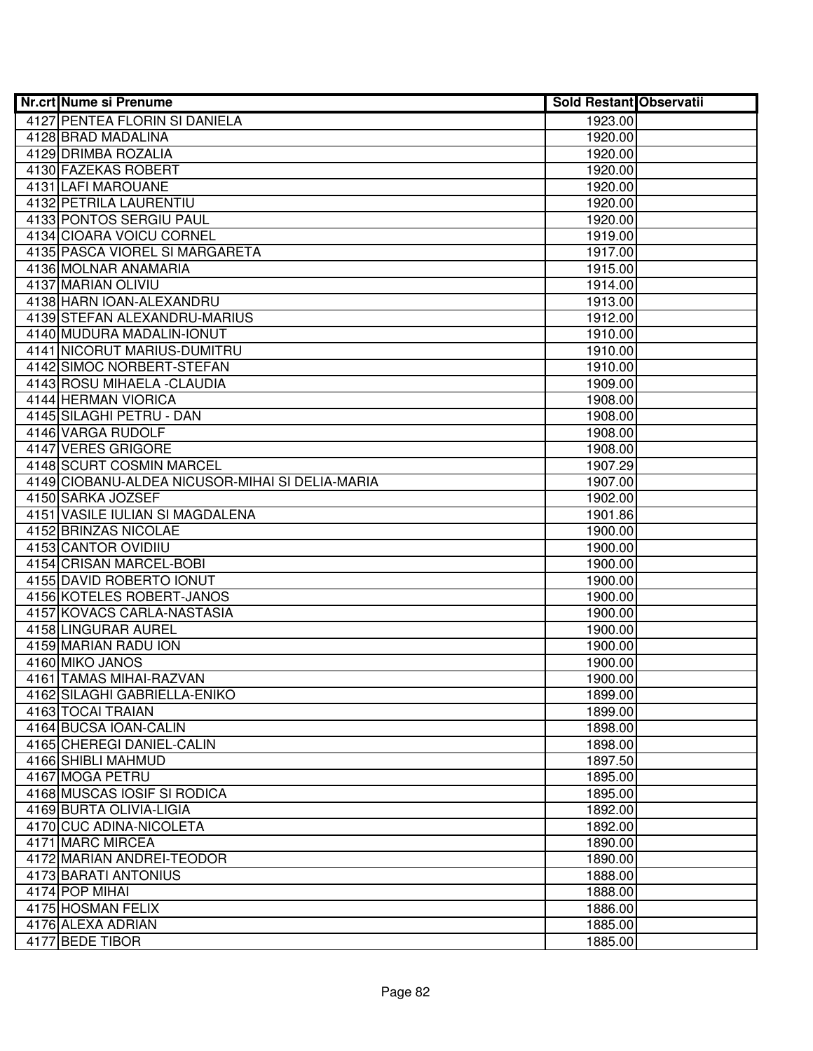| Nr.crt | Nume si Prenume | Sold Restant | Observatii |
|---|---|---|---|
| 4127 | PENTEA FLORIN SI DANIELA | 1923.00 | |
| 4128 | BRAD MADALINA | 1920.00 | |
| 4129 | DRIMBA ROZALIA | 1920.00 | |
| 4130 | FAZEKAS ROBERT | 1920.00 | |
| 4131 | LAFI MAROUANE | 1920.00 | |
| 4132 | PETRILA LAURENTIU | 1920.00 | |
| 4133 | PONTOS SERGIU PAUL | 1920.00 | |
| 4134 | CIOARA VOICU CORNEL | 1919.00 | |
| 4135 | PASCA VIOREL SI MARGARETA | 1917.00 | |
| 4136 | MOLNAR ANAMARIA | 1915.00 | |
| 4137 | MARIAN OLIVIU | 1914.00 | |
| 4138 | HARN IOAN-ALEXANDRU | 1913.00 | |
| 4139 | STEFAN ALEXANDRU-MARIUS | 1912.00 | |
| 4140 | MUDURA MADALIN-IONUT | 1910.00 | |
| 4141 | NICORUT MARIUS-DUMITRU | 1910.00 | |
| 4142 | SIMOC NORBERT-STEFAN | 1910.00 | |
| 4143 | ROSU MIHAELA -CLAUDIA | 1909.00 | |
| 4144 | HERMAN VIORICA | 1908.00 | |
| 4145 | SILAGHI PETRU - DAN | 1908.00 | |
| 4146 | VARGA RUDOLF | 1908.00 | |
| 4147 | VERES GRIGORE | 1908.00 | |
| 4148 | SCURT COSMIN MARCEL | 1907.29 | |
| 4149 | CIOBANU-ALDEA NICUSOR-MIHAI SI DELIA-MARIA | 1907.00 | |
| 4150 | SARKA JOZSEF | 1902.00 | |
| 4151 | VASILE IULIAN SI MAGDALENA | 1901.86 | |
| 4152 | BRINZAS NICOLAE | 1900.00 | |
| 4153 | CANTOR OVIDIIU | 1900.00 | |
| 4154 | CRISAN MARCEL-BOBI | 1900.00 | |
| 4155 | DAVID ROBERTO IONUT | 1900.00 | |
| 4156 | KOTELES ROBERT-JANOS | 1900.00 | |
| 4157 | KOVACS CARLA-NASTASIA | 1900.00 | |
| 4158 | LINGURAR AUREL | 1900.00 | |
| 4159 | MARIAN RADU ION | 1900.00 | |
| 4160 | MIKO JANOS | 1900.00 | |
| 4161 | TAMAS MIHAI-RAZVAN | 1900.00 | |
| 4162 | SILAGHI GABRIELLA-ENIKO | 1899.00 | |
| 4163 | TOCAI TRAIAN | 1899.00 | |
| 4164 | BUCSA IOAN-CALIN | 1898.00 | |
| 4165 | CHEREGI DANIEL-CALIN | 1898.00 | |
| 4166 | SHIBLI MAHMUD | 1897.50 | |
| 4167 | MOGA PETRU | 1895.00 | |
| 4168 | MUSCAS IOSIF SI RODICA | 1895.00 | |
| 4169 | BURTA OLIVIA-LIGIA | 1892.00 | |
| 4170 | CUC ADINA-NICOLETA | 1892.00 | |
| 4171 | MARC MIRCEA | 1890.00 | |
| 4172 | MARIAN ANDREI-TEODOR | 1890.00 | |
| 4173 | BARATI ANTONIUS | 1888.00 | |
| 4174 | POP MIHAI | 1888.00 | |
| 4175 | HOSMAN FELIX | 1886.00 | |
| 4176 | ALEXA ADRIAN | 1885.00 | |
| 4177 | BEDE TIBOR | 1885.00 | |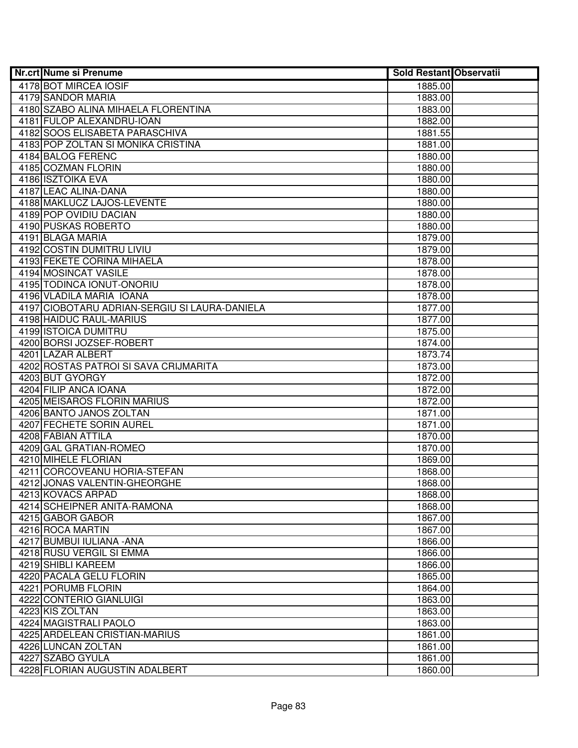| Nr.crt | Nume si Prenume | Sold Restant | Observatii |
|---|---|---|---|
| 4178 | BOT MIRCEA IOSIF | 1885.00 | |
| 4179 | SANDOR MARIA | 1883.00 | |
| 4180 | SZABO ALINA MIHAELA FLORENTINA | 1883.00 | |
| 4181 | FULOP ALEXANDRU-IOAN | 1882.00 | |
| 4182 | SOOS ELISABETA PARASCHIVA | 1881.55 | |
| 4183 | POP ZOLTAN SI MONIKA CRISTINA | 1881.00 | |
| 4184 | BALOG FERENC | 1880.00 | |
| 4185 | COZMAN FLORIN | 1880.00 | |
| 4186 | ISZTOIKA EVA | 1880.00 | |
| 4187 | LEAC ALINA-DANA | 1880.00 | |
| 4188 | MAKLUCZ LAJOS-LEVENTE | 1880.00 | |
| 4189 | POP OVIDIU DACIAN | 1880.00 | |
| 4190 | PUSKAS ROBERTO | 1880.00 | |
| 4191 | BLAGA MARIA | 1879.00 | |
| 4192 | COSTIN DUMITRU LIVIU | 1879.00 | |
| 4193 | FEKETE CORINA MIHAELA | 1878.00 | |
| 4194 | MOSINCAT VASILE | 1878.00 | |
| 4195 | TODINCA IONUT-ONORIU | 1878.00 | |
| 4196 | VLADILA MARIA IOANA | 1878.00 | |
| 4197 | CIOBOTARU ADRIAN-SERGIU SI LAURA-DANIELA | 1877.00 | |
| 4198 | HAIDUC RAUL-MARIUS | 1877.00 | |
| 4199 | ISTOICA DUMITRU | 1875.00 | |
| 4200 | BORSI JOZSEF-ROBERT | 1874.00 | |
| 4201 | LAZAR ALBERT | 1873.74 | |
| 4202 | ROSTAS PATROI SI SAVA CRIJMARITA | 1873.00 | |
| 4203 | BUT GYORGY | 1872.00 | |
| 4204 | FILIP ANCA IOANA | 1872.00 | |
| 4205 | MEISAROS FLORIN MARIUS | 1872.00 | |
| 4206 | BANTO JANOS ZOLTAN | 1871.00 | |
| 4207 | FECHETE SORIN AUREL | 1871.00 | |
| 4208 | FABIAN ATTILA | 1870.00 | |
| 4209 | GAL GRATIAN-ROMEO | 1870.00 | |
| 4210 | MIHELE FLORIAN | 1869.00 | |
| 4211 | CORCOVEANU HORIA-STEFAN | 1868.00 | |
| 4212 | JONAS VALENTIN-GHEORGHE | 1868.00 | |
| 4213 | KOVACS ARPAD | 1868.00 | |
| 4214 | SCHEIPNER ANITA-RAMONA | 1868.00 | |
| 4215 | GABOR GABOR | 1867.00 | |
| 4216 | ROCA MARTIN | 1867.00 | |
| 4217 | BUMBUI IULIANA -ANA | 1866.00 | |
| 4218 | RUSU VERGIL SI EMMA | 1866.00 | |
| 4219 | SHIBLI KAREEM | 1866.00 | |
| 4220 | PACALA GELU FLORIN | 1865.00 | |
| 4221 | PORUMB FLORIN | 1864.00 | |
| 4222 | CONTERIO GIANLUIGI | 1863.00 | |
| 4223 | KIS ZOLTAN | 1863.00 | |
| 4224 | MAGISTRALI PAOLO | 1863.00 | |
| 4225 | ARDELEAN CRISTIAN-MARIUS | 1861.00 | |
| 4226 | LUNCAN ZOLTAN | 1861.00 | |
| 4227 | SZABO GYULA | 1861.00 | |
| 4228 | FLORIAN AUGUSTIN ADALBERT | 1860.00 | |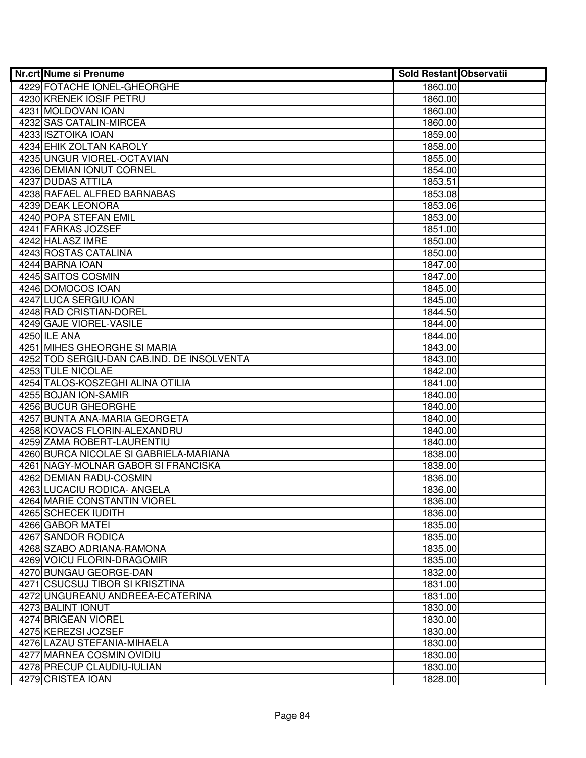| Nr.crt | Nume si Prenume | Sold Restant | Observatii |
|---|---|---|---|
| 4229 | FOTACHE IONEL-GHEORGHE | 1860.00 | |
| 4230 | KRENEK IOSIF PETRU | 1860.00 | |
| 4231 | MOLDOVAN IOAN | 1860.00 | |
| 4232 | SAS CATALIN-MIRCEA | 1860.00 | |
| 4233 | ISZTOIKA IOAN | 1859.00 | |
| 4234 | EHIK ZOLTAN KAROLY | 1858.00 | |
| 4235 | UNGUR VIOREL-OCTAVIAN | 1855.00 | |
| 4236 | DEMIAN IONUT CORNEL | 1854.00 | |
| 4237 | DUDAS ATTILA | 1853.51 | |
| 4238 | RAFAEL ALFRED BARNABAS | 1853.08 | |
| 4239 | DEAK LEONORA | 1853.06 | |
| 4240 | POPA STEFAN EMIL | 1853.00 | |
| 4241 | FARKAS JOZSEF | 1851.00 | |
| 4242 | HALASZ IMRE | 1850.00 | |
| 4243 | ROSTAS CATALINA | 1850.00 | |
| 4244 | BARNA IOAN | 1847.00 | |
| 4245 | SAITOS COSMIN | 1847.00 | |
| 4246 | DOMOCOS IOAN | 1845.00 | |
| 4247 | LUCA SERGIU IOAN | 1845.00 | |
| 4248 | RAD CRISTIAN-DOREL | 1844.50 | |
| 4249 | GAJE VIOREL-VASILE | 1844.00 | |
| 4250 | ILE ANA | 1844.00 | |
| 4251 | MIHES GHEORGHE SI MARIA | 1843.00 | |
| 4252 | TOD SERGIU-DAN CAB.IND. DE INSOLVENTA | 1843.00 | |
| 4253 | TULE NICOLAE | 1842.00 | |
| 4254 | TALOS-KOSZEGHI ALINA OTILIA | 1841.00 | |
| 4255 | BOJAN ION-SAMIR | 1840.00 | |
| 4256 | BUCUR GHEORGHE | 1840.00 | |
| 4257 | BUNTA ANA-MARIA GEORGETA | 1840.00 | |
| 4258 | KOVACS FLORIN-ALEXANDRU | 1840.00 | |
| 4259 | ZAMA ROBERT-LAURENTIU | 1840.00 | |
| 4260 | BURCA NICOLAE SI GABRIELA-MARIANA | 1838.00 | |
| 4261 | NAGY-MOLNAR GABOR SI FRANCISKA | 1838.00 | |
| 4262 | DEMIAN RADU-COSMIN | 1836.00 | |
| 4263 | LUCACIU RODICA- ANGELA | 1836.00 | |
| 4264 | MARIE CONSTANTIN VIOREL | 1836.00 | |
| 4265 | SCHECEK IUDITH | 1836.00 | |
| 4266 | GABOR MATEI | 1835.00 | |
| 4267 | SANDOR RODICA | 1835.00 | |
| 4268 | SZABO ADRIANA-RAMONA | 1835.00 | |
| 4269 | VOICU FLORIN-DRAGOMIR | 1835.00 | |
| 4270 | BUNGAU GEORGE-DAN | 1832.00 | |
| 4271 | CSUCSUJ TIBOR SI KRISZTINA | 1831.00 | |
| 4272 | UNGUREANU ANDREEA-ECATERINA | 1831.00 | |
| 4273 | BALINT IONUT | 1830.00 | |
| 4274 | BRIGEAN VIOREL | 1830.00 | |
| 4275 | KEREZSI JOZSEF | 1830.00 | |
| 4276 | LAZAU STEFANIA-MIHAELA | 1830.00 | |
| 4277 | MARNEA COSMIN OVIDIU | 1830.00 | |
| 4278 | PRECUP CLAUDIU-IULIAN | 1830.00 | |
| 4279 | CRISTEA IOAN | 1828.00 | |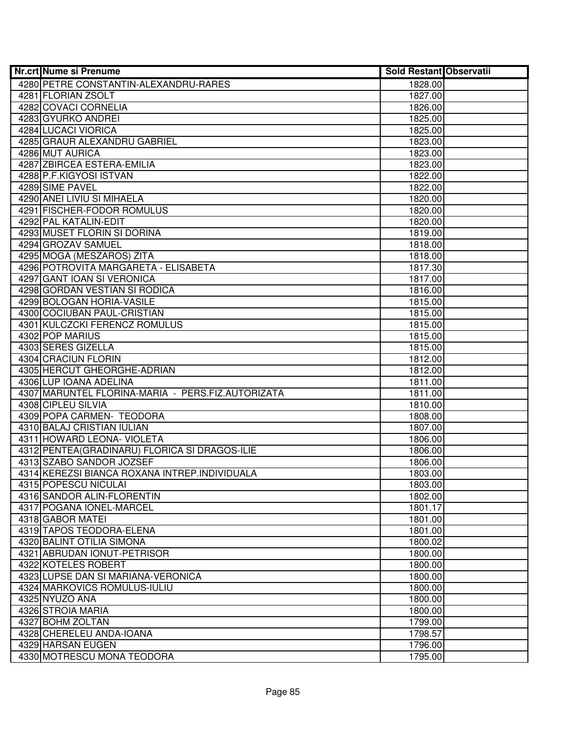| Nr.crt | Nume si Prenume | Sold Restant | Observatii |
|---|---|---|---|
| 4280 | PETRE CONSTANTIN-ALEXANDRU-RARES | 1828.00 | |
| 4281 | FLORIAN ZSOLT | 1827.00 | |
| 4282 | COVACI CORNELIA | 1826.00 | |
| 4283 | GYURKO ANDREI | 1825.00 | |
| 4284 | LUCACI VIORICA | 1825.00 | |
| 4285 | GRAUR ALEXANDRU GABRIEL | 1823.00 | |
| 4286 | MUT AURICA | 1823.00 | |
| 4287 | ZBIRCEA ESTERA-EMILIA | 1823.00 | |
| 4288 | P.F.KIGYOSI ISTVAN | 1822.00 | |
| 4289 | SIME PAVEL | 1822.00 | |
| 4290 | ANEI LIVIU SI MIHAELA | 1820.00 | |
| 4291 | FISCHER-FODOR ROMULUS | 1820.00 | |
| 4292 | PAL KATALIN-EDIT | 1820.00 | |
| 4293 | MUSET FLORIN SI DORINA | 1819.00 | |
| 4294 | GROZAV SAMUEL | 1818.00 | |
| 4295 | MOGA (MESZAROS) ZITA | 1818.00 | |
| 4296 | POTROVITA MARGARETA - ELISABETA | 1817.30 | |
| 4297 | GANT IOAN SI VERONICA | 1817.00 | |
| 4298 | GORDAN VESTIAN SI RODICA | 1816.00 | |
| 4299 | BOLOGAN HORIA-VASILE | 1815.00 | |
| 4300 | COCIUBAN PAUL-CRISTIAN | 1815.00 | |
| 4301 | KULCZCKI FERENCZ ROMULUS | 1815.00 | |
| 4302 | POP MARIUS | 1815.00 | |
| 4303 | SERES GIZELLA | 1815.00 | |
| 4304 | CRACIUN FLORIN | 1812.00 | |
| 4305 | HERCUT GHEORGHE-ADRIAN | 1812.00 | |
| 4306 | LUP IOANA ADELINA | 1811.00 | |
| 4307 | MARUNTEL FLORINA-MARIA - PERS.FIZ.AUTORIZATA | 1811.00 | |
| 4308 | CIPLEU SILVIA | 1810.00 | |
| 4309 | POPA CARMEN- TEODORA | 1808.00 | |
| 4310 | BALAJ CRISTIAN IULIAN | 1807.00 | |
| 4311 | HOWARD LEONA- VIOLETA | 1806.00 | |
| 4312 | PENTEA(GRADINARU) FLORICA SI DRAGOS-ILIE | 1806.00 | |
| 4313 | SZABO SANDOR JOZSEF | 1806.00 | |
| 4314 | KEREZSI BIANCA ROXANA INTREP.INDIVIDUALA | 1803.00 | |
| 4315 | POPESCU NICULAI | 1803.00 | |
| 4316 | SANDOR ALIN-FLORENTIN | 1802.00 | |
| 4317 | POGANA IONEL-MARCEL | 1801.17 | |
| 4318 | GABOR MATEI | 1801.00 | |
| 4319 | TAPOS TEODORA-ELENA | 1801.00 | |
| 4320 | BALINT OTILIA SIMONA | 1800.02 | |
| 4321 | ABRUDAN IONUT-PETRISOR | 1800.00 | |
| 4322 | KOTELES ROBERT | 1800.00 | |
| 4323 | LUPSE DAN SI MARIANA-VERONICA | 1800.00 | |
| 4324 | MARKOVICS ROMULUS-IULIU | 1800.00 | |
| 4325 | NYUZO ANA | 1800.00 | |
| 4326 | STROIA MARIA | 1800.00 | |
| 4327 | BOHM ZOLTAN | 1799.00 | |
| 4328 | CHERELEU ANDA-IOANA | 1798.57 | |
| 4329 | HARSAN EUGEN | 1796.00 | |
| 4330 | MOTRESCU MONA TEODORA | 1795.00 | |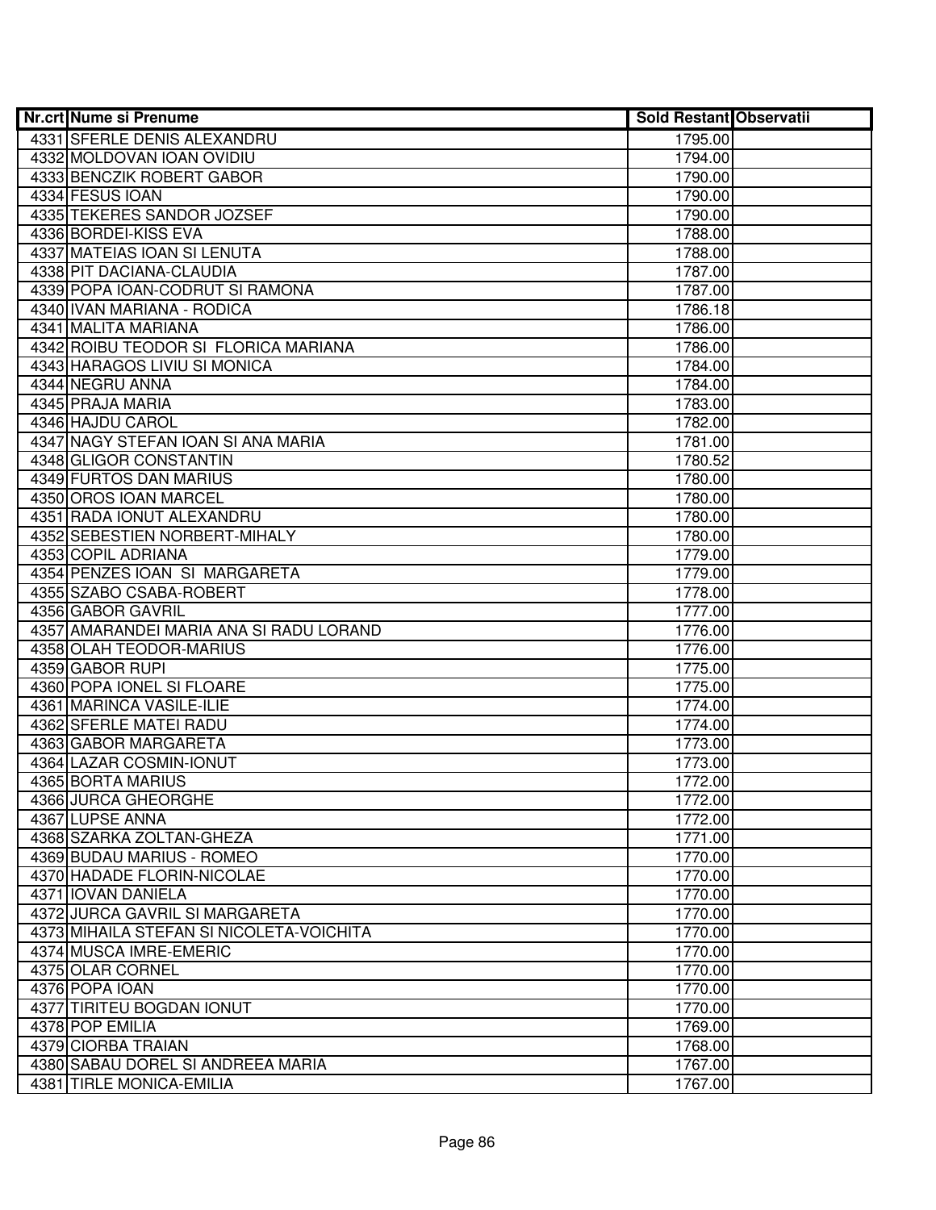| Nr.crt | Nume si Prenume | Sold Restant | Observatii |
|---|---|---|---|
| 4331 | SFERLE DENIS ALEXANDRU | 1795.00 | |
| 4332 | MOLDOVAN IOAN OVIDIU | 1794.00 | |
| 4333 | BENCZIK ROBERT GABOR | 1790.00 | |
| 4334 | FESUS IOAN | 1790.00 | |
| 4335 | TEKERES SANDOR JOZSEF | 1790.00 | |
| 4336 | BORDEI-KISS EVA | 1788.00 | |
| 4337 | MATEIAS IOAN SI LENUTA | 1788.00 | |
| 4338 | PIT DACIANA-CLAUDIA | 1787.00 | |
| 4339 | POPA IOAN-CODRUT SI RAMONA | 1787.00 | |
| 4340 | IVAN MARIANA - RODICA | 1786.18 | |
| 4341 | MALITA MARIANA | 1786.00 | |
| 4342 | ROIBU TEODOR SI FLORICA MARIANA | 1786.00 | |
| 4343 | HARAGOS LIVIU SI MONICA | 1784.00 | |
| 4344 | NEGRU ANNA | 1784.00 | |
| 4345 | PRAJA MARIA | 1783.00 | |
| 4346 | HAJDU CAROL | 1782.00 | |
| 4347 | NAGY STEFAN IOAN SI ANA MARIA | 1781.00 | |
| 4348 | GLIGOR CONSTANTIN | 1780.52 | |
| 4349 | FURTOS DAN MARIUS | 1780.00 | |
| 4350 | OROS IOAN MARCEL | 1780.00 | |
| 4351 | RADA IONUT ALEXANDRU | 1780.00 | |
| 4352 | SEBESTIEN NORBERT-MIHALY | 1780.00 | |
| 4353 | COPIL ADRIANA | 1779.00 | |
| 4354 | PENZES IOAN SI MARGARETA | 1779.00 | |
| 4355 | SZABO CSABA-ROBERT | 1778.00 | |
| 4356 | GABOR GAVRIL | 1777.00 | |
| 4357 | AMARANDEI MARIA ANA SI RADU LORAND | 1776.00 | |
| 4358 | OLAH TEODOR-MARIUS | 1776.00 | |
| 4359 | GABOR RUPI | 1775.00 | |
| 4360 | POPA IONEL SI FLOARE | 1775.00 | |
| 4361 | MARINCA VASILE-ILIE | 1774.00 | |
| 4362 | SFERLE MATEI RADU | 1774.00 | |
| 4363 | GABOR MARGARETA | 1773.00 | |
| 4364 | LAZAR COSMIN-IONUT | 1773.00 | |
| 4365 | BORTA MARIUS | 1772.00 | |
| 4366 | JURCA GHEORGHE | 1772.00 | |
| 4367 | LUPSE ANNA | 1772.00 | |
| 4368 | SZARKA ZOLTAN-GHEZA | 1771.00 | |
| 4369 | BUDAU MARIUS - ROMEO | 1770.00 | |
| 4370 | HADADE FLORIN-NICOLAE | 1770.00 | |
| 4371 | IOVAN DANIELA | 1770.00 | |
| 4372 | JURCA GAVRIL SI MARGARETA | 1770.00 | |
| 4373 | MIHAILA STEFAN SI NICOLETA-VOICHITA | 1770.00 | |
| 4374 | MUSCA IMRE-EMERIC | 1770.00 | |
| 4375 | OLAR CORNEL | 1770.00 | |
| 4376 | POPA IOAN | 1770.00 | |
| 4377 | TIRITEU BOGDAN IONUT | 1770.00 | |
| 4378 | POP EMILIA | 1769.00 | |
| 4379 | CIORBA TRAIAN | 1768.00 | |
| 4380 | SABAU DOREL SI ANDREEA MARIA | 1767.00 | |
| 4381 | TIRLE MONICA-EMILIA | 1767.00 | |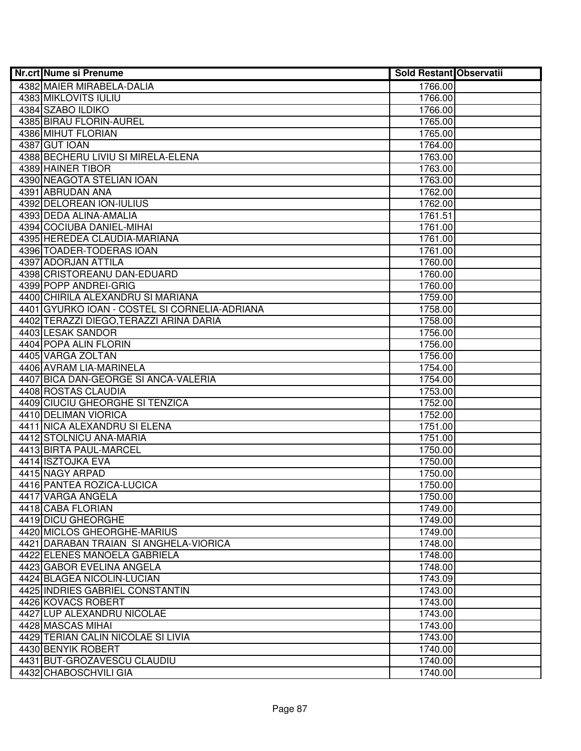| Nr.crt | Nume si Prenume | Sold Restant | Observatii |
|---|---|---|---|
| 4382 | MAIER MIRABELA-DALIA | 1766.00 | |
| 4383 | MIKLOVITS IULIU | 1766.00 | |
| 4384 | SZABO ILDIKO | 1766.00 | |
| 4385 | BIRAU FLORIN-AUREL | 1765.00 | |
| 4386 | MIHUT FLORIAN | 1765.00 | |
| 4387 | GUT IOAN | 1764.00 | |
| 4388 | BECHERU LIVIU SI MIRELA-ELENA | 1763.00 | |
| 4389 | HAINER TIBOR | 1763.00 | |
| 4390 | NEAGOTA STELIAN IOAN | 1763.00 | |
| 4391 | ABRUDAN ANA | 1762.00 | |
| 4392 | DELOREAN ION-IULIUS | 1762.00 | |
| 4393 | DEDA ALINA-AMALIA | 1761.51 | |
| 4394 | COCIUBA DANIEL-MIHAI | 1761.00 | |
| 4395 | HEREDEA CLAUDIA-MARIANA | 1761.00 | |
| 4396 | TOADER-TODERAS IOAN | 1761.00 | |
| 4397 | ADORJAN ATTILA | 1760.00 | |
| 4398 | CRISTOREANU DAN-EDUARD | 1760.00 | |
| 4399 | POPP ANDREI-GRIG | 1760.00 | |
| 4400 | CHIRILA ALEXANDRU SI MARIANA | 1759.00 | |
| 4401 | GYURKO IOAN - COSTEL SI CORNELIA-ADRIANA | 1758.00 | |
| 4402 | TERAZZI DIEGO,TERAZZI ARINA DARIA | 1758.00 | |
| 4403 | LESAK SANDOR | 1756.00 | |
| 4404 | POPA ALIN FLORIN | 1756.00 | |
| 4405 | VARGA ZOLTAN | 1756.00 | |
| 4406 | AVRAM LIA-MARINELA | 1754.00 | |
| 4407 | BICA DAN-GEORGE SI ANCA-VALERIA | 1754.00 | |
| 4408 | ROSTAS CLAUDIA | 1753.00 | |
| 4409 | CIUCIU GHEORGHE SI TENZICA | 1752.00 | |
| 4410 | DELIMAN VIORICA | 1752.00 | |
| 4411 | NICA ALEXANDRU SI ELENA | 1751.00 | |
| 4412 | STOLNICU ANA-MARIA | 1751.00 | |
| 4413 | BIRTA PAUL-MARCEL | 1750.00 | |
| 4414 | ISZTOJKA EVA | 1750.00 | |
| 4415 | NAGY ARPAD | 1750.00 | |
| 4416 | PANTEA ROZICA-LUCICA | 1750.00 | |
| 4417 | VARGA ANGELA | 1750.00 | |
| 4418 | CABA FLORIAN | 1749.00 | |
| 4419 | DICU GHEORGHE | 1749.00 | |
| 4420 | MICLOS GHEORGHE-MARIUS | 1749.00 | |
| 4421 | DARABAN TRAIAN SI ANGHELA-VIORICA | 1748.00 | |
| 4422 | ELENES MANOELA GABRIELA | 1748.00 | |
| 4423 | GABOR EVELINA ANGELA | 1748.00 | |
| 4424 | BLAGEA NICOLIN-LUCIAN | 1743.09 | |
| 4425 | INDRIES GABRIEL CONSTANTIN | 1743.00 | |
| 4426 | KOVACS ROBERT | 1743.00 | |
| 4427 | LUP ALEXANDRU NICOLAE | 1743.00 | |
| 4428 | MASCAS MIHAI | 1743.00 | |
| 4429 | TERIAN CALIN NICOLAE SI LIVIA | 1743.00 | |
| 4430 | BENYIK ROBERT | 1740.00 | |
| 4431 | BUT-GROZAVESCU CLAUDIU | 1740.00 | |
| 4432 | CHABOSCHVILI GIA | 1740.00 | |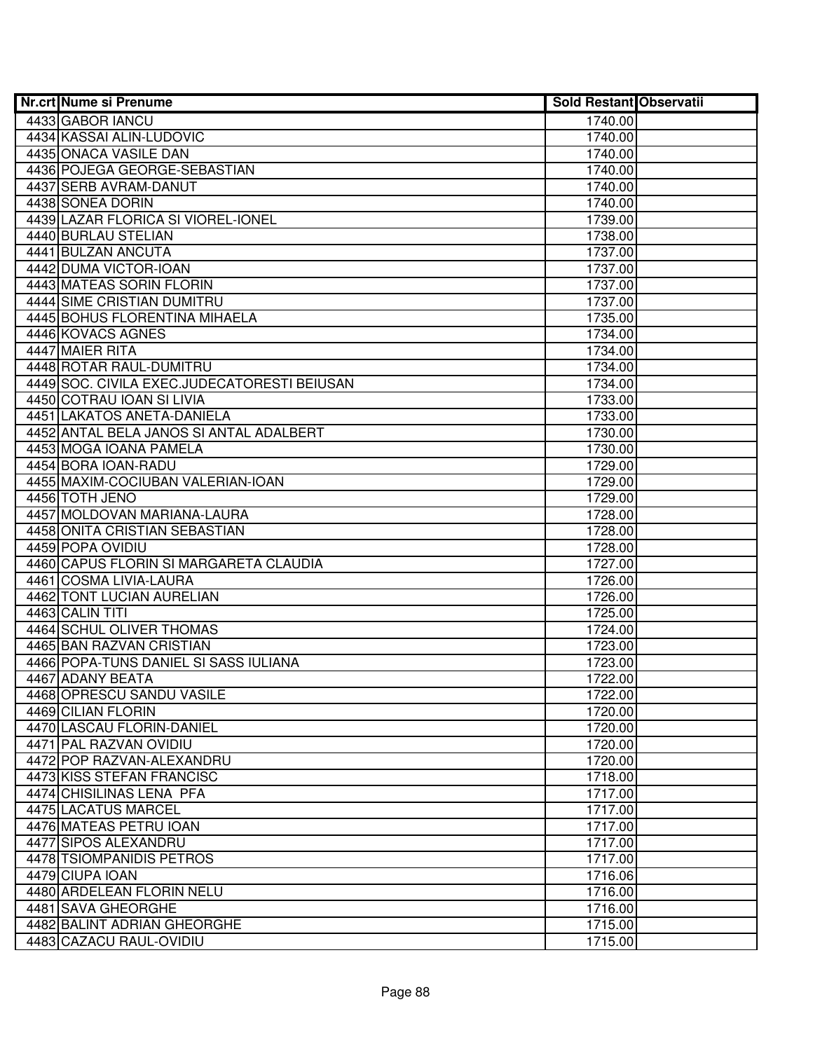| Nr.crt | Nume si Prenume | Sold Restant | Observatii |
|---|---|---|---|
| 4433 | GABOR IANCU | 1740.00 | |
| 4434 | KASSAI ALIN-LUDOVIC | 1740.00 | |
| 4435 | ONACA VASILE DAN | 1740.00 | |
| 4436 | POJEGA GEORGE-SEBASTIAN | 1740.00 | |
| 4437 | SERB AVRAM-DANUT | 1740.00 | |
| 4438 | SONEA DORIN | 1740.00 | |
| 4439 | LAZAR FLORICA SI VIOREL-IONEL | 1739.00 | |
| 4440 | BURLAU STELIAN | 1738.00 | |
| 4441 | BULZAN ANCUTA | 1737.00 | |
| 4442 | DUMA VICTOR-IOAN | 1737.00 | |
| 4443 | MATEAS SORIN FLORIN | 1737.00 | |
| 4444 | SIME CRISTIAN DUMITRU | 1737.00 | |
| 4445 | BOHUS FLORENTINA MIHAELA | 1735.00 | |
| 4446 | KOVACS AGNES | 1734.00 | |
| 4447 | MAIER RITA | 1734.00 | |
| 4448 | ROTAR RAUL-DUMITRU | 1734.00 | |
| 4449 | SOC. CIVILA EXEC.JUDECATORESTI BEIUSAN | 1734.00 | |
| 4450 | COTRAU IOAN SI LIVIA | 1733.00 | |
| 4451 | LAKATOS ANETA-DANIELA | 1733.00 | |
| 4452 | ANTAL BELA JANOS SI ANTAL ADALBERT | 1730.00 | |
| 4453 | MOGA IOANA PAMELA | 1730.00 | |
| 4454 | BORA IOAN-RADU | 1729.00 | |
| 4455 | MAXIM-COCIUBAN VALERIAN-IOAN | 1729.00 | |
| 4456 | TOTH JENO | 1729.00 | |
| 4457 | MOLDOVAN MARIANA-LAURA | 1728.00 | |
| 4458 | ONITA CRISTIAN SEBASTIAN | 1728.00 | |
| 4459 | POPA OVIDIU | 1728.00 | |
| 4460 | CAPUS FLORIN SI MARGARETA CLAUDIA | 1727.00 | |
| 4461 | COSMA LIVIA-LAURA | 1726.00 | |
| 4462 | TONT LUCIAN AURELIAN | 1726.00 | |
| 4463 | CALIN TITI | 1725.00 | |
| 4464 | SCHUL OLIVER THOMAS | 1724.00 | |
| 4465 | BAN RAZVAN CRISTIAN | 1723.00 | |
| 4466 | POPA-TUNS DANIEL SI SASS IULIANA | 1723.00 | |
| 4467 | ADANY BEATA | 1722.00 | |
| 4468 | OPRESCU SANDU VASILE | 1722.00 | |
| 4469 | CILIAN FLORIN | 1720.00 | |
| 4470 | LASCAU FLORIN-DANIEL | 1720.00 | |
| 4471 | PAL RAZVAN OVIDIU | 1720.00 | |
| 4472 | POP RAZVAN-ALEXANDRU | 1720.00 | |
| 4473 | KISS STEFAN FRANCISC | 1718.00 | |
| 4474 | CHISILINAS LENA PFA | 1717.00 | |
| 4475 | LACATUS MARCEL | 1717.00 | |
| 4476 | MATEAS PETRU IOAN | 1717.00 | |
| 4477 | SIPOS ALEXANDRU | 1717.00 | |
| 4478 | TSIOMPANIDIS PETROS | 1717.00 | |
| 4479 | CIUPA IOAN | 1716.06 | |
| 4480 | ARDELEAN FLORIN NELU | 1716.00 | |
| 4481 | SAVA GHEORGHE | 1716.00 | |
| 4482 | BALINT ADRIAN GHEORGHE | 1715.00 | |
| 4483 | CAZACU RAUL-OVIDIU | 1715.00 | |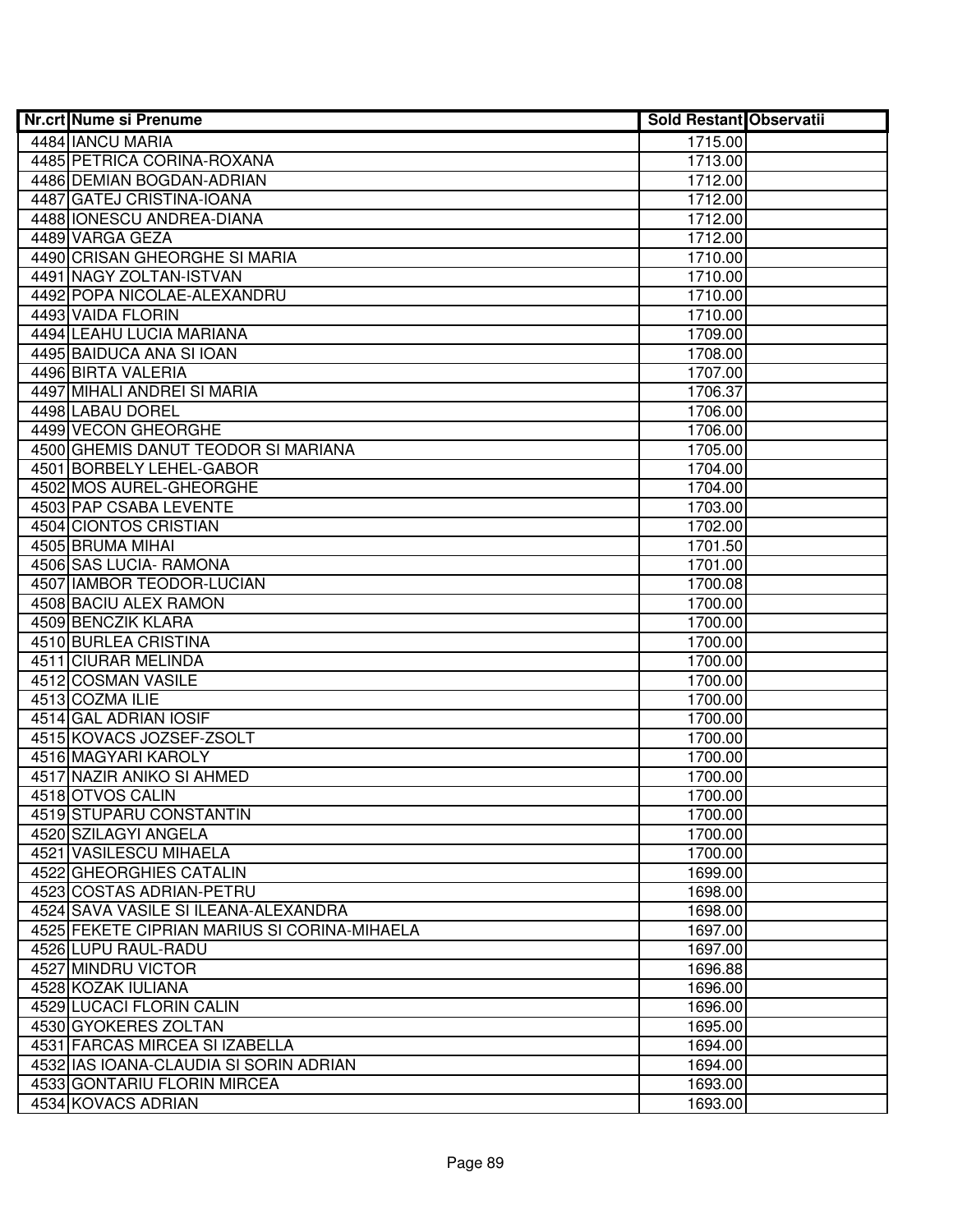| Nr.crt | Nume si Prenume | Sold Restant | Observatii |
|---|---|---|---|
| 4484 | IANCU MARIA | 1715.00 | |
| 4485 | PETRICA CORINA-ROXANA | 1713.00 | |
| 4486 | DEMIAN BOGDAN-ADRIAN | 1712.00 | |
| 4487 | GATEJ CRISTINA-IOANA | 1712.00 | |
| 4488 | IONESCU ANDREA-DIANA | 1712.00 | |
| 4489 | VARGA GEZA | 1712.00 | |
| 4490 | CRISAN GHEORGHE SI MARIA | 1710.00 | |
| 4491 | NAGY ZOLTAN-ISTVAN | 1710.00 | |
| 4492 | POPA NICOLAE-ALEXANDRU | 1710.00 | |
| 4493 | VAIDA FLORIN | 1710.00 | |
| 4494 | LEAHU LUCIA MARIANA | 1709.00 | |
| 4495 | BAIDUCA ANA SI IOAN | 1708.00 | |
| 4496 | BIRTA VALERIA | 1707.00 | |
| 4497 | MIHALI ANDREI SI MARIA | 1706.37 | |
| 4498 | LABAU DOREL | 1706.00 | |
| 4499 | VECON GHEORGHE | 1706.00 | |
| 4500 | GHEMIS DANUT TEODOR SI MARIANA | 1705.00 | |
| 4501 | BORBELY LEHEL-GABOR | 1704.00 | |
| 4502 | MOS AUREL-GHEORGHE | 1704.00 | |
| 4503 | PAP CSABA LEVENTE | 1703.00 | |
| 4504 | CIONTOS CRISTIAN | 1702.00 | |
| 4505 | BRUMA MIHAI | 1701.50 | |
| 4506 | SAS LUCIA- RAMONA | 1701.00 | |
| 4507 | IAMBOR TEODOR-LUCIAN | 1700.08 | |
| 4508 | BACIU ALEX RAMON | 1700.00 | |
| 4509 | BENCZIK KLARA | 1700.00 | |
| 4510 | BURLEA CRISTINA | 1700.00 | |
| 4511 | CIURAR MELINDA | 1700.00 | |
| 4512 | COSMAN VASILE | 1700.00 | |
| 4513 | COZMA ILIE | 1700.00 | |
| 4514 | GAL ADRIAN IOSIF | 1700.00 | |
| 4515 | KOVACS JOZSEF-ZSOLT | 1700.00 | |
| 4516 | MAGYARI KAROLY | 1700.00 | |
| 4517 | NAZIR ANIKO SI AHMED | 1700.00 | |
| 4518 | OTVOS CALIN | 1700.00 | |
| 4519 | STUPARU CONSTANTIN | 1700.00 | |
| 4520 | SZILAGYI ANGELA | 1700.00 | |
| 4521 | VASILESCU MIHAELA | 1700.00 | |
| 4522 | GHEORGHIES CATALIN | 1699.00 | |
| 4523 | COSTAS ADRIAN-PETRU | 1698.00 | |
| 4524 | SAVA VASILE SI ILEANA-ALEXANDRA | 1698.00 | |
| 4525 | FEKETE CIPRIAN MARIUS SI CORINA-MIHAELA | 1697.00 | |
| 4526 | LUPU RAUL-RADU | 1697.00 | |
| 4527 | MINDRU VICTOR | 1696.88 | |
| 4528 | KOZAK IULIANA | 1696.00 | |
| 4529 | LUCACI FLORIN CALIN | 1696.00 | |
| 4530 | GYOKERES ZOLTAN | 1695.00 | |
| 4531 | FARCAS MIRCEA SI IZABELLA | 1694.00 | |
| 4532 | IAS IOANA-CLAUDIA SI SORIN ADRIAN | 1694.00 | |
| 4533 | GONTARIU FLORIN MIRCEA | 1693.00 | |
| 4534 | KOVACS ADRIAN | 1693.00 | |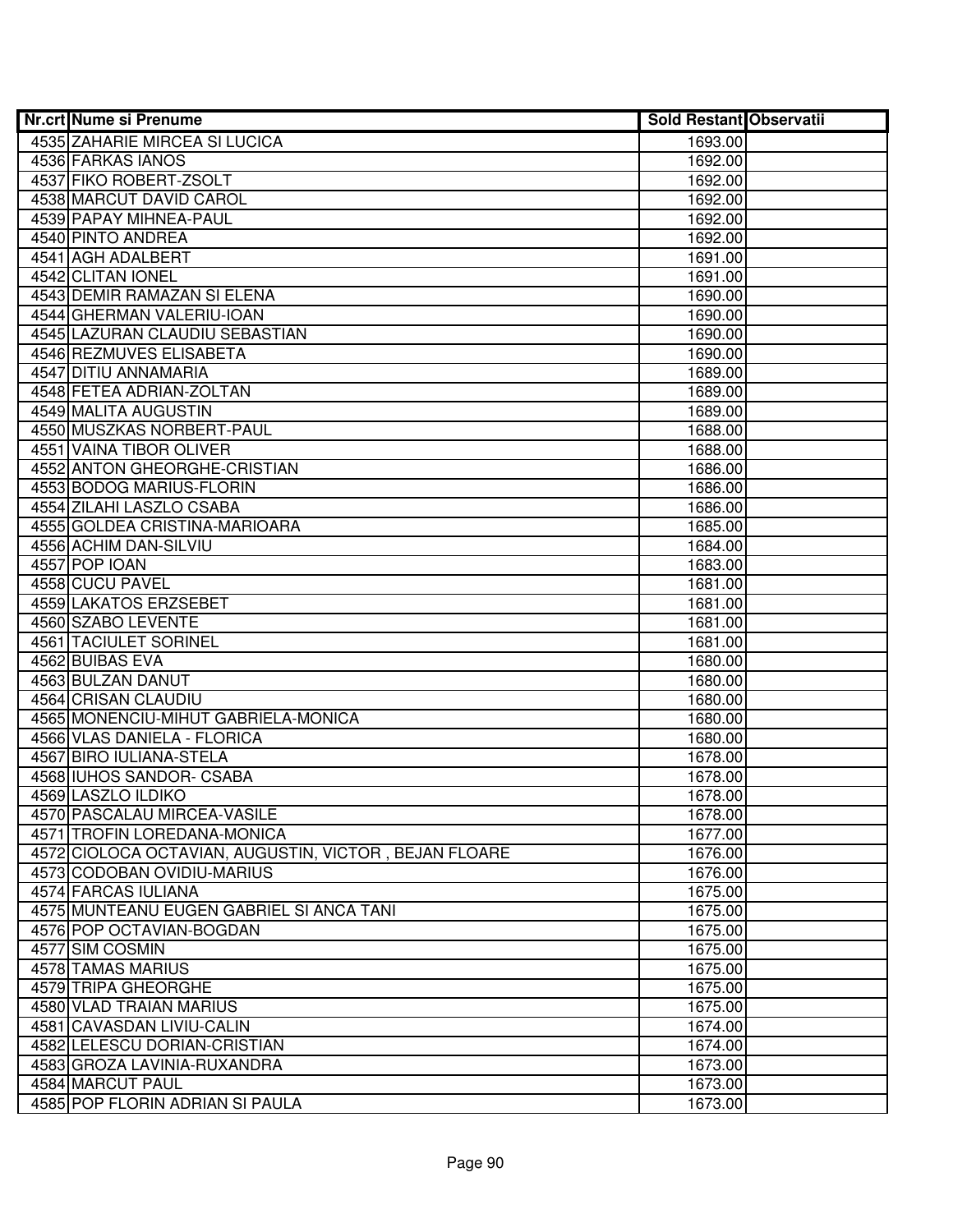| Nr.crt | Nume si Prenume | Sold Restant | Observatii |
|---|---|---|---|
| 4535 | ZAHARIE MIRCEA SI LUCICA | 1693.00 | |
| 4536 | FARKAS IANOS | 1692.00 | |
| 4537 | FIKO ROBERT-ZSOLT | 1692.00 | |
| 4538 | MARCUT DAVID CAROL | 1692.00 | |
| 4539 | PAPAY MIHNEA-PAUL | 1692.00 | |
| 4540 | PINTO ANDREA | 1692.00 | |
| 4541 | AGH ADALBERT | 1691.00 | |
| 4542 | CLITAN IONEL | 1691.00 | |
| 4543 | DEMIR RAMAZAN SI ELENA | 1690.00 | |
| 4544 | GHERMAN VALERIU-IOAN | 1690.00 | |
| 4545 | LAZURAN CLAUDIU SEBASTIAN | 1690.00 | |
| 4546 | REZMUVES ELISABETA | 1690.00 | |
| 4547 | DITIU ANNAMARIA | 1689.00 | |
| 4548 | FETEA ADRIAN-ZOLTAN | 1689.00 | |
| 4549 | MALITA AUGUSTIN | 1689.00 | |
| 4550 | MUSZKAS NORBERT-PAUL | 1688.00 | |
| 4551 | VAINA TIBOR OLIVER | 1688.00 | |
| 4552 | ANTON GHEORGHE-CRISTIAN | 1686.00 | |
| 4553 | BODOG MARIUS-FLORIN | 1686.00 | |
| 4554 | ZILAHI LASZLO CSABA | 1686.00 | |
| 4555 | GOLDEA CRISTINA-MARIOARA | 1685.00 | |
| 4556 | ACHIM DAN-SILVIU | 1684.00 | |
| 4557 | POP IOAN | 1683.00 | |
| 4558 | CUCU PAVEL | 1681.00 | |
| 4559 | LAKATOS ERZSEBET | 1681.00 | |
| 4560 | SZABO LEVENTE | 1681.00 | |
| 4561 | TACIULET SORINEL | 1681.00 | |
| 4562 | BUIBAS EVA | 1680.00 | |
| 4563 | BULZAN DANUT | 1680.00 | |
| 4564 | CRISAN CLAUDIU | 1680.00 | |
| 4565 | MONENCIU-MIHUT GABRIELA-MONICA | 1680.00 | |
| 4566 | VLAS DANIELA - FLORICA | 1680.00 | |
| 4567 | BIRO IULIANA-STELA | 1678.00 | |
| 4568 | IUHOS SANDOR- CSABA | 1678.00 | |
| 4569 | LASZLO ILDIKO | 1678.00 | |
| 4570 | PASCALAU MIRCEA-VASILE | 1678.00 | |
| 4571 | TROFIN LOREDANA-MONICA | 1677.00 | |
| 4572 | CIOLOCA OCTAVIAN, AUGUSTIN, VICTOR , BEJAN FLOARE | 1676.00 | |
| 4573 | CODOBAN OVIDIU-MARIUS | 1676.00 | |
| 4574 | FARCAS IULIANA | 1675.00 | |
| 4575 | MUNTEANU EUGEN GABRIEL SI ANCA TANI | 1675.00 | |
| 4576 | POP OCTAVIAN-BOGDAN | 1675.00 | |
| 4577 | SIM COSMIN | 1675.00 | |
| 4578 | TAMAS MARIUS | 1675.00 | |
| 4579 | TRIPA GHEORGHE | 1675.00 | |
| 4580 | VLAD TRAIAN MARIUS | 1675.00 | |
| 4581 | CAVASDAN LIVIU-CALIN | 1674.00 | |
| 4582 | LELESCU DORIAN-CRISTIAN | 1674.00 | |
| 4583 | GROZA LAVINIA-RUXANDRA | 1673.00 | |
| 4584 | MARCUT PAUL | 1673.00 | |
| 4585 | POP FLORIN ADRIAN SI PAULA | 1673.00 | |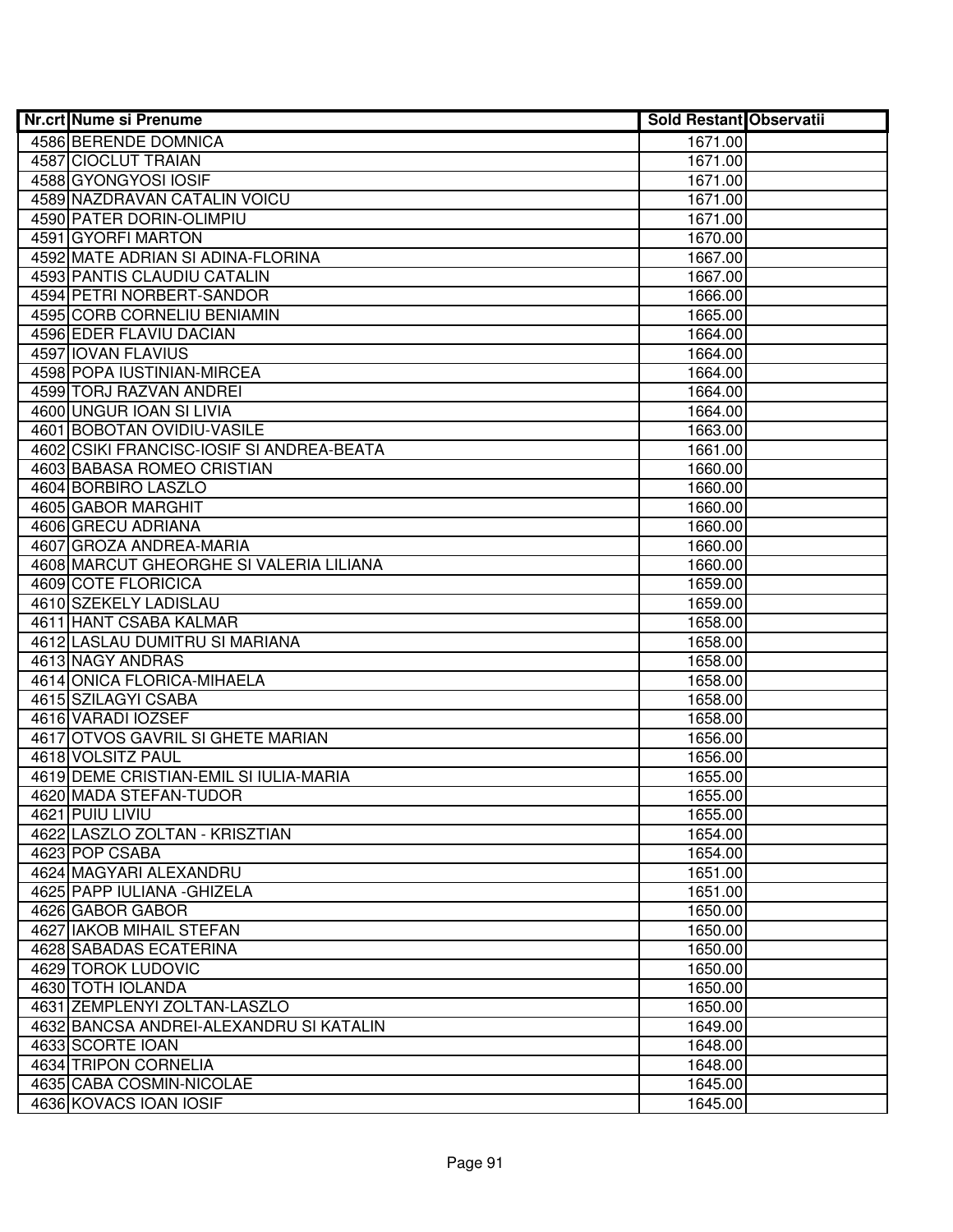| Nr.crt | Nume si Prenume | Sold Restant | Observatii |
|---|---|---|---|
| 4586 | BERENDE DOMNICA | 1671.00 | |
| 4587 | CIOCLUT TRAIAN | 1671.00 | |
| 4588 | GYONGYOSI IOSIF | 1671.00 | |
| 4589 | NAZDRAVAN CATALIN VOICU | 1671.00 | |
| 4590 | PATER DORIN-OLIMPIU | 1671.00 | |
| 4591 | GYORFI MARTON | 1670.00 | |
| 4592 | MATE ADRIAN SI ADINA-FLORINA | 1667.00 | |
| 4593 | PANTIS CLAUDIU CATALIN | 1667.00 | |
| 4594 | PETRI NORBERT-SANDOR | 1666.00 | |
| 4595 | CORB CORNELIU BENIAMIN | 1665.00 | |
| 4596 | EDER FLAVIU DACIAN | 1664.00 | |
| 4597 | IOVAN FLAVIUS | 1664.00 | |
| 4598 | POPA IUSTINIAN-MIRCEA | 1664.00 | |
| 4599 | TORJ RAZVAN ANDREI | 1664.00 | |
| 4600 | UNGUR IOAN SI LIVIA | 1664.00 | |
| 4601 | BOBOTAN OVIDIU-VASILE | 1663.00 | |
| 4602 | CSIKI FRANCISC-IOSIF SI ANDREA-BEATA | 1661.00 | |
| 4603 | BABASA ROMEO CRISTIAN | 1660.00 | |
| 4604 | BORBIRO LASZLO | 1660.00 | |
| 4605 | GABOR MARGHIT | 1660.00 | |
| 4606 | GRECU ADRIANA | 1660.00 | |
| 4607 | GROZA ANDREA-MARIA | 1660.00 | |
| 4608 | MARCUT GHEORGHE SI VALERIA LILIANA | 1660.00 | |
| 4609 | COTE FLORICICA | 1659.00 | |
| 4610 | SZEKELY LADISLAU | 1659.00 | |
| 4611 | HANT CSABA KALMAR | 1658.00 | |
| 4612 | LASLAU DUMITRU SI MARIANA | 1658.00 | |
| 4613 | NAGY ANDRAS | 1658.00 | |
| 4614 | ONICA FLORICA-MIHAELA | 1658.00 | |
| 4615 | SZILAGYI CSABA | 1658.00 | |
| 4616 | VARADI IOZSEF | 1658.00 | |
| 4617 | OTVOS GAVRIL SI GHETE MARIAN | 1656.00 | |
| 4618 | VOLSITZ PAUL | 1656.00 | |
| 4619 | DEME CRISTIAN-EMIL SI IULIA-MARIA | 1655.00 | |
| 4620 | MADA STEFAN-TUDOR | 1655.00 | |
| 4621 | PUIU LIVIU | 1655.00 | |
| 4622 | LASZLO ZOLTAN - KRISZTIAN | 1654.00 | |
| 4623 | POP CSABA | 1654.00 | |
| 4624 | MAGYARI ALEXANDRU | 1651.00 | |
| 4625 | PAPP IULIANA -GHIZELA | 1651.00 | |
| 4626 | GABOR GABOR | 1650.00 | |
| 4627 | IAKOB MIHAIL STEFAN | 1650.00 | |
| 4628 | SABADAS ECATERINA | 1650.00 | |
| 4629 | TOROK LUDOVIC | 1650.00 | |
| 4630 | TOTH IOLANDA | 1650.00 | |
| 4631 | ZEMPLENYI ZOLTAN-LASZLO | 1650.00 | |
| 4632 | BANCSA ANDREI-ALEXANDRU SI KATALIN | 1649.00 | |
| 4633 | SCORTE IOAN | 1648.00 | |
| 4634 | TRIPON CORNELIA | 1648.00 | |
| 4635 | CABA COSMIN-NICOLAE | 1645.00 | |
| 4636 | KOVACS IOAN IOSIF | 1645.00 | |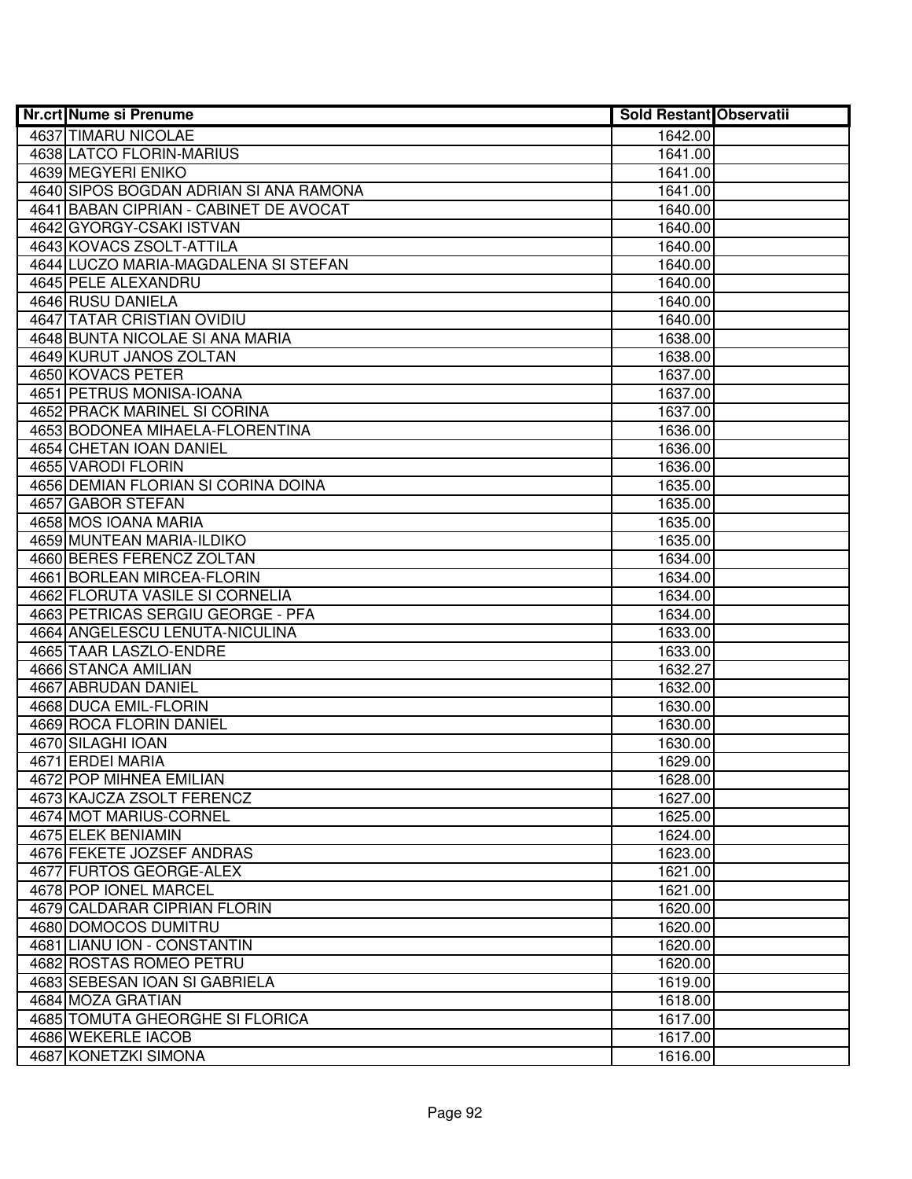| Nr.crt | Nume si Prenume | Sold Restant | Observatii |
|---|---|---|---|
| 4637 | TIMARU NICOLAE | 1642.00 | |
| 4638 | LATCO FLORIN-MARIUS | 1641.00 | |
| 4639 | MEGYERI ENIKO | 1641.00 | |
| 4640 | SIPOS BOGDAN ADRIAN SI ANA RAMONA | 1641.00 | |
| 4641 | BABAN CIPRIAN - CABINET DE AVOCAT | 1640.00 | |
| 4642 | GYORGY-CSAKI ISTVAN | 1640.00 | |
| 4643 | KOVACS ZSOLT-ATTILA | 1640.00 | |
| 4644 | LUCZO MARIA-MAGDALENA SI STEFAN | 1640.00 | |
| 4645 | PELE ALEXANDRU | 1640.00 | |
| 4646 | RUSU DANIELA | 1640.00 | |
| 4647 | TATAR CRISTIAN OVIDIU | 1640.00 | |
| 4648 | BUNTA NICOLAE SI ANA MARIA | 1638.00 | |
| 4649 | KURUT JANOS ZOLTAN | 1638.00 | |
| 4650 | KOVACS PETER | 1637.00 | |
| 4651 | PETRUS MONISA-IOANA | 1637.00 | |
| 4652 | PRACK MARINEL SI CORINA | 1637.00 | |
| 4653 | BODONEA MIHAELA-FLORENTINA | 1636.00 | |
| 4654 | CHETAN IOAN DANIEL | 1636.00 | |
| 4655 | VARODI FLORIN | 1636.00 | |
| 4656 | DEMIAN FLORIAN SI CORINA DOINA | 1635.00 | |
| 4657 | GABOR STEFAN | 1635.00 | |
| 4658 | MOS IOANA MARIA | 1635.00 | |
| 4659 | MUNTEAN MARIA-ILDIKO | 1635.00 | |
| 4660 | BERES FERENCZ ZOLTAN | 1634.00 | |
| 4661 | BORLEAN MIRCEA-FLORIN | 1634.00 | |
| 4662 | FLORUTA VASILE SI CORNELIA | 1634.00 | |
| 4663 | PETRICAS SERGIU GEORGE - PFA | 1634.00 | |
| 4664 | ANGELESCU LENUTA-NICULINA | 1633.00 | |
| 4665 | TAAR LASZLO-ENDRE | 1633.00 | |
| 4666 | STANCA AMILIAN | 1632.27 | |
| 4667 | ABRUDAN DANIEL | 1632.00 | |
| 4668 | DUCA EMIL-FLORIN | 1630.00 | |
| 4669 | ROCA FLORIN DANIEL | 1630.00 | |
| 4670 | SILAGHI IOAN | 1630.00 | |
| 4671 | ERDEI MARIA | 1629.00 | |
| 4672 | POP MIHNEA EMILIAN | 1628.00 | |
| 4673 | KAJCZA ZSOLT FERENCZ | 1627.00 | |
| 4674 | MOT MARIUS-CORNEL | 1625.00 | |
| 4675 | ELEK BENIAMIN | 1624.00 | |
| 4676 | FEKETE JOZSEF ANDRAS | 1623.00 | |
| 4677 | FURTOS GEORGE-ALEX | 1621.00 | |
| 4678 | POP IONEL MARCEL | 1621.00 | |
| 4679 | CALDARAR CIPRIAN FLORIN | 1620.00 | |
| 4680 | DOMOCOS DUMITRU | 1620.00 | |
| 4681 | LIANU ION - CONSTANTIN | 1620.00 | |
| 4682 | ROSTAS ROMEO PETRU | 1620.00 | |
| 4683 | SEBESAN IOAN SI GABRIELA | 1619.00 | |
| 4684 | MOZA GRATIAN | 1618.00 | |
| 4685 | TOMUTA GHEORGHE SI FLORICA | 1617.00 | |
| 4686 | WEKERLE IACOB | 1617.00 | |
| 4687 | KONETZKI SIMONA | 1616.00 | |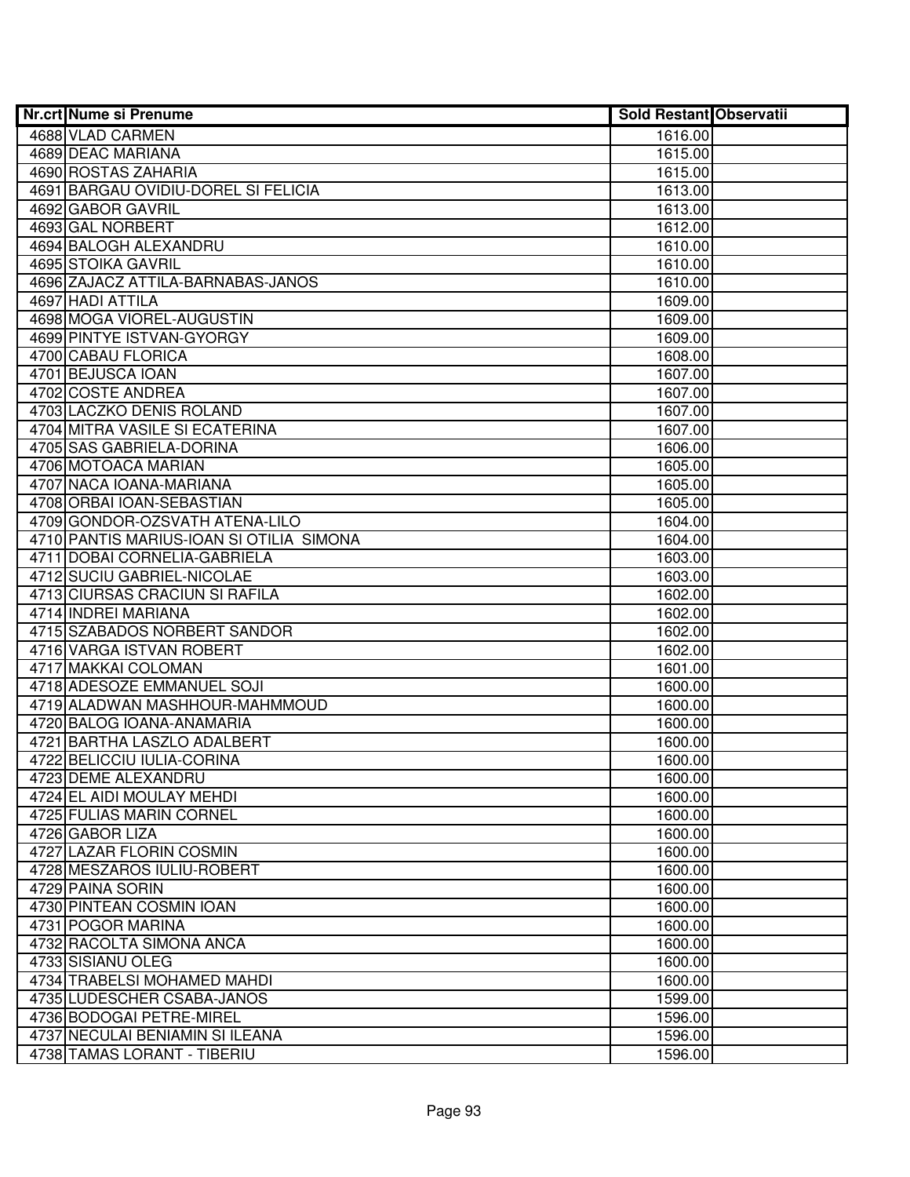| Nr.crt | Nume si Prenume | Sold Restant | Observatii |
|---|---|---|---|
| 4688 | VLAD CARMEN | 1616.00 | |
| 4689 | DEAC MARIANA | 1615.00 | |
| 4690 | ROSTAS ZAHARIA | 1615.00 | |
| 4691 | BARGAU OVIDIU-DOREL SI FELICIA | 1613.00 | |
| 4692 | GABOR GAVRIL | 1613.00 | |
| 4693 | GAL NORBERT | 1612.00 | |
| 4694 | BALOGH ALEXANDRU | 1610.00 | |
| 4695 | STOIKA GAVRIL | 1610.00 | |
| 4696 | ZAJACZ ATTILA-BARNABAS-JANOS | 1610.00 | |
| 4697 | HADI ATTILA | 1609.00 | |
| 4698 | MOGA VIOREL-AUGUSTIN | 1609.00 | |
| 4699 | PINTYE ISTVAN-GYORGY | 1609.00 | |
| 4700 | CABAU FLORICA | 1608.00 | |
| 4701 | BEJUSCA IOAN | 1607.00 | |
| 4702 | COSTE ANDREA | 1607.00 | |
| 4703 | LACZKO DENIS ROLAND | 1607.00 | |
| 4704 | MITRA VASILE SI ECATERINA | 1607.00 | |
| 4705 | SAS GABRIELA-DORINA | 1606.00 | |
| 4706 | MOTOACA MARIAN | 1605.00 | |
| 4707 | NACA IOANA-MARIANA | 1605.00 | |
| 4708 | ORBAI IOAN-SEBASTIAN | 1605.00 | |
| 4709 | GONDOR-OZSVATH ATENA-LILO | 1604.00 | |
| 4710 | PANTIS MARIUS-IOAN SI OTILIA SIMONA | 1604.00 | |
| 4711 | DOBAI CORNELIA-GABRIELA | 1603.00 | |
| 4712 | SUCIU GABRIEL-NICOLAE | 1603.00 | |
| 4713 | CIURSAS CRACIUN SI RAFILA | 1602.00 | |
| 4714 | INDREI MARIANA | 1602.00 | |
| 4715 | SZABADOS NORBERT SANDOR | 1602.00 | |
| 4716 | VARGA ISTVAN ROBERT | 1602.00 | |
| 4717 | MAKKAI COLOMAN | 1601.00 | |
| 4718 | ADESOZE EMMANUEL SOJI | 1600.00 | |
| 4719 | ALADWAN MASHHOUR-MAHMMOUD | 1600.00 | |
| 4720 | BALOG IOANA-ANAMARIA | 1600.00 | |
| 4721 | BARTHA LASZLO ADALBERT | 1600.00 | |
| 4722 | BELICCIU IULIA-CORINA | 1600.00 | |
| 4723 | DEME ALEXANDRU | 1600.00 | |
| 4724 | EL AIDI MOULAY MEHDI | 1600.00 | |
| 4725 | FULIAS MARIN CORNEL | 1600.00 | |
| 4726 | GABOR LIZA | 1600.00 | |
| 4727 | LAZAR FLORIN COSMIN | 1600.00 | |
| 4728 | MESZAROS IULIU-ROBERT | 1600.00 | |
| 4729 | PAINA SORIN | 1600.00 | |
| 4730 | PINTEAN COSMIN IOAN | 1600.00 | |
| 4731 | POGOR MARINA | 1600.00 | |
| 4732 | RACOLTA SIMONA ANCA | 1600.00 | |
| 4733 | SISIANU OLEG | 1600.00 | |
| 4734 | TRABELSI MOHAMED MAHDI | 1600.00 | |
| 4735 | LUDESCHER CSABA-JANOS | 1599.00 | |
| 4736 | BODOGAI PETRE-MIREL | 1596.00 | |
| 4737 | NECULAI BENIAMIN SI ILEANA | 1596.00 | |
| 4738 | TAMAS LORANT - TIBERIU | 1596.00 | |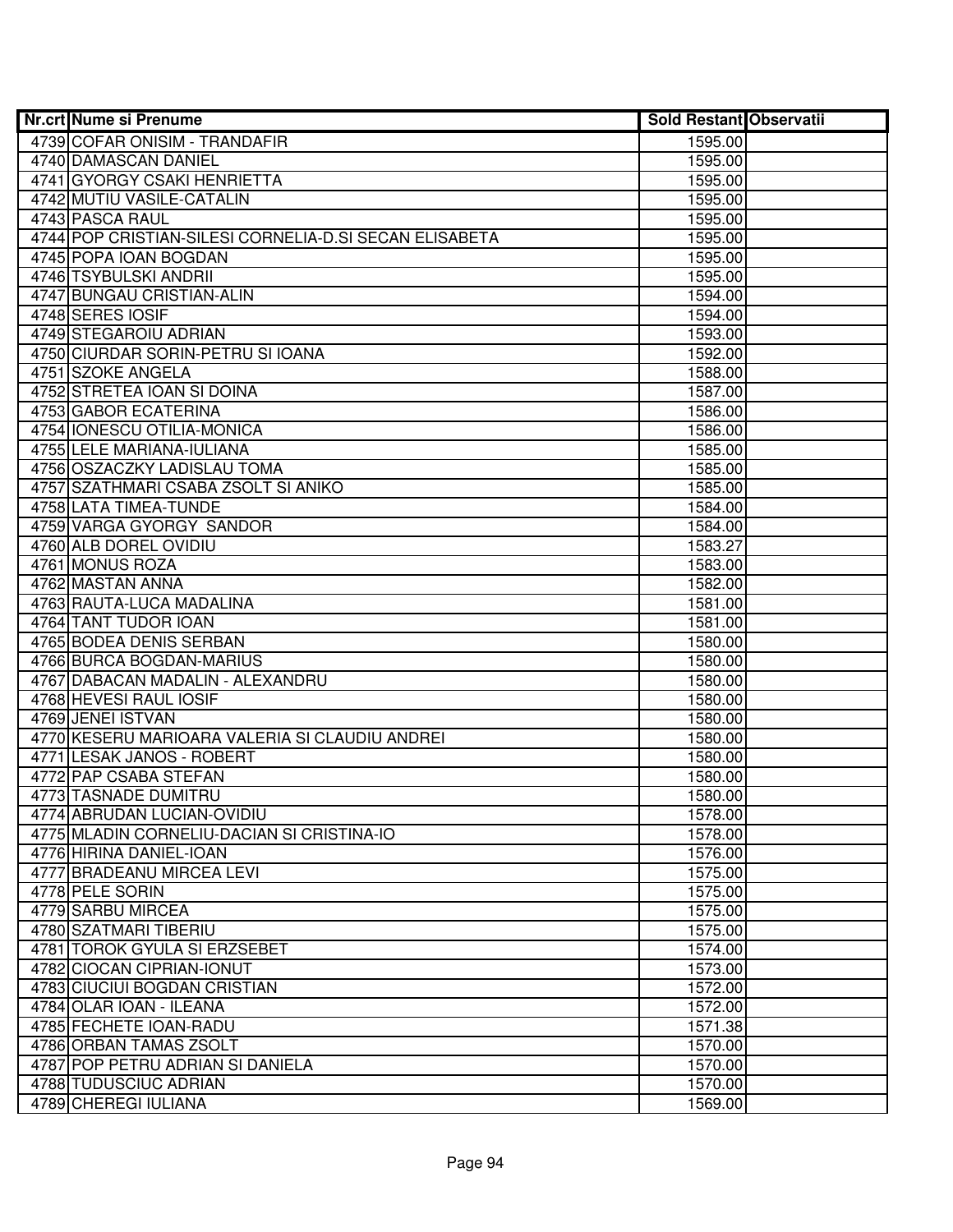| Nr.crt | Nume si Prenume | Sold Restant | Observatii |
|---|---|---|---|
| 4739 | COFAR ONISIM - TRANDAFIR | 1595.00 | |
| 4740 | DAMASCAN DANIEL | 1595.00 | |
| 4741 | GYORGY CSAKI HENRIETTA | 1595.00 | |
| 4742 | MUTIU VASILE-CATALIN | 1595.00 | |
| 4743 | PASCA RAUL | 1595.00 | |
| 4744 | POP CRISTIAN-SILESI CORNELIA-D.SI SECAN ELISABETA | 1595.00 | |
| 4745 | POPA IOAN BOGDAN | 1595.00 | |
| 4746 | TSYBULSKI ANDRII | 1595.00 | |
| 4747 | BUNGAU CRISTIAN-ALIN | 1594.00 | |
| 4748 | SERES IOSIF | 1594.00 | |
| 4749 | STEGAROIU ADRIAN | 1593.00 | |
| 4750 | CIURDAR SORIN-PETRU SI IOANA | 1592.00 | |
| 4751 | SZOKE ANGELA | 1588.00 | |
| 4752 | STRETEA IOAN SI DOINA | 1587.00 | |
| 4753 | GABOR ECATERINA | 1586.00 | |
| 4754 | IONESCU OTILIA-MONICA | 1586.00 | |
| 4755 | LELE MARIANA-IULIANA | 1585.00 | |
| 4756 | OSZACZKY LADISLAU TOMA | 1585.00 | |
| 4757 | SZATHMARI CSABA ZSOLT SI ANIKO | 1585.00 | |
| 4758 | LATA TIMEA-TUNDE | 1584.00 | |
| 4759 | VARGA GYORGY  SANDOR | 1584.00 | |
| 4760 | ALB DOREL OVIDIU | 1583.27 | |
| 4761 | MONUS ROZA | 1583.00 | |
| 4762 | MASTAN ANNA | 1582.00 | |
| 4763 | RAUTA-LUCA MADALINA | 1581.00 | |
| 4764 | TANT TUDOR IOAN | 1581.00 | |
| 4765 | BODEA DENIS SERBAN | 1580.00 | |
| 4766 | BURCA BOGDAN-MARIUS | 1580.00 | |
| 4767 | DABACAN MADALIN - ALEXANDRU | 1580.00 | |
| 4768 | HEVESI RAUL IOSIF | 1580.00 | |
| 4769 | JENEI ISTVAN | 1580.00 | |
| 4770 | KESERU MARIOARA VALERIA SI CLAUDIU ANDREI | 1580.00 | |
| 4771 | LESAK JANOS - ROBERT | 1580.00 | |
| 4772 | PAP CSABA STEFAN | 1580.00 | |
| 4773 | TASNADE DUMITRU | 1580.00 | |
| 4774 | ABRUDAN LUCIAN-OVIDIU | 1578.00 | |
| 4775 | MLADIN CORNELIU-DACIAN SI CRISTINA-IO | 1578.00 | |
| 4776 | HIRINA DANIEL-IOAN | 1576.00 | |
| 4777 | BRADEANU MIRCEA LEVI | 1575.00 | |
| 4778 | PELE SORIN | 1575.00 | |
| 4779 | SARBU MIRCEA | 1575.00 | |
| 4780 | SZATMARI TIBERIU | 1575.00 | |
| 4781 | TOROK GYULA SI ERZSEBET | 1574.00 | |
| 4782 | CIOCAN CIPRIAN-IONUT | 1573.00 | |
| 4783 | CIUCIUI BOGDAN CRISTIAN | 1572.00 | |
| 4784 | OLAR IOAN - ILEANA | 1572.00 | |
| 4785 | FECHETE IOAN-RADU | 1571.38 | |
| 4786 | ORBAN TAMAS ZSOLT | 1570.00 | |
| 4787 | POP PETRU ADRIAN SI DANIELA | 1570.00 | |
| 4788 | TUDUSCIUC ADRIAN | 1570.00 | |
| 4789 | CHEREGI IULIANA | 1569.00 | |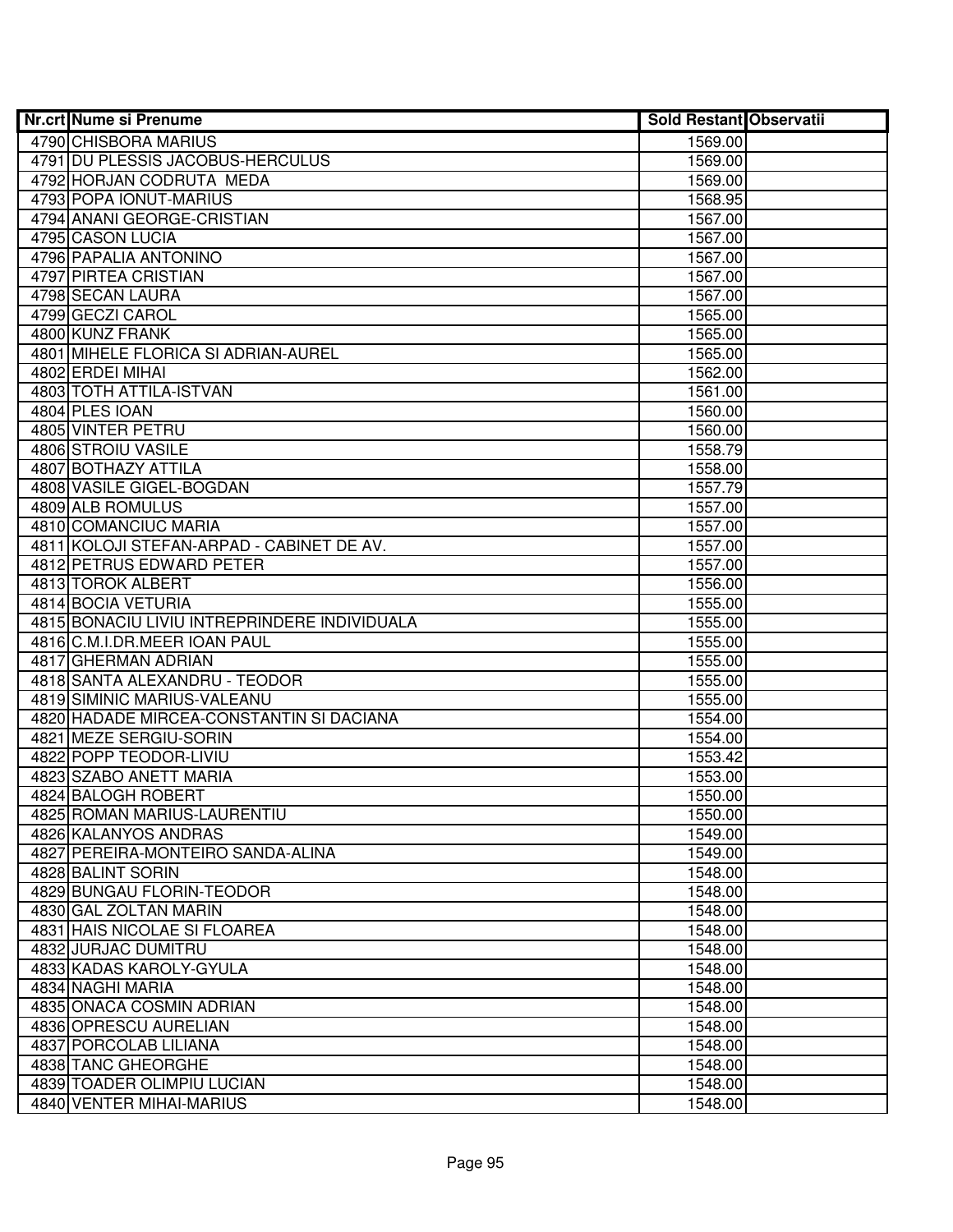| Nr.crt | Nume si Prenume | Sold Restant | Observatii |
|---|---|---|---|
| 4790 | CHISBORA MARIUS | 1569.00 | |
| 4791 | DU PLESSIS JACOBUS-HERCULUS | 1569.00 | |
| 4792 | HORJAN CODRUTA MEDA | 1569.00 | |
| 4793 | POPA IONUT-MARIUS | 1568.95 | |
| 4794 | ANANI GEORGE-CRISTIAN | 1567.00 | |
| 4795 | CASON LUCIA | 1567.00 | |
| 4796 | PAPALIA ANTONINO | 1567.00 | |
| 4797 | PIRTEA CRISTIAN | 1567.00 | |
| 4798 | SECAN LAURA | 1567.00 | |
| 4799 | GECZI CAROL | 1565.00 | |
| 4800 | KUNZ FRANK | 1565.00 | |
| 4801 | MIHELE FLORICA SI ADRIAN-AUREL | 1565.00 | |
| 4802 | ERDEI MIHAI | 1562.00 | |
| 4803 | TOTH ATTILA-ISTVAN | 1561.00 | |
| 4804 | PLES IOAN | 1560.00 | |
| 4805 | VINTER PETRU | 1560.00 | |
| 4806 | STROIU VASILE | 1558.79 | |
| 4807 | BOTHAZY ATTILA | 1558.00 | |
| 4808 | VASILE GIGEL-BOGDAN | 1557.79 | |
| 4809 | ALB ROMULUS | 1557.00 | |
| 4810 | COMANCIUC MARIA | 1557.00 | |
| 4811 | KOLOJI STEFAN-ARPAD - CABINET DE AV. | 1557.00 | |
| 4812 | PETRUS EDWARD PETER | 1557.00 | |
| 4813 | TOROK ALBERT | 1556.00 | |
| 4814 | BOCIA VETURIA | 1555.00 | |
| 4815 | BONACIU LIVIU INTREPRINDERE INDIVIDUALA | 1555.00 | |
| 4816 | C.M.I.DR.MEER IOAN PAUL | 1555.00 | |
| 4817 | GHERMAN ADRIAN | 1555.00 | |
| 4818 | SANTA ALEXANDRU - TEODOR | 1555.00 | |
| 4819 | SIMINIC MARIUS-VALEANU | 1555.00 | |
| 4820 | HADADE MIRCEA-CONSTANTIN SI DACIANA | 1554.00 | |
| 4821 | MEZE SERGIU-SORIN | 1554.00 | |
| 4822 | POPP TEODOR-LIVIU | 1553.42 | |
| 4823 | SZABO ANETT MARIA | 1553.00 | |
| 4824 | BALOGH ROBERT | 1550.00 | |
| 4825 | ROMAN MARIUS-LAURENTIU | 1550.00 | |
| 4826 | KALANYOS ANDRAS | 1549.00 | |
| 4827 | PEREIRA-MONTEIRO SANDA-ALINA | 1549.00 | |
| 4828 | BALINT SORIN | 1548.00 | |
| 4829 | BUNGAU FLORIN-TEODOR | 1548.00 | |
| 4830 | GAL ZOLTAN MARIN | 1548.00 | |
| 4831 | HAIS NICOLAE SI FLOAREA | 1548.00 | |
| 4832 | JURJAC DUMITRU | 1548.00 | |
| 4833 | KADAS KAROLY-GYULA | 1548.00 | |
| 4834 | NAGHI MARIA | 1548.00 | |
| 4835 | ONACA COSMIN ADRIAN | 1548.00 | |
| 4836 | OPRESCU AURELIAN | 1548.00 | |
| 4837 | PORCOLAB LILIANA | 1548.00 | |
| 4838 | TANC GHEORGHE | 1548.00 | |
| 4839 | TOADER OLIMPIU LUCIAN | 1548.00 | |
| 4840 | VENTER MIHAI-MARIUS | 1548.00 | |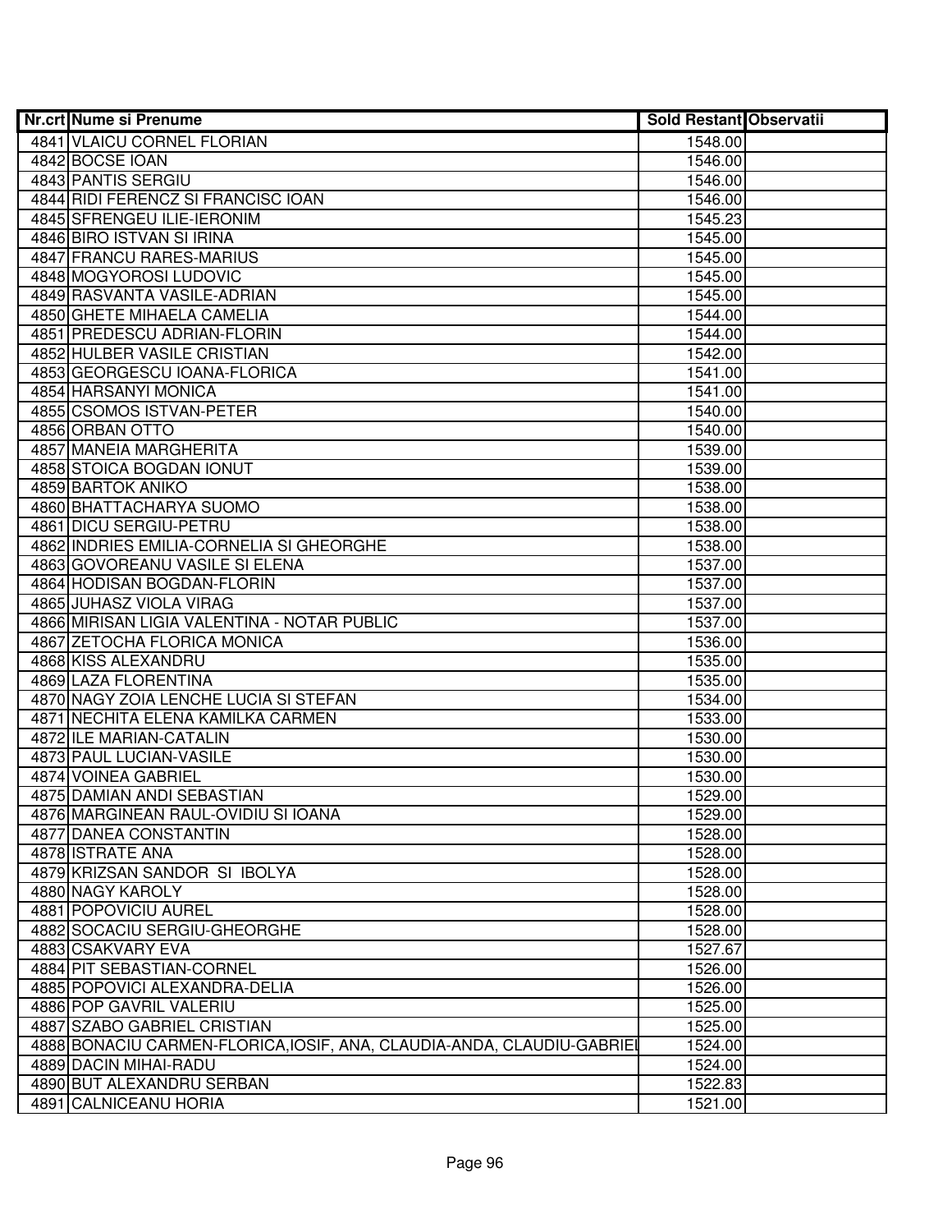| Nr.crt | Nume si Prenume | Sold Restant | Observatii |
|---|---|---|---|
| 4841 | VLAICU CORNEL FLORIAN | 1548.00 | |
| 4842 | BOCSE IOAN | 1546.00 | |
| 4843 | PANTIS SERGIU | 1546.00 | |
| 4844 | RIDI FERENCZ SI FRANCISC IOAN | 1546.00 | |
| 4845 | SFRENGEU ILIE-IERONIM | 1545.23 | |
| 4846 | BIRO ISTVAN SI IRINA | 1545.00 | |
| 4847 | FRANCU RARES-MARIUS | 1545.00 | |
| 4848 | MOGYOROSI LUDOVIC | 1545.00 | |
| 4849 | RASVANTA VASILE-ADRIAN | 1545.00 | |
| 4850 | GHETE MIHAELA CAMELIA | 1544.00 | |
| 4851 | PREDESCU ADRIAN-FLORIN | 1544.00 | |
| 4852 | HULBER VASILE CRISTIAN | 1542.00 | |
| 4853 | GEORGESCU IOANA-FLORICA | 1541.00 | |
| 4854 | HARSANYI MONICA | 1541.00 | |
| 4855 | CSOMOS ISTVAN-PETER | 1540.00 | |
| 4856 | ORBAN OTTO | 1540.00 | |
| 4857 | MANEIA MARGHERITA | 1539.00 | |
| 4858 | STOICA BOGDAN IONUT | 1539.00 | |
| 4859 | BARTOK ANIKO | 1538.00 | |
| 4860 | BHATTACHARYA SUOMO | 1538.00 | |
| 4861 | DICU SERGIU-PETRU | 1538.00 | |
| 4862 | INDRIES EMILIA-CORNELIA SI GHEORGHE | 1538.00 | |
| 4863 | GOVOREANU VASILE SI ELENA | 1537.00 | |
| 4864 | HODISAN BOGDAN-FLORIN | 1537.00 | |
| 4865 | JUHASZ VIOLA VIRAG | 1537.00 | |
| 4866 | MIRISAN LIGIA VALENTINA - NOTAR PUBLIC | 1537.00 | |
| 4867 | ZETOCHA FLORICA MONICA | 1536.00 | |
| 4868 | KISS ALEXANDRU | 1535.00 | |
| 4869 | LAZA FLORENTINA | 1535.00 | |
| 4870 | NAGY ZOIA LENCHE LUCIA SI STEFAN | 1534.00 | |
| 4871 | NECHITA ELENA KAMILKA CARMEN | 1533.00 | |
| 4872 | ILE MARIAN-CATALIN | 1530.00 | |
| 4873 | PAUL LUCIAN-VASILE | 1530.00 | |
| 4874 | VOINEA GABRIEL | 1530.00 | |
| 4875 | DAMIAN ANDI SEBASTIAN | 1529.00 | |
| 4876 | MARGINEAN RAUL-OVIDIU SI IOANA | 1529.00 | |
| 4877 | DANEA CONSTANTIN | 1528.00 | |
| 4878 | ISTRATE ANA | 1528.00 | |
| 4879 | KRIZSAN SANDOR SI IBOLYA | 1528.00 | |
| 4880 | NAGY KAROLY | 1528.00 | |
| 4881 | POPOVICIU AUREL | 1528.00 | |
| 4882 | SOCACIU SERGIU-GHEORGHE | 1528.00 | |
| 4883 | CSAKVARY EVA | 1527.67 | |
| 4884 | PIT SEBASTIAN-CORNEL | 1526.00 | |
| 4885 | POPOVICI ALEXANDRA-DELIA | 1526.00 | |
| 4886 | POP GAVRIL VALERIU | 1525.00 | |
| 4887 | SZABO GABRIEL CRISTIAN | 1525.00 | |
| 4888 | BONACIU CARMEN-FLORICA,IOSIF, ANA, CLAUDIA-ANDA, CLAUDIU-GABRIEL | 1524.00 | |
| 4889 | DACIN MIHAI-RADU | 1524.00 | |
| 4890 | BUT ALEXANDRU SERBAN | 1522.83 | |
| 4891 | CALNICEANU HORIA | 1521.00 | |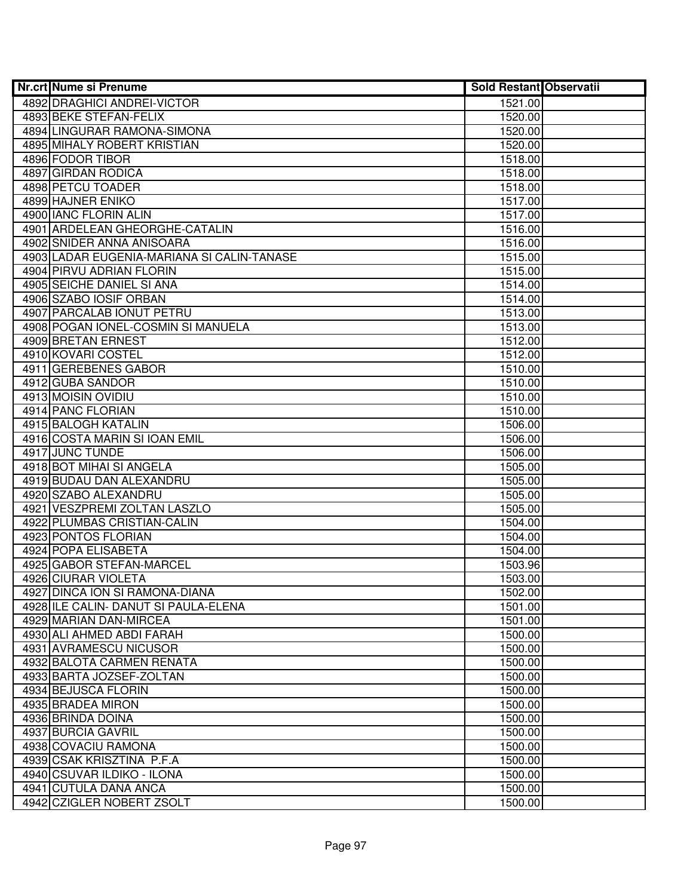| Nr.crt | Nume si Prenume | Sold Restant | Observatii |
|---|---|---|---|
| 4892 | DRAGHICI ANDREI-VICTOR | 1521.00 | |
| 4893 | BEKE STEFAN-FELIX | 1520.00 | |
| 4894 | LINGURAR RAMONA-SIMONA | 1520.00 | |
| 4895 | MIHALY ROBERT KRISTIAN | 1520.00 | |
| 4896 | FODOR TIBOR | 1518.00 | |
| 4897 | GIRDAN RODICA | 1518.00 | |
| 4898 | PETCU TOADER | 1518.00 | |
| 4899 | HAJNER ENIKO | 1517.00 | |
| 4900 | IANC FLORIN ALIN | 1517.00 | |
| 4901 | ARDELEAN GHEORGHE-CATALIN | 1516.00 | |
| 4902 | SNIDER ANNA ANISOARA | 1516.00 | |
| 4903 | LADAR EUGENIA-MARIANA SI CALIN-TANASE | 1515.00 | |
| 4904 | PIRVU ADRIAN FLORIN | 1515.00 | |
| 4905 | SEICHE DANIEL SI ANA | 1514.00 | |
| 4906 | SZABO IOSIF ORBAN | 1514.00 | |
| 4907 | PARCALAB IONUT PETRU | 1513.00 | |
| 4908 | POGAN IONEL-COSMIN SI MANUELA | 1513.00 | |
| 4909 | BRETAN ERNEST | 1512.00 | |
| 4910 | KOVARI COSTEL | 1512.00 | |
| 4911 | GEREBENES GABOR | 1510.00 | |
| 4912 | GUBA SANDOR | 1510.00 | |
| 4913 | MOISIN OVIDIU | 1510.00 | |
| 4914 | PANC FLORIAN | 1510.00 | |
| 4915 | BALOGH KATALIN | 1506.00 | |
| 4916 | COSTA MARIN SI IOAN EMIL | 1506.00 | |
| 4917 | JUNC TUNDE | 1506.00 | |
| 4918 | BOT MIHAI SI ANGELA | 1505.00 | |
| 4919 | BUDAU DAN ALEXANDRU | 1505.00 | |
| 4920 | SZABO ALEXANDRU | 1505.00 | |
| 4921 | VESZPREMI ZOLTAN LASZLO | 1505.00 | |
| 4922 | PLUMBAS CRISTIAN-CALIN | 1504.00 | |
| 4923 | PONTOS FLORIAN | 1504.00 | |
| 4924 | POPA ELISABETA | 1504.00 | |
| 4925 | GABOR STEFAN-MARCEL | 1503.96 | |
| 4926 | CIURAR VIOLETA | 1503.00 | |
| 4927 | DINCA ION SI RAMONA-DIANA | 1502.00 | |
| 4928 | ILE CALIN- DANUT SI PAULA-ELENA | 1501.00 | |
| 4929 | MARIAN DAN-MIRCEA | 1501.00 | |
| 4930 | ALI AHMED ABDI FARAH | 1500.00 | |
| 4931 | AVRAMESCU NICUSOR | 1500.00 | |
| 4932 | BALOTA CARMEN RENATA | 1500.00 | |
| 4933 | BARTA JOZSEF-ZOLTAN | 1500.00 | |
| 4934 | BEJUSCA FLORIN | 1500.00 | |
| 4935 | BRADEA MIRON | 1500.00 | |
| 4936 | BRINDA DOINA | 1500.00 | |
| 4937 | BURCIA GAVRIL | 1500.00 | |
| 4938 | COVACIU RAMONA | 1500.00 | |
| 4939 | CSAK KRISZTINA P.F.A | 1500.00 | |
| 4940 | CSUVAR ILDIKO - ILONA | 1500.00 | |
| 4941 | CUTULA DANA ANCA | 1500.00 | |
| 4942 | CZIGLER NOBERT ZSOLT | 1500.00 | |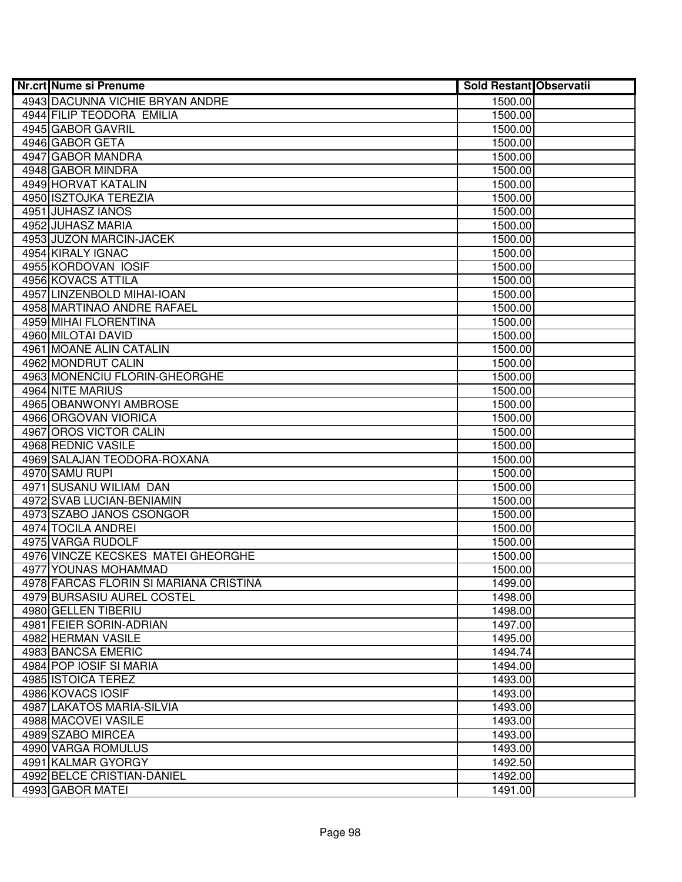| Nr.crt | Nume si Prenume | Sold Restant | Observatii |
|---|---|---|---|
| 4943 | DACUNNA VICHIE BRYAN ANDRE | 1500.00 | |
| 4944 | FILIP TEODORA EMILIA | 1500.00 | |
| 4945 | GABOR GAVRIL | 1500.00 | |
| 4946 | GABOR GETA | 1500.00 | |
| 4947 | GABOR MANDRA | 1500.00 | |
| 4948 | GABOR MINDRA | 1500.00 | |
| 4949 | HORVAT KATALIN | 1500.00 | |
| 4950 | ISZTOJKA TEREZIA | 1500.00 | |
| 4951 | JUHASZ IANOS | 1500.00 | |
| 4952 | JUHASZ MARIA | 1500.00 | |
| 4953 | JUZON MARCIN-JACEK | 1500.00 | |
| 4954 | KIRALY IGNAC | 1500.00 | |
| 4955 | KORDOVAN IOSIF | 1500.00 | |
| 4956 | KOVACS ATTILA | 1500.00 | |
| 4957 | LINZENBOLD MIHAI-IOAN | 1500.00 | |
| 4958 | MARTINAO ANDRE RAFAEL | 1500.00 | |
| 4959 | MIHAI FLORENTINA | 1500.00 | |
| 4960 | MILOTAI DAVID | 1500.00 | |
| 4961 | MOANE ALIN CATALIN | 1500.00 | |
| 4962 | MONDRUT CALIN | 1500.00 | |
| 4963 | MONENCIU FLORIN-GHEORGHE | 1500.00 | |
| 4964 | NITE MARIUS | 1500.00 | |
| 4965 | OBANWONYI AMBROSE | 1500.00 | |
| 4966 | ORGOVAN VIORICA | 1500.00 | |
| 4967 | OROS VICTOR CALIN | 1500.00 | |
| 4968 | REDNIC VASILE | 1500.00 | |
| 4969 | SALAJAN TEODORA-ROXANA | 1500.00 | |
| 4970 | SAMU RUPI | 1500.00 | |
| 4971 | SUSANU WILIAM DAN | 1500.00 | |
| 4972 | SVAB LUCIAN-BENIAMIN | 1500.00 | |
| 4973 | SZABO JANOS CSONGOR | 1500.00 | |
| 4974 | TOCILA ANDREI | 1500.00 | |
| 4975 | VARGA RUDOLF | 1500.00 | |
| 4976 | VINCZE KECSKES MATEI GHEORGHE | 1500.00 | |
| 4977 | YOUNAS MOHAMMAD | 1500.00 | |
| 4978 | FARCAS FLORIN SI MARIANA CRISTINA | 1499.00 | |
| 4979 | BURSASIU AUREL COSTEL | 1498.00 | |
| 4980 | GELLEN TIBERIU | 1498.00 | |
| 4981 | FEIER SORIN-ADRIAN | 1497.00 | |
| 4982 | HERMAN VASILE | 1495.00 | |
| 4983 | BANCSA EMERIC | 1494.74 | |
| 4984 | POP IOSIF SI MARIA | 1494.00 | |
| 4985 | ISTOICA TEREZ | 1493.00 | |
| 4986 | KOVACS IOSIF | 1493.00 | |
| 4987 | LAKATOS MARIA-SILVIA | 1493.00 | |
| 4988 | MACOVEI VASILE | 1493.00 | |
| 4989 | SZABO MIRCEA | 1493.00 | |
| 4990 | VARGA ROMULUS | 1493.00 | |
| 4991 | KALMAR GYORGY | 1492.50 | |
| 4992 | BELCE CRISTIAN-DANIEL | 1492.00 | |
| 4993 | GABOR MATEI | 1491.00 | |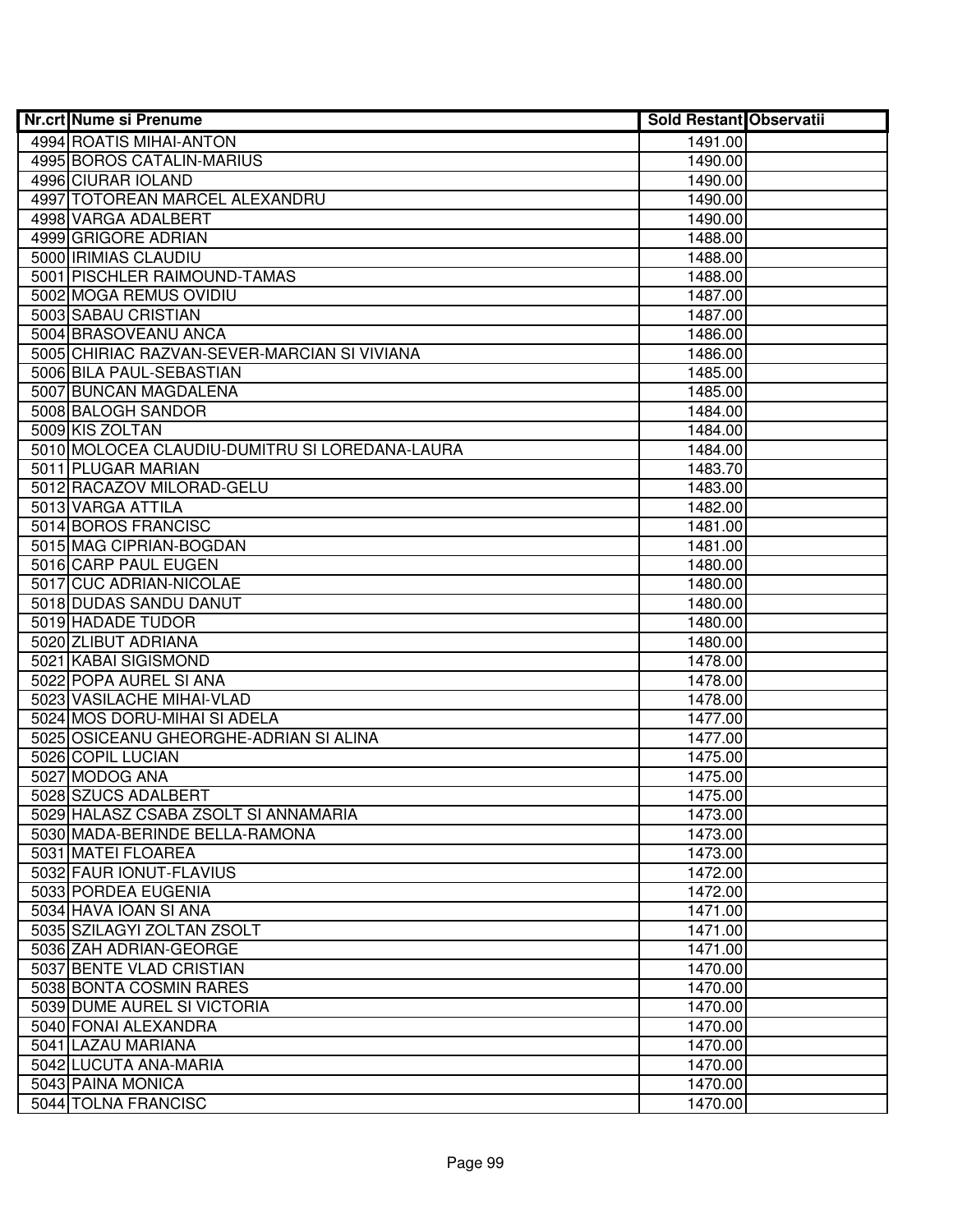| Nr.crt | Nume si Prenume | Sold Restant | Observatii |
|---|---|---|---|
| 4994 | ROATIS MIHAI-ANTON | 1491.00 | |
| 4995 | BOROS CATALIN-MARIUS | 1490.00 | |
| 4996 | CIURAR IOLAND | 1490.00 | |
| 4997 | TOTOREAN MARCEL ALEXANDRU | 1490.00 | |
| 4998 | VARGA ADALBERT | 1490.00 | |
| 4999 | GRIGORE ADRIAN | 1488.00 | |
| 5000 | IRIMIAS CLAUDIU | 1488.00 | |
| 5001 | PISCHLER RAIMOUND-TAMAS | 1488.00 | |
| 5002 | MOGA REMUS OVIDIU | 1487.00 | |
| 5003 | SABAU CRISTIAN | 1487.00 | |
| 5004 | BRASOVEANU ANCA | 1486.00 | |
| 5005 | CHIRIAC RAZVAN-SEVER-MARCIAN SI VIVIANA | 1486.00 | |
| 5006 | BILA PAUL-SEBASTIAN | 1485.00 | |
| 5007 | BUNCAN MAGDALENA | 1485.00 | |
| 5008 | BALOGH SANDOR | 1484.00 | |
| 5009 | KIS ZOLTAN | 1484.00 | |
| 5010 | MOLOCEA CLAUDIU-DUMITRU SI LOREDANA-LAURA | 1484.00 | |
| 5011 | PLUGAR MARIAN | 1483.70 | |
| 5012 | RACAZOV MILORAD-GELU | 1483.00 | |
| 5013 | VARGA ATTILA | 1482.00 | |
| 5014 | BOROS FRANCISC | 1481.00 | |
| 5015 | MAG CIPRIAN-BOGDAN | 1481.00 | |
| 5016 | CARP PAUL EUGEN | 1480.00 | |
| 5017 | CUC ADRIAN-NICOLAE | 1480.00 | |
| 5018 | DUDAS SANDU DANUT | 1480.00 | |
| 5019 | HADADE TUDOR | 1480.00 | |
| 5020 | ZLIBUT ADRIANA | 1480.00 | |
| 5021 | KABAI SIGISMOND | 1478.00 | |
| 5022 | POPA AUREL SI ANA | 1478.00 | |
| 5023 | VASILACHE MIHAI-VLAD | 1478.00 | |
| 5024 | MOS DORU-MIHAI SI ADELA | 1477.00 | |
| 5025 | OSICEANU GHEORGHE-ADRIAN SI ALINA | 1477.00 | |
| 5026 | COPIL LUCIAN | 1475.00 | |
| 5027 | MODOG ANA | 1475.00 | |
| 5028 | SZUCS ADALBERT | 1475.00 | |
| 5029 | HALASZ CSABA ZSOLT SI ANNAMARIA | 1473.00 | |
| 5030 | MADA-BERINDE BELLA-RAMONA | 1473.00 | |
| 5031 | MATEI FLOAREA | 1473.00 | |
| 5032 | FAUR IONUT-FLAVIUS | 1472.00 | |
| 5033 | PORDEA EUGENIA | 1472.00 | |
| 5034 | HAVA IOAN SI ANA | 1471.00 | |
| 5035 | SZILAGYI ZOLTAN ZSOLT | 1471.00 | |
| 5036 | ZAH ADRIAN-GEORGE | 1471.00 | |
| 5037 | BENTE VLAD CRISTIAN | 1470.00 | |
| 5038 | BONTA COSMIN RARES | 1470.00 | |
| 5039 | DUME AUREL SI VICTORIA | 1470.00 | |
| 5040 | FONAI ALEXANDRA | 1470.00 | |
| 5041 | LAZAU MARIANA | 1470.00 | |
| 5042 | LUCUTA ANA-MARIA | 1470.00 | |
| 5043 | PAINA MONICA | 1470.00 | |
| 5044 | TOLNA FRANCISC | 1470.00 | |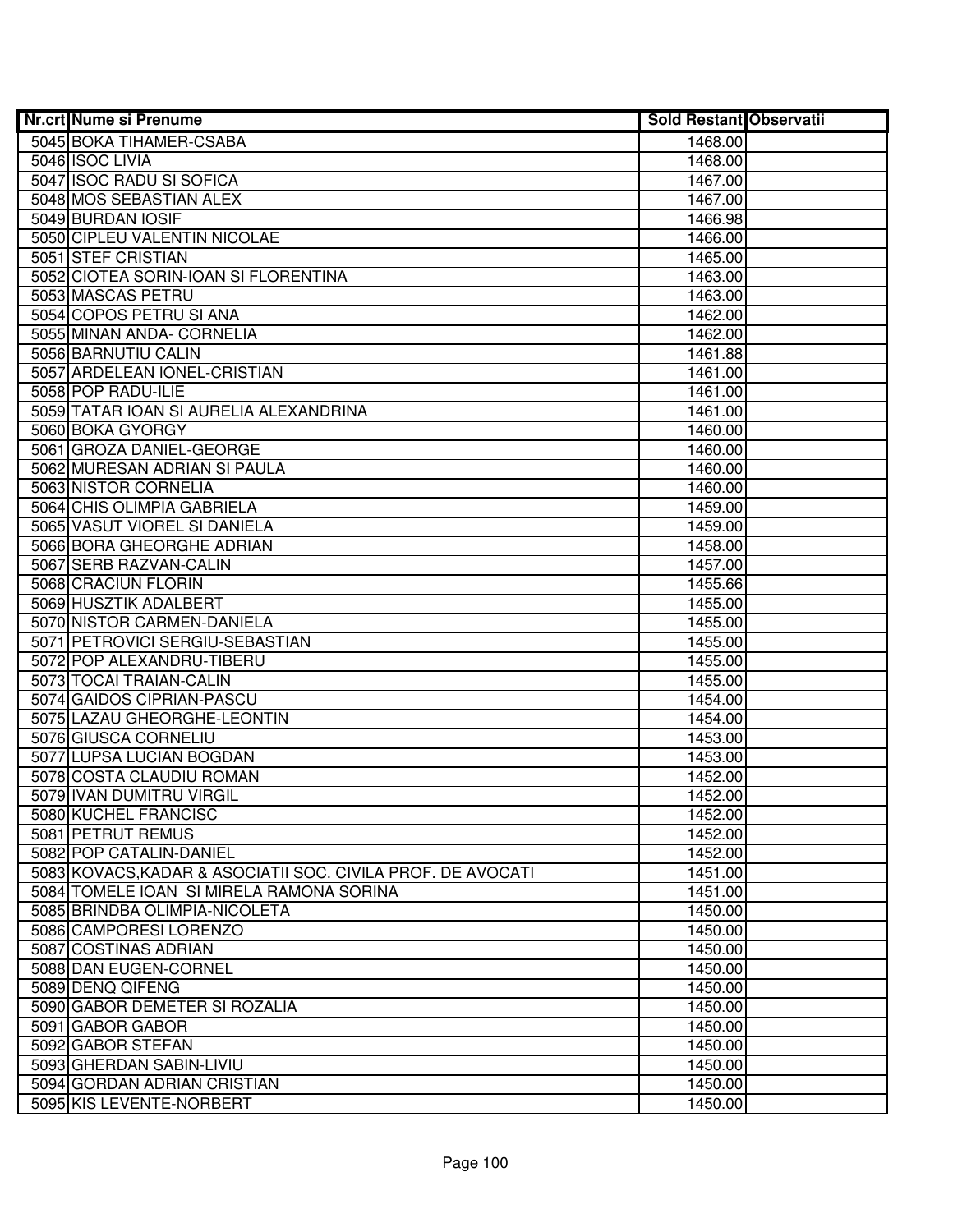| Nr.crt | Nume si Prenume | Sold Restant | Observatii |
|---|---|---|---|
| 5045 | BOKA TIHAMER-CSABA | 1468.00 | |
| 5046 | ISOC LIVIA | 1468.00 | |
| 5047 | ISOC RADU SI SOFICA | 1467.00 | |
| 5048 | MOS SEBASTIAN ALEX | 1467.00 | |
| 5049 | BURDAN IOSIF | 1466.98 | |
| 5050 | CIPLEU VALENTIN NICOLAE | 1466.00 | |
| 5051 | STEF CRISTIAN | 1465.00 | |
| 5052 | CIOTEA SORIN-IOAN SI FLORENTINA | 1463.00 | |
| 5053 | MASCAS PETRU | 1463.00 | |
| 5054 | COPOS PETRU SI ANA | 1462.00 | |
| 5055 | MINAN ANDA- CORNELIA | 1462.00 | |
| 5056 | BARNUTIU CALIN | 1461.88 | |
| 5057 | ARDELEAN IONEL-CRISTIAN | 1461.00 | |
| 5058 | POP RADU-ILIE | 1461.00 | |
| 5059 | TATAR IOAN SI AURELIA ALEXANDRINA | 1461.00 | |
| 5060 | BOKA GYORGY | 1460.00 | |
| 5061 | GROZA DANIEL-GEORGE | 1460.00 | |
| 5062 | MURESAN ADRIAN SI PAULA | 1460.00 | |
| 5063 | NISTOR CORNELIA | 1460.00 | |
| 5064 | CHIS OLIMPIA GABRIELA | 1459.00 | |
| 5065 | VASUT VIOREL SI DANIELA | 1459.00 | |
| 5066 | BORA GHEORGHE ADRIAN | 1458.00 | |
| 5067 | SERB RAZVAN-CALIN | 1457.00 | |
| 5068 | CRACIUN FLORIN | 1455.66 | |
| 5069 | HUSZTIK ADALBERT | 1455.00 | |
| 5070 | NISTOR CARMEN-DANIELA | 1455.00 | |
| 5071 | PETROVICI SERGIU-SEBASTIAN | 1455.00 | |
| 5072 | POP ALEXANDRU-TIBERU | 1455.00 | |
| 5073 | TOCAI TRAIAN-CALIN | 1455.00 | |
| 5074 | GAIDOS CIPRIAN-PASCU | 1454.00 | |
| 5075 | LAZAU GHEORGHE-LEONTIN | 1454.00 | |
| 5076 | GIUSCA CORNELIU | 1453.00 | |
| 5077 | LUPSA LUCIAN BOGDAN | 1453.00 | |
| 5078 | COSTA CLAUDIU ROMAN | 1452.00 | |
| 5079 | IVAN DUMITRU VIRGIL | 1452.00 | |
| 5080 | KUCHEL FRANCISC | 1452.00 | |
| 5081 | PETRUT REMUS | 1452.00 | |
| 5082 | POP CATALIN-DANIEL | 1452.00 | |
| 5083 | KOVACS,KADAR & ASOCIATII SOC. CIVILA PROF. DE AVOCATI | 1451.00 | |
| 5084 | TOMELE IOAN SI MIRELA RAMONA SORINA | 1451.00 | |
| 5085 | BRINDBA OLIMPIA-NICOLETA | 1450.00 | |
| 5086 | CAMPORESI LORENZO | 1450.00 | |
| 5087 | COSTINAS ADRIAN | 1450.00 | |
| 5088 | DAN EUGEN-CORNEL | 1450.00 | |
| 5089 | DENQ QIFENG | 1450.00 | |
| 5090 | GABOR DEMETER SI ROZALIA | 1450.00 | |
| 5091 | GABOR GABOR | 1450.00 | |
| 5092 | GABOR STEFAN | 1450.00 | |
| 5093 | GHERDAN SABIN-LIVIU | 1450.00 | |
| 5094 | GORDAN ADRIAN CRISTIAN | 1450.00 | |
| 5095 | KIS LEVENTE-NORBERT | 1450.00 | |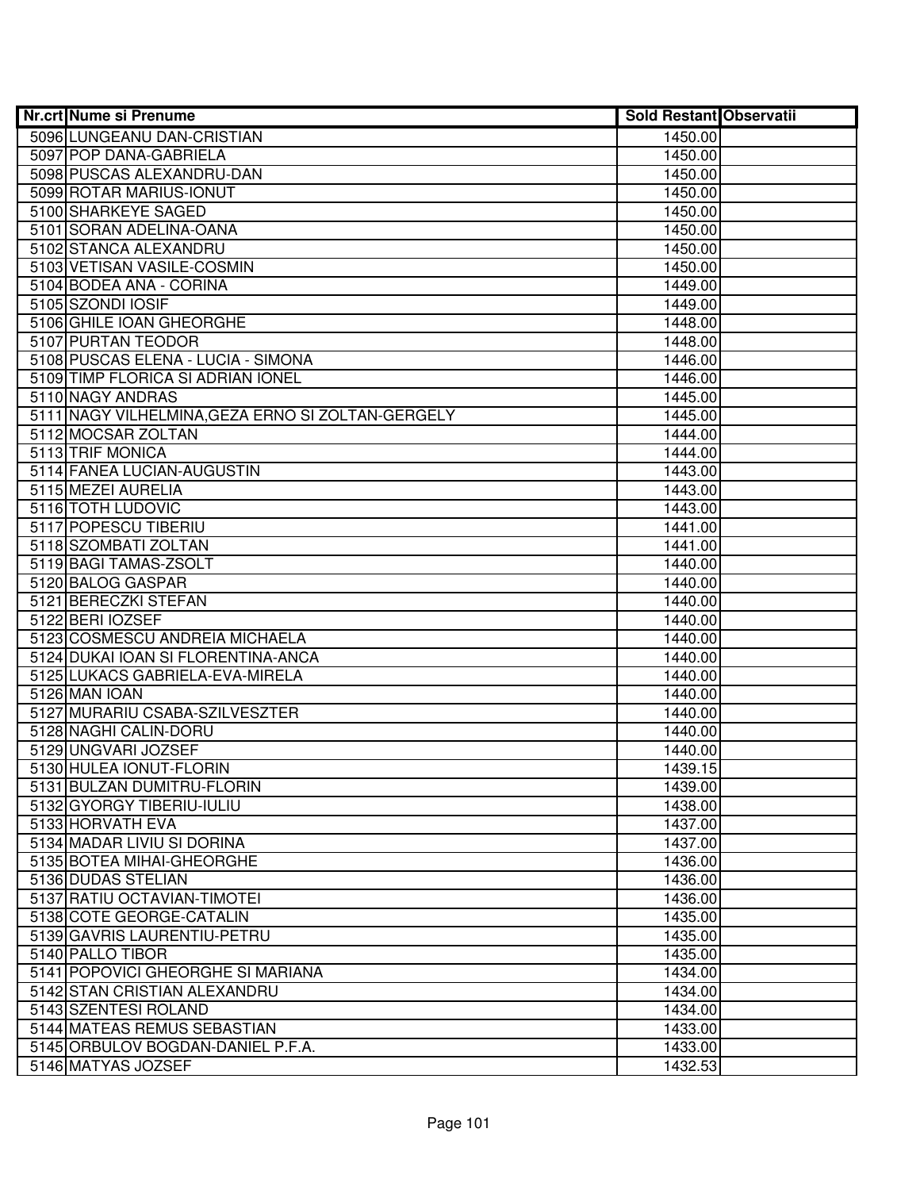| Nr.crt | Nume si Prenume | Sold Restant | Observatii |
|---|---|---|---|
| 5096 | LUNGEANU DAN-CRISTIAN | 1450.00 | |
| 5097 | POP DANA-GABRIELA | 1450.00 | |
| 5098 | PUSCAS ALEXANDRU-DAN | 1450.00 | |
| 5099 | ROTAR MARIUS-IONUT | 1450.00 | |
| 5100 | SHARKEYE SAGED | 1450.00 | |
| 5101 | SORAN ADELINA-OANA | 1450.00 | |
| 5102 | STANCA ALEXANDRU | 1450.00 | |
| 5103 | VETISAN VASILE-COSMIN | 1450.00 | |
| 5104 | BODEA ANA - CORINA | 1449.00 | |
| 5105 | SZONDI IOSIF | 1449.00 | |
| 5106 | GHILE IOAN GHEORGHE | 1448.00 | |
| 5107 | PURTAN TEODOR | 1448.00 | |
| 5108 | PUSCAS ELENA - LUCIA - SIMONA | 1446.00 | |
| 5109 | TIMP FLORICA SI ADRIAN IONEL | 1446.00 | |
| 5110 | NAGY ANDRAS | 1445.00 | |
| 5111 | NAGY VILHELMINA,GEZA ERNO SI ZOLTAN-GERGELY | 1445.00 | |
| 5112 | MOCSAR ZOLTAN | 1444.00 | |
| 5113 | TRIF MONICA | 1444.00 | |
| 5114 | FANEA LUCIAN-AUGUSTIN | 1443.00 | |
| 5115 | MEZEI AURELIA | 1443.00 | |
| 5116 | TOTH LUDOVIC | 1443.00 | |
| 5117 | POPESCU TIBERIU | 1441.00 | |
| 5118 | SZOMBATI ZOLTAN | 1441.00 | |
| 5119 | BAGI TAMAS-ZSOLT | 1440.00 | |
| 5120 | BALOG GASPAR | 1440.00 | |
| 5121 | BERECZKI STEFAN | 1440.00 | |
| 5122 | BERI IOZSEF | 1440.00 | |
| 5123 | COSMESCU ANDREIA MICHAELA | 1440.00 | |
| 5124 | DUKAI IOAN SI FLORENTINA-ANCA | 1440.00 | |
| 5125 | LUKACS GABRIELA-EVA-MIRELA | 1440.00 | |
| 5126 | MAN IOAN | 1440.00 | |
| 5127 | MURARIU CSABA-SZILVESZTER | 1440.00 | |
| 5128 | NAGHI CALIN-DORU | 1440.00 | |
| 5129 | UNGVARI JOZSEF | 1440.00 | |
| 5130 | HULEA IONUT-FLORIN | 1439.15 | |
| 5131 | BULZAN DUMITRU-FLORIN | 1439.00 | |
| 5132 | GYORGY TIBERIU-IULIU | 1438.00 | |
| 5133 | HORVATH EVA | 1437.00 | |
| 5134 | MADAR LIVIU SI DORINA | 1437.00 | |
| 5135 | BOTEA MIHAI-GHEORGHE | 1436.00 | |
| 5136 | DUDAS STELIAN | 1436.00 | |
| 5137 | RATIU OCTAVIAN-TIMOTEI | 1436.00 | |
| 5138 | COTE GEORGE-CATALIN | 1435.00 | |
| 5139 | GAVRIS LAURENTIU-PETRU | 1435.00 | |
| 5140 | PALLO TIBOR | 1435.00 | |
| 5141 | POPOVICI GHEORGHE SI MARIANA | 1434.00 | |
| 5142 | STAN CRISTIAN ALEXANDRU | 1434.00 | |
| 5143 | SZENTESI ROLAND | 1434.00 | |
| 5144 | MATEAS REMUS SEBASTIAN | 1433.00 | |
| 5145 | ORBULOV BOGDAN-DANIEL P.F.A. | 1433.00 | |
| 5146 | MATYAS JOZSEF | 1432.53 | |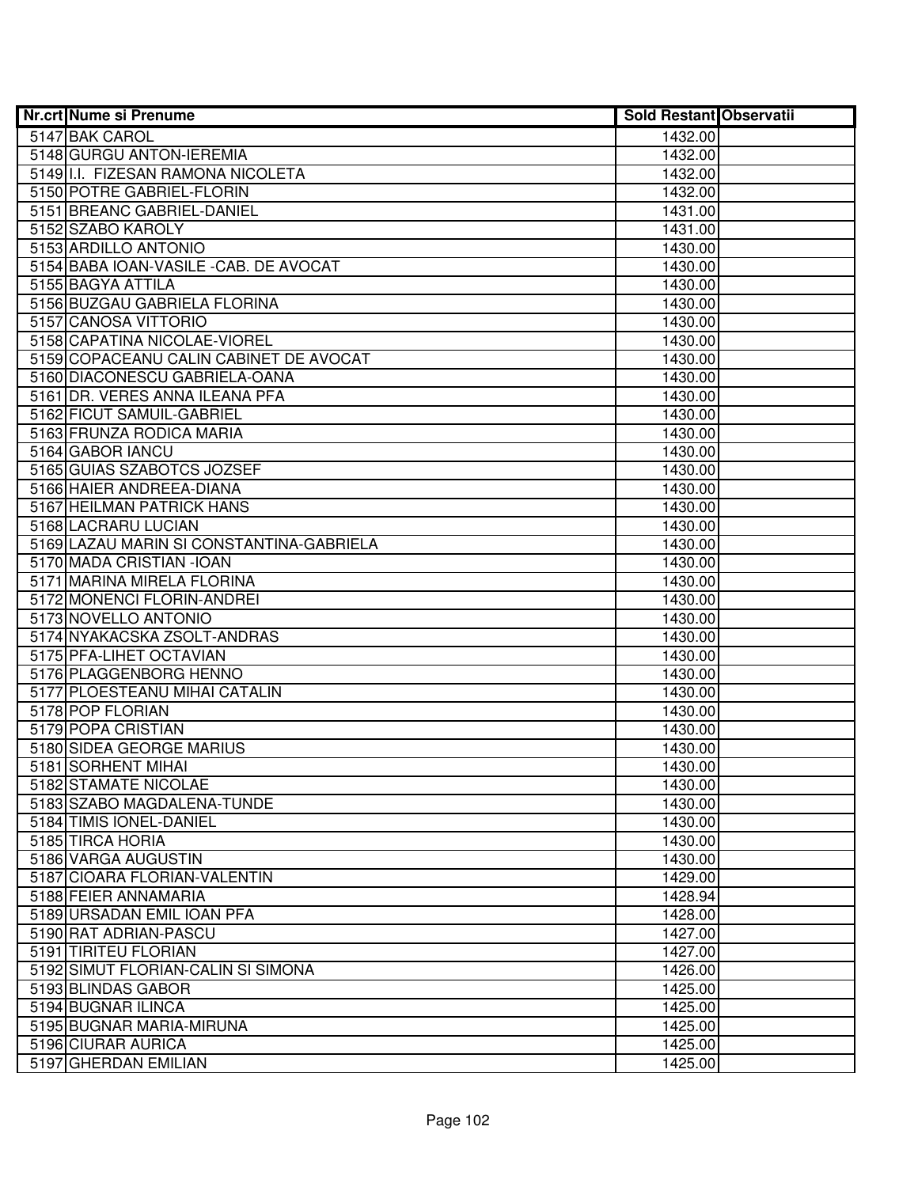| Nr.crt | Nume si Prenume | Sold Restant | Observatii |
|---|---|---|---|
| 5147 | BAK CAROL | 1432.00 | |
| 5148 | GURGU ANTON-IEREMIA | 1432.00 | |
| 5149 | I.I. FIZESAN RAMONA NICOLETA | 1432.00 | |
| 5150 | POTRE GABRIEL-FLORIN | 1432.00 | |
| 5151 | BREANC GABRIEL-DANIEL | 1431.00 | |
| 5152 | SZABO KAROLY | 1431.00 | |
| 5153 | ARDILLO ANTONIO | 1430.00 | |
| 5154 | BABA IOAN-VASILE -CAB. DE AVOCAT | 1430.00 | |
| 5155 | BAGYA ATTILA | 1430.00 | |
| 5156 | BUZGAU GABRIELA FLORINA | 1430.00 | |
| 5157 | CANOSA VITTORIO | 1430.00 | |
| 5158 | CAPATINA NICOLAE-VIOREL | 1430.00 | |
| 5159 | COPACEANU CALIN CABINET DE AVOCAT | 1430.00 | |
| 5160 | DIACONESCU GABRIELA-OANA | 1430.00 | |
| 5161 | DR. VERES ANNA ILEANA PFA | 1430.00 | |
| 5162 | FICUT SAMUIL-GABRIEL | 1430.00 | |
| 5163 | FRUNZA RODICA MARIA | 1430.00 | |
| 5164 | GABOR IANCU | 1430.00 | |
| 5165 | GUIAS SZABOTCS JOZSEF | 1430.00 | |
| 5166 | HAIER ANDREEA-DIANA | 1430.00 | |
| 5167 | HEILMAN PATRICK HANS | 1430.00 | |
| 5168 | LACRARU LUCIAN | 1430.00 | |
| 5169 | LAZAU MARIN SI CONSTANTINA-GABRIELA | 1430.00 | |
| 5170 | MADA CRISTIAN -IOAN | 1430.00 | |
| 5171 | MARINA MIRELA FLORINA | 1430.00 | |
| 5172 | MONENCI FLORIN-ANDREI | 1430.00 | |
| 5173 | NOVELLO ANTONIO | 1430.00 | |
| 5174 | NYAKACSKA ZSOLT-ANDRAS | 1430.00 | |
| 5175 | PFA-LIHET OCTAVIAN | 1430.00 | |
| 5176 | PLAGGENBORG HENNO | 1430.00 | |
| 5177 | PLOESTEANU MIHAI CATALIN | 1430.00 | |
| 5178 | POP FLORIAN | 1430.00 | |
| 5179 | POPA CRISTIAN | 1430.00 | |
| 5180 | SIDEA GEORGE MARIUS | 1430.00 | |
| 5181 | SORHENT MIHAI | 1430.00 | |
| 5182 | STAMATE NICOLAE | 1430.00 | |
| 5183 | SZABO MAGDALENA-TUNDE | 1430.00 | |
| 5184 | TIMIS IONEL-DANIEL | 1430.00 | |
| 5185 | TIRCA HORIA | 1430.00 | |
| 5186 | VARGA AUGUSTIN | 1430.00 | |
| 5187 | CIOARA FLORIAN-VALENTIN | 1429.00 | |
| 5188 | FEIER ANNAMARIA | 1428.94 | |
| 5189 | URSADAN EMIL IOAN PFA | 1428.00 | |
| 5190 | RAT ADRIAN-PASCU | 1427.00 | |
| 5191 | TIRITEU FLORIAN | 1427.00 | |
| 5192 | SIMUT FLORIAN-CALIN SI SIMONA | 1426.00 | |
| 5193 | BLINDAS GABOR | 1425.00 | |
| 5194 | BUGNAR ILINCA | 1425.00 | |
| 5195 | BUGNAR MARIA-MIRUNA | 1425.00 | |
| 5196 | CIURAR AURICA | 1425.00 | |
| 5197 | GHERDAN EMILIAN | 1425.00 | |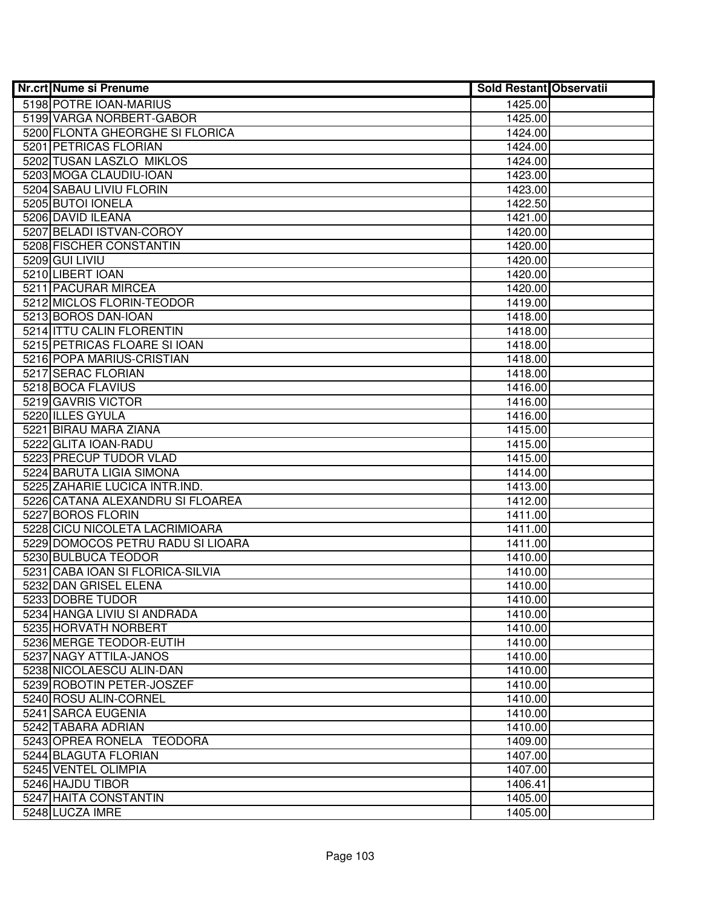| Nr.crt | Nume si Prenume | Sold Restant | Observatii |
|---|---|---|---|
| 5198 | POTRE IOAN-MARIUS | 1425.00 | |
| 5199 | VARGA NORBERT-GABOR | 1425.00 | |
| 5200 | FLONTA GHEORGHE SI FLORICA | 1424.00 | |
| 5201 | PETRICAS FLORIAN | 1424.00 | |
| 5202 | TUSAN LASZLO  MIKLOS | 1424.00 | |
| 5203 | MOGA CLAUDIU-IOAN | 1423.00 | |
| 5204 | SABAU LIVIU FLORIN | 1423.00 | |
| 5205 | BUTOI IONELA | 1422.50 | |
| 5206 | DAVID ILEANA | 1421.00 | |
| 5207 | BELADI ISTVAN-COROY | 1420.00 | |
| 5208 | FISCHER CONSTANTIN | 1420.00 | |
| 5209 | GUI LIVIU | 1420.00 | |
| 5210 | LIBERT IOAN | 1420.00 | |
| 5211 | PACURAR MIRCEA | 1420.00 | |
| 5212 | MICLOS FLORIN-TEODOR | 1419.00 | |
| 5213 | BOROS DAN-IOAN | 1418.00 | |
| 5214 | ITTU CALIN FLORENTIN | 1418.00 | |
| 5215 | PETRICAS FLOARE SI IOAN | 1418.00 | |
| 5216 | POPA MARIUS-CRISTIAN | 1418.00 | |
| 5217 | SERAC FLORIAN | 1418.00 | |
| 5218 | BOCA FLAVIUS | 1416.00 | |
| 5219 | GAVRIS VICTOR | 1416.00 | |
| 5220 | ILLES GYULA | 1416.00 | |
| 5221 | BIRAU MARA ZIANA | 1415.00 | |
| 5222 | GLITA IOAN-RADU | 1415.00 | |
| 5223 | PRECUP TUDOR VLAD | 1415.00 | |
| 5224 | BARUTA LIGIA SIMONA | 1414.00 | |
| 5225 | ZAHARIE LUCICA INTR.IND. | 1413.00 | |
| 5226 | CATANA ALEXANDRU SI FLOAREA | 1412.00 | |
| 5227 | BOROS FLORIN | 1411.00 | |
| 5228 | CICU NICOLETA LACRIMIOARA | 1411.00 | |
| 5229 | DOMOCOS PETRU RADU SI LIOARA | 1411.00 | |
| 5230 | BULBUCA TEODOR | 1410.00 | |
| 5231 | CABA IOAN SI FLORICA-SILVIA | 1410.00 | |
| 5232 | DAN GRISEL ELENA | 1410.00 | |
| 5233 | DOBRE TUDOR | 1410.00 | |
| 5234 | HANGA LIVIU SI ANDRADA | 1410.00 | |
| 5235 | HORVATH NORBERT | 1410.00 | |
| 5236 | MERGE TEODOR-EUTIH | 1410.00 | |
| 5237 | NAGY ATTILA-JANOS | 1410.00 | |
| 5238 | NICOLAESCU ALIN-DAN | 1410.00 | |
| 5239 | ROBOTIN PETER-JOSZEF | 1410.00 | |
| 5240 | ROSU ALIN-CORNEL | 1410.00 | |
| 5241 | SARCA EUGENIA | 1410.00 | |
| 5242 | TABARA ADRIAN | 1410.00 | |
| 5243 | OPREA RONELA   TEODORA | 1409.00 | |
| 5244 | BLAGUTA FLORIAN | 1407.00 | |
| 5245 | VENTEL OLIMPIA | 1407.00 | |
| 5246 | HAJDU TIBOR | 1406.41 | |
| 5247 | HAITA CONSTANTIN | 1405.00 | |
| 5248 | LUCZA IMRE | 1405.00 | |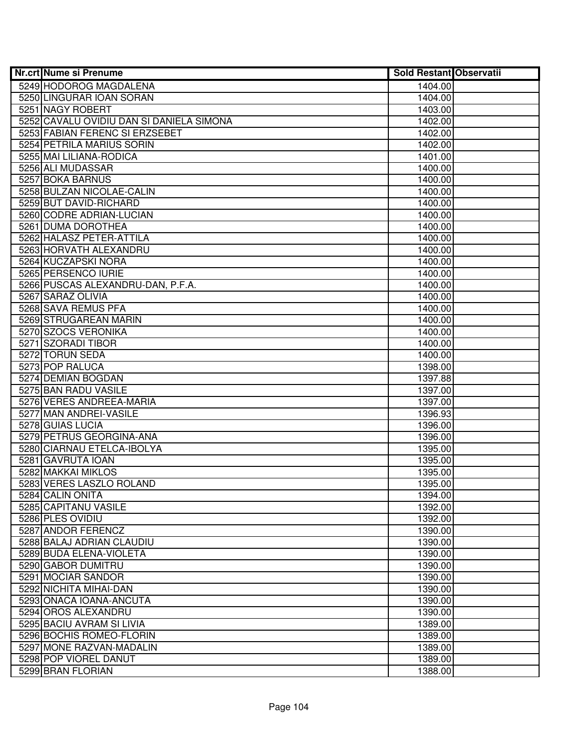| Nr.crt | Nume si Prenume | Sold Restant | Observatii |
|---|---|---|---|
| 5249 | HODOROG MAGDALENA | 1404.00 | |
| 5250 | LINGURAR IOAN SORAN | 1404.00 | |
| 5251 | NAGY ROBERT | 1403.00 | |
| 5252 | CAVALU OVIDIU DAN SI DANIELA SIMONA | 1402.00 | |
| 5253 | FABIAN FERENC SI ERZSEBET | 1402.00 | |
| 5254 | PETRILA MARIUS SORIN | 1402.00 | |
| 5255 | MAI LILIANA-RODICA | 1401.00 | |
| 5256 | ALI MUDASSAR | 1400.00 | |
| 5257 | BOKA BARNUS | 1400.00 | |
| 5258 | BULZAN NICOLAE-CALIN | 1400.00 | |
| 5259 | BUT DAVID-RICHARD | 1400.00 | |
| 5260 | CODRE ADRIAN-LUCIAN | 1400.00 | |
| 5261 | DUMA DOROTHEA | 1400.00 | |
| 5262 | HALASZ PETER-ATTILA | 1400.00 | |
| 5263 | HORVATH ALEXANDRU | 1400.00 | |
| 5264 | KUCZAPSKI NORA | 1400.00 | |
| 5265 | PERSENCO IURIE | 1400.00 | |
| 5266 | PUSCAS ALEXANDRU-DAN, P.F.A. | 1400.00 | |
| 5267 | SARAZ OLIVIA | 1400.00 | |
| 5268 | SAVA REMUS PFA | 1400.00 | |
| 5269 | STRUGAREAN MARIN | 1400.00 | |
| 5270 | SZOCS VERONIKA | 1400.00 | |
| 5271 | SZORADI TIBOR | 1400.00 | |
| 5272 | TORUN SEDA | 1400.00 | |
| 5273 | POP RALUCA | 1398.00 | |
| 5274 | DEMIAN BOGDAN | 1397.88 | |
| 5275 | BAN RADU VASILE | 1397.00 | |
| 5276 | VERES ANDREEA-MARIA | 1397.00 | |
| 5277 | MAN ANDREI-VASILE | 1396.93 | |
| 5278 | GUIAS LUCIA | 1396.00 | |
| 5279 | PETRUS GEORGINA-ANA | 1396.00 | |
| 5280 | CIARNAU ETELCA-IBOLYA | 1395.00 | |
| 5281 | GAVRUTA IOAN | 1395.00 | |
| 5282 | MAKKAI MIKLOS | 1395.00 | |
| 5283 | VERES LASZLO ROLAND | 1395.00 | |
| 5284 | CALIN ONITA | 1394.00 | |
| 5285 | CAPITANU VASILE | 1392.00 | |
| 5286 | PLES OVIDIU | 1392.00 | |
| 5287 | ANDOR FERENCZ | 1390.00 | |
| 5288 | BALAJ ADRIAN CLAUDIU | 1390.00 | |
| 5289 | BUDA ELENA-VIOLETA | 1390.00 | |
| 5290 | GABOR DUMITRU | 1390.00 | |
| 5291 | MOCIAR SANDOR | 1390.00 | |
| 5292 | NICHITA MIHAI-DAN | 1390.00 | |
| 5293 | ONACA IOANA-ANCUTA | 1390.00 | |
| 5294 | OROS ALEXANDRU | 1390.00 | |
| 5295 | BACIU AVRAM SI LIVIA | 1389.00 | |
| 5296 | BOCHIS ROMEO-FLORIN | 1389.00 | |
| 5297 | MONE RAZVAN-MADALIN | 1389.00 | |
| 5298 | POP VIOREL DANUT | 1389.00 | |
| 5299 | BRAN FLORIAN | 1388.00 | |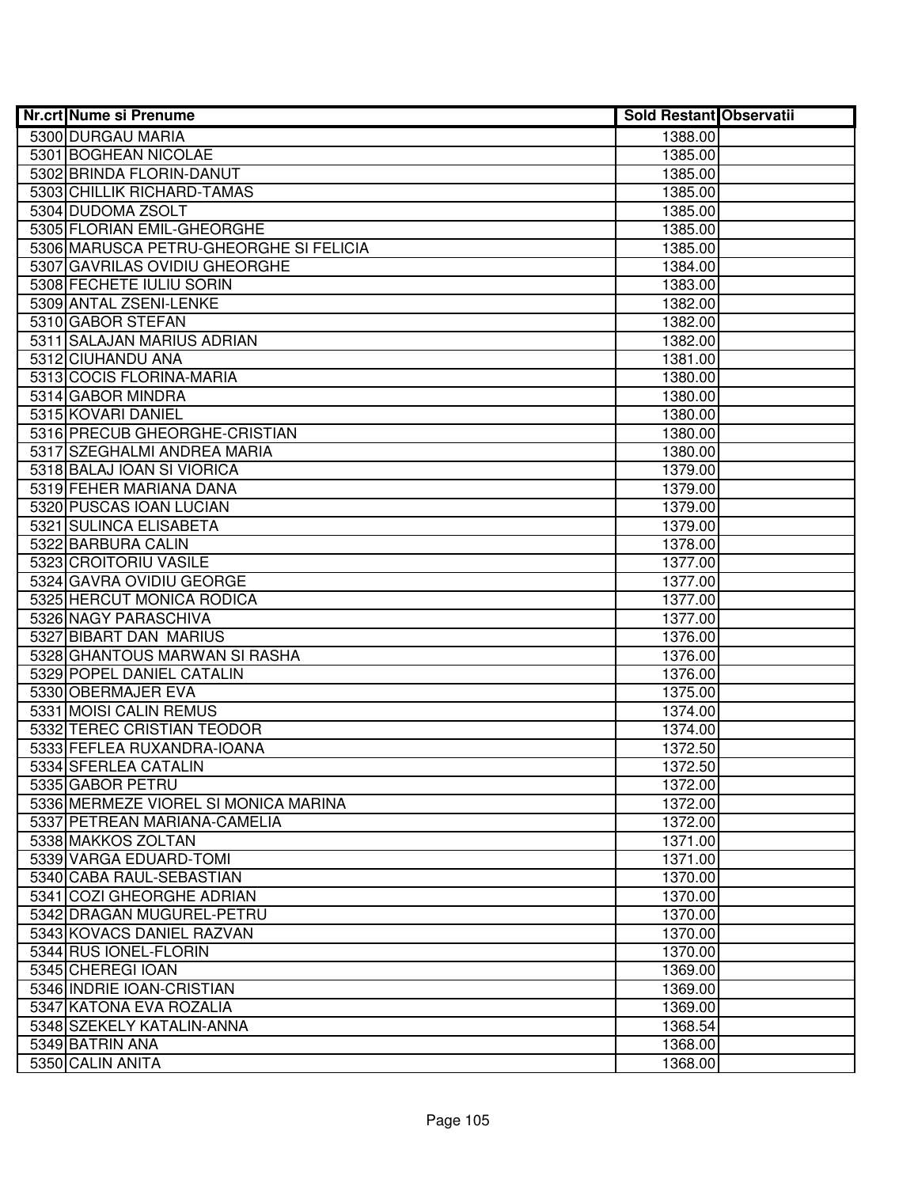| Nr.crt | Nume si Prenume | Sold Restant | Observatii |
|---|---|---|---|
| 5300 | DURGAU MARIA | 1388.00 | |
| 5301 | BOGHEAN NICOLAE | 1385.00 | |
| 5302 | BRINDA FLORIN-DANUT | 1385.00 | |
| 5303 | CHILLIK RICHARD-TAMAS | 1385.00 | |
| 5304 | DUDOMA ZSOLT | 1385.00 | |
| 5305 | FLORIAN EMIL-GHEORGHE | 1385.00 | |
| 5306 | MARUSCA PETRU-GHEORGHE SI FELICIA | 1385.00 | |
| 5307 | GAVRILAS OVIDIU GHEORGHE | 1384.00 | |
| 5308 | FECHETE IULIU SORIN | 1383.00 | |
| 5309 | ANTAL ZSENI-LENKE | 1382.00 | |
| 5310 | GABOR STEFAN | 1382.00 | |
| 5311 | SALAJAN MARIUS ADRIAN | 1382.00 | |
| 5312 | CIUHANDU ANA | 1381.00 | |
| 5313 | COCIS FLORINA-MARIA | 1380.00 | |
| 5314 | GABOR MINDRA | 1380.00 | |
| 5315 | KOVARI DANIEL | 1380.00 | |
| 5316 | PRECUB GHEORGHE-CRISTIAN | 1380.00 | |
| 5317 | SZEGHALMI ANDREA MARIA | 1380.00 | |
| 5318 | BALAJ IOAN SI VIORICA | 1379.00 | |
| 5319 | FEHER MARIANA DANA | 1379.00 | |
| 5320 | PUSCAS IOAN LUCIAN | 1379.00 | |
| 5321 | SULINCA ELISABETA | 1379.00 | |
| 5322 | BARBURA CALIN | 1378.00 | |
| 5323 | CROITORIU VASILE | 1377.00 | |
| 5324 | GAVRA OVIDIU GEORGE | 1377.00 | |
| 5325 | HERCUT MONICA RODICA | 1377.00 | |
| 5326 | NAGY PARASCHIVA | 1377.00 | |
| 5327 | BIBART DAN MARIUS | 1376.00 | |
| 5328 | GHANTOUS MARWAN SI RASHA | 1376.00 | |
| 5329 | POPEL DANIEL CATALIN | 1376.00 | |
| 5330 | OBERMAJER EVA | 1375.00 | |
| 5331 | MOISI CALIN REMUS | 1374.00 | |
| 5332 | TEREC CRISTIAN TEODOR | 1374.00 | |
| 5333 | FEFLEA RUXANDRA-IOANA | 1372.50 | |
| 5334 | SFERLEA CATALIN | 1372.50 | |
| 5335 | GABOR PETRU | 1372.00 | |
| 5336 | MERMEZE VIOREL SI MONICA MARINA | 1372.00 | |
| 5337 | PETREAN MARIANA-CAMELIA | 1372.00 | |
| 5338 | MAKKOS ZOLTAN | 1371.00 | |
| 5339 | VARGA EDUARD-TOMI | 1371.00 | |
| 5340 | CABA RAUL-SEBASTIAN | 1370.00 | |
| 5341 | COZI GHEORGHE ADRIAN | 1370.00 | |
| 5342 | DRAGAN MUGUREL-PETRU | 1370.00 | |
| 5343 | KOVACS DANIEL RAZVAN | 1370.00 | |
| 5344 | RUS IONEL-FLORIN | 1370.00 | |
| 5345 | CHEREGI IOAN | 1369.00 | |
| 5346 | INDRIE IOAN-CRISTIAN | 1369.00 | |
| 5347 | KATONA EVA ROZALIA | 1369.00 | |
| 5348 | SZEKELY KATALIN-ANNA | 1368.54 | |
| 5349 | BATRIN ANA | 1368.00 | |
| 5350 | CALIN ANITA | 1368.00 | |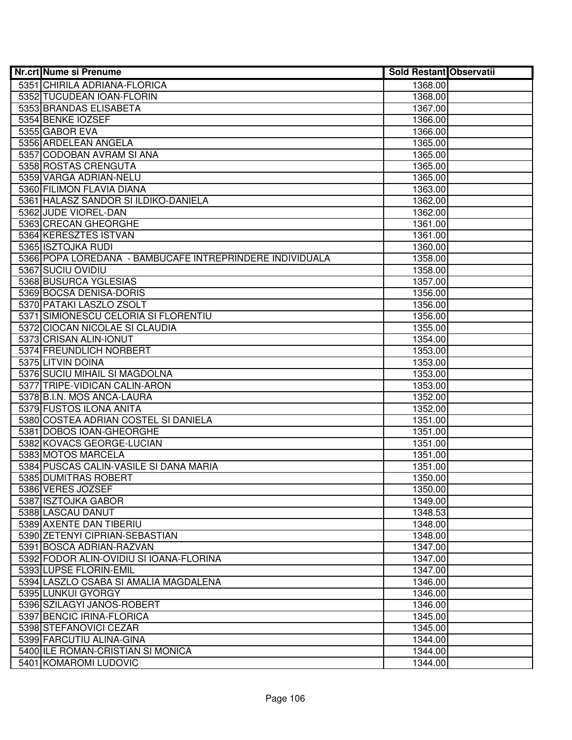| Nr.crt | Nume si Prenume | Sold Restant | Observatii |
|---|---|---|---|
| 5351 | CHIRILA ADRIANA-FLORICA | 1368.00 | |
| 5352 | TUCUDEAN IOAN-FLORIN | 1368.00 | |
| 5353 | BRANDAS ELISABETA | 1367.00 | |
| 5354 | BENKE IOZSEF | 1366.00 | |
| 5355 | GABOR EVA | 1366.00 | |
| 5356 | ARDELEAN ANGELA | 1365.00 | |
| 5357 | CODOBAN AVRAM SI ANA | 1365.00 | |
| 5358 | ROSTAS CRENGUTA | 1365.00 | |
| 5359 | VARGA ADRIAN-NELU | 1365.00 | |
| 5360 | FILIMON FLAVIA DIANA | 1363.00 | |
| 5361 | HALASZ SANDOR SI ILDIKO-DANIELA | 1362.00 | |
| 5362 | JUDE VIOREL-DAN | 1362.00 | |
| 5363 | CRECAN GHEORGHE | 1361.00 | |
| 5364 | KERESZTES ISTVAN | 1361.00 | |
| 5365 | ISZTOJKA RUDI | 1360.00 | |
| 5366 | POPA LOREDANA - BAMBUCAFE INTREPRINDERE INDIVIDUALA | 1358.00 | |
| 5367 | SUCIU OVIDIU | 1358.00 | |
| 5368 | BUSURCA YGLESIAS | 1357.00 | |
| 5369 | BOCSA DENISA-DORIS | 1356.00 | |
| 5370 | PATAKI LASZLO ZSOLT | 1356.00 | |
| 5371 | SIMIONESCU CELORIA SI FLORENTIU | 1356.00 | |
| 5372 | CIOCAN NICOLAE SI CLAUDIA | 1355.00 | |
| 5373 | CRISAN ALIN-IONUT | 1354.00 | |
| 5374 | FREUNDLICH NORBERT | 1353.00 | |
| 5375 | LITVIN DOINA | 1353.00 | |
| 5376 | SUCIU MIHAIL SI MAGDOLNA | 1353.00 | |
| 5377 | TRIPE-VIDICAN CALIN-ARON | 1353.00 | |
| 5378 | B.I.N. MOS ANCA-LAURA | 1352.00 | |
| 5379 | FUSTOS ILONA ANITA | 1352.00 | |
| 5380 | COSTEA ADRIAN COSTEL SI DANIELA | 1351.00 | |
| 5381 | DOBOS IOAN-GHEORGHE | 1351.00 | |
| 5382 | KOVACS GEORGE-LUCIAN | 1351.00 | |
| 5383 | MOTOS MARCELA | 1351.00 | |
| 5384 | PUSCAS CALIN-VASILE SI DANA MARIA | 1351.00 | |
| 5385 | DUMITRAS ROBERT | 1350.00 | |
| 5386 | VERES JOZSEF | 1350.00 | |
| 5387 | ISZTOJKA GABOR | 1349.00 | |
| 5388 | LASCAU DANUT | 1348.53 | |
| 5389 | AXENTE DAN TIBERIU | 1348.00 | |
| 5390 | ZETENYI CIPRIAN-SEBASTIAN | 1348.00 | |
| 5391 | BOSCA ADRIAN-RAZVAN | 1347.00 | |
| 5392 | FODOR ALIN-OVIDIU SI IOANA-FLORINA | 1347.00 | |
| 5393 | LUPSE FLORIN-EMIL | 1347.00 | |
| 5394 | LASZLO CSABA SI AMALIA MAGDALENA | 1346.00 | |
| 5395 | LUNKUI GYORGY | 1346.00 | |
| 5396 | SZILAGYI JANOS-ROBERT | 1346.00 | |
| 5397 | BENCIC IRINA-FLORICA | 1345.00 | |
| 5398 | STEFANOVICI CEZAR | 1345.00 | |
| 5399 | FARCUTIU ALINA-GINA | 1344.00 | |
| 5400 | ILE ROMAN-CRISTIAN SI MONICA | 1344.00 | |
| 5401 | KOMAROMI LUDOVIC | 1344.00 | |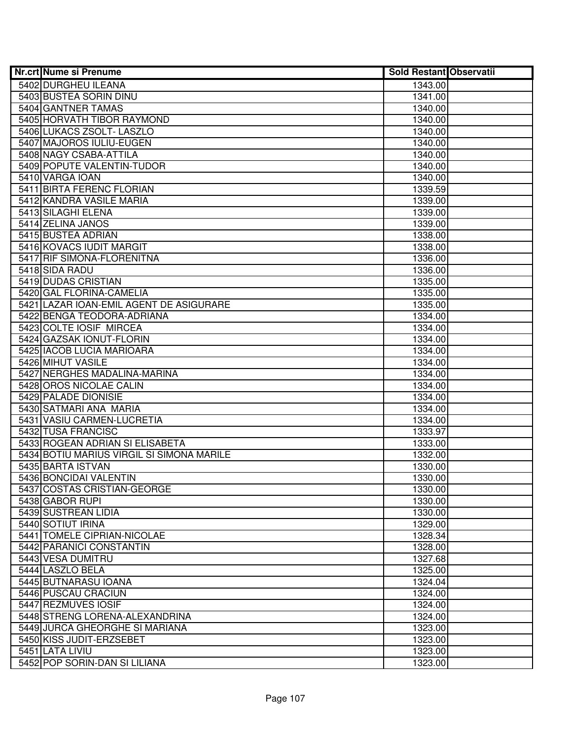| Nr.crt | Nume si Prenume | Sold Restant | Observatii |
|---|---|---|---|
| 5402 | DURGHEU ILEANA | 1343.00 | |
| 5403 | BUSTEA SORIN DINU | 1341.00 | |
| 5404 | GANTNER TAMAS | 1340.00 | |
| 5405 | HORVATH TIBOR RAYMOND | 1340.00 | |
| 5406 | LUKACS ZSOLT- LASZLO | 1340.00 | |
| 5407 | MAJOROS IULIU-EUGEN | 1340.00 | |
| 5408 | NAGY CSABA-ATTILA | 1340.00 | |
| 5409 | POPUTE VALENTIN-TUDOR | 1340.00 | |
| 5410 | VARGA IOAN | 1340.00 | |
| 5411 | BIRTA FERENC FLORIAN | 1339.59 | |
| 5412 | KANDRA VASILE MARIA | 1339.00 | |
| 5413 | SILAGHI ELENA | 1339.00 | |
| 5414 | ZELINA JANOS | 1339.00 | |
| 5415 | BUSTEA ADRIAN | 1338.00 | |
| 5416 | KOVACS IUDIT MARGIT | 1338.00 | |
| 5417 | RIF SIMONA-FLORENITNA | 1336.00 | |
| 5418 | SIDA RADU | 1336.00 | |
| 5419 | DUDAS CRISTIAN | 1335.00 | |
| 5420 | GAL FLORINA-CAMELIA | 1335.00 | |
| 5421 | LAZAR IOAN-EMIL AGENT DE ASIGURARE | 1335.00 | |
| 5422 | BENGA TEODORA-ADRIANA | 1334.00 | |
| 5423 | COLTE IOSIF MIRCEA | 1334.00 | |
| 5424 | GAZSAK IONUT-FLORIN | 1334.00 | |
| 5425 | IACOB LUCIA MARIOARA | 1334.00 | |
| 5426 | MIHUT VASILE | 1334.00 | |
| 5427 | NERGHES MADALINA-MARINA | 1334.00 | |
| 5428 | OROS NICOLAE CALIN | 1334.00 | |
| 5429 | PALADE DIONISIE | 1334.00 | |
| 5430 | SATMARI ANA MARIA | 1334.00 | |
| 5431 | VASIU CARMEN-LUCRETIA | 1334.00 | |
| 5432 | TUSA FRANCISC | 1333.97 | |
| 5433 | ROGEAN ADRIAN SI ELISABETA | 1333.00 | |
| 5434 | BOTIU MARIUS VIRGIL SI SIMONA MARILE | 1332.00 | |
| 5435 | BARTA ISTVAN | 1330.00 | |
| 5436 | BONCIDAI VALENTIN | 1330.00 | |
| 5437 | COSTAS CRISTIAN-GEORGE | 1330.00 | |
| 5438 | GABOR RUPI | 1330.00 | |
| 5439 | SUSTREAN LIDIA | 1330.00 | |
| 5440 | SOTIUT IRINA | 1329.00 | |
| 5441 | TOMELE CIPRIAN-NICOLAE | 1328.34 | |
| 5442 | PARANICI CONSTANTIN | 1328.00 | |
| 5443 | VESA DUMITRU | 1327.68 | |
| 5444 | LASZLO BELA | 1325.00 | |
| 5445 | BUTNARASU IOANA | 1324.04 | |
| 5446 | PUSCAU CRACIUN | 1324.00 | |
| 5447 | REZMUVES IOSIF | 1324.00 | |
| 5448 | STRENG LORENA-ALEXANDRINA | 1324.00 | |
| 5449 | JURCA GHEORGHE SI MARIANA | 1323.00 | |
| 5450 | KISS JUDIT-ERZSEBET | 1323.00 | |
| 5451 | LATA LIVIU | 1323.00 | |
| 5452 | POP SORIN-DAN SI LILIANA | 1323.00 | |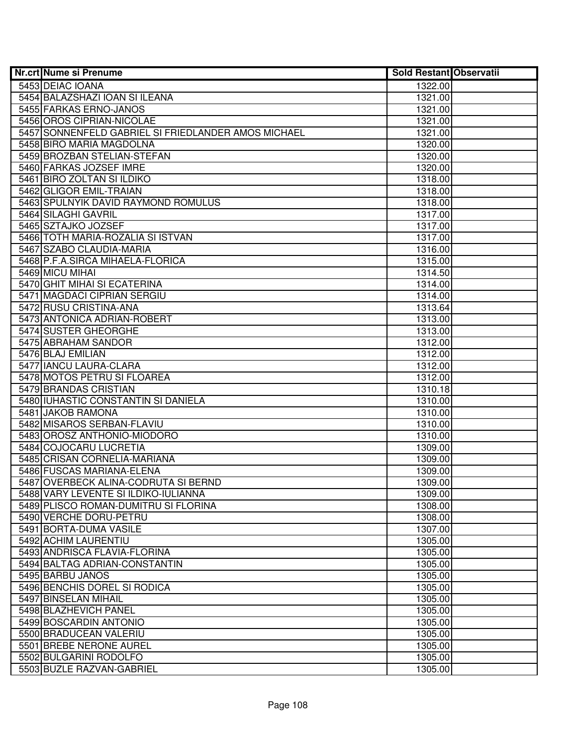| Nr.crt | Nume si Prenume | Sold Restant | Observatii |
|---|---|---|---|
| 5453 | DEIAC IOANA | 1322.00 | |
| 5454 | BALAZSHAZI IOAN SI ILEANA | 1321.00 | |
| 5455 | FARKAS ERNO-JANOS | 1321.00 | |
| 5456 | OROS CIPRIAN-NICOLAE | 1321.00 | |
| 5457 | SONNENFELD GABRIEL SI FRIEDLANDER AMOS MICHAEL | 1321.00 | |
| 5458 | BIRO MARIA MAGDOLNA | 1320.00 | |
| 5459 | BROZBAN STELIAN-STEFAN | 1320.00 | |
| 5460 | FARKAS JOZSEF IMRE | 1320.00 | |
| 5461 | BIRO ZOLTAN SI ILDIKO | 1318.00 | |
| 5462 | GLIGOR EMIL-TRAIAN | 1318.00 | |
| 5463 | SPULNYIK DAVID RAYMOND ROMULUS | 1318.00 | |
| 5464 | SILAGHI GAVRIL | 1317.00 | |
| 5465 | SZTAJKO JOZSEF | 1317.00 | |
| 5466 | TOTH MARIA-ROZALIA SI ISTVAN | 1317.00 | |
| 5467 | SZABO CLAUDIA-MARIA | 1316.00 | |
| 5468 | P.F.A.SIRCA MIHAELA-FLORICA | 1315.00 | |
| 5469 | MICU MIHAI | 1314.50 | |
| 5470 | GHIT MIHAI SI ECATERINA | 1314.00 | |
| 5471 | MAGDACI CIPRIAN SERGIU | 1314.00 | |
| 5472 | RUSU CRISTINA-ANA | 1313.64 | |
| 5473 | ANTONICA ADRIAN-ROBERT | 1313.00 | |
| 5474 | SUSTER GHEORGHE | 1313.00 | |
| 5475 | ABRAHAM SANDOR | 1312.00 | |
| 5476 | BLAJ EMILIAN | 1312.00 | |
| 5477 | IANCU LAURA-CLARA | 1312.00 | |
| 5478 | MOTOS PETRU SI FLOAREA | 1312.00 | |
| 5479 | BRANDAS CRISTIAN | 1310.18 | |
| 5480 | IUHASTIC CONSTANTIN SI DANIELA | 1310.00 | |
| 5481 | JAKOB RAMONA | 1310.00 | |
| 5482 | MISAROS SERBAN-FLAVIU | 1310.00 | |
| 5483 | OROSZ ANTHONIO-MIODORO | 1310.00 | |
| 5484 | COJOCARU LUCRETIA | 1309.00 | |
| 5485 | CRISAN CORNELIA-MARIANA | 1309.00 | |
| 5486 | FUSCAS MARIANA-ELENA | 1309.00 | |
| 5487 | OVERBECK ALINA-CODRUTA SI BERND | 1309.00 | |
| 5488 | VARY LEVENTE SI ILDIKO-IULIANNA | 1309.00 | |
| 5489 | PLISCO ROMAN-DUMITRU SI FLORINA | 1308.00 | |
| 5490 | VERCHE DORU-PETRU | 1308.00 | |
| 5491 | BORTA-DUMA VASILE | 1307.00 | |
| 5492 | ACHIM LAURENTIU | 1305.00 | |
| 5493 | ANDRISCA FLAVIA-FLORINA | 1305.00 | |
| 5494 | BALTAG ADRIAN-CONSTANTIN | 1305.00 | |
| 5495 | BARBU JANOS | 1305.00 | |
| 5496 | BENCHIS DOREL SI RODICA | 1305.00 | |
| 5497 | BINSELAN MIHAIL | 1305.00 | |
| 5498 | BLAZHEVICH PANEL | 1305.00 | |
| 5499 | BOSCARDIN ANTONIO | 1305.00 | |
| 5500 | BRADUCEAN VALERIU | 1305.00 | |
| 5501 | BREBE NERONE AUREL | 1305.00 | |
| 5502 | BULGARINI RODOLFO | 1305.00 | |
| 5503 | BUZLE RAZVAN-GABRIEL | 1305.00 | |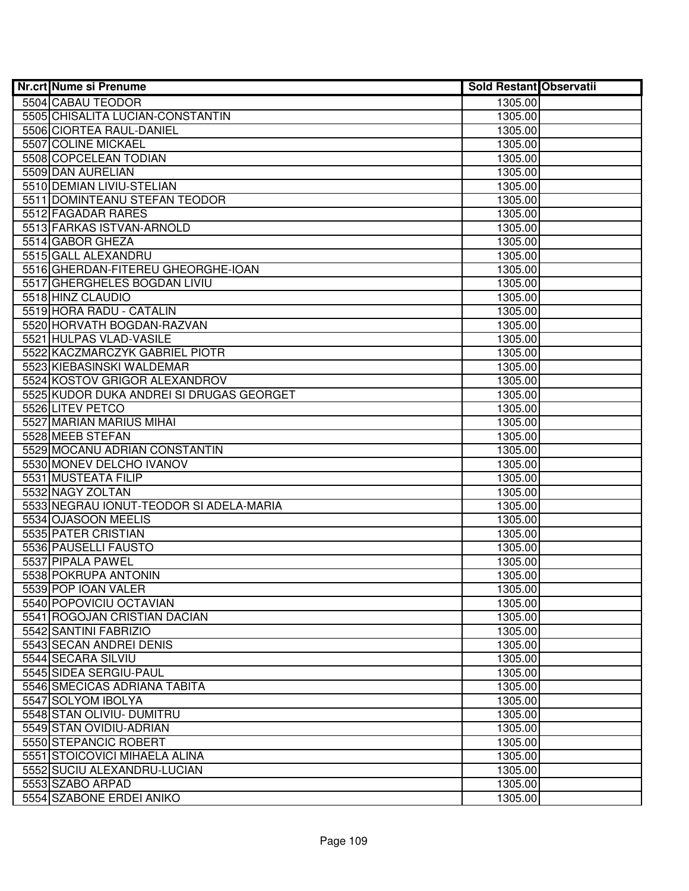| Nr.crt | Nume si Prenume | Sold Restant | Observatii |
|---|---|---|---|
| 5504 | CABAU TEODOR | 1305.00 | |
| 5505 | CHISALITA LUCIAN-CONSTANTIN | 1305.00 | |
| 5506 | CIORTEA RAUL-DANIEL | 1305.00 | |
| 5507 | COLINE MICKAEL | 1305.00 | |
| 5508 | COPCELEAN TODIAN | 1305.00 | |
| 5509 | DAN AURELIAN | 1305.00 | |
| 5510 | DEMIAN LIVIU-STELIAN | 1305.00 | |
| 5511 | DOMINTEANU STEFAN TEODOR | 1305.00 | |
| 5512 | FAGADAR RARES | 1305.00 | |
| 5513 | FARKAS ISTVAN-ARNOLD | 1305.00 | |
| 5514 | GABOR GHEZA | 1305.00 | |
| 5515 | GALL ALEXANDRU | 1305.00 | |
| 5516 | GHERDAN-FITEREU GHEORGHE-IOAN | 1305.00 | |
| 5517 | GHERGHELES BOGDAN LIVIU | 1305.00 | |
| 5518 | HINZ CLAUDIO | 1305.00 | |
| 5519 | HORA RADU - CATALIN | 1305.00 | |
| 5520 | HORVATH BOGDAN-RAZVAN | 1305.00 | |
| 5521 | HULPAS VLAD-VASILE | 1305.00 | |
| 5522 | KACZMARCZYK GABRIEL PIOTR | 1305.00 | |
| 5523 | KIEBASINSKI WALDEMAR | 1305.00 | |
| 5524 | KOSTOV GRIGOR ALEXANDROV | 1305.00 | |
| 5525 | KUDOR DUKA ANDREI SI DRUGAS GEORGET | 1305.00 | |
| 5526 | LITEV PETCO | 1305.00 | |
| 5527 | MARIAN MARIUS MIHAI | 1305.00 | |
| 5528 | MEEB STEFAN | 1305.00 | |
| 5529 | MOCANU ADRIAN CONSTANTIN | 1305.00 | |
| 5530 | MONEV DELCHO IVANOV | 1305.00 | |
| 5531 | MUSTEATA FILIP | 1305.00 | |
| 5532 | NAGY ZOLTAN | 1305.00 | |
| 5533 | NEGRAU IONUT-TEODOR SI ADELA-MARIA | 1305.00 | |
| 5534 | OJASOON MEELIS | 1305.00 | |
| 5535 | PATER CRISTIAN | 1305.00 | |
| 5536 | PAUSELLI FAUSTO | 1305.00 | |
| 5537 | PIPALA PAWEL | 1305.00 | |
| 5538 | POKRUPA ANTONIN | 1305.00 | |
| 5539 | POP IOAN VALER | 1305.00 | |
| 5540 | POPOVICIU OCTAVIAN | 1305.00 | |
| 5541 | ROGOJAN CRISTIAN DACIAN | 1305.00 | |
| 5542 | SANTINI FABRIZIO | 1305.00 | |
| 5543 | SECAN ANDREI DENIS | 1305.00 | |
| 5544 | SECARA SILVIU | 1305.00 | |
| 5545 | SIDEA SERGIU-PAUL | 1305.00 | |
| 5546 | SMECICAS ADRIANA TABITA | 1305.00 | |
| 5547 | SOLYOM IBOLYA | 1305.00 | |
| 5548 | STAN OLIVIU- DUMITRU | 1305.00 | |
| 5549 | STAN OVIDIU-ADRIAN | 1305.00 | |
| 5550 | STEPANCIC ROBERT | 1305.00 | |
| 5551 | STOICOVICI MIHAELA ALINA | 1305.00 | |
| 5552 | SUCIU ALEXANDRU-LUCIAN | 1305.00 | |
| 5553 | SZABO ARPAD | 1305.00 | |
| 5554 | SZABONE ERDEI ANIKO | 1305.00 | |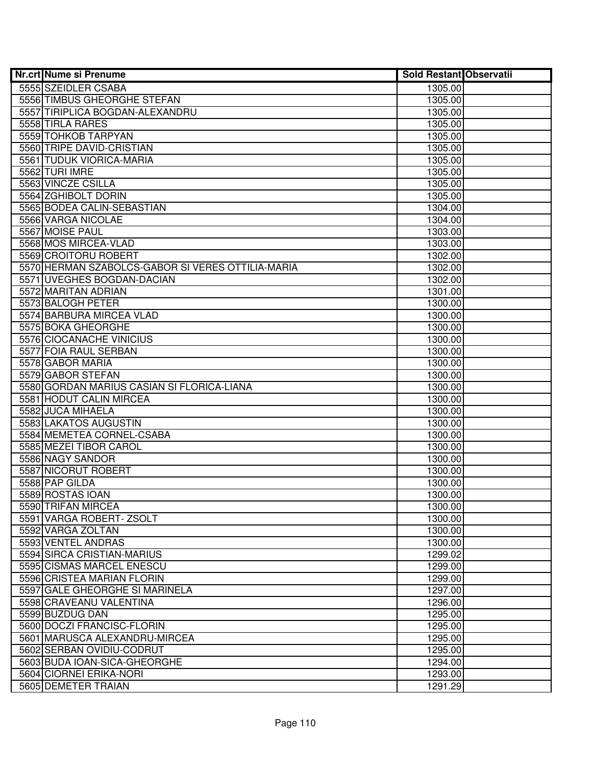| Nr.crt | Nume si Prenume | Sold Restant | Observatii |
|---|---|---|---|
| 5555 | SZEIDLER CSABA | 1305.00 | |
| 5556 | TIMBUS GHEORGHE STEFAN | 1305.00 | |
| 5557 | TIRIPLICA BOGDAN-ALEXANDRU | 1305.00 | |
| 5558 | TIRLA RARES | 1305.00 | |
| 5559 | TOHKOB TARPYAN | 1305.00 | |
| 5560 | TRIPE DAVID-CRISTIAN | 1305.00 | |
| 5561 | TUDUK VIORICA-MARIA | 1305.00 | |
| 5562 | TURI IMRE | 1305.00 | |
| 5563 | VINCZE CSILLA | 1305.00 | |
| 5564 | ZGHIBOLT DORIN | 1305.00 | |
| 5565 | BODEA CALIN-SEBASTIAN | 1304.00 | |
| 5566 | VARGA NICOLAE | 1304.00 | |
| 5567 | MOISE PAUL | 1303.00 | |
| 5568 | MOS MIRCEA-VLAD | 1303.00 | |
| 5569 | CROITORU ROBERT | 1302.00 | |
| 5570 | HERMAN SZABOLCS-GABOR SI VERES OTTILIA-MARIA | 1302.00 | |
| 5571 | UVEGHES BOGDAN-DACIAN | 1302.00 | |
| 5572 | MARITAN ADRIAN | 1301.00 | |
| 5573 | BALOGH PETER | 1300.00 | |
| 5574 | BARBURA MIRCEA VLAD | 1300.00 | |
| 5575 | BOKA GHEORGHE | 1300.00 | |
| 5576 | CIOCANACHE VINICIUS | 1300.00 | |
| 5577 | FOIA RAUL SERBAN | 1300.00 | |
| 5578 | GABOR MARIA | 1300.00 | |
| 5579 | GABOR STEFAN | 1300.00 | |
| 5580 | GORDAN MARIUS CASIAN SI FLORICA-LIANA | 1300.00 | |
| 5581 | HODUT CALIN MIRCEA | 1300.00 | |
| 5582 | JUCA MIHAELA | 1300.00 | |
| 5583 | LAKATOS AUGUSTIN | 1300.00 | |
| 5584 | MEMETEA CORNEL-CSABA | 1300.00 | |
| 5585 | MEZEI TIBOR CAROL | 1300.00 | |
| 5586 | NAGY SANDOR | 1300.00 | |
| 5587 | NICORUT ROBERT | 1300.00 | |
| 5588 | PAP GILDA | 1300.00 | |
| 5589 | ROSTAS IOAN | 1300.00 | |
| 5590 | TRIFAN MIRCEA | 1300.00 | |
| 5591 | VARGA ROBERT- ZSOLT | 1300.00 | |
| 5592 | VARGA ZOLTAN | 1300.00 | |
| 5593 | VENTEL ANDRAS | 1300.00 | |
| 5594 | SIRCA CRISTIAN-MARIUS | 1299.02 | |
| 5595 | CISMAS MARCEL ENESCU | 1299.00 | |
| 5596 | CRISTEA MARIAN FLORIN | 1299.00 | |
| 5597 | GALE GHEORGHE SI MARINELA | 1297.00 | |
| 5598 | CRAVEANU VALENTINA | 1296.00 | |
| 5599 | BUZDUG DAN | 1295.00 | |
| 5600 | DOCZI FRANCISC-FLORIN | 1295.00 | |
| 5601 | MARUSCA ALEXANDRU-MIRCEA | 1295.00 | |
| 5602 | SERBAN OVIDIU-CODRUT | 1295.00 | |
| 5603 | BUDA IOAN-SICA-GHEORGHE | 1294.00 | |
| 5604 | CIORNEI ERIKA-NORI | 1293.00 | |
| 5605 | DEMETER TRAIAN | 1291.29 | |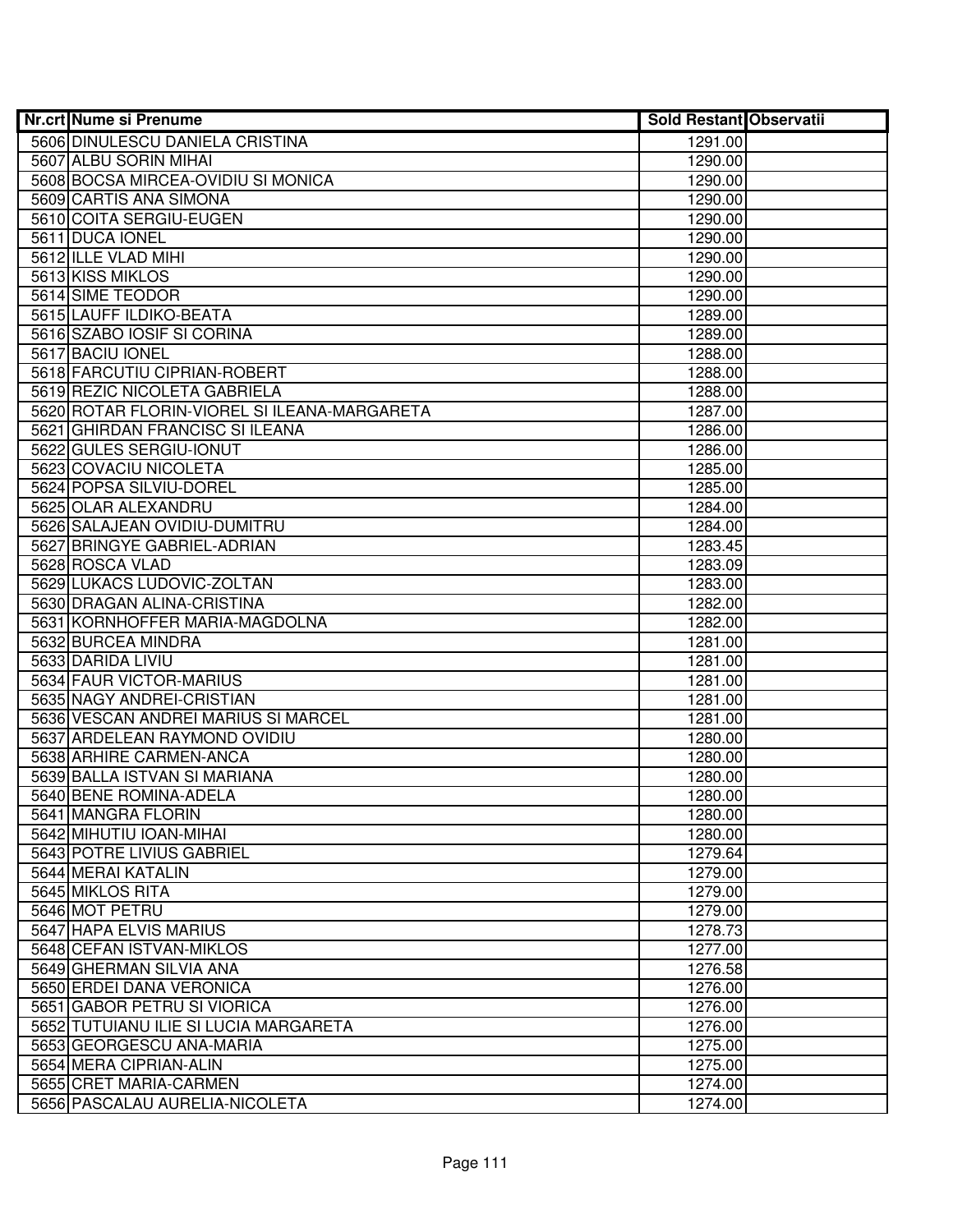| Nr.crt | Nume si Prenume | Sold Restant | Observatii |
|---|---|---|---|
| 5606 | DINULESCU DANIELA CRISTINA | 1291.00 | |
| 5607 | ALBU SORIN MIHAI | 1290.00 | |
| 5608 | BOCSA MIRCEA-OVIDIU SI MONICA | 1290.00 | |
| 5609 | CARTIS ANA SIMONA | 1290.00 | |
| 5610 | COITA SERGIU-EUGEN | 1290.00 | |
| 5611 | DUCA IONEL | 1290.00 | |
| 5612 | ILLE VLAD MIHI | 1290.00 | |
| 5613 | KISS MIKLOS | 1290.00 | |
| 5614 | SIME TEODOR | 1290.00 | |
| 5615 | LAUFF ILDIKO-BEATA | 1289.00 | |
| 5616 | SZABO IOSIF SI CORINA | 1289.00 | |
| 5617 | BACIU IONEL | 1288.00 | |
| 5618 | FARCUTIU CIPRIAN-ROBERT | 1288.00 | |
| 5619 | REZIC NICOLETA GABRIELA | 1288.00 | |
| 5620 | ROTAR FLORIN-VIOREL SI ILEANA-MARGARETA | 1287.00 | |
| 5621 | GHIRDAN FRANCISC SI ILEANA | 1286.00 | |
| 5622 | GULES SERGIU-IONUT | 1286.00 | |
| 5623 | COVACIU NICOLETA | 1285.00 | |
| 5624 | POPSA SILVIU-DOREL | 1285.00 | |
| 5625 | OLAR ALEXANDRU | 1284.00 | |
| 5626 | SALAJEAN OVIDIU-DUMITRU | 1284.00 | |
| 5627 | BRINGYE GABRIEL-ADRIAN | 1283.45 | |
| 5628 | ROSCA VLAD | 1283.09 | |
| 5629 | LUKACS LUDOVIC-ZOLTAN | 1283.00 | |
| 5630 | DRAGAN ALINA-CRISTINA | 1282.00 | |
| 5631 | KORNHOFFER MARIA-MAGDOLNA | 1282.00 | |
| 5632 | BURCEA MINDRA | 1281.00 | |
| 5633 | DARIDA LIVIU | 1281.00 | |
| 5634 | FAUR VICTOR-MARIUS | 1281.00 | |
| 5635 | NAGY ANDREI-CRISTIAN | 1281.00 | |
| 5636 | VESCAN ANDREI MARIUS SI MARCEL | 1281.00 | |
| 5637 | ARDELEAN RAYMOND OVIDIU | 1280.00 | |
| 5638 | ARHIRE CARMEN-ANCA | 1280.00 | |
| 5639 | BALLA ISTVAN SI MARIANA | 1280.00 | |
| 5640 | BENE ROMINA-ADELA | 1280.00 | |
| 5641 | MANGRA FLORIN | 1280.00 | |
| 5642 | MIHUTIU IOAN-MIHAI | 1280.00 | |
| 5643 | POTRE LIVIUS GABRIEL | 1279.64 | |
| 5644 | MERAI KATALIN | 1279.00 | |
| 5645 | MIKLOS RITA | 1279.00 | |
| 5646 | MOT PETRU | 1279.00 | |
| 5647 | HAPA ELVIS MARIUS | 1278.73 | |
| 5648 | CEFAN ISTVAN-MIKLOS | 1277.00 | |
| 5649 | GHERMAN SILVIA ANA | 1276.58 | |
| 5650 | ERDEI DANA VERONICA | 1276.00 | |
| 5651 | GABOR PETRU SI VIORICA | 1276.00 | |
| 5652 | TUTUIANU ILIE SI LUCIA MARGARETA | 1276.00 | |
| 5653 | GEORGESCU ANA-MARIA | 1275.00 | |
| 5654 | MERA CIPRIAN-ALIN | 1275.00 | |
| 5655 | CRET MARIA-CARMEN | 1274.00 | |
| 5656 | PASCALAU AURELIA-NICOLETA | 1274.00 | |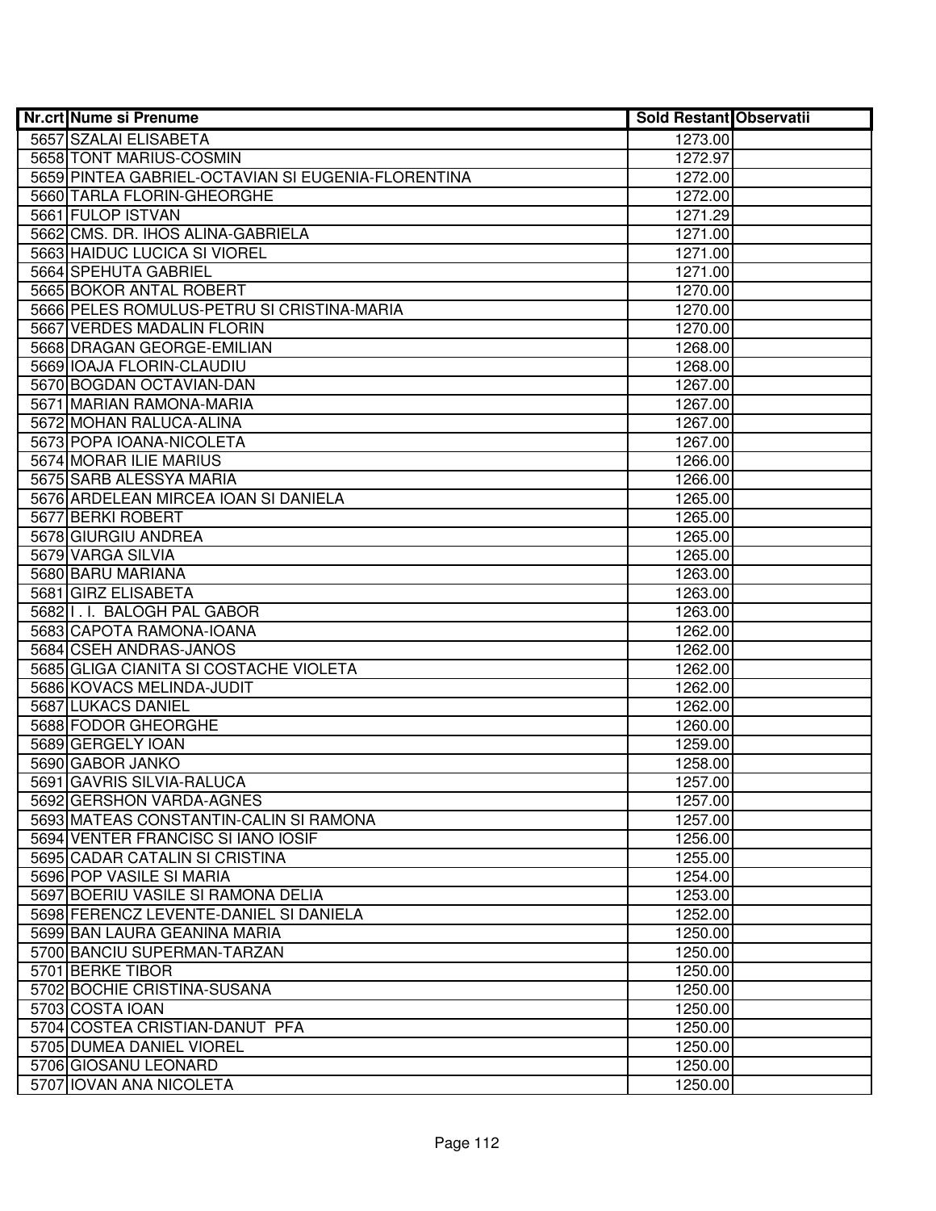| Nr.crt | Nume si Prenume | Sold Restant | Observatii |
|---|---|---|---|
| 5657 | SZALAI ELISABETA | 1273.00 | |
| 5658 | TONT MARIUS-COSMIN | 1272.97 | |
| 5659 | PINTEA GABRIEL-OCTAVIAN SI EUGENIA-FLORENTINA | 1272.00 | |
| 5660 | TARLA FLORIN-GHEORGHE | 1272.00 | |
| 5661 | FULOP ISTVAN | 1271.29 | |
| 5662 | CMS. DR. IHOS ALINA-GABRIELA | 1271.00 | |
| 5663 | HAIDUC LUCICA SI VIOREL | 1271.00 | |
| 5664 | SPEHUTA GABRIEL | 1271.00 | |
| 5665 | BOKOR ANTAL ROBERT | 1270.00 | |
| 5666 | PELES ROMULUS-PETRU SI CRISTINA-MARIA | 1270.00 | |
| 5667 | VERDES MADALIN FLORIN | 1270.00 | |
| 5668 | DRAGAN GEORGE-EMILIAN | 1268.00 | |
| 5669 | IOAJA FLORIN-CLAUDIU | 1268.00 | |
| 5670 | BOGDAN OCTAVIAN-DAN | 1267.00 | |
| 5671 | MARIAN RAMONA-MARIA | 1267.00 | |
| 5672 | MOHAN RALUCA-ALINA | 1267.00 | |
| 5673 | POPA IOANA-NICOLETA | 1267.00 | |
| 5674 | MORAR ILIE MARIUS | 1266.00 | |
| 5675 | SARB ALESSYA MARIA | 1266.00 | |
| 5676 | ARDELEAN MIRCEA IOAN SI DANIELA | 1265.00 | |
| 5677 | BERKI ROBERT | 1265.00 | |
| 5678 | GIURGIU ANDREA | 1265.00 | |
| 5679 | VARGA SILVIA | 1265.00 | |
| 5680 | BARU MARIANA | 1263.00 | |
| 5681 | GIRZ ELISABETA | 1263.00 | |
| 5682 | I. I. BALOGH PAL GABOR | 1263.00 | |
| 5683 | CAPOTA RAMONA-IOANA | 1262.00 | |
| 5684 | CSEH ANDRAS-JANOS | 1262.00 | |
| 5685 | GLIGA CIANITA SI COSTACHE VIOLETA | 1262.00 | |
| 5686 | KOVACS MELINDA-JUDIT | 1262.00 | |
| 5687 | LUKACS DANIEL | 1262.00 | |
| 5688 | FODOR GHEORGHE | 1260.00 | |
| 5689 | GERGELY IOAN | 1259.00 | |
| 5690 | GABOR JANKO | 1258.00 | |
| 5691 | GAVRIS SILVIA-RALUCA | 1257.00 | |
| 5692 | GERSHON VARDA-AGNES | 1257.00 | |
| 5693 | MATEAS CONSTANTIN-CALIN SI RAMONA | 1257.00 | |
| 5694 | VENTER FRANCISC SI IANO IOSIF | 1256.00 | |
| 5695 | CADAR CATALIN SI CRISTINA | 1255.00 | |
| 5696 | POP VASILE SI MARIA | 1254.00 | |
| 5697 | BOERIU VASILE SI RAMONA DELIA | 1253.00 | |
| 5698 | FERENCZ LEVENTE-DANIEL SI DANIELA | 1252.00 | |
| 5699 | BAN LAURA GEANINA MARIA | 1250.00 | |
| 5700 | BANCIU SUPERMAN-TARZAN | 1250.00 | |
| 5701 | BERKE TIBOR | 1250.00 | |
| 5702 | BOCHIE CRISTINA-SUSANA | 1250.00 | |
| 5703 | COSTA IOAN | 1250.00 | |
| 5704 | COSTEA CRISTIAN-DANUT PFA | 1250.00 | |
| 5705 | DUMEA DANIEL VIOREL | 1250.00 | |
| 5706 | GIOSANU LEONARD | 1250.00 | |
| 5707 | IOVAN ANA NICOLETA | 1250.00 | |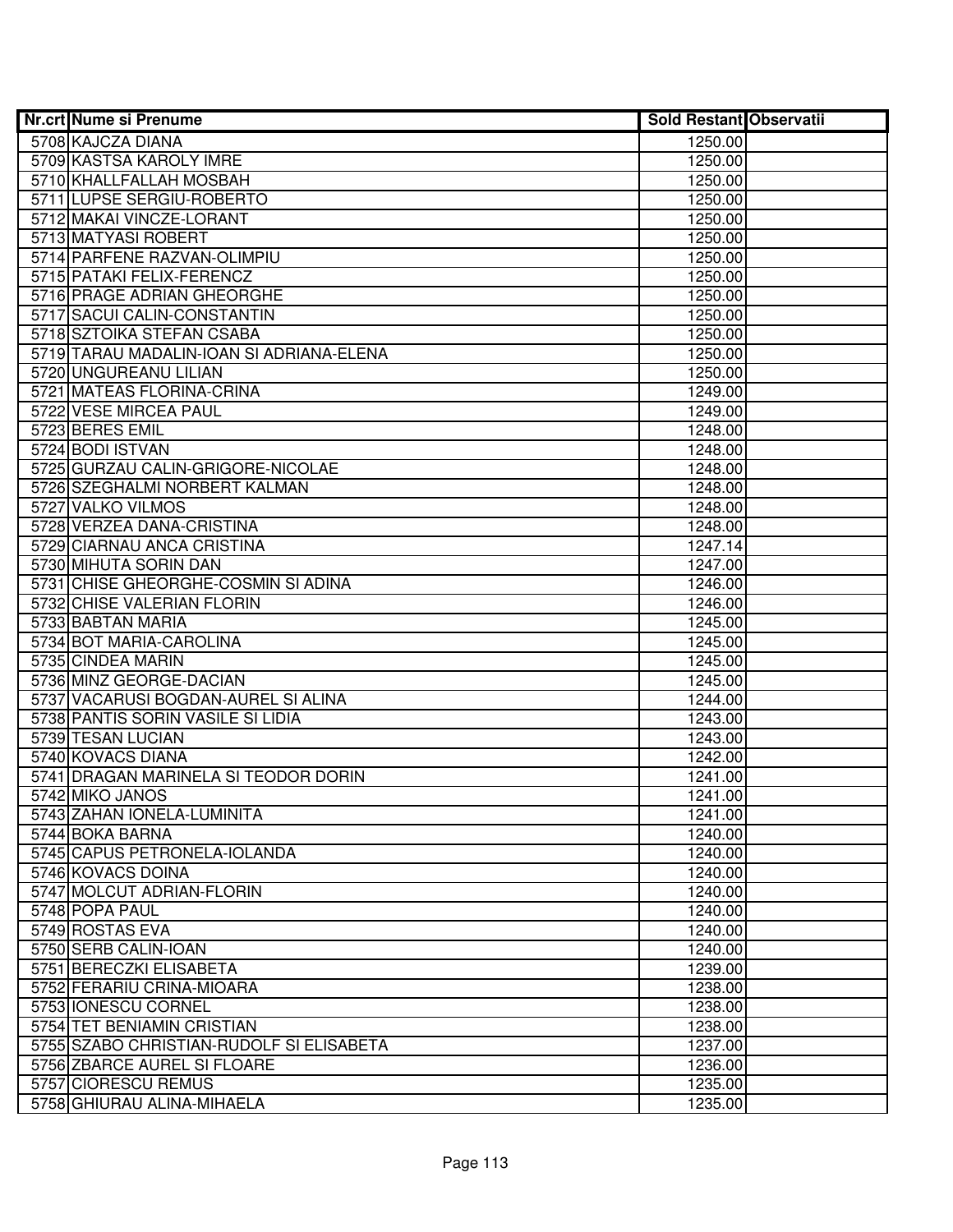| Nr.crt | Nume si Prenume | Sold Restant | Observatii |
|---|---|---|---|
| 5708 | KAJCZA DIANA | 1250.00 | |
| 5709 | KASTSA KAROLY IMRE | 1250.00 | |
| 5710 | KHALLFALLAH MOSBAH | 1250.00 | |
| 5711 | LUPSE SERGIU-ROBERTO | 1250.00 | |
| 5712 | MAKAI VINCZE-LORANT | 1250.00 | |
| 5713 | MATYASI ROBERT | 1250.00 | |
| 5714 | PARFENE RAZVAN-OLIMPIU | 1250.00 | |
| 5715 | PATAKI FELIX-FERENCZ | 1250.00 | |
| 5716 | PRAGE ADRIAN GHEORGHE | 1250.00 | |
| 5717 | SACUI CALIN-CONSTANTIN | 1250.00 | |
| 5718 | SZTOIKA STEFAN CSABA | 1250.00 | |
| 5719 | TARAU MADALIN-IOAN SI ADRIANA-ELENA | 1250.00 | |
| 5720 | UNGUREANU LILIAN | 1250.00 | |
| 5721 | MATEAS FLORINA-CRINA | 1249.00 | |
| 5722 | VESE MIRCEA PAUL | 1249.00 | |
| 5723 | BERES EMIL | 1248.00 | |
| 5724 | BODI ISTVAN | 1248.00 | |
| 5725 | GURZAU CALIN-GRIGORE-NICOLAE | 1248.00 | |
| 5726 | SZEGHALMI NORBERT KALMAN | 1248.00 | |
| 5727 | VALKO VILMOS | 1248.00 | |
| 5728 | VERZEA DANA-CRISTINA | 1248.00 | |
| 5729 | CIARNAU ANCA CRISTINA | 1247.14 | |
| 5730 | MIHUTA SORIN DAN | 1247.00 | |
| 5731 | CHISE GHEORGHE-COSMIN SI ADINA | 1246.00 | |
| 5732 | CHISE VALERIAN FLORIN | 1246.00 | |
| 5733 | BABTAN MARIA | 1245.00 | |
| 5734 | BOT MARIA-CAROLINA | 1245.00 | |
| 5735 | CINDEA MARIN | 1245.00 | |
| 5736 | MINZ GEORGE-DACIAN | 1245.00 | |
| 5737 | VACARUSI BOGDAN-AUREL SI ALINA | 1244.00 | |
| 5738 | PANTIS SORIN VASILE SI LIDIA | 1243.00 | |
| 5739 | TESAN LUCIAN | 1243.00 | |
| 5740 | KOVACS DIANA | 1242.00 | |
| 5741 | DRAGAN MARINELA SI TEODOR DORIN | 1241.00 | |
| 5742 | MIKO JANOS | 1241.00 | |
| 5743 | ZAHAN IONELA-LUMINITA | 1241.00 | |
| 5744 | BOKA BARNA | 1240.00 | |
| 5745 | CAPUS PETRONELA-IOLANDA | 1240.00 | |
| 5746 | KOVACS DOINA | 1240.00 | |
| 5747 | MOLCUT ADRIAN-FLORIN | 1240.00 | |
| 5748 | POPA PAUL | 1240.00 | |
| 5749 | ROSTAS EVA | 1240.00 | |
| 5750 | SERB CALIN-IOAN | 1240.00 | |
| 5751 | BERECZKI ELISABETA | 1239.00 | |
| 5752 | FERARIU CRINA-MIOARA | 1238.00 | |
| 5753 | IONESCU CORNEL | 1238.00 | |
| 5754 | TET BENIAMIN CRISTIAN | 1238.00 | |
| 5755 | SZABO CHRISTIAN-RUDOLF SI ELISABETA | 1237.00 | |
| 5756 | ZBARCE AUREL SI FLOARE | 1236.00 | |
| 5757 | CIORESCU REMUS | 1235.00 | |
| 5758 | GHIURAU ALINA-MIHAELA | 1235.00 | |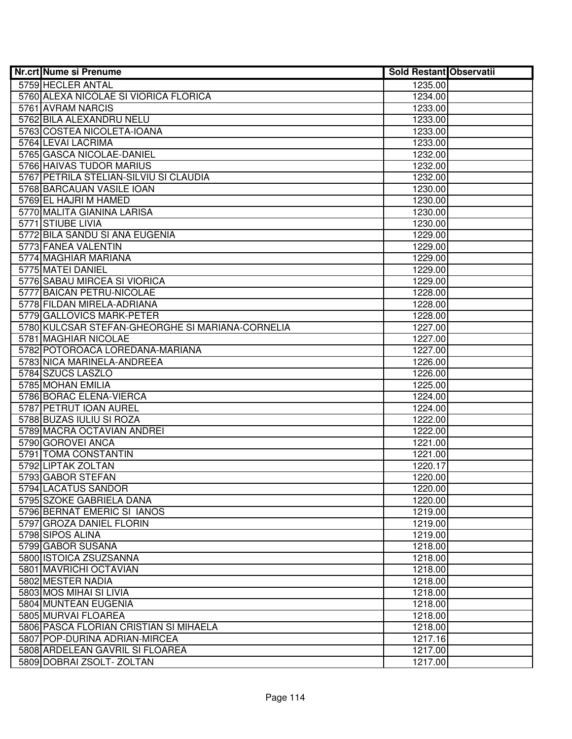| Nr.crt | Nume si Prenume | Sold Restant | Observatii |
|---|---|---|---|
| 5759 | HECLER ANTAL | 1235.00 | |
| 5760 | ALEXA NICOLAE SI VIORICA FLORICA | 1234.00 | |
| 5761 | AVRAM NARCIS | 1233.00 | |
| 5762 | BILA ALEXANDRU NELU | 1233.00 | |
| 5763 | COSTEA NICOLETA-IOANA | 1233.00 | |
| 5764 | LEVAI LACRIMA | 1233.00 | |
| 5765 | GASCA NICOLAE-DANIEL | 1232.00 | |
| 5766 | HAIVAS TUDOR MARIUS | 1232.00 | |
| 5767 | PETRILA STELIAN-SILVIU SI CLAUDIA | 1232.00 | |
| 5768 | BARCAUAN VASILE IOAN | 1230.00 | |
| 5769 | EL HAJRI M HAMED | 1230.00 | |
| 5770 | MALITA GIANINA LARISA | 1230.00 | |
| 5771 | STIUBE LIVIA | 1230.00 | |
| 5772 | BILA SANDU SI ANA EUGENIA | 1229.00 | |
| 5773 | FANEA VALENTIN | 1229.00 | |
| 5774 | MAGHIAR MARIANA | 1229.00 | |
| 5775 | MATEI DANIEL | 1229.00 | |
| 5776 | SABAU MIRCEA SI VIORICA | 1229.00 | |
| 5777 | BAICAN PETRU-NICOLAE | 1228.00 | |
| 5778 | FILDAN MIRELA-ADRIANA | 1228.00 | |
| 5779 | GALLOVICS MARK-PETER | 1228.00 | |
| 5780 | KULCSAR STEFAN-GHEORGHE SI MARIANA-CORNELIA | 1227.00 | |
| 5781 | MAGHIAR NICOLAE | 1227.00 | |
| 5782 | POTOROACA LOREDANA-MARIANA | 1227.00 | |
| 5783 | NICA MARINELA-ANDREEA | 1226.00 | |
| 5784 | SZUCS LASZLO | 1226.00 | |
| 5785 | MOHAN EMILIA | 1225.00 | |
| 5786 | BORAC ELENA-VIERCA | 1224.00 | |
| 5787 | PETRUT IOAN AUREL | 1224.00 | |
| 5788 | BUZAS IULIU SI ROZA | 1222.00 | |
| 5789 | MACRA OCTAVIAN ANDREI | 1222.00 | |
| 5790 | GOROVEI ANCA | 1221.00 | |
| 5791 | TOMA CONSTANTIN | 1221.00 | |
| 5792 | LIPTAK ZOLTAN | 1220.17 | |
| 5793 | GABOR STEFAN | 1220.00 | |
| 5794 | LACATUS SANDOR | 1220.00 | |
| 5795 | SZOKE GABRIELA DANA | 1220.00 | |
| 5796 | BERNAT EMERIC SI IANOS | 1219.00 | |
| 5797 | GROZA DANIEL FLORIN | 1219.00 | |
| 5798 | SIPOS ALINA | 1219.00 | |
| 5799 | GABOR SUSANA | 1218.00 | |
| 5800 | ISTOICA ZSUZSANNA | 1218.00 | |
| 5801 | MAVRICHI OCTAVIAN | 1218.00 | |
| 5802 | MESTER NADIA | 1218.00 | |
| 5803 | MOS MIHAI SI LIVIA | 1218.00 | |
| 5804 | MUNTEAN EUGENIA | 1218.00 | |
| 5805 | MURVAI FLOAREA | 1218.00 | |
| 5806 | PASCA FLORIAN CRISTIAN SI MIHAELA | 1218.00 | |
| 5807 | POP-DURINA ADRIAN-MIRCEA | 1217.16 | |
| 5808 | ARDELEAN GAVRIL SI FLOAREA | 1217.00 | |
| 5809 | DOBRAI ZSOLT- ZOLTAN | 1217.00 | |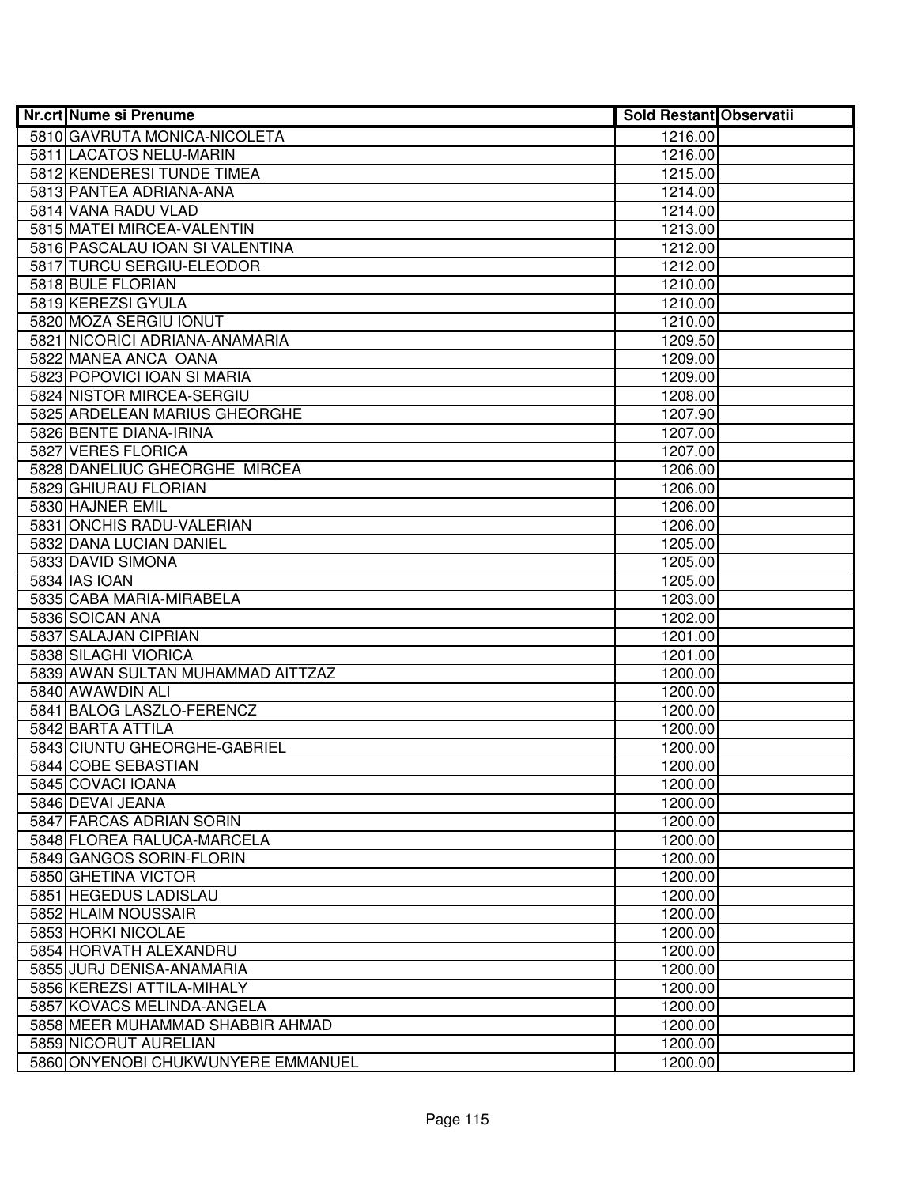| Nr.crt | Nume si Prenume | Sold Restant | Observatii |
|---|---|---|---|
| 5810 | GAVRUTA MONICA-NICOLETA | 1216.00 | |
| 5811 | LACATOS NELU-MARIN | 1216.00 | |
| 5812 | KENDERESI TUNDE TIMEA | 1215.00 | |
| 5813 | PANTEA ADRIANA-ANA | 1214.00 | |
| 5814 | VANA RADU VLAD | 1214.00 | |
| 5815 | MATEI MIRCEA-VALENTIN | 1213.00 | |
| 5816 | PASCALAU IOAN SI VALENTINA | 1212.00 | |
| 5817 | TURCU SERGIU-ELEODOR | 1212.00 | |
| 5818 | BULE FLORIAN | 1210.00 | |
| 5819 | KEREZSI GYULA | 1210.00 | |
| 5820 | MOZA SERGIU IONUT | 1210.00 | |
| 5821 | NICORICI ADRIANA-ANAMARIA | 1209.50 | |
| 5822 | MANEA ANCA OANA | 1209.00 | |
| 5823 | POPOVICI IOAN SI MARIA | 1209.00 | |
| 5824 | NISTOR MIRCEA-SERGIU | 1208.00 | |
| 5825 | ARDELEAN MARIUS GHEORGHE | 1207.90 | |
| 5826 | BENTE DIANA-IRINA | 1207.00 | |
| 5827 | VERES FLORICA | 1207.00 | |
| 5828 | DANELIUC GHEORGHE MIRCEA | 1206.00 | |
| 5829 | GHIURAU FLORIAN | 1206.00 | |
| 5830 | HAJNER EMIL | 1206.00 | |
| 5831 | ONCHIS RADU-VALERIAN | 1206.00 | |
| 5832 | DANA LUCIAN DANIEL | 1205.00 | |
| 5833 | DAVID SIMONA | 1205.00 | |
| 5834 | IAS IOAN | 1205.00 | |
| 5835 | CABA MARIA-MIRABELA | 1203.00 | |
| 5836 | SOICAN ANA | 1202.00 | |
| 5837 | SALAJAN CIPRIAN | 1201.00 | |
| 5838 | SILAGHI VIORICA | 1201.00 | |
| 5839 | AWAN SULTAN MUHAMMAD AITTZAZ | 1200.00 | |
| 5840 | AWAWDIN ALI | 1200.00 | |
| 5841 | BALOG LASZLO-FERENCZ | 1200.00 | |
| 5842 | BARTA ATTILA | 1200.00 | |
| 5843 | CIUNTU GHEORGHE-GABRIEL | 1200.00 | |
| 5844 | COBE SEBASTIAN | 1200.00 | |
| 5845 | COVACI IOANA | 1200.00 | |
| 5846 | DEVAI JEANA | 1200.00 | |
| 5847 | FARCAS ADRIAN SORIN | 1200.00 | |
| 5848 | FLOREA RALUCA-MARCELA | 1200.00 | |
| 5849 | GANGOS SORIN-FLORIN | 1200.00 | |
| 5850 | GHETINA VICTOR | 1200.00 | |
| 5851 | HEGEDUS LADISLAU | 1200.00 | |
| 5852 | HLAIM NOUSSAIR | 1200.00 | |
| 5853 | HORKI NICOLAE | 1200.00 | |
| 5854 | HORVATH ALEXANDRU | 1200.00 | |
| 5855 | JURJ DENISA-ANAMARIA | 1200.00 | |
| 5856 | KEREZSI ATTILA-MIHALY | 1200.00 | |
| 5857 | KOVACS MELINDA-ANGELA | 1200.00 | |
| 5858 | MEER MUHAMMAD SHABBIR AHMAD | 1200.00 | |
| 5859 | NICORUT AURELIAN | 1200.00 | |
| 5860 | ONYENOBI CHUKWUNYERE EMMANUEL | 1200.00 | |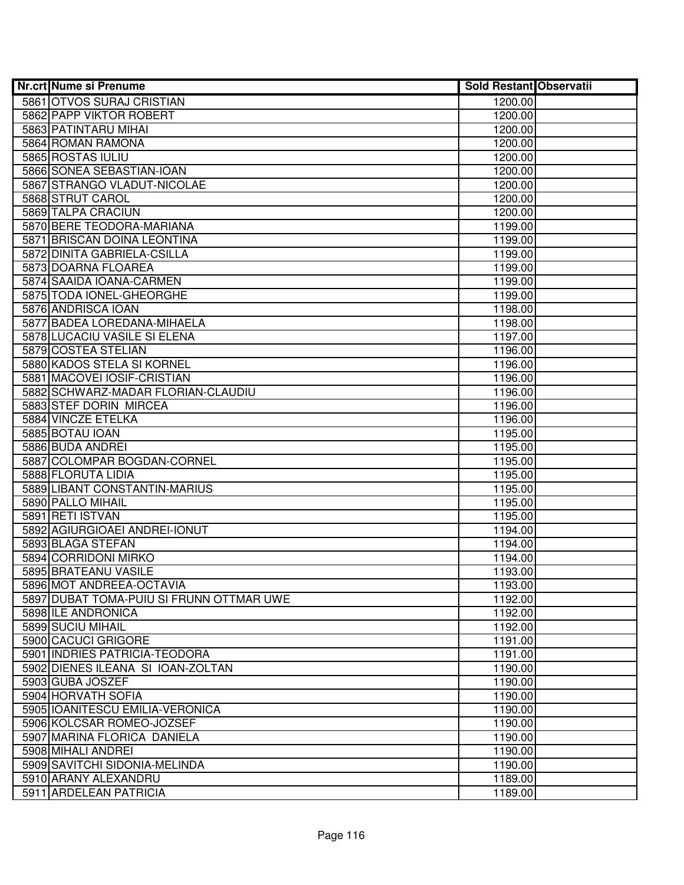| Nr.crt | Nume si Prenume | Sold Restant | Observatii |
|---|---|---|---|
| 5861 | OTVOS SURAJ CRISTIAN | 1200.00 | |
| 5862 | PAPP VIKTOR ROBERT | 1200.00 | |
| 5863 | PATINTARU MIHAI | 1200.00 | |
| 5864 | ROMAN RAMONA | 1200.00 | |
| 5865 | ROSTAS IULIU | 1200.00 | |
| 5866 | SONEA SEBASTIAN-IOAN | 1200.00 | |
| 5867 | STRANGO VLADUT-NICOLAE | 1200.00 | |
| 5868 | STRUT CAROL | 1200.00 | |
| 5869 | TALPA CRACIUN | 1200.00 | |
| 5870 | BERE TEODORA-MARIANA | 1199.00 | |
| 5871 | BRISCAN DOINA LEONTINA | 1199.00 | |
| 5872 | DINITA GABRIELA-CSILLA | 1199.00 | |
| 5873 | DOARNA FLOAREA | 1199.00 | |
| 5874 | SAAIDA IOANA-CARMEN | 1199.00 | |
| 5875 | TODA IONEL-GHEORGHE | 1199.00 | |
| 5876 | ANDRISCA IOAN | 1198.00 | |
| 5877 | BADEA LOREDANA-MIHAELA | 1198.00 | |
| 5878 | LUCACIU VASILE SI ELENA | 1197.00 | |
| 5879 | COSTEA STELIAN | 1196.00 | |
| 5880 | KADOS STELA SI KORNEL | 1196.00 | |
| 5881 | MACOVEI IOSIF-CRISTIAN | 1196.00 | |
| 5882 | SCHWARZ-MADAR FLORIAN-CLAUDIU | 1196.00 | |
| 5883 | STEF DORIN MIRCEA | 1196.00 | |
| 5884 | VINCZE ETELKA | 1196.00 | |
| 5885 | BOTAU IOAN | 1195.00 | |
| 5886 | BUDA ANDREI | 1195.00 | |
| 5887 | COLOMPAR BOGDAN-CORNEL | 1195.00 | |
| 5888 | FLORUTA LIDIA | 1195.00 | |
| 5889 | LIBANT CONSTANTIN-MARIUS | 1195.00 | |
| 5890 | PALLO MIHAIL | 1195.00 | |
| 5891 | RETI ISTVAN | 1195.00 | |
| 5892 | AGIURGIOAEI ANDREI-IONUT | 1194.00 | |
| 5893 | BLAGA STEFAN | 1194.00 | |
| 5894 | CORRIDONI MIRKO | 1194.00 | |
| 5895 | BRATEANU VASILE | 1193.00 | |
| 5896 | MOT ANDREEA-OCTAVIA | 1193.00 | |
| 5897 | DUBAT TOMA-PUIU SI FRUNN OTTMAR UWE | 1192.00 | |
| 5898 | ILE ANDRONICA | 1192.00 | |
| 5899 | SUCIU MIHAIL | 1192.00 | |
| 5900 | CACUCI GRIGORE | 1191.00 | |
| 5901 | INDRIES PATRICIA-TEODORA | 1191.00 | |
| 5902 | DIENES ILEANA SI IOAN-ZOLTAN | 1190.00 | |
| 5903 | GUBA JOSZEF | 1190.00 | |
| 5904 | HORVATH SOFIA | 1190.00 | |
| 5905 | IOANITESCU EMILIA-VERONICA | 1190.00 | |
| 5906 | KOLCSAR ROMEO-JOZSEF | 1190.00 | |
| 5907 | MARINA FLORICA DANIELA | 1190.00 | |
| 5908 | MIHALI ANDREI | 1190.00 | |
| 5909 | SAVITCHI SIDONIA-MELINDA | 1190.00 | |
| 5910 | ARANY ALEXANDRU | 1189.00 | |
| 5911 | ARDELEAN PATRICIA | 1189.00 | |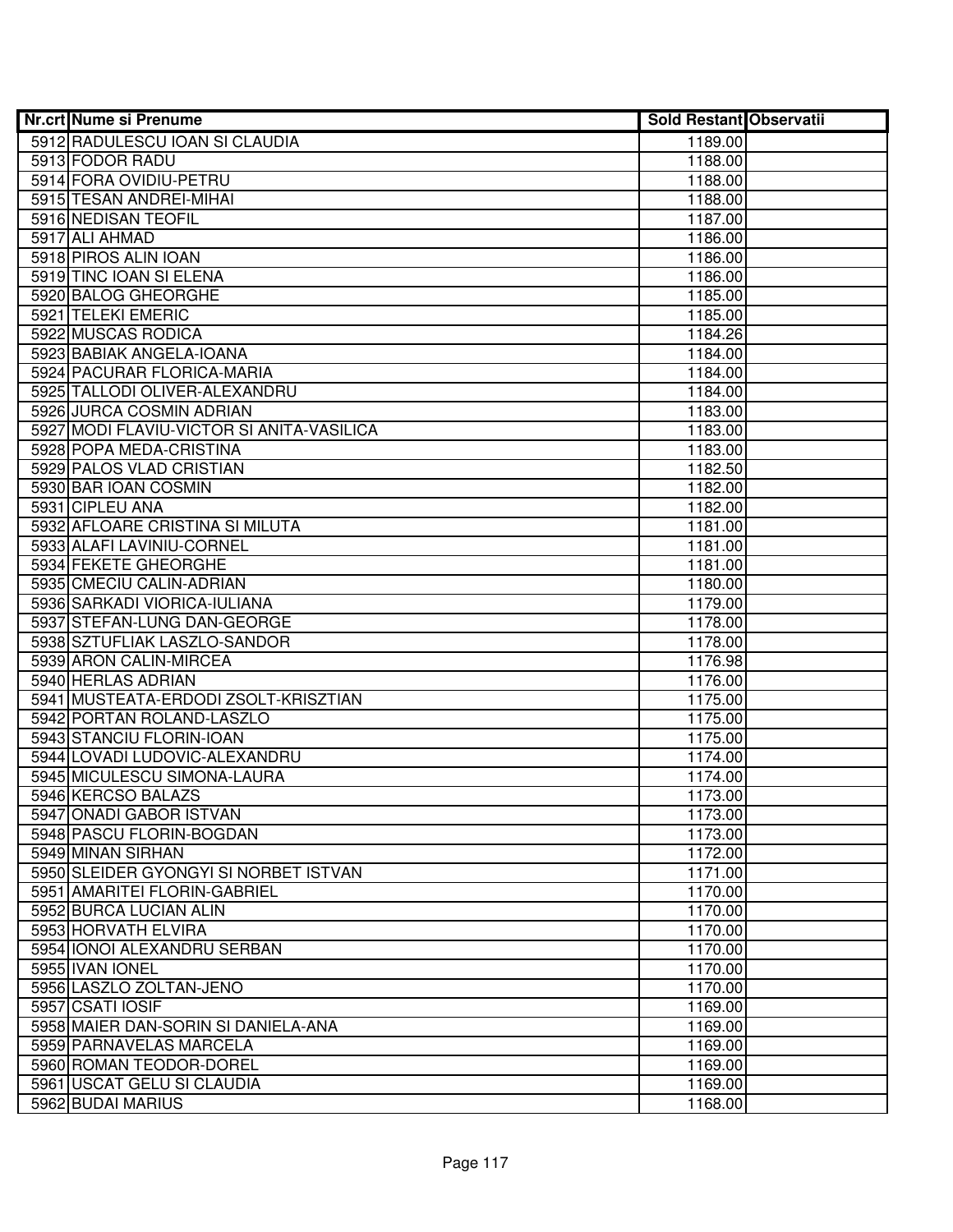| Nr.crt | Nume si Prenume | Sold Restant | Observatii |
|---|---|---|---|
| 5912 | RADULESCU IOAN SI CLAUDIA | 1189.00 | |
| 5913 | FODOR RADU | 1188.00 | |
| 5914 | FORA OVIDIU-PETRU | 1188.00 | |
| 5915 | TESAN ANDREI-MIHAI | 1188.00 | |
| 5916 | NEDISAN TEOFIL | 1187.00 | |
| 5917 | ALI AHMAD | 1186.00 | |
| 5918 | PIROS ALIN IOAN | 1186.00 | |
| 5919 | TINC IOAN SI ELENA | 1186.00 | |
| 5920 | BALOG GHEORGHE | 1185.00 | |
| 5921 | TELEKI EMERIC | 1185.00 | |
| 5922 | MUSCAS RODICA | 1184.26 | |
| 5923 | BABIAK ANGELA-IOANA | 1184.00 | |
| 5924 | PACURAR FLORICA-MARIA | 1184.00 | |
| 5925 | TALLODI OLIVER-ALEXANDRU | 1184.00 | |
| 5926 | JURCA COSMIN ADRIAN | 1183.00 | |
| 5927 | MODI FLAVIU-VICTOR SI ANITA-VASILICA | 1183.00 | |
| 5928 | POPA MEDA-CRISTINA | 1183.00 | |
| 5929 | PALOS VLAD CRISTIAN | 1182.50 | |
| 5930 | BAR IOAN COSMIN | 1182.00 | |
| 5931 | CIPLEU ANA | 1182.00 | |
| 5932 | AFLOARE CRISTINA SI MILUTA | 1181.00 | |
| 5933 | ALAFI LAVINIU-CORNEL | 1181.00 | |
| 5934 | FEKETE GHEORGHE | 1181.00 | |
| 5935 | CMECIU CALIN-ADRIAN | 1180.00 | |
| 5936 | SARKADI VIORICA-IULIANA | 1179.00 | |
| 5937 | STEFAN-LUNG DAN-GEORGE | 1178.00 | |
| 5938 | SZTUFLIAK LASZLO-SANDOR | 1178.00 | |
| 5939 | ARON CALIN-MIRCEA | 1176.98 | |
| 5940 | HERLAS ADRIAN | 1176.00 | |
| 5941 | MUSTEATA-ERDODI ZSOLT-KRISZTIAN | 1175.00 | |
| 5942 | PORTAN ROLAND-LASZLO | 1175.00 | |
| 5943 | STANCIU FLORIN-IOAN | 1175.00 | |
| 5944 | LOVADI LUDOVIC-ALEXANDRU | 1174.00 | |
| 5945 | MICULESCU SIMONA-LAURA | 1174.00 | |
| 5946 | KERCSO BALAZS | 1173.00 | |
| 5947 | ONADI GABOR ISTVAN | 1173.00 | |
| 5948 | PASCU FLORIN-BOGDAN | 1173.00 | |
| 5949 | MINAN SIRHAN | 1172.00 | |
| 5950 | SLEIDER GYONGYI SI NORBET ISTVAN | 1171.00 | |
| 5951 | AMARITEI FLORIN-GABRIEL | 1170.00 | |
| 5952 | BURCA LUCIAN ALIN | 1170.00 | |
| 5953 | HORVATH ELVIRA | 1170.00 | |
| 5954 | IONOI ALEXANDRU SERBAN | 1170.00 | |
| 5955 | IVAN IONEL | 1170.00 | |
| 5956 | LASZLO ZOLTAN-JENO | 1170.00 | |
| 5957 | CSATI IOSIF | 1169.00 | |
| 5958 | MAIER DAN-SORIN SI DANIELA-ANA | 1169.00 | |
| 5959 | PARNAVELAS MARCELA | 1169.00 | |
| 5960 | ROMAN TEODOR-DOREL | 1169.00 | |
| 5961 | USCAT GELU SI CLAUDIA | 1169.00 | |
| 5962 | BUDAI MARIUS | 1168.00 | |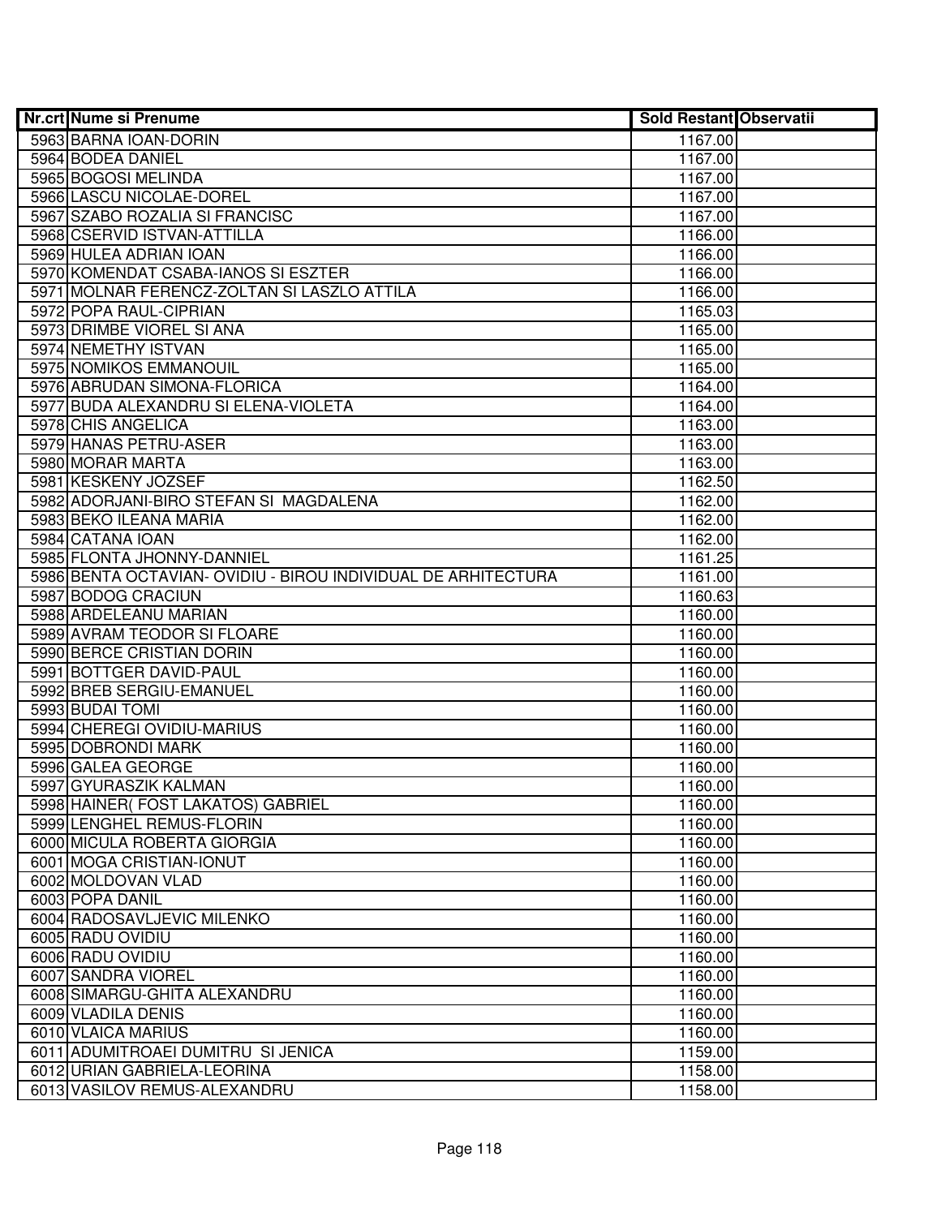| Nr.crt | Nume si Prenume | Sold Restant | Observatii |
|---|---|---|---|
| 5963 | BARNA IOAN-DORIN | 1167.00 | |
| 5964 | BODEA DANIEL | 1167.00 | |
| 5965 | BOGOSI MELINDA | 1167.00 | |
| 5966 | LASCU NICOLAE-DOREL | 1167.00 | |
| 5967 | SZABO ROZALIA SI FRANCISC | 1167.00 | |
| 5968 | CSERVID ISTVAN-ATTILLA | 1166.00 | |
| 5969 | HULEA ADRIAN IOAN | 1166.00 | |
| 5970 | KOMENDAT CSABA-IANOS SI ESZTER | 1166.00 | |
| 5971 | MOLNAR FERENCZ-ZOLTAN SI LASZLO ATTILA | 1166.00 | |
| 5972 | POPA RAUL-CIPRIAN | 1165.03 | |
| 5973 | DRIMBE VIOREL SI ANA | 1165.00 | |
| 5974 | NEMETHY ISTVAN | 1165.00 | |
| 5975 | NOMIKOS EMMANOUIL | 1165.00 | |
| 5976 | ABRUDAN SIMONA-FLORICA | 1164.00 | |
| 5977 | BUDA ALEXANDRU SI ELENA-VIOLETA | 1164.00 | |
| 5978 | CHIS ANGELICA | 1163.00 | |
| 5979 | HANAS PETRU-ASER | 1163.00 | |
| 5980 | MORAR MARTA | 1163.00 | |
| 5981 | KESKENY JOZSEF | 1162.50 | |
| 5982 | ADORJANI-BIRO STEFAN SI  MAGDALENA | 1162.00 | |
| 5983 | BEKO ILEANA MARIA | 1162.00 | |
| 5984 | CATANA IOAN | 1162.00 | |
| 5985 | FLONTA JHONNY-DANNIEL | 1161.25 | |
| 5986 | BENTA OCTAVIAN- OVIDIU - BIROU INDIVIDUAL DE ARHITECTURA | 1161.00 | |
| 5987 | BODOG CRACIUN | 1160.63 | |
| 5988 | ARDELEANU MARIAN | 1160.00 | |
| 5989 | AVRAM TEODOR SI FLOARE | 1160.00 | |
| 5990 | BERCE CRISTIAN DORIN | 1160.00 | |
| 5991 | BOTTGER DAVID-PAUL | 1160.00 | |
| 5992 | BREB SERGIU-EMANUEL | 1160.00 | |
| 5993 | BUDAI TOMI | 1160.00 | |
| 5994 | CHEREGI OVIDIU-MARIUS | 1160.00 | |
| 5995 | DOBRONDI MARK | 1160.00 | |
| 5996 | GALEA GEORGE | 1160.00 | |
| 5997 | GYURASZIK KALMAN | 1160.00 | |
| 5998 | HAINER( FOST LAKATOS) GABRIEL | 1160.00 | |
| 5999 | LENGHEL REMUS-FLORIN | 1160.00 | |
| 6000 | MICULA ROBERTA GIORGIA | 1160.00 | |
| 6001 | MOGA CRISTIAN-IONUT | 1160.00 | |
| 6002 | MOLDOVAN VLAD | 1160.00 | |
| 6003 | POPA DANIL | 1160.00 | |
| 6004 | RADOSAVLJEVIC MILENKO | 1160.00 | |
| 6005 | RADU OVIDIU | 1160.00 | |
| 6006 | RADU OVIDIU | 1160.00 | |
| 6007 | SANDRA VIOREL | 1160.00 | |
| 6008 | SIMARGU-GHITA ALEXANDRU | 1160.00 | |
| 6009 | VLADILA DENIS | 1160.00 | |
| 6010 | VLAICA MARIUS | 1160.00 | |
| 6011 | ADUMITROAEI DUMITRU  SI JENICA | 1159.00 | |
| 6012 | URIAN GABRIELA-LEORINA | 1158.00 | |
| 6013 | VASILOV REMUS-ALEXANDRU | 1158.00 | |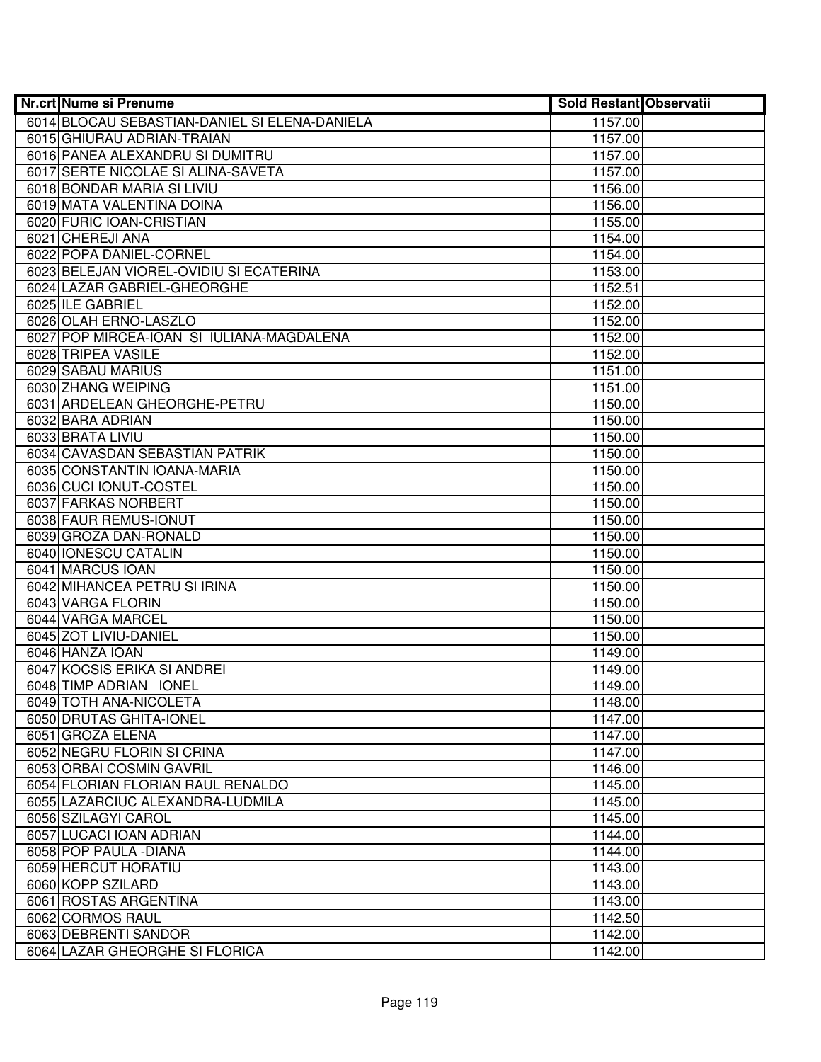| Nr.crt | Nume si Prenume | Sold Restant | Observatii |
|---|---|---|---|
| 6014 | BLOCAU SEBASTIAN-DANIEL SI ELENA-DANIELA | 1157.00 | |
| 6015 | GHIURAU ADRIAN-TRAIAN | 1157.00 | |
| 6016 | PANEA ALEXANDRU SI DUMITRU | 1157.00 | |
| 6017 | SERTE NICOLAE SI ALINA-SAVETA | 1157.00 | |
| 6018 | BONDAR MARIA SI LIVIU | 1156.00 | |
| 6019 | MATA VALENTINA DOINA | 1156.00 | |
| 6020 | FURIC IOAN-CRISTIAN | 1155.00 | |
| 6021 | CHEREJI ANA | 1154.00 | |
| 6022 | POPA DANIEL-CORNEL | 1154.00 | |
| 6023 | BELEJAN VIOREL-OVIDIU SI ECATERINA | 1153.00 | |
| 6024 | LAZAR GABRIEL-GHEORGHE | 1152.51 | |
| 6025 | ILE GABRIEL | 1152.00 | |
| 6026 | OLAH ERNO-LASZLO | 1152.00 | |
| 6027 | POP MIRCEA-IOAN SI IULIANA-MAGDALENA | 1152.00 | |
| 6028 | TRIPEA VASILE | 1152.00 | |
| 6029 | SABAU MARIUS | 1151.00 | |
| 6030 | ZHANG WEIPING | 1151.00 | |
| 6031 | ARDELEAN GHEORGHE-PETRU | 1150.00 | |
| 6032 | BARA ADRIAN | 1150.00 | |
| 6033 | BRATA LIVIU | 1150.00 | |
| 6034 | CAVASDAN SEBASTIAN PATRIK | 1150.00 | |
| 6035 | CONSTANTIN IOANA-MARIA | 1150.00 | |
| 6036 | CUCI IONUT-COSTEL | 1150.00 | |
| 6037 | FARKAS NORBERT | 1150.00 | |
| 6038 | FAUR REMUS-IONUT | 1150.00 | |
| 6039 | GROZA DAN-RONALD | 1150.00 | |
| 6040 | IONESCU CATALIN | 1150.00 | |
| 6041 | MARCUS IOAN | 1150.00 | |
| 6042 | MIHANCEA PETRU SI IRINA | 1150.00 | |
| 6043 | VARGA FLORIN | 1150.00 | |
| 6044 | VARGA MARCEL | 1150.00 | |
| 6045 | ZOT LIVIU-DANIEL | 1150.00 | |
| 6046 | HANZA IOAN | 1149.00 | |
| 6047 | KOCSIS ERIKA SI ANDREI | 1149.00 | |
| 6048 | TIMP ADRIAN IONEL | 1149.00 | |
| 6049 | TOTH ANA-NICOLETA | 1148.00 | |
| 6050 | DRUTAS GHITA-IONEL | 1147.00 | |
| 6051 | GROZA ELENA | 1147.00 | |
| 6052 | NEGRU FLORIN SI CRINA | 1147.00 | |
| 6053 | ORBAI COSMIN GAVRIL | 1146.00 | |
| 6054 | FLORIAN FLORIAN RAUL RENALDO | 1145.00 | |
| 6055 | LAZARCIUC ALEXANDRA-LUDMILA | 1145.00 | |
| 6056 | SZILAGYI CAROL | 1145.00 | |
| 6057 | LUCACI IOAN ADRIAN | 1144.00 | |
| 6058 | POP PAULA -DIANA | 1144.00 | |
| 6059 | HERCUT HORATIU | 1143.00 | |
| 6060 | KOPP SZILARD | 1143.00 | |
| 6061 | ROSTAS ARGENTINA | 1143.00 | |
| 6062 | CORMOS RAUL | 1142.50 | |
| 6063 | DEBRENTI SANDOR | 1142.00 | |
| 6064 | LAZAR GHEORGHE SI FLORICA | 1142.00 | |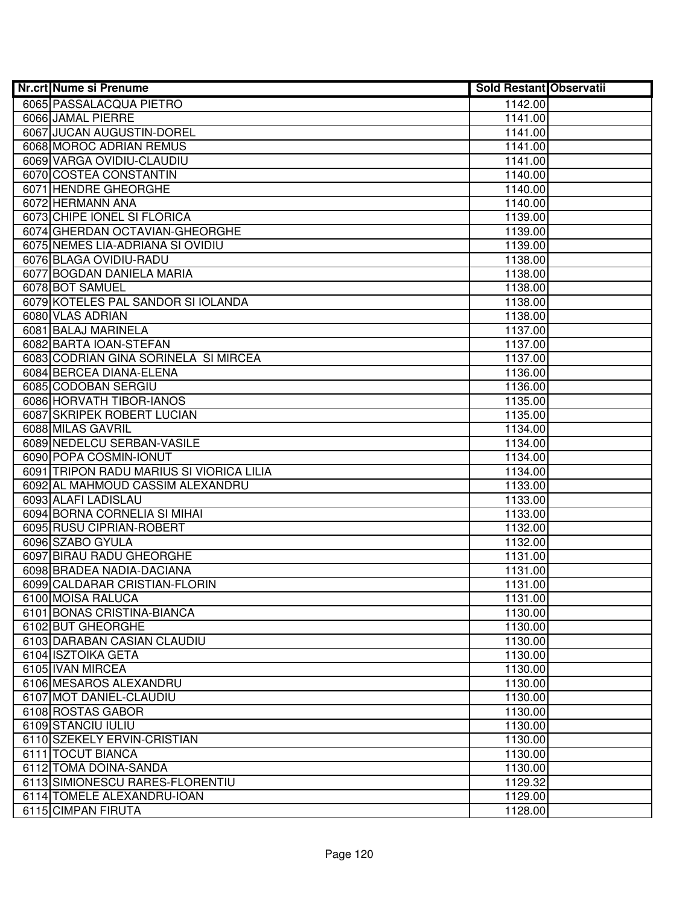| Nr.crt | Nume si Prenume | Sold Restant | Observatii |
|---|---|---|---|
| 6065 | PASSALACQUA PIETRO | 1142.00 | |
| 6066 | JAMAL PIERRE | 1141.00 | |
| 6067 | JUCAN AUGUSTIN-DOREL | 1141.00 | |
| 6068 | MOROC ADRIAN REMUS | 1141.00 | |
| 6069 | VARGA OVIDIU-CLAUDIU | 1141.00 | |
| 6070 | COSTEA CONSTANTIN | 1140.00 | |
| 6071 | HENDRE GHEORGHE | 1140.00 | |
| 6072 | HERMANN ANA | 1140.00 | |
| 6073 | CHIPE IONEL SI FLORICA | 1139.00 | |
| 6074 | GHERDAN OCTAVIAN-GHEORGHE | 1139.00 | |
| 6075 | NEMES LIA-ADRIANA SI OVIDIU | 1139.00 | |
| 6076 | BLAGA OVIDIU-RADU | 1138.00 | |
| 6077 | BOGDAN DANIELA MARIA | 1138.00 | |
| 6078 | BOT SAMUEL | 1138.00 | |
| 6079 | KOTELES PAL SANDOR SI IOLANDA | 1138.00 | |
| 6080 | VLAS ADRIAN | 1138.00 | |
| 6081 | BALAJ MARINELA | 1137.00 | |
| 6082 | BARTA IOAN-STEFAN | 1137.00 | |
| 6083 | CODRIAN GINA SORINELA SI MIRCEA | 1137.00 | |
| 6084 | BERCEA DIANA-ELENA | 1136.00 | |
| 6085 | CODOBAN SERGIU | 1136.00 | |
| 6086 | HORVATH TIBOR-IANOS | 1135.00 | |
| 6087 | SKRIPEK ROBERT LUCIAN | 1135.00 | |
| 6088 | MILAS GAVRIL | 1134.00 | |
| 6089 | NEDELCU SERBAN-VASILE | 1134.00 | |
| 6090 | POPA COSMIN-IONUT | 1134.00 | |
| 6091 | TRIPON RADU MARIUS SI VIORICA LILIA | 1134.00 | |
| 6092 | AL MAHMOUD CASSIM ALEXANDRU | 1133.00 | |
| 6093 | ALAFI LADISLAU | 1133.00 | |
| 6094 | BORNA CORNELIA SI MIHAI | 1133.00 | |
| 6095 | RUSU CIPRIAN-ROBERT | 1132.00 | |
| 6096 | SZABO GYULA | 1132.00 | |
| 6097 | BIRAU RADU GHEORGHE | 1131.00 | |
| 6098 | BRADEA NADIA-DACIANA | 1131.00 | |
| 6099 | CALDARAR CRISTIAN-FLORIN | 1131.00 | |
| 6100 | MOISA RALUCA | 1131.00 | |
| 6101 | BONAS CRISTINA-BIANCA | 1130.00 | |
| 6102 | BUT GHEORGHE | 1130.00 | |
| 6103 | DARABAN CASIAN CLAUDIU | 1130.00 | |
| 6104 | ISZTOIKA GETA | 1130.00 | |
| 6105 | IVAN MIRCEA | 1130.00 | |
| 6106 | MESAROS ALEXANDRU | 1130.00 | |
| 6107 | MOT DANIEL-CLAUDIU | 1130.00 | |
| 6108 | ROSTAS GABOR | 1130.00 | |
| 6109 | STANCIU IULIU | 1130.00 | |
| 6110 | SZEKELY ERVIN-CRISTIAN | 1130.00 | |
| 6111 | TOCUT BIANCA | 1130.00 | |
| 6112 | TOMA DOINA-SANDA | 1130.00 | |
| 6113 | SIMIONESCU RARES-FLORENTIU | 1129.32 | |
| 6114 | TOMELE ALEXANDRU-IOAN | 1129.00 | |
| 6115 | CIMPAN FIRUTA | 1128.00 | |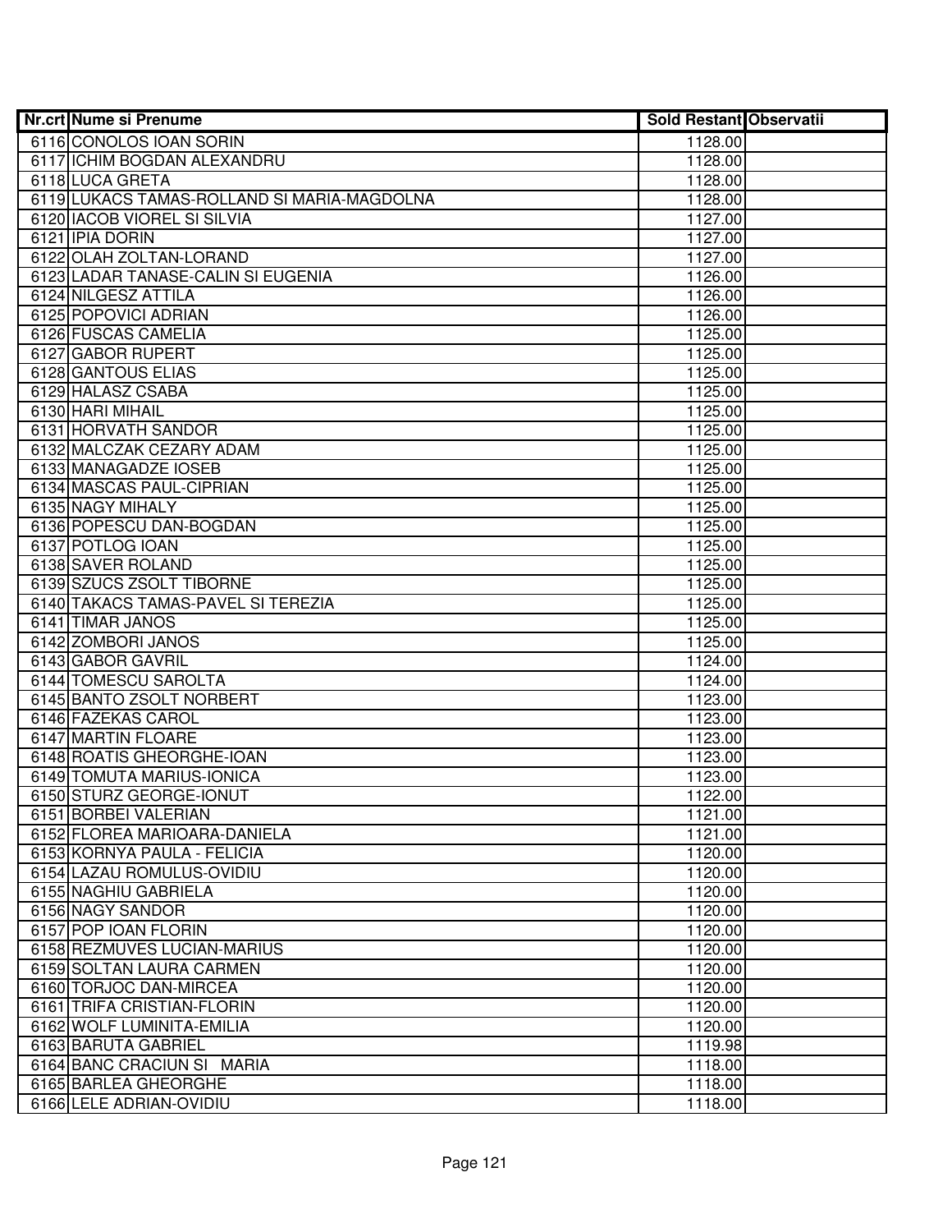| Nr.crt | Nume si Prenume | Sold Restant | Observatii |
|---|---|---|---|
| 6116 | CONOLOS IOAN SORIN | 1128.00 | |
| 6117 | ICHIM BOGDAN ALEXANDRU | 1128.00 | |
| 6118 | LUCA GRETA | 1128.00 | |
| 6119 | LUKACS TAMAS-ROLLAND SI MARIA-MAGDOLNA | 1128.00 | |
| 6120 | IACOB VIOREL SI SILVIA | 1127.00 | |
| 6121 | IPIA DORIN | 1127.00 | |
| 6122 | OLAH ZOLTAN-LORAND | 1127.00 | |
| 6123 | LADAR TANASE-CALIN SI EUGENIA | 1126.00 | |
| 6124 | NILGESZ ATTILA | 1126.00 | |
| 6125 | POPOVICI ADRIAN | 1126.00 | |
| 6126 | FUSCAS CAMELIA | 1125.00 | |
| 6127 | GABOR RUPERT | 1125.00 | |
| 6128 | GANTOUS ELIAS | 1125.00 | |
| 6129 | HALASZ CSABA | 1125.00 | |
| 6130 | HARI MIHAIL | 1125.00 | |
| 6131 | HORVATH SANDOR | 1125.00 | |
| 6132 | MALCZAK CEZARY ADAM | 1125.00 | |
| 6133 | MANAGADZE IOSEB | 1125.00 | |
| 6134 | MASCAS PAUL-CIPRIAN | 1125.00 | |
| 6135 | NAGY MIHALY | 1125.00 | |
| 6136 | POPESCU DAN-BOGDAN | 1125.00 | |
| 6137 | POTLOG IOAN | 1125.00 | |
| 6138 | SAVER ROLAND | 1125.00 | |
| 6139 | SZUCS ZSOLT TIBORNE | 1125.00 | |
| 6140 | TAKACS TAMAS-PAVEL SI TEREZIA | 1125.00 | |
| 6141 | TIMAR JANOS | 1125.00 | |
| 6142 | ZOMBORI JANOS | 1125.00 | |
| 6143 | GABOR GAVRIL | 1124.00 | |
| 6144 | TOMESCU SAROLTA | 1124.00 | |
| 6145 | BANTO ZSOLT NORBERT | 1123.00 | |
| 6146 | FAZEKAS CAROL | 1123.00 | |
| 6147 | MARTIN FLOARE | 1123.00 | |
| 6148 | ROATIS GHEORGHE-IOAN | 1123.00 | |
| 6149 | TOMUTA MARIUS-IONICA | 1123.00 | |
| 6150 | STURZ GEORGE-IONUT | 1122.00 | |
| 6151 | BORBEI VALERIAN | 1121.00 | |
| 6152 | FLOREA MARIOARA-DANIELA | 1121.00 | |
| 6153 | KORNYA PAULA - FELICIA | 1120.00 | |
| 6154 | LAZAU ROMULUS-OVIDIU | 1120.00 | |
| 6155 | NAGHIU GABRIELA | 1120.00 | |
| 6156 | NAGY SANDOR | 1120.00 | |
| 6157 | POP IOAN FLORIN | 1120.00 | |
| 6158 | REZMUVES LUCIAN-MARIUS | 1120.00 | |
| 6159 | SOLTAN LAURA CARMEN | 1120.00 | |
| 6160 | TORJOC DAN-MIRCEA | 1120.00 | |
| 6161 | TRIFA CRISTIAN-FLORIN | 1120.00 | |
| 6162 | WOLF LUMINITA-EMILIA | 1120.00 | |
| 6163 | BARUTA GABRIEL | 1119.98 | |
| 6164 | BANC CRACIUN SI MARIA | 1118.00 | |
| 6165 | BARLEA GHEORGHE | 1118.00 | |
| 6166 | LELE ADRIAN-OVIDIU | 1118.00 | |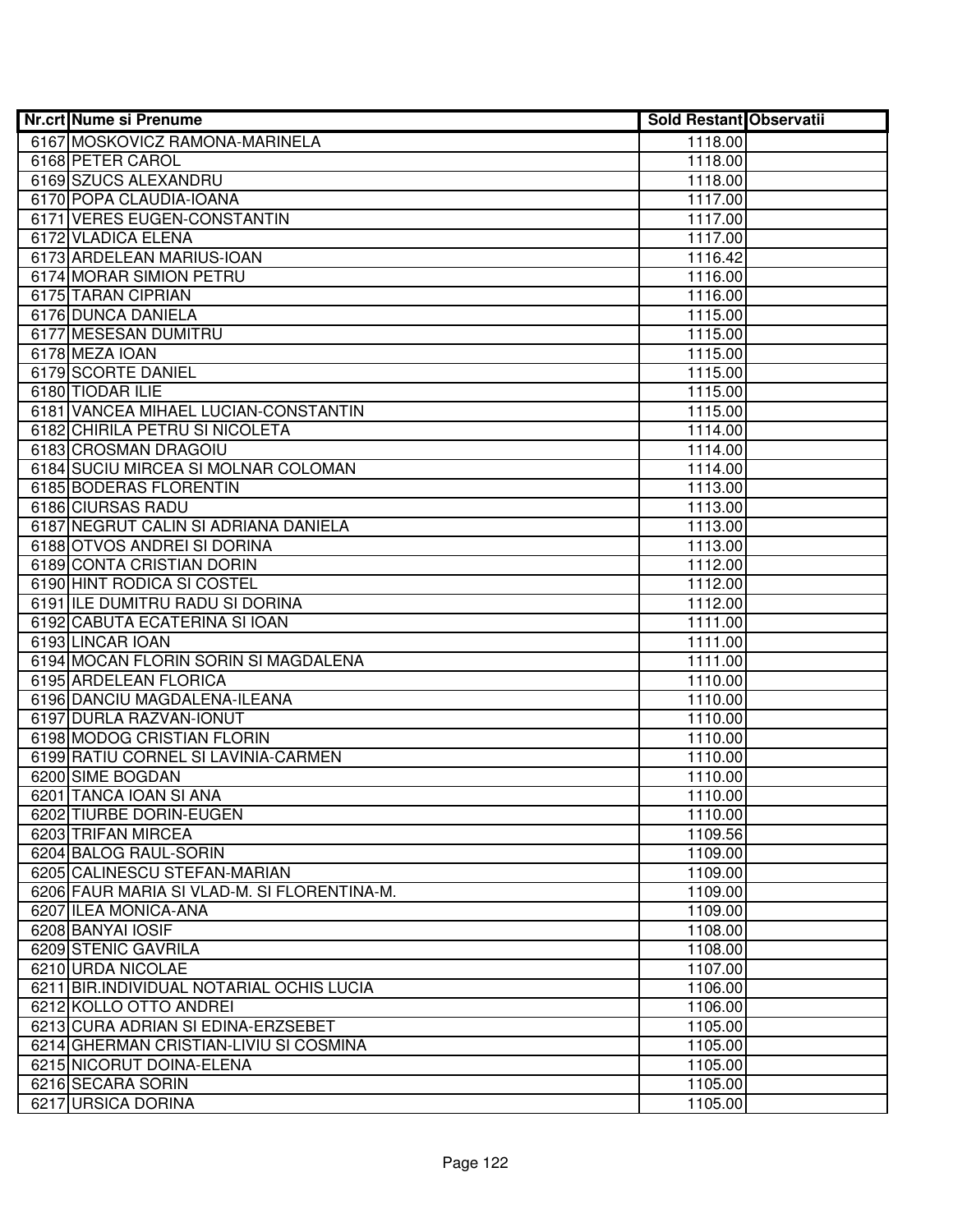| Nr.crt | Nume si Prenume | Sold Restant | Observatii |
|---|---|---|---|
| 6167 | MOSKOVICZ RAMONA-MARINELA | 1118.00 | |
| 6168 | PETER CAROL | 1118.00 | |
| 6169 | SZUCS ALEXANDRU | 1118.00 | |
| 6170 | POPA CLAUDIA-IOANA | 1117.00 | |
| 6171 | VERES EUGEN-CONSTANTIN | 1117.00 | |
| 6172 | VLADICA ELENA | 1117.00 | |
| 6173 | ARDELEAN MARIUS-IOAN | 1116.42 | |
| 6174 | MORAR SIMION PETRU | 1116.00 | |
| 6175 | TARAN CIPRIAN | 1116.00 | |
| 6176 | DUNCA DANIELA | 1115.00 | |
| 6177 | MESESAN DUMITRU | 1115.00 | |
| 6178 | MEZA IOAN | 1115.00 | |
| 6179 | SCORTE DANIEL | 1115.00 | |
| 6180 | TIODAR ILIE | 1115.00 | |
| 6181 | VANCEA MIHAEL LUCIAN-CONSTANTIN | 1115.00 | |
| 6182 | CHIRILA PETRU SI NICOLETA | 1114.00 | |
| 6183 | CROSMAN DRAGOIU | 1114.00 | |
| 6184 | SUCIU MIRCEA SI MOLNAR COLOMAN | 1114.00 | |
| 6185 | BODERAS FLORENTIN | 1113.00 | |
| 6186 | CIURSAS RADU | 1113.00 | |
| 6187 | NEGRUT CALIN SI ADRIANA DANIELA | 1113.00 | |
| 6188 | OTVOS ANDREI SI DORINA | 1113.00 | |
| 6189 | CONTA CRISTIAN DORIN | 1112.00 | |
| 6190 | HINT RODICA SI COSTEL | 1112.00 | |
| 6191 | ILE DUMITRU RADU SI DORINA | 1112.00 | |
| 6192 | CABUTA ECATERINA SI IOAN | 1111.00 | |
| 6193 | LINCAR IOAN | 1111.00 | |
| 6194 | MOCAN FLORIN SORIN SI MAGDALENA | 1111.00 | |
| 6195 | ARDELEAN FLORICA | 1110.00 | |
| 6196 | DANCIU MAGDALENA-ILEANA | 1110.00 | |
| 6197 | DURLA RAZVAN-IONUT | 1110.00 | |
| 6198 | MODOG CRISTIAN FLORIN | 1110.00 | |
| 6199 | RATIU CORNEL SI LAVINIA-CARMEN | 1110.00 | |
| 6200 | SIME BOGDAN | 1110.00 | |
| 6201 | TANCA IOAN SI ANA | 1110.00 | |
| 6202 | TIURBE DORIN-EUGEN | 1110.00 | |
| 6203 | TRIFAN MIRCEA | 1109.56 | |
| 6204 | BALOG RAUL-SORIN | 1109.00 | |
| 6205 | CALINESCU STEFAN-MARIAN | 1109.00 | |
| 6206 | FAUR MARIA SI VLAD-M. SI FLORENTINA-M. | 1109.00 | |
| 6207 | ILEA MONICA-ANA | 1109.00 | |
| 6208 | BANYAI IOSIF | 1108.00 | |
| 6209 | STENIC GAVRILA | 1108.00 | |
| 6210 | URDA NICOLAE | 1107.00 | |
| 6211 | BIR.INDIVIDUAL NOTARIAL OCHIS LUCIA | 1106.00 | |
| 6212 | KOLLO OTTO ANDREI | 1106.00 | |
| 6213 | CURA ADRIAN SI EDINA-ERZSEBET | 1105.00 | |
| 6214 | GHERMAN CRISTIAN-LIVIU SI COSMINA | 1105.00 | |
| 6215 | NICORUT DOINA-ELENA | 1105.00 | |
| 6216 | SECARA SORIN | 1105.00 | |
| 6217 | URSICA DORINA | 1105.00 | |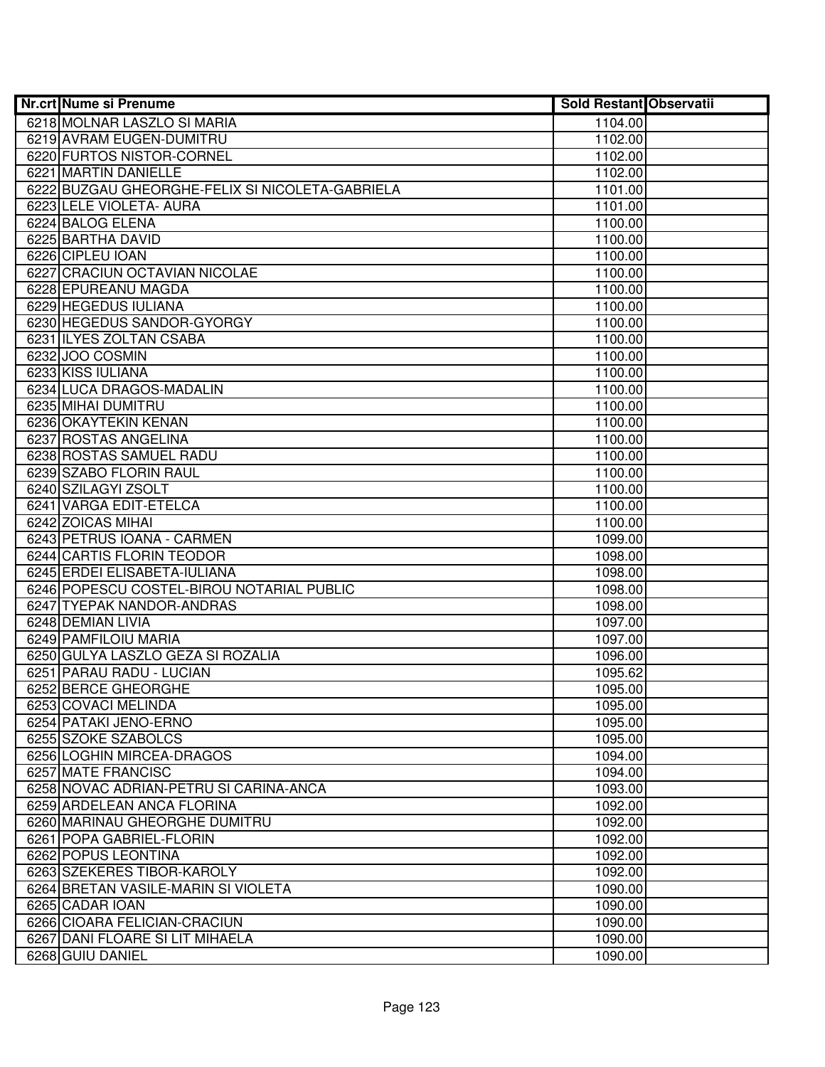| Nr.crt | Nume si Prenume | Sold Restant | Observatii |
|---|---|---|---|
| 6218 | MOLNAR LASZLO SI MARIA | 1104.00 | |
| 6219 | AVRAM EUGEN-DUMITRU | 1102.00 | |
| 6220 | FURTOS NISTOR-CORNEL | 1102.00 | |
| 6221 | MARTIN DANIELLE | 1102.00 | |
| 6222 | BUZGAU GHEORGHE-FELIX SI NICOLETA-GABRIELA | 1101.00 | |
| 6223 | LELE VIOLETA- AURA | 1101.00 | |
| 6224 | BALOG ELENA | 1100.00 | |
| 6225 | BARTHA DAVID | 1100.00 | |
| 6226 | CIPLEU IOAN | 1100.00 | |
| 6227 | CRACIUN OCTAVIAN NICOLAE | 1100.00 | |
| 6228 | EPUREANU MAGDA | 1100.00 | |
| 6229 | HEGEDUS IULIANA | 1100.00 | |
| 6230 | HEGEDUS SANDOR-GYORGY | 1100.00 | |
| 6231 | ILYES ZOLTAN CSABA | 1100.00 | |
| 6232 | JOO COSMIN | 1100.00 | |
| 6233 | KISS IULIANA | 1100.00 | |
| 6234 | LUCA DRAGOS-MADALIN | 1100.00 | |
| 6235 | MIHAI DUMITRU | 1100.00 | |
| 6236 | OKAYTEKIN KENAN | 1100.00 | |
| 6237 | ROSTAS ANGELINA | 1100.00 | |
| 6238 | ROSTAS SAMUEL RADU | 1100.00 | |
| 6239 | SZABO FLORIN RAUL | 1100.00 | |
| 6240 | SZILAGYI ZSOLT | 1100.00 | |
| 6241 | VARGA EDIT-ETELCA | 1100.00 | |
| 6242 | ZOICAS MIHAI | 1100.00 | |
| 6243 | PETRUS IOANA - CARMEN | 1099.00 | |
| 6244 | CARTIS FLORIN TEODOR | 1098.00 | |
| 6245 | ERDEI ELISABETA-IULIANA | 1098.00 | |
| 6246 | POPESCU COSTEL-BIROU NOTARIAL PUBLIC | 1098.00 | |
| 6247 | TYEPAK NANDOR-ANDRAS | 1098.00 | |
| 6248 | DEMIAN LIVIA | 1097.00 | |
| 6249 | PAMFILOIU MARIA | 1097.00 | |
| 6250 | GULYA LASZLO GEZA SI ROZALIA | 1096.00 | |
| 6251 | PARAU RADU - LUCIAN | 1095.62 | |
| 6252 | BERCE GHEORGHE | 1095.00 | |
| 6253 | COVACI MELINDA | 1095.00 | |
| 6254 | PATAKI JENO-ERNO | 1095.00 | |
| 6255 | SZOKE SZABOLCS | 1095.00 | |
| 6256 | LOGHIN MIRCEA-DRAGOS | 1094.00 | |
| 6257 | MATE FRANCISC | 1094.00 | |
| 6258 | NOVAC ADRIAN-PETRU SI CARINA-ANCA | 1093.00 | |
| 6259 | ARDELEAN ANCA FLORINA | 1092.00 | |
| 6260 | MARINAU GHEORGHE DUMITRU | 1092.00 | |
| 6261 | POPA GABRIEL-FLORIN | 1092.00 | |
| 6262 | POPUS LEONTINA | 1092.00 | |
| 6263 | SZEKERES TIBOR-KAROLY | 1092.00 | |
| 6264 | BRETAN VASILE-MARIN SI VIOLETA | 1090.00 | |
| 6265 | CADAR IOAN | 1090.00 | |
| 6266 | CIOARA FELICIAN-CRACIUN | 1090.00 | |
| 6267 | DANI FLOARE SI LIT MIHAELA | 1090.00 | |
| 6268 | GUIU DANIEL | 1090.00 | |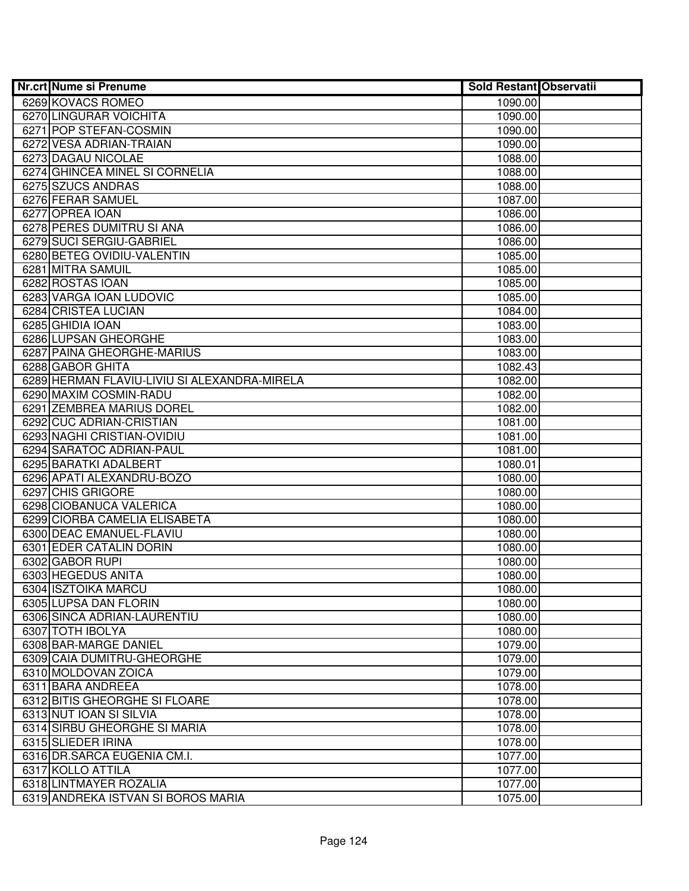| Nr.crt | Nume si Prenume | Sold Restant | Observatii |
|---|---|---|---|
| 6269 | KOVACS ROMEO | 1090.00 | |
| 6270 | LINGURAR VOICHITA | 1090.00 | |
| 6271 | POP STEFAN-COSMIN | 1090.00 | |
| 6272 | VESA ADRIAN-TRAIAN | 1090.00 | |
| 6273 | DAGAU NICOLAE | 1088.00 | |
| 6274 | GHINCEA MINEL SI CORNELIA | 1088.00 | |
| 6275 | SZUCS ANDRAS | 1088.00 | |
| 6276 | FERAR SAMUEL | 1087.00 | |
| 6277 | OPREA IOAN | 1086.00 | |
| 6278 | PERES DUMITRU SI ANA | 1086.00 | |
| 6279 | SUCI SERGIU-GABRIEL | 1086.00 | |
| 6280 | BETEG OVIDIU-VALENTIN | 1085.00 | |
| 6281 | MITRA SAMUIL | 1085.00 | |
| 6282 | ROSTAS IOAN | 1085.00 | |
| 6283 | VARGA IOAN LUDOVIC | 1085.00 | |
| 6284 | CRISTEA LUCIAN | 1084.00 | |
| 6285 | GHIDIA IOAN | 1083.00 | |
| 6286 | LUPSAN GHEORGHE | 1083.00 | |
| 6287 | PAINA GHEORGHE-MARIUS | 1083.00 | |
| 6288 | GABOR GHITA | 1082.43 | |
| 6289 | HERMAN FLAVIU-LIVIU SI ALEXANDRA-MIRELA | 1082.00 | |
| 6290 | MAXIM COSMIN-RADU | 1082.00 | |
| 6291 | ZEMBREA MARIUS DOREL | 1082.00 | |
| 6292 | CUC ADRIAN-CRISTIAN | 1081.00 | |
| 6293 | NAGHI CRISTIAN-OVIDIU | 1081.00 | |
| 6294 | SARATOC ADRIAN-PAUL | 1081.00 | |
| 6295 | BARATKI ADALBERT | 1080.01 | |
| 6296 | APATI ALEXANDRU-BOZO | 1080.00 | |
| 6297 | CHIS GRIGORE | 1080.00 | |
| 6298 | CIOBANUCA VALERICA | 1080.00 | |
| 6299 | CIORBA CAMELIA ELISABETA | 1080.00 | |
| 6300 | DEAC EMANUEL-FLAVIU | 1080.00 | |
| 6301 | EDER CATALIN DORIN | 1080.00 | |
| 6302 | GABOR RUPI | 1080.00 | |
| 6303 | HEGEDUS ANITA | 1080.00 | |
| 6304 | ISZTOIKA MARCU | 1080.00 | |
| 6305 | LUPSA DAN FLORIN | 1080.00 | |
| 6306 | SINCA ADRIAN-LAURENTIU | 1080.00 | |
| 6307 | TOTH IBOLYA | 1080.00 | |
| 6308 | BAR-MARGE DANIEL | 1079.00 | |
| 6309 | CAIA DUMITRU-GHEORGHE | 1079.00 | |
| 6310 | MOLDOVAN ZOICA | 1079.00 | |
| 6311 | BARA ANDREEA | 1078.00 | |
| 6312 | BITIS GHEORGHE SI FLOARE | 1078.00 | |
| 6313 | NUT IOAN SI SILVIA | 1078.00 | |
| 6314 | SIRBU GHEORGHE SI MARIA | 1078.00 | |
| 6315 | SLIEDER IRINA | 1078.00 | |
| 6316 | DR.SARCA EUGENIA CM.I. | 1077.00 | |
| 6317 | KOLLO ATTILA | 1077.00 | |
| 6318 | LINTMAYER ROZALIA | 1077.00 | |
| 6319 | ANDREKA ISTVAN SI BOROS MARIA | 1075.00 | |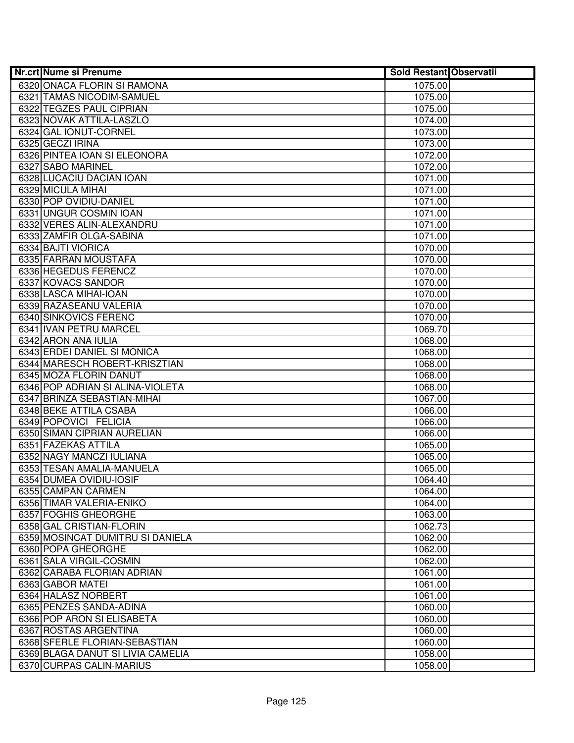| Nr.crt | Nume si Prenume | Sold Restant | Observatii |
|---|---|---|---|
| 6320 | ONACA FLORIN SI RAMONA | 1075.00 | |
| 6321 | TAMAS NICODIM-SAMUEL | 1075.00 | |
| 6322 | TEGZES PAUL CIPRIAN | 1075.00 | |
| 6323 | NOVAK ATTILA-LASZLO | 1074.00 | |
| 6324 | GAL IONUT-CORNEL | 1073.00 | |
| 6325 | GECZI IRINA | 1073.00 | |
| 6326 | PINTEA IOAN SI ELEONORA | 1072.00 | |
| 6327 | SABO MARINEL | 1072.00 | |
| 6328 | LUCACIU DACIAN IOAN | 1071.00 | |
| 6329 | MICULA MIHAI | 1071.00 | |
| 6330 | POP OVIDIU-DANIEL | 1071.00 | |
| 6331 | UNGUR COSMIN IOAN | 1071.00 | |
| 6332 | VERES ALIN-ALEXANDRU | 1071.00 | |
| 6333 | ZAMFIR OLGA-SABINA | 1071.00 | |
| 6334 | BAJTI VIORICA | 1070.00 | |
| 6335 | FARRAN MOUSTAFA | 1070.00 | |
| 6336 | HEGEDUS FERENCZ | 1070.00 | |
| 6337 | KOVACS SANDOR | 1070.00 | |
| 6338 | LASCA MIHAI-IOAN | 1070.00 | |
| 6339 | RAZASEANU VALERIA | 1070.00 | |
| 6340 | SINKOVICS FERENC | 1070.00 | |
| 6341 | IVAN PETRU MARCEL | 1069.70 | |
| 6342 | ARON ANA IULIA | 1068.00 | |
| 6343 | ERDEI DANIEL SI MONICA | 1068.00 | |
| 6344 | MARESCH ROBERT-KRISZTIAN | 1068.00 | |
| 6345 | MOZA FLORIN DANUT | 1068.00 | |
| 6346 | POP ADRIAN SI ALINA-VIOLETA | 1068.00 | |
| 6347 | BRINZA SEBASTIAN-MIHAI | 1067.00 | |
| 6348 | BEKE ATTILA CSABA | 1066.00 | |
| 6349 | POPOVICI FELICIA | 1066.00 | |
| 6350 | SIMAN CIPRIAN AURELIAN | 1066.00 | |
| 6351 | FAZEKAS ATTILA | 1065.00 | |
| 6352 | NAGY MANCZI IULIANA | 1065.00 | |
| 6353 | TESAN AMALIA-MANUELA | 1065.00 | |
| 6354 | DUMEA OVIDIU-IOSIF | 1064.40 | |
| 6355 | CAMPAN CARMEN | 1064.00 | |
| 6356 | TIMAR VALERIA-ENIKO | 1064.00 | |
| 6357 | FOGHIS GHEORGHE | 1063.00 | |
| 6358 | GAL CRISTIAN-FLORIN | 1062.73 | |
| 6359 | MOSINCAT DUMITRU SI DANIELA | 1062.00 | |
| 6360 | POPA GHEORGHE | 1062.00 | |
| 6361 | SALA VIRGIL-COSMIN | 1062.00 | |
| 6362 | CARABA FLORIAN ADRIAN | 1061.00 | |
| 6363 | GABOR MATEI | 1061.00 | |
| 6364 | HALASZ NORBERT | 1061.00 | |
| 6365 | PENZES SANDA-ADINA | 1060.00 | |
| 6366 | POP ARON SI ELISABETA | 1060.00 | |
| 6367 | ROSTAS ARGENTINA | 1060.00 | |
| 6368 | SFERLE FLORIAN-SEBASTIAN | 1060.00 | |
| 6369 | BLAGA DANUT SI LIVIA CAMELIA | 1058.00 | |
| 6370 | CURPAS CALIN-MARIUS | 1058.00 | |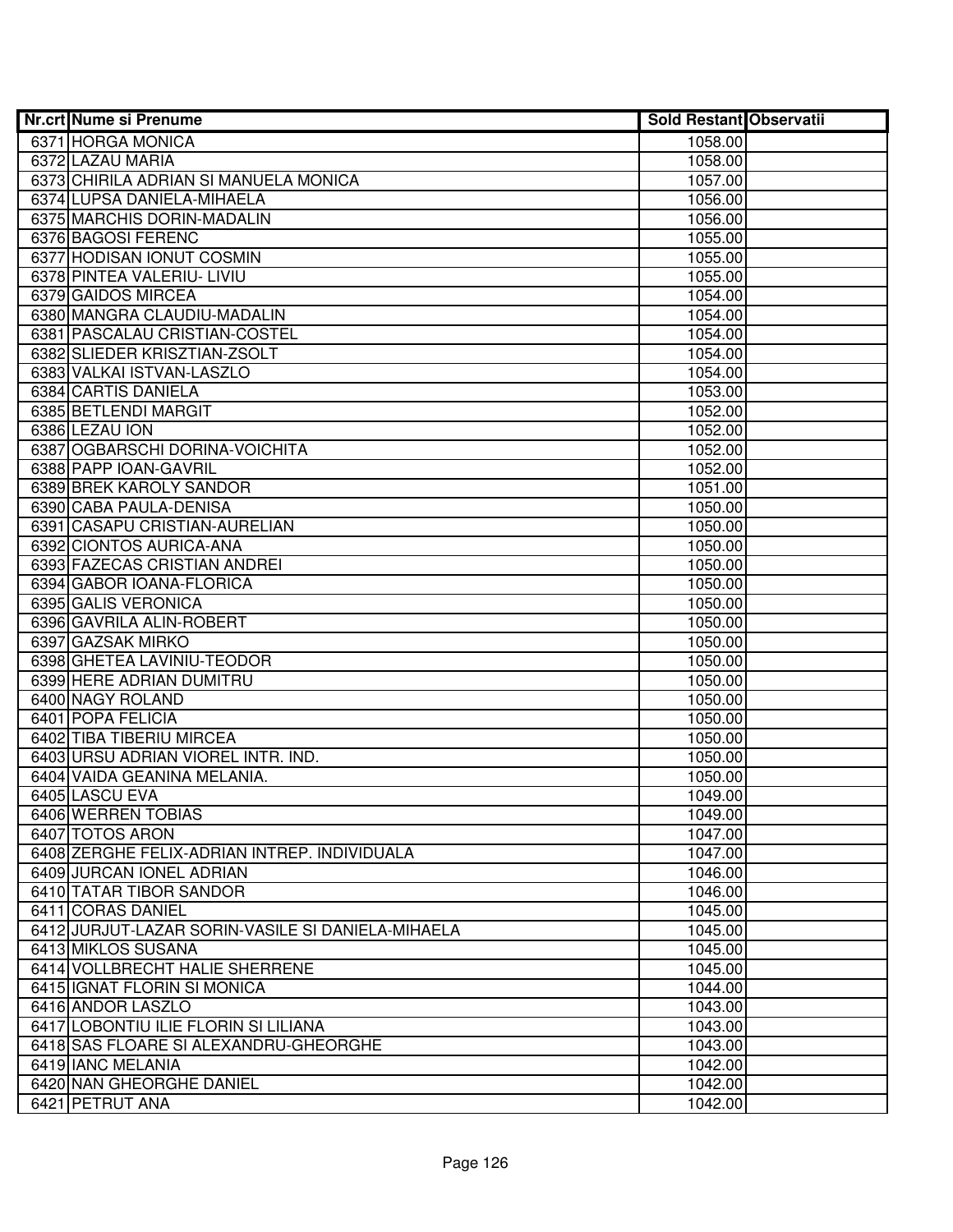| Nr.crt | Nume si Prenume | Sold Restant | Observatii |
|---|---|---|---|
| 6371 | HORGA MONICA | 1058.00 | |
| 6372 | LAZAU MARIA | 1058.00 | |
| 6373 | CHIRILA ADRIAN SI MANUELA MONICA | 1057.00 | |
| 6374 | LUPSA DANIELA-MIHAELA | 1056.00 | |
| 6375 | MARCHIS DORIN-MADALIN | 1056.00 | |
| 6376 | BAGOSI FERENC | 1055.00 | |
| 6377 | HODISAN IONUT COSMIN | 1055.00 | |
| 6378 | PINTEA VALERIU- LIVIU | 1055.00 | |
| 6379 | GAIDOS MIRCEA | 1054.00 | |
| 6380 | MANGRA CLAUDIU-MADALIN | 1054.00 | |
| 6381 | PASCALAU CRISTIAN-COSTEL | 1054.00 | |
| 6382 | SLIEDER KRISZTIAN-ZSOLT | 1054.00 | |
| 6383 | VALKAI ISTVAN-LASZLO | 1054.00 | |
| 6384 | CARTIS DANIELA | 1053.00 | |
| 6385 | BETLENDI MARGIT | 1052.00 | |
| 6386 | LEZAU ION | 1052.00 | |
| 6387 | OGBARSCHI DORINA-VOICHITA | 1052.00 | |
| 6388 | PAPP IOAN-GAVRIL | 1052.00 | |
| 6389 | BREK KAROLY SANDOR | 1051.00 | |
| 6390 | CABA PAULA-DENISA | 1050.00 | |
| 6391 | CASAPU CRISTIAN-AURELIAN | 1050.00 | |
| 6392 | CIONTOS AURICA-ANA | 1050.00 | |
| 6393 | FAZECAS CRISTIAN ANDREI | 1050.00 | |
| 6394 | GABOR IOANA-FLORICA | 1050.00 | |
| 6395 | GALIS VERONICA | 1050.00 | |
| 6396 | GAVRILA ALIN-ROBERT | 1050.00 | |
| 6397 | GAZSAK MIRKO | 1050.00 | |
| 6398 | GHETEA LAVINIU-TEODOR | 1050.00 | |
| 6399 | HERE ADRIAN DUMITRU | 1050.00 | |
| 6400 | NAGY ROLAND | 1050.00 | |
| 6401 | POPA FELICIA | 1050.00 | |
| 6402 | TIBA TIBERIU MIRCEA | 1050.00 | |
| 6403 | URSU ADRIAN VIOREL INTR. IND. | 1050.00 | |
| 6404 | VAIDA GEANINA MELANIA. | 1050.00 | |
| 6405 | LASCU EVA | 1049.00 | |
| 6406 | WERREN TOBIAS | 1049.00 | |
| 6407 | TOTOS ARON | 1047.00 | |
| 6408 | ZERGHE FELIX-ADRIAN INTREP. INDIVIDUALA | 1047.00 | |
| 6409 | JURCAN IONEL ADRIAN | 1046.00 | |
| 6410 | TATAR TIBOR SANDOR | 1046.00 | |
| 6411 | CORAS DANIEL | 1045.00 | |
| 6412 | JURJUT-LAZAR SORIN-VASILE SI DANIELA-MIHAELA | 1045.00 | |
| 6413 | MIKLOS SUSANA | 1045.00 | |
| 6414 | VOLLBRECHT HALIE SHERRENE | 1045.00 | |
| 6415 | IGNAT FLORIN SI MONICA | 1044.00 | |
| 6416 | ANDOR LASZLO | 1043.00 | |
| 6417 | LOBONTIU ILIE FLORIN SI LILIANA | 1043.00 | |
| 6418 | SAS FLOARE SI ALEXANDRU-GHEORGHE | 1043.00 | |
| 6419 | IANC MELANIA | 1042.00 | |
| 6420 | NAN GHEORGHE DANIEL | 1042.00 | |
| 6421 | PETRUT ANA | 1042.00 | |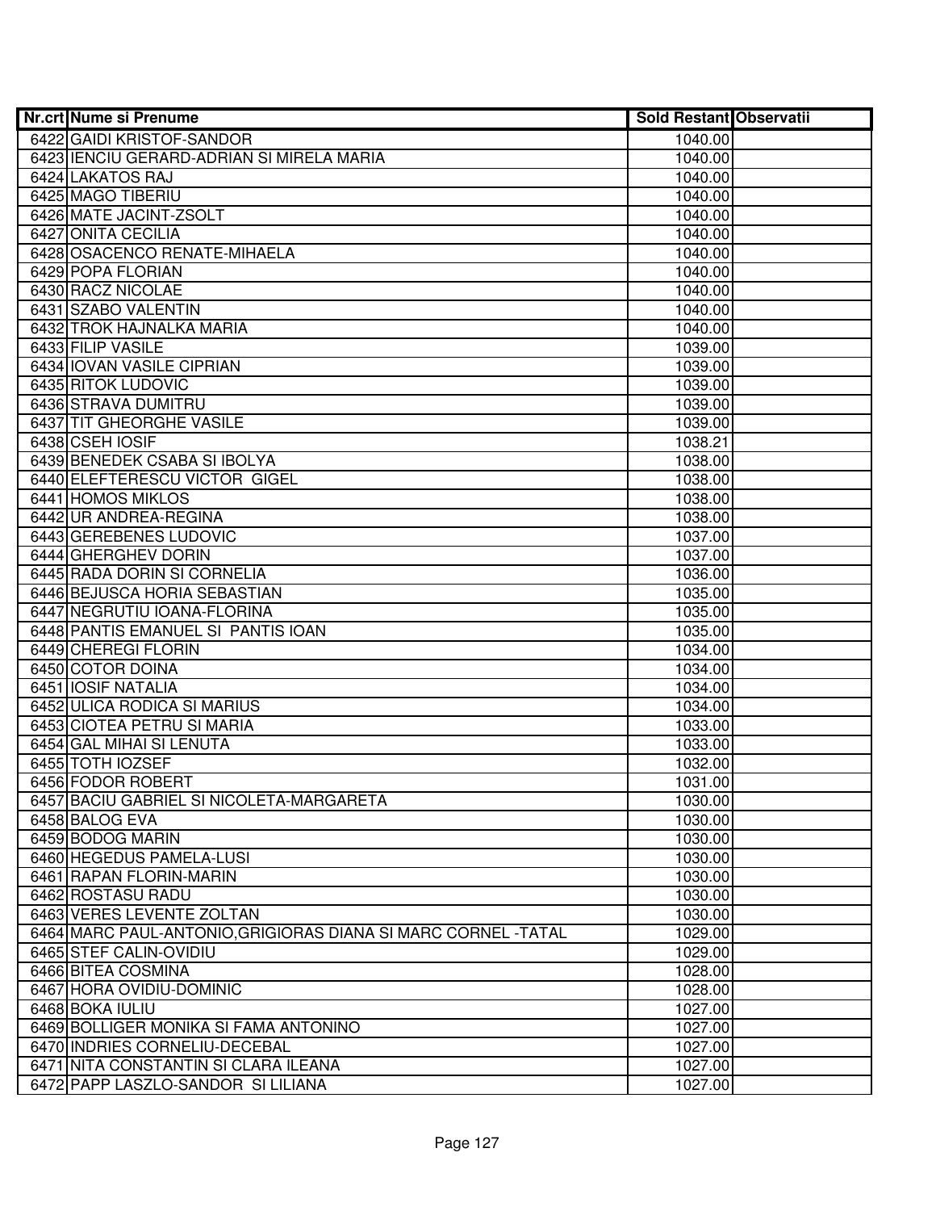| Nr.crt | Nume si Prenume | Sold Restant | Observatii |
|---|---|---|---|
| 6422 | GAIDI KRISTOF-SANDOR | 1040.00 | |
| 6423 | IENCIU GERARD-ADRIAN SI MIRELA MARIA | 1040.00 | |
| 6424 | LAKATOS RAJ | 1040.00 | |
| 6425 | MAGO TIBERIU | 1040.00 | |
| 6426 | MATE JACINT-ZSOLT | 1040.00 | |
| 6427 | ONITA CECILIA | 1040.00 | |
| 6428 | OSACENCO RENATE-MIHAELA | 1040.00 | |
| 6429 | POPA FLORIAN | 1040.00 | |
| 6430 | RACZ NICOLAE | 1040.00 | |
| 6431 | SZABO VALENTIN | 1040.00 | |
| 6432 | TROK HAJNALKA MARIA | 1040.00 | |
| 6433 | FILIP VASILE | 1039.00 | |
| 6434 | IOVAN VASILE CIPRIAN | 1039.00 | |
| 6435 | RITOK LUDOVIC | 1039.00 | |
| 6436 | STRAVA DUMITRU | 1039.00 | |
| 6437 | TIT GHEORGHE VASILE | 1039.00 | |
| 6438 | CSEH IOSIF | 1038.21 | |
| 6439 | BENEDEK CSABA SI IBOLYA | 1038.00 | |
| 6440 | ELEFTERESCU VICTOR GIGEL | 1038.00 | |
| 6441 | HOMOS MIKLOS | 1038.00 | |
| 6442 | UR ANDREA-REGINA | 1038.00 | |
| 6443 | GEREBENES LUDOVIC | 1037.00 | |
| 6444 | GHERGHEV DORIN | 1037.00 | |
| 6445 | RADA DORIN SI CORNELIA | 1036.00 | |
| 6446 | BEJUSCA HORIA SEBASTIAN | 1035.00 | |
| 6447 | NEGRUTIU IOANA-FLORINA | 1035.00 | |
| 6448 | PANTIS EMANUEL SI PANTIS IOAN | 1035.00 | |
| 6449 | CHEREGI FLORIN | 1034.00 | |
| 6450 | COTOR DOINA | 1034.00 | |
| 6451 | IOSIF NATALIA | 1034.00 | |
| 6452 | ULICA RODICA SI MARIUS | 1034.00 | |
| 6453 | CIOTEA PETRU SI MARIA | 1033.00 | |
| 6454 | GAL MIHAI SI LENUTA | 1033.00 | |
| 6455 | TOTH IOZSEF | 1032.00 | |
| 6456 | FODOR ROBERT | 1031.00 | |
| 6457 | BACIU GABRIEL SI NICOLETA-MARGARETA | 1030.00 | |
| 6458 | BALOG EVA | 1030.00 | |
| 6459 | BODOG MARIN | 1030.00 | |
| 6460 | HEGEDUS PAMELA-LUSI | 1030.00 | |
| 6461 | RAPAN FLORIN-MARIN | 1030.00 | |
| 6462 | ROSTASU RADU | 1030.00 | |
| 6463 | VERES LEVENTE ZOLTAN | 1030.00 | |
| 6464 | MARC PAUL-ANTONIO,GRIGIORAS DIANA SI MARC CORNEL -TATAL | 1029.00 | |
| 6465 | STEF CALIN-OVIDIU | 1029.00 | |
| 6466 | BITEA COSMINA | 1028.00 | |
| 6467 | HORA OVIDIU-DOMINIC | 1028.00 | |
| 6468 | BOKA IULIU | 1027.00 | |
| 6469 | BOLLIGER MONIKA SI FAMA ANTONINO | 1027.00 | |
| 6470 | INDRIES CORNELIU-DECEBAL | 1027.00 | |
| 6471 | NITA CONSTANTIN SI CLARA ILEANA | 1027.00 | |
| 6472 | PAPP LASZLO-SANDOR SI LILIANA | 1027.00 | |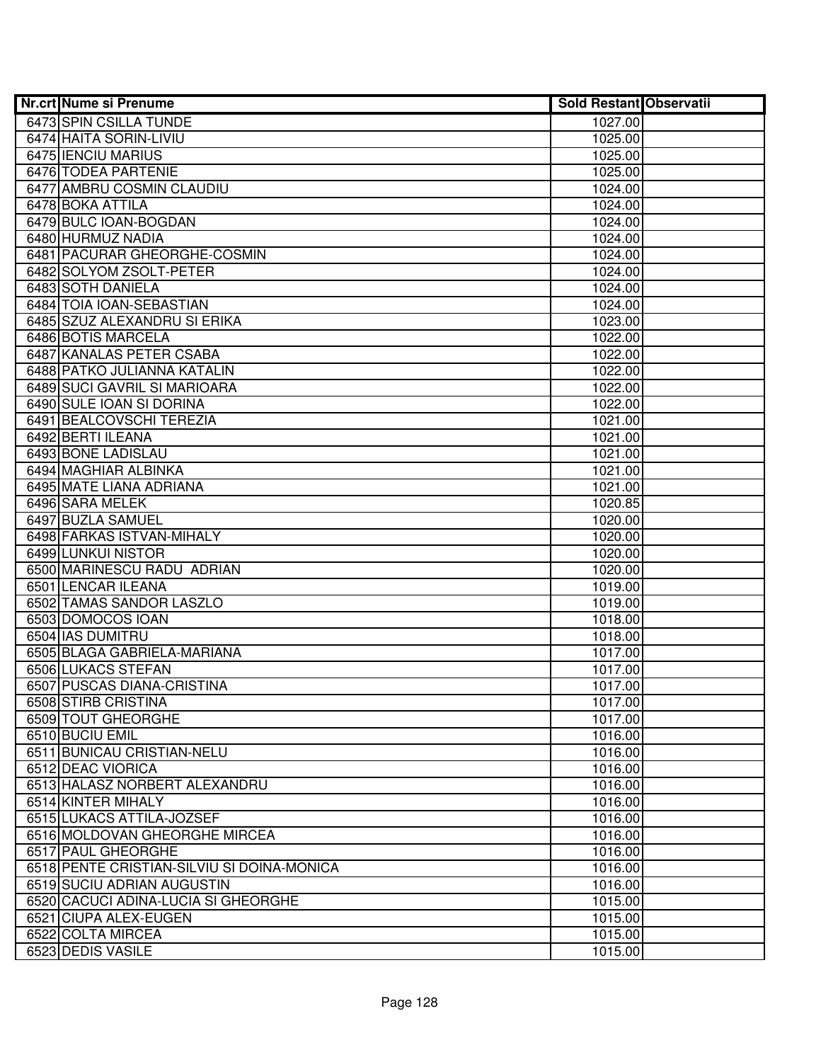| Nr.crt | Nume si Prenume | Sold Restant | Observatii |
|---|---|---|---|
| 6473 | SPIN CSILLA TUNDE | 1027.00 | |
| 6474 | HAITA SORIN-LIVIU | 1025.00 | |
| 6475 | IENCIU MARIUS | 1025.00 | |
| 6476 | TODEA PARTENIE | 1025.00 | |
| 6477 | AMBRU COSMIN CLAUDIU | 1024.00 | |
| 6478 | BOKA ATTILA | 1024.00 | |
| 6479 | BULC IOAN-BOGDAN | 1024.00 | |
| 6480 | HURMUZ NADIA | 1024.00 | |
| 6481 | PACURAR GHEORGHE-COSMIN | 1024.00 | |
| 6482 | SOLYOM ZSOLT-PETER | 1024.00 | |
| 6483 | SOTH DANIELA | 1024.00 | |
| 6484 | TOIA IOAN-SEBASTIAN | 1024.00 | |
| 6485 | SZUZ ALEXANDRU SI ERIKA | 1023.00 | |
| 6486 | BOTIS MARCELA | 1022.00 | |
| 6487 | KANALAS PETER CSABA | 1022.00 | |
| 6488 | PATKO JULIANNA KATALIN | 1022.00 | |
| 6489 | SUCI GAVRIL SI MARIOARA | 1022.00 | |
| 6490 | SULE IOAN SI DORINA | 1022.00 | |
| 6491 | BEALCOVSCHI TEREZIA | 1021.00 | |
| 6492 | BERTI ILEANA | 1021.00 | |
| 6493 | BONE LADISLAU | 1021.00 | |
| 6494 | MAGHIAR ALBINKA | 1021.00 | |
| 6495 | MATE LIANA ADRIANA | 1021.00 | |
| 6496 | SARA MELEK | 1020.85 | |
| 6497 | BUZLA SAMUEL | 1020.00 | |
| 6498 | FARKAS ISTVAN-MIHALY | 1020.00 | |
| 6499 | LUNKUI NISTOR | 1020.00 | |
| 6500 | MARINESCU RADU ADRIAN | 1020.00 | |
| 6501 | LENCAR ILEANA | 1019.00 | |
| 6502 | TAMAS SANDOR LASZLO | 1019.00 | |
| 6503 | DOMOCOS IOAN | 1018.00 | |
| 6504 | IAS DUMITRU | 1018.00 | |
| 6505 | BLAGA GABRIELA-MARIANA | 1017.00 | |
| 6506 | LUKACS STEFAN | 1017.00 | |
| 6507 | PUSCAS DIANA-CRISTINA | 1017.00 | |
| 6508 | STIRB CRISTINA | 1017.00 | |
| 6509 | TOUT GHEORGHE | 1017.00 | |
| 6510 | BUCIU EMIL | 1016.00 | |
| 6511 | BUNICAU CRISTIAN-NELU | 1016.00 | |
| 6512 | DEAC VIORICA | 1016.00 | |
| 6513 | HALASZ NORBERT ALEXANDRU | 1016.00 | |
| 6514 | KINTER MIHALY | 1016.00 | |
| 6515 | LUKACS ATTILA-JOZSEF | 1016.00 | |
| 6516 | MOLDOVAN GHEORGHE MIRCEA | 1016.00 | |
| 6517 | PAUL GHEORGHE | 1016.00 | |
| 6518 | PENTE CRISTIAN-SILVIU SI DOINA-MONICA | 1016.00 | |
| 6519 | SUCIU ADRIAN AUGUSTIN | 1016.00 | |
| 6520 | CACUCI ADINA-LUCIA SI GHEORGHE | 1015.00 | |
| 6521 | CIUPA ALEX-EUGEN | 1015.00 | |
| 6522 | COLTA MIRCEA | 1015.00 | |
| 6523 | DEDIS VASILE | 1015.00 | |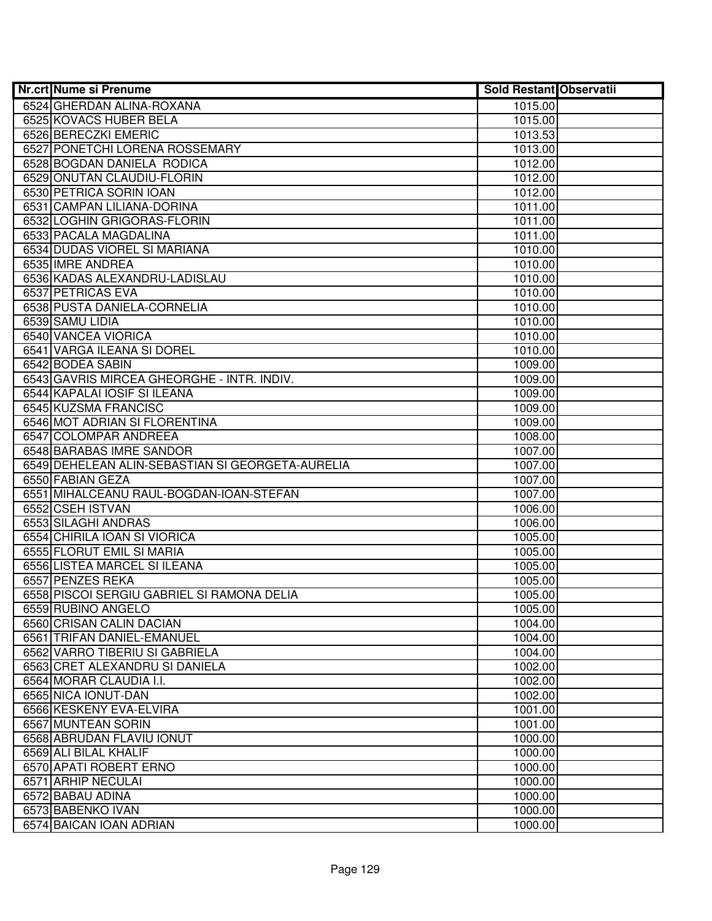| Nr.crt | Nume si Prenume | Sold Restant | Observatii |
|---|---|---|---|
| 6524 | GHERDAN ALINA-ROXANA | 1015.00 | |
| 6525 | KOVACS HUBER BELA | 1015.00 | |
| 6526 | BERECZKI EMERIC | 1013.53 | |
| 6527 | PONETCHI LORENA ROSSEMARY | 1013.00 | |
| 6528 | BOGDAN DANIELA  RODICA | 1012.00 | |
| 6529 | ONUTAN CLAUDIU-FLORIN | 1012.00 | |
| 6530 | PETRICA SORIN IOAN | 1012.00 | |
| 6531 | CAMPAN LILIANA-DORINA | 1011.00 | |
| 6532 | LOGHIN GRIGORAS-FLORIN | 1011.00 | |
| 6533 | PACALA MAGDALINA | 1011.00 | |
| 6534 | DUDAS VIOREL SI MARIANA | 1010.00 | |
| 6535 | IMRE ANDREA | 1010.00 | |
| 6536 | KADAS ALEXANDRU-LADISLAU | 1010.00 | |
| 6537 | PETRICAS EVA | 1010.00 | |
| 6538 | PUSTA DANIELA-CORNELIA | 1010.00 | |
| 6539 | SAMU LIDIA | 1010.00 | |
| 6540 | VANCEA VIORICA | 1010.00 | |
| 6541 | VARGA ILEANA SI DOREL | 1010.00 | |
| 6542 | BODEA SABIN | 1009.00 | |
| 6543 | GAVRIS MIRCEA GHEORGHE - INTR. INDIV. | 1009.00 | |
| 6544 | KAPALAI IOSIF SI ILEANA | 1009.00 | |
| 6545 | KUZSMA FRANCISC | 1009.00 | |
| 6546 | MOT ADRIAN SI FLORENTINA | 1009.00 | |
| 6547 | COLOMPAR ANDREEA | 1008.00 | |
| 6548 | BARABAS IMRE SANDOR | 1007.00 | |
| 6549 | DEHELEAN ALIN-SEBASTIAN SI GEORGETA-AURELIA | 1007.00 | |
| 6550 | FABIAN GEZA | 1007.00 | |
| 6551 | MIHALCEANU RAUL-BOGDAN-IOAN-STEFAN | 1007.00 | |
| 6552 | CSEH ISTVAN | 1006.00 | |
| 6553 | SILAGHI ANDRAS | 1006.00 | |
| 6554 | CHIRILA IOAN SI VIORICA | 1005.00 | |
| 6555 | FLORUT EMIL SI MARIA | 1005.00 | |
| 6556 | LISTEA MARCEL SI ILEANA | 1005.00 | |
| 6557 | PENZES REKA | 1005.00 | |
| 6558 | PISCOI SERGIU GABRIEL SI RAMONA DELIA | 1005.00 | |
| 6559 | RUBINO ANGELO | 1005.00 | |
| 6560 | CRISAN CALIN DACIAN | 1004.00 | |
| 6561 | TRIFAN DANIEL-EMANUEL | 1004.00 | |
| 6562 | VARRO TIBERIU SI GABRIELA | 1004.00 | |
| 6563 | CRET ALEXANDRU SI DANIELA | 1002.00 | |
| 6564 | MORAR CLAUDIA I.I. | 1002.00 | |
| 6565 | NICA IONUT-DAN | 1002.00 | |
| 6566 | KESKENY EVA-ELVIRA | 1001.00 | |
| 6567 | MUNTEAN SORIN | 1001.00 | |
| 6568 | ABRUDAN FLAVIU IONUT | 1000.00 | |
| 6569 | ALI BILAL KHALIF | 1000.00 | |
| 6570 | APATI ROBERT ERNO | 1000.00 | |
| 6571 | ARHIP NECULAI | 1000.00 | |
| 6572 | BABAU ADINA | 1000.00 | |
| 6573 | BABENKO IVAN | 1000.00 | |
| 6574 | BAICAN IOAN ADRIAN | 1000.00 | |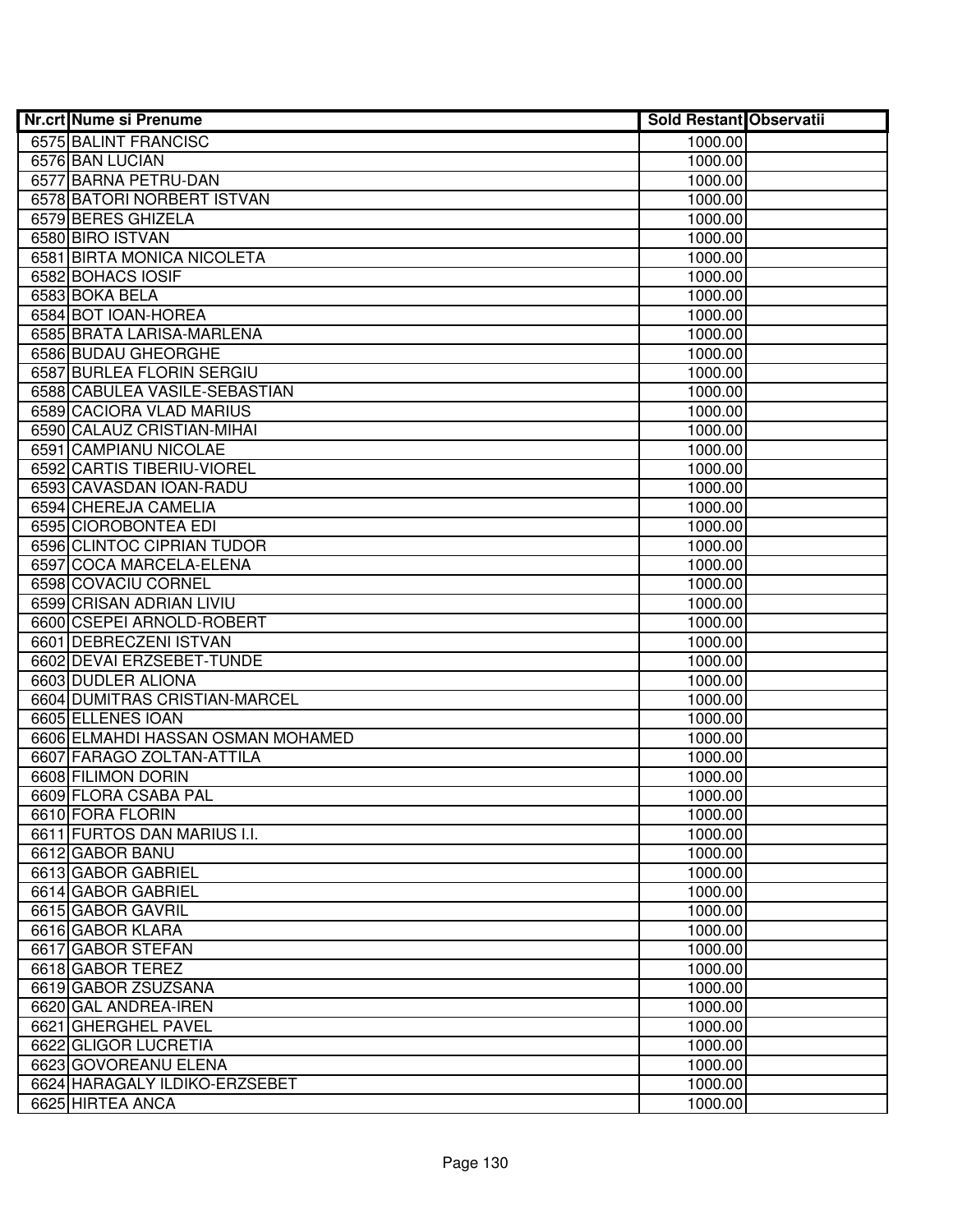| Nr.crt | Nume si Prenume | Sold Restant | Observatii |
|---|---|---|---|
| 6575 | BALINT FRANCISC | 1000.00 | |
| 6576 | BAN LUCIAN | 1000.00 | |
| 6577 | BARNA PETRU-DAN | 1000.00 | |
| 6578 | BATORI NORBERT ISTVAN | 1000.00 | |
| 6579 | BERES GHIZELA | 1000.00 | |
| 6580 | BIRO ISTVAN | 1000.00 | |
| 6581 | BIRTA MONICA NICOLETA | 1000.00 | |
| 6582 | BOHACS IOSIF | 1000.00 | |
| 6583 | BOKA BELA | 1000.00 | |
| 6584 | BOT IOAN-HOREA | 1000.00 | |
| 6585 | BRATA LARISA-MARLENA | 1000.00 | |
| 6586 | BUDAU GHEORGHE | 1000.00 | |
| 6587 | BURLEA FLORIN SERGIU | 1000.00 | |
| 6588 | CABULEA VASILE-SEBASTIAN | 1000.00 | |
| 6589 | CACIORA VLAD MARIUS | 1000.00 | |
| 6590 | CALAUZ CRISTIAN-MIHAI | 1000.00 | |
| 6591 | CAMPIANU NICOLAE | 1000.00 | |
| 6592 | CARTIS TIBERIU-VIOREL | 1000.00 | |
| 6593 | CAVASDAN IOAN-RADU | 1000.00 | |
| 6594 | CHEREJA CAMELIA | 1000.00 | |
| 6595 | CIOROBONTEA EDI | 1000.00 | |
| 6596 | CLINTOC CIPRIAN TUDOR | 1000.00 | |
| 6597 | COCA MARCELA-ELENA | 1000.00 | |
| 6598 | COVACIU CORNEL | 1000.00 | |
| 6599 | CRISAN ADRIAN LIVIU | 1000.00 | |
| 6600 | CSEPEI ARNOLD-ROBERT | 1000.00 | |
| 6601 | DEBRECZENI ISTVAN | 1000.00 | |
| 6602 | DEVAI ERZSEBET-TUNDE | 1000.00 | |
| 6603 | DUDLER ALIONA | 1000.00 | |
| 6604 | DUMITRAS CRISTIAN-MARCEL | 1000.00 | |
| 6605 | ELLENES IOAN | 1000.00 | |
| 6606 | ELMAHDI HASSAN OSMAN MOHAMED | 1000.00 | |
| 6607 | FARAGO ZOLTAN-ATTILA | 1000.00 | |
| 6608 | FILIMON DORIN | 1000.00 | |
| 6609 | FLORA CSABA PAL | 1000.00 | |
| 6610 | FORA FLORIN | 1000.00 | |
| 6611 | FURTOS DAN MARIUS I.I. | 1000.00 | |
| 6612 | GABOR BANU | 1000.00 | |
| 6613 | GABOR GABRIEL | 1000.00 | |
| 6614 | GABOR GABRIEL | 1000.00 | |
| 6615 | GABOR GAVRIL | 1000.00 | |
| 6616 | GABOR KLARA | 1000.00 | |
| 6617 | GABOR STEFAN | 1000.00 | |
| 6618 | GABOR TEREZ | 1000.00 | |
| 6619 | GABOR ZSUZSANA | 1000.00 | |
| 6620 | GAL ANDREA-IREN | 1000.00 | |
| 6621 | GHERGHEL PAVEL | 1000.00 | |
| 6622 | GLIGOR LUCRETIA | 1000.00 | |
| 6623 | GOVOREANU ELENA | 1000.00 | |
| 6624 | HARAGALY ILDIKO-ERZSEBET | 1000.00 | |
| 6625 | HIRTEA ANCA | 1000.00 | |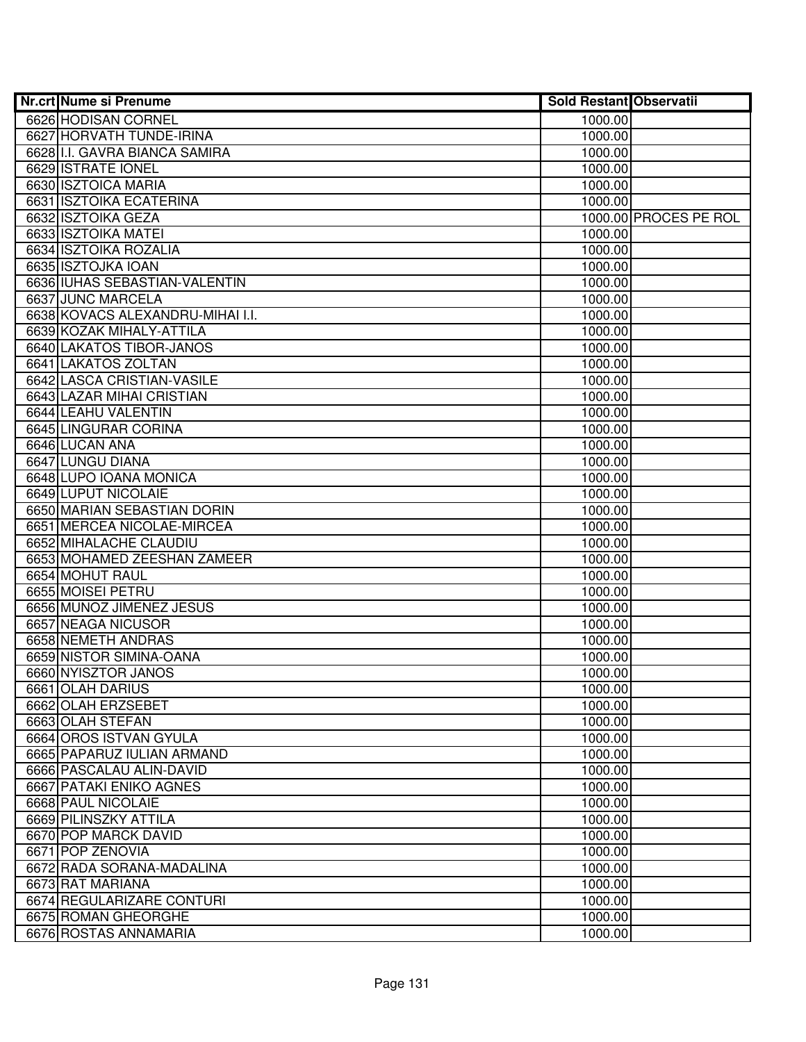| Nr.crt | Nume si Prenume | Sold Restant | Observatii |
|---|---|---|---|
| 6626 | HODISAN CORNEL | 1000.00 | |
| 6627 | HORVATH TUNDE-IRINA | 1000.00 | |
| 6628 | I.I. GAVRA BIANCA SAMIRA | 1000.00 | |
| 6629 | ISTRATE IONEL | 1000.00 | |
| 6630 | ISZTOICA MARIA | 1000.00 | |
| 6631 | ISZTOIKA ECATERINA | 1000.00 | |
| 6632 | ISZTOIKA GEZA | 1000.00 | PROCES PE ROL |
| 6633 | ISZTOIKA MATEI | 1000.00 | |
| 6634 | ISZTOIKA ROZALIA | 1000.00 | |
| 6635 | ISZTOJKA IOAN | 1000.00 | |
| 6636 | IUHAS SEBASTIAN-VALENTIN | 1000.00 | |
| 6637 | JUNC MARCELA | 1000.00 | |
| 6638 | KOVACS ALEXANDRU-MIHAI I.I. | 1000.00 | |
| 6639 | KOZAK MIHALY-ATTILA | 1000.00 | |
| 6640 | LAKATOS TIBOR-JANOS | 1000.00 | |
| 6641 | LAKATOS ZOLTAN | 1000.00 | |
| 6642 | LASCA CRISTIAN-VASILE | 1000.00 | |
| 6643 | LAZAR MIHAI CRISTIAN | 1000.00 | |
| 6644 | LEAHU VALENTIN | 1000.00 | |
| 6645 | LINGURAR CORINA | 1000.00 | |
| 6646 | LUCAN ANA | 1000.00 | |
| 6647 | LUNGU DIANA | 1000.00 | |
| 6648 | LUPO IOANA MONICA | 1000.00 | |
| 6649 | LUPUT NICOLAIE | 1000.00 | |
| 6650 | MARIAN SEBASTIAN DORIN | 1000.00 | |
| 6651 | MERCEA NICOLAE-MIRCEA | 1000.00 | |
| 6652 | MIHALACHE CLAUDIU | 1000.00 | |
| 6653 | MOHAMED ZEESHAN ZAMEER | 1000.00 | |
| 6654 | MOHUT RAUL | 1000.00 | |
| 6655 | MOISEI PETRU | 1000.00 | |
| 6656 | MUNOZ JIMENEZ JESUS | 1000.00 | |
| 6657 | NEAGA NICUSOR | 1000.00 | |
| 6658 | NEMETH ANDRAS | 1000.00 | |
| 6659 | NISTOR SIMINA-OANA | 1000.00 | |
| 6660 | NYISZTOR JANOS | 1000.00 | |
| 6661 | OLAH DARIUS | 1000.00 | |
| 6662 | OLAH ERZSEBET | 1000.00 | |
| 6663 | OLAH STEFAN | 1000.00 | |
| 6664 | OROS ISTVAN GYULA | 1000.00 | |
| 6665 | PAPARUZ IULIAN ARMAND | 1000.00 | |
| 6666 | PASCALAU ALIN-DAVID | 1000.00 | |
| 6667 | PATAKI ENIKO AGNES | 1000.00 | |
| 6668 | PAUL NICOLAIE | 1000.00 | |
| 6669 | PILINSZKY ATTILA | 1000.00 | |
| 6670 | POP MARCK DAVID | 1000.00 | |
| 6671 | POP ZENOVIA | 1000.00 | |
| 6672 | RADA SORANA-MADALINA | 1000.00 | |
| 6673 | RAT MARIANA | 1000.00 | |
| 6674 | REGULARIZARE CONTURI | 1000.00 | |
| 6675 | ROMAN GHEORGHE | 1000.00 | |
| 6676 | ROSTAS ANNAMARIA | 1000.00 | |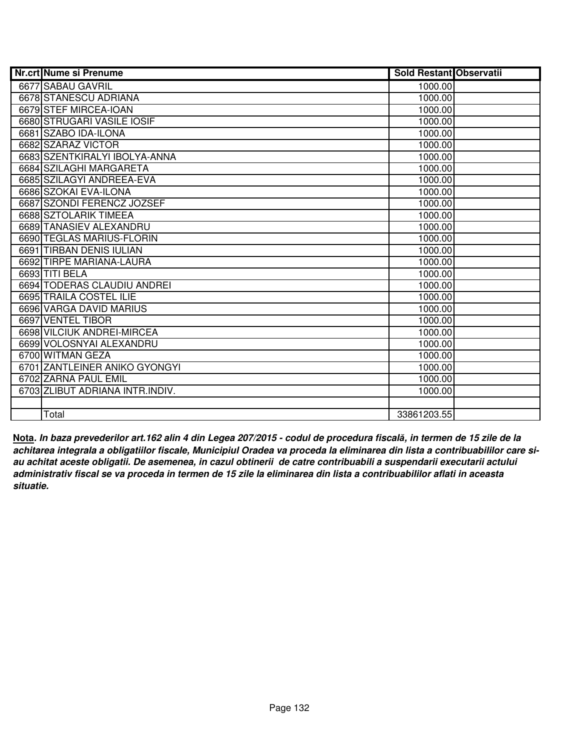| Nr.crt | Nume si Prenume | Sold Restant | Observatii |
|---|---|---|---|
| 6677 | SABAU GAVRIL | 1000.00 | |
| 6678 | STANESCU ADRIANA | 1000.00 | |
| 6679 | STEF MIRCEA-IOAN | 1000.00 | |
| 6680 | STRUGARI VASILE IOSIF | 1000.00 | |
| 6681 | SZABO IDA-ILONA | 1000.00 | |
| 6682 | SZARAZ VICTOR | 1000.00 | |
| 6683 | SZENTKIRALYI IBOLYA-ANNA | 1000.00 | |
| 6684 | SZILAGHI MARGARETA | 1000.00 | |
| 6685 | SZILAGYI ANDREEA-EVA | 1000.00 | |
| 6686 | SZOKAI EVA-ILONA | 1000.00 | |
| 6687 | SZONDI FERENCZ JOZSEF | 1000.00 | |
| 6688 | SZTOLARIK TIMEEA | 1000.00 | |
| 6689 | TANASIEV ALEXANDRU | 1000.00 | |
| 6690 | TEGLAS MARIUS-FLORIN | 1000.00 | |
| 6691 | TIRBAN DENIS IULIAN | 1000.00 | |
| 6692 | TIRPE MARIANA-LAURA | 1000.00 | |
| 6693 | TITI BELA | 1000.00 | |
| 6694 | TODERAS CLAUDIU ANDREI | 1000.00 | |
| 6695 | TRAILA COSTEL ILIE | 1000.00 | |
| 6696 | VARGA DAVID MARIUS | 1000.00 | |
| 6697 | VENTEL TIBOR | 1000.00 | |
| 6698 | VILCIUK ANDREI-MIRCEA | 1000.00 | |
| 6699 | VOLOSNYAI ALEXANDRU | 1000.00 | |
| 6700 | WITMAN GEZA | 1000.00 | |
| 6701 | ZANTLEINER ANIKO GYONGYI | 1000.00 | |
| 6702 | ZARNA PAUL EMIL | 1000.00 | |
| 6703 | ZLIBUT ADRIANA INTR.INDIV. | 1000.00 | |
| | | | |
| | Total | 33861203.55 | |

**Nota**. ***In baza prevederilor art.162 alin 4 din Legea 207/2015 - codul de procedura fiscală, in termen de 15 zile de la achitarea integrala a obligatiilor fiscale, Municipiul Oradea va proceda la eliminarea din lista a contribuabililor care si-au achitat aceste obligatii. De asemenea, in cazul obtinerii de catre contribuabili a suspendarii executarii actului administrativ fiscal se va proceda in termen de 15 zile la eliminarea din lista a contribuabililor aflati in aceasta situatie.***